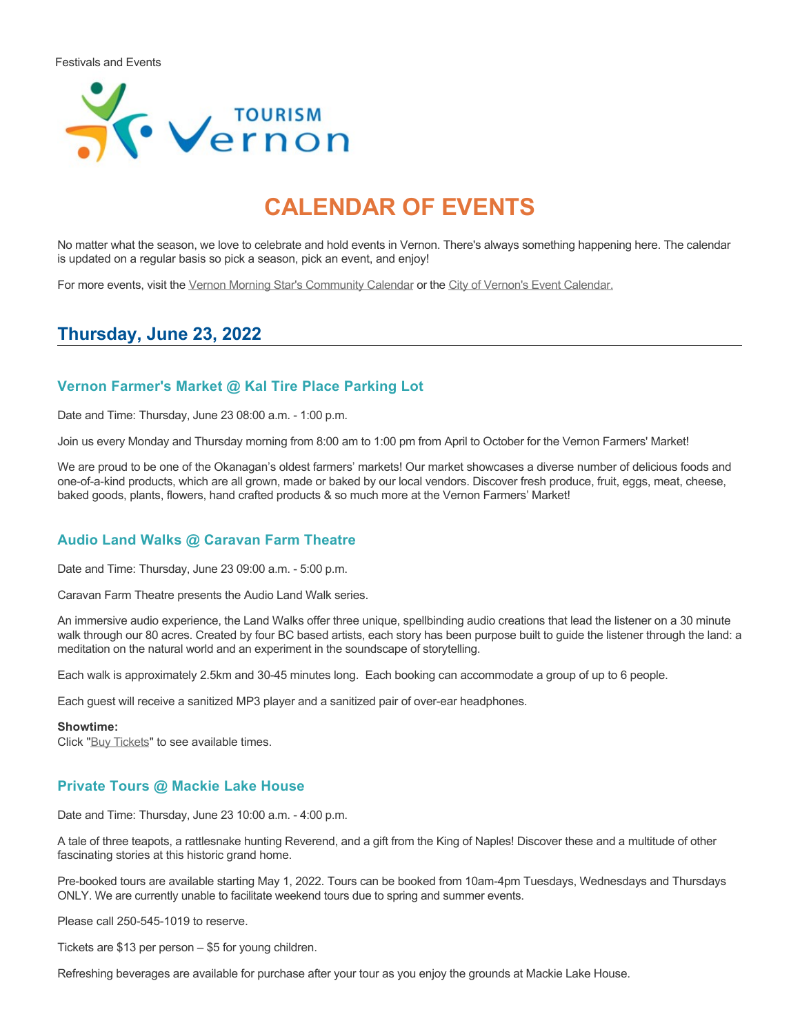Festivals and Events

# CALENDAR OF EVENTS

No matter what the season, we love to celebrate and hold events in Vernon. There's always something happening here. The calendar is updated on a regular basis so pick a season, pick an event, and enjoy!

For more events, visit the Vernon Morning Star's Community Calendar or the City of Vernon's Event Calendar.

## Thursday, June 23, 2022

### Vernon Farmer's Market @ Kal Tire Place Parking Lot

Date and Time: Thursday, June 23 08:00 a.m. - 1:00 p.m.

Join us every Monday and Thursday morning from 8:00 am to 1:00 pm from April to October for the Vernon Farmers' Market!

We are proud to be one of the Okanagan's oldest farmers' markets! Our market showcases a diverse number of delicious foods and one-of-a-kind products, which are all grown, made or baked by our local vendors. Discover fresh produce, fruit, eggs, meat, cheese, baked goods, plants, flowers, hand crafted products & so much more at the Vernon Farmers' Market!

### Audio Land Walks @ Caravan Farm Theatre

Date and Time: Thursday, June 23 09:00 a.m. - 5:00 p.m.

Caravan Farm Theatre presents the Audio Land Walk series.

An immersive audio experience, the Land Walks offer three unique, spellbinding audio creations that lead the listener on a 30 minute walk through our 80 acres. Created by four BC based artists, each story has been purpose built to guide the listener through the land: a meditation on the natural world and an experiment in the soundscape of storytelling.

Each walk is approximately 2.5km and 30-45 minutes long. Each booking can accommodate a group of up to 6 people.

Each guest will receive a sanitized MP3 player and a sanitized pair of over-ear headphones.

**Showtime:**
Click "Buy Tickets" to see available times.

### Private Tours @ Mackie Lake House

Date and Time: Thursday, June 23 10:00 a.m. - 4:00 p.m.

A tale of three teapots, a rattlesnake hunting Reverend, and a gift from the King of Naples! Discover these and a multitude of other fascinating stories at this historic grand home.

Pre-booked tours are available starting May 1, 2022. Tours can be booked from 10am-4pm Tuesdays, Wednesdays and Thursdays ONLY. We are currently unable to facilitate weekend tours due to spring and summer events.

Please call 250-545-1019 to reserve.

Tickets are $13 per person – $5 for young children.

Refreshing beverages are available for purchase after your tour as you enjoy the grounds at Mackie Lake House.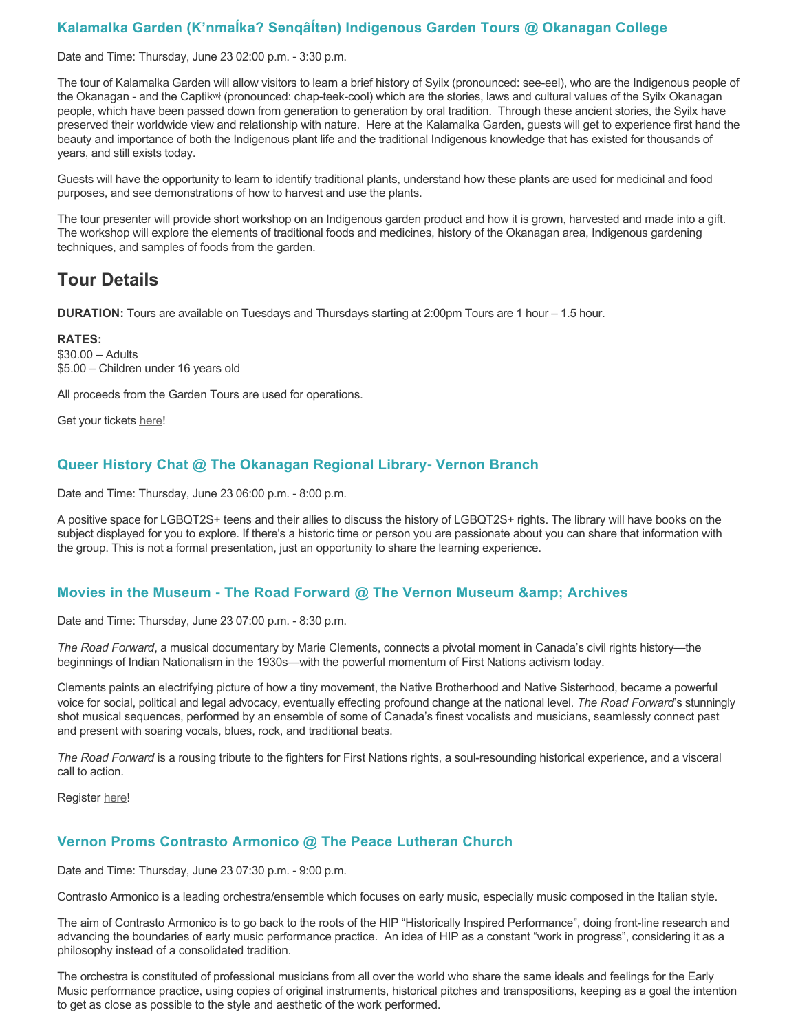### Kalamalka Garden (K'nmaĺka? Sənqâĺtən) Indigenous Garden Tours @ Okanagan College

Date and Time: Thursday, June 23 02:00 p.m. - 3:30 p.m.

The tour of Kalamalka Garden will allow visitors to learn a brief history of Syilx (pronounced: see-eel), who are the Indigenous people of the Okanagan - and the Captikʷł (pronounced: chap-teek-cool) which are the stories, laws and cultural values of the Syilx Okanagan people, which have been passed down from generation to generation by oral tradition. Through these ancient stories, the Syilx have preserved their worldwide view and relationship with nature. Here at the Kalamalka Garden, guests will get to experience first hand the beauty and importance of both the Indigenous plant life and the traditional Indigenous knowledge that has existed for thousands of years, and still exists today.

Guests will have the opportunity to learn to identify traditional plants, understand how these plants are used for medicinal and food purposes, and see demonstrations of how to harvest and use the plants.

The tour presenter will provide short workshop on an Indigenous garden product and how it is grown, harvested and made into a gift. The workshop will explore the elements of traditional foods and medicines, history of the Okanagan area, Indigenous gardening techniques, and samples of foods from the garden.

## Tour Details

**DURATION:** Tours are available on Tuesdays and Thursdays starting at 2:00pm Tours are 1 hour – 1.5 hour.

**RATES:**
$30.00 – Adults
$5.00 – Children under 16 years old

All proceeds from the Garden Tours are used for operations.

Get your tickets here!

### Queer History Chat @ The Okanagan Regional Library- Vernon Branch

Date and Time: Thursday, June 23 06:00 p.m. - 8:00 p.m.

A positive space for LGBQT2S+ teens and their allies to discuss the history of LGBQT2S+ rights. The library will have books on the subject displayed for you to explore. If there's a historic time or person you are passionate about you can share that information with the group. This is not a formal presentation, just an opportunity to share the learning experience.

### Movies in the Museum - The Road Forward @ The Vernon Museum &amp; Archives

Date and Time: Thursday, June 23 07:00 p.m. - 8:30 p.m.

*The Road Forward*, a musical documentary by Marie Clements, connects a pivotal moment in Canada's civil rights history—the beginnings of Indian Nationalism in the 1930s—with the powerful momentum of First Nations activism today.

Clements paints an electrifying picture of how a tiny movement, the Native Brotherhood and Native Sisterhood, became a powerful voice for social, political and legal advocacy, eventually effecting profound change at the national level. *The Road Forward*'s stunningly shot musical sequences, performed by an ensemble of some of Canada's finest vocalists and musicians, seamlessly connect past and present with soaring vocals, blues, rock, and traditional beats.

*The Road Forward* is a rousing tribute to the fighters for First Nations rights, a soul-resounding historical experience, and a visceral call to action.

Register here!

### Vernon Proms Contrasto Armonico @ The Peace Lutheran Church

Date and Time: Thursday, June 23 07:30 p.m. - 9:00 p.m.

Contrasto Armonico is a leading orchestra/ensemble which focuses on early music, especially music composed in the Italian style.

The aim of Contrasto Armonico is to go back to the roots of the HIP "Historically Inspired Performance", doing front-line research and advancing the boundaries of early music performance practice. An idea of HIP as a constant "work in progress", considering it as a philosophy instead of a consolidated tradition.

The orchestra is constituted of professional musicians from all over the world who share the same ideals and feelings for the Early Music performance practice, using copies of original instruments, historical pitches and transpositions, keeping as a goal the intention to get as close as possible to the style and aesthetic of the work performed.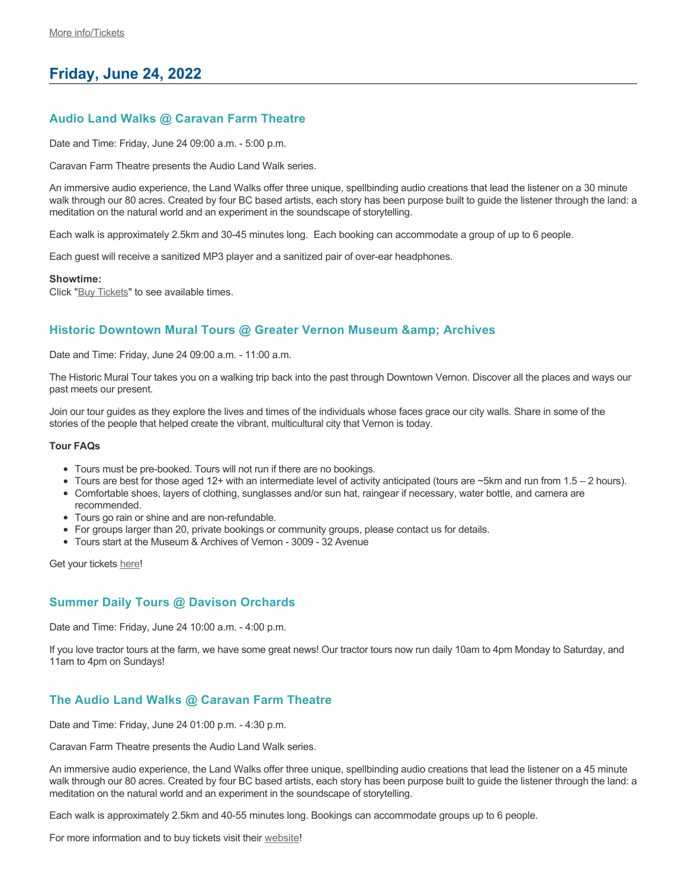More info/Tickets

## Friday, June 24, 2022

### Audio Land Walks @ Caravan Farm Theatre

Date and Time: Friday, June 24 09:00 a.m. - 5:00 p.m.

Caravan Farm Theatre presents the Audio Land Walk series.

An immersive audio experience, the Land Walks offer three unique, spellbinding audio creations that lead the listener on a 30 minute walk through our 80 acres. Created by four BC based artists, each story has been purpose built to guide the listener through the land: a meditation on the natural world and an experiment in the soundscape of storytelling.

Each walk is approximately 2.5km and 30-45 minutes long. Each booking can accommodate a group of up to 6 people.

Each guest will receive a sanitized MP3 player and a sanitized pair of over-ear headphones.

**Showtime:**
Click "Buy Tickets" to see available times.

### Historic Downtown Mural Tours @ Greater Vernon Museum &amp; Archives

Date and Time: Friday, June 24 09:00 a.m. - 11:00 a.m.

The Historic Mural Tour takes you on a walking trip back into the past through Downtown Vernon. Discover all the places and ways our past meets our present.

Join our tour guides as they explore the lives and times of the individuals whose faces grace our city walls. Share in some of the stories of the people that helped create the vibrant, multicultural city that Vernon is today.

**Tour FAQs**

- Tours must be pre-booked. Tours will not run if there are no bookings.
- Tours are best for those aged 12+ with an intermediate level of activity anticipated (tours are ~5km and run from 1.5 – 2 hours).
- Comfortable shoes, layers of clothing, sunglasses and/or sun hat, raingear if necessary, water bottle, and camera are recommended.
- Tours go rain or shine and are non-refundable.
- For groups larger than 20, private bookings or community groups, please contact us for details.
- Tours start at the Museum & Archives of Vernon - 3009 - 32 Avenue

Get your tickets here!

### Summer Daily Tours @ Davison Orchards

Date and Time: Friday, June 24 10:00 a.m. - 4:00 p.m.

If you love tractor tours at the farm, we have some great news! Our tractor tours now run daily 10am to 4pm Monday to Saturday, and 11am to 4pm on Sundays!

### The Audio Land Walks @ Caravan Farm Theatre

Date and Time: Friday, June 24 01:00 p.m. - 4:30 p.m.

Caravan Farm Theatre presents the Audio Land Walk series.

An immersive audio experience, the Land Walks offer three unique, spellbinding audio creations that lead the listener on a 45 minute walk through our 80 acres. Created by four BC based artists, each story has been purpose built to guide the listener through the land: a meditation on the natural world and an experiment in the soundscape of storytelling.

Each walk is approximately 2.5km and 40-55 minutes long. Bookings can accommodate groups up to 6 people.

For more information and to buy tickets visit their website!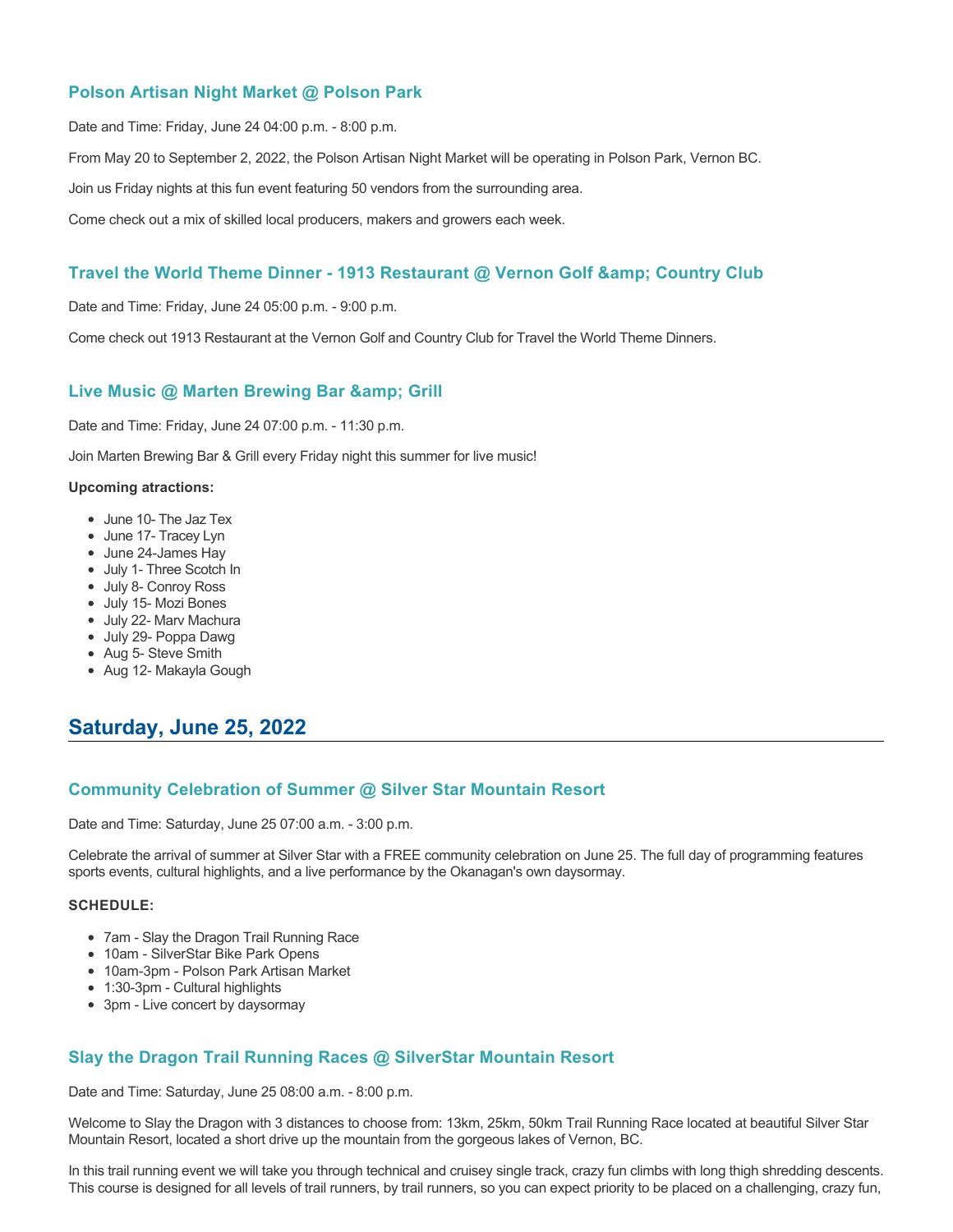### Polson Artisan Night Market @ Polson Park

Date and Time: Friday, June 24 04:00 p.m. - 8:00 p.m.

From May 20 to September 2, 2022, the Polson Artisan Night Market will be operating in Polson Park, Vernon BC.

Join us Friday nights at this fun event featuring 50 vendors from the surrounding area.

Come check out a mix of skilled local producers, makers and growers each week.

### Travel the World Theme Dinner - 1913 Restaurant @ Vernon Golf &amp; Country Club

Date and Time: Friday, June 24 05:00 p.m. - 9:00 p.m.

Come check out 1913 Restaurant at the Vernon Golf and Country Club for Travel the World Theme Dinners.

### Live Music @ Marten Brewing Bar &amp; Grill

Date and Time: Friday, June 24 07:00 p.m. - 11:30 p.m.

Join Marten Brewing Bar & Grill every Friday night this summer for live music!

**Upcoming atractions:**

- June 10- The Jaz Tex
- June 17- Tracey Lyn
- June 24-James Hay
- July 1- Three Scotch In
- July 8- Conroy Ross
- July 15- Mozi Bones
- July 22- Marv Machura
- July 29- Poppa Dawg
- Aug 5- Steve Smith
- Aug 12- Makayla Gough

## Saturday, June 25, 2022

### Community Celebration of Summer @ Silver Star Mountain Resort

Date and Time: Saturday, June 25 07:00 a.m. - 3:00 p.m.

Celebrate the arrival of summer at Silver Star with a FREE community celebration on June 25. The full day of programming features sports events, cultural highlights, and a live performance by the Okanagan's own daysormay.

**SCHEDULE:**

- 7am - Slay the Dragon Trail Running Race
- 10am - SilverStar Bike Park Opens
- 10am-3pm - Polson Park Artisan Market
- 1:30-3pm - Cultural highlights
- 3pm - Live concert by daysormay

### Slay the Dragon Trail Running Races @ SilverStar Mountain Resort

Date and Time: Saturday, June 25 08:00 a.m. - 8:00 p.m.

Welcome to Slay the Dragon with 3 distances to choose from: 13km, 25km, 50km Trail Running Race located at beautiful Silver Star Mountain Resort, located a short drive up the mountain from the gorgeous lakes of Vernon, BC.

In this trail running event we will take you through technical and cruisey single track, crazy fun climbs with long thigh shredding descents. This course is designed for all levels of trail runners, by trail runners, so you can expect priority to be placed on a challenging, crazy fun,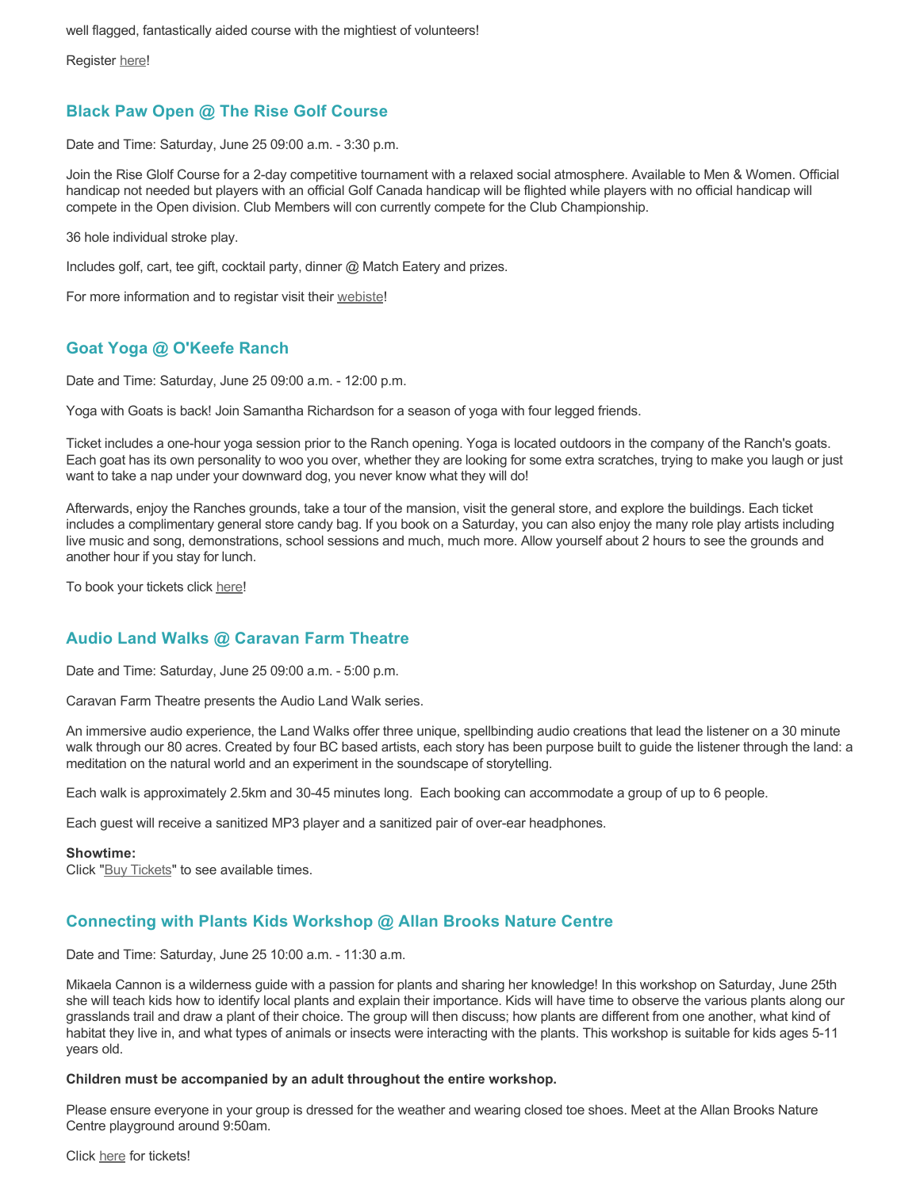well flagged, fantastically aided course with the mightiest of volunteers!

Register here!

### Black Paw Open @ The Rise Golf Course

Date and Time: Saturday, June 25 09:00 a.m. - 3:30 p.m.

Join the Rise Glolf Course for a 2-day competitive tournament with a relaxed social atmosphere. Available to Men & Women. Official handicap not needed but players with an official Golf Canada handicap will be flighted while players with no official handicap will compete in the Open division. Club Members will con currently compete for the Club Championship.

36 hole individual stroke play.

Includes golf, cart, tee gift, cocktail party, dinner @ Match Eatery and prizes.

For more information and to registar visit their webiste!

### Goat Yoga @ O'Keefe Ranch

Date and Time: Saturday, June 25 09:00 a.m. - 12:00 p.m.

Yoga with Goats is back! Join Samantha Richardson for a season of yoga with four legged friends.

Ticket includes a one-hour yoga session prior to the Ranch opening. Yoga is located outdoors in the company of the Ranch's goats. Each goat has its own personality to woo you over, whether they are looking for some extra scratches, trying to make you laugh or just want to take a nap under your downward dog, you never know what they will do!

Afterwards, enjoy the Ranches grounds, take a tour of the mansion, visit the general store, and explore the buildings. Each ticket includes a complimentary general store candy bag. If you book on a Saturday, you can also enjoy the many role play artists including live music and song, demonstrations, school sessions and much, much more. Allow yourself about 2 hours to see the grounds and another hour if you stay for lunch.

To book your tickets click here!

### Audio Land Walks @ Caravan Farm Theatre

Date and Time: Saturday, June 25 09:00 a.m. - 5:00 p.m.

Caravan Farm Theatre presents the Audio Land Walk series.

An immersive audio experience, the Land Walks offer three unique, spellbinding audio creations that lead the listener on a 30 minute walk through our 80 acres. Created by four BC based artists, each story has been purpose built to guide the listener through the land: a meditation on the natural world and an experiment in the soundscape of storytelling.

Each walk is approximately 2.5km and 30-45 minutes long. Each booking can accommodate a group of up to 6 people.

Each guest will receive a sanitized MP3 player and a sanitized pair of over-ear headphones.

**Showtime:**
Click "Buy Tickets" to see available times.

### Connecting with Plants Kids Workshop @ Allan Brooks Nature Centre

Date and Time: Saturday, June 25 10:00 a.m. - 11:30 a.m.

Mikaela Cannon is a wilderness guide with a passion for plants and sharing her knowledge! In this workshop on Saturday, June 25th she will teach kids how to identify local plants and explain their importance. Kids will have time to observe the various plants along our grasslands trail and draw a plant of their choice. The group will then discuss; how plants are different from one another, what kind of habitat they live in, and what types of animals or insects were interacting with the plants. This workshop is suitable for kids ages 5-11 years old.

**Children must be accompanied by an adult throughout the entire workshop.**

Please ensure everyone in your group is dressed for the weather and wearing closed toe shoes. Meet at the Allan Brooks Nature Centre playground around 9:50am.

Click here for tickets!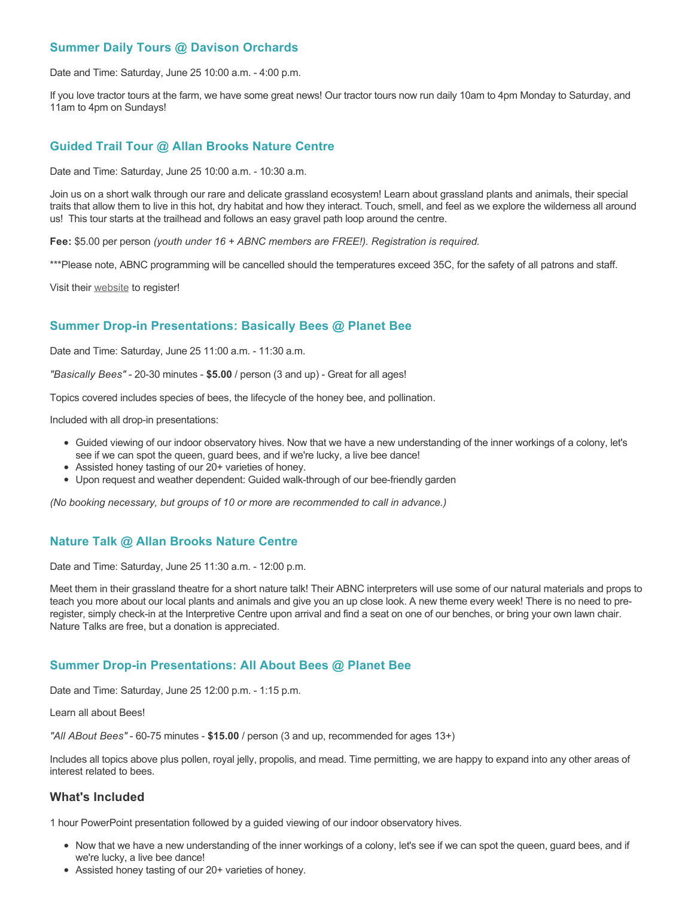### Summer Daily Tours @ Davison Orchards

Date and Time: Saturday, June 25 10:00 a.m. - 4:00 p.m.

If you love tractor tours at the farm, we have some great news! Our tractor tours now run daily 10am to 4pm Monday to Saturday, and 11am to 4pm on Sundays!

### Guided Trail Tour @ Allan Brooks Nature Centre

Date and Time: Saturday, June 25 10:00 a.m. - 10:30 a.m.

Join us on a short walk through our rare and delicate grassland ecosystem! Learn about grassland plants and animals, their special traits that allow them to live in this hot, dry habitat and how they interact. Touch, smell, and feel as we explore the wilderness all around us! This tour starts at the trailhead and follows an easy gravel path loop around the centre.

**Fee:** $5.00 per person *(youth under 16 + ABNC members are FREE!). Registration is required.*

***Please note, ABNC programming will be cancelled should the temperatures exceed 35C, for the safety of all patrons and staff.

Visit their website to register!

### Summer Drop-in Presentations: Basically Bees @ Planet Bee

Date and Time: Saturday, June 25 11:00 a.m. - 11:30 a.m.

*"Basically Bees"* - 20-30 minutes - **$5.00** / person (3 and up) - Great for all ages!

Topics covered includes species of bees, the lifecycle of the honey bee, and pollination.

Included with all drop-in presentations:

- Guided viewing of our indoor observatory hives. Now that we have a new understanding of the inner workings of a colony, let's see if we can spot the queen, guard bees, and if we're lucky, a live bee dance!
- Assisted honey tasting of our 20+ varieties of honey.
- Upon request and weather dependent: Guided walk-through of our bee-friendly garden

*(No booking necessary, but groups of 10 or more are recommended to call in advance.)*

### Nature Talk @ Allan Brooks Nature Centre

Date and Time: Saturday, June 25 11:30 a.m. - 12:00 p.m.

Meet them in their grassland theatre for a short nature talk! Their ABNC interpreters will use some of our natural materials and props to teach you more about our local plants and animals and give you an up close look. A new theme every week! There is no need to pre-register, simply check-in at the Interpretive Centre upon arrival and find a seat on one of our benches, or bring your own lawn chair. Nature Talks are free, but a donation is appreciated.

### Summer Drop-in Presentations: All About Bees @ Planet Bee

Date and Time: Saturday, June 25 12:00 p.m. - 1:15 p.m.

Learn all about Bees!

*"All ABout Bees"* - 60-75 minutes - **$15.00** / person (3 and up, recommended for ages 13+)

Includes all topics above plus pollen, royal jelly, propolis, and mead. Time permitting, we are happy to expand into any other areas of interest related to bees.

### What's Included

1 hour PowerPoint presentation followed by a guided viewing of our indoor observatory hives.

- Now that we have a new understanding of the inner workings of a colony, let's see if we can spot the queen, guard bees, and if we're lucky, a live bee dance!
- Assisted honey tasting of our 20+ varieties of honey.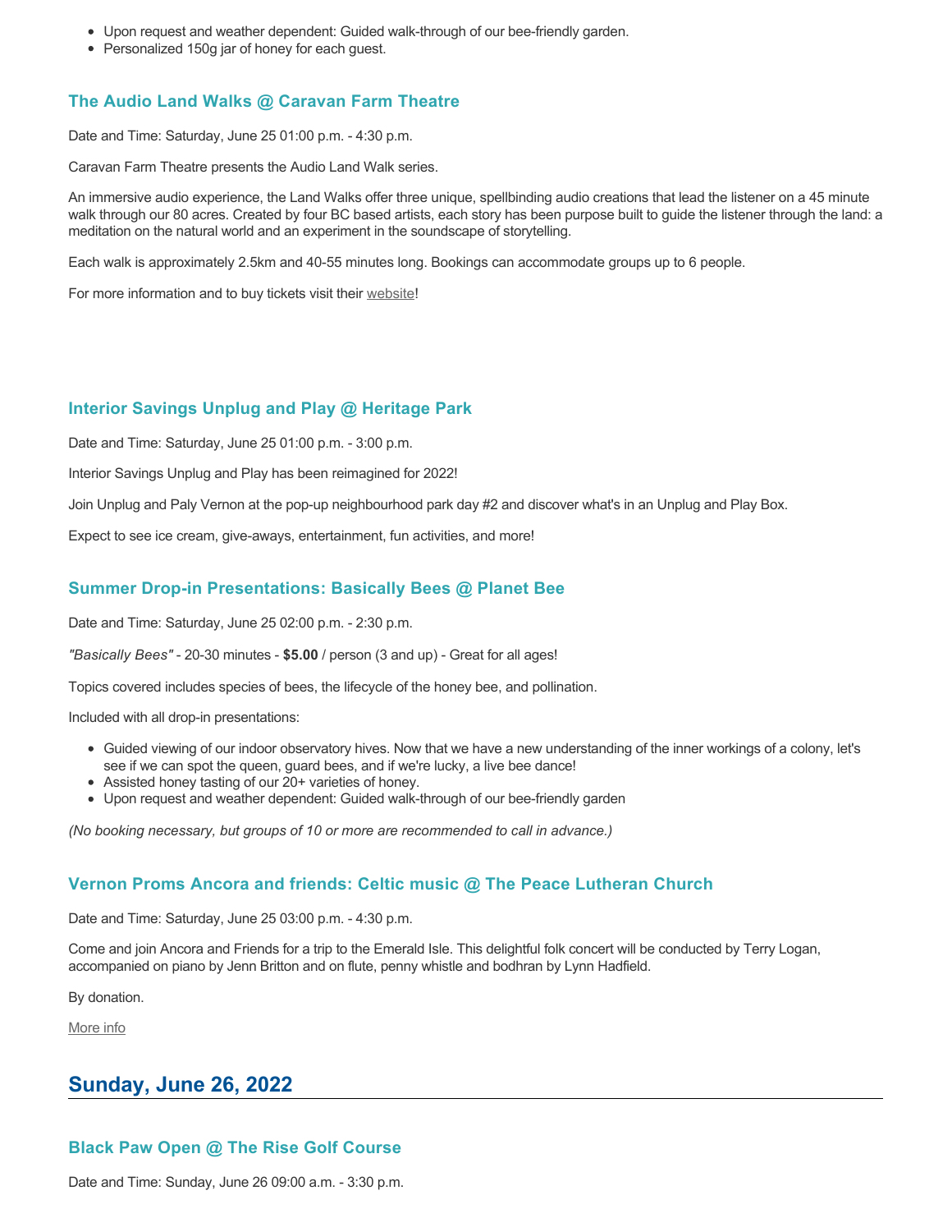- Upon request and weather dependent: Guided walk-through of our bee-friendly garden.
- Personalized 150g jar of honey for each guest.

### The Audio Land Walks @ Caravan Farm Theatre

Date and Time: Saturday, June 25 01:00 p.m. - 4:30 p.m.

Caravan Farm Theatre presents the Audio Land Walk series.

An immersive audio experience, the Land Walks offer three unique, spellbinding audio creations that lead the listener on a 45 minute walk through our 80 acres. Created by four BC based artists, each story has been purpose built to guide the listener through the land: a meditation on the natural world and an experiment in the soundscape of storytelling.

Each walk is approximately 2.5km and 40-55 minutes long. Bookings can accommodate groups up to 6 people.

For more information and to buy tickets visit their website!

### Interior Savings Unplug and Play @ Heritage Park

Date and Time: Saturday, June 25 01:00 p.m. - 3:00 p.m.

Interior Savings Unplug and Play has been reimagined for 2022!

Join Unplug and Paly Vernon at the pop-up neighbourhood park day #2 and discover what's in an Unplug and Play Box.

Expect to see ice cream, give-aways, entertainment, fun activities, and more!

### Summer Drop-in Presentations: Basically Bees @ Planet Bee

Date and Time: Saturday, June 25 02:00 p.m. - 2:30 p.m.

*"Basically Bees"* - 20-30 minutes - **$5.00** / person (3 and up) - Great for all ages!

Topics covered includes species of bees, the lifecycle of the honey bee, and pollination.

Included with all drop-in presentations:

- Guided viewing of our indoor observatory hives. Now that we have a new understanding of the inner workings of a colony, let's see if we can spot the queen, guard bees, and if we're lucky, a live bee dance!
- Assisted honey tasting of our 20+ varieties of honey.
- Upon request and weather dependent: Guided walk-through of our bee-friendly garden

*(No booking necessary, but groups of 10 or more are recommended to call in advance.)*

### Vernon Proms Ancora and friends: Celtic music @ The Peace Lutheran Church

Date and Time: Saturday, June 25 03:00 p.m. - 4:30 p.m.

Come and join Ancora and Friends for a trip to the Emerald Isle. This delightful folk concert will be conducted by Terry Logan, accompanied on piano by Jenn Britton and on flute, penny whistle and bodhran by Lynn Hadfield.

By donation.

More info

## Sunday, June 26, 2022

### Black Paw Open @ The Rise Golf Course

Date and Time: Sunday, June 26 09:00 a.m. - 3:30 p.m.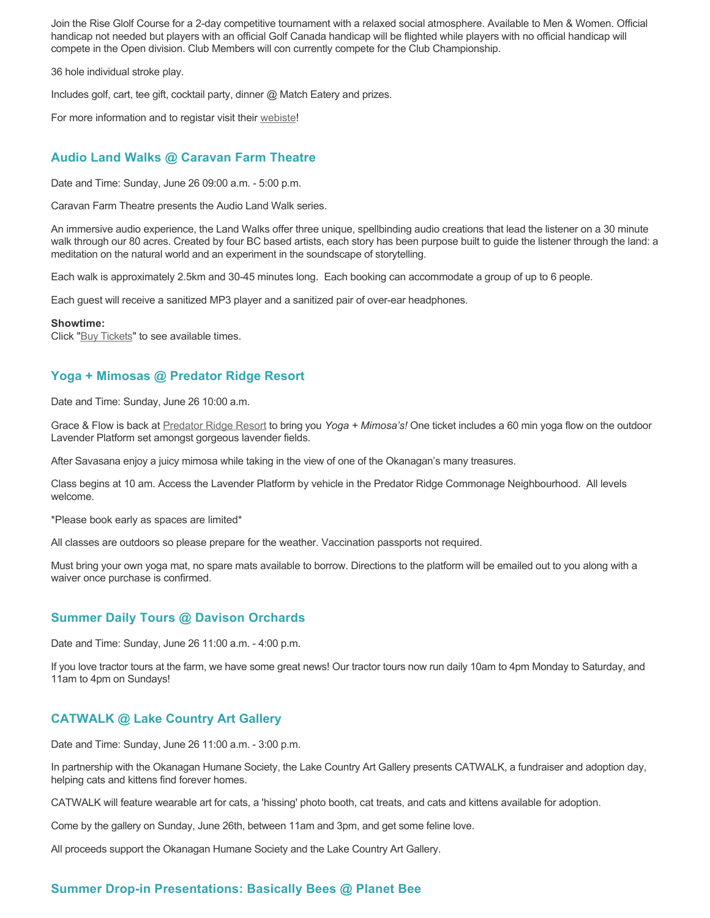Join the Rise Glolf Course for a 2-day competitive tournament with a relaxed social atmosphere. Available to Men & Women. Official handicap not needed but players with an official Golf Canada handicap will be flighted while players with no official handicap will compete in the Open division. Club Members will con currently compete for the Club Championship.

36 hole individual stroke play.

Includes golf, cart, tee gift, cocktail party, dinner @ Match Eatery and prizes.

For more information and to registar visit their webiste!

### Audio Land Walks @ Caravan Farm Theatre

Date and Time: Sunday, June 26 09:00 a.m. - 5:00 p.m.

Caravan Farm Theatre presents the Audio Land Walk series.

An immersive audio experience, the Land Walks offer three unique, spellbinding audio creations that lead the listener on a 30 minute walk through our 80 acres. Created by four BC based artists, each story has been purpose built to guide the listener through the land: a meditation on the natural world and an experiment in the soundscape of storytelling.

Each walk is approximately 2.5km and 30-45 minutes long. Each booking can accommodate a group of up to 6 people.

Each guest will receive a sanitized MP3 player and a sanitized pair of over-ear headphones.

**Showtime:**
Click "Buy Tickets" to see available times.

### Yoga + Mimosas @ Predator Ridge Resort

Date and Time: Sunday, June 26 10:00 a.m.

Grace & Flow is back at Predator Ridge Resort to bring you *Yoga + Mimosa's!* One ticket includes a 60 min yoga flow on the outdoor Lavender Platform set amongst gorgeous lavender fields.

After Savasana enjoy a juicy mimosa while taking in the view of one of the Okanagan's many treasures.

Class begins at 10 am. Access the Lavender Platform by vehicle in the Predator Ridge Commonage Neighbourhood. All levels welcome.

*Please book early as spaces are limited*

All classes are outdoors so please prepare for the weather. Vaccination passports not required.

Must bring your own yoga mat, no spare mats available to borrow. Directions to the platform will be emailed out to you along with a waiver once purchase is confirmed.

### Summer Daily Tours @ Davison Orchards

Date and Time: Sunday, June 26 11:00 a.m. - 4:00 p.m.

If you love tractor tours at the farm, we have some great news! Our tractor tours now run daily 10am to 4pm Monday to Saturday, and 11am to 4pm on Sundays!

### CATWALK @ Lake Country Art Gallery

Date and Time: Sunday, June 26 11:00 a.m. - 3:00 p.m.

In partnership with the Okanagan Humane Society, the Lake Country Art Gallery presents CATWALK, a fundraiser and adoption day, helping cats and kittens find forever homes.

CATWALK will feature wearable art for cats, a 'hissing' photo booth, cat treats, and cats and kittens available for adoption.

Come by the gallery on Sunday, June 26th, between 11am and 3pm, and get some feline love.

All proceeds support the Okanagan Humane Society and the Lake Country Art Gallery.

### Summer Drop-in Presentations: Basically Bees @ Planet Bee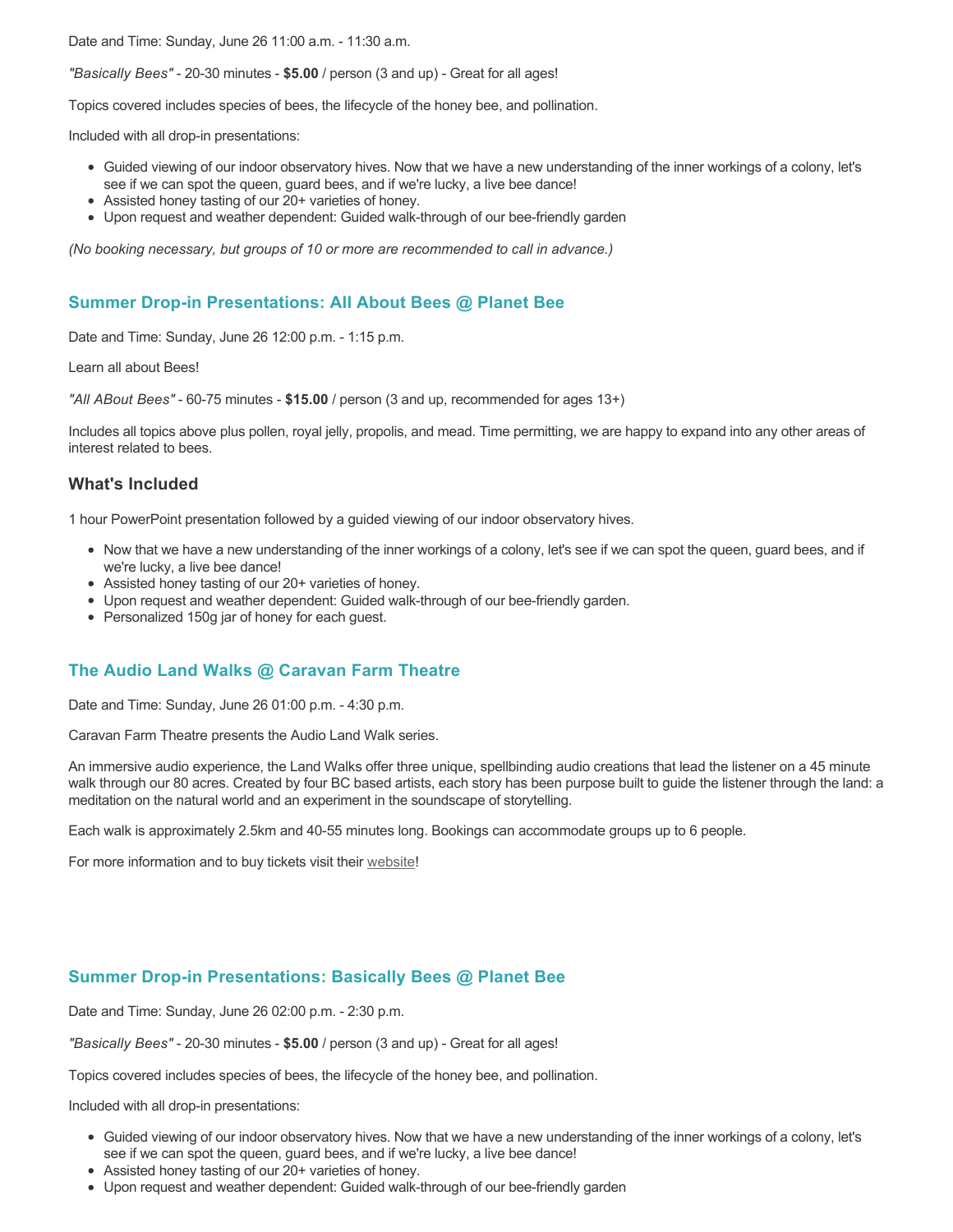Date and Time: Sunday, June 26 11:00 a.m. - 11:30 a.m.

*"Basically Bees"* - 20-30 minutes - **$5.00** / person (3 and up) - Great for all ages!

Topics covered includes species of bees, the lifecycle of the honey bee, and pollination.

Included with all drop-in presentations:

- Guided viewing of our indoor observatory hives. Now that we have a new understanding of the inner workings of a colony, let's see if we can spot the queen, guard bees, and if we're lucky, a live bee dance!
- Assisted honey tasting of our 20+ varieties of honey.
- Upon request and weather dependent: Guided walk-through of our bee-friendly garden

*(No booking necessary, but groups of 10 or more are recommended to call in advance.)*

## Summer Drop-in Presentations: All About Bees @ Planet Bee

Date and Time: Sunday, June 26 12:00 p.m. - 1:15 p.m.

Learn all about Bees!

*"All ABout Bees"* - 60-75 minutes - **$15.00** / person (3 and up, recommended for ages 13+)

Includes all topics above plus pollen, royal jelly, propolis, and mead. Time permitting, we are happy to expand into any other areas of interest related to bees.

### What's Included

1 hour PowerPoint presentation followed by a guided viewing of our indoor observatory hives.

- Now that we have a new understanding of the inner workings of a colony, let's see if we can spot the queen, guard bees, and if we're lucky, a live bee dance!
- Assisted honey tasting of our 20+ varieties of honey.
- Upon request and weather dependent: Guided walk-through of our bee-friendly garden.
- Personalized 150g jar of honey for each guest.

## The Audio Land Walks @ Caravan Farm Theatre

Date and Time: Sunday, June 26 01:00 p.m. - 4:30 p.m.

Caravan Farm Theatre presents the Audio Land Walk series.

An immersive audio experience, the Land Walks offer three unique, spellbinding audio creations that lead the listener on a 45 minute walk through our 80 acres. Created by four BC based artists, each story has been purpose built to guide the listener through the land: a meditation on the natural world and an experiment in the soundscape of storytelling.

Each walk is approximately 2.5km and 40-55 minutes long. Bookings can accommodate groups up to 6 people.

For more information and to buy tickets visit their website!

## Summer Drop-in Presentations: Basically Bees @ Planet Bee

Date and Time: Sunday, June 26 02:00 p.m. - 2:30 p.m.

*"Basically Bees"* - 20-30 minutes - **$5.00** / person (3 and up) - Great for all ages!

Topics covered includes species of bees, the lifecycle of the honey bee, and pollination.

Included with all drop-in presentations:

- Guided viewing of our indoor observatory hives. Now that we have a new understanding of the inner workings of a colony, let's see if we can spot the queen, guard bees, and if we're lucky, a live bee dance!
- Assisted honey tasting of our 20+ varieties of honey.
- Upon request and weather dependent: Guided walk-through of our bee-friendly garden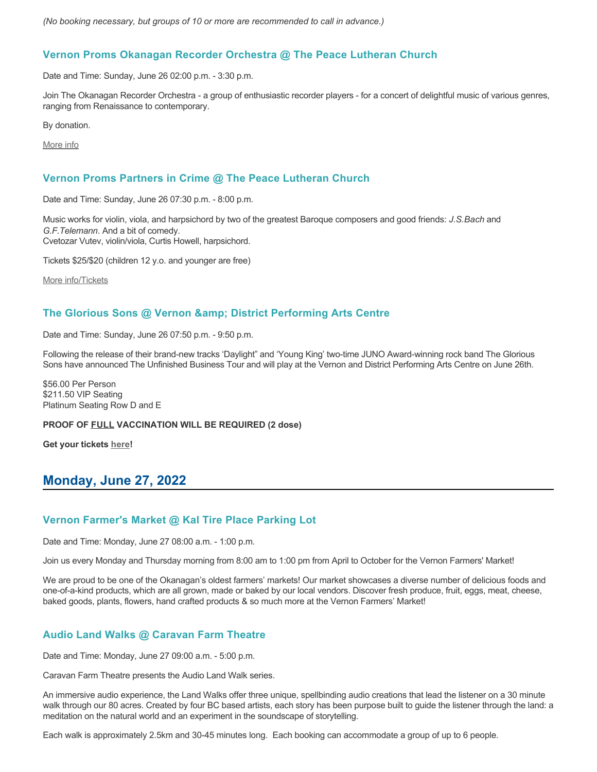*(No booking necessary, but groups of 10 or more are recommended to call in advance.)*

### Vernon Proms Okanagan Recorder Orchestra @ The Peace Lutheran Church

Date and Time: Sunday, June 26 02:00 p.m. - 3:30 p.m.

Join The Okanagan Recorder Orchestra - a group of enthusiastic recorder players - for a concert of delightful music of various genres, ranging from Renaissance to contemporary.

By donation.

More info

### Vernon Proms Partners in Crime @ The Peace Lutheran Church

Date and Time: Sunday, June 26 07:30 p.m. - 8:00 p.m.

Music works for violin, viola, and harpsichord by two of the greatest Baroque composers and good friends: *J.S.Bach* and *G.F.Telemann*. And a bit of comedy.
Cvetozar Vutev, violin/viola, Curtis Howell, harpsichord.

Tickets $25/$20 (children 12 y.o. and younger are free)

More info/Tickets

### The Glorious Sons @ Vernon &amp; District Performing Arts Centre

Date and Time: Sunday, June 26 07:50 p.m. - 9:50 p.m.

Following the release of their brand-new tracks ‘Daylight” and ‘Young King’ two-time JUNO Award-winning rock band The Glorious Sons have announced The Unfinished Business Tour and will play at the Vernon and District Performing Arts Centre on June 26th.

$56.00 Per Person
$211.50 VIP Seating
Platinum Seating Row D and E

**PROOF OF FULL VACCINATION WILL BE REQUIRED (2 dose)**

**Get your tickets here!**

## Monday, June 27, 2022

### Vernon Farmer's Market @ Kal Tire Place Parking Lot

Date and Time: Monday, June 27 08:00 a.m. - 1:00 p.m.

Join us every Monday and Thursday morning from 8:00 am to 1:00 pm from April to October for the Vernon Farmers' Market!

We are proud to be one of the Okanagan’s oldest farmers’ markets! Our market showcases a diverse number of delicious foods and one-of-a-kind products, which are all grown, made or baked by our local vendors. Discover fresh produce, fruit, eggs, meat, cheese, baked goods, plants, flowers, hand crafted products & so much more at the Vernon Farmers’ Market!

### Audio Land Walks @ Caravan Farm Theatre

Date and Time: Monday, June 27 09:00 a.m. - 5:00 p.m.

Caravan Farm Theatre presents the Audio Land Walk series.

An immersive audio experience, the Land Walks offer three unique, spellbinding audio creations that lead the listener on a 30 minute walk through our 80 acres. Created by four BC based artists, each story has been purpose built to guide the listener through the land: a meditation on the natural world and an experiment in the soundscape of storytelling.

Each walk is approximately 2.5km and 30-45 minutes long. Each booking can accommodate a group of up to 6 people.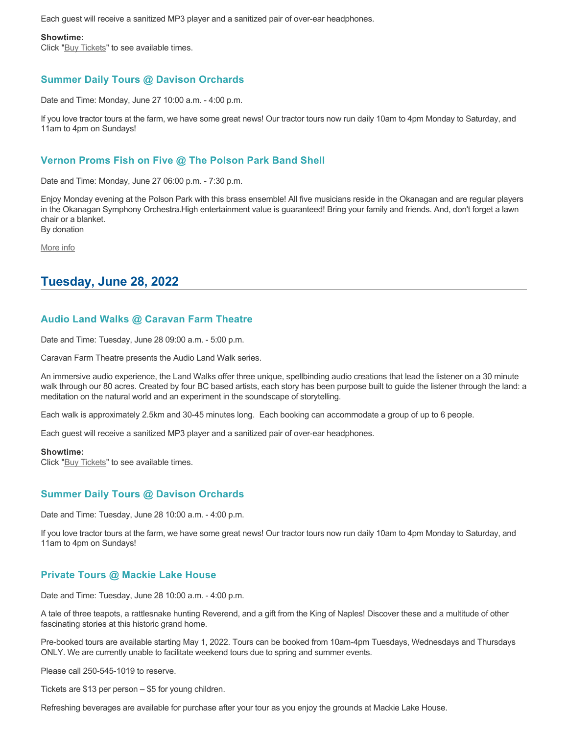Each guest will receive a sanitized MP3 player and a sanitized pair of over-ear headphones.

**Showtime:**
Click "Buy Tickets" to see available times.

### Summer Daily Tours @ Davison Orchards

Date and Time: Monday, June 27 10:00 a.m. - 4:00 p.m.

If you love tractor tours at the farm, we have some great news! Our tractor tours now run daily 10am to 4pm Monday to Saturday, and 11am to 4pm on Sundays!

### Vernon Proms Fish on Five @ The Polson Park Band Shell

Date and Time: Monday, June 27 06:00 p.m. - 7:30 p.m.

Enjoy Monday evening at the Polson Park with this brass ensemble! All five musicians reside in the Okanagan and are regular players in the Okanagan Symphony Orchestra.High entertainment value is guaranteed! Bring your family and friends. And, don't forget a lawn chair or a blanket.
By donation

More info

## Tuesday, June 28, 2022

### Audio Land Walks @ Caravan Farm Theatre

Date and Time: Tuesday, June 28 09:00 a.m. - 5:00 p.m.

Caravan Farm Theatre presents the Audio Land Walk series.

An immersive audio experience, the Land Walks offer three unique, spellbinding audio creations that lead the listener on a 30 minute walk through our 80 acres. Created by four BC based artists, each story has been purpose built to guide the listener through the land: a meditation on the natural world and an experiment in the soundscape of storytelling.

Each walk is approximately 2.5km and 30-45 minutes long. Each booking can accommodate a group of up to 6 people.

Each guest will receive a sanitized MP3 player and a sanitized pair of over-ear headphones.

**Showtime:**
Click "Buy Tickets" to see available times.

### Summer Daily Tours @ Davison Orchards

Date and Time: Tuesday, June 28 10:00 a.m. - 4:00 p.m.

If you love tractor tours at the farm, we have some great news! Our tractor tours now run daily 10am to 4pm Monday to Saturday, and 11am to 4pm on Sundays!

### Private Tours @ Mackie Lake House

Date and Time: Tuesday, June 28 10:00 a.m. - 4:00 p.m.

A tale of three teapots, a rattlesnake hunting Reverend, and a gift from the King of Naples! Discover these and a multitude of other fascinating stories at this historic grand home.

Pre-booked tours are available starting May 1, 2022. Tours can be booked from 10am-4pm Tuesdays, Wednesdays and Thursdays ONLY. We are currently unable to facilitate weekend tours due to spring and summer events.

Please call 250-545-1019 to reserve.

Tickets are $13 per person – $5 for young children.

Refreshing beverages are available for purchase after your tour as you enjoy the grounds at Mackie Lake House.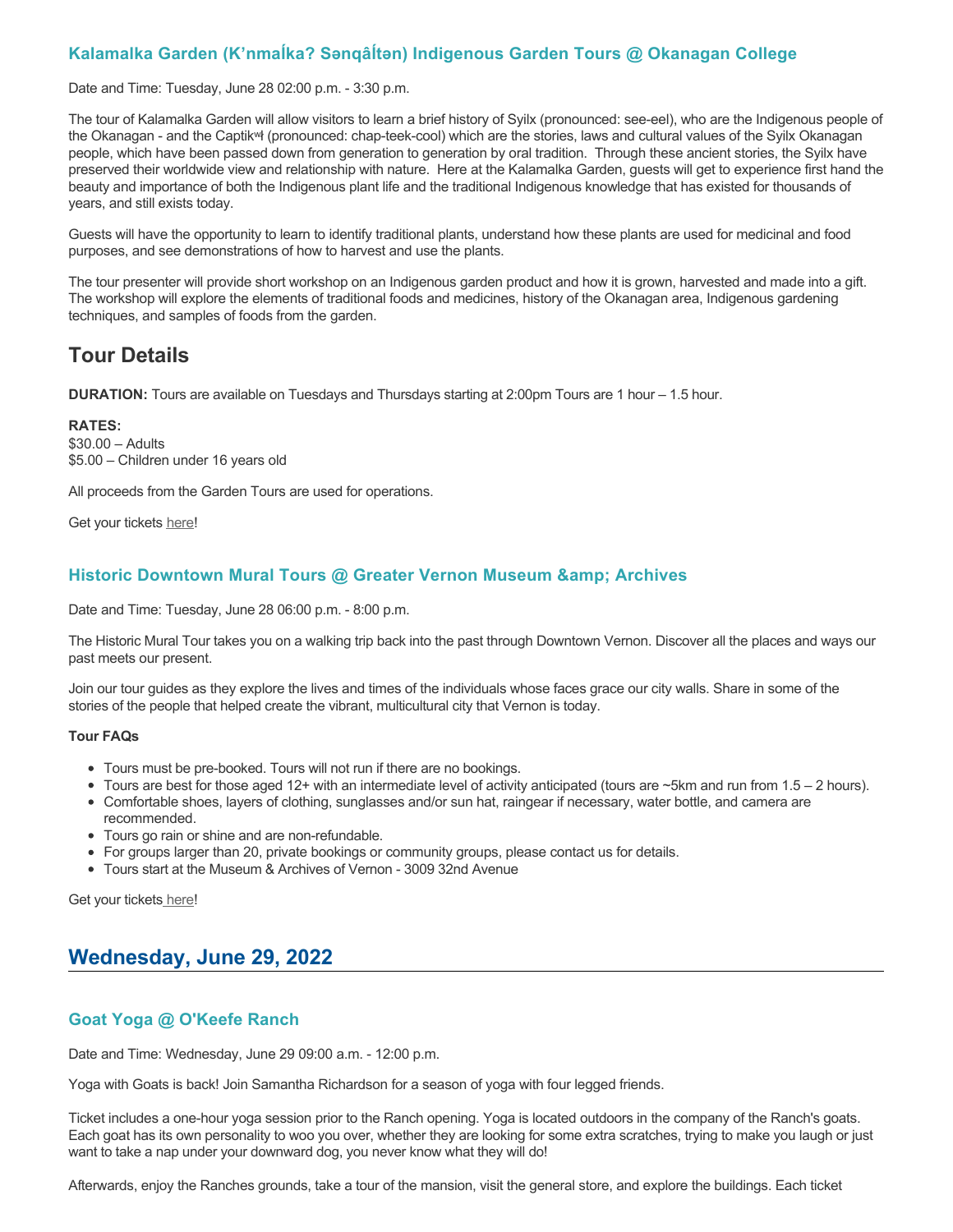### Kalamalka Garden (K’nmaĺka? Sənqâĺtən) Indigenous Garden Tours @ Okanagan College

Date and Time: Tuesday, June 28 02:00 p.m. - 3:30 p.m.

The tour of Kalamalka Garden will allow visitors to learn a brief history of Syilx (pronounced: see-eel), who are the Indigenous people of the Okanagan - and the Captikʷł (pronounced: chap-teek-cool) which are the stories, laws and cultural values of the Syilx Okanagan people, which have been passed down from generation to generation by oral tradition. Through these ancient stories, the Syilx have preserved their worldwide view and relationship with nature. Here at the Kalamalka Garden, guests will get to experience first hand the beauty and importance of both the Indigenous plant life and the traditional Indigenous knowledge that has existed for thousands of years, and still exists today.

Guests will have the opportunity to learn to identify traditional plants, understand how these plants are used for medicinal and food purposes, and see demonstrations of how to harvest and use the plants.

The tour presenter will provide short workshop on an Indigenous garden product and how it is grown, harvested and made into a gift. The workshop will explore the elements of traditional foods and medicines, history of the Okanagan area, Indigenous gardening techniques, and samples of foods from the garden.

## Tour Details

**DURATION:** Tours are available on Tuesdays and Thursdays starting at 2:00pm Tours are 1 hour – 1.5 hour.

**RATES:**
$30.00 – Adults
$5.00 – Children under 16 years old

All proceeds from the Garden Tours are used for operations.

Get your tickets here!

### Historic Downtown Mural Tours @ Greater Vernon Museum &amp; Archives

Date and Time: Tuesday, June 28 06:00 p.m. - 8:00 p.m.

The Historic Mural Tour takes you on a walking trip back into the past through Downtown Vernon. Discover all the places and ways our past meets our present.

Join our tour guides as they explore the lives and times of the individuals whose faces grace our city walls. Share in some of the stories of the people that helped create the vibrant, multicultural city that Vernon is today.

**Tour FAQs**

- Tours must be pre-booked. Tours will not run if there are no bookings.
- Tours are best for those aged 12+ with an intermediate level of activity anticipated (tours are ~5km and run from 1.5 – 2 hours).
- Comfortable shoes, layers of clothing, sunglasses and/or sun hat, raingear if necessary, water bottle, and camera are recommended.
- Tours go rain or shine and are non-refundable.
- For groups larger than 20, private bookings or community groups, please contact us for details.
- Tours start at the Museum & Archives of Vernon - 3009 32nd Avenue

Get your tickets here!

## Wednesday, June 29, 2022

### Goat Yoga @ O'Keefe Ranch

Date and Time: Wednesday, June 29 09:00 a.m. - 12:00 p.m.

Yoga with Goats is back! Join Samantha Richardson for a season of yoga with four legged friends.

Ticket includes a one-hour yoga session prior to the Ranch opening. Yoga is located outdoors in the company of the Ranch's goats. Each goat has its own personality to woo you over, whether they are looking for some extra scratches, trying to make you laugh or just want to take a nap under your downward dog, you never know what they will do!

Afterwards, enjoy the Ranches grounds, take a tour of the mansion, visit the general store, and explore the buildings. Each ticket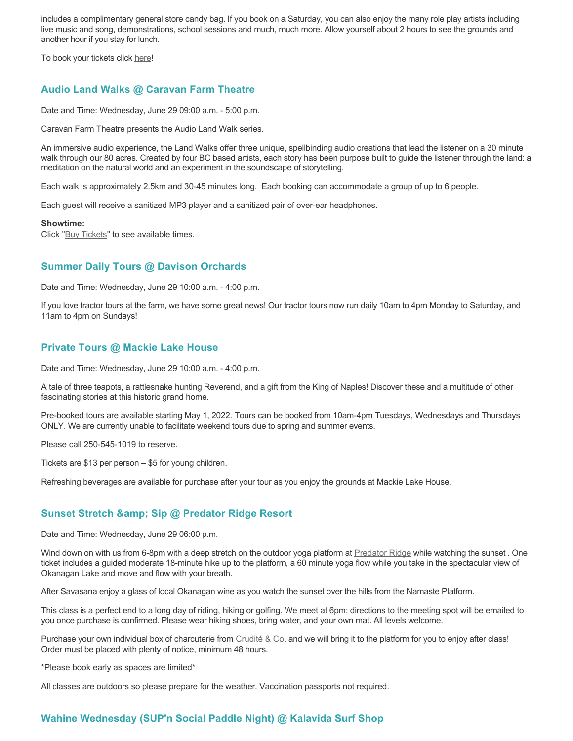includes a complimentary general store candy bag. If you book on a Saturday, you can also enjoy the many role play artists including live music and song, demonstrations, school sessions and much, much more. Allow yourself about 2 hours to see the grounds and another hour if you stay for lunch.

To book your tickets click here!

### Audio Land Walks @ Caravan Farm Theatre

Date and Time: Wednesday, June 29 09:00 a.m. - 5:00 p.m.

Caravan Farm Theatre presents the Audio Land Walk series.

An immersive audio experience, the Land Walks offer three unique, spellbinding audio creations that lead the listener on a 30 minute walk through our 80 acres. Created by four BC based artists, each story has been purpose built to guide the listener through the land: a meditation on the natural world and an experiment in the soundscape of storytelling.

Each walk is approximately 2.5km and 30-45 minutes long. Each booking can accommodate a group of up to 6 people.

Each guest will receive a sanitized MP3 player and a sanitized pair of over-ear headphones.

**Showtime:**
Click "Buy Tickets" to see available times.

### Summer Daily Tours @ Davison Orchards

Date and Time: Wednesday, June 29 10:00 a.m. - 4:00 p.m.

If you love tractor tours at the farm, we have some great news! Our tractor tours now run daily 10am to 4pm Monday to Saturday, and 11am to 4pm on Sundays!

### Private Tours @ Mackie Lake House

Date and Time: Wednesday, June 29 10:00 a.m. - 4:00 p.m.

A tale of three teapots, a rattlesnake hunting Reverend, and a gift from the King of Naples! Discover these and a multitude of other fascinating stories at this historic grand home.

Pre-booked tours are available starting May 1, 2022. Tours can be booked from 10am-4pm Tuesdays, Wednesdays and Thursdays ONLY. We are currently unable to facilitate weekend tours due to spring and summer events.

Please call 250-545-1019 to reserve.

Tickets are $13 per person – $5 for young children.

Refreshing beverages are available for purchase after your tour as you enjoy the grounds at Mackie Lake House.

### Sunset Stretch &amp; Sip @ Predator Ridge Resort

Date and Time: Wednesday, June 29 06:00 p.m.

Wind down on with us from 6-8pm with a deep stretch on the outdoor yoga platform at Predator Ridge while watching the sunset . One ticket includes a guided moderate 18-minute hike up to the platform, a 60 minute yoga flow while you take in the spectacular view of Okanagan Lake and move and flow with your breath.

After Savasana enjoy a glass of local Okanagan wine as you watch the sunset over the hills from the Namaste Platform.

This class is a perfect end to a long day of riding, hiking or golfing. We meet at 6pm: directions to the meeting spot will be emailed to you once purchase is confirmed. Please wear hiking shoes, bring water, and your own mat. All levels welcome.

Purchase your own individual box of charcuterie from Crudité & Co. and we will bring it to the platform for you to enjoy after class! Order must be placed with plenty of notice, minimum 48 hours.

*Please book early as spaces are limited*

All classes are outdoors so please prepare for the weather. Vaccination passports not required.

### Wahine Wednesday (SUP'n Social Paddle Night) @ Kalavida Surf Shop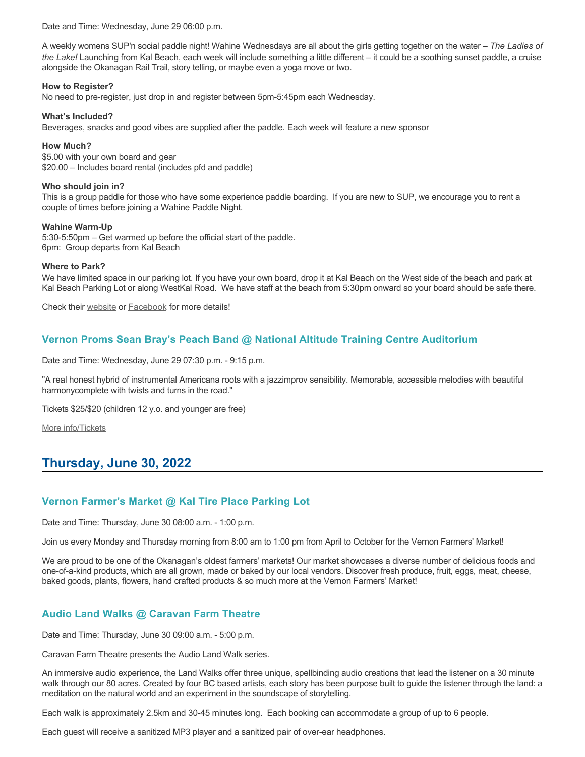Date and Time: Wednesday, June 29 06:00 p.m.

A weekly womens SUP'n social paddle night! Wahine Wednesdays are all about the girls getting together on the water – *The Ladies of the Lake!* Launching from Kal Beach, each week will include something a little different – it could be a soothing sunset paddle, a cruise alongside the Okanagan Rail Trail, story telling, or maybe even a yoga move or two.

**How to Register?**
No need to pre-register, just drop in and register between 5pm-5:45pm each Wednesday.

**What's Included?**
Beverages, snacks and good vibes are supplied after the paddle. Each week will feature a new sponsor

**How Much?**
$5.00 with your own board and gear
$20.00 – Includes board rental (includes pfd and paddle)

**Who should join in?**
This is a group paddle for those who have some experience paddle boarding. If you are new to SUP, we encourage you to rent a couple of times before joining a Wahine Paddle Night.

**Wahine Warm-Up**
5:30-5:50pm – Get warmed up before the official start of the paddle.
6pm: Group departs from Kal Beach

**Where to Park?**
We have limited space in our parking lot. If you have your own board, drop it at Kal Beach on the West side of the beach and park at Kal Beach Parking Lot or along WestKal Road. We have staff at the beach from 5:30pm onward so your board should be safe there.

Check their website or Facebook for more details!

### Vernon Proms Sean Bray's Peach Band @ National Altitude Training Centre Auditorium

Date and Time: Wednesday, June 29 07:30 p.m. - 9:15 p.m.

"A real honest hybrid of instrumental Americana roots with a jazzimprov sensibility. Memorable, accessible melodies with beautiful harmonycomplete with twists and turns in the road."

Tickets $25/$20 (children 12 y.o. and younger are free)

More info/Tickets

## Thursday, June 30, 2022

### Vernon Farmer's Market @ Kal Tire Place Parking Lot

Date and Time: Thursday, June 30 08:00 a.m. - 1:00 p.m.

Join us every Monday and Thursday morning from 8:00 am to 1:00 pm from April to October for the Vernon Farmers' Market!

We are proud to be one of the Okanagan's oldest farmers' markets! Our market showcases a diverse number of delicious foods and one-of-a-kind products, which are all grown, made or baked by our local vendors. Discover fresh produce, fruit, eggs, meat, cheese, baked goods, plants, flowers, hand crafted products & so much more at the Vernon Farmers' Market!

### Audio Land Walks @ Caravan Farm Theatre

Date and Time: Thursday, June 30 09:00 a.m. - 5:00 p.m.

Caravan Farm Theatre presents the Audio Land Walk series.

An immersive audio experience, the Land Walks offer three unique, spellbinding audio creations that lead the listener on a 30 minute walk through our 80 acres. Created by four BC based artists, each story has been purpose built to guide the listener through the land: a meditation on the natural world and an experiment in the soundscape of storytelling.

Each walk is approximately 2.5km and 30-45 minutes long. Each booking can accommodate a group of up to 6 people.

Each guest will receive a sanitized MP3 player and a sanitized pair of over-ear headphones.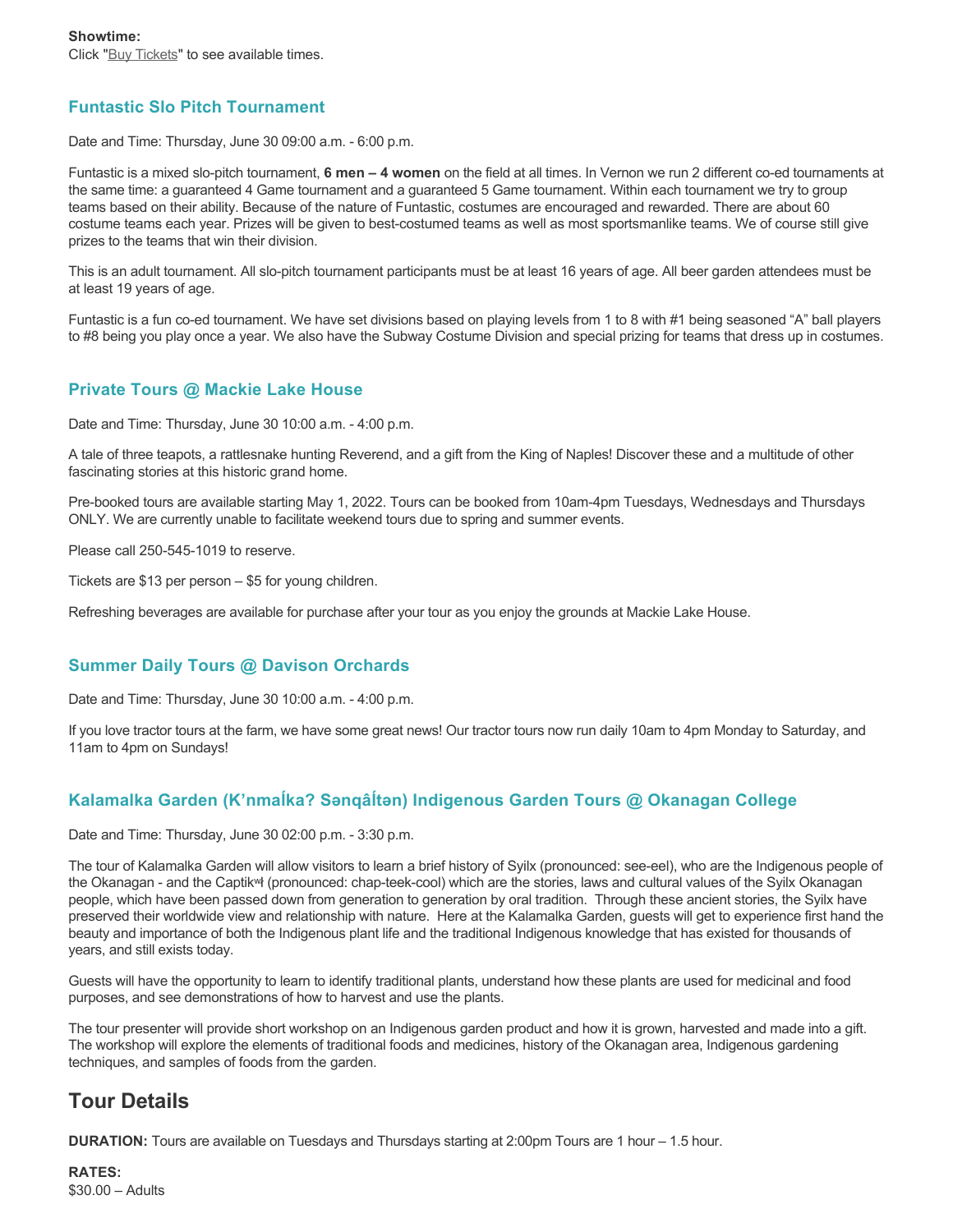**Showtime:**
Click "Buy Tickets" to see available times.

### Funtastic Slo Pitch Tournament

Date and Time: Thursday, June 30 09:00 a.m. - 6:00 p.m.

Funtastic is a mixed slo-pitch tournament, **6 men – 4 women** on the field at all times. In Vernon we run 2 different co-ed tournaments at the same time: a guaranteed 4 Game tournament and a guaranteed 5 Game tournament. Within each tournament we try to group teams based on their ability. Because of the nature of Funtastic, costumes are encouraged and rewarded. There are about 60 costume teams each year. Prizes will be given to best-costumed teams as well as most sportsmanlike teams. We of course still give prizes to the teams that win their division.

This is an adult tournament. All slo-pitch tournament participants must be at least 16 years of age. All beer garden attendees must be at least 19 years of age.

Funtastic is a fun co-ed tournament. We have set divisions based on playing levels from 1 to 8 with #1 being seasoned "A" ball players to #8 being you play once a year. We also have the Subway Costume Division and special prizing for teams that dress up in costumes.

### Private Tours @ Mackie Lake House

Date and Time: Thursday, June 30 10:00 a.m. - 4:00 p.m.

A tale of three teapots, a rattlesnake hunting Reverend, and a gift from the King of Naples! Discover these and a multitude of other fascinating stories at this historic grand home.

Pre-booked tours are available starting May 1, 2022. Tours can be booked from 10am-4pm Tuesdays, Wednesdays and Thursdays ONLY. We are currently unable to facilitate weekend tours due to spring and summer events.

Please call 250-545-1019 to reserve.

Tickets are $13 per person – $5 for young children.

Refreshing beverages are available for purchase after your tour as you enjoy the grounds at Mackie Lake House.

### Summer Daily Tours @ Davison Orchards

Date and Time: Thursday, June 30 10:00 a.m. - 4:00 p.m.

If you love tractor tours at the farm, we have some great news! Our tractor tours now run daily 10am to 4pm Monday to Saturday, and 11am to 4pm on Sundays!

### Kalamalka Garden (K'nmaĺka? Sənqâĺtən) Indigenous Garden Tours @ Okanagan College

Date and Time: Thursday, June 30 02:00 p.m. - 3:30 p.m.

The tour of Kalamalka Garden will allow visitors to learn a brief history of Syilx (pronounced: see-eel), who are the Indigenous people of the Okanagan - and the Captikʷł (pronounced: chap-teek-cool) which are the stories, laws and cultural values of the Syilx Okanagan people, which have been passed down from generation to generation by oral tradition. Through these ancient stories, the Syilx have preserved their worldwide view and relationship with nature. Here at the Kalamalka Garden, guests will get to experience first hand the beauty and importance of both the Indigenous plant life and the traditional Indigenous knowledge that has existed for thousands of years, and still exists today.

Guests will have the opportunity to learn to identify traditional plants, understand how these plants are used for medicinal and food purposes, and see demonstrations of how to harvest and use the plants.

The tour presenter will provide short workshop on an Indigenous garden product and how it is grown, harvested and made into a gift. The workshop will explore the elements of traditional foods and medicines, history of the Okanagan area, Indigenous gardening techniques, and samples of foods from the garden.

## Tour Details

**DURATION:** Tours are available on Tuesdays and Thursdays starting at 2:00pm Tours are 1 hour – 1.5 hour.

**RATES:**
$30.00 – Adults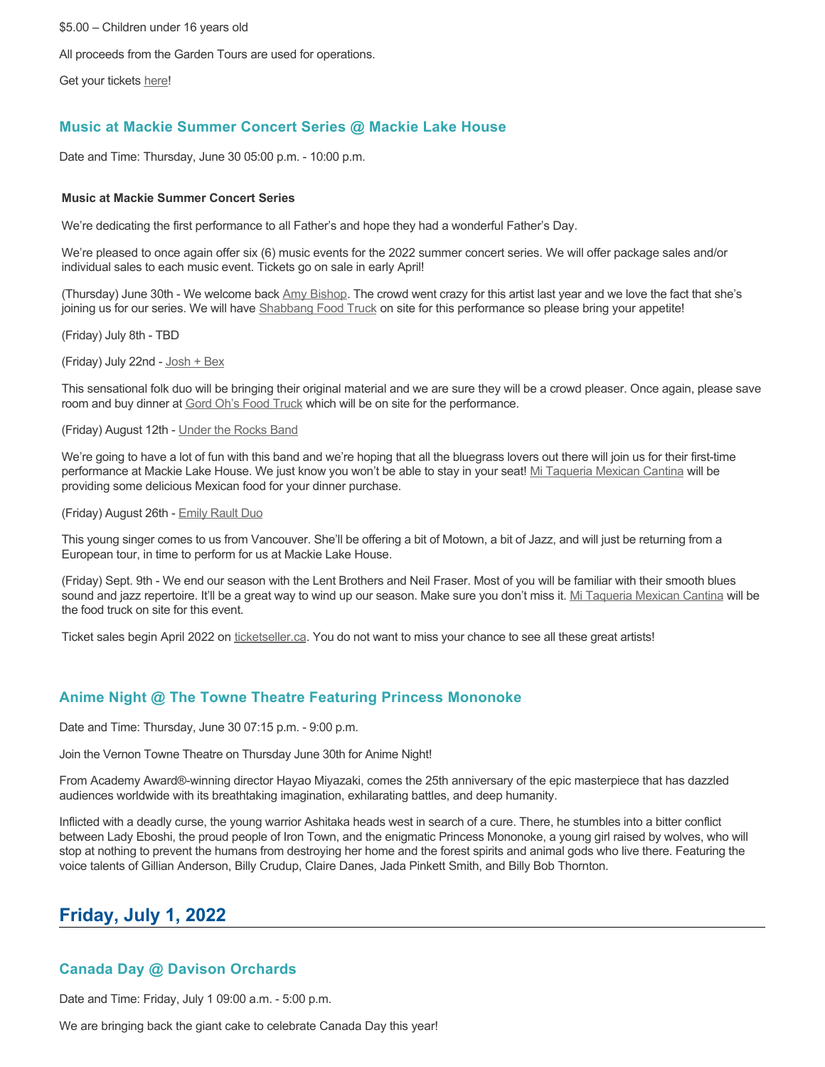$5.00 – Children under 16 years old

All proceeds from the Garden Tours are used for operations.

Get your tickets here!

### Music at Mackie Summer Concert Series @ Mackie Lake House

Date and Time: Thursday, June 30 05:00 p.m. - 10:00 p.m.

**Music at Mackie Summer Concert Series**

We're dedicating the first performance to all Father's and hope they had a wonderful Father's Day.

We're pleased to once again offer six (6) music events for the 2022 summer concert series. We will offer package sales and/or individual sales to each music event. Tickets go on sale in early April!

(Thursday) June 30th - We welcome back Amy Bishop. The crowd went crazy for this artist last year and we love the fact that she's joining us for our series. We will have Shabbang Food Truck on site for this performance so please bring your appetite!

(Friday) July 8th - TBD

(Friday) July 22nd - Josh + Bex

This sensational folk duo will be bringing their original material and we are sure they will be a crowd pleaser. Once again, please save room and buy dinner at Gord Oh's Food Truck which will be on site for the performance.

(Friday) August 12th - Under the Rocks Band

We're going to have a lot of fun with this band and we're hoping that all the bluegrass lovers out there will join us for their first-time performance at Mackie Lake House. We just know you won't be able to stay in your seat! Mi Taqueria Mexican Cantina will be providing some delicious Mexican food for your dinner purchase.

(Friday) August 26th - Emily Rault Duo

This young singer comes to us from Vancouver. She'll be offering a bit of Motown, a bit of Jazz, and will just be returning from a European tour, in time to perform for us at Mackie Lake House.

(Friday) Sept. 9th - We end our season with the Lent Brothers and Neil Fraser. Most of you will be familiar with their smooth blues sound and jazz repertoire. It'll be a great way to wind up our season. Make sure you don't miss it. Mi Taqueria Mexican Cantina will be the food truck on site for this event.

Ticket sales begin April 2022 on ticketseller.ca. You do not want to miss your chance to see all these great artists!

### Anime Night @ The Towne Theatre Featuring Princess Mononoke

Date and Time: Thursday, June 30 07:15 p.m. - 9:00 p.m.

Join the Vernon Towne Theatre on Thursday June 30th for Anime Night!

From Academy Award®-winning director Hayao Miyazaki, comes the 25th anniversary of the epic masterpiece that has dazzled audiences worldwide with its breathtaking imagination, exhilarating battles, and deep humanity.

Inflicted with a deadly curse, the young warrior Ashitaka heads west in search of a cure. There, he stumbles into a bitter conflict between Lady Eboshi, the proud people of Iron Town, and the enigmatic Princess Mononoke, a young girl raised by wolves, who will stop at nothing to prevent the humans from destroying her home and the forest spirits and animal gods who live there. Featuring the voice talents of Gillian Anderson, Billy Crudup, Claire Danes, Jada Pinkett Smith, and Billy Bob Thornton.

## Friday, July 1, 2022

### Canada Day @ Davison Orchards

Date and Time: Friday, July 1 09:00 a.m. - 5:00 p.m.

We are bringing back the giant cake to celebrate Canada Day this year!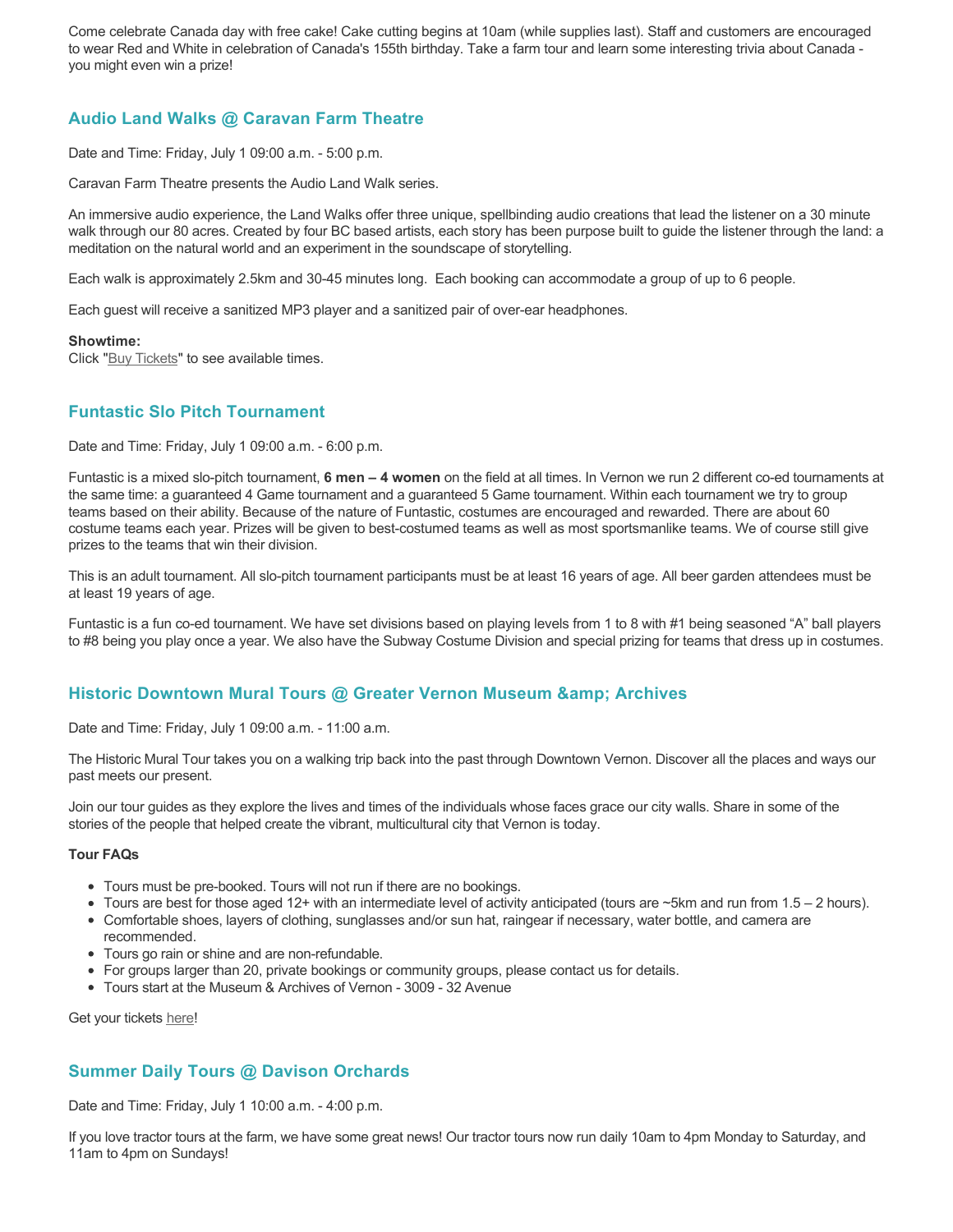Come celebrate Canada day with free cake! Cake cutting begins at 10am (while supplies last). Staff and customers are encouraged to wear Red and White in celebration of Canada's 155th birthday. Take a farm tour and learn some interesting trivia about Canada - you might even win a prize!

## Audio Land Walks @ Caravan Farm Theatre

Date and Time: Friday, July 1 09:00 a.m. - 5:00 p.m.

Caravan Farm Theatre presents the Audio Land Walk series.

An immersive audio experience, the Land Walks offer three unique, spellbinding audio creations that lead the listener on a 30 minute walk through our 80 acres. Created by four BC based artists, each story has been purpose built to guide the listener through the land: a meditation on the natural world and an experiment in the soundscape of storytelling.

Each walk is approximately 2.5km and 30-45 minutes long. Each booking can accommodate a group of up to 6 people.

Each guest will receive a sanitized MP3 player and a sanitized pair of over-ear headphones.

**Showtime:**
Click "Buy Tickets" to see available times.

## Funtastic Slo Pitch Tournament

Date and Time: Friday, July 1 09:00 a.m. - 6:00 p.m.

Funtastic is a mixed slo-pitch tournament, **6 men – 4 women** on the field at all times. In Vernon we run 2 different co-ed tournaments at the same time: a guaranteed 4 Game tournament and a guaranteed 5 Game tournament. Within each tournament we try to group teams based on their ability. Because of the nature of Funtastic, costumes are encouraged and rewarded. There are about 60 costume teams each year. Prizes will be given to best-costumed teams as well as most sportsmanlike teams. We of course still give prizes to the teams that win their division.

This is an adult tournament. All slo-pitch tournament participants must be at least 16 years of age. All beer garden attendees must be at least 19 years of age.

Funtastic is a fun co-ed tournament. We have set divisions based on playing levels from 1 to 8 with #1 being seasoned "A" ball players to #8 being you play once a year. We also have the Subway Costume Division and special prizing for teams that dress up in costumes.

## Historic Downtown Mural Tours @ Greater Vernon Museum &amp; Archives

Date and Time: Friday, July 1 09:00 a.m. - 11:00 a.m.

The Historic Mural Tour takes you on a walking trip back into the past through Downtown Vernon. Discover all the places and ways our past meets our present.

Join our tour guides as they explore the lives and times of the individuals whose faces grace our city walls. Share in some of the stories of the people that helped create the vibrant, multicultural city that Vernon is today.

**Tour FAQs**

- Tours must be pre-booked. Tours will not run if there are no bookings.
- Tours are best for those aged 12+ with an intermediate level of activity anticipated (tours are ~5km and run from 1.5 – 2 hours).
- Comfortable shoes, layers of clothing, sunglasses and/or sun hat, raingear if necessary, water bottle, and camera are recommended.
- Tours go rain or shine and are non-refundable.
- For groups larger than 20, private bookings or community groups, please contact us for details.
- Tours start at the Museum & Archives of Vernon - 3009 - 32 Avenue

Get your tickets here!

## Summer Daily Tours @ Davison Orchards

Date and Time: Friday, July 1 10:00 a.m. - 4:00 p.m.

If you love tractor tours at the farm, we have some great news! Our tractor tours now run daily 10am to 4pm Monday to Saturday, and 11am to 4pm on Sundays!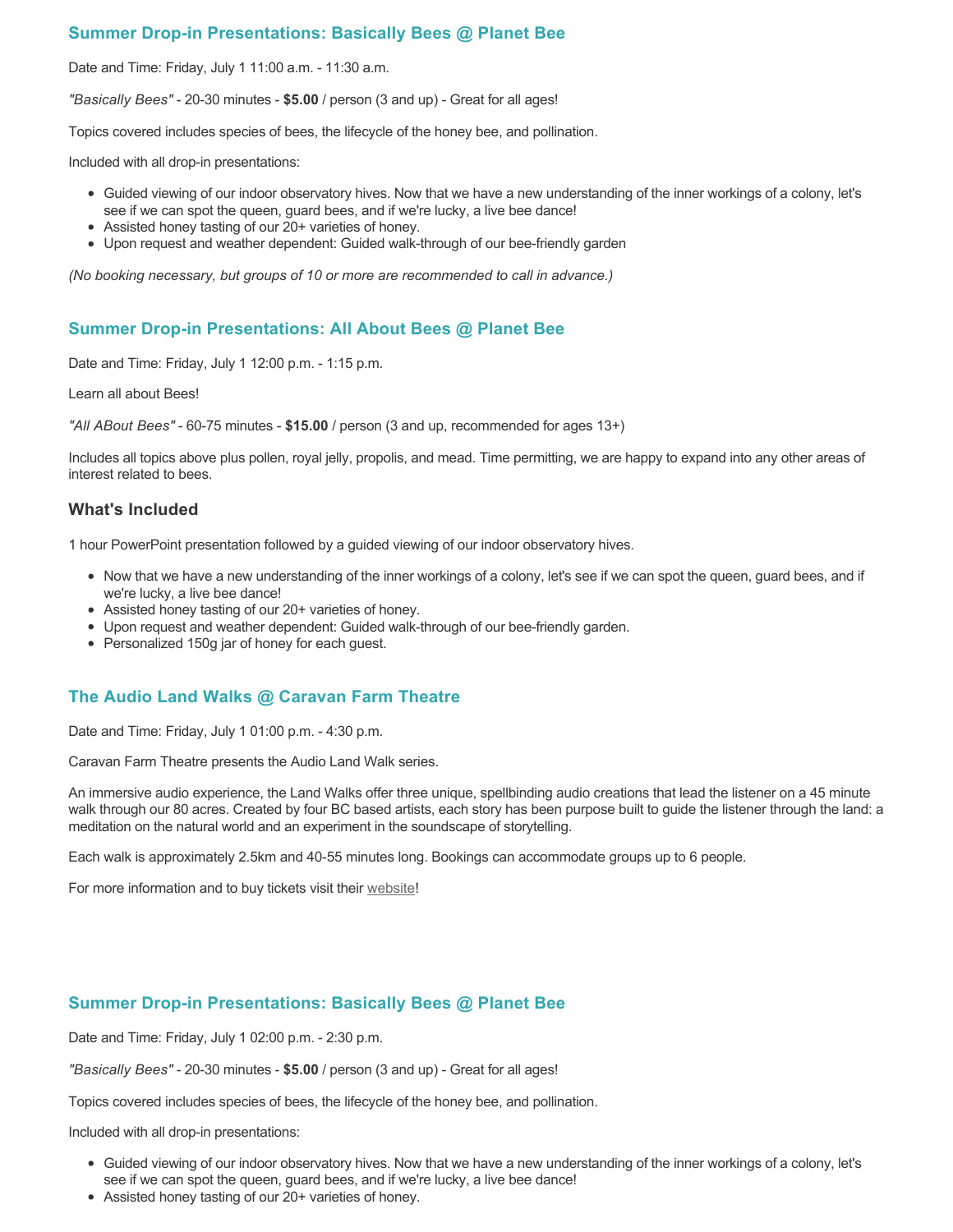## Summer Drop-in Presentations: Basically Bees @ Planet Bee

Date and Time: Friday, July 1 11:00 a.m. - 11:30 a.m.

*"Basically Bees"* - 20-30 minutes - **$5.00** / person (3 and up) - Great for all ages!

Topics covered includes species of bees, the lifecycle of the honey bee, and pollination.

Included with all drop-in presentations:

- Guided viewing of our indoor observatory hives. Now that we have a new understanding of the inner workings of a colony, let's see if we can spot the queen, guard bees, and if we're lucky, a live bee dance!
- Assisted honey tasting of our 20+ varieties of honey.
- Upon request and weather dependent: Guided walk-through of our bee-friendly garden

*(No booking necessary, but groups of 10 or more are recommended to call in advance.)*

## Summer Drop-in Presentations: All About Bees @ Planet Bee

Date and Time: Friday, July 1 12:00 p.m. - 1:15 p.m.

Learn all about Bees!

*"All ABout Bees"* - 60-75 minutes - **$15.00** / person (3 and up, recommended for ages 13+)

Includes all topics above plus pollen, royal jelly, propolis, and mead. Time permitting, we are happy to expand into any other areas of interest related to bees.

### What's Included

1 hour PowerPoint presentation followed by a guided viewing of our indoor observatory hives.

- Now that we have a new understanding of the inner workings of a colony, let's see if we can spot the queen, guard bees, and if we're lucky, a live bee dance!
- Assisted honey tasting of our 20+ varieties of honey.
- Upon request and weather dependent: Guided walk-through of our bee-friendly garden.
- Personalized 150g jar of honey for each guest.

## The Audio Land Walks @ Caravan Farm Theatre

Date and Time: Friday, July 1 01:00 p.m. - 4:30 p.m.

Caravan Farm Theatre presents the Audio Land Walk series.

An immersive audio experience, the Land Walks offer three unique, spellbinding audio creations that lead the listener on a 45 minute walk through our 80 acres. Created by four BC based artists, each story has been purpose built to guide the listener through the land: a meditation on the natural world and an experiment in the soundscape of storytelling.

Each walk is approximately 2.5km and 40-55 minutes long. Bookings can accommodate groups up to 6 people.

For more information and to buy tickets visit their website!

## Summer Drop-in Presentations: Basically Bees @ Planet Bee

Date and Time: Friday, July 1 02:00 p.m. - 2:30 p.m.

*"Basically Bees"* - 20-30 minutes - **$5.00** / person (3 and up) - Great for all ages!

Topics covered includes species of bees, the lifecycle of the honey bee, and pollination.

Included with all drop-in presentations:

- Guided viewing of our indoor observatory hives. Now that we have a new understanding of the inner workings of a colony, let's see if we can spot the queen, guard bees, and if we're lucky, a live bee dance!
- Assisted honey tasting of our 20+ varieties of honey.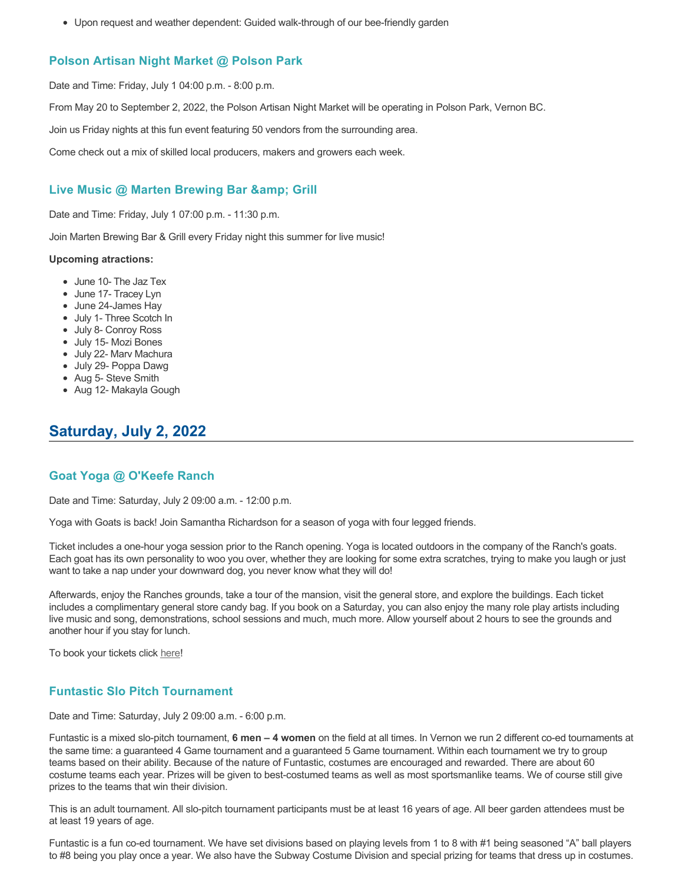- Upon request and weather dependent: Guided walk-through of our bee-friendly garden

### Polson Artisan Night Market @ Polson Park

Date and Time: Friday, July 1 04:00 p.m. - 8:00 p.m.

From May 20 to September 2, 2022, the Polson Artisan Night Market will be operating in Polson Park, Vernon BC.

Join us Friday nights at this fun event featuring 50 vendors from the surrounding area.

Come check out a mix of skilled local producers, makers and growers each week.

### Live Music @ Marten Brewing Bar &amp; Grill

Date and Time: Friday, July 1 07:00 p.m. - 11:30 p.m.

Join Marten Brewing Bar & Grill every Friday night this summer for live music!

**Upcoming atractions:**

- June 10- The Jaz Tex
- June 17- Tracey Lyn
- June 24-James Hay
- July 1- Three Scotch In
- July 8- Conroy Ross
- July 15- Mozi Bones
- July 22- Marv Machura
- July 29- Poppa Dawg
- Aug 5- Steve Smith
- Aug 12- Makayla Gough

## Saturday, July 2, 2022

### Goat Yoga @ O'Keefe Ranch

Date and Time: Saturday, July 2 09:00 a.m. - 12:00 p.m.

Yoga with Goats is back! Join Samantha Richardson for a season of yoga with four legged friends.

Ticket includes a one-hour yoga session prior to the Ranch opening. Yoga is located outdoors in the company of the Ranch's goats. Each goat has its own personality to woo you over, whether they are looking for some extra scratches, trying to make you laugh or just want to take a nap under your downward dog, you never know what they will do!

Afterwards, enjoy the Ranches grounds, take a tour of the mansion, visit the general store, and explore the buildings. Each ticket includes a complimentary general store candy bag. If you book on a Saturday, you can also enjoy the many role play artists including live music and song, demonstrations, school sessions and much, much more. Allow yourself about 2 hours to see the grounds and another hour if you stay for lunch.

To book your tickets click here!

### Funtastic Slo Pitch Tournament

Date and Time: Saturday, July 2 09:00 a.m. - 6:00 p.m.

Funtastic is a mixed slo-pitch tournament, **6 men – 4 women** on the field at all times. In Vernon we run 2 different co-ed tournaments at the same time: a guaranteed 4 Game tournament and a guaranteed 5 Game tournament. Within each tournament we try to group teams based on their ability. Because of the nature of Funtastic, costumes are encouraged and rewarded. There are about 60 costume teams each year. Prizes will be given to best-costumed teams as well as most sportsmanlike teams. We of course still give prizes to the teams that win their division.

This is an adult tournament. All slo-pitch tournament participants must be at least 16 years of age. All beer garden attendees must be at least 19 years of age.

Funtastic is a fun co-ed tournament. We have set divisions based on playing levels from 1 to 8 with #1 being seasoned "A" ball players to #8 being you play once a year. We also have the Subway Costume Division and special prizing for teams that dress up in costumes.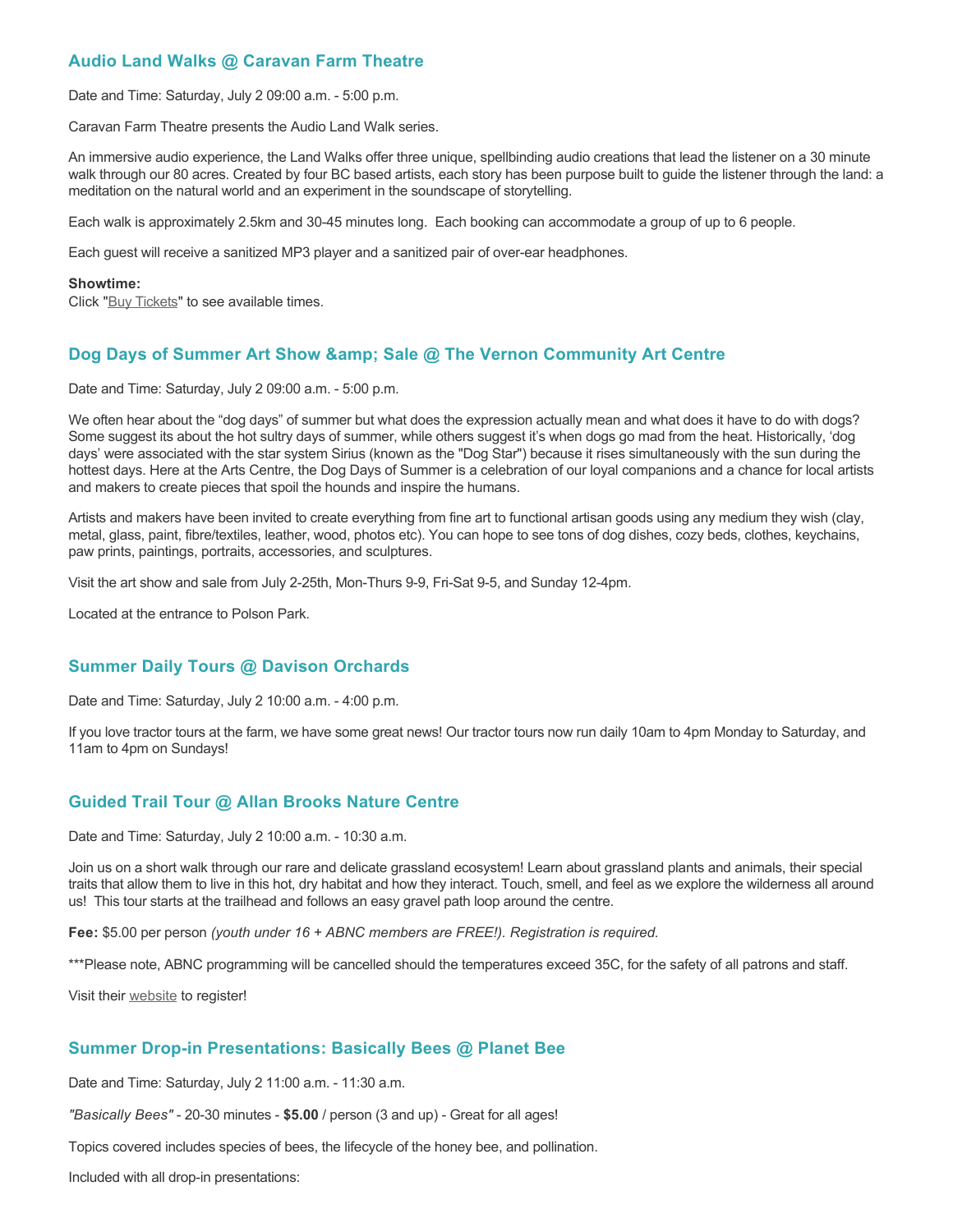## Audio Land Walks @ Caravan Farm Theatre

Date and Time: Saturday, July 2 09:00 a.m. - 5:00 p.m.

Caravan Farm Theatre presents the Audio Land Walk series.

An immersive audio experience, the Land Walks offer three unique, spellbinding audio creations that lead the listener on a 30 minute walk through our 80 acres. Created by four BC based artists, each story has been purpose built to guide the listener through the land: a meditation on the natural world and an experiment in the soundscape of storytelling.

Each walk is approximately 2.5km and 30-45 minutes long. Each booking can accommodate a group of up to 6 people.

Each guest will receive a sanitized MP3 player and a sanitized pair of over-ear headphones.

**Showtime:**
Click "Buy Tickets" to see available times.

## Dog Days of Summer Art Show &amp; Sale @ The Vernon Community Art Centre

Date and Time: Saturday, July 2 09:00 a.m. - 5:00 p.m.

We often hear about the "dog days" of summer but what does the expression actually mean and what does it have to do with dogs? Some suggest its about the hot sultry days of summer, while others suggest it's when dogs go mad from the heat. Historically, 'dog days' were associated with the star system Sirius (known as the "Dog Star") because it rises simultaneously with the sun during the hottest days. Here at the Arts Centre, the Dog Days of Summer is a celebration of our loyal companions and a chance for local artists and makers to create pieces that spoil the hounds and inspire the humans.

Artists and makers have been invited to create everything from fine art to functional artisan goods using any medium they wish (clay, metal, glass, paint, fibre/textiles, leather, wood, photos etc). You can hope to see tons of dog dishes, cozy beds, clothes, keychains, paw prints, paintings, portraits, accessories, and sculptures.

Visit the art show and sale from July 2-25th, Mon-Thurs 9-9, Fri-Sat 9-5, and Sunday 12-4pm.

Located at the entrance to Polson Park.

## Summer Daily Tours @ Davison Orchards

Date and Time: Saturday, July 2 10:00 a.m. - 4:00 p.m.

If you love tractor tours at the farm, we have some great news! Our tractor tours now run daily 10am to 4pm Monday to Saturday, and 11am to 4pm on Sundays!

## Guided Trail Tour @ Allan Brooks Nature Centre

Date and Time: Saturday, July 2 10:00 a.m. - 10:30 a.m.

Join us on a short walk through our rare and delicate grassland ecosystem! Learn about grassland plants and animals, their special traits that allow them to live in this hot, dry habitat and how they interact. Touch, smell, and feel as we explore the wilderness all around us! This tour starts at the trailhead and follows an easy gravel path loop around the centre.

**Fee:** $5.00 per person *(youth under 16 + ABNC members are FREE!). Registration is required.*

***Please note, ABNC programming will be cancelled should the temperatures exceed 35C, for the safety of all patrons and staff.

Visit their website to register!

## Summer Drop-in Presentations: Basically Bees @ Planet Bee

Date and Time: Saturday, July 2 11:00 a.m. - 11:30 a.m.

*"Basically Bees"* - 20-30 minutes - **$5.00** / person (3 and up) - Great for all ages!

Topics covered includes species of bees, the lifecycle of the honey bee, and pollination.

Included with all drop-in presentations: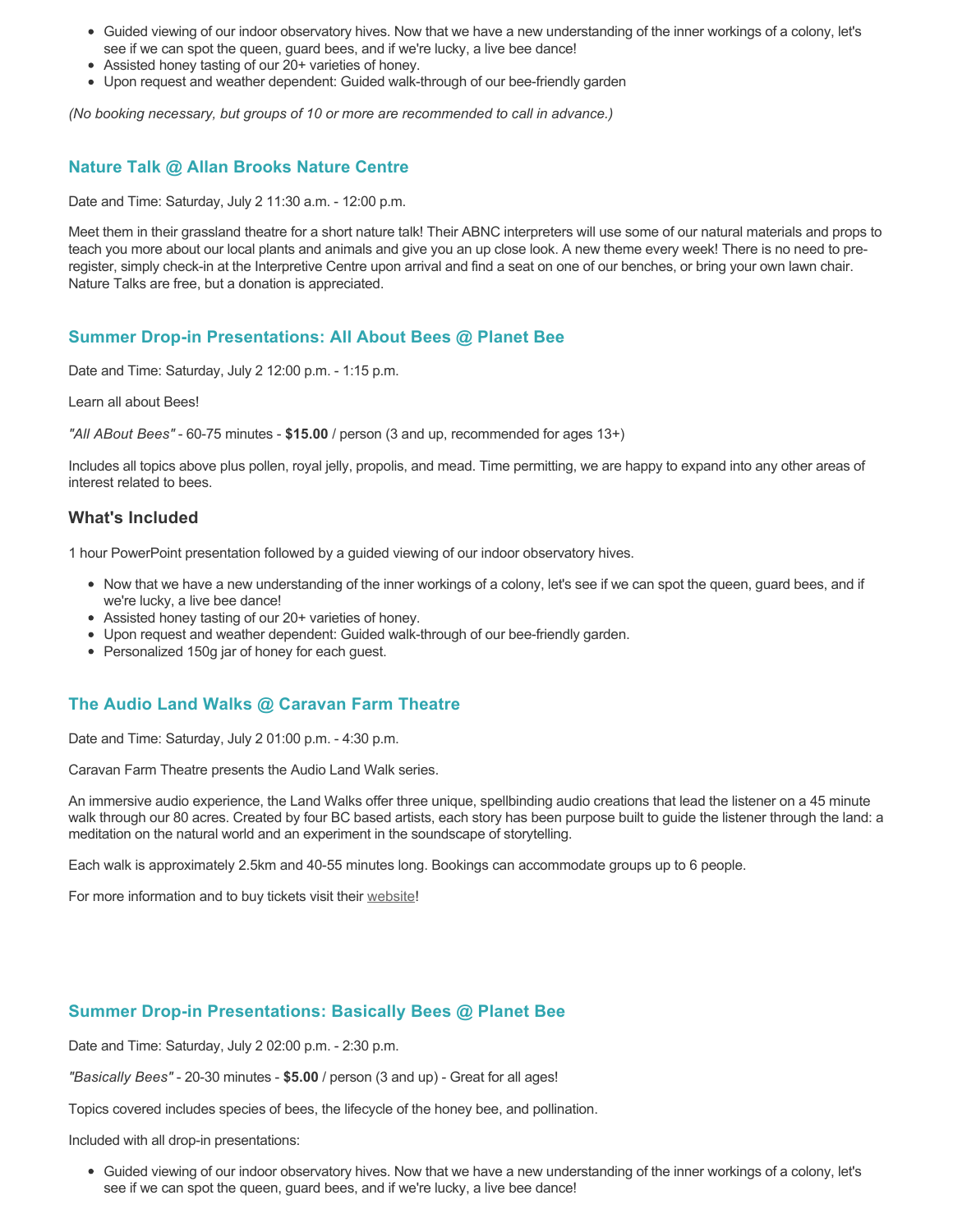- Guided viewing of our indoor observatory hives. Now that we have a new understanding of the inner workings of a colony, let's see if we can spot the queen, guard bees, and if we're lucky, a live bee dance!
- Assisted honey tasting of our 20+ varieties of honey.
- Upon request and weather dependent: Guided walk-through of our bee-friendly garden

*(No booking necessary, but groups of 10 or more are recommended to call in advance.)*

### Nature Talk @ Allan Brooks Nature Centre

Date and Time: Saturday, July 2 11:30 a.m. - 12:00 p.m.

Meet them in their grassland theatre for a short nature talk! Their ABNC interpreters will use some of our natural materials and props to teach you more about our local plants and animals and give you an up close look. A new theme every week! There is no need to pre-register, simply check-in at the Interpretive Centre upon arrival and find a seat on one of our benches, or bring your own lawn chair. Nature Talks are free, but a donation is appreciated.

### Summer Drop-in Presentations: All About Bees @ Planet Bee

Date and Time: Saturday, July 2 12:00 p.m. - 1:15 p.m.

Learn all about Bees!

*"All ABout Bees"* - 60-75 minutes - **$15.00** / person (3 and up, recommended for ages 13+)

Includes all topics above plus pollen, royal jelly, propolis, and mead. Time permitting, we are happy to expand into any other areas of interest related to bees.

#### What's Included

1 hour PowerPoint presentation followed by a guided viewing of our indoor observatory hives.

- Now that we have a new understanding of the inner workings of a colony, let's see if we can spot the queen, guard bees, and if we're lucky, a live bee dance!
- Assisted honey tasting of our 20+ varieties of honey.
- Upon request and weather dependent: Guided walk-through of our bee-friendly garden.
- Personalized 150g jar of honey for each guest.

### The Audio Land Walks @ Caravan Farm Theatre

Date and Time: Saturday, July 2 01:00 p.m. - 4:30 p.m.

Caravan Farm Theatre presents the Audio Land Walk series.

An immersive audio experience, the Land Walks offer three unique, spellbinding audio creations that lead the listener on a 45 minute walk through our 80 acres. Created by four BC based artists, each story has been purpose built to guide the listener through the land: a meditation on the natural world and an experiment in the soundscape of storytelling.

Each walk is approximately 2.5km and 40-55 minutes long. Bookings can accommodate groups up to 6 people.

For more information and to buy tickets visit their website!

### Summer Drop-in Presentations: Basically Bees @ Planet Bee

Date and Time: Saturday, July 2 02:00 p.m. - 2:30 p.m.

*"Basically Bees"* - 20-30 minutes - **$5.00** / person (3 and up) - Great for all ages!

Topics covered includes species of bees, the lifecycle of the honey bee, and pollination.

Included with all drop-in presentations:

- Guided viewing of our indoor observatory hives. Now that we have a new understanding of the inner workings of a colony, let's see if we can spot the queen, guard bees, and if we're lucky, a live bee dance!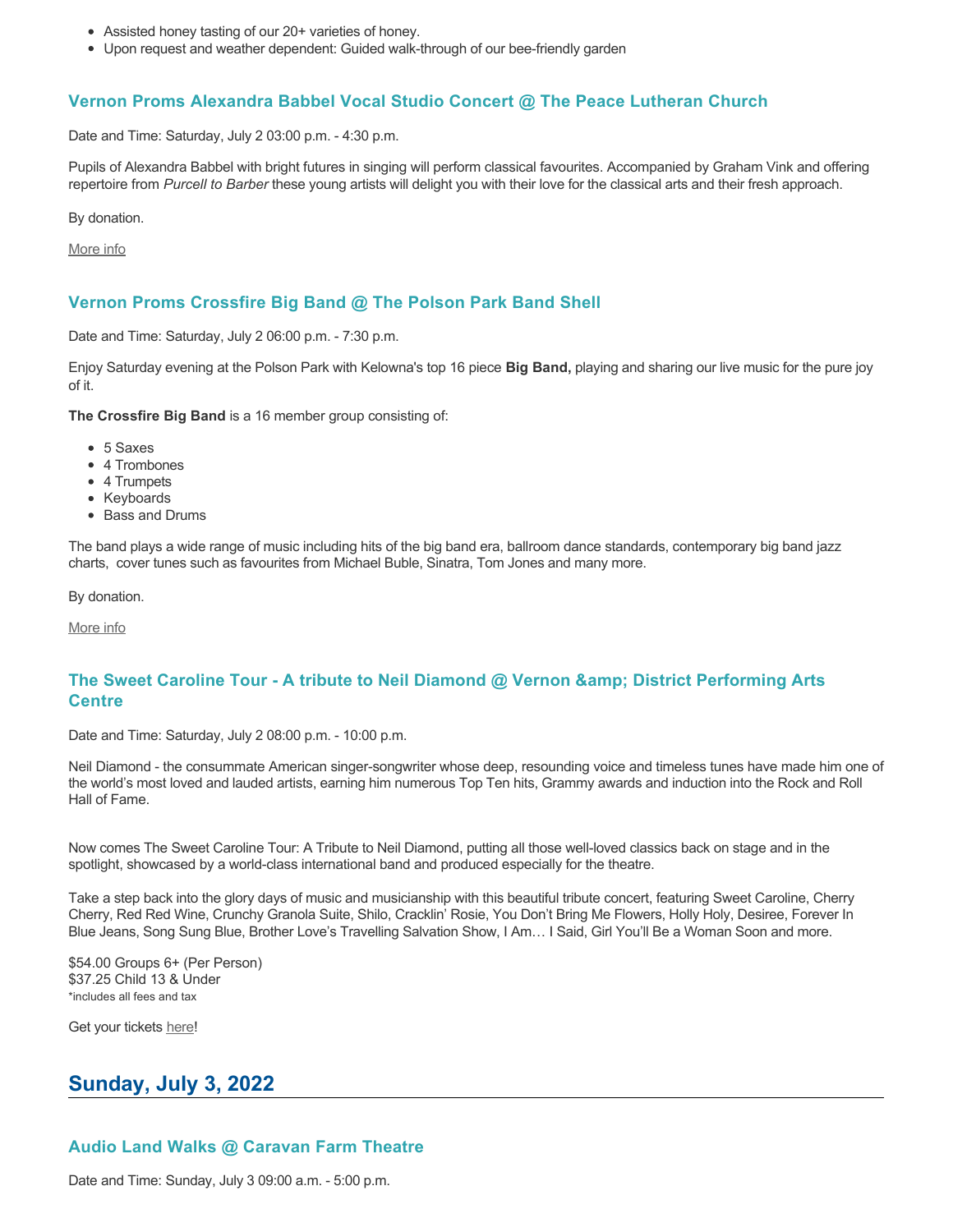- Assisted honey tasting of our 20+ varieties of honey.
- Upon request and weather dependent: Guided walk-through of our bee-friendly garden

### Vernon Proms Alexandra Babbel Vocal Studio Concert @ The Peace Lutheran Church

Date and Time: Saturday, July 2 03:00 p.m. - 4:30 p.m.

Pupils of Alexandra Babbel with bright futures in singing will perform classical favourites. Accompanied by Graham Vink and offering repertoire from *Purcell to Barber* these young artists will delight you with their love for the classical arts and their fresh approach.

By donation.

More info

### Vernon Proms Crossfire Big Band @ The Polson Park Band Shell

Date and Time: Saturday, July 2 06:00 p.m. - 7:30 p.m.

Enjoy Saturday evening at the Polson Park with Kelowna's top 16 piece **Big Band,** playing and sharing our live music for the pure joy of it.

**The Crossfire Big Band** is a 16 member group consisting of:

- 5 Saxes
- 4 Trombones
- 4 Trumpets
- Keyboards
- Bass and Drums

The band plays a wide range of music including hits of the big band era, ballroom dance standards, contemporary big band jazz charts, cover tunes such as favourites from Michael Buble, Sinatra, Tom Jones and many more.

By donation.

More info

### The Sweet Caroline Tour - A tribute to Neil Diamond @ Vernon &amp; District Performing Arts Centre

Date and Time: Saturday, July 2 08:00 p.m. - 10:00 p.m.

Neil Diamond - the consummate American singer-songwriter whose deep, resounding voice and timeless tunes have made him one of the world's most loved and lauded artists, earning him numerous Top Ten hits, Grammy awards and induction into the Rock and Roll Hall of Fame.

Now comes The Sweet Caroline Tour: A Tribute to Neil Diamond, putting all those well-loved classics back on stage and in the spotlight, showcased by a world-class international band and produced especially for the theatre.

Take a step back into the glory days of music and musicianship with this beautiful tribute concert, featuring Sweet Caroline, Cherry Cherry, Red Red Wine, Crunchy Granola Suite, Shilo, Cracklin' Rosie, You Don't Bring Me Flowers, Holly Holy, Desiree, Forever In Blue Jeans, Song Sung Blue, Brother Love's Travelling Salvation Show, I Am… I Said, Girl You'll Be a Woman Soon and more.

$54.00 Groups 6+ (Per Person)
$37.25 Child 13 & Under
*includes all fees and tax

Get your tickets here!

## Sunday, July 3, 2022

### Audio Land Walks @ Caravan Farm Theatre

Date and Time: Sunday, July 3 09:00 a.m. - 5:00 p.m.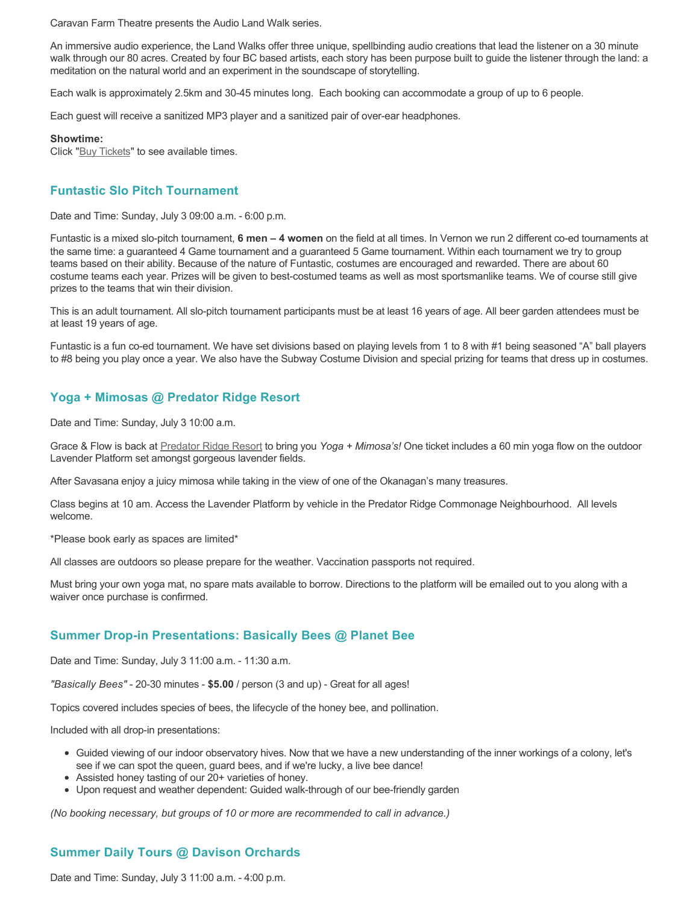Caravan Farm Theatre presents the Audio Land Walk series.

An immersive audio experience, the Land Walks offer three unique, spellbinding audio creations that lead the listener on a 30 minute walk through our 80 acres. Created by four BC based artists, each story has been purpose built to guide the listener through the land: a meditation on the natural world and an experiment in the soundscape of storytelling.

Each walk is approximately 2.5km and 30-45 minutes long. Each booking can accommodate a group of up to 6 people.

Each guest will receive a sanitized MP3 player and a sanitized pair of over-ear headphones.

**Showtime:**
Click "Buy Tickets" to see available times.

### Funtastic Slo Pitch Tournament

Date and Time: Sunday, July 3 09:00 a.m. - 6:00 p.m.

Funtastic is a mixed slo-pitch tournament, **6 men – 4 women** on the field at all times. In Vernon we run 2 different co-ed tournaments at the same time: a guaranteed 4 Game tournament and a guaranteed 5 Game tournament. Within each tournament we try to group teams based on their ability. Because of the nature of Funtastic, costumes are encouraged and rewarded. There are about 60 costume teams each year. Prizes will be given to best-costumed teams as well as most sportsmanlike teams. We of course still give prizes to the teams that win their division.

This is an adult tournament. All slo-pitch tournament participants must be at least 16 years of age. All beer garden attendees must be at least 19 years of age.

Funtastic is a fun co-ed tournament. We have set divisions based on playing levels from 1 to 8 with #1 being seasoned "A" ball players to #8 being you play once a year. We also have the Subway Costume Division and special prizing for teams that dress up in costumes.

### Yoga + Mimosas @ Predator Ridge Resort

Date and Time: Sunday, July 3 10:00 a.m.

Grace & Flow is back at Predator Ridge Resort to bring you *Yoga + Mimosa's!* One ticket includes a 60 min yoga flow on the outdoor Lavender Platform set amongst gorgeous lavender fields.

After Savasana enjoy a juicy mimosa while taking in the view of one of the Okanagan's many treasures.

Class begins at 10 am. Access the Lavender Platform by vehicle in the Predator Ridge Commonage Neighbourhood. All levels welcome.

*Please book early as spaces are limited*

All classes are outdoors so please prepare for the weather. Vaccination passports not required.

Must bring your own yoga mat, no spare mats available to borrow. Directions to the platform will be emailed out to you along with a waiver once purchase is confirmed.

### Summer Drop-in Presentations: Basically Bees @ Planet Bee

Date and Time: Sunday, July 3 11:00 a.m. - 11:30 a.m.

*"Basically Bees"* - 20-30 minutes - **$5.00** / person (3 and up) - Great for all ages!

Topics covered includes species of bees, the lifecycle of the honey bee, and pollination.

Included with all drop-in presentations:

- Guided viewing of our indoor observatory hives. Now that we have a new understanding of the inner workings of a colony, let's see if we can spot the queen, guard bees, and if we're lucky, a live bee dance!
- Assisted honey tasting of our 20+ varieties of honey.
- Upon request and weather dependent: Guided walk-through of our bee-friendly garden

*(No booking necessary, but groups of 10 or more are recommended to call in advance.)*

### Summer Daily Tours @ Davison Orchards

Date and Time: Sunday, July 3 11:00 a.m. - 4:00 p.m.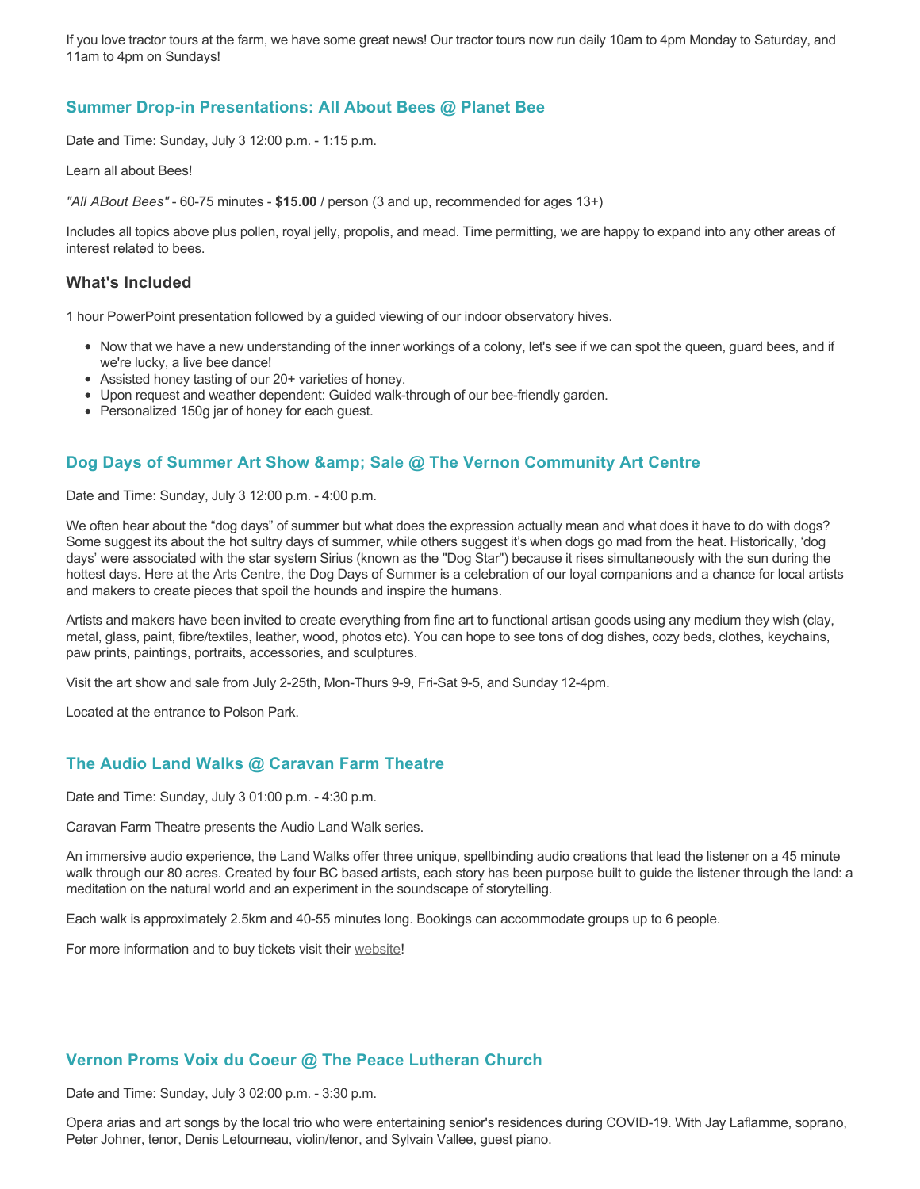If you love tractor tours at the farm, we have some great news! Our tractor tours now run daily 10am to 4pm Monday to Saturday, and 11am to 4pm on Sundays!

### Summer Drop-in Presentations: All About Bees @ Planet Bee

Date and Time: Sunday, July 3 12:00 p.m. - 1:15 p.m.

Learn all about Bees!

*"All ABout Bees"* - 60-75 minutes - **$15.00** / person (3 and up, recommended for ages 13+)

Includes all topics above plus pollen, royal jelly, propolis, and mead. Time permitting, we are happy to expand into any other areas of interest related to bees.

#### What's Included

1 hour PowerPoint presentation followed by a guided viewing of our indoor observatory hives.

- Now that we have a new understanding of the inner workings of a colony, let's see if we can spot the queen, guard bees, and if we're lucky, a live bee dance!
- Assisted honey tasting of our 20+ varieties of honey.
- Upon request and weather dependent: Guided walk-through of our bee-friendly garden.
- Personalized 150g jar of honey for each guest.

### Dog Days of Summer Art Show &amp; Sale @ The Vernon Community Art Centre

Date and Time: Sunday, July 3 12:00 p.m. - 4:00 p.m.

We often hear about the “dog days” of summer but what does the expression actually mean and what does it have to do with dogs? Some suggest its about the hot sultry days of summer, while others suggest it’s when dogs go mad from the heat. Historically, ‘dog days’ were associated with the star system Sirius (known as the "Dog Star") because it rises simultaneously with the sun during the hottest days. Here at the Arts Centre, the Dog Days of Summer is a celebration of our loyal companions and a chance for local artists and makers to create pieces that spoil the hounds and inspire the humans.

Artists and makers have been invited to create everything from fine art to functional artisan goods using any medium they wish (clay, metal, glass, paint, fibre/textiles, leather, wood, photos etc). You can hope to see tons of dog dishes, cozy beds, clothes, keychains, paw prints, paintings, portraits, accessories, and sculptures.

Visit the art show and sale from July 2-25th, Mon-Thurs 9-9, Fri-Sat 9-5, and Sunday 12-4pm.

Located at the entrance to Polson Park.

### The Audio Land Walks @ Caravan Farm Theatre

Date and Time: Sunday, July 3 01:00 p.m. - 4:30 p.m.

Caravan Farm Theatre presents the Audio Land Walk series.

An immersive audio experience, the Land Walks offer three unique, spellbinding audio creations that lead the listener on a 45 minute walk through our 80 acres. Created by four BC based artists, each story has been purpose built to guide the listener through the land: a meditation on the natural world and an experiment in the soundscape of storytelling.

Each walk is approximately 2.5km and 40-55 minutes long. Bookings can accommodate groups up to 6 people.

For more information and to buy tickets visit their website!

### Vernon Proms Voix du Coeur @ The Peace Lutheran Church

Date and Time: Sunday, July 3 02:00 p.m. - 3:30 p.m.

Opera arias and art songs by the local trio who were entertaining senior's residences during COVID-19. With Jay Laflamme, soprano, Peter Johner, tenor, Denis Letourneau, violin/tenor, and Sylvain Vallee, guest piano.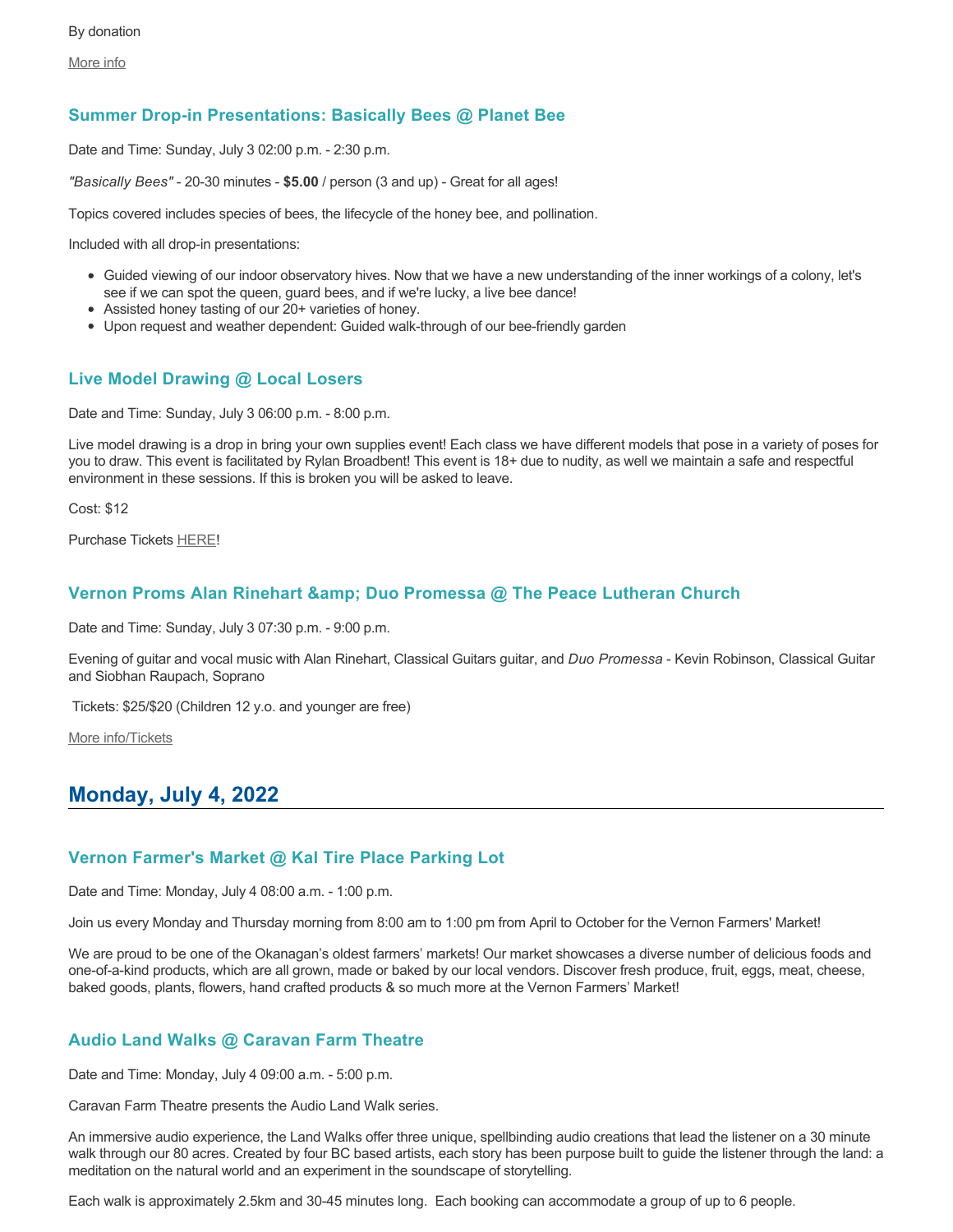By donation

More info

### Summer Drop-in Presentations: Basically Bees @ Planet Bee

Date and Time: Sunday, July 3 02:00 p.m. - 2:30 p.m.

*"Basically Bees"* - 20-30 minutes - **$5.00** / person (3 and up) - Great for all ages!

Topics covered includes species of bees, the lifecycle of the honey bee, and pollination.

Included with all drop-in presentations:

- Guided viewing of our indoor observatory hives. Now that we have a new understanding of the inner workings of a colony, let's see if we can spot the queen, guard bees, and if we're lucky, a live bee dance!
- Assisted honey tasting of our 20+ varieties of honey.
- Upon request and weather dependent: Guided walk-through of our bee-friendly garden

### Live Model Drawing @ Local Losers

Date and Time: Sunday, July 3 06:00 p.m. - 8:00 p.m.

Live model drawing is a drop in bring your own supplies event! Each class we have different models that pose in a variety of poses for you to draw. This event is facilitated by Rylan Broadbent! This event is 18+ due to nudity, as well we maintain a safe and respectful environment in these sessions. If this is broken you will be asked to leave.

Cost: $12

Purchase Tickets HERE!

### Vernon Proms Alan Rinehart &amp; Duo Promessa @ The Peace Lutheran Church

Date and Time: Sunday, July 3 07:30 p.m. - 9:00 p.m.

Evening of guitar and vocal music with Alan Rinehart, Classical Guitars guitar, and *Duo Promessa* - Kevin Robinson, Classical Guitar and Siobhan Raupach, Soprano

Tickets: $25/$20 (Children 12 y.o. and younger are free)

More info/Tickets

## Monday, July 4, 2022

### Vernon Farmer's Market @ Kal Tire Place Parking Lot

Date and Time: Monday, July 4 08:00 a.m. - 1:00 p.m.

Join us every Monday and Thursday morning from 8:00 am to 1:00 pm from April to October for the Vernon Farmers' Market!

We are proud to be one of the Okanagan's oldest farmers' markets! Our market showcases a diverse number of delicious foods and one-of-a-kind products, which are all grown, made or baked by our local vendors. Discover fresh produce, fruit, eggs, meat, cheese, baked goods, plants, flowers, hand crafted products & so much more at the Vernon Farmers' Market!

### Audio Land Walks @ Caravan Farm Theatre

Date and Time: Monday, July 4 09:00 a.m. - 5:00 p.m.

Caravan Farm Theatre presents the Audio Land Walk series.

An immersive audio experience, the Land Walks offer three unique, spellbinding audio creations that lead the listener on a 30 minute walk through our 80 acres. Created by four BC based artists, each story has been purpose built to guide the listener through the land: a meditation on the natural world and an experiment in the soundscape of storytelling.

Each walk is approximately 2.5km and 30-45 minutes long. Each booking can accommodate a group of up to 6 people.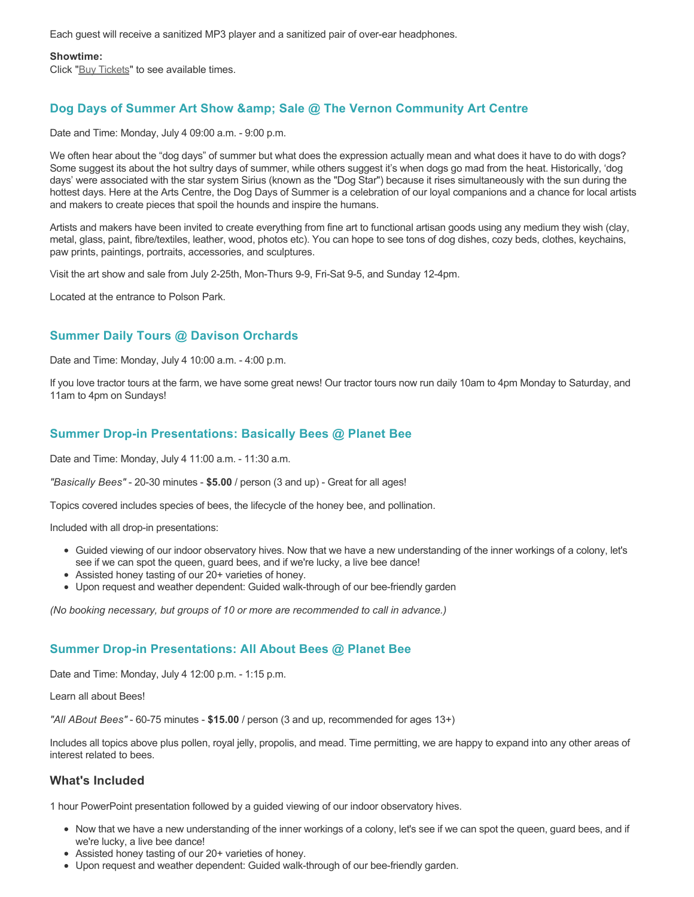Each guest will receive a sanitized MP3 player and a sanitized pair of over-ear headphones.

**Showtime:**
Click "Buy Tickets" to see available times.

### Dog Days of Summer Art Show &amp; Sale @ The Vernon Community Art Centre

Date and Time: Monday, July 4 09:00 a.m. - 9:00 p.m.

We often hear about the “dog days” of summer but what does the expression actually mean and what does it have to do with dogs? Some suggest its about the hot sultry days of summer, while others suggest it’s when dogs go mad from the heat. Historically, ‘dog days’ were associated with the star system Sirius (known as the "Dog Star") because it rises simultaneously with the sun during the hottest days. Here at the Arts Centre, the Dog Days of Summer is a celebration of our loyal companions and a chance for local artists and makers to create pieces that spoil the hounds and inspire the humans.

Artists and makers have been invited to create everything from fine art to functional artisan goods using any medium they wish (clay, metal, glass, paint, fibre/textiles, leather, wood, photos etc). You can hope to see tons of dog dishes, cozy beds, clothes, keychains, paw prints, paintings, portraits, accessories, and sculptures.

Visit the art show and sale from July 2-25th, Mon-Thurs 9-9, Fri-Sat 9-5, and Sunday 12-4pm.

Located at the entrance to Polson Park.

### Summer Daily Tours @ Davison Orchards

Date and Time: Monday, July 4 10:00 a.m. - 4:00 p.m.

If you love tractor tours at the farm, we have some great news! Our tractor tours now run daily 10am to 4pm Monday to Saturday, and 11am to 4pm on Sundays!

### Summer Drop-in Presentations: Basically Bees @ Planet Bee

Date and Time: Monday, July 4 11:00 a.m. - 11:30 a.m.

*"Basically Bees"* - 20-30 minutes - **$5.00** / person (3 and up) - Great for all ages!

Topics covered includes species of bees, the lifecycle of the honey bee, and pollination.

Included with all drop-in presentations:

- Guided viewing of our indoor observatory hives. Now that we have a new understanding of the inner workings of a colony, let's see if we can spot the queen, guard bees, and if we're lucky, a live bee dance!
- Assisted honey tasting of our 20+ varieties of honey.
- Upon request and weather dependent: Guided walk-through of our bee-friendly garden

*(No booking necessary, but groups of 10 or more are recommended to call in advance.)*

### Summer Drop-in Presentations: All About Bees @ Planet Bee

Date and Time: Monday, July 4 12:00 p.m. - 1:15 p.m.

Learn all about Bees!

*"All ABout Bees"* - 60-75 minutes - **$15.00** / person (3 and up, recommended for ages 13+)

Includes all topics above plus pollen, royal jelly, propolis, and mead. Time permitting, we are happy to expand into any other areas of interest related to bees.

## What's Included

1 hour PowerPoint presentation followed by a guided viewing of our indoor observatory hives.

- Now that we have a new understanding of the inner workings of a colony, let's see if we can spot the queen, guard bees, and if we're lucky, a live bee dance!
- Assisted honey tasting of our 20+ varieties of honey.
- Upon request and weather dependent: Guided walk-through of our bee-friendly garden.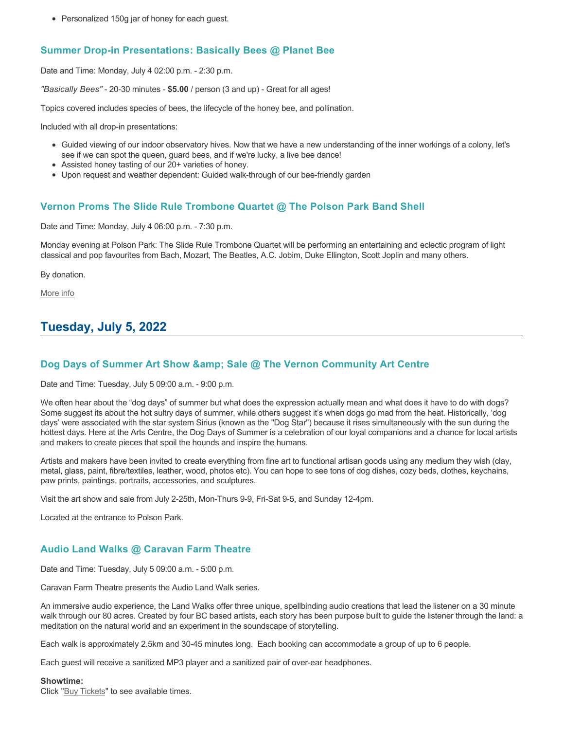- Personalized 150g jar of honey for each guest.

### Summer Drop-in Presentations: Basically Bees @ Planet Bee

Date and Time: Monday, July 4 02:00 p.m. - 2:30 p.m.

*"Basically Bees"* - 20-30 minutes - **$5.00** / person (3 and up) - Great for all ages!

Topics covered includes species of bees, the lifecycle of the honey bee, and pollination.

Included with all drop-in presentations:

- Guided viewing of our indoor observatory hives. Now that we have a new understanding of the inner workings of a colony, let's see if we can spot the queen, guard bees, and if we're lucky, a live bee dance!
- Assisted honey tasting of our 20+ varieties of honey.
- Upon request and weather dependent: Guided walk-through of our bee-friendly garden

### Vernon Proms The Slide Rule Trombone Quartet @ The Polson Park Band Shell

Date and Time: Monday, July 4 06:00 p.m. - 7:30 p.m.

Monday evening at Polson Park: The Slide Rule Trombone Quartet will be performing an entertaining and eclectic program of light classical and pop favourites from Bach, Mozart, The Beatles, A.C. Jobim, Duke Ellington, Scott Joplin and many others.

By donation.

More info

## Tuesday, July 5, 2022

### Dog Days of Summer Art Show &amp; Sale @ The Vernon Community Art Centre

Date and Time: Tuesday, July 5 09:00 a.m. - 9:00 p.m.

We often hear about the “dog days” of summer but what does the expression actually mean and what does it have to do with dogs? Some suggest its about the hot sultry days of summer, while others suggest it’s when dogs go mad from the heat. Historically, ‘dog days’ were associated with the star system Sirius (known as the "Dog Star") because it rises simultaneously with the sun during the hottest days. Here at the Arts Centre, the Dog Days of Summer is a celebration of our loyal companions and a chance for local artists and makers to create pieces that spoil the hounds and inspire the humans.

Artists and makers have been invited to create everything from fine art to functional artisan goods using any medium they wish (clay, metal, glass, paint, fibre/textiles, leather, wood, photos etc). You can hope to see tons of dog dishes, cozy beds, clothes, keychains, paw prints, paintings, portraits, accessories, and sculptures.

Visit the art show and sale from July 2-25th, Mon-Thurs 9-9, Fri-Sat 9-5, and Sunday 12-4pm.

Located at the entrance to Polson Park.

### Audio Land Walks @ Caravan Farm Theatre

Date and Time: Tuesday, July 5 09:00 a.m. - 5:00 p.m.

Caravan Farm Theatre presents the Audio Land Walk series.

An immersive audio experience, the Land Walks offer three unique, spellbinding audio creations that lead the listener on a 30 minute walk through our 80 acres. Created by four BC based artists, each story has been purpose built to guide the listener through the land: a meditation on the natural world and an experiment in the soundscape of storytelling.

Each walk is approximately 2.5km and 30-45 minutes long. Each booking can accommodate a group of up to 6 people.

Each guest will receive a sanitized MP3 player and a sanitized pair of over-ear headphones.

**Showtime:**
Click "Buy Tickets" to see available times.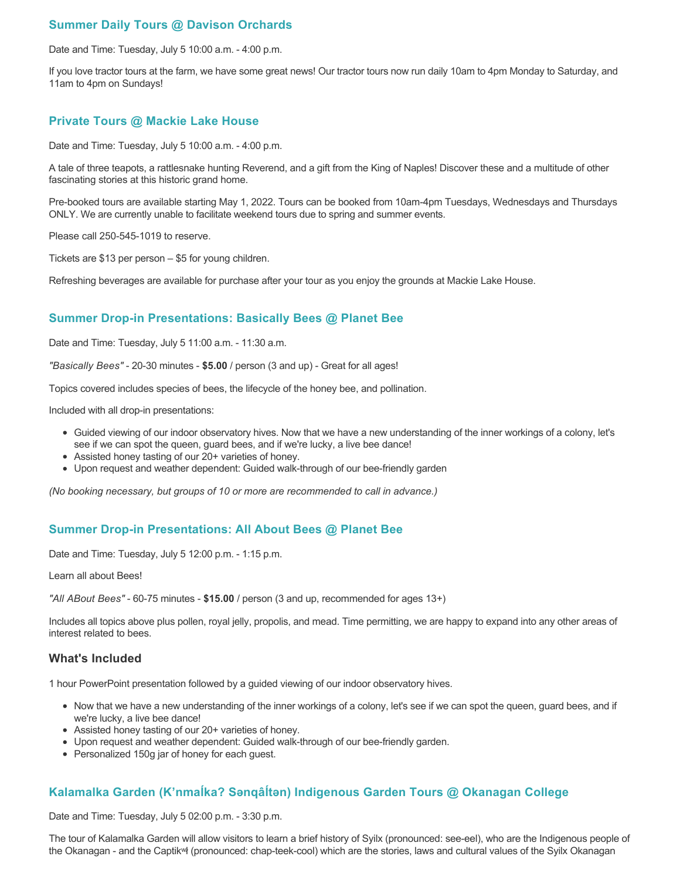## Summer Daily Tours @ Davison Orchards

Date and Time: Tuesday, July 5 10:00 a.m. - 4:00 p.m.

If you love tractor tours at the farm, we have some great news! Our tractor tours now run daily 10am to 4pm Monday to Saturday, and 11am to 4pm on Sundays!

## Private Tours @ Mackie Lake House

Date and Time: Tuesday, July 5 10:00 a.m. - 4:00 p.m.

A tale of three teapots, a rattlesnake hunting Reverend, and a gift from the King of Naples! Discover these and a multitude of other fascinating stories at this historic grand home.

Pre-booked tours are available starting May 1, 2022. Tours can be booked from 10am-4pm Tuesdays, Wednesdays and Thursdays ONLY. We are currently unable to facilitate weekend tours due to spring and summer events.

Please call 250-545-1019 to reserve.

Tickets are $13 per person – $5 for young children.

Refreshing beverages are available for purchase after your tour as you enjoy the grounds at Mackie Lake House.

## Summer Drop-in Presentations: Basically Bees @ Planet Bee

Date and Time: Tuesday, July 5 11:00 a.m. - 11:30 a.m.

*"Basically Bees"* - 20-30 minutes - **$5.00** / person (3 and up) - Great for all ages!

Topics covered includes species of bees, the lifecycle of the honey bee, and pollination.

Included with all drop-in presentations:

- Guided viewing of our indoor observatory hives. Now that we have a new understanding of the inner workings of a colony, let's see if we can spot the queen, guard bees, and if we're lucky, a live bee dance!
- Assisted honey tasting of our 20+ varieties of honey.
- Upon request and weather dependent: Guided walk-through of our bee-friendly garden

*(No booking necessary, but groups of 10 or more are recommended to call in advance.)*

## Summer Drop-in Presentations: All About Bees @ Planet Bee

Date and Time: Tuesday, July 5 12:00 p.m. - 1:15 p.m.

Learn all about Bees!

*"All ABout Bees"* - 60-75 minutes - **$15.00** / person (3 and up, recommended for ages 13+)

Includes all topics above plus pollen, royal jelly, propolis, and mead. Time permitting, we are happy to expand into any other areas of interest related to bees.

### What's Included

1 hour PowerPoint presentation followed by a guided viewing of our indoor observatory hives.

- Now that we have a new understanding of the inner workings of a colony, let's see if we can spot the queen, guard bees, and if we're lucky, a live bee dance!
- Assisted honey tasting of our 20+ varieties of honey.
- Upon request and weather dependent: Guided walk-through of our bee-friendly garden.
- Personalized 150g jar of honey for each guest.

## Kalamalka Garden (K’nmaĺka? Sənqâĺtən) Indigenous Garden Tours @ Okanagan College

Date and Time: Tuesday, July 5 02:00 p.m. - 3:30 p.m.

The tour of Kalamalka Garden will allow visitors to learn a brief history of Syilx (pronounced: see-eel), who are the Indigenous people of the Okanagan - and the Captikʷł (pronounced: chap-teek-cool) which are the stories, laws and cultural values of the Syilx Okanagan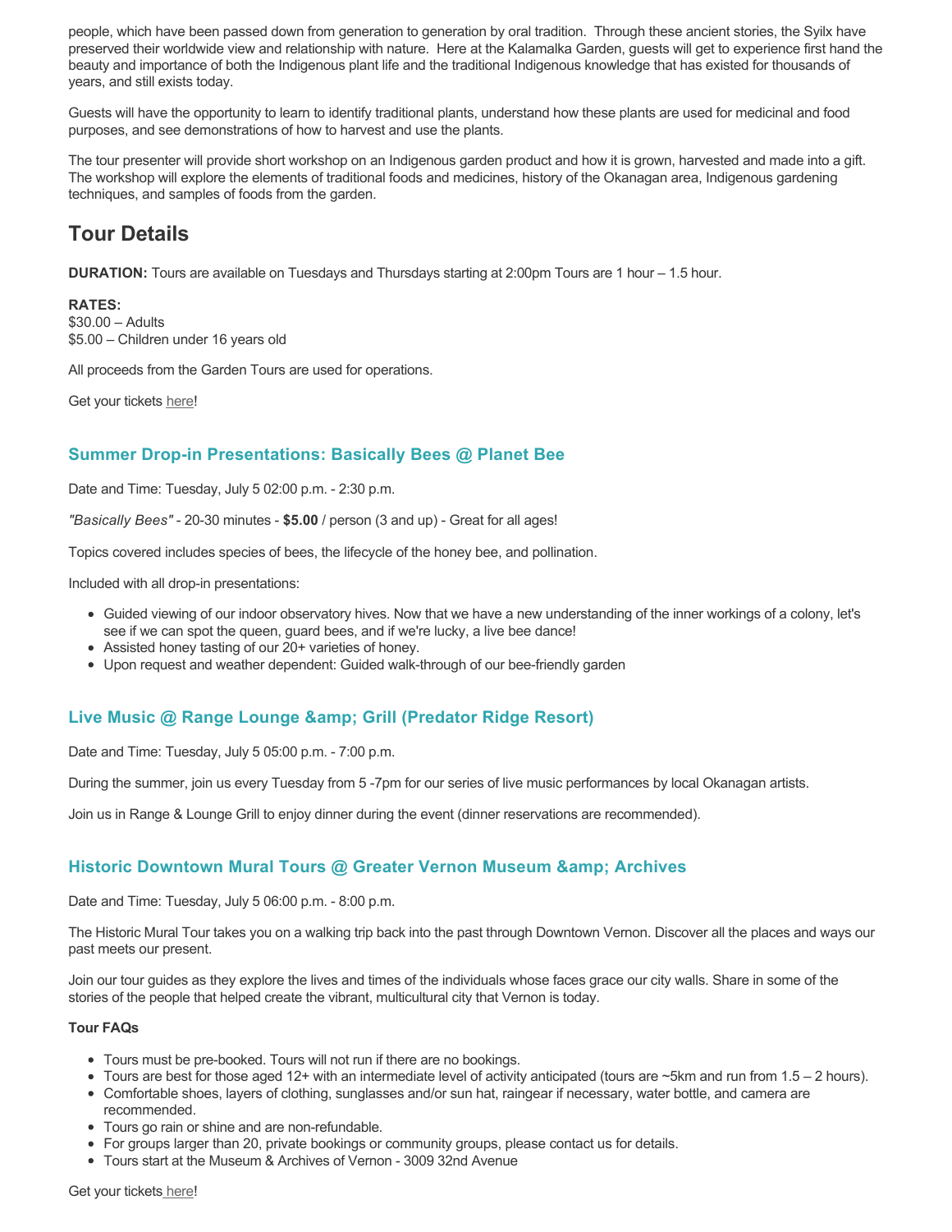people, which have been passed down from generation to generation by oral tradition.  Through these ancient stories, the Syilx have preserved their worldwide view and relationship with nature.  Here at the Kalamalka Garden, guests will get to experience first hand the beauty and importance of both the Indigenous plant life and the traditional Indigenous knowledge that has existed for thousands of years, and still exists today.

Guests will have the opportunity to learn to identify traditional plants, understand how these plants are used for medicinal and food purposes, and see demonstrations of how to harvest and use the plants.

The tour presenter will provide short workshop on an Indigenous garden product and how it is grown, harvested and made into a gift. The workshop will explore the elements of traditional foods and medicines, history of the Okanagan area, Indigenous gardening techniques, and samples of foods from the garden.

## Tour Details

**DURATION:** Tours are available on Tuesdays and Thursdays starting at 2:00pm Tours are 1 hour – 1.5 hour.

**RATES:**
$30.00 – Adults
$5.00 – Children under 16 years old

All proceeds from the Garden Tours are used for operations.

Get your tickets here!

### Summer Drop-in Presentations: Basically Bees @ Planet Bee

Date and Time: Tuesday, July 5 02:00 p.m. - 2:30 p.m.

*"Basically Bees"* - 20-30 minutes - **$5.00** / person (3 and up) - Great for all ages!

Topics covered includes species of bees, the lifecycle of the honey bee, and pollination.

Included with all drop-in presentations:

- Guided viewing of our indoor observatory hives. Now that we have a new understanding of the inner workings of a colony, let's see if we can spot the queen, guard bees, and if we're lucky, a live bee dance!
- Assisted honey tasting of our 20+ varieties of honey.
- Upon request and weather dependent: Guided walk-through of our bee-friendly garden

### Live Music @ Range Lounge &amp; Grill (Predator Ridge Resort)

Date and Time: Tuesday, July 5 05:00 p.m. - 7:00 p.m.

During the summer, join us every Tuesday from 5 -7pm for our series of live music performances by local Okanagan artists.

Join us in Range & Lounge Grill to enjoy dinner during the event (dinner reservations are recommended).

### Historic Downtown Mural Tours @ Greater Vernon Museum &amp; Archives

Date and Time: Tuesday, July 5 06:00 p.m. - 8:00 p.m.

The Historic Mural Tour takes you on a walking trip back into the past through Downtown Vernon. Discover all the places and ways our past meets our present.

Join our tour guides as they explore the lives and times of the individuals whose faces grace our city walls. Share in some of the stories of the people that helped create the vibrant, multicultural city that Vernon is today.

**Tour FAQs**

- Tours must be pre-booked. Tours will not run if there are no bookings.
- Tours are best for those aged 12+ with an intermediate level of activity anticipated (tours are ~5km and run from 1.5 – 2 hours).
- Comfortable shoes, layers of clothing, sunglasses and/or sun hat, raingear if necessary, water bottle, and camera are recommended.
- Tours go rain or shine and are non-refundable.
- For groups larger than 20, private bookings or community groups, please contact us for details.
- Tours start at the Museum & Archives of Vernon - 3009 32nd Avenue

Get your tickets here!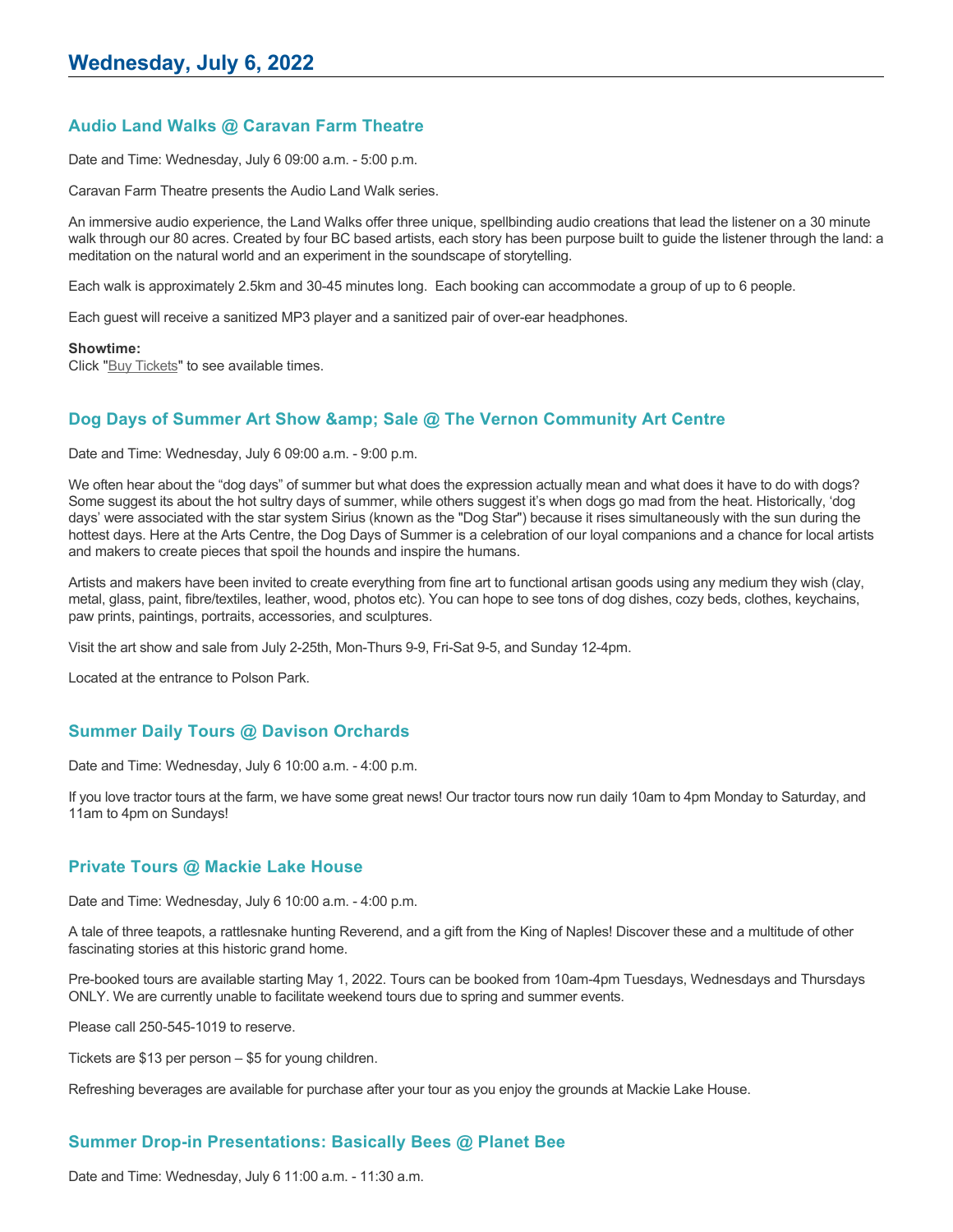# Wednesday, July 6, 2022

## Audio Land Walks @ Caravan Farm Theatre

Date and Time: Wednesday, July 6 09:00 a.m. - 5:00 p.m.

Caravan Farm Theatre presents the Audio Land Walk series.

An immersive audio experience, the Land Walks offer three unique, spellbinding audio creations that lead the listener on a 30 minute walk through our 80 acres. Created by four BC based artists, each story has been purpose built to guide the listener through the land: a meditation on the natural world and an experiment in the soundscape of storytelling.

Each walk is approximately 2.5km and 30-45 minutes long. Each booking can accommodate a group of up to 6 people.

Each guest will receive a sanitized MP3 player and a sanitized pair of over-ear headphones.

**Showtime:**
Click "Buy Tickets" to see available times.

## Dog Days of Summer Art Show &amp; Sale @ The Vernon Community Art Centre

Date and Time: Wednesday, July 6 09:00 a.m. - 9:00 p.m.

We often hear about the "dog days" of summer but what does the expression actually mean and what does it have to do with dogs? Some suggest its about the hot sultry days of summer, while others suggest it's when dogs go mad from the heat. Historically, 'dog days' were associated with the star system Sirius (known as the "Dog Star") because it rises simultaneously with the sun during the hottest days. Here at the Arts Centre, the Dog Days of Summer is a celebration of our loyal companions and a chance for local artists and makers to create pieces that spoil the hounds and inspire the humans.

Artists and makers have been invited to create everything from fine art to functional artisan goods using any medium they wish (clay, metal, glass, paint, fibre/textiles, leather, wood, photos etc). You can hope to see tons of dog dishes, cozy beds, clothes, keychains, paw prints, paintings, portraits, accessories, and sculptures.

Visit the art show and sale from July 2-25th, Mon-Thurs 9-9, Fri-Sat 9-5, and Sunday 12-4pm.

Located at the entrance to Polson Park.

## Summer Daily Tours @ Davison Orchards

Date and Time: Wednesday, July 6 10:00 a.m. - 4:00 p.m.

If you love tractor tours at the farm, we have some great news! Our tractor tours now run daily 10am to 4pm Monday to Saturday, and 11am to 4pm on Sundays!

## Private Tours @ Mackie Lake House

Date and Time: Wednesday, July 6 10:00 a.m. - 4:00 p.m.

A tale of three teapots, a rattlesnake hunting Reverend, and a gift from the King of Naples! Discover these and a multitude of other fascinating stories at this historic grand home.

Pre-booked tours are available starting May 1, 2022. Tours can be booked from 10am-4pm Tuesdays, Wednesdays and Thursdays ONLY. We are currently unable to facilitate weekend tours due to spring and summer events.

Please call 250-545-1019 to reserve.

Tickets are $13 per person – $5 for young children.

Refreshing beverages are available for purchase after your tour as you enjoy the grounds at Mackie Lake House.

## Summer Drop-in Presentations: Basically Bees @ Planet Bee

Date and Time: Wednesday, July 6 11:00 a.m. - 11:30 a.m.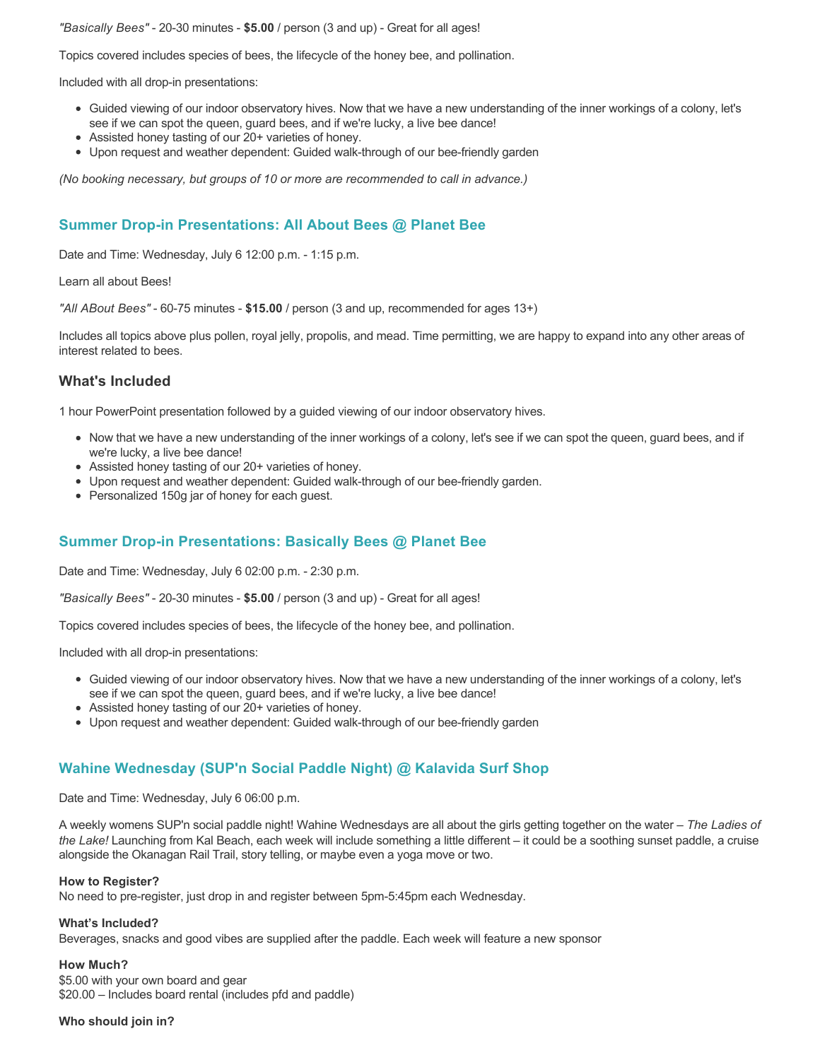*"Basically Bees"* - 20-30 minutes - **$5.00** / person (3 and up) - Great for all ages!

Topics covered includes species of bees, the lifecycle of the honey bee, and pollination.

Included with all drop-in presentations:

- Guided viewing of our indoor observatory hives. Now that we have a new understanding of the inner workings of a colony, let's see if we can spot the queen, guard bees, and if we're lucky, a live bee dance!
- Assisted honey tasting of our 20+ varieties of honey.
- Upon request and weather dependent: Guided walk-through of our bee-friendly garden

*(No booking necessary, but groups of 10 or more are recommended to call in advance.)*

### Summer Drop-in Presentations: All About Bees @ Planet Bee

Date and Time: Wednesday, July 6 12:00 p.m. - 1:15 p.m.

Learn all about Bees!

*"All ABout Bees"* - 60-75 minutes - **$15.00** / person (3 and up, recommended for ages 13+)

Includes all topics above plus pollen, royal jelly, propolis, and mead. Time permitting, we are happy to expand into any other areas of interest related to bees.

#### What's Included

1 hour PowerPoint presentation followed by a guided viewing of our indoor observatory hives.

- Now that we have a new understanding of the inner workings of a colony, let's see if we can spot the queen, guard bees, and if we're lucky, a live bee dance!
- Assisted honey tasting of our 20+ varieties of honey.
- Upon request and weather dependent: Guided walk-through of our bee-friendly garden.
- Personalized 150g jar of honey for each guest.

### Summer Drop-in Presentations: Basically Bees @ Planet Bee

Date and Time: Wednesday, July 6 02:00 p.m. - 2:30 p.m.

*"Basically Bees"* - 20-30 minutes - **$5.00** / person (3 and up) - Great for all ages!

Topics covered includes species of bees, the lifecycle of the honey bee, and pollination.

Included with all drop-in presentations:

- Guided viewing of our indoor observatory hives. Now that we have a new understanding of the inner workings of a colony, let's see if we can spot the queen, guard bees, and if we're lucky, a live bee dance!
- Assisted honey tasting of our 20+ varieties of honey.
- Upon request and weather dependent: Guided walk-through of our bee-friendly garden

### Wahine Wednesday (SUP'n Social Paddle Night) @ Kalavida Surf Shop

Date and Time: Wednesday, July 6 06:00 p.m.

A weekly womens SUP'n social paddle night! Wahine Wednesdays are all about the girls getting together on the water – *The Ladies of the Lake!* Launching from Kal Beach, each week will include something a little different – it could be a soothing sunset paddle, a cruise alongside the Okanagan Rail Trail, story telling, or maybe even a yoga move or two.

**How to Register?**
No need to pre-register, just drop in and register between 5pm-5:45pm each Wednesday.

**What's Included?**
Beverages, snacks and good vibes are supplied after the paddle. Each week will feature a new sponsor

**How Much?**
$5.00 with your own board and gear
$20.00 – Includes board rental (includes pfd and paddle)

**Who should join in?**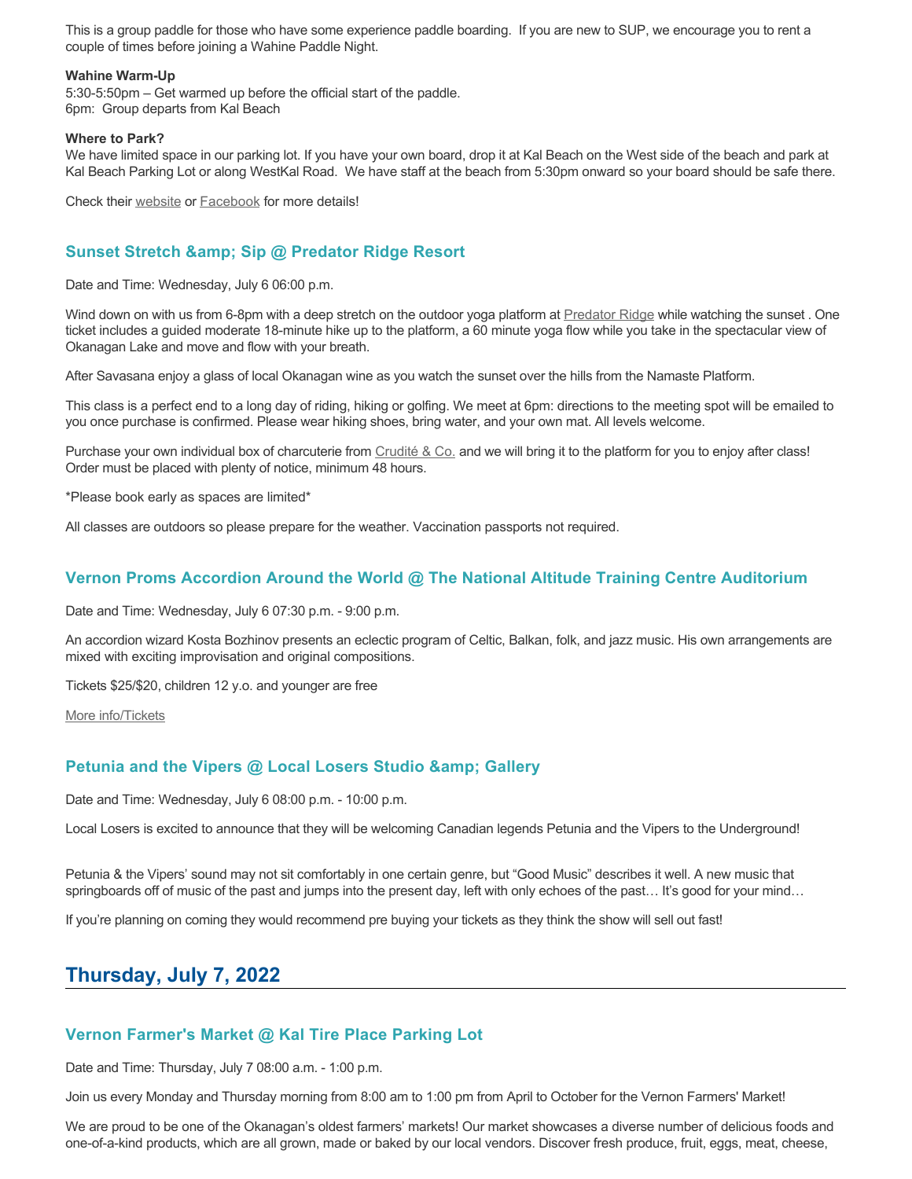This is a group paddle for those who have some experience paddle boarding. If you are new to SUP, we encourage you to rent a couple of times before joining a Wahine Paddle Night.

**Wahine Warm-Up**
5:30-5:50pm – Get warmed up before the official start of the paddle.
6pm: Group departs from Kal Beach

**Where to Park?**
We have limited space in our parking lot. If you have your own board, drop it at Kal Beach on the West side of the beach and park at Kal Beach Parking Lot or along WestKal Road. We have staff at the beach from 5:30pm onward so your board should be safe there.

Check their website or Facebook for more details!

### Sunset Stretch &amp; Sip @ Predator Ridge Resort

Date and Time: Wednesday, July 6 06:00 p.m.

Wind down on with us from 6-8pm with a deep stretch on the outdoor yoga platform at Predator Ridge while watching the sunset . One ticket includes a guided moderate 18-minute hike up to the platform, a 60 minute yoga flow while you take in the spectacular view of Okanagan Lake and move and flow with your breath.

After Savasana enjoy a glass of local Okanagan wine as you watch the sunset over the hills from the Namaste Platform.

This class is a perfect end to a long day of riding, hiking or golfing. We meet at 6pm: directions to the meeting spot will be emailed to you once purchase is confirmed. Please wear hiking shoes, bring water, and your own mat. All levels welcome.

Purchase your own individual box of charcuterie from Crudité & Co. and we will bring it to the platform for you to enjoy after class! Order must be placed with plenty of notice, minimum 48 hours.

*Please book early as spaces are limited*

All classes are outdoors so please prepare for the weather. Vaccination passports not required.

### Vernon Proms Accordion Around the World @ The National Altitude Training Centre Auditorium

Date and Time: Wednesday, July 6 07:30 p.m. - 9:00 p.m.

An accordion wizard Kosta Bozhinov presents an eclectic program of Celtic, Balkan, folk, and jazz music. His own arrangements are mixed with exciting improvisation and original compositions.

Tickets $25/$20, children 12 y.o. and younger are free

More info/Tickets

### Petunia and the Vipers @ Local Losers Studio &amp; Gallery

Date and Time: Wednesday, July 6 08:00 p.m. - 10:00 p.m.

Local Losers is excited to announce that they will be welcoming Canadian legends Petunia and the Vipers to the Underground!

Petunia & the Vipers' sound may not sit comfortably in one certain genre, but "Good Music" describes it well. A new music that springboards off of music of the past and jumps into the present day, left with only echoes of the past… It's good for your mind…

If you're planning on coming they would recommend pre buying your tickets as they think the show will sell out fast!

## Thursday, July 7, 2022

### Vernon Farmer's Market @ Kal Tire Place Parking Lot

Date and Time: Thursday, July 7 08:00 a.m. - 1:00 p.m.

Join us every Monday and Thursday morning from 8:00 am to 1:00 pm from April to October for the Vernon Farmers' Market!

We are proud to be one of the Okanagan's oldest farmers' markets! Our market showcases a diverse number of delicious foods and one-of-a-kind products, which are all grown, made or baked by our local vendors. Discover fresh produce, fruit, eggs, meat, cheese,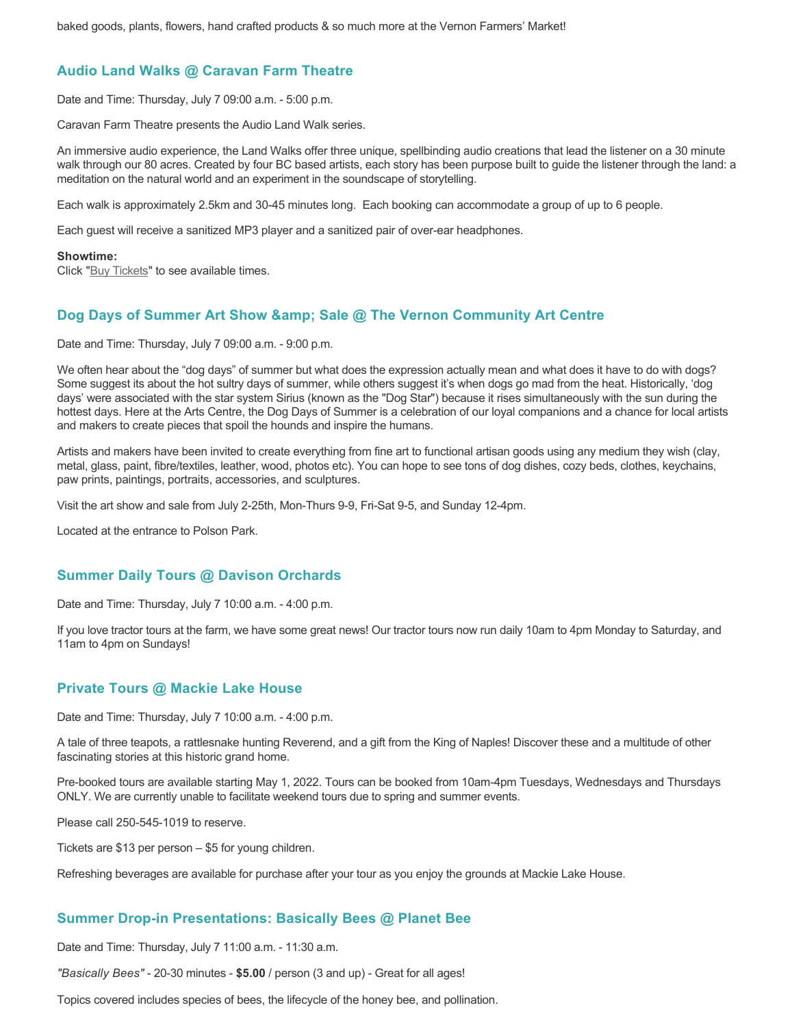baked goods, plants, flowers, hand crafted products & so much more at the Vernon Farmers' Market!

## Audio Land Walks @ Caravan Farm Theatre

Date and Time: Thursday, July 7 09:00 a.m. - 5:00 p.m.

Caravan Farm Theatre presents the Audio Land Walk series.

An immersive audio experience, the Land Walks offer three unique, spellbinding audio creations that lead the listener on a 30 minute walk through our 80 acres. Created by four BC based artists, each story has been purpose built to guide the listener through the land: a meditation on the natural world and an experiment in the soundscape of storytelling.

Each walk is approximately 2.5km and 30-45 minutes long. Each booking can accommodate a group of up to 6 people.

Each guest will receive a sanitized MP3 player and a sanitized pair of over-ear headphones.

**Showtime:**
Click "Buy Tickets" to see available times.

## Dog Days of Summer Art Show &amp; Sale @ The Vernon Community Art Centre

Date and Time: Thursday, July 7 09:00 a.m. - 9:00 p.m.

We often hear about the "dog days" of summer but what does the expression actually mean and what does it have to do with dogs? Some suggest its about the hot sultry days of summer, while others suggest it's when dogs go mad from the heat. Historically, 'dog days' were associated with the star system Sirius (known as the "Dog Star") because it rises simultaneously with the sun during the hottest days. Here at the Arts Centre, the Dog Days of Summer is a celebration of our loyal companions and a chance for local artists and makers to create pieces that spoil the hounds and inspire the humans.

Artists and makers have been invited to create everything from fine art to functional artisan goods using any medium they wish (clay, metal, glass, paint, fibre/textiles, leather, wood, photos etc). You can hope to see tons of dog dishes, cozy beds, clothes, keychains, paw prints, paintings, portraits, accessories, and sculptures.

Visit the art show and sale from July 2-25th, Mon-Thurs 9-9, Fri-Sat 9-5, and Sunday 12-4pm.

Located at the entrance to Polson Park.

## Summer Daily Tours @ Davison Orchards

Date and Time: Thursday, July 7 10:00 a.m. - 4:00 p.m.

If you love tractor tours at the farm, we have some great news! Our tractor tours now run daily 10am to 4pm Monday to Saturday, and 11am to 4pm on Sundays!

## Private Tours @ Mackie Lake House

Date and Time: Thursday, July 7 10:00 a.m. - 4:00 p.m.

A tale of three teapots, a rattlesnake hunting Reverend, and a gift from the King of Naples! Discover these and a multitude of other fascinating stories at this historic grand home.

Pre-booked tours are available starting May 1, 2022. Tours can be booked from 10am-4pm Tuesdays, Wednesdays and Thursdays ONLY. We are currently unable to facilitate weekend tours due to spring and summer events.

Please call 250-545-1019 to reserve.

Tickets are $13 per person – $5 for young children.

Refreshing beverages are available for purchase after your tour as you enjoy the grounds at Mackie Lake House.

## Summer Drop-in Presentations: Basically Bees @ Planet Bee

Date and Time: Thursday, July 7 11:00 a.m. - 11:30 a.m.

*"Basically Bees"* - 20-30 minutes - **$5.00** / person (3 and up) - Great for all ages!

Topics covered includes species of bees, the lifecycle of the honey bee, and pollination.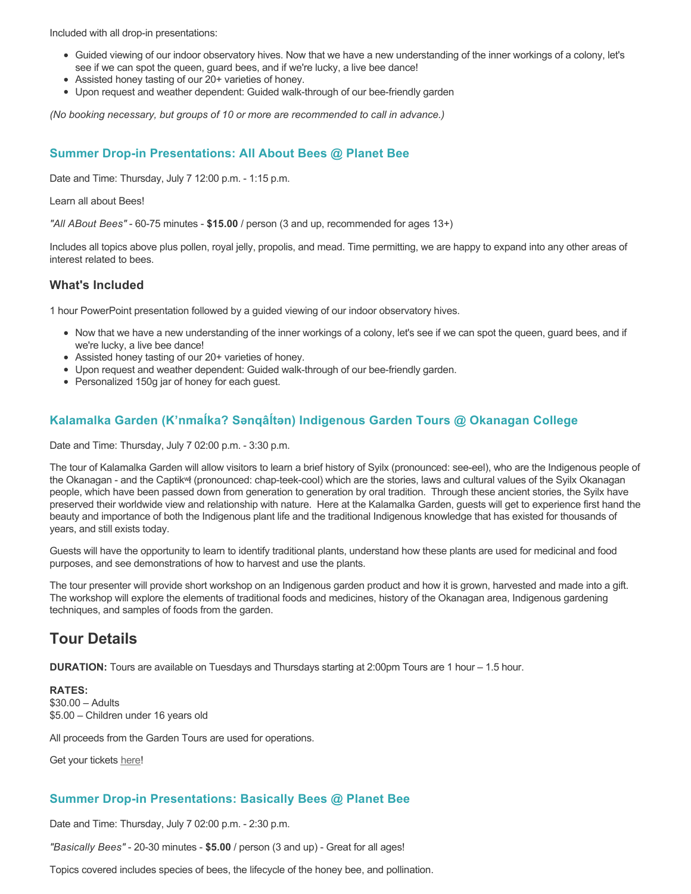Included with all drop-in presentations:

- Guided viewing of our indoor observatory hives. Now that we have a new understanding of the inner workings of a colony, let's see if we can spot the queen, guard bees, and if we're lucky, a live bee dance!
- Assisted honey tasting of our 20+ varieties of honey.
- Upon request and weather dependent: Guided walk-through of our bee-friendly garden

*(No booking necessary, but groups of 10 or more are recommended to call in advance.)*

### Summer Drop-in Presentations: All About Bees @ Planet Bee

Date and Time: Thursday, July 7 12:00 p.m. - 1:15 p.m.

Learn all about Bees!

*"All ABout Bees"* - 60-75 minutes - **$15.00** / person (3 and up, recommended for ages 13+)

Includes all topics above plus pollen, royal jelly, propolis, and mead. Time permitting, we are happy to expand into any other areas of interest related to bees.

### What's Included

1 hour PowerPoint presentation followed by a guided viewing of our indoor observatory hives.

- Now that we have a new understanding of the inner workings of a colony, let's see if we can spot the queen, guard bees, and if we're lucky, a live bee dance!
- Assisted honey tasting of our 20+ varieties of honey.
- Upon request and weather dependent: Guided walk-through of our bee-friendly garden.
- Personalized 150g jar of honey for each guest.

### Kalamalka Garden (K’nmaĺka? Sənqâĺtən) Indigenous Garden Tours @ Okanagan College

Date and Time: Thursday, July 7 02:00 p.m. - 3:30 p.m.

The tour of Kalamalka Garden will allow visitors to learn a brief history of Syilx (pronounced: see-eel), who are the Indigenous people of the Okanagan - and the Captikʷł (pronounced: chap-teek-cool) which are the stories, laws and cultural values of the Syilx Okanagan people, which have been passed down from generation to generation by oral tradition. Through these ancient stories, the Syilx have preserved their worldwide view and relationship with nature. Here at the Kalamalka Garden, guests will get to experience first hand the beauty and importance of both the Indigenous plant life and the traditional Indigenous knowledge that has existed for thousands of years, and still exists today.

Guests will have the opportunity to learn to identify traditional plants, understand how these plants are used for medicinal and food purposes, and see demonstrations of how to harvest and use the plants.

The tour presenter will provide short workshop on an Indigenous garden product and how it is grown, harvested and made into a gift. The workshop will explore the elements of traditional foods and medicines, history of the Okanagan area, Indigenous gardening techniques, and samples of foods from the garden.

## Tour Details

**DURATION:** Tours are available on Tuesdays and Thursdays starting at 2:00pm Tours are 1 hour – 1.5 hour.

**RATES:**
$30.00 – Adults
$5.00 – Children under 16 years old

All proceeds from the Garden Tours are used for operations.

Get your tickets here!

### Summer Drop-in Presentations: Basically Bees @ Planet Bee

Date and Time: Thursday, July 7 02:00 p.m. - 2:30 p.m.

*"Basically Bees"* - 20-30 minutes - **$5.00** / person (3 and up) - Great for all ages!

Topics covered includes species of bees, the lifecycle of the honey bee, and pollination.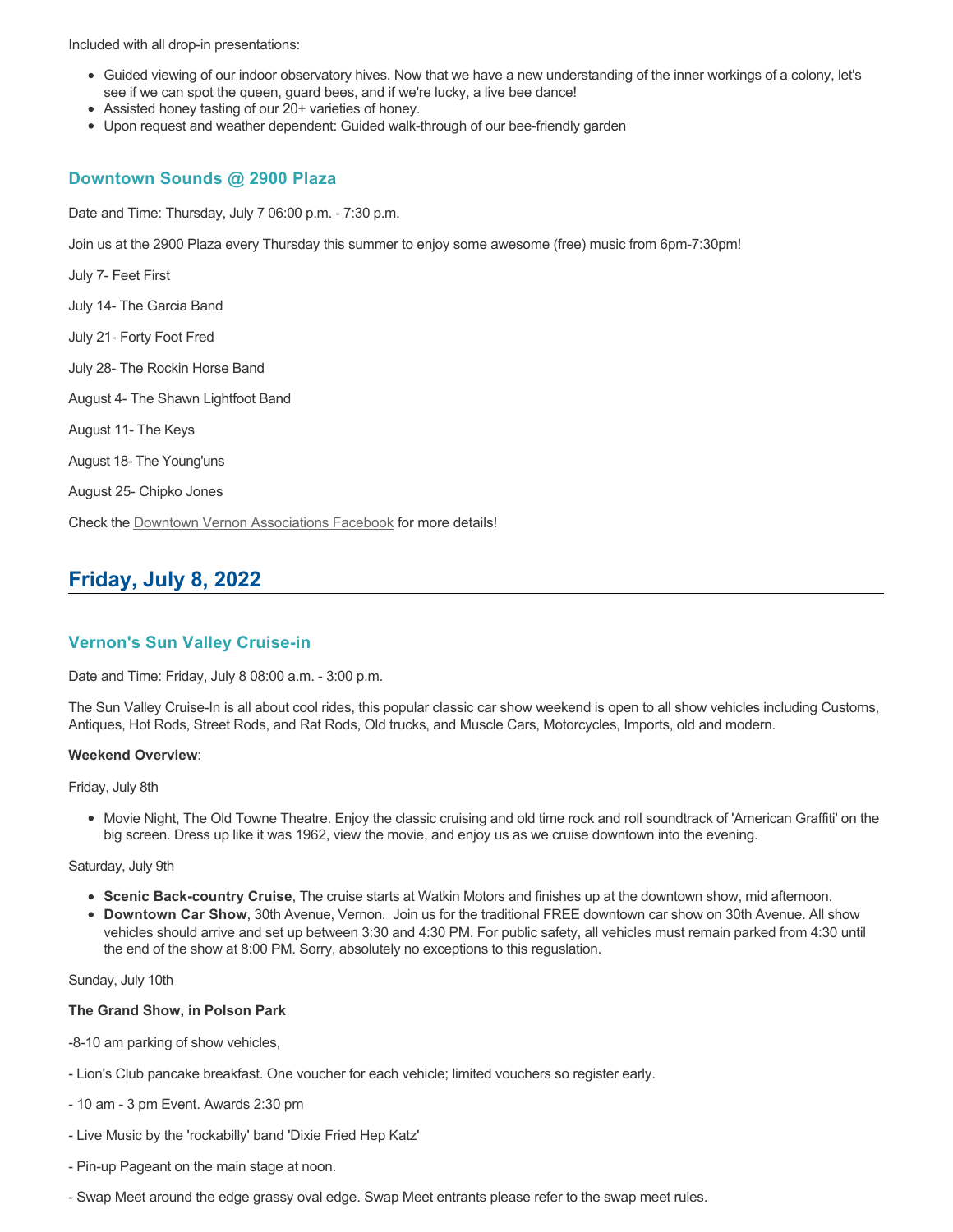Included with all drop-in presentations:

- Guided viewing of our indoor observatory hives. Now that we have a new understanding of the inner workings of a colony, let's see if we can spot the queen, guard bees, and if we're lucky, a live bee dance!
- Assisted honey tasting of our 20+ varieties of honey.
- Upon request and weather dependent: Guided walk-through of our bee-friendly garden

### Downtown Sounds @ 2900 Plaza

Date and Time: Thursday, July 7 06:00 p.m. - 7:30 p.m.

Join us at the 2900 Plaza every Thursday this summer to enjoy some awesome (free) music from 6pm-7:30pm!

July 7- Feet First

July 14- The Garcia Band

July 21- Forty Foot Fred

July 28- The Rockin Horse Band

August 4- The Shawn Lightfoot Band

August 11- The Keys

August 18- The Young'uns

August 25- Chipko Jones

Check the Downtown Vernon Associations Facebook for more details!

## Friday, July 8, 2022

### Vernon's Sun Valley Cruise-in

Date and Time: Friday, July 8 08:00 a.m. - 3:00 p.m.

The Sun Valley Cruise-In is all about cool rides, this popular classic car show weekend is open to all show vehicles including Customs, Antiques, Hot Rods, Street Rods, and Rat Rods, Old trucks, and Muscle Cars, Motorcycles, Imports, old and modern.

**Weekend Overview**:

Friday, July 8th

- Movie Night, The Old Towne Theatre. Enjoy the classic cruising and old time rock and roll soundtrack of 'American Graffiti' on the big screen. Dress up like it was 1962, view the movie, and enjoy us as we cruise downtown into the evening.

Saturday, July 9th

- **Scenic Back-country Cruise**, The cruise starts at Watkin Motors and finishes up at the downtown show, mid afternoon.
- **Downtown Car Show**, 30th Avenue, Vernon. Join us for the traditional FREE downtown car show on 30th Avenue. All show vehicles should arrive and set up between 3:30 and 4:30 PM. For public safety, all vehicles must remain parked from 4:30 until the end of the show at 8:00 PM. Sorry, absolutely no exceptions to this regulation.

Sunday, July 10th

**The Grand Show, in Polson Park**

-8-10 am parking of show vehicles,

- Lion's Club pancake breakfast. One voucher for each vehicle; limited vouchers so register early.

- 10 am - 3 pm Event. Awards 2:30 pm

- Live Music by the 'rockabilly' band 'Dixie Fried Hep Katz'

- Pin-up Pageant on the main stage at noon.

- Swap Meet around the edge grassy oval edge. Swap Meet entrants please refer to the swap meet rules.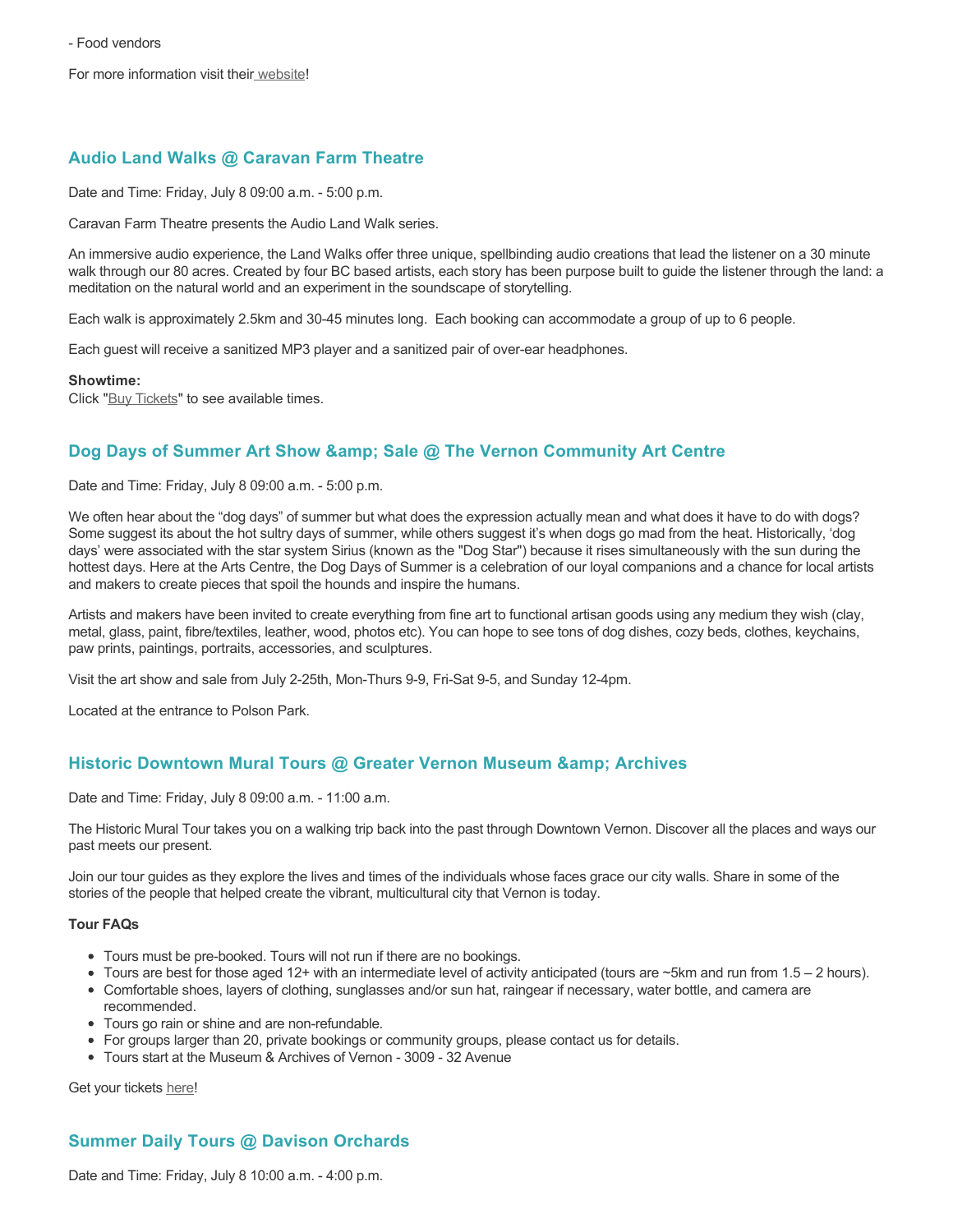- Food vendors

For more information visit their website!

## Audio Land Walks @ Caravan Farm Theatre

Date and Time: Friday, July 8 09:00 a.m. - 5:00 p.m.

Caravan Farm Theatre presents the Audio Land Walk series.

An immersive audio experience, the Land Walks offer three unique, spellbinding audio creations that lead the listener on a 30 minute walk through our 80 acres. Created by four BC based artists, each story has been purpose built to guide the listener through the land: a meditation on the natural world and an experiment in the soundscape of storytelling.

Each walk is approximately 2.5km and 30-45 minutes long. Each booking can accommodate a group of up to 6 people.

Each guest will receive a sanitized MP3 player and a sanitized pair of over-ear headphones.

**Showtime:**
Click "Buy Tickets" to see available times.

## Dog Days of Summer Art Show &amp; Sale @ The Vernon Community Art Centre

Date and Time: Friday, July 8 09:00 a.m. - 5:00 p.m.

We often hear about the "dog days" of summer but what does the expression actually mean and what does it have to do with dogs? Some suggest its about the hot sultry days of summer, while others suggest it's when dogs go mad from the heat. Historically, 'dog days' were associated with the star system Sirius (known as the "Dog Star") because it rises simultaneously with the sun during the hottest days. Here at the Arts Centre, the Dog Days of Summer is a celebration of our loyal companions and a chance for local artists and makers to create pieces that spoil the hounds and inspire the humans.

Artists and makers have been invited to create everything from fine art to functional artisan goods using any medium they wish (clay, metal, glass, paint, fibre/textiles, leather, wood, photos etc). You can hope to see tons of dog dishes, cozy beds, clothes, keychains, paw prints, paintings, portraits, accessories, and sculptures.

Visit the art show and sale from July 2-25th, Mon-Thurs 9-9, Fri-Sat 9-5, and Sunday 12-4pm.

Located at the entrance to Polson Park.

## Historic Downtown Mural Tours @ Greater Vernon Museum &amp; Archives

Date and Time: Friday, July 8 09:00 a.m. - 11:00 a.m.

The Historic Mural Tour takes you on a walking trip back into the past through Downtown Vernon. Discover all the places and ways our past meets our present.

Join our tour guides as they explore the lives and times of the individuals whose faces grace our city walls. Share in some of the stories of the people that helped create the vibrant, multicultural city that Vernon is today.

**Tour FAQs**

- Tours must be pre-booked. Tours will not run if there are no bookings.
- Tours are best for those aged 12+ with an intermediate level of activity anticipated (tours are ~5km and run from 1.5 – 2 hours).
- Comfortable shoes, layers of clothing, sunglasses and/or sun hat, raingear if necessary, water bottle, and camera are recommended.
- Tours go rain or shine and are non-refundable.
- For groups larger than 20, private bookings or community groups, please contact us for details.
- Tours start at the Museum & Archives of Vernon - 3009 - 32 Avenue

Get your tickets here!

## Summer Daily Tours @ Davison Orchards

Date and Time: Friday, July 8 10:00 a.m. - 4:00 p.m.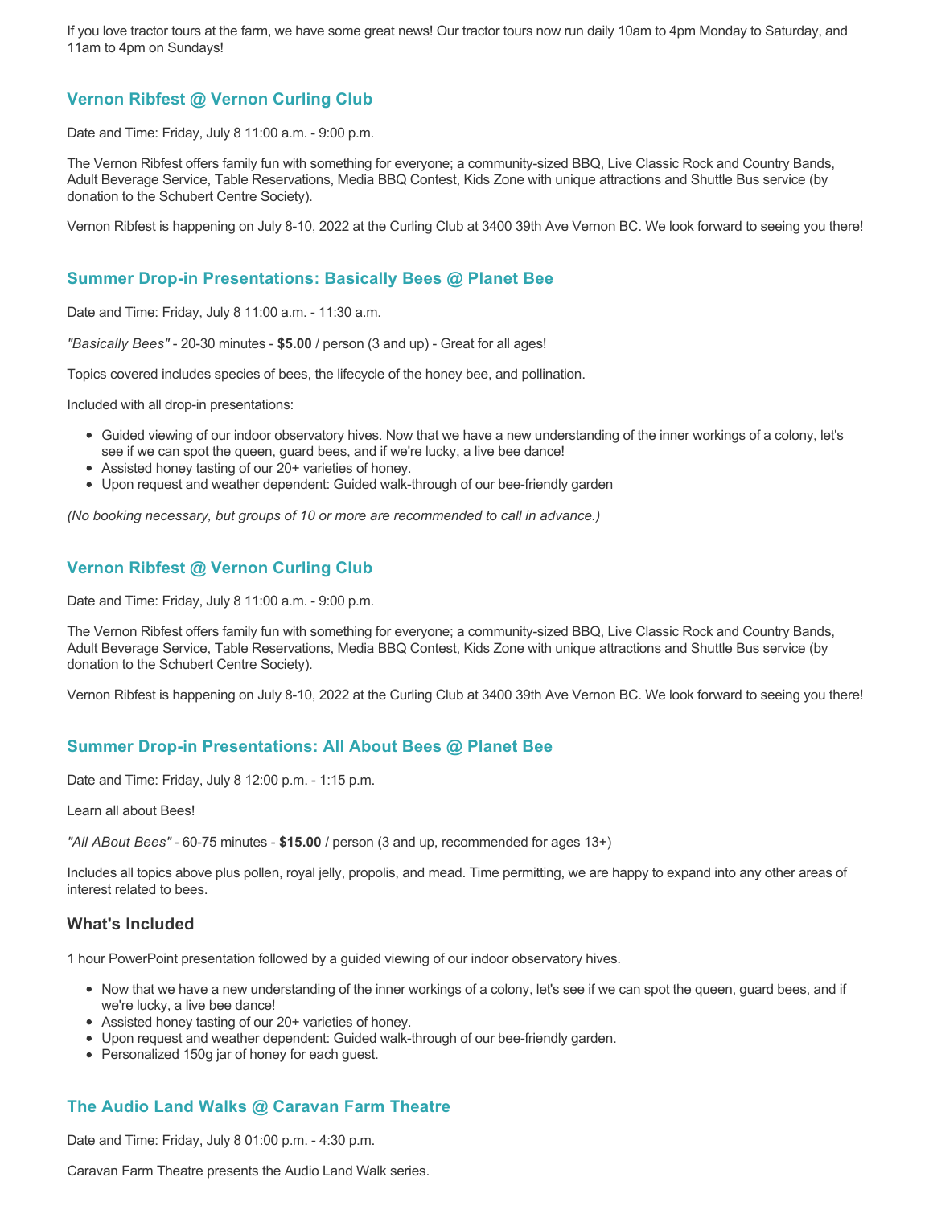If you love tractor tours at the farm, we have some great news! Our tractor tours now run daily 10am to 4pm Monday to Saturday, and 11am to 4pm on Sundays!

### Vernon Ribfest @ Vernon Curling Club

Date and Time: Friday, July 8 11:00 a.m. - 9:00 p.m.

The Vernon Ribfest offers family fun with something for everyone; a community-sized BBQ, Live Classic Rock and Country Bands, Adult Beverage Service, Table Reservations, Media BBQ Contest, Kids Zone with unique attractions and Shuttle Bus service (by donation to the Schubert Centre Society).

Vernon Ribfest is happening on July 8-10, 2022 at the Curling Club at 3400 39th Ave Vernon BC. We look forward to seeing you there!

### Summer Drop-in Presentations: Basically Bees @ Planet Bee

Date and Time: Friday, July 8 11:00 a.m. - 11:30 a.m.

*"Basically Bees"* - 20-30 minutes - **$5.00** / person (3 and up) - Great for all ages!

Topics covered includes species of bees, the lifecycle of the honey bee, and pollination.

Included with all drop-in presentations:

- Guided viewing of our indoor observatory hives. Now that we have a new understanding of the inner workings of a colony, let's see if we can spot the queen, guard bees, and if we're lucky, a live bee dance!
- Assisted honey tasting of our 20+ varieties of honey.
- Upon request and weather dependent: Guided walk-through of our bee-friendly garden

*(No booking necessary, but groups of 10 or more are recommended to call in advance.)*

### Vernon Ribfest @ Vernon Curling Club

Date and Time: Friday, July 8 11:00 a.m. - 9:00 p.m.

The Vernon Ribfest offers family fun with something for everyone; a community-sized BBQ, Live Classic Rock and Country Bands, Adult Beverage Service, Table Reservations, Media BBQ Contest, Kids Zone with unique attractions and Shuttle Bus service (by donation to the Schubert Centre Society).

Vernon Ribfest is happening on July 8-10, 2022 at the Curling Club at 3400 39th Ave Vernon BC. We look forward to seeing you there!

### Summer Drop-in Presentations: All About Bees @ Planet Bee

Date and Time: Friday, July 8 12:00 p.m. - 1:15 p.m.

Learn all about Bees!

*"All ABout Bees"* - 60-75 minutes - **$15.00** / person (3 and up, recommended for ages 13+)

Includes all topics above plus pollen, royal jelly, propolis, and mead. Time permitting, we are happy to expand into any other areas of interest related to bees.

#### What's Included

1 hour PowerPoint presentation followed by a guided viewing of our indoor observatory hives.

- Now that we have a new understanding of the inner workings of a colony, let's see if we can spot the queen, guard bees, and if we're lucky, a live bee dance!
- Assisted honey tasting of our 20+ varieties of honey.
- Upon request and weather dependent: Guided walk-through of our bee-friendly garden.
- Personalized 150g jar of honey for each guest.

### The Audio Land Walks @ Caravan Farm Theatre

Date and Time: Friday, July 8 01:00 p.m. - 4:30 p.m.

Caravan Farm Theatre presents the Audio Land Walk series.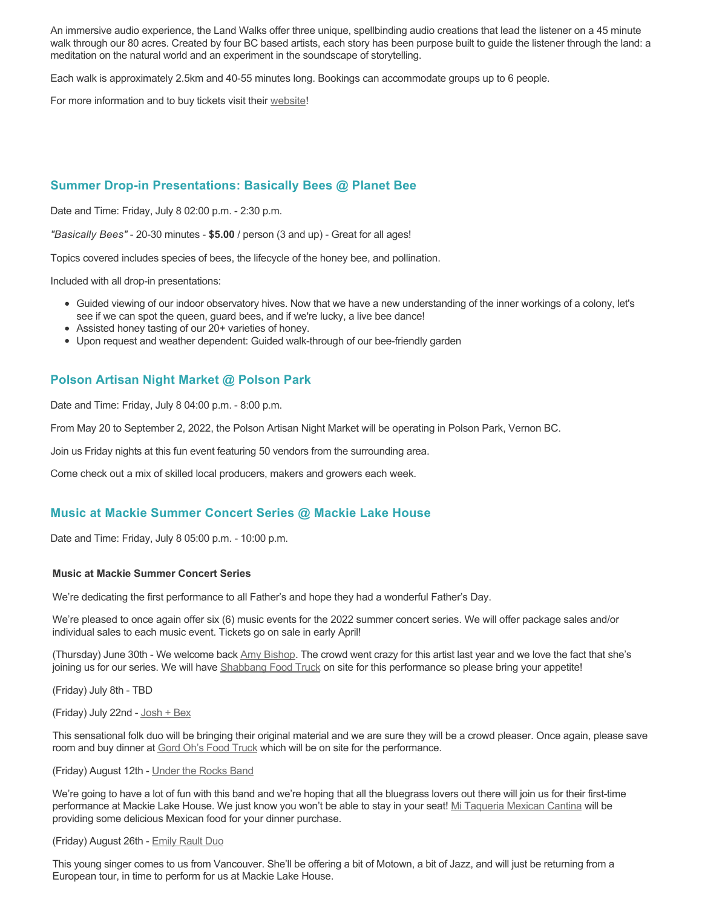An immersive audio experience, the Land Walks offer three unique, spellbinding audio creations that lead the listener on a 45 minute walk through our 80 acres. Created by four BC based artists, each story has been purpose built to guide the listener through the land: a meditation on the natural world and an experiment in the soundscape of storytelling.

Each walk is approximately 2.5km and 40-55 minutes long. Bookings can accommodate groups up to 6 people.

For more information and to buy tickets visit their website!

## Summer Drop-in Presentations: Basically Bees @ Planet Bee

Date and Time: Friday, July 8 02:00 p.m. - 2:30 p.m.

*"Basically Bees"* - 20-30 minutes - **$5.00** / person (3 and up) - Great for all ages!

Topics covered includes species of bees, the lifecycle of the honey bee, and pollination.

Included with all drop-in presentations:

- Guided viewing of our indoor observatory hives. Now that we have a new understanding of the inner workings of a colony, let's see if we can spot the queen, guard bees, and if we're lucky, a live bee dance!
- Assisted honey tasting of our 20+ varieties of honey.
- Upon request and weather dependent: Guided walk-through of our bee-friendly garden

## Polson Artisan Night Market @ Polson Park

Date and Time: Friday, July 8 04:00 p.m. - 8:00 p.m.

From May 20 to September 2, 2022, the Polson Artisan Night Market will be operating in Polson Park, Vernon BC.

Join us Friday nights at this fun event featuring 50 vendors from the surrounding area.

Come check out a mix of skilled local producers, makers and growers each week.

## Music at Mackie Summer Concert Series @ Mackie Lake House

Date and Time: Friday, July 8 05:00 p.m. - 10:00 p.m.

**Music at Mackie Summer Concert Series**

We're dedicating the first performance to all Father's and hope they had a wonderful Father's Day.

We're pleased to once again offer six (6) music events for the 2022 summer concert series. We will offer package sales and/or individual sales to each music event. Tickets go on sale in early April!

(Thursday) June 30th - We welcome back Amy Bishop. The crowd went crazy for this artist last year and we love the fact that she's joining us for our series. We will have Shabbang Food Truck on site for this performance so please bring your appetite!

(Friday) July 8th - TBD

(Friday) July 22nd - Josh + Bex

This sensational folk duo will be bringing their original material and we are sure they will be a crowd pleaser. Once again, please save room and buy dinner at Gord Oh's Food Truck which will be on site for the performance.

(Friday) August 12th - Under the Rocks Band

We're going to have a lot of fun with this band and we're hoping that all the bluegrass lovers out there will join us for their first-time performance at Mackie Lake House. We just know you won't be able to stay in your seat! Mi Taqueria Mexican Cantina will be providing some delicious Mexican food for your dinner purchase.

(Friday) August 26th - Emily Rault Duo

This young singer comes to us from Vancouver. She'll be offering a bit of Motown, a bit of Jazz, and will just be returning from a European tour, in time to perform for us at Mackie Lake House.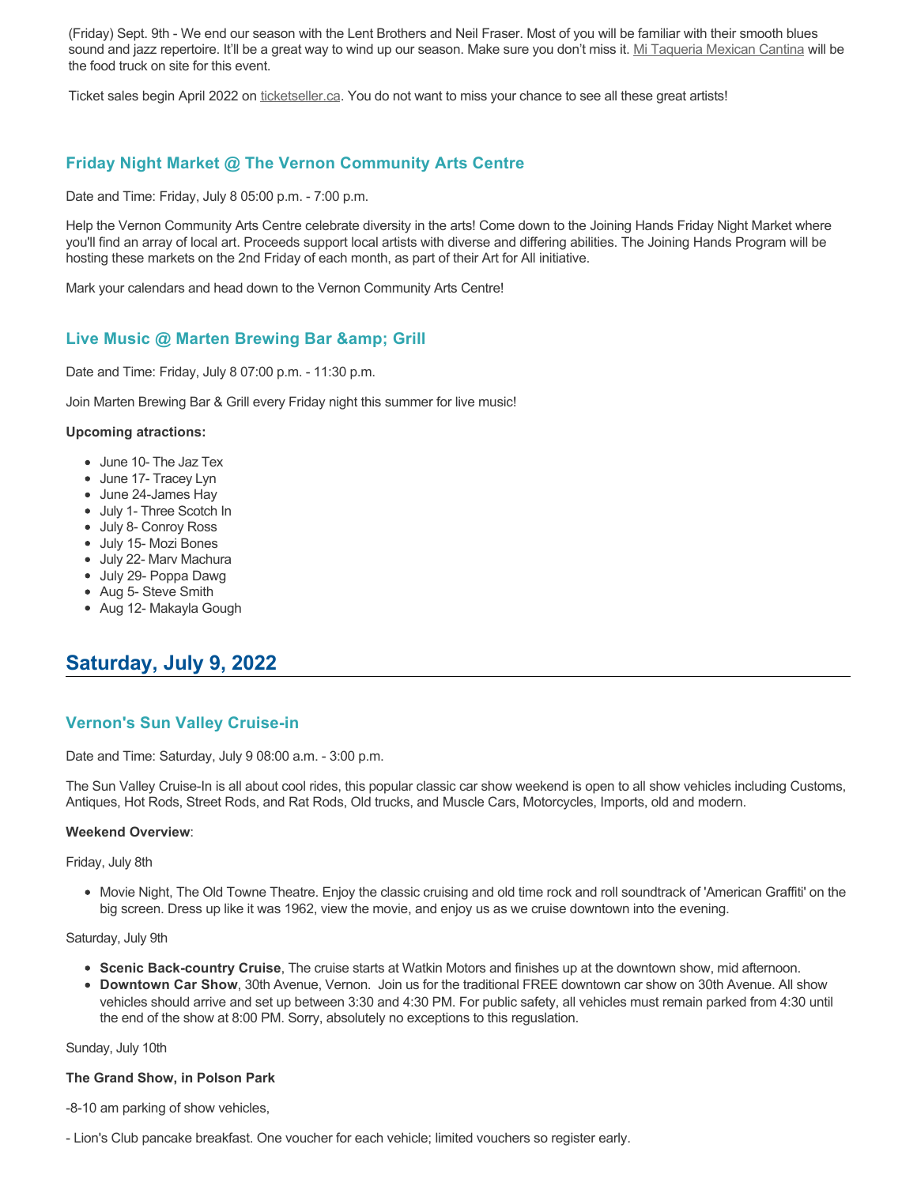(Friday) Sept. 9th - We end our season with the Lent Brothers and Neil Fraser. Most of you will be familiar with their smooth blues sound and jazz repertoire. It'll be a great way to wind up our season. Make sure you don't miss it. Mi Taqueria Mexican Cantina will be the food truck on site for this event.

Ticket sales begin April 2022 on ticketseller.ca. You do not want to miss your chance to see all these great artists!

### Friday Night Market @ The Vernon Community Arts Centre

Date and Time: Friday, July 8 05:00 p.m. - 7:00 p.m.

Help the Vernon Community Arts Centre celebrate diversity in the arts! Come down to the Joining Hands Friday Night Market where you'll find an array of local art. Proceeds support local artists with diverse and differing abilities. The Joining Hands Program will be hosting these markets on the 2nd Friday of each month, as part of their Art for All initiative.

Mark your calendars and head down to the Vernon Community Arts Centre!

### Live Music @ Marten Brewing Bar &amp; Grill

Date and Time: Friday, July 8 07:00 p.m. - 11:30 p.m.

Join Marten Brewing Bar & Grill every Friday night this summer for live music!

**Upcoming atractions:**

- June 10- The Jaz Tex
- June 17- Tracey Lyn
- June 24-James Hay
- July 1- Three Scotch In
- July 8- Conroy Ross
- July 15- Mozi Bones
- July 22- Marv Machura
- July 29- Poppa Dawg
- Aug 5- Steve Smith
- Aug 12- Makayla Gough

## Saturday, July 9, 2022

### Vernon's Sun Valley Cruise-in

Date and Time: Saturday, July 9 08:00 a.m. - 3:00 p.m.

The Sun Valley Cruise-In is all about cool rides, this popular classic car show weekend is open to all show vehicles including Customs, Antiques, Hot Rods, Street Rods, and Rat Rods, Old trucks, and Muscle Cars, Motorcycles, Imports, old and modern.

**Weekend Overview**:

Friday, July 8th

- Movie Night, The Old Towne Theatre. Enjoy the classic cruising and old time rock and roll soundtrack of 'American Graffiti' on the big screen. Dress up like it was 1962, view the movie, and enjoy us as we cruise downtown into the evening.

Saturday, July 9th

- **Scenic Back-country Cruise**, The cruise starts at Watkin Motors and finishes up at the downtown show, mid afternoon.
- **Downtown Car Show**, 30th Avenue, Vernon. Join us for the traditional FREE downtown car show on 30th Avenue. All show vehicles should arrive and set up between 3:30 and 4:30 PM. For public safety, all vehicles must remain parked from 4:30 until the end of the show at 8:00 PM. Sorry, absolutely no exceptions to this regulation.

Sunday, July 10th

**The Grand Show, in Polson Park**

-8-10 am parking of show vehicles,

- Lion's Club pancake breakfast. One voucher for each vehicle; limited vouchers so register early.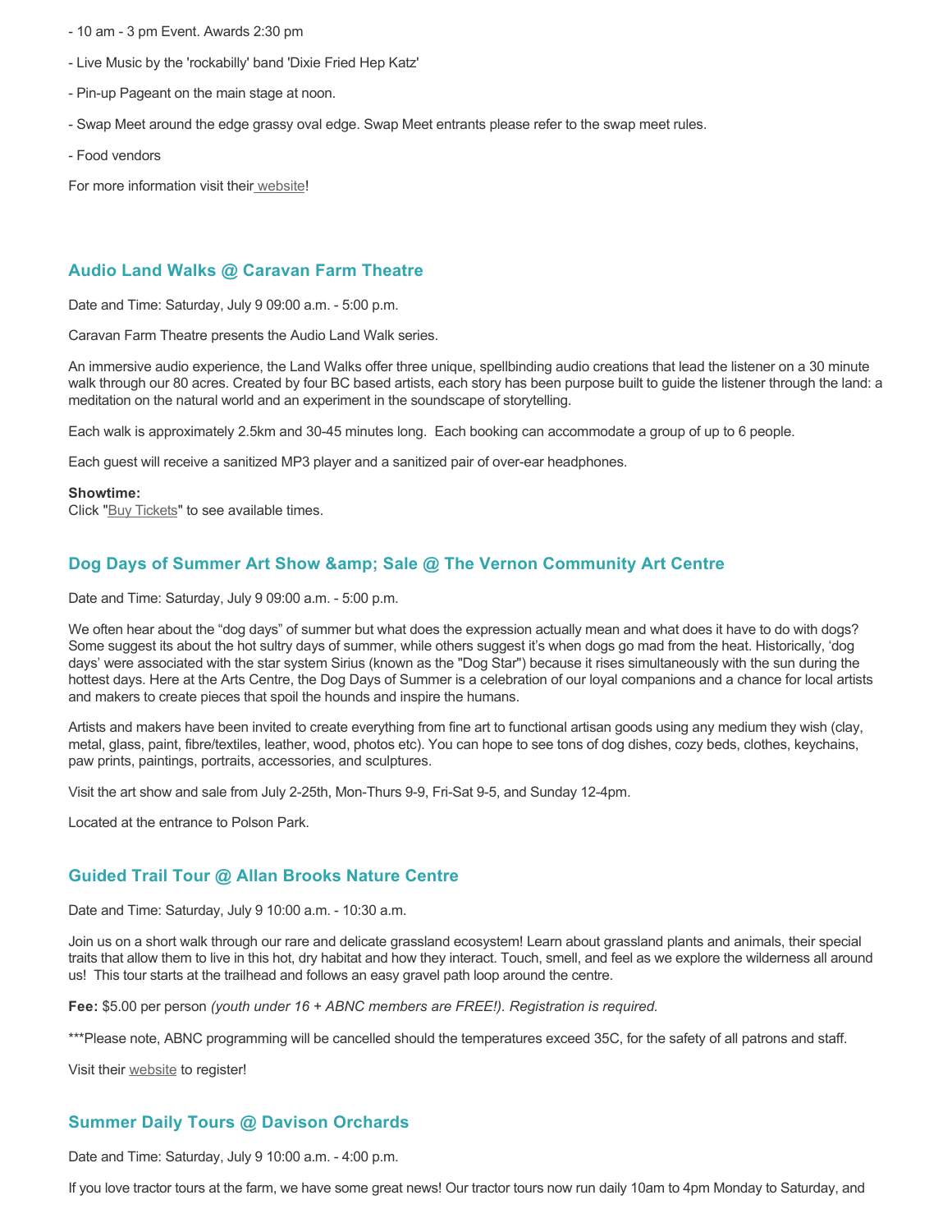- 10 am - 3 pm Event. Awards 2:30 pm

- Live Music by the 'rockabilly' band 'Dixie Fried Hep Katz'

- Pin-up Pageant on the main stage at noon.

- Swap Meet around the edge grassy oval edge. Swap Meet entrants please refer to the swap meet rules.

- Food vendors

For more information visit their website!

### Audio Land Walks @ Caravan Farm Theatre

Date and Time: Saturday, July 9 09:00 a.m. - 5:00 p.m.

Caravan Farm Theatre presents the Audio Land Walk series.

An immersive audio experience, the Land Walks offer three unique, spellbinding audio creations that lead the listener on a 30 minute walk through our 80 acres. Created by four BC based artists, each story has been purpose built to guide the listener through the land: a meditation on the natural world and an experiment in the soundscape of storytelling.

Each walk is approximately 2.5km and 30-45 minutes long.  Each booking can accommodate a group of up to 6 people.

Each guest will receive a sanitized MP3 player and a sanitized pair of over-ear headphones.

**Showtime:**
Click "Buy Tickets" to see available times.

### Dog Days of Summer Art Show &amp; Sale @ The Vernon Community Art Centre

Date and Time: Saturday, July 9 09:00 a.m. - 5:00 p.m.

We often hear about the “dog days” of summer but what does the expression actually mean and what does it have to do with dogs? Some suggest its about the hot sultry days of summer, while others suggest it’s when dogs go mad from the heat. Historically, ‘dog days’ were associated with the star system Sirius (known as the "Dog Star") because it rises simultaneously with the sun during the hottest days. Here at the Arts Centre, the Dog Days of Summer is a celebration of our loyal companions and a chance for local artists and makers to create pieces that spoil the hounds and inspire the humans.

Artists and makers have been invited to create everything from fine art to functional artisan goods using any medium they wish (clay, metal, glass, paint, fibre/textiles, leather, wood, photos etc). You can hope to see tons of dog dishes, cozy beds, clothes, keychains, paw prints, paintings, portraits, accessories, and sculptures.

Visit the art show and sale from July 2-25th, Mon-Thurs 9-9, Fri-Sat 9-5, and Sunday 12-4pm.

Located at the entrance to Polson Park.

### Guided Trail Tour @ Allan Brooks Nature Centre

Date and Time: Saturday, July 9 10:00 a.m. - 10:30 a.m.

Join us on a short walk through our rare and delicate grassland ecosystem! Learn about grassland plants and animals, their special traits that allow them to live in this hot, dry habitat and how they interact. Touch, smell, and feel as we explore the wilderness all around us!  This tour starts at the trailhead and follows an easy gravel path loop around the centre.

**Fee:** $5.00 per person *(youth under 16 + ABNC members are FREE!). Registration is required.*

***Please note, ABNC programming will be cancelled should the temperatures exceed 35C, for the safety of all patrons and staff.

Visit their website to register!

### Summer Daily Tours @ Davison Orchards

Date and Time: Saturday, July 9 10:00 a.m. - 4:00 p.m.

If you love tractor tours at the farm, we have some great news! Our tractor tours now run daily 10am to 4pm Monday to Saturday, and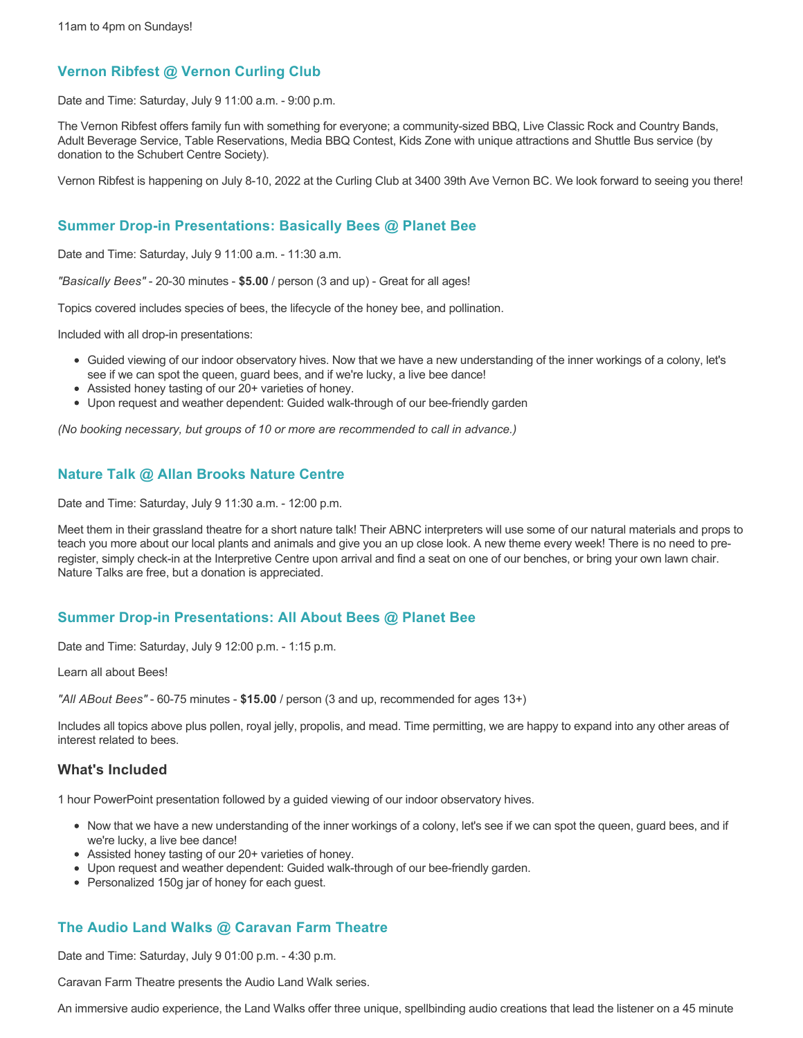11am to 4pm on Sundays!

## Vernon Ribfest @ Vernon Curling Club

Date and Time: Saturday, July 9 11:00 a.m. - 9:00 p.m.

The Vernon Ribfest offers family fun with something for everyone; a community-sized BBQ, Live Classic Rock and Country Bands, Adult Beverage Service, Table Reservations, Media BBQ Contest, Kids Zone with unique attractions and Shuttle Bus service (by donation to the Schubert Centre Society).

Vernon Ribfest is happening on July 8-10, 2022 at the Curling Club at 3400 39th Ave Vernon BC. We look forward to seeing you there!

## Summer Drop-in Presentations: Basically Bees @ Planet Bee

Date and Time: Saturday, July 9 11:00 a.m. - 11:30 a.m.

*"Basically Bees"* - 20-30 minutes - **$5.00** / person (3 and up) - Great for all ages!

Topics covered includes species of bees, the lifecycle of the honey bee, and pollination.

Included with all drop-in presentations:

- Guided viewing of our indoor observatory hives. Now that we have a new understanding of the inner workings of a colony, let's see if we can spot the queen, guard bees, and if we're lucky, a live bee dance!
- Assisted honey tasting of our 20+ varieties of honey.
- Upon request and weather dependent: Guided walk-through of our bee-friendly garden

*(No booking necessary, but groups of 10 or more are recommended to call in advance.)*

## Nature Talk @ Allan Brooks Nature Centre

Date and Time: Saturday, July 9 11:30 a.m. - 12:00 p.m.

Meet them in their grassland theatre for a short nature talk! Their ABNC interpreters will use some of our natural materials and props to teach you more about our local plants and animals and give you an up close look. A new theme every week! There is no need to pre-register, simply check-in at the Interpretive Centre upon arrival and find a seat on one of our benches, or bring your own lawn chair. Nature Talks are free, but a donation is appreciated.

## Summer Drop-in Presentations: All About Bees @ Planet Bee

Date and Time: Saturday, July 9 12:00 p.m. - 1:15 p.m.

Learn all about Bees!

*"All ABout Bees"* - 60-75 minutes - **$15.00** / person (3 and up, recommended for ages 13+)

Includes all topics above plus pollen, royal jelly, propolis, and mead. Time permitting, we are happy to expand into any other areas of interest related to bees.

### What's Included

1 hour PowerPoint presentation followed by a guided viewing of our indoor observatory hives.

- Now that we have a new understanding of the inner workings of a colony, let's see if we can spot the queen, guard bees, and if we're lucky, a live bee dance!
- Assisted honey tasting of our 20+ varieties of honey.
- Upon request and weather dependent: Guided walk-through of our bee-friendly garden.
- Personalized 150g jar of honey for each guest.

## The Audio Land Walks @ Caravan Farm Theatre

Date and Time: Saturday, July 9 01:00 p.m. - 4:30 p.m.

Caravan Farm Theatre presents the Audio Land Walk series.

An immersive audio experience, the Land Walks offer three unique, spellbinding audio creations that lead the listener on a 45 minute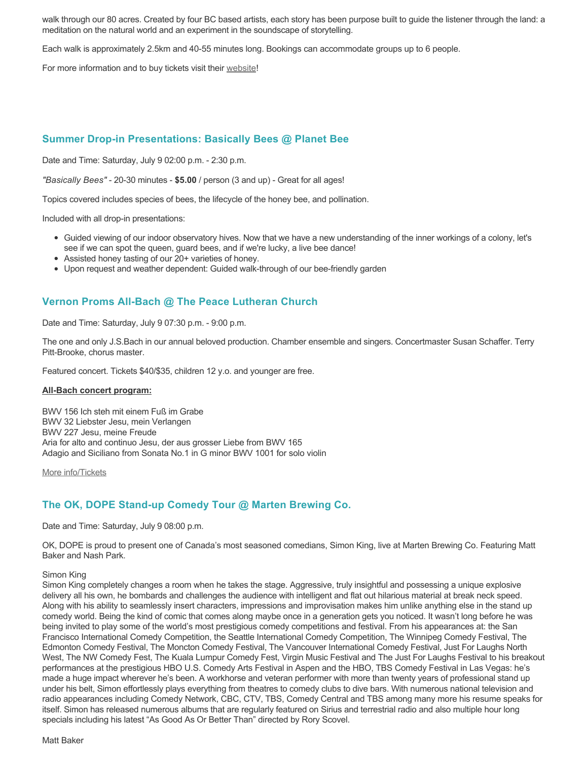walk through our 80 acres. Created by four BC based artists, each story has been purpose built to guide the listener through the land: a meditation on the natural world and an experiment in the soundscape of storytelling.

Each walk is approximately 2.5km and 40-55 minutes long. Bookings can accommodate groups up to 6 people.

For more information and to buy tickets visit their website!

### Summer Drop-in Presentations: Basically Bees @ Planet Bee

Date and Time: Saturday, July 9 02:00 p.m. - 2:30 p.m.

*"Basically Bees"* - 20-30 minutes - **$5.00** / person (3 and up) - Great for all ages!

Topics covered includes species of bees, the lifecycle of the honey bee, and pollination.

Included with all drop-in presentations:

- Guided viewing of our indoor observatory hives. Now that we have a new understanding of the inner workings of a colony, let's see if we can spot the queen, guard bees, and if we're lucky, a live bee dance!
- Assisted honey tasting of our 20+ varieties of honey.
- Upon request and weather dependent: Guided walk-through of our bee-friendly garden

### Vernon Proms All-Bach @ The Peace Lutheran Church

Date and Time: Saturday, July 9 07:30 p.m. - 9:00 p.m.

The one and only J.S.Bach in our annual beloved production. Chamber ensemble and singers. Concertmaster Susan Schaffer. Terry Pitt-Brooke, chorus master.

Featured concert. Tickets $40/$35, children 12 y.o. and younger are free.

**All-Bach concert program:**

BWV 156 Ich steh mit einem Fuß im Grabe
BWV 32 Liebster Jesu, mein Verlangen
BWV 227 Jesu, meine Freude
Aria for alto and continuo Jesu, der aus grosser Liebe from BWV 165
Adagio and Siciliano from Sonata No.1 in G minor BWV 1001 for solo violin

More info/Tickets

### The OK, DOPE Stand-up Comedy Tour @ Marten Brewing Co.

Date and Time: Saturday, July 9 08:00 p.m.

OK, DOPE is proud to present one of Canada's most seasoned comedians, Simon King, live at Marten Brewing Co. Featuring Matt Baker and Nash Park.

Simon King
Simon King completely changes a room when he takes the stage. Aggressive, truly insightful and possessing a unique explosive delivery all his own, he bombards and challenges the audience with intelligent and flat out hilarious material at break neck speed. Along with his ability to seamlessly insert characters, impressions and improvisation makes him unlike anything else in the stand up comedy world. Being the kind of comic that comes along maybe once in a generation gets you noticed. It wasn't long before he was being invited to play some of the world's most prestigious comedy competitions and festival. From his appearances at: the San Francisco International Comedy Competition, the Seattle International Comedy Competition, The Winnipeg Comedy Festival, The Edmonton Comedy Festival, The Moncton Comedy Festival, The Vancouver International Comedy Festival, Just For Laughs North West, The NW Comedy Fest, The Kuala Lumpur Comedy Fest, Virgin Music Festival and The Just For Laughs Festival to his breakout performances at the prestigious HBO U.S. Comedy Arts Festival in Aspen and the HBO, TBS Comedy Festival in Las Vegas: he's made a huge impact wherever he's been. A workhorse and veteran performer with more than twenty years of professional stand up under his belt, Simon effortlessly plays everything from theatres to comedy clubs to dive bars. With numerous national television and radio appearances including Comedy Network, CBC, CTV, TBS, Comedy Central and TBS among many more his resume speaks for itself. Simon has released numerous albums that are regularly featured on Sirius and terrestrial radio and also multiple hour long specials including his latest "As Good As Or Better Than" directed by Rory Scovel.

Matt Baker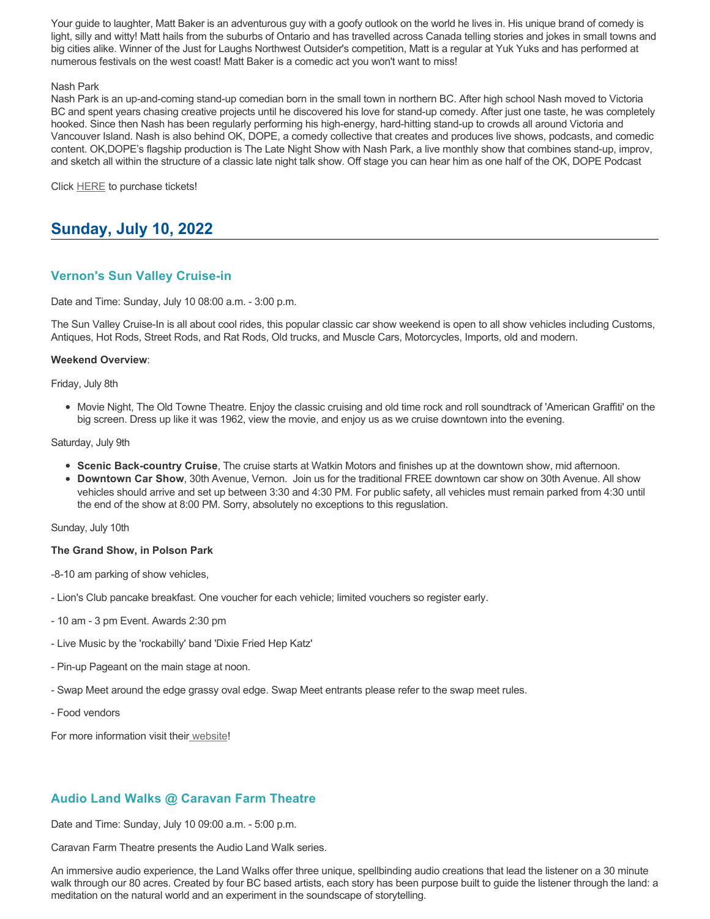Your guide to laughter, Matt Baker is an adventurous guy with a goofy outlook on the world he lives in. His unique brand of comedy is light, silly and witty! Matt hails from the suburbs of Ontario and has travelled across Canada telling stories and jokes in small towns and big cities alike. Winner of the Just for Laughs Northwest Outsider's competition, Matt is a regular at Yuk Yuks and has performed at numerous festivals on the west coast! Matt Baker is a comedic act you won't want to miss!

Nash Park

Nash Park is an up-and-coming stand-up comedian born in the small town in northern BC. After high school Nash moved to Victoria BC and spent years chasing creative projects until he discovered his love for stand-up comedy. After just one taste, he was completely hooked. Since then Nash has been regularly performing his high-energy, hard-hitting stand-up to crowds all around Victoria and Vancouver Island. Nash is also behind OK, DOPE, a comedy collective that creates and produces live shows, podcasts, and comedic content. OK,DOPE's flagship production is The Late Night Show with Nash Park, a live monthly show that combines stand-up, improv, and sketch all within the structure of a classic late night talk show. Off stage you can hear him as one half of the OK, DOPE Podcast

Click HERE to purchase tickets!

## Sunday, July 10, 2022

### Vernon's Sun Valley Cruise-in

Date and Time: Sunday, July 10 08:00 a.m. - 3:00 p.m.

The Sun Valley Cruise-In is all about cool rides, this popular classic car show weekend is open to all show vehicles including Customs, Antiques, Hot Rods, Street Rods, and Rat Rods, Old trucks, and Muscle Cars, Motorcycles, Imports, old and modern.

**Weekend Overview**:

Friday, July 8th

- Movie Night, The Old Towne Theatre. Enjoy the classic cruising and old time rock and roll soundtrack of 'American Graffiti' on the big screen. Dress up like it was 1962, view the movie, and enjoy us as we cruise downtown into the evening.

Saturday, July 9th

- **Scenic Back-country Cruise**, The cruise starts at Watkin Motors and finishes up at the downtown show, mid afternoon.
- **Downtown Car Show**, 30th Avenue, Vernon. Join us for the traditional FREE downtown car show on 30th Avenue. All show vehicles should arrive and set up between 3:30 and 4:30 PM. For public safety, all vehicles must remain parked from 4:30 until the end of the show at 8:00 PM. Sorry, absolutely no exceptions to this regulation.

Sunday, July 10th

**The Grand Show, in Polson Park**

-8-10 am parking of show vehicles,

- Lion's Club pancake breakfast. One voucher for each vehicle; limited vouchers so register early.

- 10 am - 3 pm Event. Awards 2:30 pm

- Live Music by the 'rockabilly' band 'Dixie Fried Hep Katz'

- Pin-up Pageant on the main stage at noon.

- Swap Meet around the edge grassy oval edge. Swap Meet entrants please refer to the swap meet rules.

- Food vendors

For more information visit their website!

### Audio Land Walks @ Caravan Farm Theatre

Date and Time: Sunday, July 10 09:00 a.m. - 5:00 p.m.

Caravan Farm Theatre presents the Audio Land Walk series.

An immersive audio experience, the Land Walks offer three unique, spellbinding audio creations that lead the listener on a 30 minute walk through our 80 acres. Created by four BC based artists, each story has been purpose built to guide the listener through the land: a meditation on the natural world and an experiment in the soundscape of storytelling.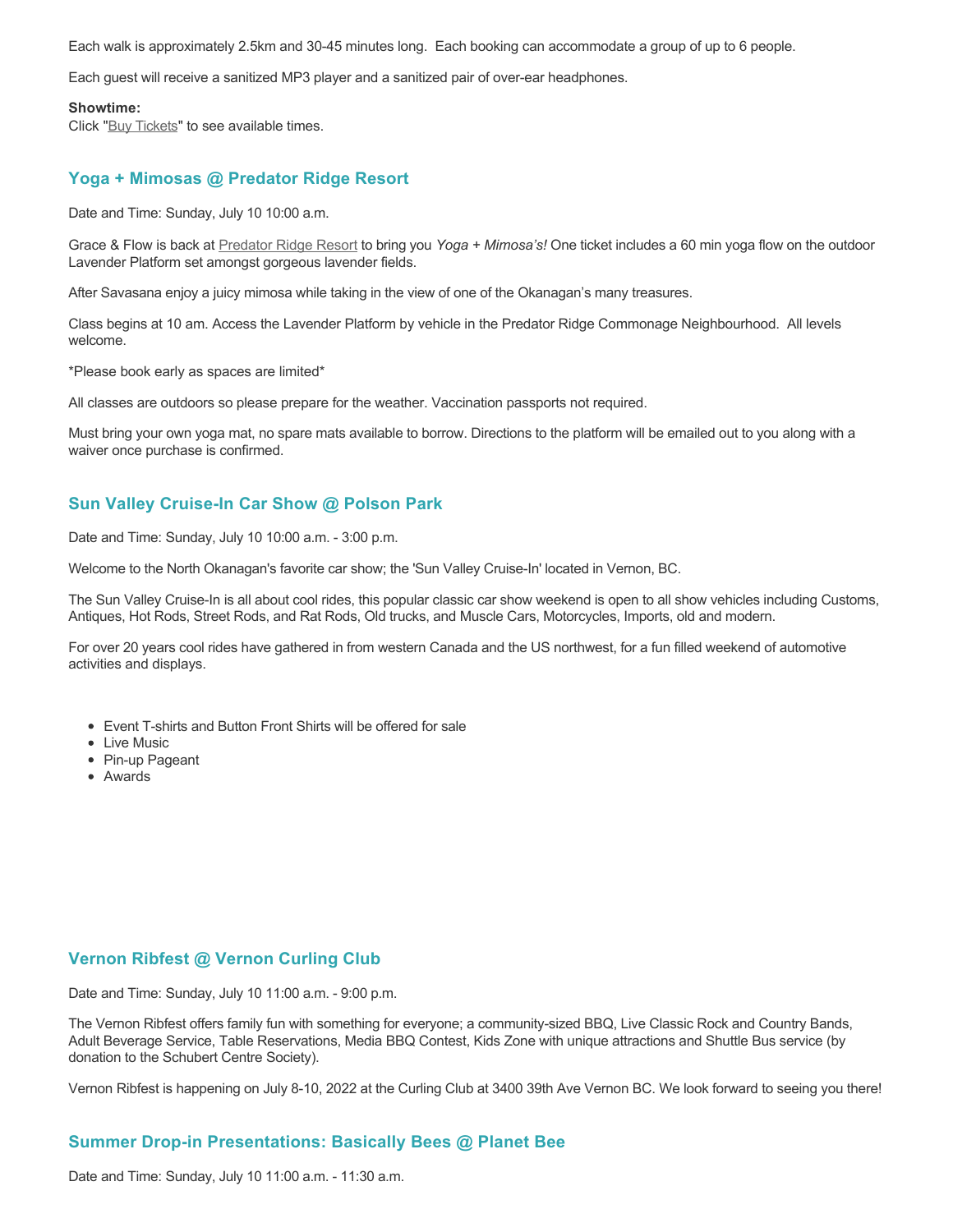Each walk is approximately 2.5km and 30-45 minutes long.  Each booking can accommodate a group of up to 6 people.

Each guest will receive a sanitized MP3 player and a sanitized pair of over-ear headphones.

**Showtime:**
Click "Buy Tickets" to see available times.

### Yoga + Mimosas @ Predator Ridge Resort

Date and Time: Sunday, July 10 10:00 a.m.

Grace & Flow is back at Predator Ridge Resort to bring you *Yoga + Mimosa's!* One ticket includes a 60 min yoga flow on the outdoor Lavender Platform set amongst gorgeous lavender fields.

After Savasana enjoy a juicy mimosa while taking in the view of one of the Okanagan's many treasures.

Class begins at 10 am. Access the Lavender Platform by vehicle in the Predator Ridge Commonage Neighbourhood.  All levels welcome.

*Please book early as spaces are limited*

All classes are outdoors so please prepare for the weather. Vaccination passports not required.

Must bring your own yoga mat, no spare mats available to borrow. Directions to the platform will be emailed out to you along with a waiver once purchase is confirmed.

### Sun Valley Cruise-In Car Show @ Polson Park

Date and Time: Sunday, July 10 10:00 a.m. - 3:00 p.m.

Welcome to the North Okanagan's favorite car show; the 'Sun Valley Cruise-In' located in Vernon, BC.

The Sun Valley Cruise-In is all about cool rides, this popular classic car show weekend is open to all show vehicles including Customs, Antiques, Hot Rods, Street Rods, and Rat Rods, Old trucks, and Muscle Cars, Motorcycles, Imports, old and modern.

For over 20 years cool rides have gathered in from western Canada and the US northwest, for a fun filled weekend of automotive activities and displays.

- Event T-shirts and Button Front Shirts will be offered for sale
- Live Music
- Pin-up Pageant
- Awards

### Vernon Ribfest @ Vernon Curling Club

Date and Time: Sunday, July 10 11:00 a.m. - 9:00 p.m.

The Vernon Ribfest offers family fun with something for everyone; a community-sized BBQ, Live Classic Rock and Country Bands, Adult Beverage Service, Table Reservations, Media BBQ Contest, Kids Zone with unique attractions and Shuttle Bus service (by donation to the Schubert Centre Society).

Vernon Ribfest is happening on July 8-10, 2022 at the Curling Club at 3400 39th Ave Vernon BC. We look forward to seeing you there!

### Summer Drop-in Presentations: Basically Bees @ Planet Bee

Date and Time: Sunday, July 10 11:00 a.m. - 11:30 a.m.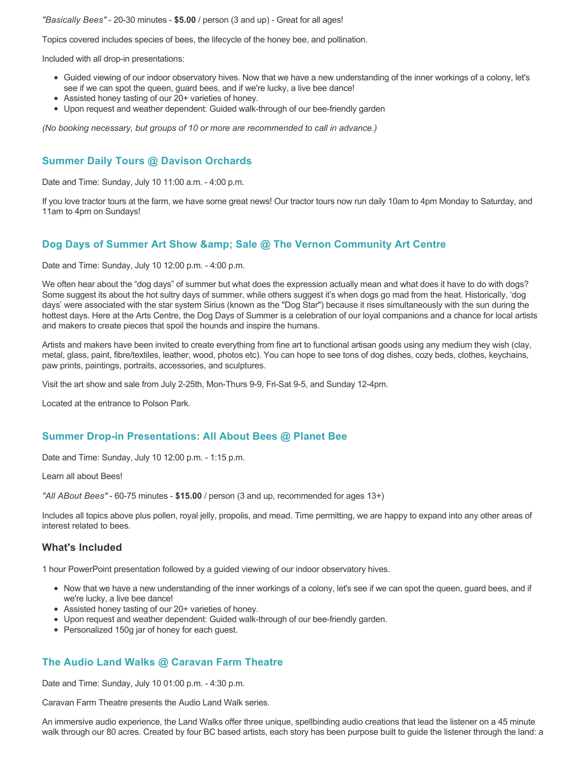*"Basically Bees"* - 20-30 minutes - **$5.00** / person (3 and up) - Great for all ages!

Topics covered includes species of bees, the lifecycle of the honey bee, and pollination.

Included with all drop-in presentations:

- Guided viewing of our indoor observatory hives. Now that we have a new understanding of the inner workings of a colony, let's see if we can spot the queen, guard bees, and if we're lucky, a live bee dance!
- Assisted honey tasting of our 20+ varieties of honey.
- Upon request and weather dependent: Guided walk-through of our bee-friendly garden

*(No booking necessary, but groups of 10 or more are recommended to call in advance.)*

### Summer Daily Tours @ Davison Orchards

Date and Time: Sunday, July 10 11:00 a.m. - 4:00 p.m.

If you love tractor tours at the farm, we have some great news! Our tractor tours now run daily 10am to 4pm Monday to Saturday, and 11am to 4pm on Sundays!

### Dog Days of Summer Art Show &amp; Sale @ The Vernon Community Art Centre

Date and Time: Sunday, July 10 12:00 p.m. - 4:00 p.m.

We often hear about the “dog days” of summer but what does the expression actually mean and what does it have to do with dogs? Some suggest its about the hot sultry days of summer, while others suggest it’s when dogs go mad from the heat. Historically, ‘dog days’ were associated with the star system Sirius (known as the "Dog Star") because it rises simultaneously with the sun during the hottest days. Here at the Arts Centre, the Dog Days of Summer is a celebration of our loyal companions and a chance for local artists and makers to create pieces that spoil the hounds and inspire the humans.

Artists and makers have been invited to create everything from fine art to functional artisan goods using any medium they wish (clay, metal, glass, paint, fibre/textiles, leather, wood, photos etc). You can hope to see tons of dog dishes, cozy beds, clothes, keychains, paw prints, paintings, portraits, accessories, and sculptures.

Visit the art show and sale from July 2-25th, Mon-Thurs 9-9, Fri-Sat 9-5, and Sunday 12-4pm.

Located at the entrance to Polson Park.

### Summer Drop-in Presentations: All About Bees @ Planet Bee

Date and Time: Sunday, July 10 12:00 p.m. - 1:15 p.m.

Learn all about Bees!

*"All ABout Bees"* - 60-75 minutes - **$15.00** / person (3 and up, recommended for ages 13+)

Includes all topics above plus pollen, royal jelly, propolis, and mead. Time permitting, we are happy to expand into any other areas of interest related to bees.

#### What's Included

1 hour PowerPoint presentation followed by a guided viewing of our indoor observatory hives.

- Now that we have a new understanding of the inner workings of a colony, let's see if we can spot the queen, guard bees, and if we're lucky, a live bee dance!
- Assisted honey tasting of our 20+ varieties of honey.
- Upon request and weather dependent: Guided walk-through of our bee-friendly garden.
- Personalized 150g jar of honey for each guest.

### The Audio Land Walks @ Caravan Farm Theatre

Date and Time: Sunday, July 10 01:00 p.m. - 4:30 p.m.

Caravan Farm Theatre presents the Audio Land Walk series.

An immersive audio experience, the Land Walks offer three unique, spellbinding audio creations that lead the listener on a 45 minute walk through our 80 acres. Created by four BC based artists, each story has been purpose built to guide the listener through the land: a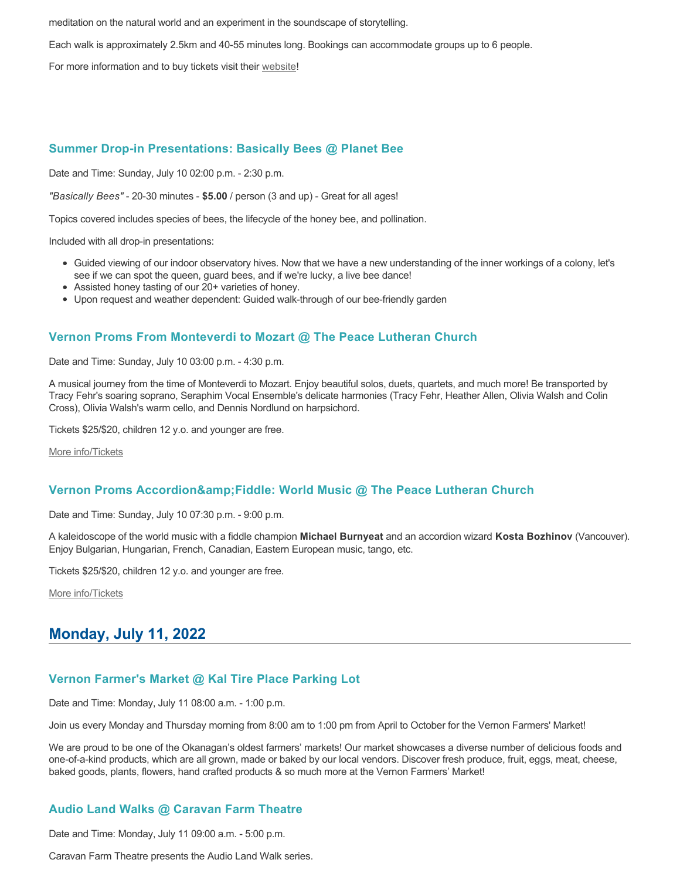meditation on the natural world and an experiment in the soundscape of storytelling.

Each walk is approximately 2.5km and 40-55 minutes long. Bookings can accommodate groups up to 6 people.

For more information and to buy tickets visit their website!

### Summer Drop-in Presentations: Basically Bees @ Planet Bee

Date and Time: Sunday, July 10 02:00 p.m. - 2:30 p.m.

*"Basically Bees"* - 20-30 minutes - **$5.00** / person (3 and up) - Great for all ages!

Topics covered includes species of bees, the lifecycle of the honey bee, and pollination.

Included with all drop-in presentations:

- Guided viewing of our indoor observatory hives. Now that we have a new understanding of the inner workings of a colony, let's see if we can spot the queen, guard bees, and if we're lucky, a live bee dance!
- Assisted honey tasting of our 20+ varieties of honey.
- Upon request and weather dependent: Guided walk-through of our bee-friendly garden

### Vernon Proms From Monteverdi to Mozart @ The Peace Lutheran Church

Date and Time: Sunday, July 10 03:00 p.m. - 4:30 p.m.

A musical journey from the time of Monteverdi to Mozart. Enjoy beautiful solos, duets, quartets, and much more! Be transported by Tracy Fehr's soaring soprano, Seraphim Vocal Ensemble's delicate harmonies (Tracy Fehr, Heather Allen, Olivia Walsh and Colin Cross), Olivia Walsh's warm cello, and Dennis Nordlund on harpsichord.

Tickets $25/$20, children 12 y.o. and younger are free.

More info/Tickets

### Vernon Proms Accordion&amp;Fiddle: World Music @ The Peace Lutheran Church

Date and Time: Sunday, July 10 07:30 p.m. - 9:00 p.m.

A kaleidoscope of the world music with a fiddle champion **Michael Burnyeat** and an accordion wizard **Kosta Bozhinov** (Vancouver). Enjoy Bulgarian, Hungarian, French, Canadian, Eastern European music, tango, etc.

Tickets $25/$20, children 12 y.o. and younger are free.

More info/Tickets

## Monday, July 11, 2022

### Vernon Farmer's Market @ Kal Tire Place Parking Lot

Date and Time: Monday, July 11 08:00 a.m. - 1:00 p.m.

Join us every Monday and Thursday morning from 8:00 am to 1:00 pm from April to October for the Vernon Farmers' Market!

We are proud to be one of the Okanagan's oldest farmers' markets! Our market showcases a diverse number of delicious foods and one-of-a-kind products, which are all grown, made or baked by our local vendors. Discover fresh produce, fruit, eggs, meat, cheese, baked goods, plants, flowers, hand crafted products & so much more at the Vernon Farmers' Market!

### Audio Land Walks @ Caravan Farm Theatre

Date and Time: Monday, July 11 09:00 a.m. - 5:00 p.m.

Caravan Farm Theatre presents the Audio Land Walk series.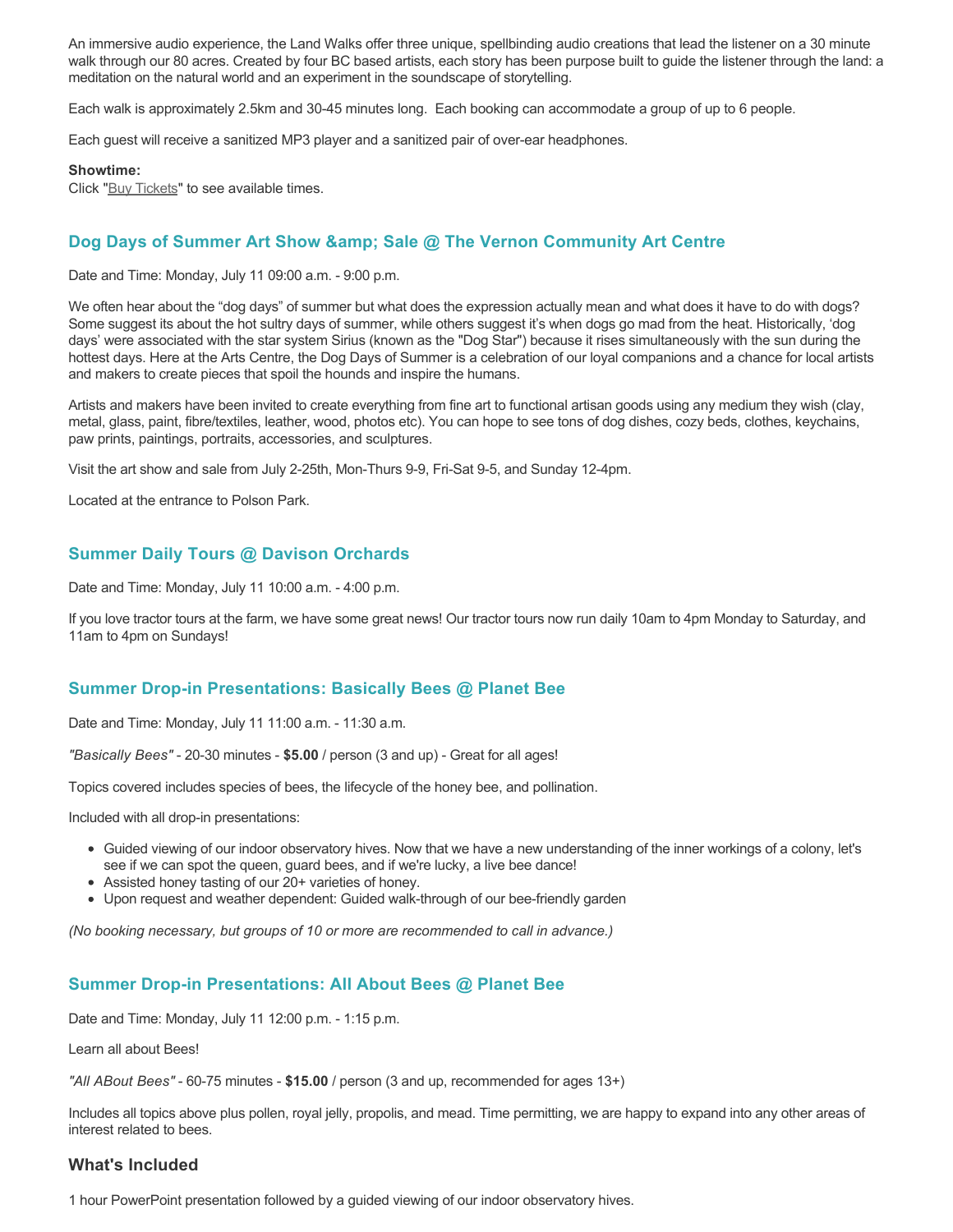An immersive audio experience, the Land Walks offer three unique, spellbinding audio creations that lead the listener on a 30 minute walk through our 80 acres. Created by four BC based artists, each story has been purpose built to guide the listener through the land: a meditation on the natural world and an experiment in the soundscape of storytelling.

Each walk is approximately 2.5km and 30-45 minutes long. Each booking can accommodate a group of up to 6 people.

Each guest will receive a sanitized MP3 player and a sanitized pair of over-ear headphones.

**Showtime:**
Click "Buy Tickets" to see available times.

### Dog Days of Summer Art Show &amp; Sale @ The Vernon Community Art Centre

Date and Time: Monday, July 11 09:00 a.m. - 9:00 p.m.

We often hear about the “dog days” of summer but what does the expression actually mean and what does it have to do with dogs? Some suggest its about the hot sultry days of summer, while others suggest it’s when dogs go mad from the heat. Historically, ‘dog days’ were associated with the star system Sirius (known as the "Dog Star") because it rises simultaneously with the sun during the hottest days. Here at the Arts Centre, the Dog Days of Summer is a celebration of our loyal companions and a chance for local artists and makers to create pieces that spoil the hounds and inspire the humans.

Artists and makers have been invited to create everything from fine art to functional artisan goods using any medium they wish (clay, metal, glass, paint, fibre/textiles, leather, wood, photos etc). You can hope to see tons of dog dishes, cozy beds, clothes, keychains, paw prints, paintings, portraits, accessories, and sculptures.

Visit the art show and sale from July 2-25th, Mon-Thurs 9-9, Fri-Sat 9-5, and Sunday 12-4pm.

Located at the entrance to Polson Park.

### Summer Daily Tours @ Davison Orchards

Date and Time: Monday, July 11 10:00 a.m. - 4:00 p.m.

If you love tractor tours at the farm, we have some great news! Our tractor tours now run daily 10am to 4pm Monday to Saturday, and 11am to 4pm on Sundays!

### Summer Drop-in Presentations: Basically Bees @ Planet Bee

Date and Time: Monday, July 11 11:00 a.m. - 11:30 a.m.

*"Basically Bees"* - 20-30 minutes - **$5.00** / person (3 and up) - Great for all ages!

Topics covered includes species of bees, the lifecycle of the honey bee, and pollination.

Included with all drop-in presentations:

- Guided viewing of our indoor observatory hives. Now that we have a new understanding of the inner workings of a colony, let's see if we can spot the queen, guard bees, and if we're lucky, a live bee dance!
- Assisted honey tasting of our 20+ varieties of honey.
- Upon request and weather dependent: Guided walk-through of our bee-friendly garden

*(No booking necessary, but groups of 10 or more are recommended to call in advance.)*

### Summer Drop-in Presentations: All About Bees @ Planet Bee

Date and Time: Monday, July 11 12:00 p.m. - 1:15 p.m.

Learn all about Bees!

*"All ABout Bees"* - 60-75 minutes - **$15.00** / person (3 and up, recommended for ages 13+)

Includes all topics above plus pollen, royal jelly, propolis, and mead. Time permitting, we are happy to expand into any other areas of interest related to bees.

### What's Included

1 hour PowerPoint presentation followed by a guided viewing of our indoor observatory hives.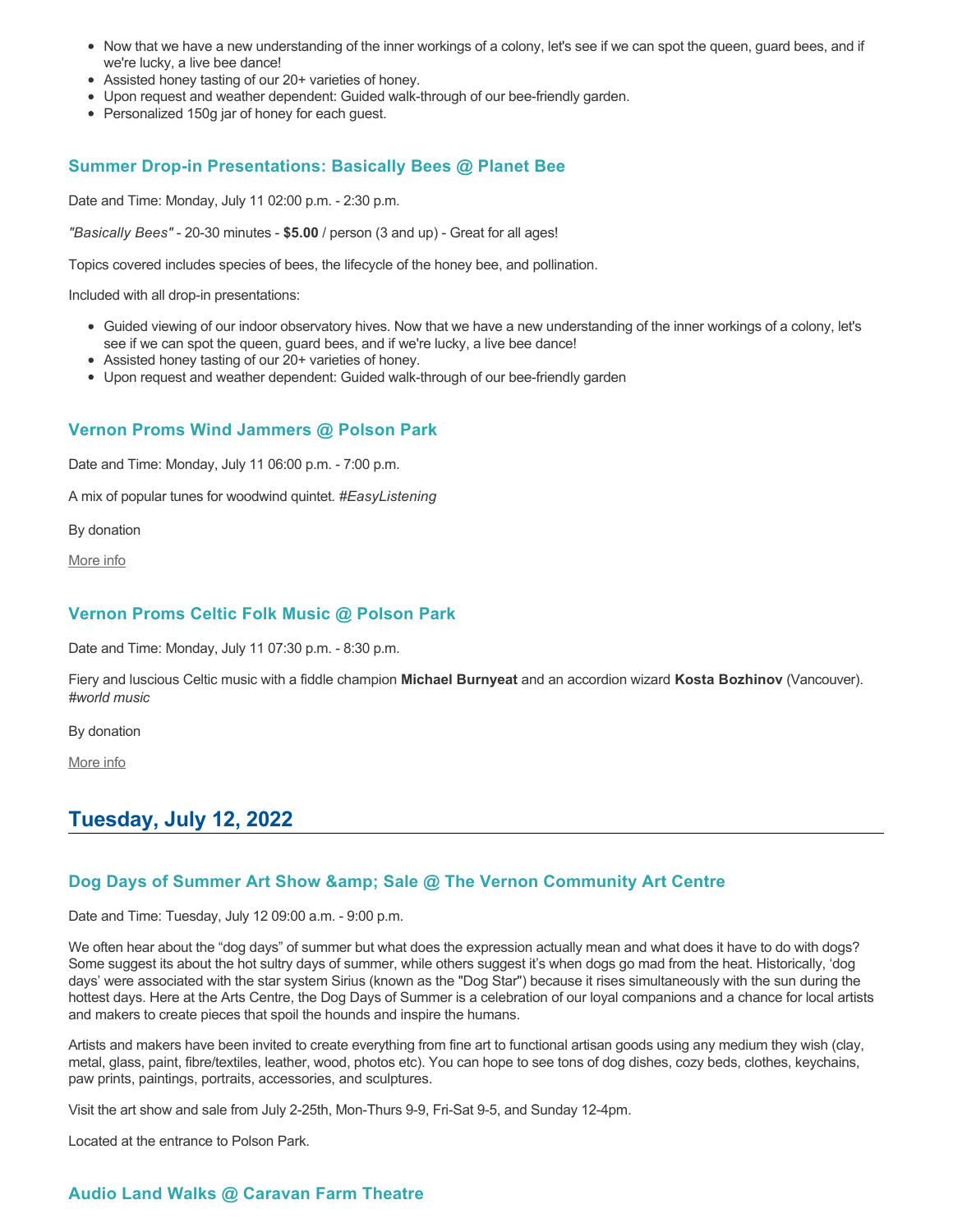- Now that we have a new understanding of the inner workings of a colony, let's see if we can spot the queen, guard bees, and if we're lucky, a live bee dance!
- Assisted honey tasting of our 20+ varieties of honey.
- Upon request and weather dependent: Guided walk-through of our bee-friendly garden.
- Personalized 150g jar of honey for each guest.

### Summer Drop-in Presentations: Basically Bees @ Planet Bee

Date and Time: Monday, July 11 02:00 p.m. - 2:30 p.m.

*"Basically Bees"* - 20-30 minutes - **$5.00** / person (3 and up) - Great for all ages!

Topics covered includes species of bees, the lifecycle of the honey bee, and pollination.

Included with all drop-in presentations:

- Guided viewing of our indoor observatory hives. Now that we have a new understanding of the inner workings of a colony, let's see if we can spot the queen, guard bees, and if we're lucky, a live bee dance!
- Assisted honey tasting of our 20+ varieties of honey.
- Upon request and weather dependent: Guided walk-through of our bee-friendly garden

### Vernon Proms Wind Jammers @ Polson Park

Date and Time: Monday, July 11 06:00 p.m. - 7:00 p.m.

A mix of popular tunes for woodwind quintet. *#EasyListening*

By donation

More info

### Vernon Proms Celtic Folk Music @ Polson Park

Date and Time: Monday, July 11 07:30 p.m. - 8:30 p.m.

Fiery and luscious Celtic music with a fiddle champion **Michael Burnyeat** and an accordion wizard **Kosta Bozhinov** (Vancouver). *#world music*

By donation

More info

## Tuesday, July 12, 2022

### Dog Days of Summer Art Show &amp; Sale @ The Vernon Community Art Centre

Date and Time: Tuesday, July 12 09:00 a.m. - 9:00 p.m.

We often hear about the “dog days” of summer but what does the expression actually mean and what does it have to do with dogs? Some suggest its about the hot sultry days of summer, while others suggest it’s when dogs go mad from the heat. Historically, ‘dog days’ were associated with the star system Sirius (known as the "Dog Star") because it rises simultaneously with the sun during the hottest days. Here at the Arts Centre, the Dog Days of Summer is a celebration of our loyal companions and a chance for local artists and makers to create pieces that spoil the hounds and inspire the humans.

Artists and makers have been invited to create everything from fine art to functional artisan goods using any medium they wish (clay, metal, glass, paint, fibre/textiles, leather, wood, photos etc). You can hope to see tons of dog dishes, cozy beds, clothes, keychains, paw prints, paintings, portraits, accessories, and sculptures.

Visit the art show and sale from July 2-25th, Mon-Thurs 9-9, Fri-Sat 9-5, and Sunday 12-4pm.

Located at the entrance to Polson Park.

### Audio Land Walks @ Caravan Farm Theatre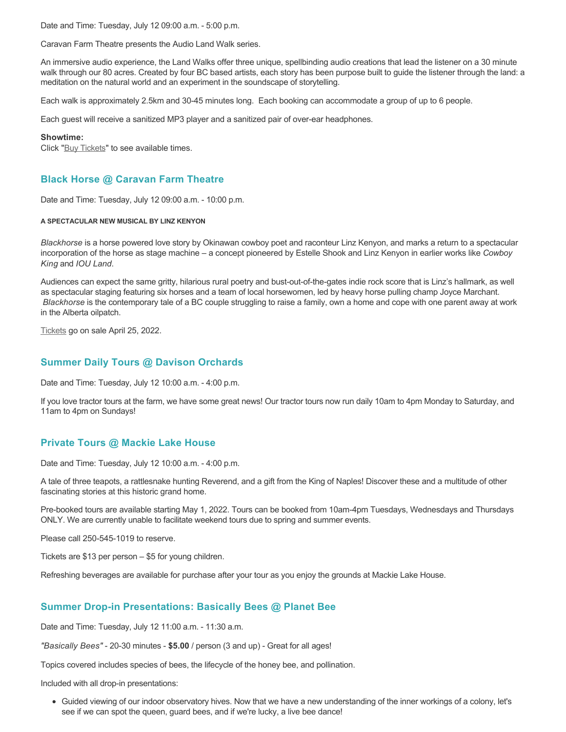Date and Time: Tuesday, July 12 09:00 a.m. - 5:00 p.m.

Caravan Farm Theatre presents the Audio Land Walk series.

An immersive audio experience, the Land Walks offer three unique, spellbinding audio creations that lead the listener on a 30 minute walk through our 80 acres. Created by four BC based artists, each story has been purpose built to guide the listener through the land: a meditation on the natural world and an experiment in the soundscape of storytelling.

Each walk is approximately 2.5km and 30-45 minutes long. Each booking can accommodate a group of up to 6 people.

Each guest will receive a sanitized MP3 player and a sanitized pair of over-ear headphones.

**Showtime:**
Click "Buy Tickets" to see available times.

### Black Horse @ Caravan Farm Theatre

Date and Time: Tuesday, July 12 09:00 a.m. - 10:00 p.m.

**A SPECTACULAR NEW MUSICAL BY LINZ KENYON**

*Blackhorse* is a horse powered love story by Okinawan cowboy poet and raconteur Linz Kenyon, and marks a return to a spectacular incorporation of the horse as stage machine – a concept pioneered by Estelle Shook and Linz Kenyon in earlier works like *Cowboy King* and *IOU Land*.

Audiences can expect the same gritty, hilarious rural poetry and bust-out-of-the-gates indie rock score that is Linz's hallmark, as well as spectacular staging featuring six horses and a team of local horsewomen, led by heavy horse pulling champ Joyce Marchant. *Blackhorse* is the contemporary tale of a BC couple struggling to raise a family, own a home and cope with one parent away at work in the Alberta oilpatch.

Tickets go on sale April 25, 2022.

### Summer Daily Tours @ Davison Orchards

Date and Time: Tuesday, July 12 10:00 a.m. - 4:00 p.m.

If you love tractor tours at the farm, we have some great news! Our tractor tours now run daily 10am to 4pm Monday to Saturday, and 11am to 4pm on Sundays!

### Private Tours @ Mackie Lake House

Date and Time: Tuesday, July 12 10:00 a.m. - 4:00 p.m.

A tale of three teapots, a rattlesnake hunting Reverend, and a gift from the King of Naples! Discover these and a multitude of other fascinating stories at this historic grand home.

Pre-booked tours are available starting May 1, 2022. Tours can be booked from 10am-4pm Tuesdays, Wednesdays and Thursdays ONLY. We are currently unable to facilitate weekend tours due to spring and summer events.

Please call 250-545-1019 to reserve.

Tickets are $13 per person – $5 for young children.

Refreshing beverages are available for purchase after your tour as you enjoy the grounds at Mackie Lake House.

### Summer Drop-in Presentations: Basically Bees @ Planet Bee

Date and Time: Tuesday, July 12 11:00 a.m. - 11:30 a.m.

*"Basically Bees"* - 20-30 minutes - **$5.00** / person (3 and up) - Great for all ages!

Topics covered includes species of bees, the lifecycle of the honey bee, and pollination.

Included with all drop-in presentations:

- Guided viewing of our indoor observatory hives. Now that we have a new understanding of the inner workings of a colony, let's see if we can spot the queen, guard bees, and if we're lucky, a live bee dance!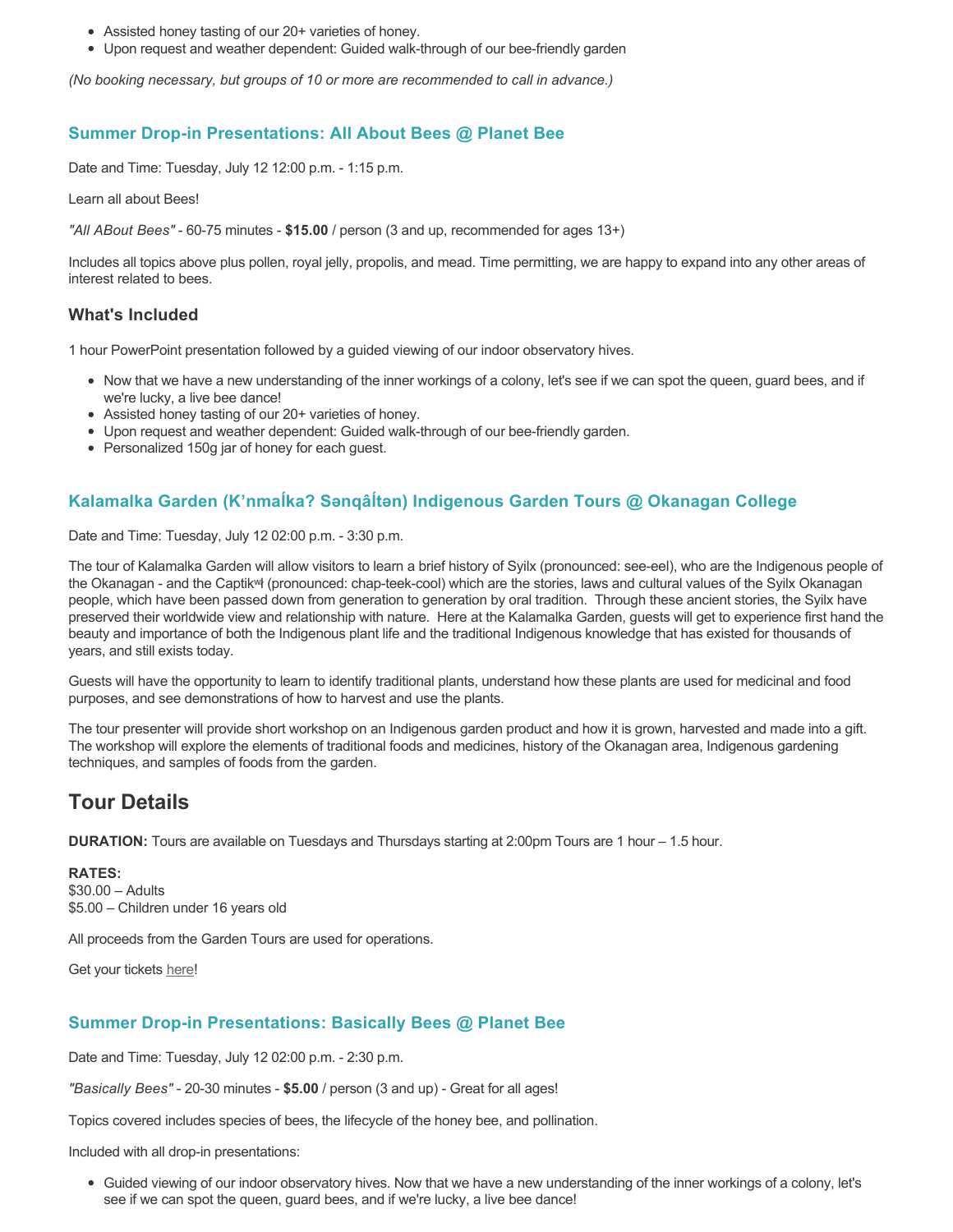- Assisted honey tasting of our 20+ varieties of honey.
- Upon request and weather dependent: Guided walk-through of our bee-friendly garden

*(No booking necessary, but groups of 10 or more are recommended to call in advance.)*

### Summer Drop-in Presentations: All About Bees @ Planet Bee

Date and Time: Tuesday, July 12 12:00 p.m. - 1:15 p.m.

Learn all about Bees!

*"All ABout Bees"* - 60-75 minutes - **$15.00** / person (3 and up, recommended for ages 13+)

Includes all topics above plus pollen, royal jelly, propolis, and mead. Time permitting, we are happy to expand into any other areas of interest related to bees.

### What's Included

1 hour PowerPoint presentation followed by a guided viewing of our indoor observatory hives.

- Now that we have a new understanding of the inner workings of a colony, let's see if we can spot the queen, guard bees, and if we're lucky, a live bee dance!
- Assisted honey tasting of our 20+ varieties of honey.
- Upon request and weather dependent: Guided walk-through of our bee-friendly garden.
- Personalized 150g jar of honey for each guest.

### Kalamalka Garden (K’nmaĺka? Sənqâĺtən) Indigenous Garden Tours @ Okanagan College

Date and Time: Tuesday, July 12 02:00 p.m. - 3:30 p.m.

The tour of Kalamalka Garden will allow visitors to learn a brief history of Syilx (pronounced: see-eel), who are the Indigenous people of the Okanagan - and the Captikʷł (pronounced: chap-teek-cool) which are the stories, laws and cultural values of the Syilx Okanagan people, which have been passed down from generation to generation by oral tradition. Through these ancient stories, the Syilx have preserved their worldwide view and relationship with nature. Here at the Kalamalka Garden, guests will get to experience first hand the beauty and importance of both the Indigenous plant life and the traditional Indigenous knowledge that has existed for thousands of years, and still exists today.

Guests will have the opportunity to learn to identify traditional plants, understand how these plants are used for medicinal and food purposes, and see demonstrations of how to harvest and use the plants.

The tour presenter will provide short workshop on an Indigenous garden product and how it is grown, harvested and made into a gift. The workshop will explore the elements of traditional foods and medicines, history of the Okanagan area, Indigenous gardening techniques, and samples of foods from the garden.

## Tour Details

**DURATION:** Tours are available on Tuesdays and Thursdays starting at 2:00pm Tours are 1 hour – 1.5 hour.

**RATES:**
$30.00 – Adults
$5.00 – Children under 16 years old

All proceeds from the Garden Tours are used for operations.

Get your tickets here!

### Summer Drop-in Presentations: Basically Bees @ Planet Bee

Date and Time: Tuesday, July 12 02:00 p.m. - 2:30 p.m.

*"Basically Bees"* - 20-30 minutes - **$5.00** / person (3 and up) - Great for all ages!

Topics covered includes species of bees, the lifecycle of the honey bee, and pollination.

Included with all drop-in presentations:

- Guided viewing of our indoor observatory hives. Now that we have a new understanding of the inner workings of a colony, let's see if we can spot the queen, guard bees, and if we're lucky, a live bee dance!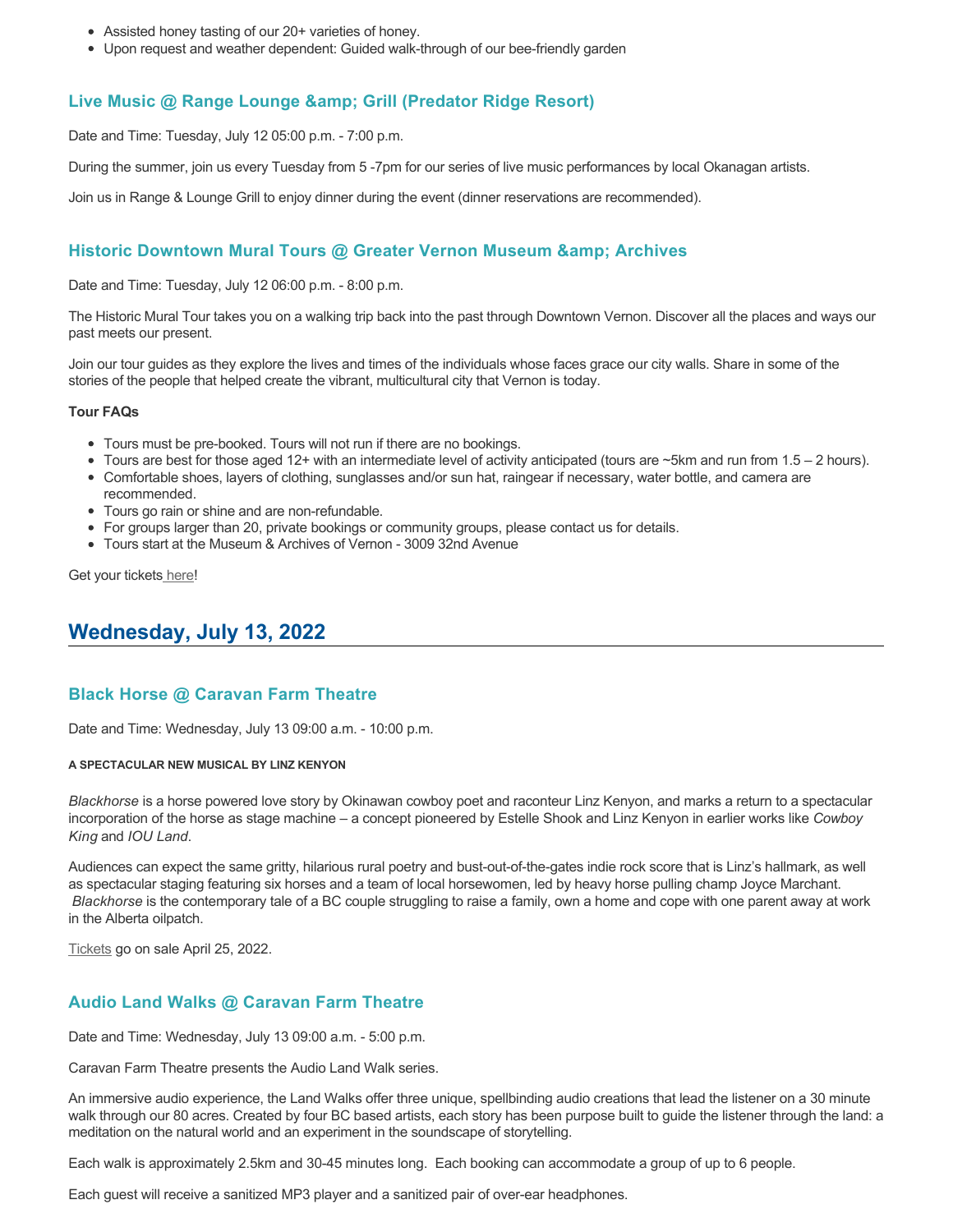- Assisted honey tasting of our 20+ varieties of honey.
- Upon request and weather dependent: Guided walk-through of our bee-friendly garden

### Live Music @ Range Lounge &amp; Grill (Predator Ridge Resort)

Date and Time: Tuesday, July 12 05:00 p.m. - 7:00 p.m.

During the summer, join us every Tuesday from 5 -7pm for our series of live music performances by local Okanagan artists.

Join us in Range & Lounge Grill to enjoy dinner during the event (dinner reservations are recommended).

### Historic Downtown Mural Tours @ Greater Vernon Museum &amp; Archives

Date and Time: Tuesday, July 12 06:00 p.m. - 8:00 p.m.

The Historic Mural Tour takes you on a walking trip back into the past through Downtown Vernon. Discover all the places and ways our past meets our present.

Join our tour guides as they explore the lives and times of the individuals whose faces grace our city walls. Share in some of the stories of the people that helped create the vibrant, multicultural city that Vernon is today.

**Tour FAQs**

- Tours must be pre-booked. Tours will not run if there are no bookings.
- Tours are best for those aged 12+ with an intermediate level of activity anticipated (tours are ~5km and run from 1.5 – 2 hours).
- Comfortable shoes, layers of clothing, sunglasses and/or sun hat, raingear if necessary, water bottle, and camera are recommended.
- Tours go rain or shine and are non-refundable.
- For groups larger than 20, private bookings or community groups, please contact us for details.
- Tours start at the Museum & Archives of Vernon - 3009 32nd Avenue

Get your tickets here!

## Wednesday, July 13, 2022

### Black Horse @ Caravan Farm Theatre

Date and Time: Wednesday, July 13 09:00 a.m. - 10:00 p.m.

###### A SPECTACULAR NEW MUSICAL BY LINZ KENYON

*Blackhorse* is a horse powered love story by Okinawan cowboy poet and raconteur Linz Kenyon, and marks a return to a spectacular incorporation of the horse as stage machine – a concept pioneered by Estelle Shook and Linz Kenyon in earlier works like *Cowboy King* and *IOU Land*.

Audiences can expect the same gritty, hilarious rural poetry and bust-out-of-the-gates indie rock score that is Linz's hallmark, as well as spectacular staging featuring six horses and a team of local horsewomen, led by heavy horse pulling champ Joyce Marchant. *Blackhorse* is the contemporary tale of a BC couple struggling to raise a family, own a home and cope with one parent away at work in the Alberta oilpatch.

Tickets go on sale April 25, 2022.

### Audio Land Walks @ Caravan Farm Theatre

Date and Time: Wednesday, July 13 09:00 a.m. - 5:00 p.m.

Caravan Farm Theatre presents the Audio Land Walk series.

An immersive audio experience, the Land Walks offer three unique, spellbinding audio creations that lead the listener on a 30 minute walk through our 80 acres. Created by four BC based artists, each story has been purpose built to guide the listener through the land: a meditation on the natural world and an experiment in the soundscape of storytelling.

Each walk is approximately 2.5km and 30-45 minutes long. Each booking can accommodate a group of up to 6 people.

Each guest will receive a sanitized MP3 player and a sanitized pair of over-ear headphones.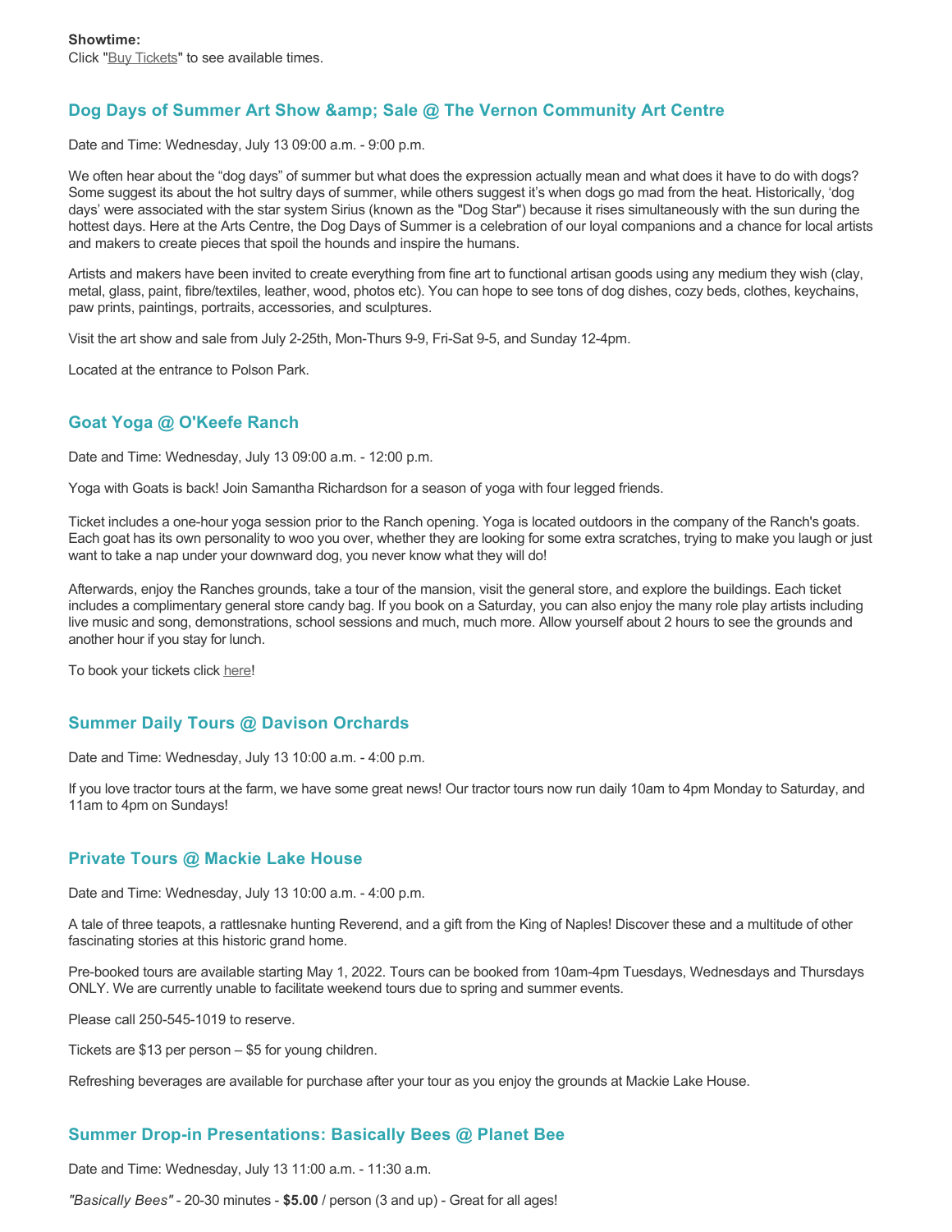**Showtime:**
Click "Buy Tickets" to see available times.

## Dog Days of Summer Art Show &amp; Sale @ The Vernon Community Art Centre

Date and Time: Wednesday, July 13 09:00 a.m. - 9:00 p.m.

We often hear about the "dog days" of summer but what does the expression actually mean and what does it have to do with dogs? Some suggest its about the hot sultry days of summer, while others suggest it's when dogs go mad from the heat. Historically, 'dog days' were associated with the star system Sirius (known as the "Dog Star") because it rises simultaneously with the sun during the hottest days. Here at the Arts Centre, the Dog Days of Summer is a celebration of our loyal companions and a chance for local artists and makers to create pieces that spoil the hounds and inspire the humans.

Artists and makers have been invited to create everything from fine art to functional artisan goods using any medium they wish (clay, metal, glass, paint, fibre/textiles, leather, wood, photos etc). You can hope to see tons of dog dishes, cozy beds, clothes, keychains, paw prints, paintings, portraits, accessories, and sculptures.

Visit the art show and sale from July 2-25th, Mon-Thurs 9-9, Fri-Sat 9-5, and Sunday 12-4pm.

Located at the entrance to Polson Park.

## Goat Yoga @ O'Keefe Ranch

Date and Time: Wednesday, July 13 09:00 a.m. - 12:00 p.m.

Yoga with Goats is back! Join Samantha Richardson for a season of yoga with four legged friends.

Ticket includes a one-hour yoga session prior to the Ranch opening. Yoga is located outdoors in the company of the Ranch's goats. Each goat has its own personality to woo you over, whether they are looking for some extra scratches, trying to make you laugh or just want to take a nap under your downward dog, you never know what they will do!

Afterwards, enjoy the Ranches grounds, take a tour of the mansion, visit the general store, and explore the buildings. Each ticket includes a complimentary general store candy bag. If you book on a Saturday, you can also enjoy the many role play artists including live music and song, demonstrations, school sessions and much, much more. Allow yourself about 2 hours to see the grounds and another hour if you stay for lunch.

To book your tickets click here!

## Summer Daily Tours @ Davison Orchards

Date and Time: Wednesday, July 13 10:00 a.m. - 4:00 p.m.

If you love tractor tours at the farm, we have some great news! Our tractor tours now run daily 10am to 4pm Monday to Saturday, and 11am to 4pm on Sundays!

## Private Tours @ Mackie Lake House

Date and Time: Wednesday, July 13 10:00 a.m. - 4:00 p.m.

A tale of three teapots, a rattlesnake hunting Reverend, and a gift from the King of Naples! Discover these and a multitude of other fascinating stories at this historic grand home.

Pre-booked tours are available starting May 1, 2022. Tours can be booked from 10am-4pm Tuesdays, Wednesdays and Thursdays ONLY. We are currently unable to facilitate weekend tours due to spring and summer events.

Please call 250-545-1019 to reserve.

Tickets are $13 per person – $5 for young children.

Refreshing beverages are available for purchase after your tour as you enjoy the grounds at Mackie Lake House.

## Summer Drop-in Presentations: Basically Bees @ Planet Bee

Date and Time: Wednesday, July 13 11:00 a.m. - 11:30 a.m.

*"Basically Bees"* - 20-30 minutes - **$5.00** / person (3 and up) - Great for all ages!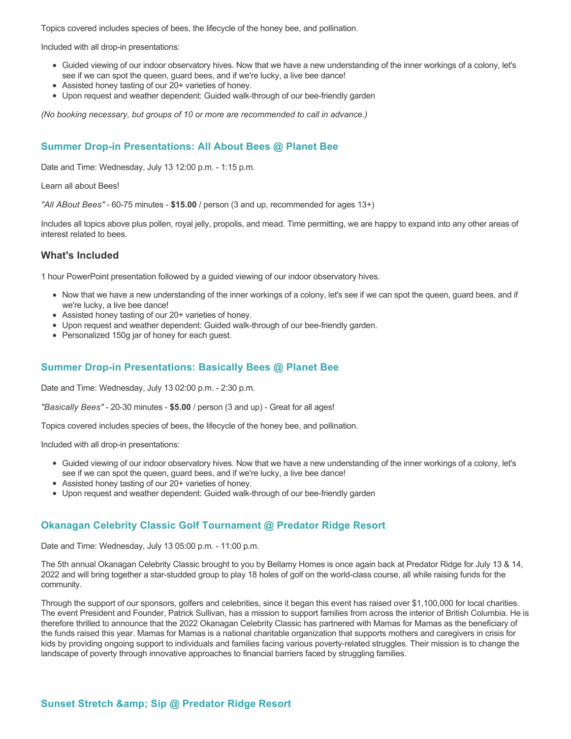Topics covered includes species of bees, the lifecycle of the honey bee, and pollination.

Included with all drop-in presentations:

- Guided viewing of our indoor observatory hives. Now that we have a new understanding of the inner workings of a colony, let's see if we can spot the queen, guard bees, and if we're lucky, a live bee dance!
- Assisted honey tasting of our 20+ varieties of honey.
- Upon request and weather dependent: Guided walk-through of our bee-friendly garden

*(No booking necessary, but groups of 10 or more are recommended to call in advance.)*

## Summer Drop-in Presentations: All About Bees @ Planet Bee

Date and Time: Wednesday, July 13 12:00 p.m. - 1:15 p.m.

Learn all about Bees!

*"All ABout Bees"* - 60-75 minutes - **$15.00** / person (3 and up, recommended for ages 13+)

Includes all topics above plus pollen, royal jelly, propolis, and mead. Time permitting, we are happy to expand into any other areas of interest related to bees.

### What's Included

1 hour PowerPoint presentation followed by a guided viewing of our indoor observatory hives.

- Now that we have a new understanding of the inner workings of a colony, let's see if we can spot the queen, guard bees, and if we're lucky, a live bee dance!
- Assisted honey tasting of our 20+ varieties of honey.
- Upon request and weather dependent: Guided walk-through of our bee-friendly garden.
- Personalized 150g jar of honey for each guest.

## Summer Drop-in Presentations: Basically Bees @ Planet Bee

Date and Time: Wednesday, July 13 02:00 p.m. - 2:30 p.m.

*"Basically Bees"* - 20-30 minutes - **$5.00** / person (3 and up) - Great for all ages!

Topics covered includes species of bees, the lifecycle of the honey bee, and pollination.

Included with all drop-in presentations:

- Guided viewing of our indoor observatory hives. Now that we have a new understanding of the inner workings of a colony, let's see if we can spot the queen, guard bees, and if we're lucky, a live bee dance!
- Assisted honey tasting of our 20+ varieties of honey.
- Upon request and weather dependent: Guided walk-through of our bee-friendly garden

## Okanagan Celebrity Classic Golf Tournament @ Predator Ridge Resort

Date and Time: Wednesday, July 13 05:00 p.m. - 11:00 p.m.

The 5th annual Okanagan Celebrity Classic brought to you by Bellamy Homes is once again back at Predator Ridge for July 13 & 14, 2022 and will bring together a star-studded group to play 18 holes of golf on the world-class course, all while raising funds for the community.

Through the support of our sponsors, golfers and celebrities, since it began this event has raised over $1,100,000 for local charities. The event President and Founder, Patrick Sullivan, has a mission to support families from across the interior of British Columbia. He is therefore thrilled to announce that the 2022 Okanagan Celebrity Classic has partnered with Mamas for Mamas as the beneficiary of the funds raised this year. Mamas for Mamas is a national charitable organization that supports mothers and caregivers in crisis for kids by providing ongoing support to individuals and families facing various poverty-related struggles. Their mission is to change the landscape of poverty through innovative approaches to financial barriers faced by struggling families.

## Sunset Stretch &amp; Sip @ Predator Ridge Resort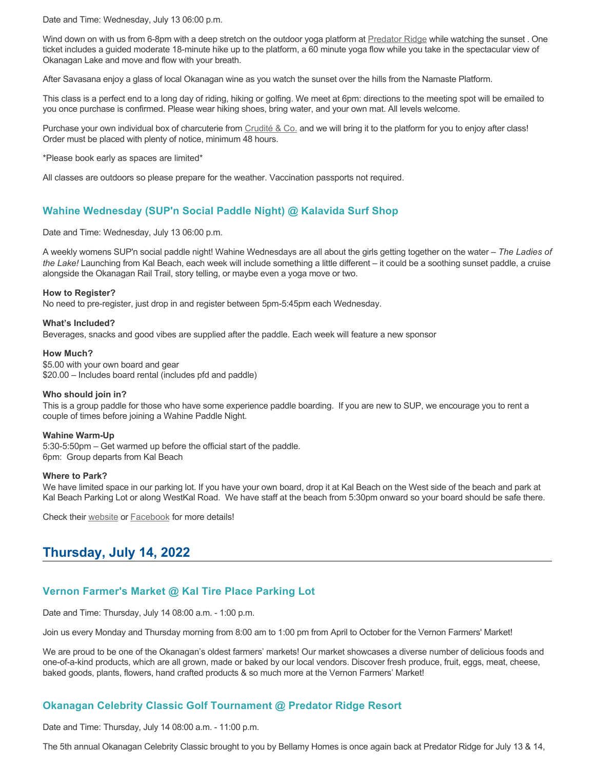Date and Time: Wednesday, July 13 06:00 p.m.

Wind down on with us from 6-8pm with a deep stretch on the outdoor yoga platform at Predator Ridge while watching the sunset . One ticket includes a guided moderate 18-minute hike up to the platform, a 60 minute yoga flow while you take in the spectacular view of Okanagan Lake and move and flow with your breath.

After Savasana enjoy a glass of local Okanagan wine as you watch the sunset over the hills from the Namaste Platform.

This class is a perfect end to a long day of riding, hiking or golfing. We meet at 6pm: directions to the meeting spot will be emailed to you once purchase is confirmed. Please wear hiking shoes, bring water, and your own mat. All levels welcome.

Purchase your own individual box of charcuterie from Crudité & Co. and we will bring it to the platform for you to enjoy after class! Order must be placed with plenty of notice, minimum 48 hours.

*Please book early as spaces are limited*

All classes are outdoors so please prepare for the weather. Vaccination passports not required.

### Wahine Wednesday (SUP'n Social Paddle Night) @ Kalavida Surf Shop

Date and Time: Wednesday, July 13 06:00 p.m.

A weekly womens SUP'n social paddle night! Wahine Wednesdays are all about the girls getting together on the water – *The Ladies of the Lake!* Launching from Kal Beach, each week will include something a little different – it could be a soothing sunset paddle, a cruise alongside the Okanagan Rail Trail, story telling, or maybe even a yoga move or two.

**How to Register?**
No need to pre-register, just drop in and register between 5pm-5:45pm each Wednesday.

**What's Included?**
Beverages, snacks and good vibes are supplied after the paddle. Each week will feature a new sponsor

**How Much?**
$5.00 with your own board and gear
$20.00 – Includes board rental (includes pfd and paddle)

**Who should join in?**
This is a group paddle for those who have some experience paddle boarding. If you are new to SUP, we encourage you to rent a couple of times before joining a Wahine Paddle Night.

**Wahine Warm-Up**
5:30-5:50pm – Get warmed up before the official start of the paddle.
6pm: Group departs from Kal Beach

**Where to Park?**
We have limited space in our parking lot. If you have your own board, drop it at Kal Beach on the West side of the beach and park at Kal Beach Parking Lot or along WestKal Road. We have staff at the beach from 5:30pm onward so your board should be safe there.

Check their website or Facebook for more details!

## Thursday, July 14, 2022

### Vernon Farmer's Market @ Kal Tire Place Parking Lot

Date and Time: Thursday, July 14 08:00 a.m. - 1:00 p.m.

Join us every Monday and Thursday morning from 8:00 am to 1:00 pm from April to October for the Vernon Farmers' Market!

We are proud to be one of the Okanagan's oldest farmers' markets! Our market showcases a diverse number of delicious foods and one-of-a-kind products, which are all grown, made or baked by our local vendors. Discover fresh produce, fruit, eggs, meat, cheese, baked goods, plants, flowers, hand crafted products & so much more at the Vernon Farmers' Market!

### Okanagan Celebrity Classic Golf Tournament @ Predator Ridge Resort

Date and Time: Thursday, July 14 08:00 a.m. - 11:00 p.m.

The 5th annual Okanagan Celebrity Classic brought to you by Bellamy Homes is once again back at Predator Ridge for July 13 & 14,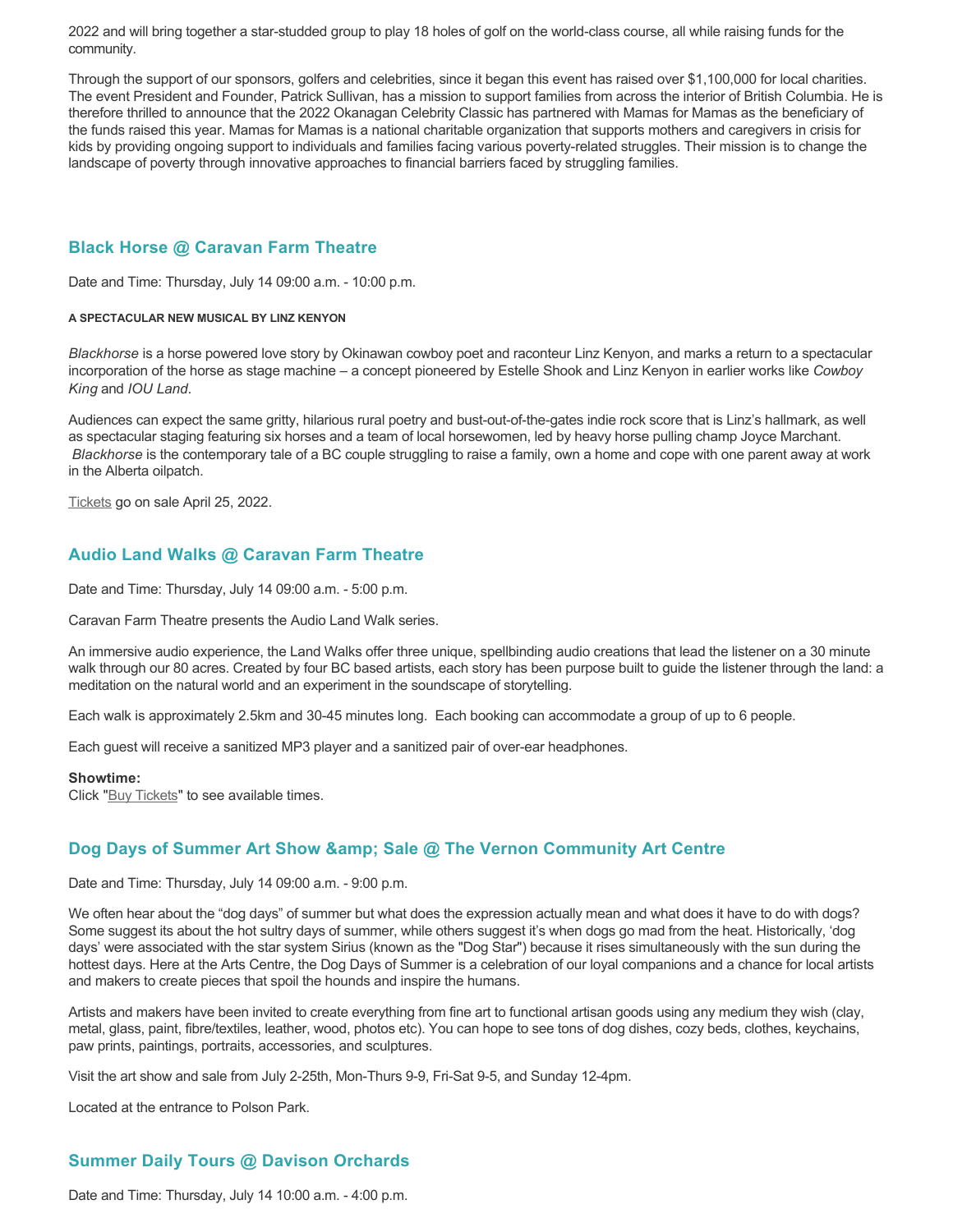2022 and will bring together a star-studded group to play 18 holes of golf on the world-class course, all while raising funds for the community.

Through the support of our sponsors, golfers and celebrities, since it began this event has raised over $1,100,000 for local charities. The event President and Founder, Patrick Sullivan, has a mission to support families from across the interior of British Columbia. He is therefore thrilled to announce that the 2022 Okanagan Celebrity Classic has partnered with Mamas for Mamas as the beneficiary of the funds raised this year. Mamas for Mamas is a national charitable organization that supports mothers and caregivers in crisis for kids by providing ongoing support to individuals and families facing various poverty-related struggles. Their mission is to change the landscape of poverty through innovative approaches to financial barriers faced by struggling families.

## Black Horse @ Caravan Farm Theatre

Date and Time: Thursday, July 14 09:00 a.m. - 10:00 p.m.

**A SPECTACULAR NEW MUSICAL BY LINZ KENYON**

*Blackhorse* is a horse powered love story by Okinawan cowboy poet and raconteur Linz Kenyon, and marks a return to a spectacular incorporation of the horse as stage machine – a concept pioneered by Estelle Shook and Linz Kenyon in earlier works like *Cowboy King* and *IOU Land*.

Audiences can expect the same gritty, hilarious rural poetry and bust-out-of-the-gates indie rock score that is Linz's hallmark, as well as spectacular staging featuring six horses and a team of local horsewomen, led by heavy horse pulling champ Joyce Marchant. *Blackhorse* is the contemporary tale of a BC couple struggling to raise a family, own a home and cope with one parent away at work in the Alberta oilpatch.

Tickets go on sale April 25, 2022.

## Audio Land Walks @ Caravan Farm Theatre

Date and Time: Thursday, July 14 09:00 a.m. - 5:00 p.m.

Caravan Farm Theatre presents the Audio Land Walk series.

An immersive audio experience, the Land Walks offer three unique, spellbinding audio creations that lead the listener on a 30 minute walk through our 80 acres. Created by four BC based artists, each story has been purpose built to guide the listener through the land: a meditation on the natural world and an experiment in the soundscape of storytelling.

Each walk is approximately 2.5km and 30-45 minutes long. Each booking can accommodate a group of up to 6 people.

Each guest will receive a sanitized MP3 player and a sanitized pair of over-ear headphones.

**Showtime:**
Click "Buy Tickets" to see available times.

## Dog Days of Summer Art Show &amp; Sale @ The Vernon Community Art Centre

Date and Time: Thursday, July 14 09:00 a.m. - 9:00 p.m.

We often hear about the "dog days" of summer but what does the expression actually mean and what does it have to do with dogs? Some suggest its about the hot sultry days of summer, while others suggest it's when dogs go mad from the heat. Historically, 'dog days' were associated with the star system Sirius (known as the "Dog Star") because it rises simultaneously with the sun during the hottest days. Here at the Arts Centre, the Dog Days of Summer is a celebration of our loyal companions and a chance for local artists and makers to create pieces that spoil the hounds and inspire the humans.

Artists and makers have been invited to create everything from fine art to functional artisan goods using any medium they wish (clay, metal, glass, paint, fibre/textiles, leather, wood, photos etc). You can hope to see tons of dog dishes, cozy beds, clothes, keychains, paw prints, paintings, portraits, accessories, and sculptures.

Visit the art show and sale from July 2-25th, Mon-Thurs 9-9, Fri-Sat 9-5, and Sunday 12-4pm.

Located at the entrance to Polson Park.

## Summer Daily Tours @ Davison Orchards

Date and Time: Thursday, July 14 10:00 a.m. - 4:00 p.m.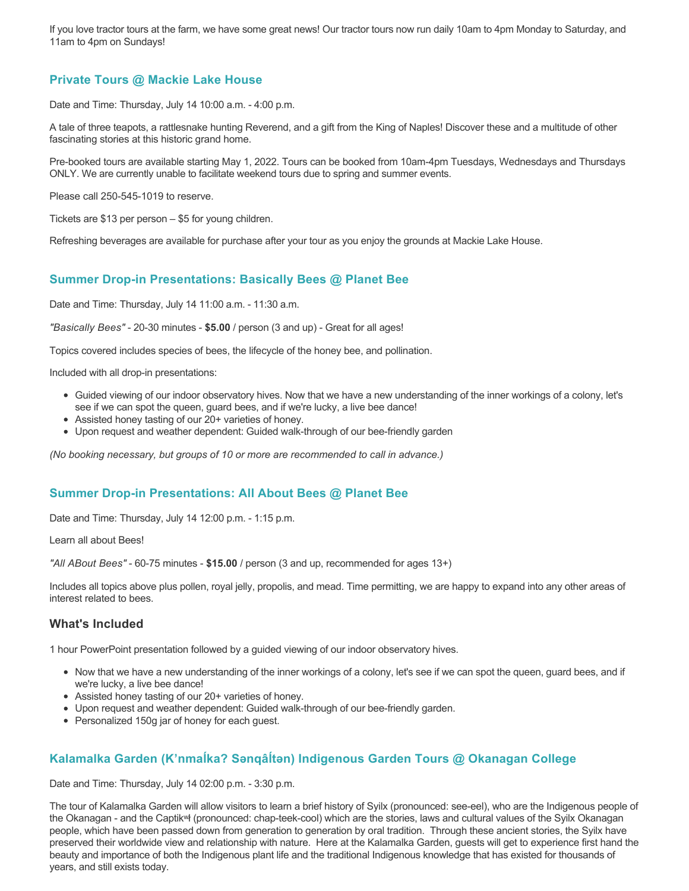If you love tractor tours at the farm, we have some great news! Our tractor tours now run daily 10am to 4pm Monday to Saturday, and 11am to 4pm on Sundays!

### Private Tours @ Mackie Lake House

Date and Time: Thursday, July 14 10:00 a.m. - 4:00 p.m.

A tale of three teapots, a rattlesnake hunting Reverend, and a gift from the King of Naples! Discover these and a multitude of other fascinating stories at this historic grand home.

Pre-booked tours are available starting May 1, 2022. Tours can be booked from 10am-4pm Tuesdays, Wednesdays and Thursdays ONLY. We are currently unable to facilitate weekend tours due to spring and summer events.

Please call 250-545-1019 to reserve.

Tickets are $13 per person – $5 for young children.

Refreshing beverages are available for purchase after your tour as you enjoy the grounds at Mackie Lake House.

### Summer Drop-in Presentations: Basically Bees @ Planet Bee

Date and Time: Thursday, July 14 11:00 a.m. - 11:30 a.m.

*"Basically Bees"* - 20-30 minutes - **$5.00** / person (3 and up) - Great for all ages!

Topics covered includes species of bees, the lifecycle of the honey bee, and pollination.

Included with all drop-in presentations:

- Guided viewing of our indoor observatory hives. Now that we have a new understanding of the inner workings of a colony, let's see if we can spot the queen, guard bees, and if we're lucky, a live bee dance!
- Assisted honey tasting of our 20+ varieties of honey.
- Upon request and weather dependent: Guided walk-through of our bee-friendly garden

*(No booking necessary, but groups of 10 or more are recommended to call in advance.)*

### Summer Drop-in Presentations: All About Bees @ Planet Bee

Date and Time: Thursday, July 14 12:00 p.m. - 1:15 p.m.

Learn all about Bees!

*"All ABout Bees"* - 60-75 minutes - **$15.00** / person (3 and up, recommended for ages 13+)

Includes all topics above plus pollen, royal jelly, propolis, and mead. Time permitting, we are happy to expand into any other areas of interest related to bees.

#### What's Included

1 hour PowerPoint presentation followed by a guided viewing of our indoor observatory hives.

- Now that we have a new understanding of the inner workings of a colony, let's see if we can spot the queen, guard bees, and if we're lucky, a live bee dance!
- Assisted honey tasting of our 20+ varieties of honey.
- Upon request and weather dependent: Guided walk-through of our bee-friendly garden.
- Personalized 150g jar of honey for each guest.

### Kalamalka Garden (K’nmaĺka? Sənqâĺtən) Indigenous Garden Tours @ Okanagan College

Date and Time: Thursday, July 14 02:00 p.m. - 3:30 p.m.

The tour of Kalamalka Garden will allow visitors to learn a brief history of Syilx (pronounced: see-eel), who are the Indigenous people of the Okanagan - and the Captikʷł (pronounced: chap-teek-cool) which are the stories, laws and cultural values of the Syilx Okanagan people, which have been passed down from generation to generation by oral tradition. Through these ancient stories, the Syilx have preserved their worldwide view and relationship with nature. Here at the Kalamalka Garden, guests will get to experience first hand the beauty and importance of both the Indigenous plant life and the traditional Indigenous knowledge that has existed for thousands of years, and still exists today.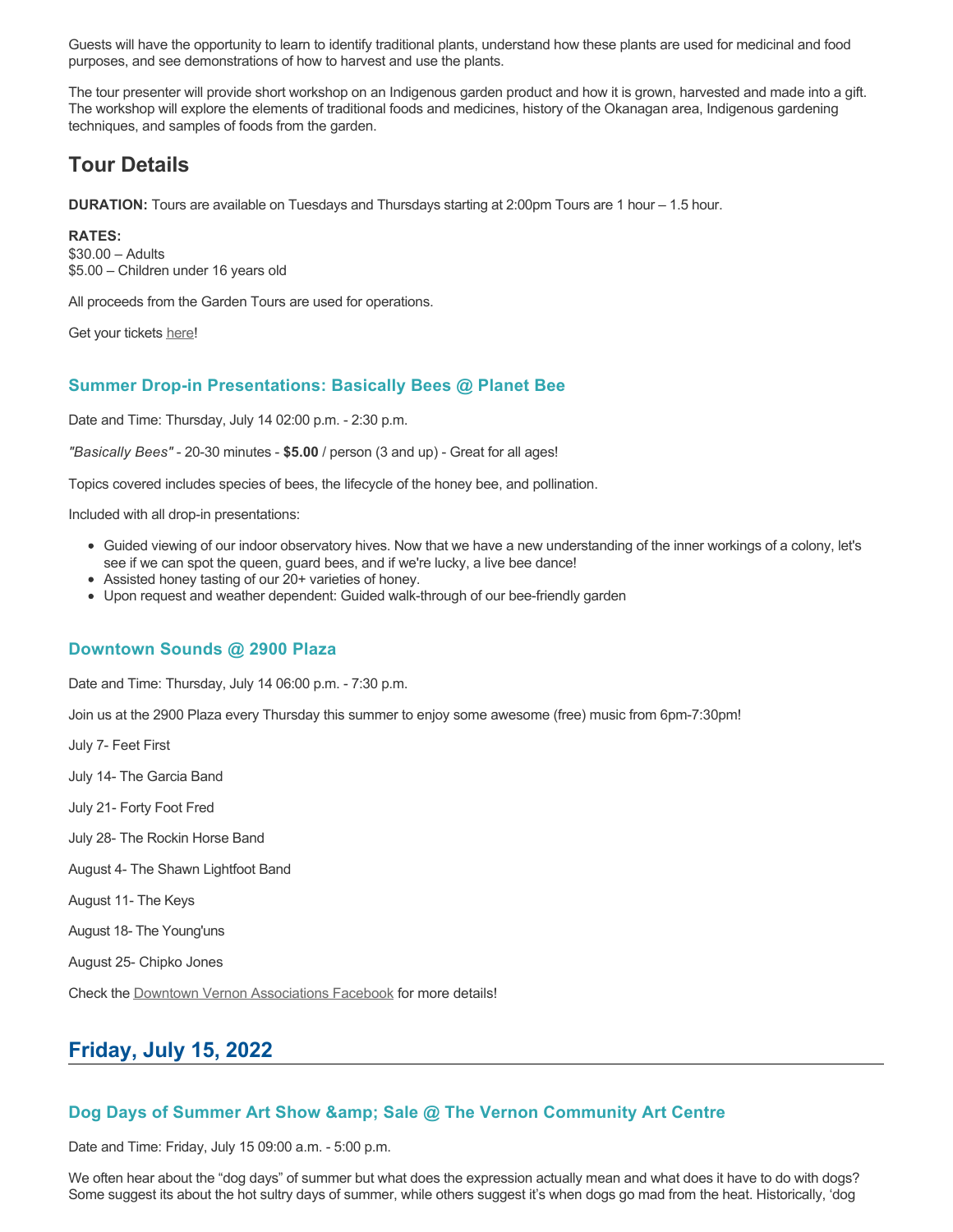Guests will have the opportunity to learn to identify traditional plants, understand how these plants are used for medicinal and food purposes, and see demonstrations of how to harvest and use the plants.

The tour presenter will provide short workshop on an Indigenous garden product and how it is grown, harvested and made into a gift. The workshop will explore the elements of traditional foods and medicines, history of the Okanagan area, Indigenous gardening techniques, and samples of foods from the garden.

## Tour Details

**DURATION:** Tours are available on Tuesdays and Thursdays starting at 2:00pm Tours are 1 hour – 1.5 hour.

**RATES:**
$30.00 – Adults
$5.00 – Children under 16 years old

All proceeds from the Garden Tours are used for operations.

Get your tickets here!

### Summer Drop-in Presentations: Basically Bees @ Planet Bee

Date and Time: Thursday, July 14 02:00 p.m. - 2:30 p.m.

*"Basically Bees"* - 20-30 minutes - **$5.00** / person (3 and up) - Great for all ages!

Topics covered includes species of bees, the lifecycle of the honey bee, and pollination.

Included with all drop-in presentations:

- Guided viewing of our indoor observatory hives. Now that we have a new understanding of the inner workings of a colony, let's see if we can spot the queen, guard bees, and if we're lucky, a live bee dance!
- Assisted honey tasting of our 20+ varieties of honey.
- Upon request and weather dependent: Guided walk-through of our bee-friendly garden

### Downtown Sounds @ 2900 Plaza

Date and Time: Thursday, July 14 06:00 p.m. - 7:30 p.m.

Join us at the 2900 Plaza every Thursday this summer to enjoy some awesome (free) music from 6pm-7:30pm!

July 7- Feet First

July 14- The Garcia Band

July 21- Forty Foot Fred

July 28- The Rockin Horse Band

August 4- The Shawn Lightfoot Band

August 11- The Keys

August 18- The Young'uns

August 25- Chipko Jones

Check the Downtown Vernon Associations Facebook for more details!

## Friday, July 15, 2022

### Dog Days of Summer Art Show &amp; Sale @ The Vernon Community Art Centre

Date and Time: Friday, July 15 09:00 a.m. - 5:00 p.m.

We often hear about the “dog days” of summer but what does the expression actually mean and what does it have to do with dogs? Some suggest its about the hot sultry days of summer, while others suggest it’s when dogs go mad from the heat. Historically, ‘dog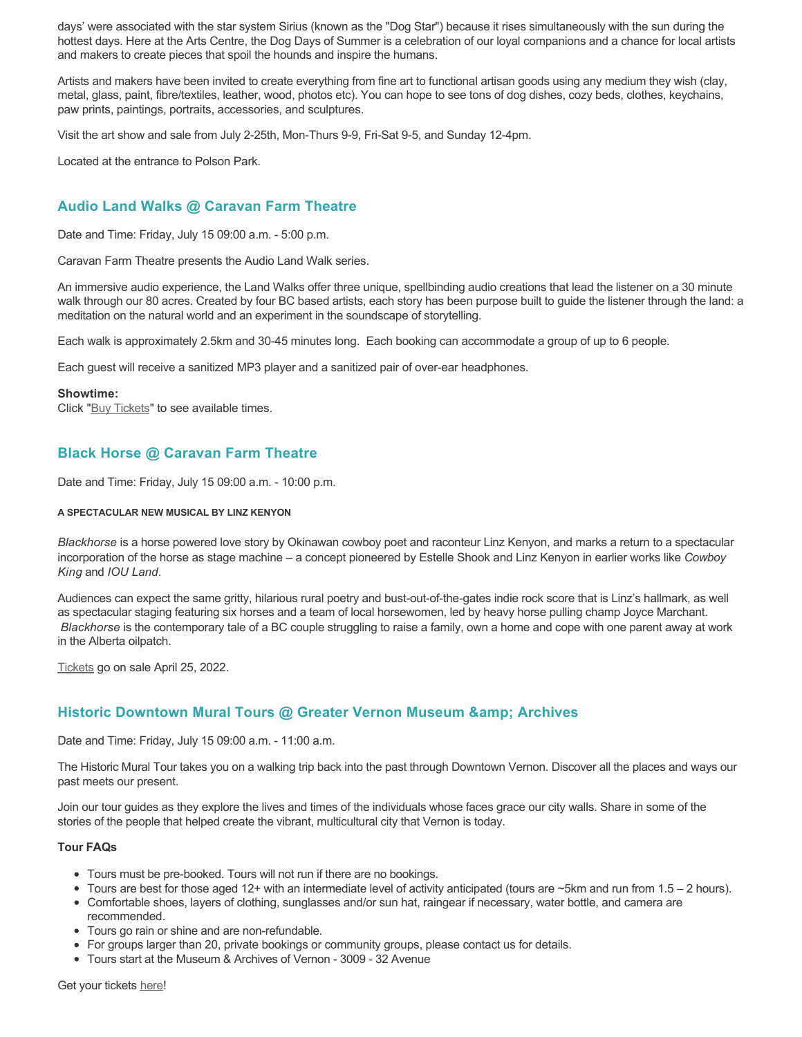days' were associated with the star system Sirius (known as the "Dog Star") because it rises simultaneously with the sun during the hottest days. Here at the Arts Centre, the Dog Days of Summer is a celebration of our loyal companions and a chance for local artists and makers to create pieces that spoil the hounds and inspire the humans.

Artists and makers have been invited to create everything from fine art to functional artisan goods using any medium they wish (clay, metal, glass, paint, fibre/textiles, leather, wood, photos etc). You can hope to see tons of dog dishes, cozy beds, clothes, keychains, paw prints, paintings, portraits, accessories, and sculptures.

Visit the art show and sale from July 2-25th, Mon-Thurs 9-9, Fri-Sat 9-5, and Sunday 12-4pm.

Located at the entrance to Polson Park.

## Audio Land Walks @ Caravan Farm Theatre

Date and Time: Friday, July 15 09:00 a.m. - 5:00 p.m.

Caravan Farm Theatre presents the Audio Land Walk series.

An immersive audio experience, the Land Walks offer three unique, spellbinding audio creations that lead the listener on a 30 minute walk through our 80 acres. Created by four BC based artists, each story has been purpose built to guide the listener through the land: a meditation on the natural world and an experiment in the soundscape of storytelling.

Each walk is approximately 2.5km and 30-45 minutes long. Each booking can accommodate a group of up to 6 people.

Each guest will receive a sanitized MP3 player and a sanitized pair of over-ear headphones.

**Showtime:**
Click "Buy Tickets" to see available times.

## Black Horse @ Caravan Farm Theatre

Date and Time: Friday, July 15 09:00 a.m. - 10:00 p.m.

**A SPECTACULAR NEW MUSICAL BY LINZ KENYON**

*Blackhorse* is a horse powered love story by Okinawan cowboy poet and raconteur Linz Kenyon, and marks a return to a spectacular incorporation of the horse as stage machine – a concept pioneered by Estelle Shook and Linz Kenyon in earlier works like *Cowboy King* and *IOU Land*.

Audiences can expect the same gritty, hilarious rural poetry and bust-out-of-the-gates indie rock score that is Linz's hallmark, as well as spectacular staging featuring six horses and a team of local horsewomen, led by heavy horse pulling champ Joyce Marchant. *Blackhorse* is the contemporary tale of a BC couple struggling to raise a family, own a home and cope with one parent away at work in the Alberta oilpatch.

Tickets go on sale April 25, 2022.

## Historic Downtown Mural Tours @ Greater Vernon Museum &amp; Archives

Date and Time: Friday, July 15 09:00 a.m. - 11:00 a.m.

The Historic Mural Tour takes you on a walking trip back into the past through Downtown Vernon. Discover all the places and ways our past meets our present.

Join our tour guides as they explore the lives and times of the individuals whose faces grace our city walls. Share in some of the stories of the people that helped create the vibrant, multicultural city that Vernon is today.

**Tour FAQs**

- Tours must be pre-booked. Tours will not run if there are no bookings.
- Tours are best for those aged 12+ with an intermediate level of activity anticipated (tours are ~5km and run from 1.5 – 2 hours).
- Comfortable shoes, layers of clothing, sunglasses and/or sun hat, raingear if necessary, water bottle, and camera are recommended.
- Tours go rain or shine and are non-refundable.
- For groups larger than 20, private bookings or community groups, please contact us for details.
- Tours start at the Museum & Archives of Vernon - 3009 - 32 Avenue

Get your tickets here!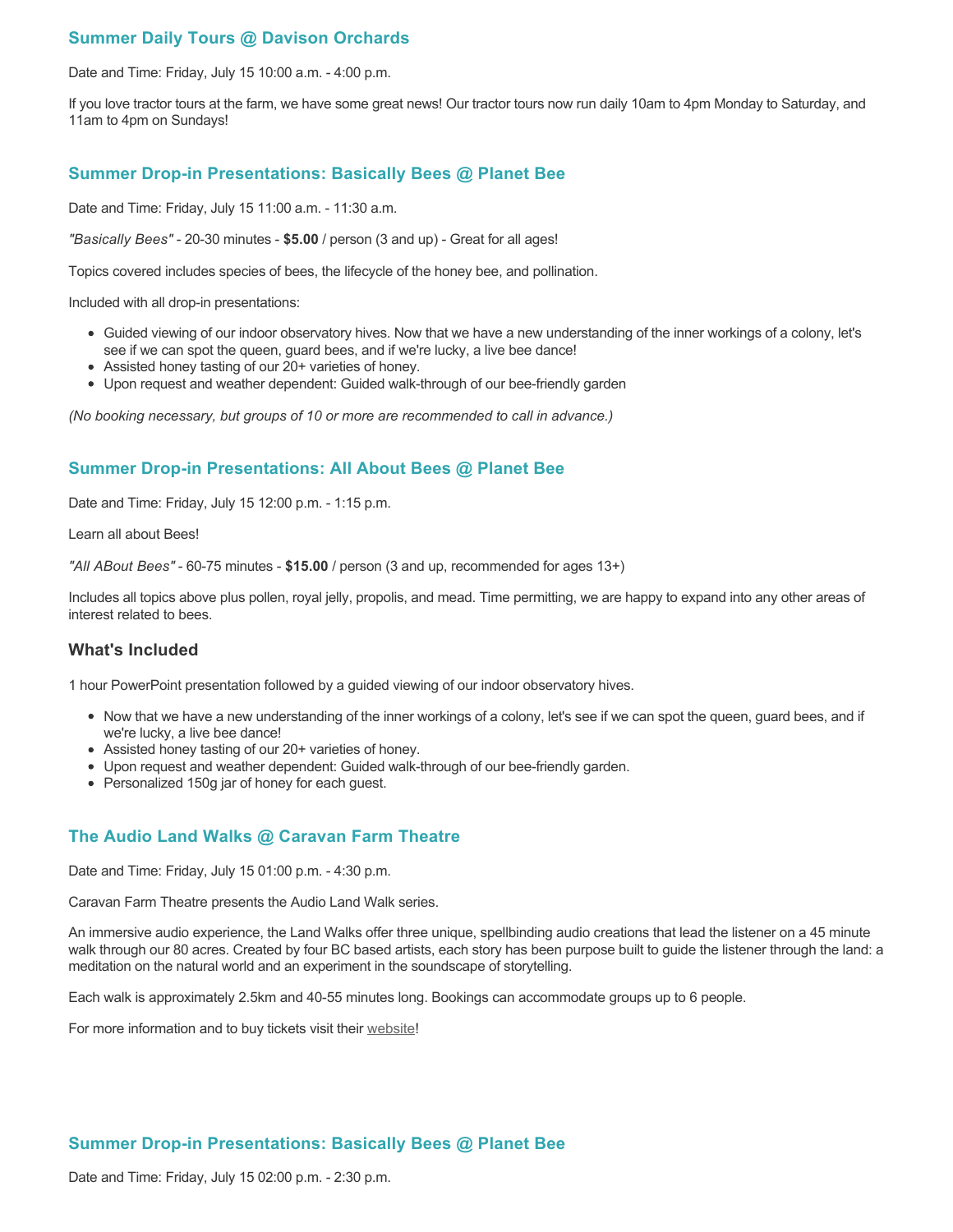### Summer Daily Tours @ Davison Orchards

Date and Time: Friday, July 15 10:00 a.m. - 4:00 p.m.

If you love tractor tours at the farm, we have some great news! Our tractor tours now run daily 10am to 4pm Monday to Saturday, and 11am to 4pm on Sundays!

### Summer Drop-in Presentations: Basically Bees @ Planet Bee

Date and Time: Friday, July 15 11:00 a.m. - 11:30 a.m.

*"Basically Bees"* - 20-30 minutes - **$5.00** / person (3 and up) - Great for all ages!

Topics covered includes species of bees, the lifecycle of the honey bee, and pollination.

Included with all drop-in presentations:

- Guided viewing of our indoor observatory hives. Now that we have a new understanding of the inner workings of a colony, let's see if we can spot the queen, guard bees, and if we're lucky, a live bee dance!
- Assisted honey tasting of our 20+ varieties of honey.
- Upon request and weather dependent: Guided walk-through of our bee-friendly garden

*(No booking necessary, but groups of 10 or more are recommended to call in advance.)*

### Summer Drop-in Presentations: All About Bees @ Planet Bee

Date and Time: Friday, July 15 12:00 p.m. - 1:15 p.m.

Learn all about Bees!

*"All ABout Bees"* - 60-75 minutes - **$15.00** / person (3 and up, recommended for ages 13+)

Includes all topics above plus pollen, royal jelly, propolis, and mead. Time permitting, we are happy to expand into any other areas of interest related to bees.

#### What's Included

1 hour PowerPoint presentation followed by a guided viewing of our indoor observatory hives.

- Now that we have a new understanding of the inner workings of a colony, let's see if we can spot the queen, guard bees, and if we're lucky, a live bee dance!
- Assisted honey tasting of our 20+ varieties of honey.
- Upon request and weather dependent: Guided walk-through of our bee-friendly garden.
- Personalized 150g jar of honey for each guest.

### The Audio Land Walks @ Caravan Farm Theatre

Date and Time: Friday, July 15 01:00 p.m. - 4:30 p.m.

Caravan Farm Theatre presents the Audio Land Walk series.

An immersive audio experience, the Land Walks offer three unique, spellbinding audio creations that lead the listener on a 45 minute walk through our 80 acres. Created by four BC based artists, each story has been purpose built to guide the listener through the land: a meditation on the natural world and an experiment in the soundscape of storytelling.

Each walk is approximately 2.5km and 40-55 minutes long. Bookings can accommodate groups up to 6 people.

For more information and to buy tickets visit their website!

### Summer Drop-in Presentations: Basically Bees @ Planet Bee

Date and Time: Friday, July 15 02:00 p.m. - 2:30 p.m.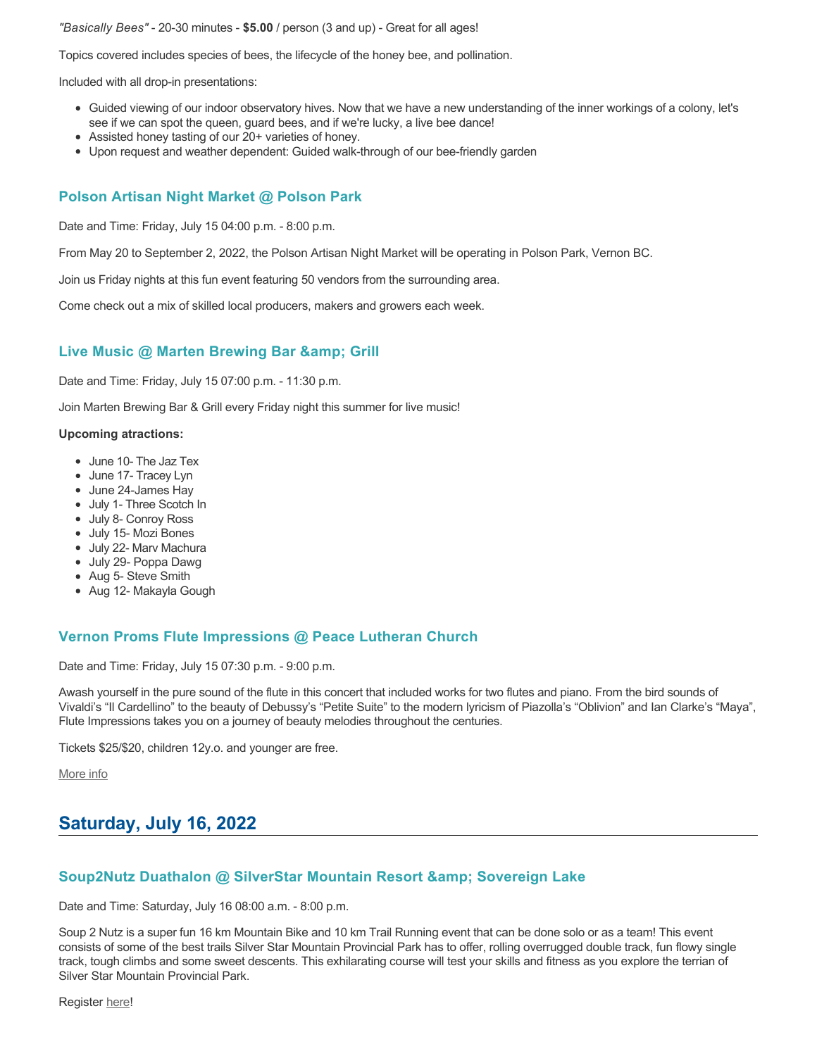*"Basically Bees"* - 20-30 minutes - **$5.00** / person (3 and up) - Great for all ages!

Topics covered includes species of bees, the lifecycle of the honey bee, and pollination.

Included with all drop-in presentations:

- Guided viewing of our indoor observatory hives. Now that we have a new understanding of the inner workings of a colony, let's see if we can spot the queen, guard bees, and if we're lucky, a live bee dance!
- Assisted honey tasting of our 20+ varieties of honey.
- Upon request and weather dependent: Guided walk-through of our bee-friendly garden

### Polson Artisan Night Market @ Polson Park

Date and Time: Friday, July 15 04:00 p.m. - 8:00 p.m.

From May 20 to September 2, 2022, the Polson Artisan Night Market will be operating in Polson Park, Vernon BC.

Join us Friday nights at this fun event featuring 50 vendors from the surrounding area.

Come check out a mix of skilled local producers, makers and growers each week.

### Live Music @ Marten Brewing Bar &amp; Grill

Date and Time: Friday, July 15 07:00 p.m. - 11:30 p.m.

Join Marten Brewing Bar & Grill every Friday night this summer for live music!

**Upcoming atractions:**

- June 10- The Jaz Tex
- June 17- Tracey Lyn
- June 24-James Hay
- July 1- Three Scotch In
- July 8- Conroy Ross
- July 15- Mozi Bones
- July 22- Marv Machura
- July 29- Poppa Dawg
- Aug 5- Steve Smith
- Aug 12- Makayla Gough

### Vernon Proms Flute Impressions @ Peace Lutheran Church

Date and Time: Friday, July 15 07:30 p.m. - 9:00 p.m.

Awash yourself in the pure sound of the flute in this concert that included works for two flutes and piano. From the bird sounds of Vivaldi's "Il Cardellino" to the beauty of Debussy's "Petite Suite" to the modern lyricism of Piazolla's "Oblivion" and Ian Clarke's "Maya", Flute Impressions takes you on a journey of beauty melodies throughout the centuries.

Tickets $25/$20, children 12y.o. and younger are free.

More info

## Saturday, July 16, 2022

### Soup2Nutz Duathalon @ SilverStar Mountain Resort &amp; Sovereign Lake

Date and Time: Saturday, July 16 08:00 a.m. - 8:00 p.m.

Soup 2 Nutz is a super fun 16 km Mountain Bike and 10 km Trail Running event that can be done solo or as a team! This event consists of some of the best trails Silver Star Mountain Provincial Park has to offer, rolling overrugged double track, fun flowy single track, tough climbs and some sweet descents. This exhilarating course will test your skills and fitness as you explore the terrian of Silver Star Mountain Provincial Park.

Register here!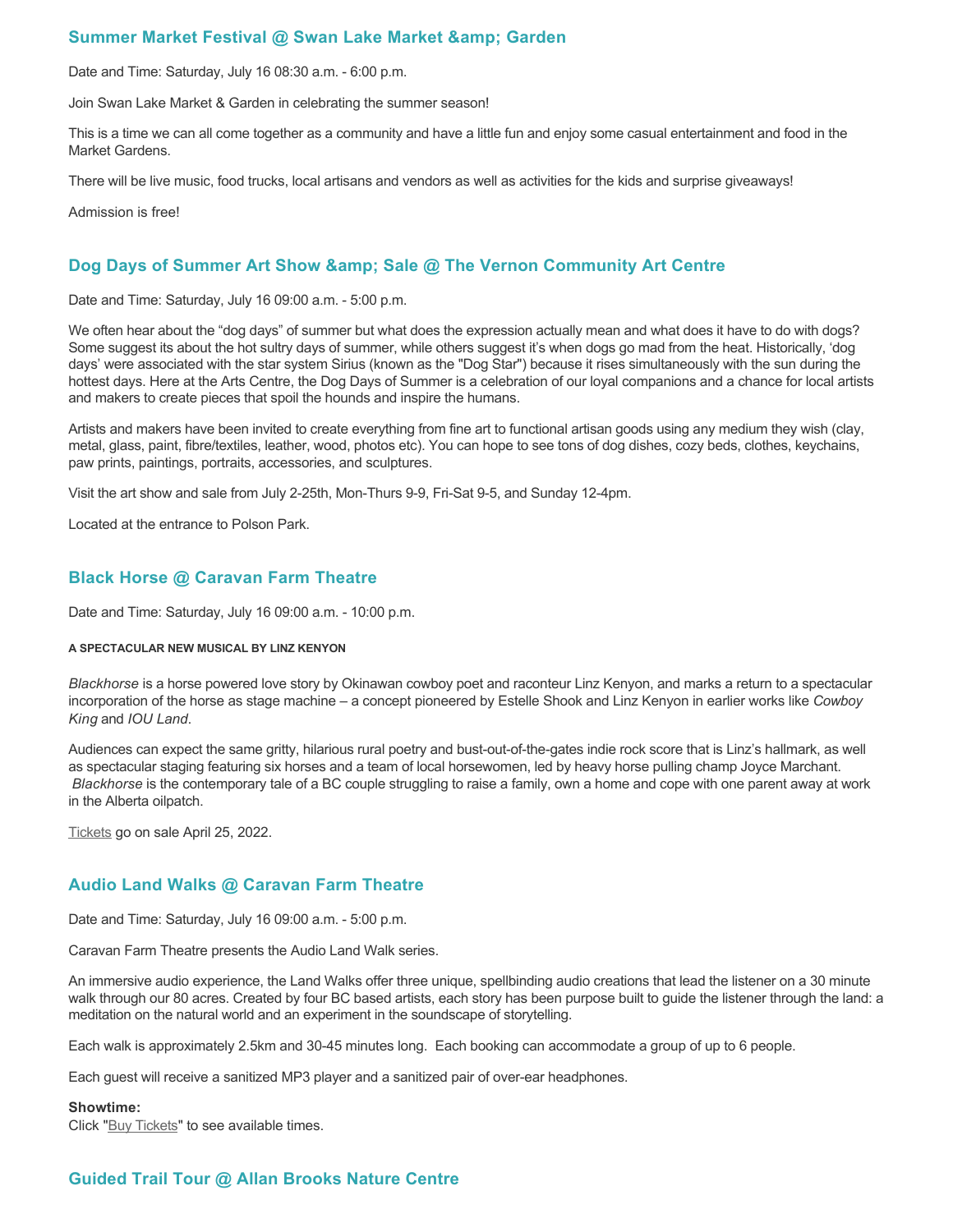## Summer Market Festival @ Swan Lake Market &amp; Garden

Date and Time: Saturday, July 16 08:30 a.m. - 6:00 p.m.

Join Swan Lake Market & Garden in celebrating the summer season!

This is a time we can all come together as a community and have a little fun and enjoy some casual entertainment and food in the Market Gardens.

There will be live music, food trucks, local artisans and vendors as well as activities for the kids and surprise giveaways!

Admission is free!

## Dog Days of Summer Art Show &amp; Sale @ The Vernon Community Art Centre

Date and Time: Saturday, July 16 09:00 a.m. - 5:00 p.m.

We often hear about the “dog days” of summer but what does the expression actually mean and what does it have to do with dogs? Some suggest its about the hot sultry days of summer, while others suggest it’s when dogs go mad from the heat. Historically, ‘dog days’ were associated with the star system Sirius (known as the "Dog Star") because it rises simultaneously with the sun during the hottest days. Here at the Arts Centre, the Dog Days of Summer is a celebration of our loyal companions and a chance for local artists and makers to create pieces that spoil the hounds and inspire the humans.

Artists and makers have been invited to create everything from fine art to functional artisan goods using any medium they wish (clay, metal, glass, paint, fibre/textiles, leather, wood, photos etc). You can hope to see tons of dog dishes, cozy beds, clothes, keychains, paw prints, paintings, portraits, accessories, and sculptures.

Visit the art show and sale from July 2-25th, Mon-Thurs 9-9, Fri-Sat 9-5, and Sunday 12-4pm.

Located at the entrance to Polson Park.

## Black Horse @ Caravan Farm Theatre

Date and Time: Saturday, July 16 09:00 a.m. - 10:00 p.m.

##### A SPECTACULAR NEW MUSICAL BY LINZ KENYON

*Blackhorse* is a horse powered love story by Okinawan cowboy poet and raconteur Linz Kenyon, and marks a return to a spectacular incorporation of the horse as stage machine – a concept pioneered by Estelle Shook and Linz Kenyon in earlier works like *Cowboy King* and *IOU Land*.

Audiences can expect the same gritty, hilarious rural poetry and bust-out-of-the-gates indie rock score that is Linz’s hallmark, as well as spectacular staging featuring six horses and a team of local horsewomen, led by heavy horse pulling champ Joyce Marchant. *Blackhorse* is the contemporary tale of a BC couple struggling to raise a family, own a home and cope with one parent away at work in the Alberta oilpatch.

Tickets go on sale April 25, 2022.

## Audio Land Walks @ Caravan Farm Theatre

Date and Time: Saturday, July 16 09:00 a.m. - 5:00 p.m.

Caravan Farm Theatre presents the Audio Land Walk series.

An immersive audio experience, the Land Walks offer three unique, spellbinding audio creations that lead the listener on a 30 minute walk through our 80 acres. Created by four BC based artists, each story has been purpose built to guide the listener through the land: a meditation on the natural world and an experiment in the soundscape of storytelling.

Each walk is approximately 2.5km and 30-45 minutes long. Each booking can accommodate a group of up to 6 people.

Each guest will receive a sanitized MP3 player and a sanitized pair of over-ear headphones.

**Showtime:**
Click "Buy Tickets" to see available times.

## Guided Trail Tour @ Allan Brooks Nature Centre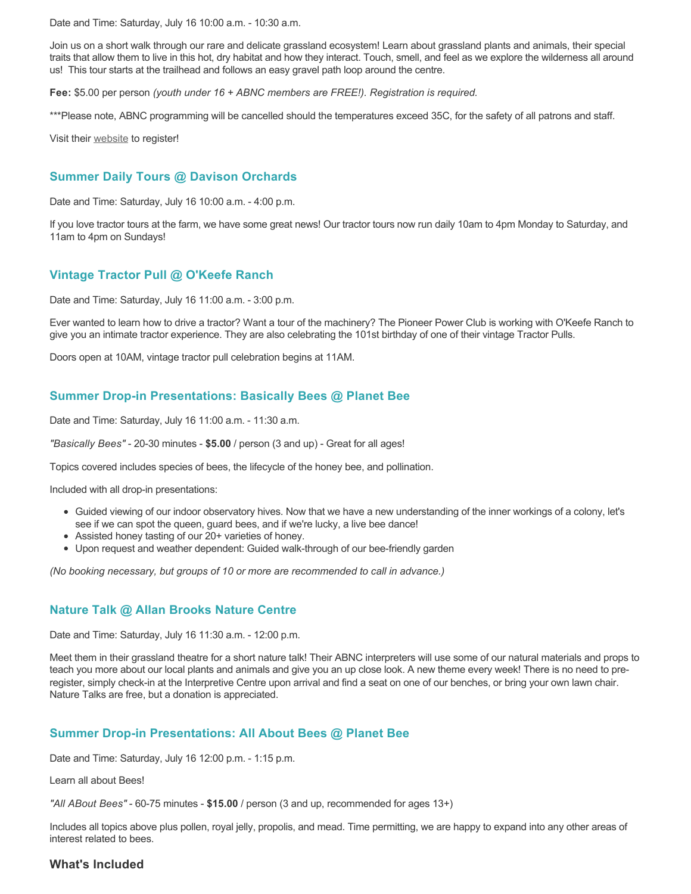Date and Time: Saturday, July 16 10:00 a.m. - 10:30 a.m.

Join us on a short walk through our rare and delicate grassland ecosystem! Learn about grassland plants and animals, their special traits that allow them to live in this hot, dry habitat and how they interact. Touch, smell, and feel as we explore the wilderness all around us! This tour starts at the trailhead and follows an easy gravel path loop around the centre.

**Fee:** $5.00 per person *(youth under 16 + ABNC members are FREE!). Registration is required.*

***Please note, ABNC programming will be cancelled should the temperatures exceed 35C, for the safety of all patrons and staff.

Visit their website to register!

### Summer Daily Tours @ Davison Orchards

Date and Time: Saturday, July 16 10:00 a.m. - 4:00 p.m.

If you love tractor tours at the farm, we have some great news! Our tractor tours now run daily 10am to 4pm Monday to Saturday, and 11am to 4pm on Sundays!

### Vintage Tractor Pull @ O'Keefe Ranch

Date and Time: Saturday, July 16 11:00 a.m. - 3:00 p.m.

Ever wanted to learn how to drive a tractor? Want a tour of the machinery? The Pioneer Power Club is working with O'Keefe Ranch to give you an intimate tractor experience. They are also celebrating the 101st birthday of one of their vintage Tractor Pulls.

Doors open at 10AM, vintage tractor pull celebration begins at 11AM.

### Summer Drop-in Presentations: Basically Bees @ Planet Bee

Date and Time: Saturday, July 16 11:00 a.m. - 11:30 a.m.

*"Basically Bees"* - 20-30 minutes - **$5.00** / person (3 and up) - Great for all ages!

Topics covered includes species of bees, the lifecycle of the honey bee, and pollination.

Included with all drop-in presentations:

- Guided viewing of our indoor observatory hives. Now that we have a new understanding of the inner workings of a colony, let's see if we can spot the queen, guard bees, and if we're lucky, a live bee dance!
- Assisted honey tasting of our 20+ varieties of honey.
- Upon request and weather dependent: Guided walk-through of our bee-friendly garden

*(No booking necessary, but groups of 10 or more are recommended to call in advance.)*

### Nature Talk @ Allan Brooks Nature Centre

Date and Time: Saturday, July 16 11:30 a.m. - 12:00 p.m.

Meet them in their grassland theatre for a short nature talk! Their ABNC interpreters will use some of our natural materials and props to teach you more about our local plants and animals and give you an up close look. A new theme every week! There is no need to pre-register, simply check-in at the Interpretive Centre upon arrival and find a seat on one of our benches, or bring your own lawn chair. Nature Talks are free, but a donation is appreciated.

### Summer Drop-in Presentations: All About Bees @ Planet Bee

Date and Time: Saturday, July 16 12:00 p.m. - 1:15 p.m.

Learn all about Bees!

*"All ABout Bees"* - 60-75 minutes - **$15.00** / person (3 and up, recommended for ages 13+)

Includes all topics above plus pollen, royal jelly, propolis, and mead. Time permitting, we are happy to expand into any other areas of interest related to bees.

#### What's Included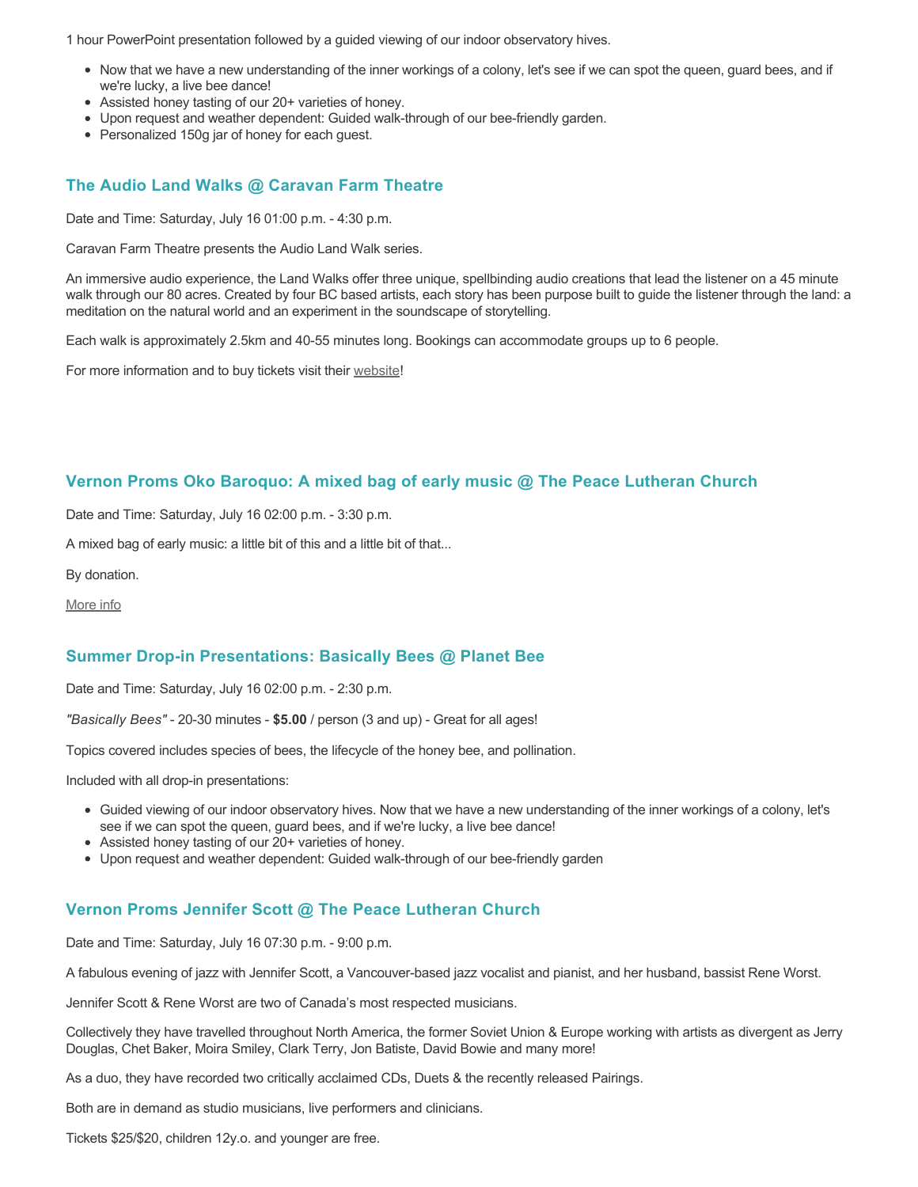1 hour PowerPoint presentation followed by a guided viewing of our indoor observatory hives.

- Now that we have a new understanding of the inner workings of a colony, let's see if we can spot the queen, guard bees, and if we're lucky, a live bee dance!
- Assisted honey tasting of our 20+ varieties of honey.
- Upon request and weather dependent: Guided walk-through of our bee-friendly garden.
- Personalized 150g jar of honey for each guest.

### The Audio Land Walks @ Caravan Farm Theatre

Date and Time: Saturday, July 16 01:00 p.m. - 4:30 p.m.

Caravan Farm Theatre presents the Audio Land Walk series.

An immersive audio experience, the Land Walks offer three unique, spellbinding audio creations that lead the listener on a 45 minute walk through our 80 acres. Created by four BC based artists, each story has been purpose built to guide the listener through the land: a meditation on the natural world and an experiment in the soundscape of storytelling.

Each walk is approximately 2.5km and 40-55 minutes long. Bookings can accommodate groups up to 6 people.

For more information and to buy tickets visit their website!

### Vernon Proms Oko Baroquo: A mixed bag of early music @ The Peace Lutheran Church

Date and Time: Saturday, July 16 02:00 p.m. - 3:30 p.m.

A mixed bag of early music: a little bit of this and a little bit of that...

By donation.

More info

### Summer Drop-in Presentations: Basically Bees @ Planet Bee

Date and Time: Saturday, July 16 02:00 p.m. - 2:30 p.m.

*"Basically Bees"* - 20-30 minutes - **$5.00** / person (3 and up) - Great for all ages!

Topics covered includes species of bees, the lifecycle of the honey bee, and pollination.

Included with all drop-in presentations:

- Guided viewing of our indoor observatory hives. Now that we have a new understanding of the inner workings of a colony, let's see if we can spot the queen, guard bees, and if we're lucky, a live bee dance!
- Assisted honey tasting of our 20+ varieties of honey.
- Upon request and weather dependent: Guided walk-through of our bee-friendly garden

### Vernon Proms Jennifer Scott @ The Peace Lutheran Church

Date and Time: Saturday, July 16 07:30 p.m. - 9:00 p.m.

A fabulous evening of jazz with Jennifer Scott, a Vancouver-based jazz vocalist and pianist, and her husband, bassist Rene Worst.

Jennifer Scott & Rene Worst are two of Canada's most respected musicians.

Collectively they have travelled throughout North America, the former Soviet Union & Europe working with artists as divergent as Jerry Douglas, Chet Baker, Moira Smiley, Clark Terry, Jon Batiste, David Bowie and many more!

As a duo, they have recorded two critically acclaimed CDs, Duets & the recently released Pairings.

Both are in demand as studio musicians, live performers and clinicians.

Tickets $25/$20, children 12y.o. and younger are free.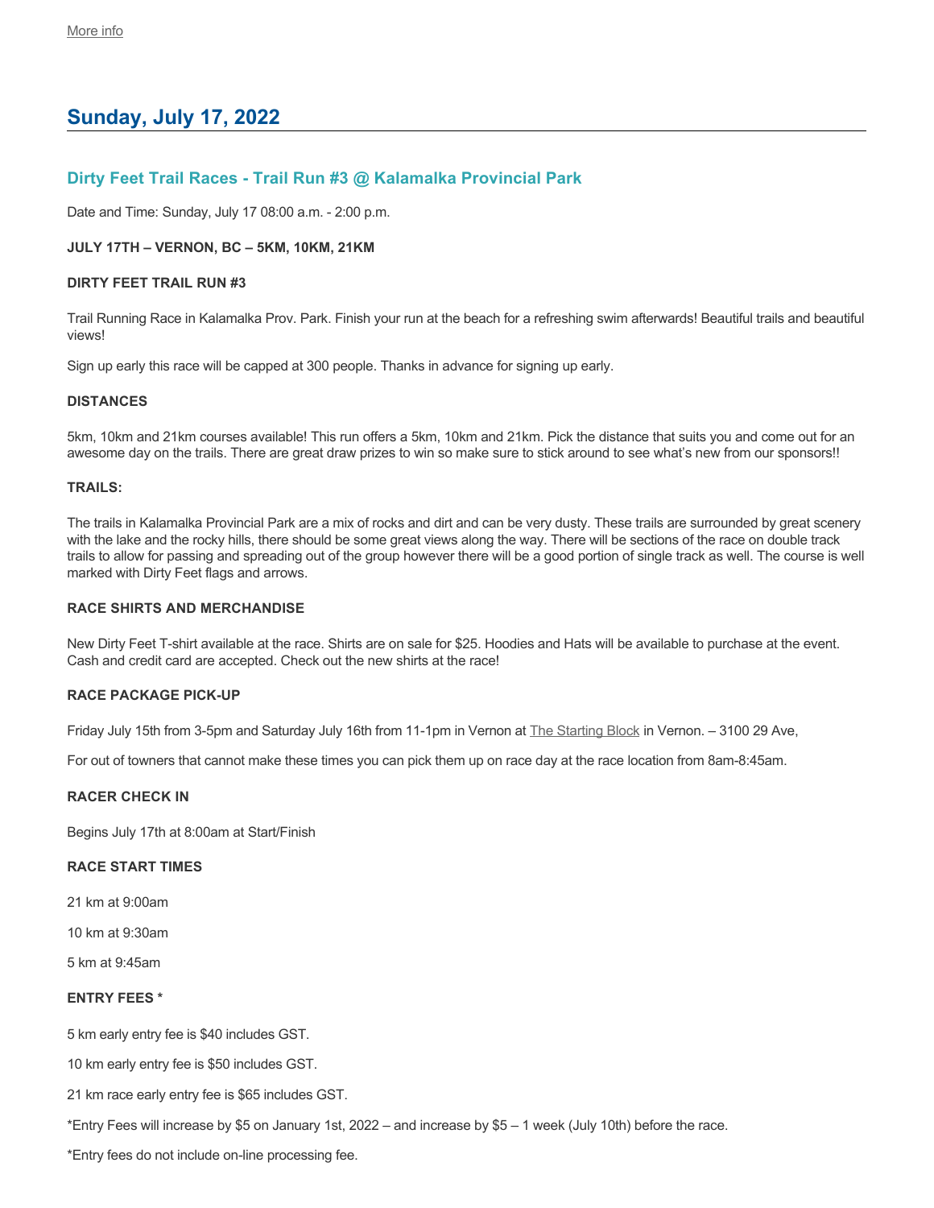More info

## Sunday, July 17, 2022

### Dirty Feet Trail Races - Trail Run #3 @ Kalamalka Provincial Park

Date and Time: Sunday, July 17 08:00 a.m. - 2:00 p.m.

**JULY 17TH – VERNON, BC – 5KM, 10KM, 21KM**

**DIRTY FEET TRAIL RUN #3**

Trail Running Race in Kalamalka Prov. Park. Finish your run at the beach for a refreshing swim afterwards! Beautiful trails and beautiful views!

Sign up early this race will be capped at 300 people. Thanks in advance for signing up early.

**DISTANCES**

5km, 10km and 21km courses available! This run offers a 5km, 10km and 21km. Pick the distance that suits you and come out for an awesome day on the trails. There are great draw prizes to win so make sure to stick around to see what's new from our sponsors!!

**TRAILS:**

The trails in Kalamalka Provincial Park are a mix of rocks and dirt and can be very dusty. These trails are surrounded by great scenery with the lake and the rocky hills, there should be some great views along the way. There will be sections of the race on double track trails to allow for passing and spreading out of the group however there will be a good portion of single track as well. The course is well marked with Dirty Feet flags and arrows.

**RACE SHIRTS AND MERCHANDISE**

New Dirty Feet T-shirt available at the race. Shirts are on sale for $25. Hoodies and Hats will be available to purchase at the event. Cash and credit card are accepted. Check out the new shirts at the race!

**RACE PACKAGE PICK-UP**

Friday July 15th from 3-5pm and Saturday July 16th from 11-1pm in Vernon at The Starting Block in Vernon. – 3100 29 Ave,

For out of towners that cannot make these times you can pick them up on race day at the race location from 8am-8:45am.

**RACER CHECK IN**

Begins July 17th at 8:00am at Start/Finish

**RACE START TIMES**

21 km at 9:00am

10 km at 9:30am

5 km at 9:45am

**ENTRY FEES ***

5 km early entry fee is $40 includes GST.

10 km early entry fee is $50 includes GST.

21 km race early entry fee is $65 includes GST.

*Entry Fees will increase by $5 on January 1st, 2022 – and increase by $5 – 1 week (July 10th) before the race.

*Entry fees do not include on-line processing fee.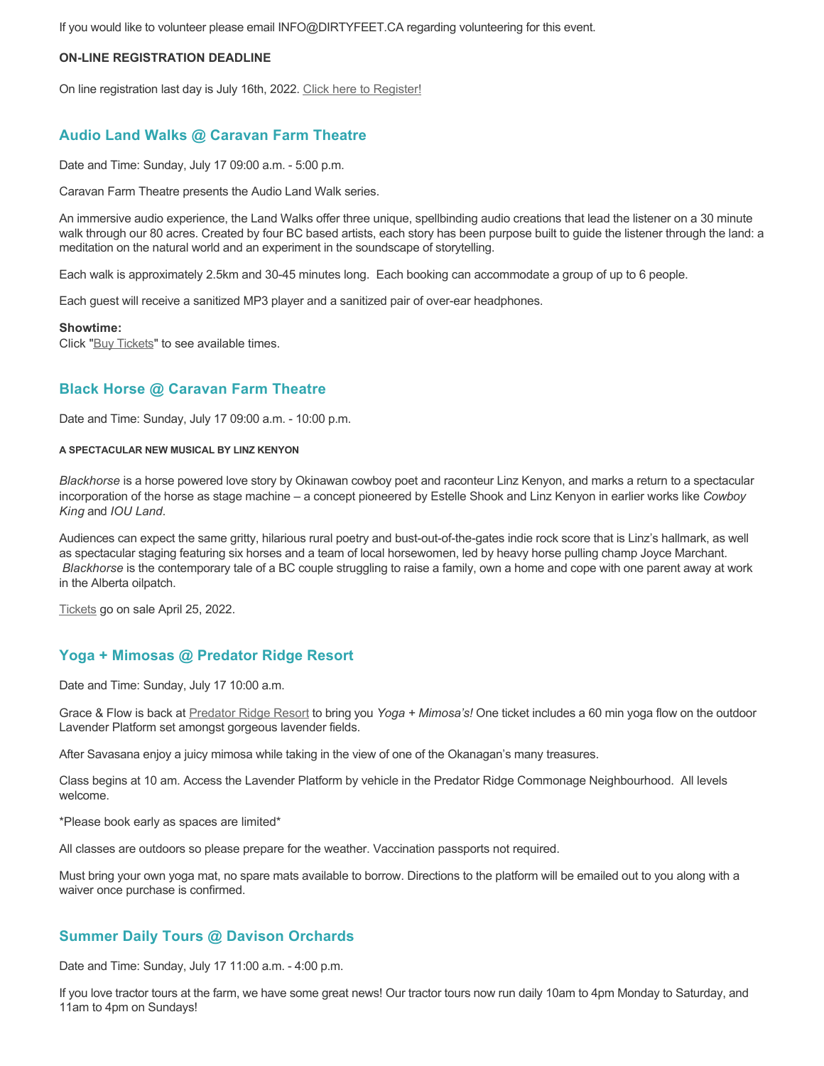If you would like to volunteer please email INFO@DIRTYFEET.CA regarding volunteering for this event.

**ON-LINE REGISTRATION DEADLINE**

On line registration last day is July 16th, 2022. Click here to Register!

### Audio Land Walks @ Caravan Farm Theatre

Date and Time: Sunday, July 17 09:00 a.m. - 5:00 p.m.

Caravan Farm Theatre presents the Audio Land Walk series.

An immersive audio experience, the Land Walks offer three unique, spellbinding audio creations that lead the listener on a 30 minute walk through our 80 acres. Created by four BC based artists, each story has been purpose built to guide the listener through the land: a meditation on the natural world and an experiment in the soundscape of storytelling.

Each walk is approximately 2.5km and 30-45 minutes long. Each booking can accommodate a group of up to 6 people.

Each guest will receive a sanitized MP3 player and a sanitized pair of over-ear headphones.

**Showtime:**
Click "Buy Tickets" to see available times.

### Black Horse @ Caravan Farm Theatre

Date and Time: Sunday, July 17 09:00 a.m. - 10:00 p.m.

**A SPECTACULAR NEW MUSICAL BY LINZ KENYON**

*Blackhorse* is a horse powered love story by Okinawan cowboy poet and raconteur Linz Kenyon, and marks a return to a spectacular incorporation of the horse as stage machine – a concept pioneered by Estelle Shook and Linz Kenyon in earlier works like *Cowboy King* and *IOU Land*.

Audiences can expect the same gritty, hilarious rural poetry and bust-out-of-the-gates indie rock score that is Linz's hallmark, as well as spectacular staging featuring six horses and a team of local horsewomen, led by heavy horse pulling champ Joyce Marchant. *Blackhorse* is the contemporary tale of a BC couple struggling to raise a family, own a home and cope with one parent away at work in the Alberta oilpatch.

Tickets go on sale April 25, 2022.

### Yoga + Mimosas @ Predator Ridge Resort

Date and Time: Sunday, July 17 10:00 a.m.

Grace & Flow is back at Predator Ridge Resort to bring you *Yoga + Mimosa's!* One ticket includes a 60 min yoga flow on the outdoor Lavender Platform set amongst gorgeous lavender fields.

After Savasana enjoy a juicy mimosa while taking in the view of one of the Okanagan's many treasures.

Class begins at 10 am. Access the Lavender Platform by vehicle in the Predator Ridge Commonage Neighbourhood. All levels welcome.

*Please book early as spaces are limited*

All classes are outdoors so please prepare for the weather. Vaccination passports not required.

Must bring your own yoga mat, no spare mats available to borrow. Directions to the platform will be emailed out to you along with a waiver once purchase is confirmed.

### Summer Daily Tours @ Davison Orchards

Date and Time: Sunday, July 17 11:00 a.m. - 4:00 p.m.

If you love tractor tours at the farm, we have some great news! Our tractor tours now run daily 10am to 4pm Monday to Saturday, and 11am to 4pm on Sundays!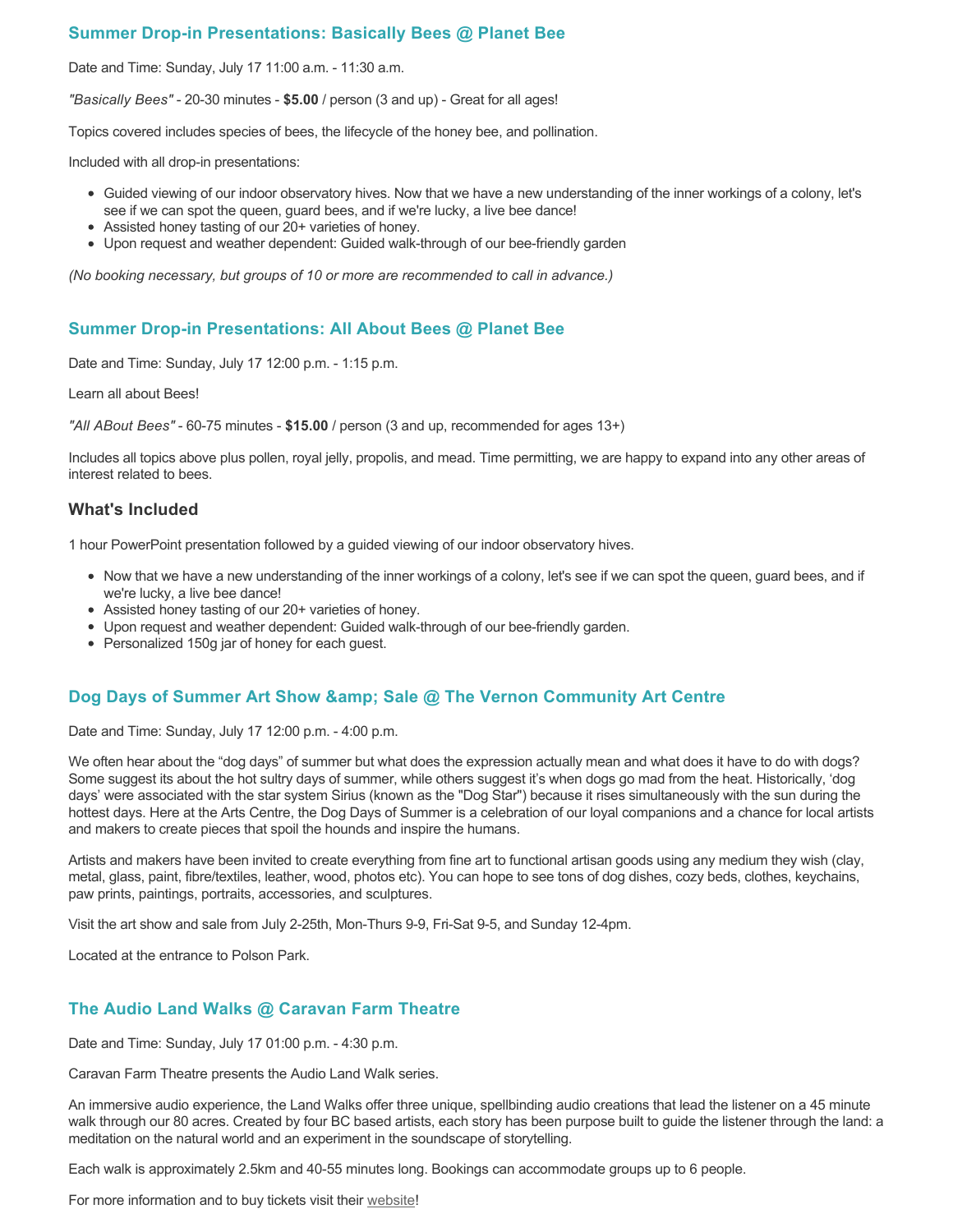## Summer Drop-in Presentations: Basically Bees @ Planet Bee

Date and Time: Sunday, July 17 11:00 a.m. - 11:30 a.m.

*"Basically Bees"* - 20-30 minutes - **$5.00** / person (3 and up) - Great for all ages!

Topics covered includes species of bees, the lifecycle of the honey bee, and pollination.

Included with all drop-in presentations:

- Guided viewing of our indoor observatory hives. Now that we have a new understanding of the inner workings of a colony, let's see if we can spot the queen, guard bees, and if we're lucky, a live bee dance!
- Assisted honey tasting of our 20+ varieties of honey.
- Upon request and weather dependent: Guided walk-through of our bee-friendly garden

*(No booking necessary, but groups of 10 or more are recommended to call in advance.)*

## Summer Drop-in Presentations: All About Bees @ Planet Bee

Date and Time: Sunday, July 17 12:00 p.m. - 1:15 p.m.

Learn all about Bees!

*"All ABout Bees"* - 60-75 minutes - **$15.00** / person (3 and up, recommended for ages 13+)

Includes all topics above plus pollen, royal jelly, propolis, and mead. Time permitting, we are happy to expand into any other areas of interest related to bees.

### What's Included

1 hour PowerPoint presentation followed by a guided viewing of our indoor observatory hives.

- Now that we have a new understanding of the inner workings of a colony, let's see if we can spot the queen, guard bees, and if we're lucky, a live bee dance!
- Assisted honey tasting of our 20+ varieties of honey.
- Upon request and weather dependent: Guided walk-through of our bee-friendly garden.
- Personalized 150g jar of honey for each guest.

## Dog Days of Summer Art Show &amp; Sale @ The Vernon Community Art Centre

Date and Time: Sunday, July 17 12:00 p.m. - 4:00 p.m.

We often hear about the “dog days” of summer but what does the expression actually mean and what does it have to do with dogs? Some suggest its about the hot sultry days of summer, while others suggest it’s when dogs go mad from the heat. Historically, ‘dog days’ were associated with the star system Sirius (known as the "Dog Star") because it rises simultaneously with the sun during the hottest days. Here at the Arts Centre, the Dog Days of Summer is a celebration of our loyal companions and a chance for local artists and makers to create pieces that spoil the hounds and inspire the humans.

Artists and makers have been invited to create everything from fine art to functional artisan goods using any medium they wish (clay, metal, glass, paint, fibre/textiles, leather, wood, photos etc). You can hope to see tons of dog dishes, cozy beds, clothes, keychains, paw prints, paintings, portraits, accessories, and sculptures.

Visit the art show and sale from July 2-25th, Mon-Thurs 9-9, Fri-Sat 9-5, and Sunday 12-4pm.

Located at the entrance to Polson Park.

## The Audio Land Walks @ Caravan Farm Theatre

Date and Time: Sunday, July 17 01:00 p.m. - 4:30 p.m.

Caravan Farm Theatre presents the Audio Land Walk series.

An immersive audio experience, the Land Walks offer three unique, spellbinding audio creations that lead the listener on a 45 minute walk through our 80 acres. Created by four BC based artists, each story has been purpose built to guide the listener through the land: a meditation on the natural world and an experiment in the soundscape of storytelling.

Each walk is approximately 2.5km and 40-55 minutes long. Bookings can accommodate groups up to 6 people.

For more information and to buy tickets visit their website!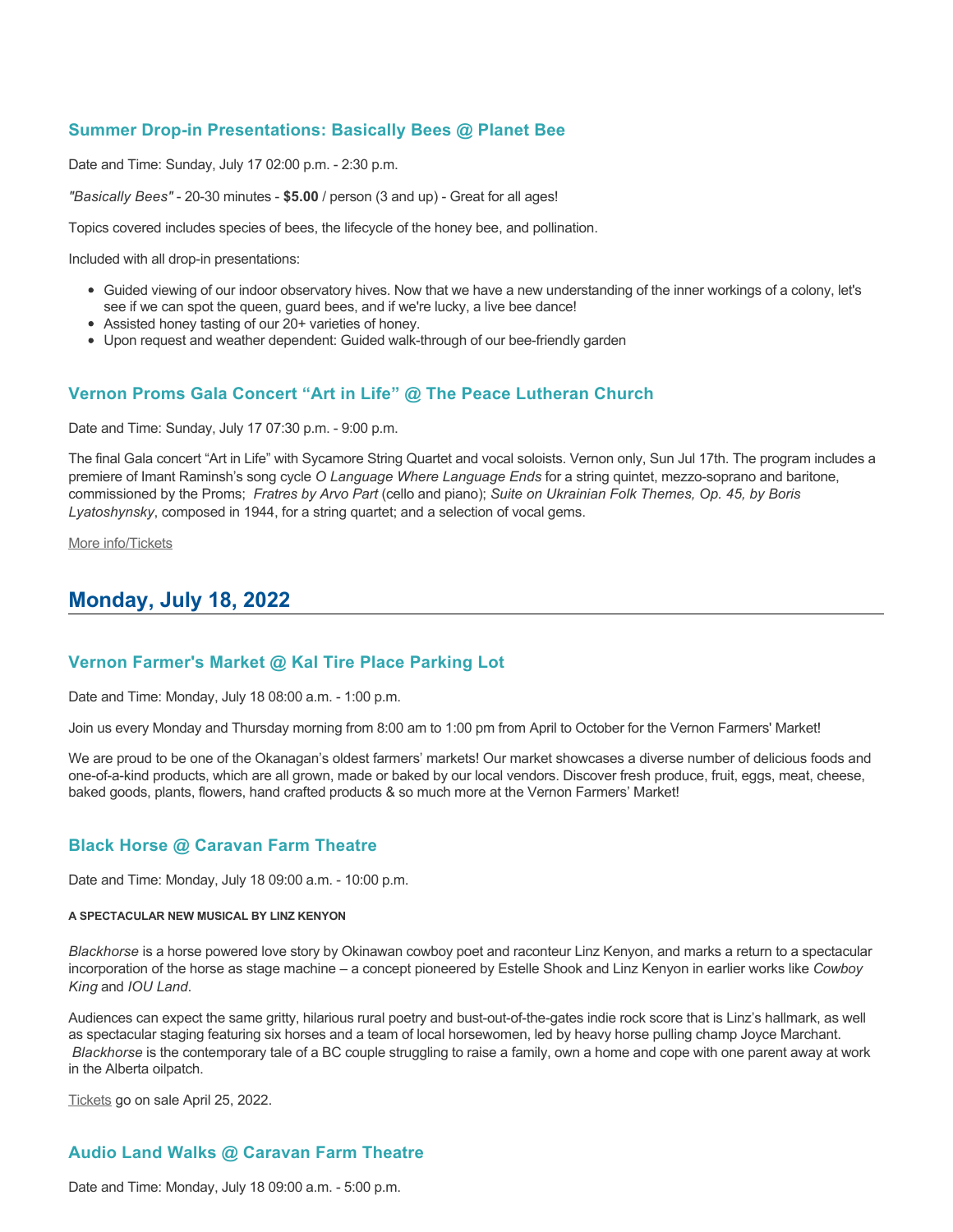### Summer Drop-in Presentations: Basically Bees @ Planet Bee

Date and Time: Sunday, July 17 02:00 p.m. - 2:30 p.m.

*"Basically Bees"* - 20-30 minutes - **$5.00** / person (3 and up) - Great for all ages!

Topics covered includes species of bees, the lifecycle of the honey bee, and pollination.

Included with all drop-in presentations:

- Guided viewing of our indoor observatory hives. Now that we have a new understanding of the inner workings of a colony, let's see if we can spot the queen, guard bees, and if we're lucky, a live bee dance!
- Assisted honey tasting of our 20+ varieties of honey.
- Upon request and weather dependent: Guided walk-through of our bee-friendly garden

### Vernon Proms Gala Concert "Art in Life" @ The Peace Lutheran Church

Date and Time: Sunday, July 17 07:30 p.m. - 9:00 p.m.

The final Gala concert "Art in Life" with Sycamore String Quartet and vocal soloists. Vernon only, Sun Jul 17th. The program includes a premiere of Imant Raminsh's song cycle *O Language Where Language Ends* for a string quintet, mezzo-soprano and baritone, commissioned by the Proms; *Fratres by Arvo Part* (cello and piano); *Suite on Ukrainian Folk Themes, Op. 45, by Boris Lyatoshynsky*, composed in 1944, for a string quartet; and a selection of vocal gems.

More info/Tickets

## Monday, July 18, 2022

### Vernon Farmer's Market @ Kal Tire Place Parking Lot

Date and Time: Monday, July 18 08:00 a.m. - 1:00 p.m.

Join us every Monday and Thursday morning from 8:00 am to 1:00 pm from April to October for the Vernon Farmers' Market!

We are proud to be one of the Okanagan's oldest farmers' markets! Our market showcases a diverse number of delicious foods and one-of-a-kind products, which are all grown, made or baked by our local vendors. Discover fresh produce, fruit, eggs, meat, cheese, baked goods, plants, flowers, hand crafted products & so much more at the Vernon Farmers' Market!

### Black Horse @ Caravan Farm Theatre

Date and Time: Monday, July 18 09:00 a.m. - 10:00 p.m.

###### A SPECTACULAR NEW MUSICAL BY LINZ KENYON

*Blackhorse* is a horse powered love story by Okinawan cowboy poet and raconteur Linz Kenyon, and marks a return to a spectacular incorporation of the horse as stage machine – a concept pioneered by Estelle Shook and Linz Kenyon in earlier works like *Cowboy King* and *IOU Land*.

Audiences can expect the same gritty, hilarious rural poetry and bust-out-of-the-gates indie rock score that is Linz's hallmark, as well as spectacular staging featuring six horses and a team of local horsewomen, led by heavy horse pulling champ Joyce Marchant. *Blackhorse* is the contemporary tale of a BC couple struggling to raise a family, own a home and cope with one parent away at work in the Alberta oilpatch.

Tickets go on sale April 25, 2022.

### Audio Land Walks @ Caravan Farm Theatre

Date and Time: Monday, July 18 09:00 a.m. - 5:00 p.m.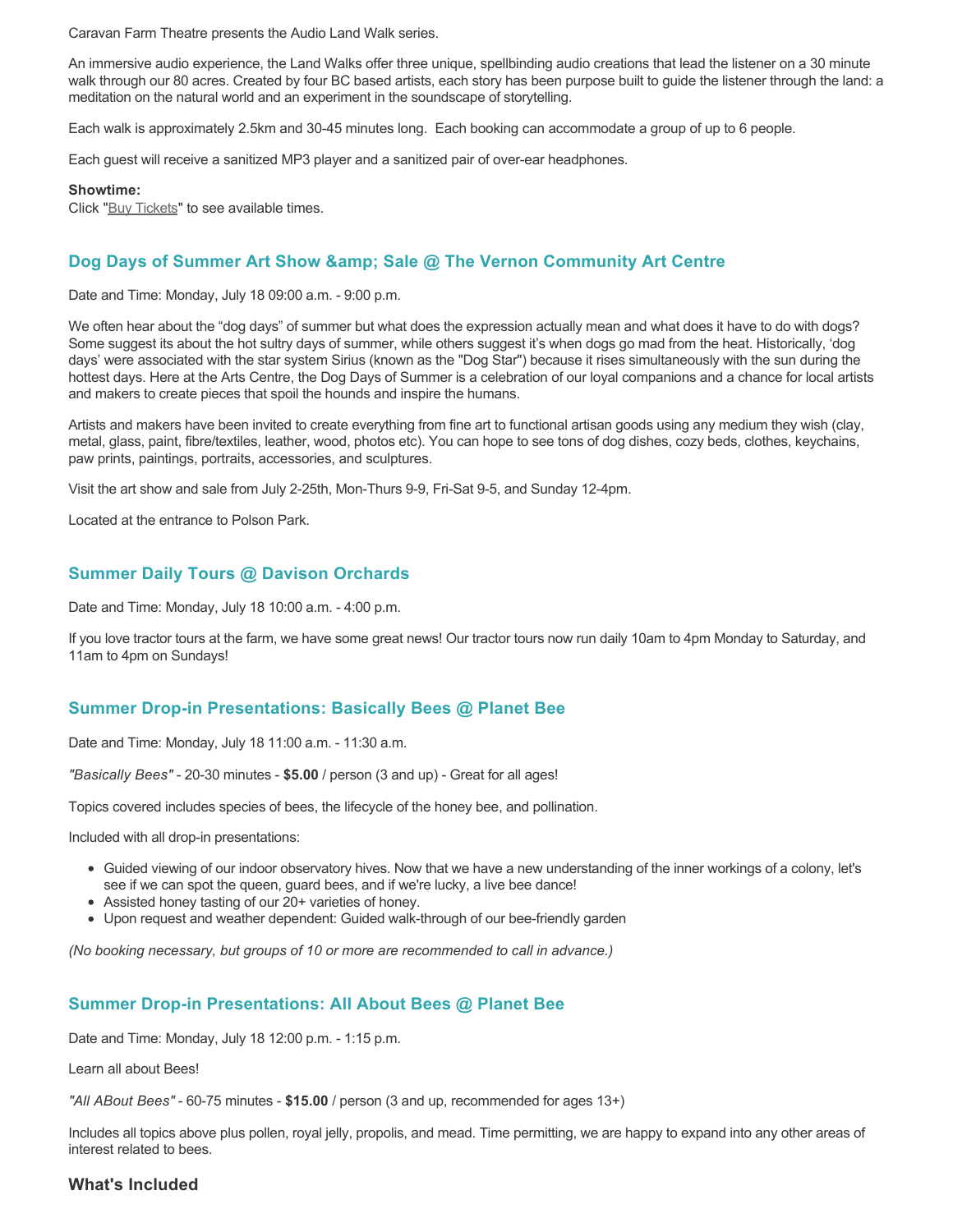Caravan Farm Theatre presents the Audio Land Walk series.

An immersive audio experience, the Land Walks offer three unique, spellbinding audio creations that lead the listener on a 30 minute walk through our 80 acres. Created by four BC based artists, each story has been purpose built to guide the listener through the land: a meditation on the natural world and an experiment in the soundscape of storytelling.

Each walk is approximately 2.5km and 30-45 minutes long.  Each booking can accommodate a group of up to 6 people.

Each guest will receive a sanitized MP3 player and a sanitized pair of over-ear headphones.

**Showtime:**
Click "Buy Tickets" to see available times.

### Dog Days of Summer Art Show &amp; Sale @ The Vernon Community Art Centre

Date and Time: Monday, July 18 09:00 a.m. - 9:00 p.m.

We often hear about the “dog days” of summer but what does the expression actually mean and what does it have to do with dogs? Some suggest its about the hot sultry days of summer, while others suggest it’s when dogs go mad from the heat. Historically, ‘dog days’ were associated with the star system Sirius (known as the "Dog Star") because it rises simultaneously with the sun during the hottest days. Here at the Arts Centre, the Dog Days of Summer is a celebration of our loyal companions and a chance for local artists and makers to create pieces that spoil the hounds and inspire the humans.

Artists and makers have been invited to create everything from fine art to functional artisan goods using any medium they wish (clay, metal, glass, paint, fibre/textiles, leather, wood, photos etc). You can hope to see tons of dog dishes, cozy beds, clothes, keychains, paw prints, paintings, portraits, accessories, and sculptures.

Visit the art show and sale from July 2-25th, Mon-Thurs 9-9, Fri-Sat 9-5, and Sunday 12-4pm.

Located at the entrance to Polson Park.

### Summer Daily Tours @ Davison Orchards

Date and Time: Monday, July 18 10:00 a.m. - 4:00 p.m.

If you love tractor tours at the farm, we have some great news! Our tractor tours now run daily 10am to 4pm Monday to Saturday, and 11am to 4pm on Sundays!

### Summer Drop-in Presentations: Basically Bees @ Planet Bee

Date and Time: Monday, July 18 11:00 a.m. - 11:30 a.m.

*"Basically Bees"* - 20-30 minutes - **$5.00** / person (3 and up) - Great for all ages!

Topics covered includes species of bees, the lifecycle of the honey bee, and pollination.

Included with all drop-in presentations:

- Guided viewing of our indoor observatory hives. Now that we have a new understanding of the inner workings of a colony, let's see if we can spot the queen, guard bees, and if we're lucky, a live bee dance!
- Assisted honey tasting of our 20+ varieties of honey.
- Upon request and weather dependent: Guided walk-through of our bee-friendly garden

*(No booking necessary, but groups of 10 or more are recommended to call in advance.)*

### Summer Drop-in Presentations: All About Bees @ Planet Bee

Date and Time: Monday, July 18 12:00 p.m. - 1:15 p.m.

Learn all about Bees!

*"All ABout Bees"* - 60-75 minutes - **$15.00** / person (3 and up, recommended for ages 13+)

Includes all topics above plus pollen, royal jelly, propolis, and mead. Time permitting, we are happy to expand into any other areas of interest related to bees.

### What's Included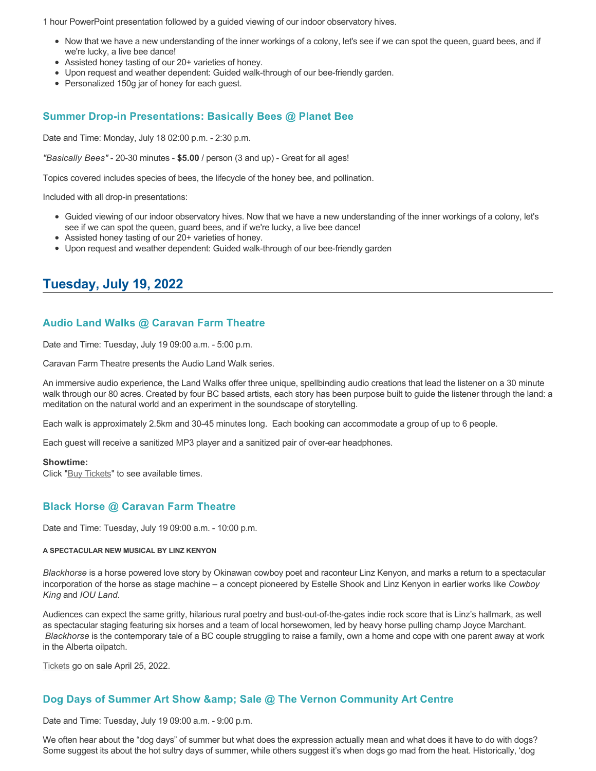1 hour PowerPoint presentation followed by a guided viewing of our indoor observatory hives.

- Now that we have a new understanding of the inner workings of a colony, let's see if we can spot the queen, guard bees, and if we're lucky, a live bee dance!
- Assisted honey tasting of our 20+ varieties of honey.
- Upon request and weather dependent: Guided walk-through of our bee-friendly garden.
- Personalized 150g jar of honey for each guest.

### Summer Drop-in Presentations: Basically Bees @ Planet Bee

Date and Time: Monday, July 18 02:00 p.m. - 2:30 p.m.

*"Basically Bees"* - 20-30 minutes - **$5.00** / person (3 and up) - Great for all ages!

Topics covered includes species of bees, the lifecycle of the honey bee, and pollination.

Included with all drop-in presentations:

- Guided viewing of our indoor observatory hives. Now that we have a new understanding of the inner workings of a colony, let's see if we can spot the queen, guard bees, and if we're lucky, a live bee dance!
- Assisted honey tasting of our 20+ varieties of honey.
- Upon request and weather dependent: Guided walk-through of our bee-friendly garden

## Tuesday, July 19, 2022

### Audio Land Walks @ Caravan Farm Theatre

Date and Time: Tuesday, July 19 09:00 a.m. - 5:00 p.m.

Caravan Farm Theatre presents the Audio Land Walk series.

An immersive audio experience, the Land Walks offer three unique, spellbinding audio creations that lead the listener on a 30 minute walk through our 80 acres. Created by four BC based artists, each story has been purpose built to guide the listener through the land: a meditation on the natural world and an experiment in the soundscape of storytelling.

Each walk is approximately 2.5km and 30-45 minutes long. Each booking can accommodate a group of up to 6 people.

Each guest will receive a sanitized MP3 player and a sanitized pair of over-ear headphones.

**Showtime:**
Click "Buy Tickets" to see available times.

### Black Horse @ Caravan Farm Theatre

Date and Time: Tuesday, July 19 09:00 a.m. - 10:00 p.m.

###### A SPECTACULAR NEW MUSICAL BY LINZ KENYON

*Blackhorse* is a horse powered love story by Okinawan cowboy poet and raconteur Linz Kenyon, and marks a return to a spectacular incorporation of the horse as stage machine – a concept pioneered by Estelle Shook and Linz Kenyon in earlier works like *Cowboy King* and *IOU Land*.

Audiences can expect the same gritty, hilarious rural poetry and bust-out-of-the-gates indie rock score that is Linz's hallmark, as well as spectacular staging featuring six horses and a team of local horsewomen, led by heavy horse pulling champ Joyce Marchant. *Blackhorse* is the contemporary tale of a BC couple struggling to raise a family, own a home and cope with one parent away at work in the Alberta oilpatch.

Tickets go on sale April 25, 2022.

### Dog Days of Summer Art Show &amp; Sale @ The Vernon Community Art Centre

Date and Time: Tuesday, July 19 09:00 a.m. - 9:00 p.m.

We often hear about the "dog days" of summer but what does the expression actually mean and what does it have to do with dogs? Some suggest its about the hot sultry days of summer, while others suggest it's when dogs go mad from the heat. Historically, 'dog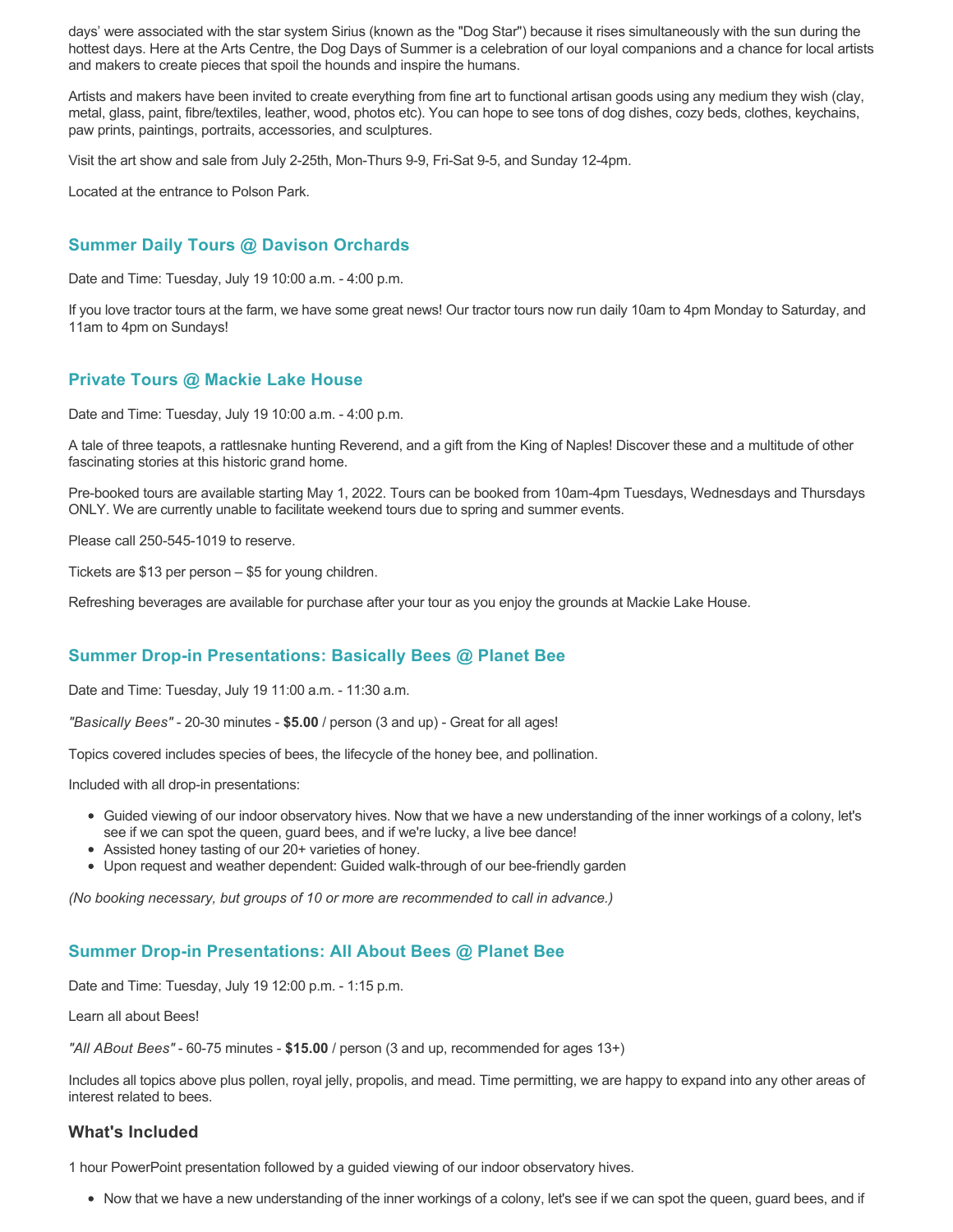days' were associated with the star system Sirius (known as the "Dog Star") because it rises simultaneously with the sun during the hottest days. Here at the Arts Centre, the Dog Days of Summer is a celebration of our loyal companions and a chance for local artists and makers to create pieces that spoil the hounds and inspire the humans.

Artists and makers have been invited to create everything from fine art to functional artisan goods using any medium they wish (clay, metal, glass, paint, fibre/textiles, leather, wood, photos etc). You can hope to see tons of dog dishes, cozy beds, clothes, keychains, paw prints, paintings, portraits, accessories, and sculptures.

Visit the art show and sale from July 2-25th, Mon-Thurs 9-9, Fri-Sat 9-5, and Sunday 12-4pm.

Located at the entrance to Polson Park.

### Summer Daily Tours @ Davison Orchards

Date and Time: Tuesday, July 19 10:00 a.m. - 4:00 p.m.

If you love tractor tours at the farm, we have some great news! Our tractor tours now run daily 10am to 4pm Monday to Saturday, and 11am to 4pm on Sundays!

### Private Tours @ Mackie Lake House

Date and Time: Tuesday, July 19 10:00 a.m. - 4:00 p.m.

A tale of three teapots, a rattlesnake hunting Reverend, and a gift from the King of Naples! Discover these and a multitude of other fascinating stories at this historic grand home.

Pre-booked tours are available starting May 1, 2022. Tours can be booked from 10am-4pm Tuesdays, Wednesdays and Thursdays ONLY. We are currently unable to facilitate weekend tours due to spring and summer events.

Please call 250-545-1019 to reserve.

Tickets are $13 per person – $5 for young children.

Refreshing beverages are available for purchase after your tour as you enjoy the grounds at Mackie Lake House.

### Summer Drop-in Presentations: Basically Bees @ Planet Bee

Date and Time: Tuesday, July 19 11:00 a.m. - 11:30 a.m.

*"Basically Bees"* - 20-30 minutes - **$5.00** / person (3 and up) - Great for all ages!

Topics covered includes species of bees, the lifecycle of the honey bee, and pollination.

Included with all drop-in presentations:

- Guided viewing of our indoor observatory hives. Now that we have a new understanding of the inner workings of a colony, let's see if we can spot the queen, guard bees, and if we're lucky, a live bee dance!
- Assisted honey tasting of our 20+ varieties of honey.
- Upon request and weather dependent: Guided walk-through of our bee-friendly garden

*(No booking necessary, but groups of 10 or more are recommended to call in advance.)*

### Summer Drop-in Presentations: All About Bees @ Planet Bee

Date and Time: Tuesday, July 19 12:00 p.m. - 1:15 p.m.

Learn all about Bees!

*"All ABout Bees"* - 60-75 minutes - **$15.00** / person (3 and up, recommended for ages 13+)

Includes all topics above plus pollen, royal jelly, propolis, and mead. Time permitting, we are happy to expand into any other areas of interest related to bees.

#### What's Included

1 hour PowerPoint presentation followed by a guided viewing of our indoor observatory hives.

- Now that we have a new understanding of the inner workings of a colony, let's see if we can spot the queen, guard bees, and if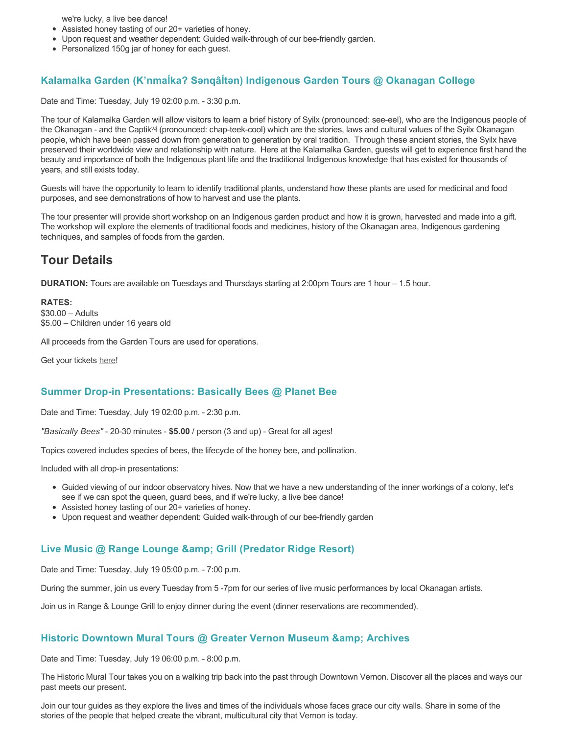we're lucky, a live bee dance!
- Assisted honey tasting of our 20+ varieties of honey.
- Upon request and weather dependent: Guided walk-through of our bee-friendly garden.
- Personalized 150g jar of honey for each guest.

### Kalamalka Garden (K’nmaĺka? Sənqâĺtən) Indigenous Garden Tours @ Okanagan College

Date and Time: Tuesday, July 19 02:00 p.m. - 3:30 p.m.

The tour of Kalamalka Garden will allow visitors to learn a brief history of Syilx (pronounced: see-eel), who are the Indigenous people of the Okanagan - and the Captikʷł (pronounced: chap-teek-cool) which are the stories, laws and cultural values of the Syilx Okanagan people, which have been passed down from generation to generation by oral tradition. Through these ancient stories, the Syilx have preserved their worldwide view and relationship with nature. Here at the Kalamalka Garden, guests will get to experience first hand the beauty and importance of both the Indigenous plant life and the traditional Indigenous knowledge that has existed for thousands of years, and still exists today.

Guests will have the opportunity to learn to identify traditional plants, understand how these plants are used for medicinal and food purposes, and see demonstrations of how to harvest and use the plants.

The tour presenter will provide short workshop on an Indigenous garden product and how it is grown, harvested and made into a gift. The workshop will explore the elements of traditional foods and medicines, history of the Okanagan area, Indigenous gardening techniques, and samples of foods from the garden.

## Tour Details

**DURATION:** Tours are available on Tuesdays and Thursdays starting at 2:00pm Tours are 1 hour – 1.5 hour.

**RATES:**
$30.00 – Adults
$5.00 – Children under 16 years old

All proceeds from the Garden Tours are used for operations.

Get your tickets here!

### Summer Drop-in Presentations: Basically Bees @ Planet Bee

Date and Time: Tuesday, July 19 02:00 p.m. - 2:30 p.m.

*"Basically Bees"* - 20-30 minutes - **$5.00** / person (3 and up) - Great for all ages!

Topics covered includes species of bees, the lifecycle of the honey bee, and pollination.

Included with all drop-in presentations:

- Guided viewing of our indoor observatory hives. Now that we have a new understanding of the inner workings of a colony, let's see if we can spot the queen, guard bees, and if we're lucky, a live bee dance!
- Assisted honey tasting of our 20+ varieties of honey.
- Upon request and weather dependent: Guided walk-through of our bee-friendly garden

### Live Music @ Range Lounge &amp; Grill (Predator Ridge Resort)

Date and Time: Tuesday, July 19 05:00 p.m. - 7:00 p.m.

During the summer, join us every Tuesday from 5 -7pm for our series of live music performances by local Okanagan artists.

Join us in Range & Lounge Grill to enjoy dinner during the event (dinner reservations are recommended).

### Historic Downtown Mural Tours @ Greater Vernon Museum &amp; Archives

Date and Time: Tuesday, July 19 06:00 p.m. - 8:00 p.m.

The Historic Mural Tour takes you on a walking trip back into the past through Downtown Vernon. Discover all the places and ways our past meets our present.

Join our tour guides as they explore the lives and times of the individuals whose faces grace our city walls. Share in some of the stories of the people that helped create the vibrant, multicultural city that Vernon is today.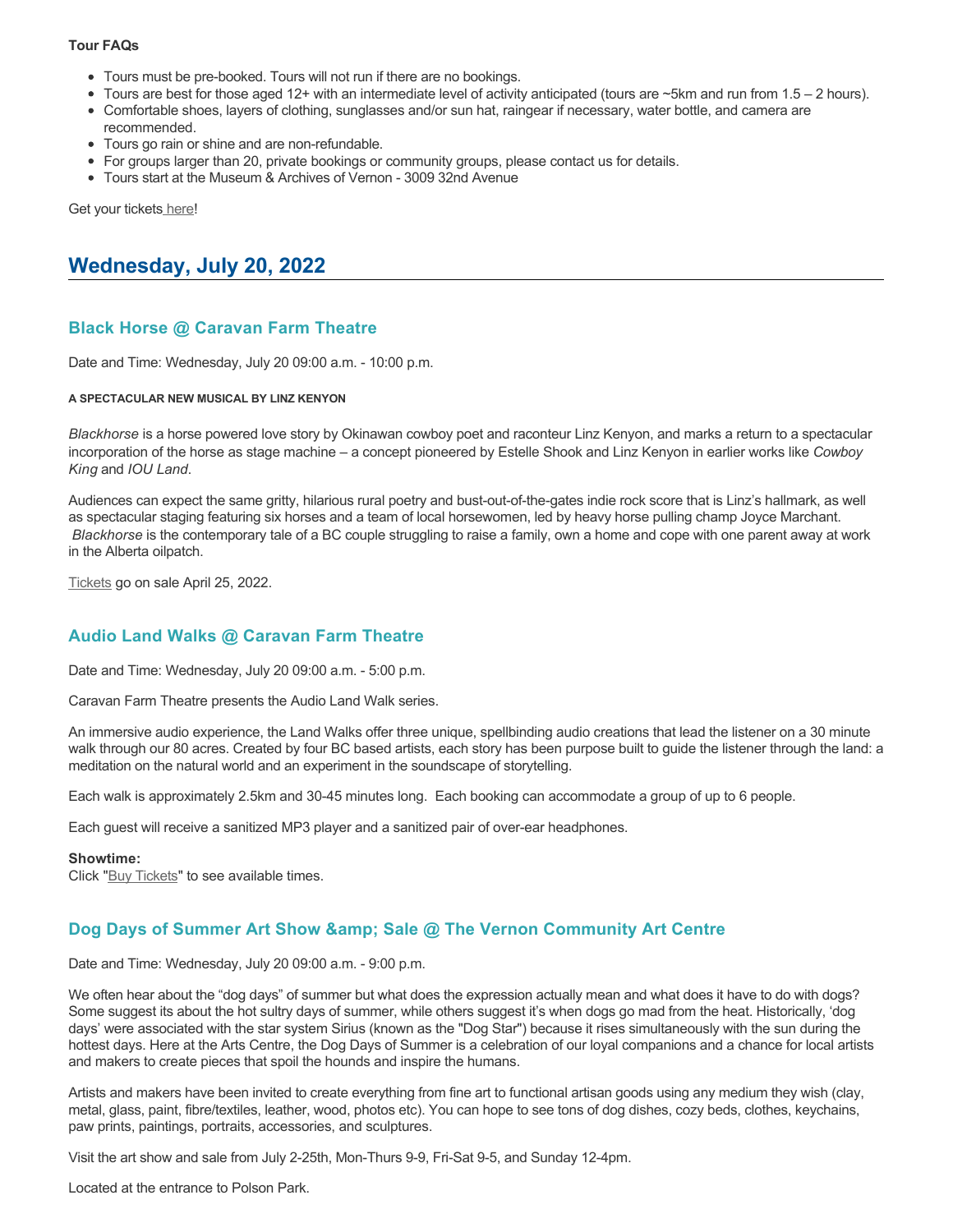**Tour FAQs**

- Tours must be pre-booked. Tours will not run if there are no bookings.
- Tours are best for those aged 12+ with an intermediate level of activity anticipated (tours are ~5km and run from 1.5 – 2 hours).
- Comfortable shoes, layers of clothing, sunglasses and/or sun hat, raingear if necessary, water bottle, and camera are recommended.
- Tours go rain or shine and are non-refundable.
- For groups larger than 20, private bookings or community groups, please contact us for details.
- Tours start at the Museum & Archives of Vernon - 3009 32nd Avenue

Get your tickets here!

## Wednesday, July 20, 2022

### Black Horse @ Caravan Farm Theatre

Date and Time: Wednesday, July 20 09:00 a.m. - 10:00 p.m.

**A SPECTACULAR NEW MUSICAL BY LINZ KENYON**

*Blackhorse* is a horse powered love story by Okinawan cowboy poet and raconteur Linz Kenyon, and marks a return to a spectacular incorporation of the horse as stage machine – a concept pioneered by Estelle Shook and Linz Kenyon in earlier works like *Cowboy King* and *IOU Land*.

Audiences can expect the same gritty, hilarious rural poetry and bust-out-of-the-gates indie rock score that is Linz's hallmark, as well as spectacular staging featuring six horses and a team of local horsewomen, led by heavy horse pulling champ Joyce Marchant. *Blackhorse* is the contemporary tale of a BC couple struggling to raise a family, own a home and cope with one parent away at work in the Alberta oilpatch.

Tickets go on sale April 25, 2022.

### Audio Land Walks @ Caravan Farm Theatre

Date and Time: Wednesday, July 20 09:00 a.m. - 5:00 p.m.

Caravan Farm Theatre presents the Audio Land Walk series.

An immersive audio experience, the Land Walks offer three unique, spellbinding audio creations that lead the listener on a 30 minute walk through our 80 acres. Created by four BC based artists, each story has been purpose built to guide the listener through the land: a meditation on the natural world and an experiment in the soundscape of storytelling.

Each walk is approximately 2.5km and 30-45 minutes long. Each booking can accommodate a group of up to 6 people.

Each guest will receive a sanitized MP3 player and a sanitized pair of over-ear headphones.

**Showtime:**
Click "Buy Tickets" to see available times.

### Dog Days of Summer Art Show &amp; Sale @ The Vernon Community Art Centre

Date and Time: Wednesday, July 20 09:00 a.m. - 9:00 p.m.

We often hear about the "dog days" of summer but what does the expression actually mean and what does it have to do with dogs? Some suggest its about the hot sultry days of summer, while others suggest it's when dogs go mad from the heat. Historically, 'dog days' were associated with the star system Sirius (known as the "Dog Star") because it rises simultaneously with the sun during the hottest days. Here at the Arts Centre, the Dog Days of Summer is a celebration of our loyal companions and a chance for local artists and makers to create pieces that spoil the hounds and inspire the humans.

Artists and makers have been invited to create everything from fine art to functional artisan goods using any medium they wish (clay, metal, glass, paint, fibre/textiles, leather, wood, photos etc). You can hope to see tons of dog dishes, cozy beds, clothes, keychains, paw prints, paintings, portraits, accessories, and sculptures.

Visit the art show and sale from July 2-25th, Mon-Thurs 9-9, Fri-Sat 9-5, and Sunday 12-4pm.

Located at the entrance to Polson Park.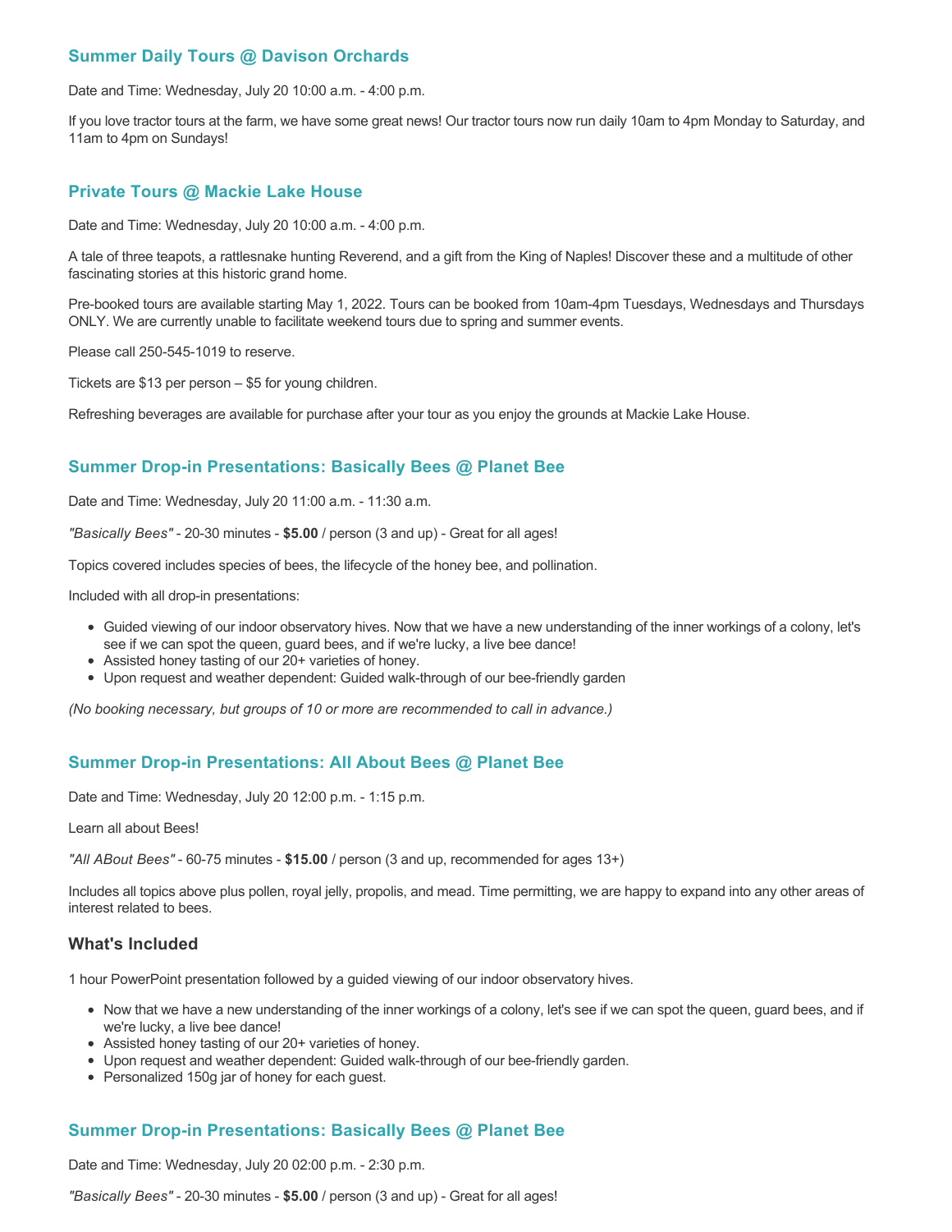## Summer Daily Tours @ Davison Orchards

Date and Time: Wednesday, July 20 10:00 a.m. - 4:00 p.m.

If you love tractor tours at the farm, we have some great news! Our tractor tours now run daily 10am to 4pm Monday to Saturday, and 11am to 4pm on Sundays!

## Private Tours @ Mackie Lake House

Date and Time: Wednesday, July 20 10:00 a.m. - 4:00 p.m.

A tale of three teapots, a rattlesnake hunting Reverend, and a gift from the King of Naples! Discover these and a multitude of other fascinating stories at this historic grand home.

Pre-booked tours are available starting May 1, 2022. Tours can be booked from 10am-4pm Tuesdays, Wednesdays and Thursdays ONLY. We are currently unable to facilitate weekend tours due to spring and summer events.

Please call 250-545-1019 to reserve.

Tickets are $13 per person – $5 for young children.

Refreshing beverages are available for purchase after your tour as you enjoy the grounds at Mackie Lake House.

## Summer Drop-in Presentations: Basically Bees @ Planet Bee

Date and Time: Wednesday, July 20 11:00 a.m. - 11:30 a.m.

*"Basically Bees"* - 20-30 minutes - **$5.00** / person (3 and up) - Great for all ages!

Topics covered includes species of bees, the lifecycle of the honey bee, and pollination.

Included with all drop-in presentations:

- Guided viewing of our indoor observatory hives. Now that we have a new understanding of the inner workings of a colony, let's see if we can spot the queen, guard bees, and if we're lucky, a live bee dance!
- Assisted honey tasting of our 20+ varieties of honey.
- Upon request and weather dependent: Guided walk-through of our bee-friendly garden

*(No booking necessary, but groups of 10 or more are recommended to call in advance.)*

## Summer Drop-in Presentations: All About Bees @ Planet Bee

Date and Time: Wednesday, July 20 12:00 p.m. - 1:15 p.m.

Learn all about Bees!

*"All ABout Bees"* - 60-75 minutes - **$15.00** / person (3 and up, recommended for ages 13+)

Includes all topics above plus pollen, royal jelly, propolis, and mead. Time permitting, we are happy to expand into any other areas of interest related to bees.

### What's Included

1 hour PowerPoint presentation followed by a guided viewing of our indoor observatory hives.

- Now that we have a new understanding of the inner workings of a colony, let's see if we can spot the queen, guard bees, and if we're lucky, a live bee dance!
- Assisted honey tasting of our 20+ varieties of honey.
- Upon request and weather dependent: Guided walk-through of our bee-friendly garden.
- Personalized 150g jar of honey for each guest.

## Summer Drop-in Presentations: Basically Bees @ Planet Bee

Date and Time: Wednesday, July 20 02:00 p.m. - 2:30 p.m.

*"Basically Bees"* - 20-30 minutes - **$5.00** / person (3 and up) - Great for all ages!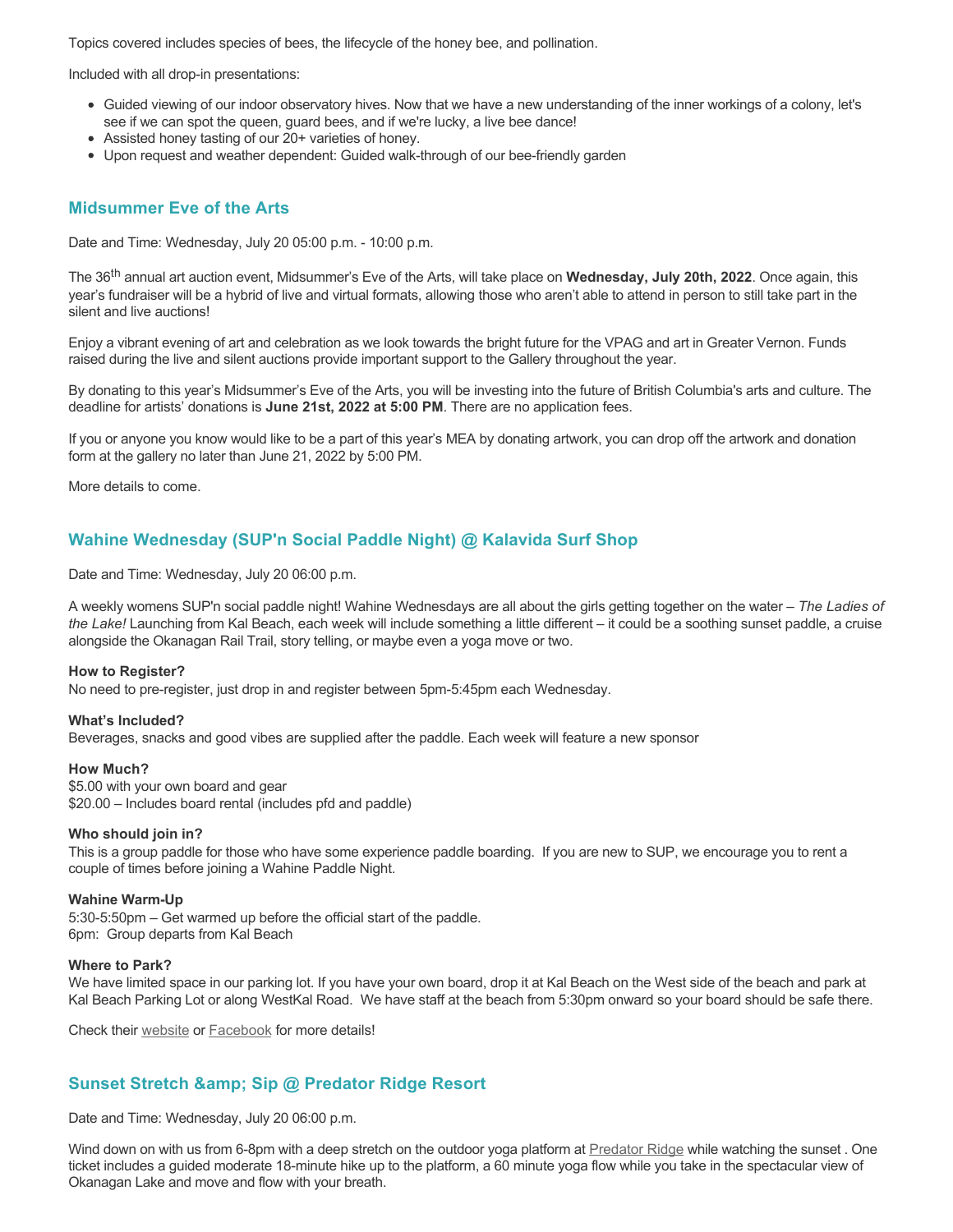Topics covered includes species of bees, the lifecycle of the honey bee, and pollination.

Included with all drop-in presentations:

- Guided viewing of our indoor observatory hives. Now that we have a new understanding of the inner workings of a colony, let's see if we can spot the queen, guard bees, and if we're lucky, a live bee dance!
- Assisted honey tasting of our 20+ varieties of honey.
- Upon request and weather dependent: Guided walk-through of our bee-friendly garden

### Midsummer Eve of the Arts

Date and Time: Wednesday, July 20 05:00 p.m. - 10:00 p.m.

The 36th annual art auction event, Midsummer's Eve of the Arts, will take place on **Wednesday, July 20th, 2022**. Once again, this year's fundraiser will be a hybrid of live and virtual formats, allowing those who aren't able to attend in person to still take part in the silent and live auctions!

Enjoy a vibrant evening of art and celebration as we look towards the bright future for the VPAG and art in Greater Vernon. Funds raised during the live and silent auctions provide important support to the Gallery throughout the year.

By donating to this year's Midsummer's Eve of the Arts, you will be investing into the future of British Columbia's arts and culture. The deadline for artists' donations is **June 21st, 2022 at 5:00 PM**. There are no application fees.

If you or anyone you know would like to be a part of this year's MEA by donating artwork, you can drop off the artwork and donation form at the gallery no later than June 21, 2022 by 5:00 PM.

More details to come.

### Wahine Wednesday (SUP'n Social Paddle Night) @ Kalavida Surf Shop

Date and Time: Wednesday, July 20 06:00 p.m.

A weekly womens SUP'n social paddle night! Wahine Wednesdays are all about the girls getting together on the water – *The Ladies of the Lake!* Launching from Kal Beach, each week will include something a little different – it could be a soothing sunset paddle, a cruise alongside the Okanagan Rail Trail, story telling, or maybe even a yoga move or two.

**How to Register?**
No need to pre-register, just drop in and register between 5pm-5:45pm each Wednesday.

**What's Included?**
Beverages, snacks and good vibes are supplied after the paddle. Each week will feature a new sponsor

**How Much?**
$5.00 with your own board and gear
$20.00 – Includes board rental (includes pfd and paddle)

**Who should join in?**
This is a group paddle for those who have some experience paddle boarding. If you are new to SUP, we encourage you to rent a couple of times before joining a Wahine Paddle Night.

**Wahine Warm-Up**
5:30-5:50pm – Get warmed up before the official start of the paddle.
6pm: Group departs from Kal Beach

**Where to Park?**
We have limited space in our parking lot. If you have your own board, drop it at Kal Beach on the West side of the beach and park at Kal Beach Parking Lot or along WestKal Road. We have staff at the beach from 5:30pm onward so your board should be safe there.

Check their website or Facebook for more details!

### Sunset Stretch &amp; Sip @ Predator Ridge Resort

Date and Time: Wednesday, July 20 06:00 p.m.

Wind down on with us from 6-8pm with a deep stretch on the outdoor yoga platform at Predator Ridge while watching the sunset . One ticket includes a guided moderate 18-minute hike up to the platform, a 60 minute yoga flow while you take in the spectacular view of Okanagan Lake and move and flow with your breath.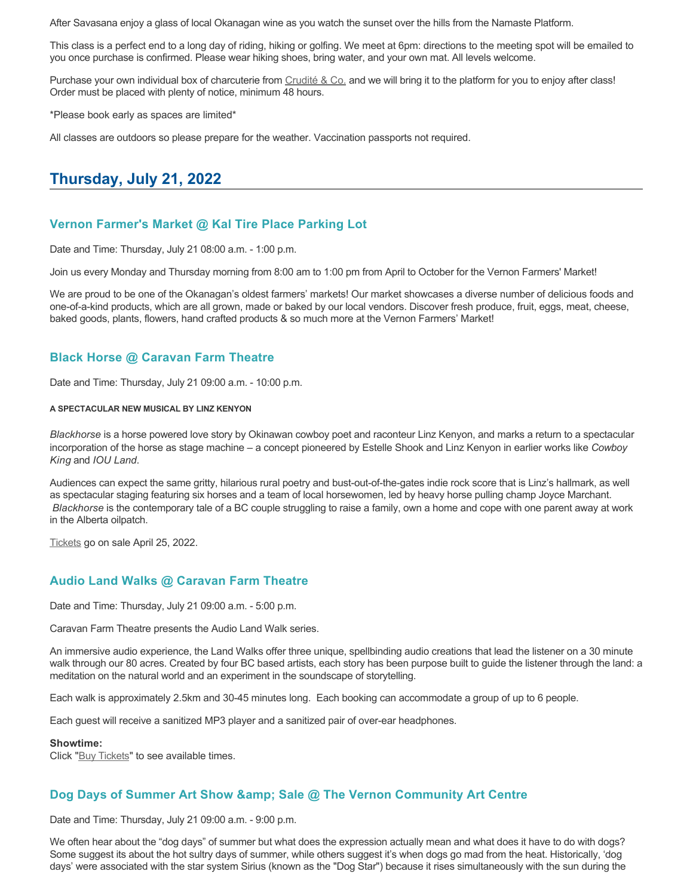After Savasana enjoy a glass of local Okanagan wine as you watch the sunset over the hills from the Namaste Platform.

This class is a perfect end to a long day of riding, hiking or golfing. We meet at 6pm: directions to the meeting spot will be emailed to you once purchase is confirmed. Please wear hiking shoes, bring water, and your own mat. All levels welcome.

Purchase your own individual box of charcuterie from Crudité & Co. and we will bring it to the platform for you to enjoy after class! Order must be placed with plenty of notice, minimum 48 hours.

*Please book early as spaces are limited*

All classes are outdoors so please prepare for the weather. Vaccination passports not required.

## Thursday, July 21, 2022

### Vernon Farmer's Market @ Kal Tire Place Parking Lot

Date and Time: Thursday, July 21 08:00 a.m. - 1:00 p.m.

Join us every Monday and Thursday morning from 8:00 am to 1:00 pm from April to October for the Vernon Farmers' Market!

We are proud to be one of the Okanagan's oldest farmers' markets! Our market showcases a diverse number of delicious foods and one-of-a-kind products, which are all grown, made or baked by our local vendors. Discover fresh produce, fruit, eggs, meat, cheese, baked goods, plants, flowers, hand crafted products & so much more at the Vernon Farmers' Market!

### Black Horse @ Caravan Farm Theatre

Date and Time: Thursday, July 21 09:00 a.m. - 10:00 p.m.

**A SPECTACULAR NEW MUSICAL BY LINZ KENYON**

*Blackhorse* is a horse powered love story by Okinawan cowboy poet and raconteur Linz Kenyon, and marks a return to a spectacular incorporation of the horse as stage machine – a concept pioneered by Estelle Shook and Linz Kenyon in earlier works like *Cowboy King* and *IOU Land*.

Audiences can expect the same gritty, hilarious rural poetry and bust-out-of-the-gates indie rock score that is Linz's hallmark, as well as spectacular staging featuring six horses and a team of local horsewomen, led by heavy horse pulling champ Joyce Marchant. *Blackhorse* is the contemporary tale of a BC couple struggling to raise a family, own a home and cope with one parent away at work in the Alberta oilpatch.

Tickets go on sale April 25, 2022.

### Audio Land Walks @ Caravan Farm Theatre

Date and Time: Thursday, July 21 09:00 a.m. - 5:00 p.m.

Caravan Farm Theatre presents the Audio Land Walk series.

An immersive audio experience, the Land Walks offer three unique, spellbinding audio creations that lead the listener on a 30 minute walk through our 80 acres. Created by four BC based artists, each story has been purpose built to guide the listener through the land: a meditation on the natural world and an experiment in the soundscape of storytelling.

Each walk is approximately 2.5km and 30-45 minutes long. Each booking can accommodate a group of up to 6 people.

Each guest will receive a sanitized MP3 player and a sanitized pair of over-ear headphones.

**Showtime:**
Click "Buy Tickets" to see available times.

### Dog Days of Summer Art Show &amp; Sale @ The Vernon Community Art Centre

Date and Time: Thursday, July 21 09:00 a.m. - 9:00 p.m.

We often hear about the "dog days" of summer but what does the expression actually mean and what does it have to do with dogs? Some suggest its about the hot sultry days of summer, while others suggest it's when dogs go mad from the heat. Historically, 'dog days' were associated with the star system Sirius (known as the "Dog Star") because it rises simultaneously with the sun during the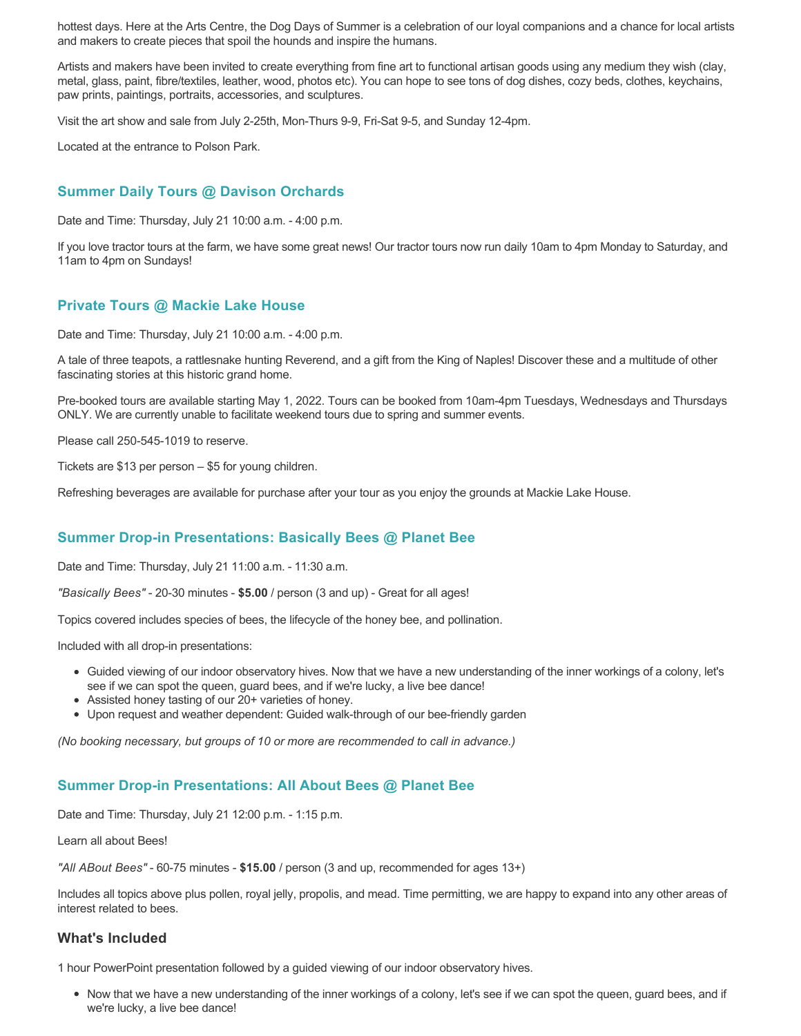hottest days. Here at the Arts Centre, the Dog Days of Summer is a celebration of our loyal companions and a chance for local artists and makers to create pieces that spoil the hounds and inspire the humans.

Artists and makers have been invited to create everything from fine art to functional artisan goods using any medium they wish (clay, metal, glass, paint, fibre/textiles, leather, wood, photos etc). You can hope to see tons of dog dishes, cozy beds, clothes, keychains, paw prints, paintings, portraits, accessories, and sculptures.

Visit the art show and sale from July 2-25th, Mon-Thurs 9-9, Fri-Sat 9-5, and Sunday 12-4pm.

Located at the entrance to Polson Park.

### Summer Daily Tours @ Davison Orchards

Date and Time: Thursday, July 21 10:00 a.m. - 4:00 p.m.

If you love tractor tours at the farm, we have some great news! Our tractor tours now run daily 10am to 4pm Monday to Saturday, and 11am to 4pm on Sundays!

### Private Tours @ Mackie Lake House

Date and Time: Thursday, July 21 10:00 a.m. - 4:00 p.m.

A tale of three teapots, a rattlesnake hunting Reverend, and a gift from the King of Naples! Discover these and a multitude of other fascinating stories at this historic grand home.

Pre-booked tours are available starting May 1, 2022. Tours can be booked from 10am-4pm Tuesdays, Wednesdays and Thursdays ONLY. We are currently unable to facilitate weekend tours due to spring and summer events.

Please call 250-545-1019 to reserve.

Tickets are $13 per person – $5 for young children.

Refreshing beverages are available for purchase after your tour as you enjoy the grounds at Mackie Lake House.

### Summer Drop-in Presentations: Basically Bees @ Planet Bee

Date and Time: Thursday, July 21 11:00 a.m. - 11:30 a.m.

*"Basically Bees"* - 20-30 minutes - **$5.00** / person (3 and up) - Great for all ages!

Topics covered includes species of bees, the lifecycle of the honey bee, and pollination.

Included with all drop-in presentations:

- Guided viewing of our indoor observatory hives. Now that we have a new understanding of the inner workings of a colony, let's see if we can spot the queen, guard bees, and if we're lucky, a live bee dance!
- Assisted honey tasting of our 20+ varieties of honey.
- Upon request and weather dependent: Guided walk-through of our bee-friendly garden

*(No booking necessary, but groups of 10 or more are recommended to call in advance.)*

### Summer Drop-in Presentations: All About Bees @ Planet Bee

Date and Time: Thursday, July 21 12:00 p.m. - 1:15 p.m.

Learn all about Bees!

*"All ABout Bees"* - 60-75 minutes - **$15.00** / person (3 and up, recommended for ages 13+)

Includes all topics above plus pollen, royal jelly, propolis, and mead. Time permitting, we are happy to expand into any other areas of interest related to bees.

### What's Included

1 hour PowerPoint presentation followed by a guided viewing of our indoor observatory hives.

- Now that we have a new understanding of the inner workings of a colony, let's see if we can spot the queen, guard bees, and if we're lucky, a live bee dance!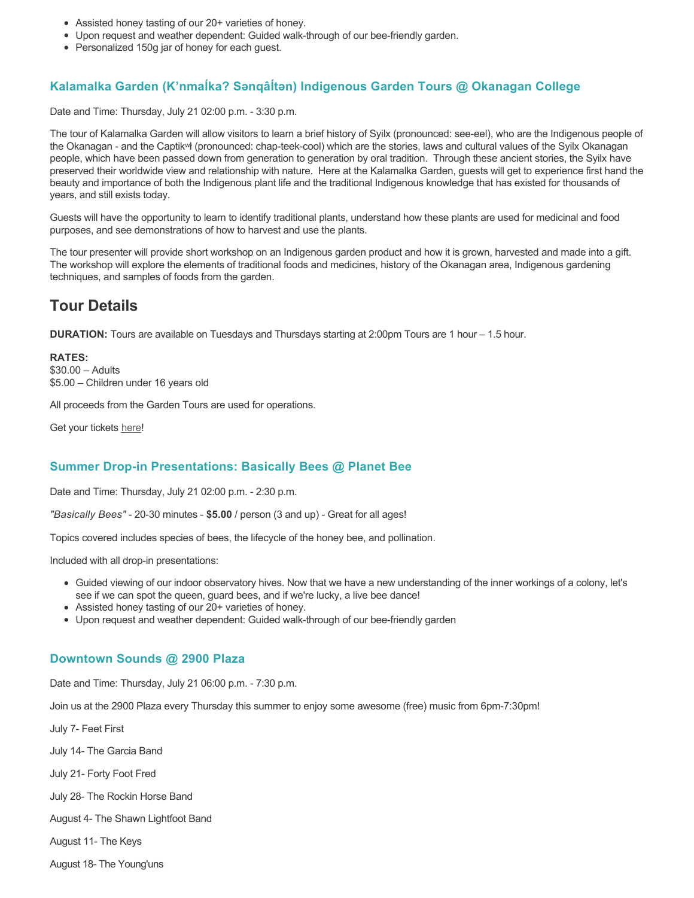- Assisted honey tasting of our 20+ varieties of honey.
- Upon request and weather dependent: Guided walk-through of our bee-friendly garden.
- Personalized 150g jar of honey for each guest.

### Kalamalka Garden (K’nmaĺka? Sənqâĺtən) Indigenous Garden Tours @ Okanagan College

Date and Time: Thursday, July 21 02:00 p.m. - 3:30 p.m.

The tour of Kalamalka Garden will allow visitors to learn a brief history of Syilx (pronounced: see-eel), who are the Indigenous people of the Okanagan - and the Captikʷł (pronounced: chap-teek-cool) which are the stories, laws and cultural values of the Syilx Okanagan people, which have been passed down from generation to generation by oral tradition. Through these ancient stories, the Syilx have preserved their worldwide view and relationship with nature. Here at the Kalamalka Garden, guests will get to experience first hand the beauty and importance of both the Indigenous plant life and the traditional Indigenous knowledge that has existed for thousands of years, and still exists today.

Guests will have the opportunity to learn to identify traditional plants, understand how these plants are used for medicinal and food purposes, and see demonstrations of how to harvest and use the plants.

The tour presenter will provide short workshop on an Indigenous garden product and how it is grown, harvested and made into a gift. The workshop will explore the elements of traditional foods and medicines, history of the Okanagan area, Indigenous gardening techniques, and samples of foods from the garden.

## Tour Details

**DURATION:** Tours are available on Tuesdays and Thursdays starting at 2:00pm Tours are 1 hour – 1.5 hour.

**RATES:**
$30.00 – Adults
$5.00 – Children under 16 years old

All proceeds from the Garden Tours are used for operations.

Get your tickets here!

### Summer Drop-in Presentations: Basically Bees @ Planet Bee

Date and Time: Thursday, July 21 02:00 p.m. - 2:30 p.m.

*"Basically Bees"* - 20-30 minutes - **$5.00** / person (3 and up) - Great for all ages!

Topics covered includes species of bees, the lifecycle of the honey bee, and pollination.

Included with all drop-in presentations:

- Guided viewing of our indoor observatory hives. Now that we have a new understanding of the inner workings of a colony, let's see if we can spot the queen, guard bees, and if we're lucky, a live bee dance!
- Assisted honey tasting of our 20+ varieties of honey.
- Upon request and weather dependent: Guided walk-through of our bee-friendly garden

### Downtown Sounds @ 2900 Plaza

Date and Time: Thursday, July 21 06:00 p.m. - 7:30 p.m.

Join us at the 2900 Plaza every Thursday this summer to enjoy some awesome (free) music from 6pm-7:30pm!

July 7- Feet First

July 14- The Garcia Band

July 21- Forty Foot Fred

July 28- The Rockin Horse Band

August 4- The Shawn Lightfoot Band

August 11- The Keys

August 18- The Young'uns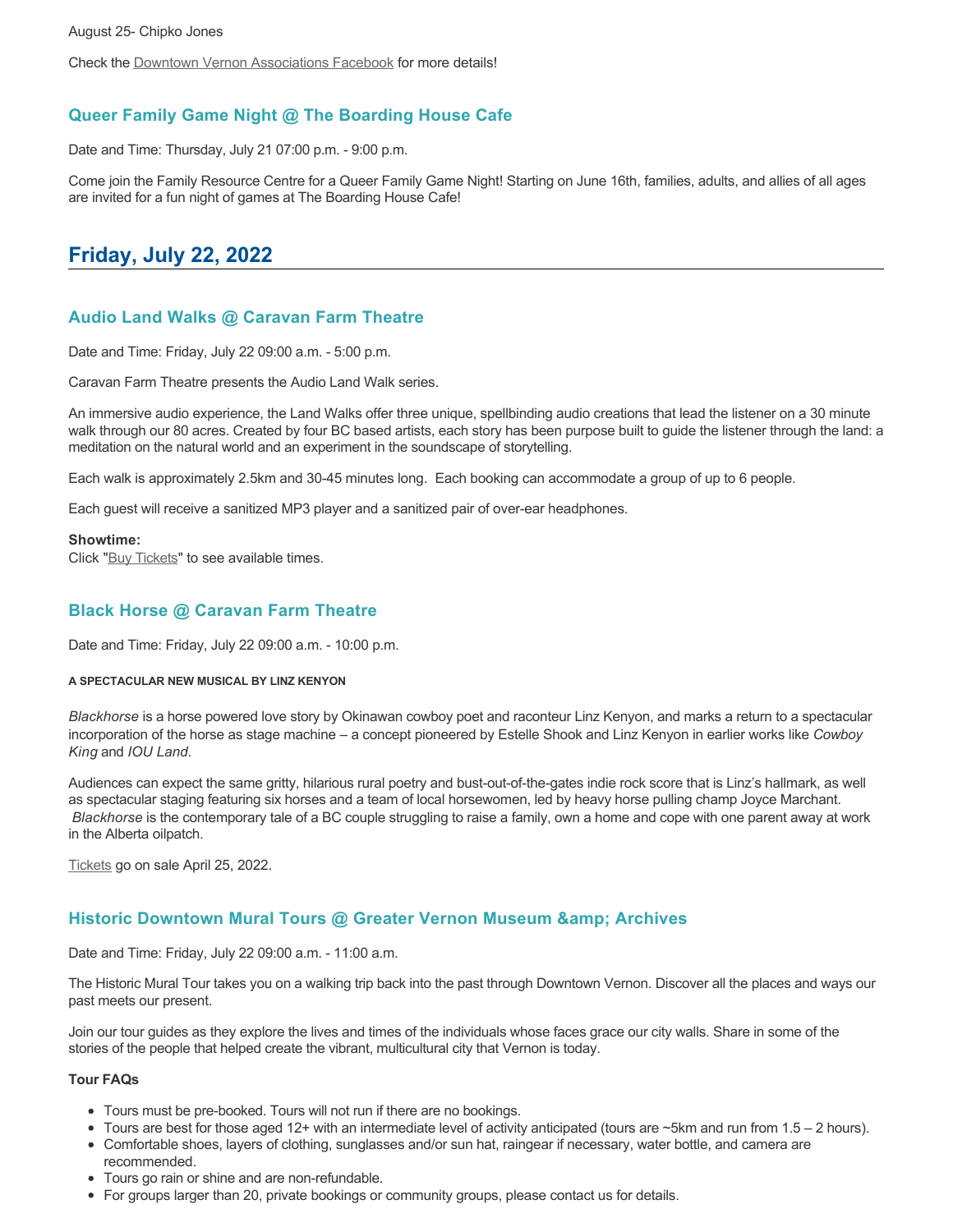August 25- Chipko Jones

Check the Downtown Vernon Associations Facebook for more details!

### Queer Family Game Night @ The Boarding House Cafe

Date and Time: Thursday, July 21 07:00 p.m. - 9:00 p.m.

Come join the Family Resource Centre for a Queer Family Game Night! Starting on June 16th, families, adults, and allies of all ages are invited for a fun night of games at The Boarding House Cafe!

## Friday, July 22, 2022

### Audio Land Walks @ Caravan Farm Theatre

Date and Time: Friday, July 22 09:00 a.m. - 5:00 p.m.

Caravan Farm Theatre presents the Audio Land Walk series.

An immersive audio experience, the Land Walks offer three unique, spellbinding audio creations that lead the listener on a 30 minute walk through our 80 acres. Created by four BC based artists, each story has been purpose built to guide the listener through the land: a meditation on the natural world and an experiment in the soundscape of storytelling.

Each walk is approximately 2.5km and 30-45 minutes long. Each booking can accommodate a group of up to 6 people.

Each guest will receive a sanitized MP3 player and a sanitized pair of over-ear headphones.

**Showtime:**
Click "Buy Tickets" to see available times.

### Black Horse @ Caravan Farm Theatre

Date and Time: Friday, July 22 09:00 a.m. - 10:00 p.m.

**A SPECTACULAR NEW MUSICAL BY LINZ KENYON**

*Blackhorse* is a horse powered love story by Okinawan cowboy poet and raconteur Linz Kenyon, and marks a return to a spectacular incorporation of the horse as stage machine – a concept pioneered by Estelle Shook and Linz Kenyon in earlier works like *Cowboy King* and *IOU Land*.

Audiences can expect the same gritty, hilarious rural poetry and bust-out-of-the-gates indie rock score that is Linz's hallmark, as well as spectacular staging featuring six horses and a team of local horsewomen, led by heavy horse pulling champ Joyce Marchant. *Blackhorse* is the contemporary tale of a BC couple struggling to raise a family, own a home and cope with one parent away at work in the Alberta oilpatch.

Tickets go on sale April 25, 2022.

### Historic Downtown Mural Tours @ Greater Vernon Museum &amp; Archives

Date and Time: Friday, July 22 09:00 a.m. - 11:00 a.m.

The Historic Mural Tour takes you on a walking trip back into the past through Downtown Vernon. Discover all the places and ways our past meets our present.

Join our tour guides as they explore the lives and times of the individuals whose faces grace our city walls. Share in some of the stories of the people that helped create the vibrant, multicultural city that Vernon is today.

**Tour FAQs**

- Tours must be pre-booked. Tours will not run if there are no bookings.
- Tours are best for those aged 12+ with an intermediate level of activity anticipated (tours are ~5km and run from 1.5 – 2 hours).
- Comfortable shoes, layers of clothing, sunglasses and/or sun hat, raingear if necessary, water bottle, and camera are recommended.
- Tours go rain or shine and are non-refundable.
- For groups larger than 20, private bookings or community groups, please contact us for details.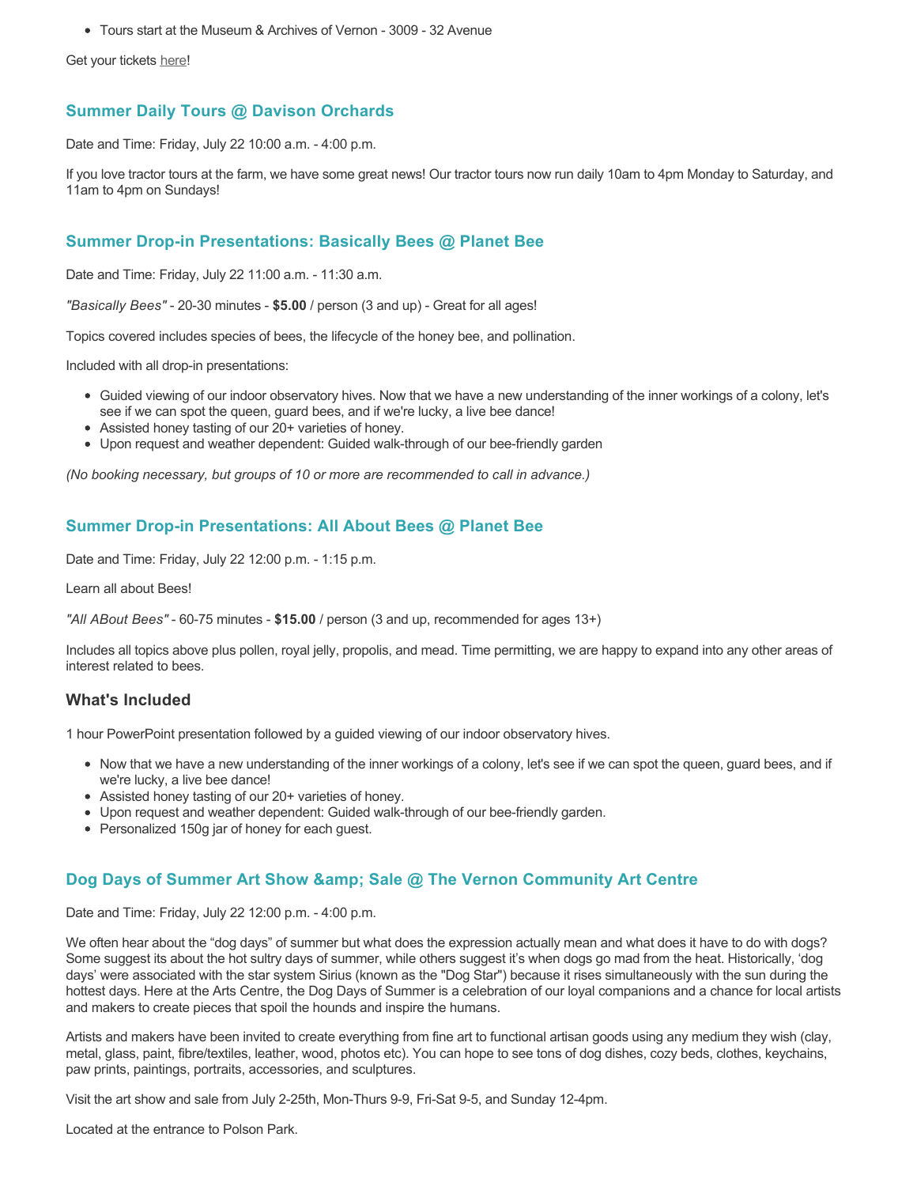- Tours start at the Museum & Archives of Vernon - 3009 - 32 Avenue

Get your tickets here!

### Summer Daily Tours @ Davison Orchards

Date and Time: Friday, July 22 10:00 a.m. - 4:00 p.m.

If you love tractor tours at the farm, we have some great news! Our tractor tours now run daily 10am to 4pm Monday to Saturday, and 11am to 4pm on Sundays!

### Summer Drop-in Presentations: Basically Bees @ Planet Bee

Date and Time: Friday, July 22 11:00 a.m. - 11:30 a.m.

*"Basically Bees"* - 20-30 minutes - **$5.00** / person (3 and up) - Great for all ages!

Topics covered includes species of bees, the lifecycle of the honey bee, and pollination.

Included with all drop-in presentations:

- Guided viewing of our indoor observatory hives. Now that we have a new understanding of the inner workings of a colony, let's see if we can spot the queen, guard bees, and if we're lucky, a live bee dance!
- Assisted honey tasting of our 20+ varieties of honey.
- Upon request and weather dependent: Guided walk-through of our bee-friendly garden

*(No booking necessary, but groups of 10 or more are recommended to call in advance.)*

### Summer Drop-in Presentations: All About Bees @ Planet Bee

Date and Time: Friday, July 22 12:00 p.m. - 1:15 p.m.

Learn all about Bees!

*"All ABout Bees"* - 60-75 minutes - **$15.00** / person (3 and up, recommended for ages 13+)

Includes all topics above plus pollen, royal jelly, propolis, and mead. Time permitting, we are happy to expand into any other areas of interest related to bees.

#### What's Included

1 hour PowerPoint presentation followed by a guided viewing of our indoor observatory hives.

- Now that we have a new understanding of the inner workings of a colony, let's see if we can spot the queen, guard bees, and if we're lucky, a live bee dance!
- Assisted honey tasting of our 20+ varieties of honey.
- Upon request and weather dependent: Guided walk-through of our bee-friendly garden.
- Personalized 150g jar of honey for each guest.

### Dog Days of Summer Art Show &amp; Sale @ The Vernon Community Art Centre

Date and Time: Friday, July 22 12:00 p.m. - 4:00 p.m.

We often hear about the “dog days” of summer but what does the expression actually mean and what does it have to do with dogs? Some suggest its about the hot sultry days of summer, while others suggest it’s when dogs go mad from the heat. Historically, ‘dog days’ were associated with the star system Sirius (known as the "Dog Star") because it rises simultaneously with the sun during the hottest days. Here at the Arts Centre, the Dog Days of Summer is a celebration of our loyal companions and a chance for local artists and makers to create pieces that spoil the hounds and inspire the humans.

Artists and makers have been invited to create everything from fine art to functional artisan goods using any medium they wish (clay, metal, glass, paint, fibre/textiles, leather, wood, photos etc). You can hope to see tons of dog dishes, cozy beds, clothes, keychains, paw prints, paintings, portraits, accessories, and sculptures.

Visit the art show and sale from July 2-25th, Mon-Thurs 9-9, Fri-Sat 9-5, and Sunday 12-4pm.

Located at the entrance to Polson Park.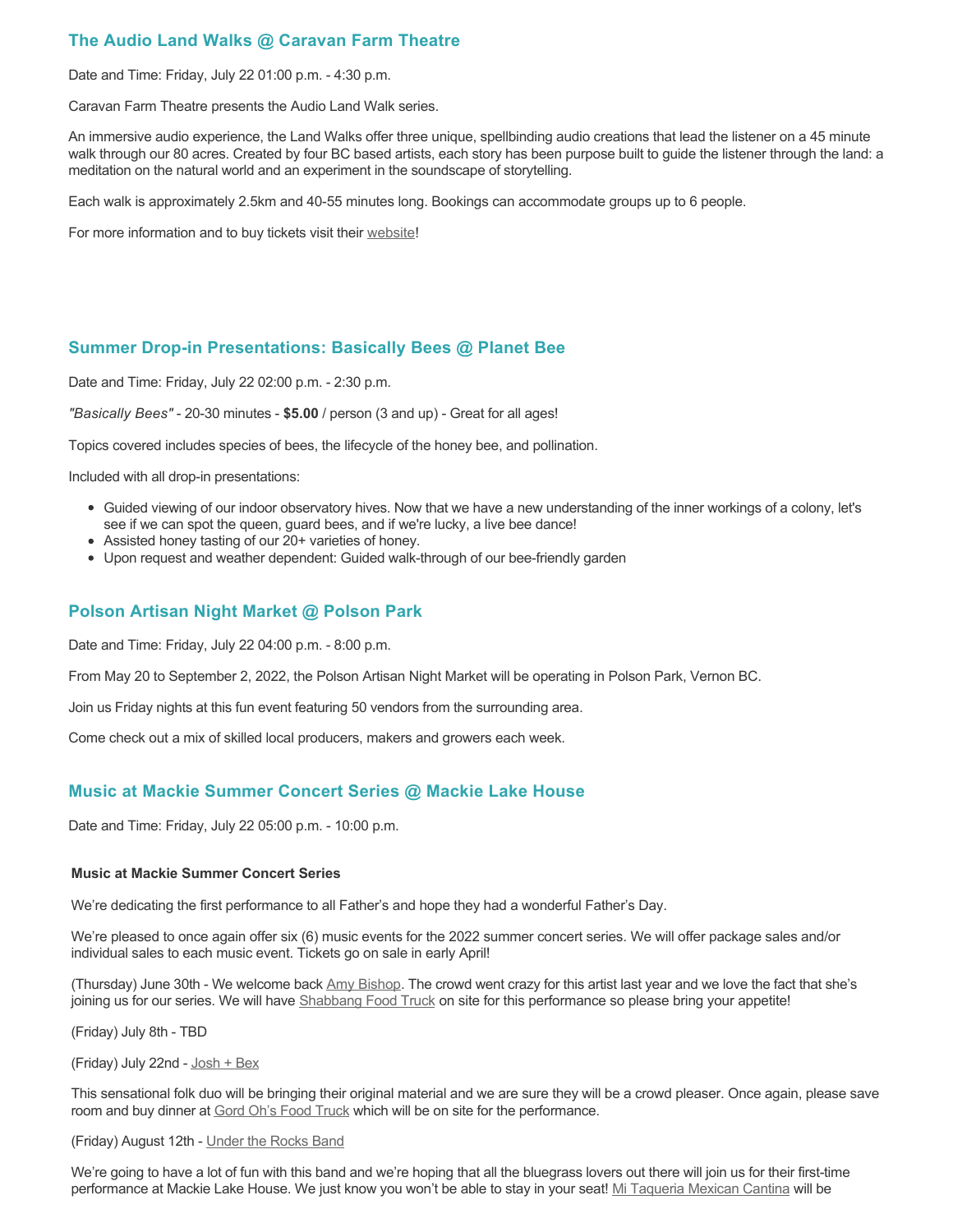## The Audio Land Walks @ Caravan Farm Theatre

Date and Time: Friday, July 22 01:00 p.m. - 4:30 p.m.

Caravan Farm Theatre presents the Audio Land Walk series.

An immersive audio experience, the Land Walks offer three unique, spellbinding audio creations that lead the listener on a 45 minute walk through our 80 acres. Created by four BC based artists, each story has been purpose built to guide the listener through the land: a meditation on the natural world and an experiment in the soundscape of storytelling.

Each walk is approximately 2.5km and 40-55 minutes long. Bookings can accommodate groups up to 6 people.

For more information and to buy tickets visit their website!

## Summer Drop-in Presentations: Basically Bees @ Planet Bee

Date and Time: Friday, July 22 02:00 p.m. - 2:30 p.m.

*"Basically Bees"* - 20-30 minutes - **$5.00** / person (3 and up) - Great for all ages!

Topics covered includes species of bees, the lifecycle of the honey bee, and pollination.

Included with all drop-in presentations:

- Guided viewing of our indoor observatory hives. Now that we have a new understanding of the inner workings of a colony, let's see if we can spot the queen, guard bees, and if we're lucky, a live bee dance!
- Assisted honey tasting of our 20+ varieties of honey.
- Upon request and weather dependent: Guided walk-through of our bee-friendly garden

## Polson Artisan Night Market @ Polson Park

Date and Time: Friday, July 22 04:00 p.m. - 8:00 p.m.

From May 20 to September 2, 2022, the Polson Artisan Night Market will be operating in Polson Park, Vernon BC.

Join us Friday nights at this fun event featuring 50 vendors from the surrounding area.

Come check out a mix of skilled local producers, makers and growers each week.

## Music at Mackie Summer Concert Series @ Mackie Lake House

Date and Time: Friday, July 22 05:00 p.m. - 10:00 p.m.

**Music at Mackie Summer Concert Series**

We're dedicating the first performance to all Father's and hope they had a wonderful Father's Day.

We're pleased to once again offer six (6) music events for the 2022 summer concert series. We will offer package sales and/or individual sales to each music event. Tickets go on sale in early April!

(Thursday) June 30th - We welcome back Amy Bishop. The crowd went crazy for this artist last year and we love the fact that she's joining us for our series. We will have Shabbang Food Truck on site for this performance so please bring your appetite!

(Friday) July 8th - TBD

(Friday) July 22nd - Josh + Bex

This sensational folk duo will be bringing their original material and we are sure they will be a crowd pleaser. Once again, please save room and buy dinner at Gord Oh's Food Truck which will be on site for the performance.

(Friday) August 12th - Under the Rocks Band

We're going to have a lot of fun with this band and we're hoping that all the bluegrass lovers out there will join us for their first-time performance at Mackie Lake House. We just know you won't be able to stay in your seat! Mi Taqueria Mexican Cantina will be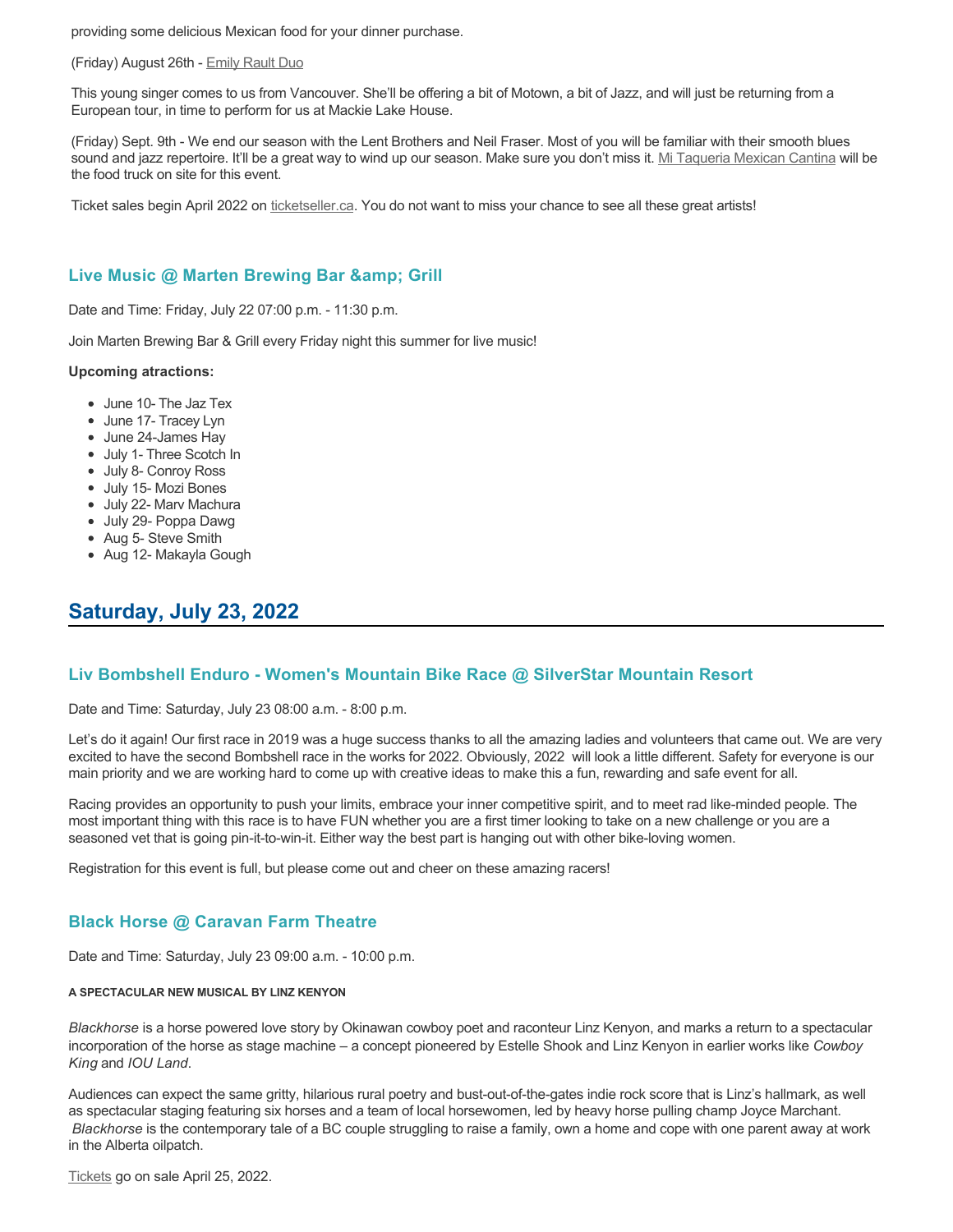providing some delicious Mexican food for your dinner purchase.

(Friday) August 26th - Emily Rault Duo

This young singer comes to us from Vancouver. She'll be offering a bit of Motown, a bit of Jazz, and will just be returning from a European tour, in time to perform for us at Mackie Lake House.

(Friday) Sept. 9th - We end our season with the Lent Brothers and Neil Fraser. Most of you will be familiar with their smooth blues sound and jazz repertoire. It'll be a great way to wind up our season. Make sure you don't miss it. Mi Taqueria Mexican Cantina will be the food truck on site for this event.

Ticket sales begin April 2022 on ticketseller.ca. You do not want to miss your chance to see all these great artists!

### Live Music @ Marten Brewing Bar &amp; Grill

Date and Time: Friday, July 22 07:00 p.m. - 11:30 p.m.

Join Marten Brewing Bar & Grill every Friday night this summer for live music!

**Upcoming atractions:**

- June 10- The Jaz Tex
- June 17- Tracey Lyn
- June 24-James Hay
- July 1- Three Scotch In
- July 8- Conroy Ross
- July 15- Mozi Bones
- July 22- Marv Machura
- July 29- Poppa Dawg
- Aug 5- Steve Smith
- Aug 12- Makayla Gough

## Saturday, July 23, 2022

### Liv Bombshell Enduro - Women's Mountain Bike Race @ SilverStar Mountain Resort

Date and Time: Saturday, July 23 08:00 a.m. - 8:00 p.m.

Let's do it again! Our first race in 2019 was a huge success thanks to all the amazing ladies and volunteers that came out. We are very excited to have the second Bombshell race in the works for 2022. Obviously, 2022 will look a little different. Safety for everyone is our main priority and we are working hard to come up with creative ideas to make this a fun, rewarding and safe event for all.

Racing provides an opportunity to push your limits, embrace your inner competitive spirit, and to meet rad like-minded people. The most important thing with this race is to have FUN whether you are a first timer looking to take on a new challenge or you are a seasoned vet that is going pin-it-to-win-it. Either way the best part is hanging out with other bike-loving women.

Registration for this event is full, but please come out and cheer on these amazing racers!

### Black Horse @ Caravan Farm Theatre

Date and Time: Saturday, July 23 09:00 a.m. - 10:00 p.m.

**A SPECTACULAR NEW MUSICAL BY LINZ KENYON**

*Blackhorse* is a horse powered love story by Okinawan cowboy poet and raconteur Linz Kenyon, and marks a return to a spectacular incorporation of the horse as stage machine – a concept pioneered by Estelle Shook and Linz Kenyon in earlier works like *Cowboy King* and *IOU Land*.

Audiences can expect the same gritty, hilarious rural poetry and bust-out-of-the-gates indie rock score that is Linz's hallmark, as well as spectacular staging featuring six horses and a team of local horsewomen, led by heavy horse pulling champ Joyce Marchant. *Blackhorse* is the contemporary tale of a BC couple struggling to raise a family, own a home and cope with one parent away at work in the Alberta oilpatch.

Tickets go on sale April 25, 2022.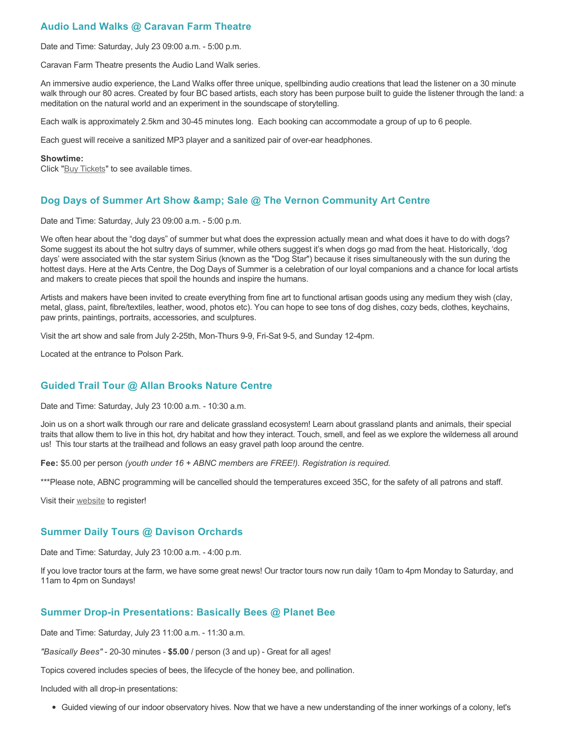### Audio Land Walks @ Caravan Farm Theatre

Date and Time: Saturday, July 23 09:00 a.m. - 5:00 p.m.

Caravan Farm Theatre presents the Audio Land Walk series.

An immersive audio experience, the Land Walks offer three unique, spellbinding audio creations that lead the listener on a 30 minute walk through our 80 acres. Created by four BC based artists, each story has been purpose built to guide the listener through the land: a meditation on the natural world and an experiment in the soundscape of storytelling.

Each walk is approximately 2.5km and 30-45 minutes long. Each booking can accommodate a group of up to 6 people.

Each guest will receive a sanitized MP3 player and a sanitized pair of over-ear headphones.

**Showtime:**
Click "Buy Tickets" to see available times.

### Dog Days of Summer Art Show &amp; Sale @ The Vernon Community Art Centre

Date and Time: Saturday, July 23 09:00 a.m. - 5:00 p.m.

We often hear about the “dog days” of summer but what does the expression actually mean and what does it have to do with dogs? Some suggest its about the hot sultry days of summer, while others suggest it’s when dogs go mad from the heat. Historically, ‘dog days’ were associated with the star system Sirius (known as the "Dog Star") because it rises simultaneously with the sun during the hottest days. Here at the Arts Centre, the Dog Days of Summer is a celebration of our loyal companions and a chance for local artists and makers to create pieces that spoil the hounds and inspire the humans.

Artists and makers have been invited to create everything from fine art to functional artisan goods using any medium they wish (clay, metal, glass, paint, fibre/textiles, leather, wood, photos etc). You can hope to see tons of dog dishes, cozy beds, clothes, keychains, paw prints, paintings, portraits, accessories, and sculptures.

Visit the art show and sale from July 2-25th, Mon-Thurs 9-9, Fri-Sat 9-5, and Sunday 12-4pm.

Located at the entrance to Polson Park.

### Guided Trail Tour @ Allan Brooks Nature Centre

Date and Time: Saturday, July 23 10:00 a.m. - 10:30 a.m.

Join us on a short walk through our rare and delicate grassland ecosystem! Learn about grassland plants and animals, their special traits that allow them to live in this hot, dry habitat and how they interact. Touch, smell, and feel as we explore the wilderness all around us! This tour starts at the trailhead and follows an easy gravel path loop around the centre.

**Fee:** $5.00 per person *(youth under 16 + ABNC members are FREE!). Registration is required.*

***Please note, ABNC programming will be cancelled should the temperatures exceed 35C, for the safety of all patrons and staff.

Visit their website to register!

### Summer Daily Tours @ Davison Orchards

Date and Time: Saturday, July 23 10:00 a.m. - 4:00 p.m.

If you love tractor tours at the farm, we have some great news! Our tractor tours now run daily 10am to 4pm Monday to Saturday, and 11am to 4pm on Sundays!

### Summer Drop-in Presentations: Basically Bees @ Planet Bee

Date and Time: Saturday, July 23 11:00 a.m. - 11:30 a.m.

*"Basically Bees"* - 20-30 minutes - **$5.00** / person (3 and up) - Great for all ages!

Topics covered includes species of bees, the lifecycle of the honey bee, and pollination.

Included with all drop-in presentations:

- Guided viewing of our indoor observatory hives. Now that we have a new understanding of the inner workings of a colony, let's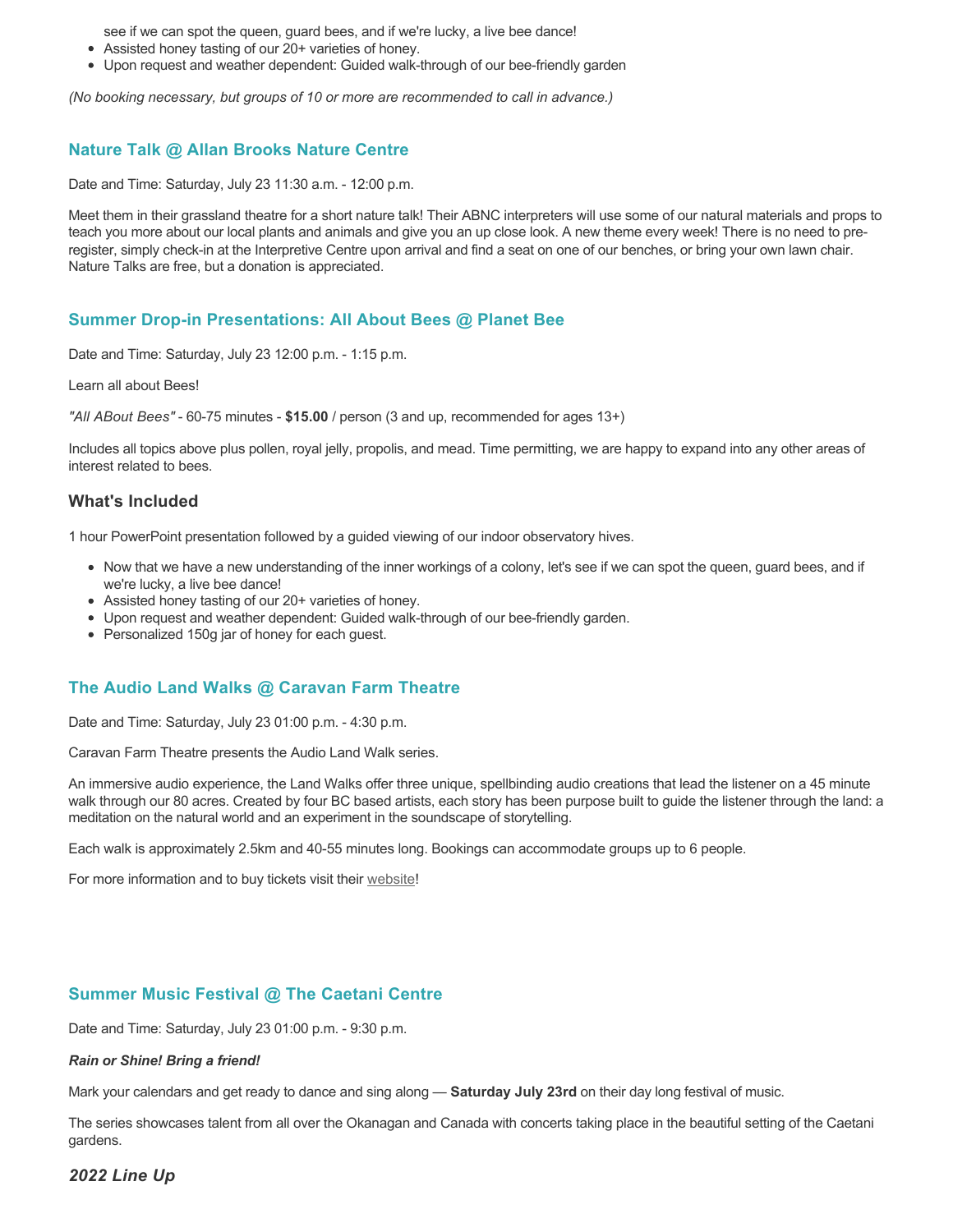see if we can spot the queen, guard bees, and if we're lucky, a live bee dance!
- Assisted honey tasting of our 20+ varieties of honey.
- Upon request and weather dependent: Guided walk-through of our bee-friendly garden

*(No booking necessary, but groups of 10 or more are recommended to call in advance.)*

### Nature Talk @ Allan Brooks Nature Centre

Date and Time: Saturday, July 23 11:30 a.m. - 12:00 p.m.

Meet them in their grassland theatre for a short nature talk! Their ABNC interpreters will use some of our natural materials and props to teach you more about our local plants and animals and give you an up close look. A new theme every week! There is no need to pre-register, simply check-in at the Interpretive Centre upon arrival and find a seat on one of our benches, or bring your own lawn chair. Nature Talks are free, but a donation is appreciated.

### Summer Drop-in Presentations: All About Bees @ Planet Bee

Date and Time: Saturday, July 23 12:00 p.m. - 1:15 p.m.

Learn all about Bees!

*"All ABout Bees"* - 60-75 minutes - **$15.00** / person (3 and up, recommended for ages 13+)

Includes all topics above plus pollen, royal jelly, propolis, and mead. Time permitting, we are happy to expand into any other areas of interest related to bees.

#### What's Included

1 hour PowerPoint presentation followed by a guided viewing of our indoor observatory hives.

- Now that we have a new understanding of the inner workings of a colony, let's see if we can spot the queen, guard bees, and if we're lucky, a live bee dance!
- Assisted honey tasting of our 20+ varieties of honey.
- Upon request and weather dependent: Guided walk-through of our bee-friendly garden.
- Personalized 150g jar of honey for each guest.

### The Audio Land Walks @ Caravan Farm Theatre

Date and Time: Saturday, July 23 01:00 p.m. - 4:30 p.m.

Caravan Farm Theatre presents the Audio Land Walk series.

An immersive audio experience, the Land Walks offer three unique, spellbinding audio creations that lead the listener on a 45 minute walk through our 80 acres. Created by four BC based artists, each story has been purpose built to guide the listener through the land: a meditation on the natural world and an experiment in the soundscape of storytelling.

Each walk is approximately 2.5km and 40-55 minutes long. Bookings can accommodate groups up to 6 people.

For more information and to buy tickets visit their website!

### Summer Music Festival @ The Caetani Centre

Date and Time: Saturday, July 23 01:00 p.m. - 9:30 p.m.

***Rain or Shine! Bring a friend!***

Mark your calendars and get ready to dance and sing along — **Saturday July 23rd** on their day long festival of music.

The series showcases talent from all over the Okanagan and Canada with concerts taking place in the beautiful setting of the Caetani gardens.

### *2022 Line Up*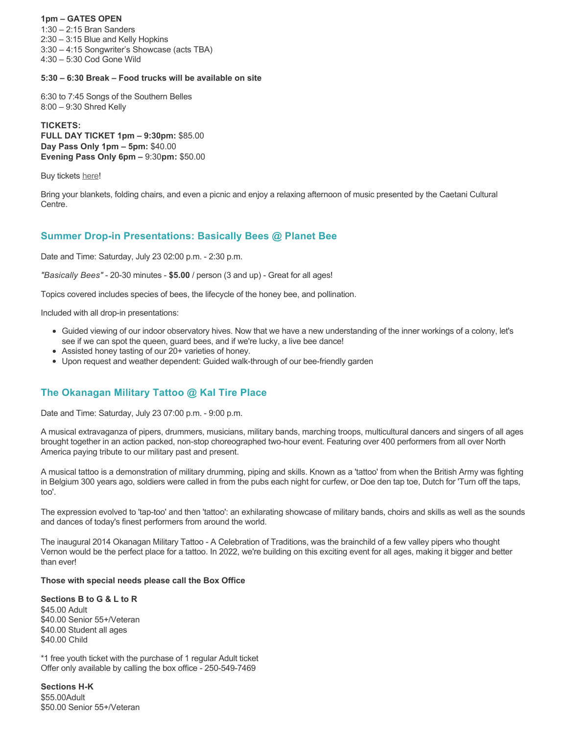**1pm – GATES OPEN**
1:30 – 2:15 Bran Sanders
2:30 – 3:15 Blue and Kelly Hopkins
3:30 – 4:15 Songwriter's Showcase (acts TBA)
4:30 – 5:30 Cod Gone Wild

**5:30 – 6:30 Break – Food trucks will be available on site**

6:30 to 7:45 Songs of the Southern Belles
8:00 – 9:30 Shred Kelly

**TICKETS:**
**FULL DAY TICKET 1pm – 9:30pm:** $85.00
**Day Pass Only 1pm – 5pm:** $40.00
**Evening Pass Only 6pm –** 9:30**pm:** $50.00

Buy tickets here!

Bring your blankets, folding chairs, and even a picnic and enjoy a relaxing afternoon of music presented by the Caetani Cultural Centre.

## Summer Drop-in Presentations: Basically Bees @ Planet Bee

Date and Time: Saturday, July 23 02:00 p.m. - 2:30 p.m.

*"Basically Bees"* - 20-30 minutes - **$5.00** / person (3 and up) - Great for all ages!

Topics covered includes species of bees, the lifecycle of the honey bee, and pollination.

Included with all drop-in presentations:

- Guided viewing of our indoor observatory hives. Now that we have a new understanding of the inner workings of a colony, let's see if we can spot the queen, guard bees, and if we're lucky, a live bee dance!
- Assisted honey tasting of our 20+ varieties of honey.
- Upon request and weather dependent: Guided walk-through of our bee-friendly garden

## The Okanagan Military Tattoo @ Kal Tire Place

Date and Time: Saturday, July 23 07:00 p.m. - 9:00 p.m.

A musical extravaganza of pipers, drummers, musicians, military bands, marching troops, multicultural dancers and singers of all ages brought together in an action packed, non-stop choreographed two-hour event. Featuring over 400 performers from all over North America paying tribute to our military past and present.

A musical tattoo is a demonstration of military drumming, piping and skills. Known as a 'tattoo' from when the British Army was fighting in Belgium 300 years ago, soldiers were called in from the pubs each night for curfew, or Doe den tap toe, Dutch for 'Turn off the taps, too'.

The expression evolved to 'tap-too' and then 'tattoo': an exhilarating showcase of military bands, choirs and skills as well as the sounds and dances of today's finest performers from around the world.

The inaugural 2014 Okanagan Military Tattoo - A Celebration of Traditions, was the brainchild of a few valley pipers who thought Vernon would be the perfect place for a tattoo. In 2022, we're building on this exciting event for all ages, making it bigger and better than ever!

**Those with special needs please call the Box Office**

**Sections B to G & L to R**
$45.00 Adult
$40.00 Senior 55+/Veteran
$40.00 Student all ages
$40.00 Child

*1 free youth ticket with the purchase of 1 regular Adult ticket
Offer only available by calling the box office - 250-549-7469

**Sections H-K**
$55.00Adult
$50.00 Senior 55+/Veteran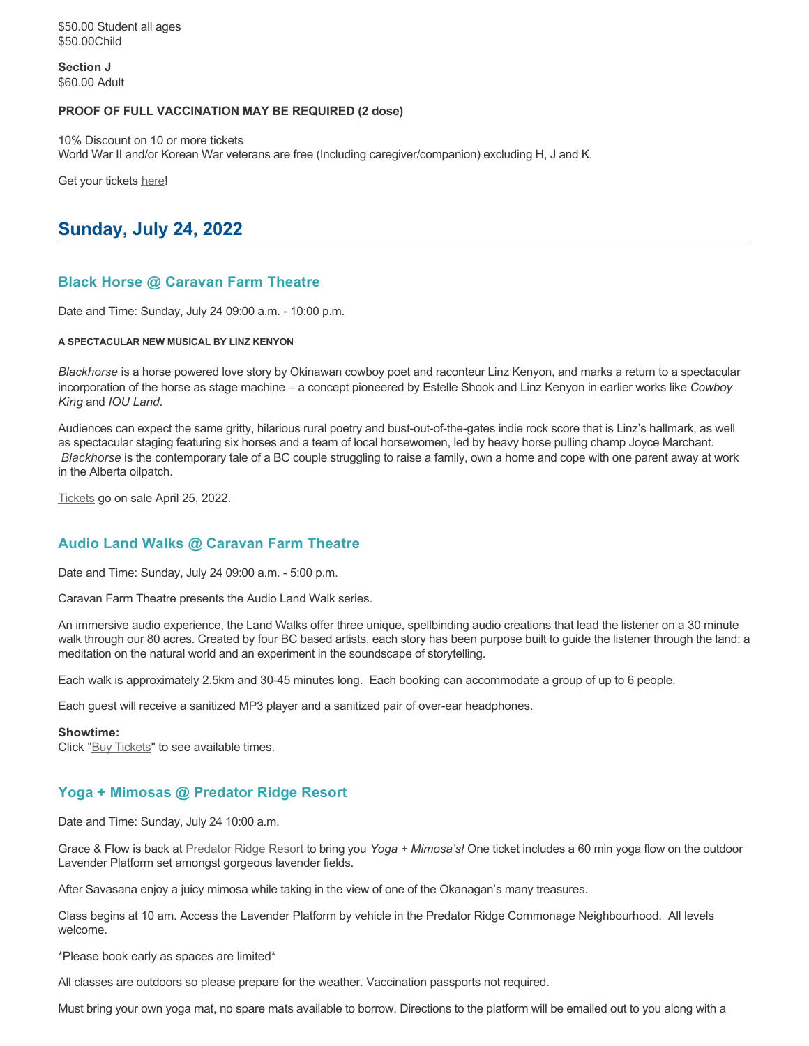$50.00 Student all ages
$50.00Child

**Section J**
$60.00 Adult

**PROOF OF FULL VACCINATION MAY BE REQUIRED (2 dose)**

10% Discount on 10 or more tickets
World War II and/or Korean War veterans are free (Including caregiver/companion) excluding H, J and K.

Get your tickets here!

## Sunday, July 24, 2022

### Black Horse @ Caravan Farm Theatre

Date and Time: Sunday, July 24 09:00 a.m. - 10:00 p.m.

**A SPECTACULAR NEW MUSICAL BY LINZ KENYON**

*Blackhorse* is a horse powered love story by Okinawan cowboy poet and raconteur Linz Kenyon, and marks a return to a spectacular incorporation of the horse as stage machine – a concept pioneered by Estelle Shook and Linz Kenyon in earlier works like *Cowboy King* and *IOU Land*.

Audiences can expect the same gritty, hilarious rural poetry and bust-out-of-the-gates indie rock score that is Linz's hallmark, as well as spectacular staging featuring six horses and a team of local horsewomen, led by heavy horse pulling champ Joyce Marchant. *Blackhorse* is the contemporary tale of a BC couple struggling to raise a family, own a home and cope with one parent away at work in the Alberta oilpatch.

Tickets go on sale April 25, 2022.

### Audio Land Walks @ Caravan Farm Theatre

Date and Time: Sunday, July 24 09:00 a.m. - 5:00 p.m.

Caravan Farm Theatre presents the Audio Land Walk series.

An immersive audio experience, the Land Walks offer three unique, spellbinding audio creations that lead the listener on a 30 minute walk through our 80 acres. Created by four BC based artists, each story has been purpose built to guide the listener through the land: a meditation on the natural world and an experiment in the soundscape of storytelling.

Each walk is approximately 2.5km and 30-45 minutes long. Each booking can accommodate a group of up to 6 people.

Each guest will receive a sanitized MP3 player and a sanitized pair of over-ear headphones.

**Showtime:**
Click "Buy Tickets" to see available times.

### Yoga + Mimosas @ Predator Ridge Resort

Date and Time: Sunday, July 24 10:00 a.m.

Grace & Flow is back at Predator Ridge Resort to bring you *Yoga + Mimosa's!* One ticket includes a 60 min yoga flow on the outdoor Lavender Platform set amongst gorgeous lavender fields.

After Savasana enjoy a juicy mimosa while taking in the view of one of the Okanagan's many treasures.

Class begins at 10 am. Access the Lavender Platform by vehicle in the Predator Ridge Commonage Neighbourhood. All levels welcome.

*Please book early as spaces are limited*

All classes are outdoors so please prepare for the weather. Vaccination passports not required.

Must bring your own yoga mat, no spare mats available to borrow. Directions to the platform will be emailed out to you along with a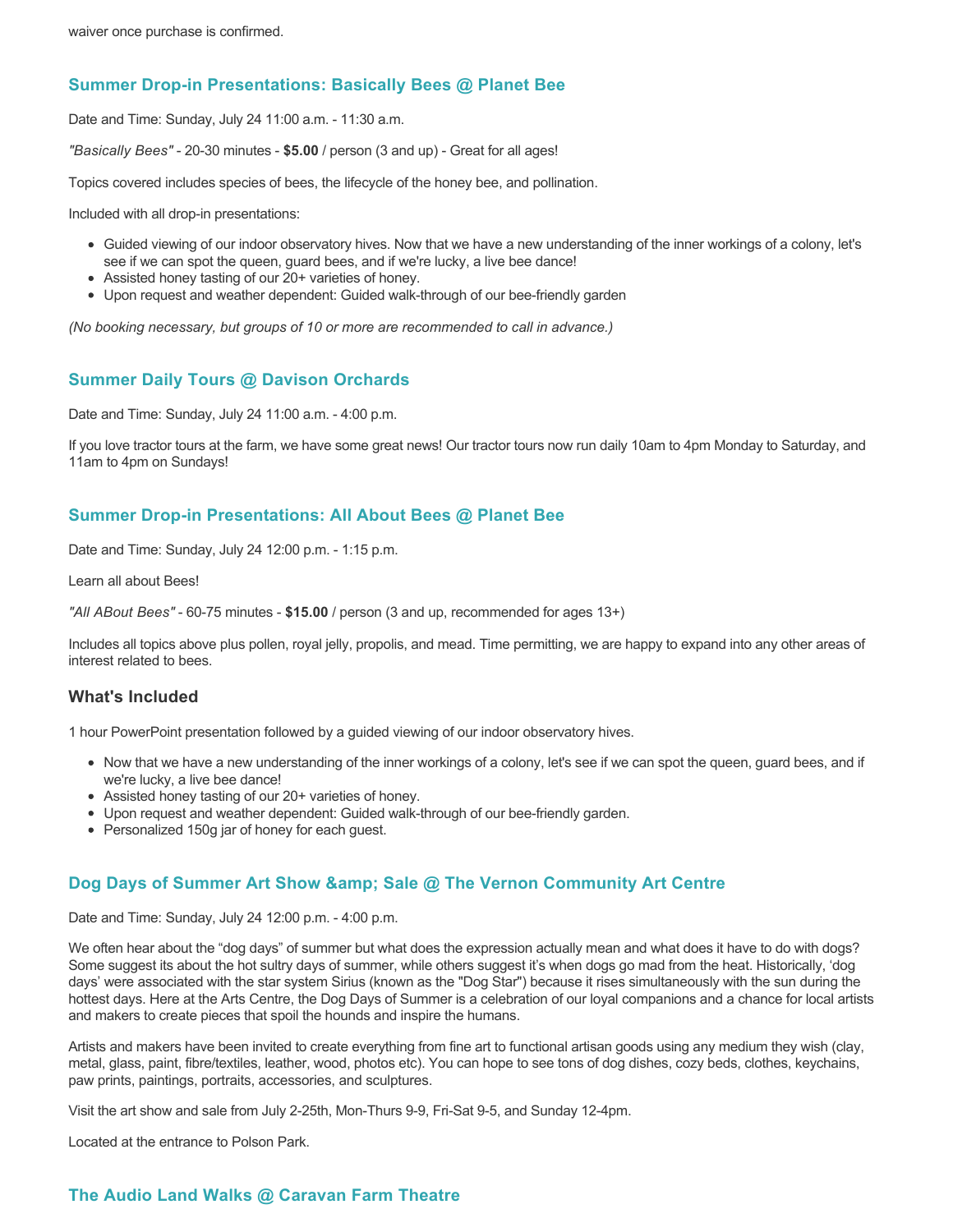waiver once purchase is confirmed.

### Summer Drop-in Presentations: Basically Bees @ Planet Bee

Date and Time: Sunday, July 24 11:00 a.m. - 11:30 a.m.

*"Basically Bees"* - 20-30 minutes - **$5.00** / person (3 and up) - Great for all ages!

Topics covered includes species of bees, the lifecycle of the honey bee, and pollination.

Included with all drop-in presentations:

- Guided viewing of our indoor observatory hives. Now that we have a new understanding of the inner workings of a colony, let's see if we can spot the queen, guard bees, and if we're lucky, a live bee dance!
- Assisted honey tasting of our 20+ varieties of honey.
- Upon request and weather dependent: Guided walk-through of our bee-friendly garden

*(No booking necessary, but groups of 10 or more are recommended to call in advance.)*

### Summer Daily Tours @ Davison Orchards

Date and Time: Sunday, July 24 11:00 a.m. - 4:00 p.m.

If you love tractor tours at the farm, we have some great news! Our tractor tours now run daily 10am to 4pm Monday to Saturday, and 11am to 4pm on Sundays!

### Summer Drop-in Presentations: All About Bees @ Planet Bee

Date and Time: Sunday, July 24 12:00 p.m. - 1:15 p.m.

Learn all about Bees!

*"All ABout Bees"* - 60-75 minutes - **$15.00** / person (3 and up, recommended for ages 13+)

Includes all topics above plus pollen, royal jelly, propolis, and mead. Time permitting, we are happy to expand into any other areas of interest related to bees.

#### What's Included

1 hour PowerPoint presentation followed by a guided viewing of our indoor observatory hives.

- Now that we have a new understanding of the inner workings of a colony, let's see if we can spot the queen, guard bees, and if we're lucky, a live bee dance!
- Assisted honey tasting of our 20+ varieties of honey.
- Upon request and weather dependent: Guided walk-through of our bee-friendly garden.
- Personalized 150g jar of honey for each guest.

### Dog Days of Summer Art Show &amp; Sale @ The Vernon Community Art Centre

Date and Time: Sunday, July 24 12:00 p.m. - 4:00 p.m.

We often hear about the “dog days” of summer but what does the expression actually mean and what does it have to do with dogs? Some suggest its about the hot sultry days of summer, while others suggest it’s when dogs go mad from the heat. Historically, ‘dog days’ were associated with the star system Sirius (known as the "Dog Star") because it rises simultaneously with the sun during the hottest days. Here at the Arts Centre, the Dog Days of Summer is a celebration of our loyal companions and a chance for local artists and makers to create pieces that spoil the hounds and inspire the humans.

Artists and makers have been invited to create everything from fine art to functional artisan goods using any medium they wish (clay, metal, glass, paint, fibre/textiles, leather, wood, photos etc). You can hope to see tons of dog dishes, cozy beds, clothes, keychains, paw prints, paintings, portraits, accessories, and sculptures.

Visit the art show and sale from July 2-25th, Mon-Thurs 9-9, Fri-Sat 9-5, and Sunday 12-4pm.

Located at the entrance to Polson Park.

### The Audio Land Walks @ Caravan Farm Theatre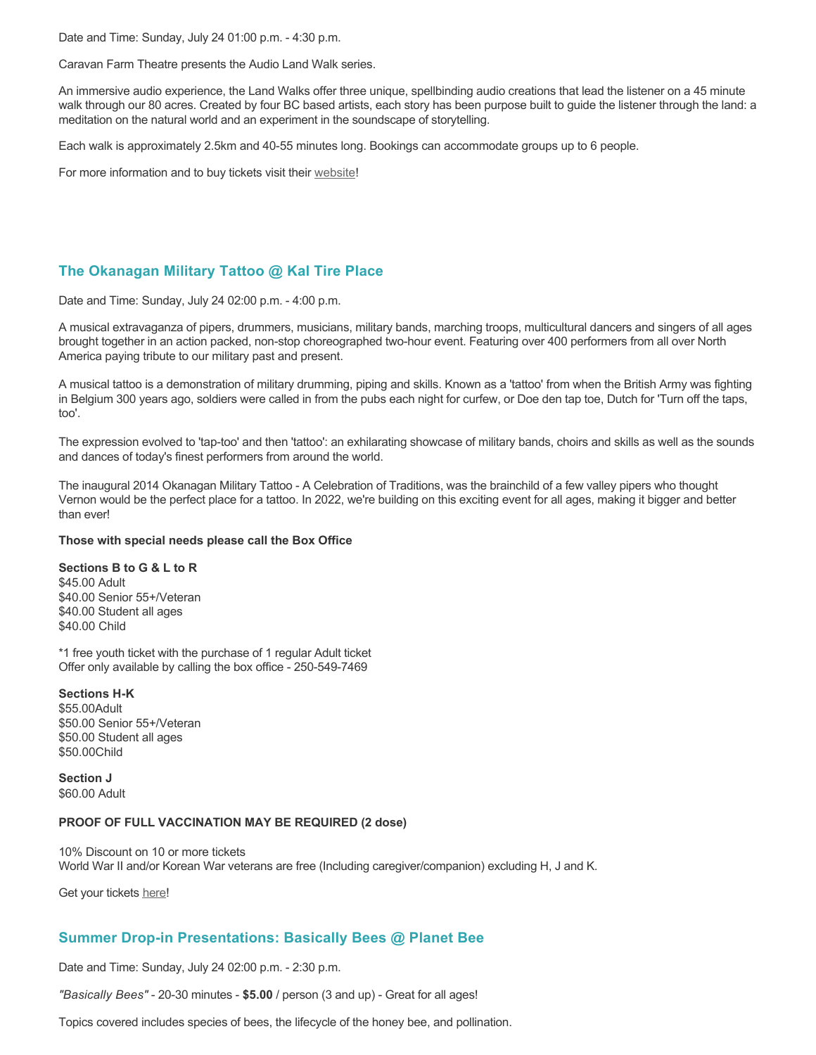Date and Time: Sunday, July 24 01:00 p.m. - 4:30 p.m.

Caravan Farm Theatre presents the Audio Land Walk series.

An immersive audio experience, the Land Walks offer three unique, spellbinding audio creations that lead the listener on a 45 minute walk through our 80 acres. Created by four BC based artists, each story has been purpose built to guide the listener through the land: a meditation on the natural world and an experiment in the soundscape of storytelling.

Each walk is approximately 2.5km and 40-55 minutes long. Bookings can accommodate groups up to 6 people.

For more information and to buy tickets visit their website!

## The Okanagan Military Tattoo @ Kal Tire Place

Date and Time: Sunday, July 24 02:00 p.m. - 4:00 p.m.

A musical extravaganza of pipers, drummers, musicians, military bands, marching troops, multicultural dancers and singers of all ages brought together in an action packed, non-stop choreographed two-hour event. Featuring over 400 performers from all over North America paying tribute to our military past and present.

A musical tattoo is a demonstration of military drumming, piping and skills. Known as a 'tattoo' from when the British Army was fighting in Belgium 300 years ago, soldiers were called in from the pubs each night for curfew, or Doe den tap toe, Dutch for 'Turn off the taps, too'.

The expression evolved to 'tap-too' and then 'tattoo': an exhilarating showcase of military bands, choirs and skills as well as the sounds and dances of today's finest performers from around the world.

The inaugural 2014 Okanagan Military Tattoo - A Celebration of Traditions, was the brainchild of a few valley pipers who thought Vernon would be the perfect place for a tattoo. In 2022, we're building on this exciting event for all ages, making it bigger and better than ever!

**Those with special needs please call the Box Office**

**Sections B to G & L to R**
$45.00 Adult
$40.00 Senior 55+/Veteran
$40.00 Student all ages
$40.00 Child

*1 free youth ticket with the purchase of 1 regular Adult ticket
Offer only available by calling the box office - 250-549-7469

**Sections H-K**
$55.00Adult
$50.00 Senior 55+/Veteran
$50.00 Student all ages
$50.00Child

**Section J**
$60.00 Adult

**PROOF OF FULL VACCINATION MAY BE REQUIRED (2 dose)**

10% Discount on 10 or more tickets
World War II and/or Korean War veterans are free (Including caregiver/companion) excluding H, J and K.

Get your tickets here!

## Summer Drop-in Presentations: Basically Bees @ Planet Bee

Date and Time: Sunday, July 24 02:00 p.m. - 2:30 p.m.

*"Basically Bees"* - 20-30 minutes - **$5.00** / person (3 and up) - Great for all ages!

Topics covered includes species of bees, the lifecycle of the honey bee, and pollination.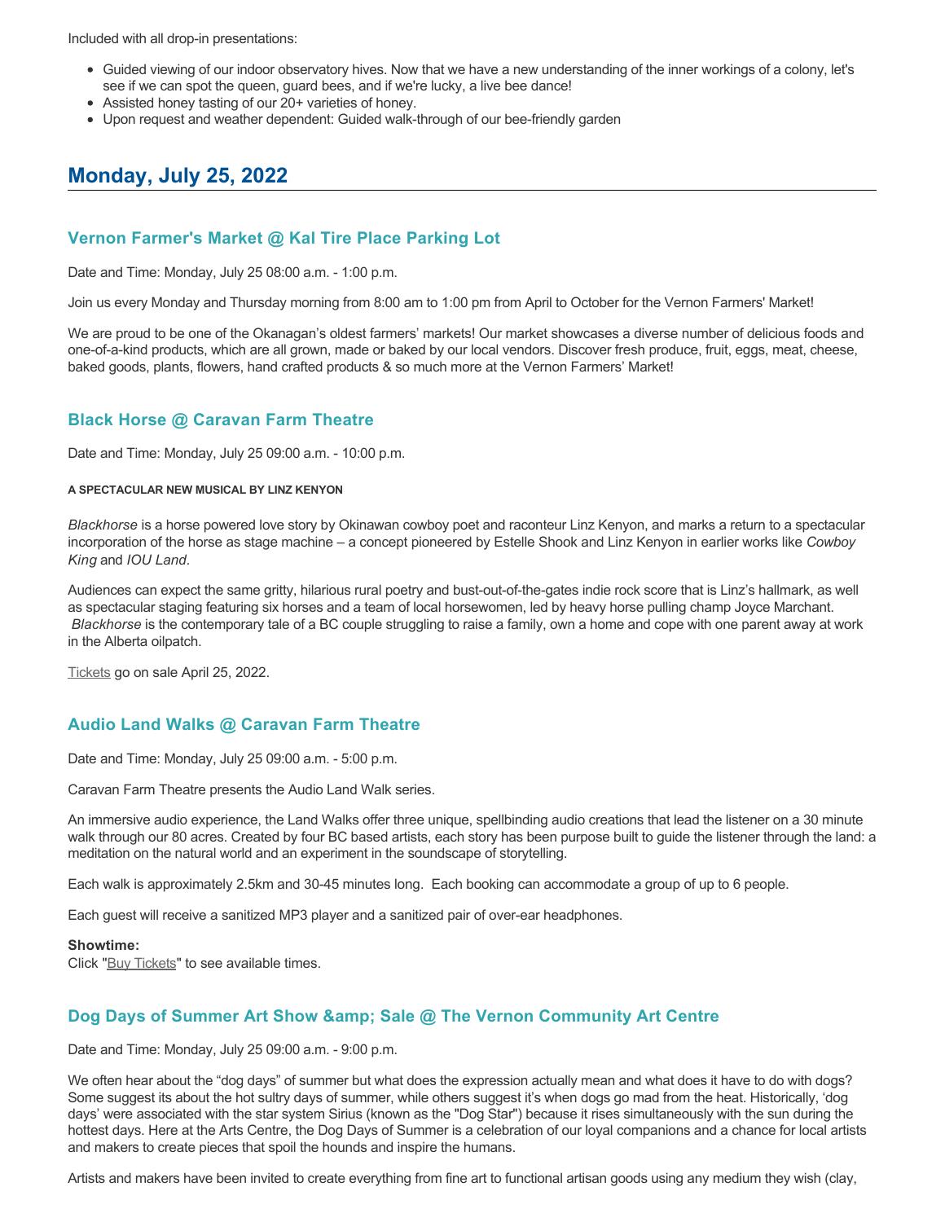Included with all drop-in presentations:

- Guided viewing of our indoor observatory hives. Now that we have a new understanding of the inner workings of a colony, let's see if we can spot the queen, guard bees, and if we're lucky, a live bee dance!
- Assisted honey tasting of our 20+ varieties of honey.
- Upon request and weather dependent: Guided walk-through of our bee-friendly garden

## Monday, July 25, 2022

### Vernon Farmer's Market @ Kal Tire Place Parking Lot

Date and Time: Monday, July 25 08:00 a.m. - 1:00 p.m.

Join us every Monday and Thursday morning from 8:00 am to 1:00 pm from April to October for the Vernon Farmers' Market!

We are proud to be one of the Okanagan's oldest farmers' markets! Our market showcases a diverse number of delicious foods and one-of-a-kind products, which are all grown, made or baked by our local vendors. Discover fresh produce, fruit, eggs, meat, cheese, baked goods, plants, flowers, hand crafted products & so much more at the Vernon Farmers' Market!

### Black Horse @ Caravan Farm Theatre

Date and Time: Monday, July 25 09:00 a.m. - 10:00 p.m.

**A SPECTACULAR NEW MUSICAL BY LINZ KENYON**

*Blackhorse* is a horse powered love story by Okinawan cowboy poet and raconteur Linz Kenyon, and marks a return to a spectacular incorporation of the horse as stage machine – a concept pioneered by Estelle Shook and Linz Kenyon in earlier works like *Cowboy King* and *IOU Land*.

Audiences can expect the same gritty, hilarious rural poetry and bust-out-of-the-gates indie rock score that is Linz's hallmark, as well as spectacular staging featuring six horses and a team of local horsewomen, led by heavy horse pulling champ Joyce Marchant. *Blackhorse* is the contemporary tale of a BC couple struggling to raise a family, own a home and cope with one parent away at work in the Alberta oilpatch.

Tickets go on sale April 25, 2022.

### Audio Land Walks @ Caravan Farm Theatre

Date and Time: Monday, July 25 09:00 a.m. - 5:00 p.m.

Caravan Farm Theatre presents the Audio Land Walk series.

An immersive audio experience, the Land Walks offer three unique, spellbinding audio creations that lead the listener on a 30 minute walk through our 80 acres. Created by four BC based artists, each story has been purpose built to guide the listener through the land: a meditation on the natural world and an experiment in the soundscape of storytelling.

Each walk is approximately 2.5km and 30-45 minutes long. Each booking can accommodate a group of up to 6 people.

Each guest will receive a sanitized MP3 player and a sanitized pair of over-ear headphones.

**Showtime:**
Click "Buy Tickets" to see available times.

### Dog Days of Summer Art Show &amp; Sale @ The Vernon Community Art Centre

Date and Time: Monday, July 25 09:00 a.m. - 9:00 p.m.

We often hear about the "dog days" of summer but what does the expression actually mean and what does it have to do with dogs? Some suggest its about the hot sultry days of summer, while others suggest it's when dogs go mad from the heat. Historically, 'dog days' were associated with the star system Sirius (known as the "Dog Star") because it rises simultaneously with the sun during the hottest days. Here at the Arts Centre, the Dog Days of Summer is a celebration of our loyal companions and a chance for local artists and makers to create pieces that spoil the hounds and inspire the humans.

Artists and makers have been invited to create everything from fine art to functional artisan goods using any medium they wish (clay,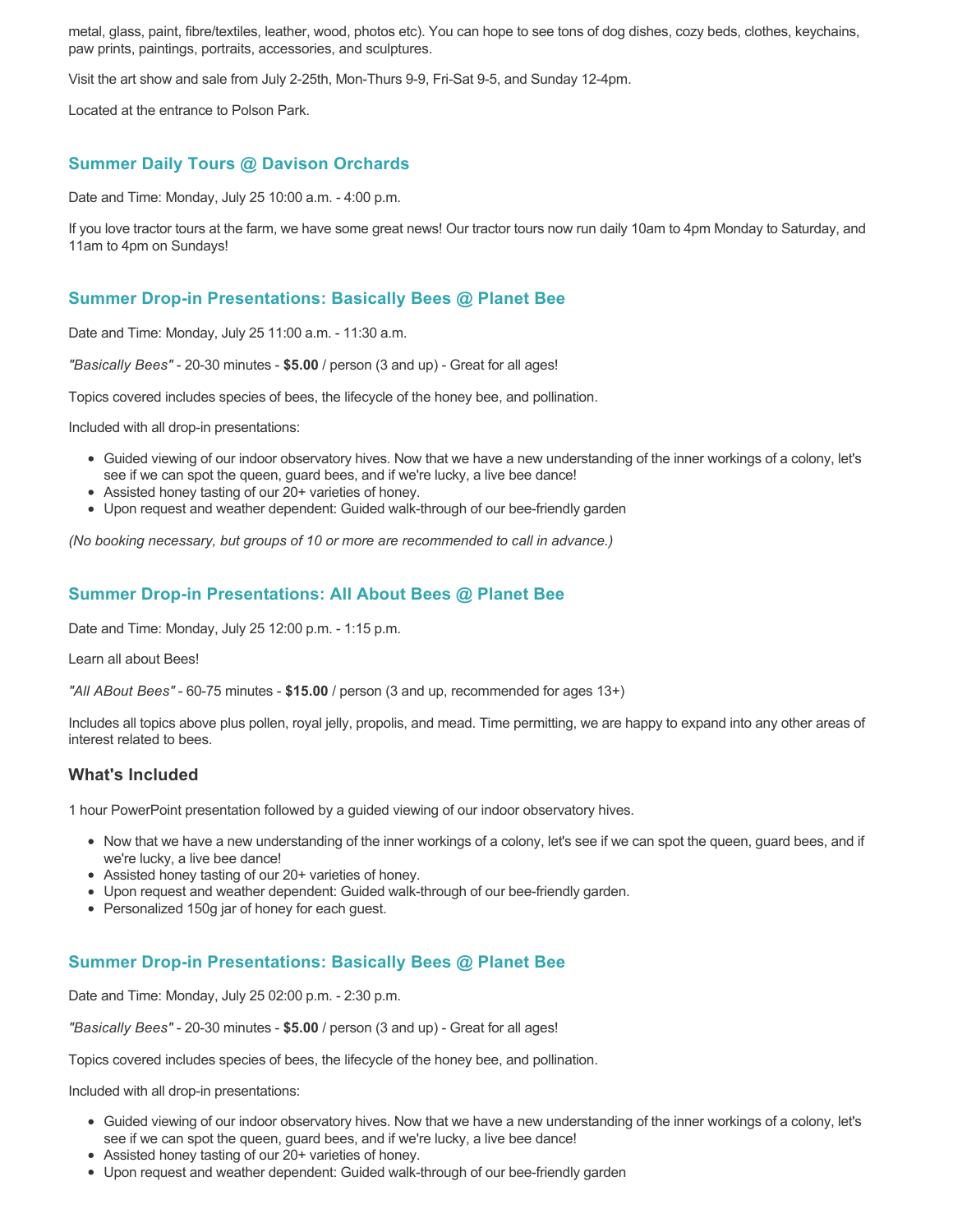metal, glass, paint, fibre/textiles, leather, wood, photos etc). You can hope to see tons of dog dishes, cozy beds, clothes, keychains, paw prints, paintings, portraits, accessories, and sculptures.

Visit the art show and sale from July 2-25th, Mon-Thurs 9-9, Fri-Sat 9-5, and Sunday 12-4pm.

Located at the entrance to Polson Park.

### Summer Daily Tours @ Davison Orchards

Date and Time: Monday, July 25 10:00 a.m. - 4:00 p.m.

If you love tractor tours at the farm, we have some great news! Our tractor tours now run daily 10am to 4pm Monday to Saturday, and 11am to 4pm on Sundays!

### Summer Drop-in Presentations: Basically Bees @ Planet Bee

Date and Time: Monday, July 25 11:00 a.m. - 11:30 a.m.

*"Basically Bees"* - 20-30 minutes - **$5.00** / person (3 and up) - Great for all ages!

Topics covered includes species of bees, the lifecycle of the honey bee, and pollination.

Included with all drop-in presentations:

- Guided viewing of our indoor observatory hives. Now that we have a new understanding of the inner workings of a colony, let's see if we can spot the queen, guard bees, and if we're lucky, a live bee dance!
- Assisted honey tasting of our 20+ varieties of honey.
- Upon request and weather dependent: Guided walk-through of our bee-friendly garden

*(No booking necessary, but groups of 10 or more are recommended to call in advance.)*

### Summer Drop-in Presentations: All About Bees @ Planet Bee

Date and Time: Monday, July 25 12:00 p.m. - 1:15 p.m.

Learn all about Bees!

*"All ABout Bees"* - 60-75 minutes - **$15.00** / person (3 and up, recommended for ages 13+)

Includes all topics above plus pollen, royal jelly, propolis, and mead. Time permitting, we are happy to expand into any other areas of interest related to bees.

#### What's Included

1 hour PowerPoint presentation followed by a guided viewing of our indoor observatory hives.

- Now that we have a new understanding of the inner workings of a colony, let's see if we can spot the queen, guard bees, and if we're lucky, a live bee dance!
- Assisted honey tasting of our 20+ varieties of honey.
- Upon request and weather dependent: Guided walk-through of our bee-friendly garden.
- Personalized 150g jar of honey for each guest.

### Summer Drop-in Presentations: Basically Bees @ Planet Bee

Date and Time: Monday, July 25 02:00 p.m. - 2:30 p.m.

*"Basically Bees"* - 20-30 minutes - **$5.00** / person (3 and up) - Great for all ages!

Topics covered includes species of bees, the lifecycle of the honey bee, and pollination.

Included with all drop-in presentations:

- Guided viewing of our indoor observatory hives. Now that we have a new understanding of the inner workings of a colony, let's see if we can spot the queen, guard bees, and if we're lucky, a live bee dance!
- Assisted honey tasting of our 20+ varieties of honey.
- Upon request and weather dependent: Guided walk-through of our bee-friendly garden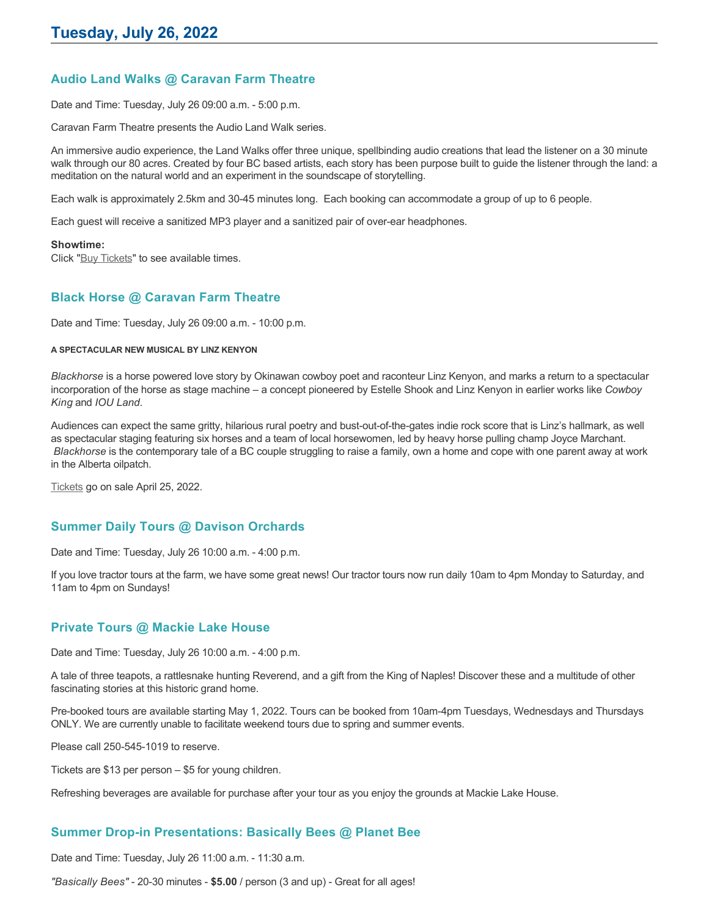# Tuesday, July 26, 2022

### Audio Land Walks @ Caravan Farm Theatre

Date and Time: Tuesday, July 26 09:00 a.m. - 5:00 p.m.

Caravan Farm Theatre presents the Audio Land Walk series.

An immersive audio experience, the Land Walks offer three unique, spellbinding audio creations that lead the listener on a 30 minute walk through our 80 acres. Created by four BC based artists, each story has been purpose built to guide the listener through the land: a meditation on the natural world and an experiment in the soundscape of storytelling.

Each walk is approximately 2.5km and 30-45 minutes long. Each booking can accommodate a group of up to 6 people.

Each guest will receive a sanitized MP3 player and a sanitized pair of over-ear headphones.

**Showtime:**
Click "Buy Tickets" to see available times.

### Black Horse @ Caravan Farm Theatre

Date and Time: Tuesday, July 26 09:00 a.m. - 10:00 p.m.

**A SPECTACULAR NEW MUSICAL BY LINZ KENYON**

*Blackhorse* is a horse powered love story by Okinawan cowboy poet and raconteur Linz Kenyon, and marks a return to a spectacular incorporation of the horse as stage machine – a concept pioneered by Estelle Shook and Linz Kenyon in earlier works like *Cowboy King* and *IOU Land*.

Audiences can expect the same gritty, hilarious rural poetry and bust-out-of-the-gates indie rock score that is Linz's hallmark, as well as spectacular staging featuring six horses and a team of local horsewomen, led by heavy horse pulling champ Joyce Marchant. *Blackhorse* is the contemporary tale of a BC couple struggling to raise a family, own a home and cope with one parent away at work in the Alberta oilpatch.

Tickets go on sale April 25, 2022.

### Summer Daily Tours @ Davison Orchards

Date and Time: Tuesday, July 26 10:00 a.m. - 4:00 p.m.

If you love tractor tours at the farm, we have some great news! Our tractor tours now run daily 10am to 4pm Monday to Saturday, and 11am to 4pm on Sundays!

### Private Tours @ Mackie Lake House

Date and Time: Tuesday, July 26 10:00 a.m. - 4:00 p.m.

A tale of three teapots, a rattlesnake hunting Reverend, and a gift from the King of Naples! Discover these and a multitude of other fascinating stories at this historic grand home.

Pre-booked tours are available starting May 1, 2022. Tours can be booked from 10am-4pm Tuesdays, Wednesdays and Thursdays ONLY. We are currently unable to facilitate weekend tours due to spring and summer events.

Please call 250-545-1019 to reserve.

Tickets are $13 per person – $5 for young children.

Refreshing beverages are available for purchase after your tour as you enjoy the grounds at Mackie Lake House.

### Summer Drop-in Presentations: Basically Bees @ Planet Bee

Date and Time: Tuesday, July 26 11:00 a.m. - 11:30 a.m.

*"Basically Bees"* - 20-30 minutes - **$5.00** / person (3 and up) - Great for all ages!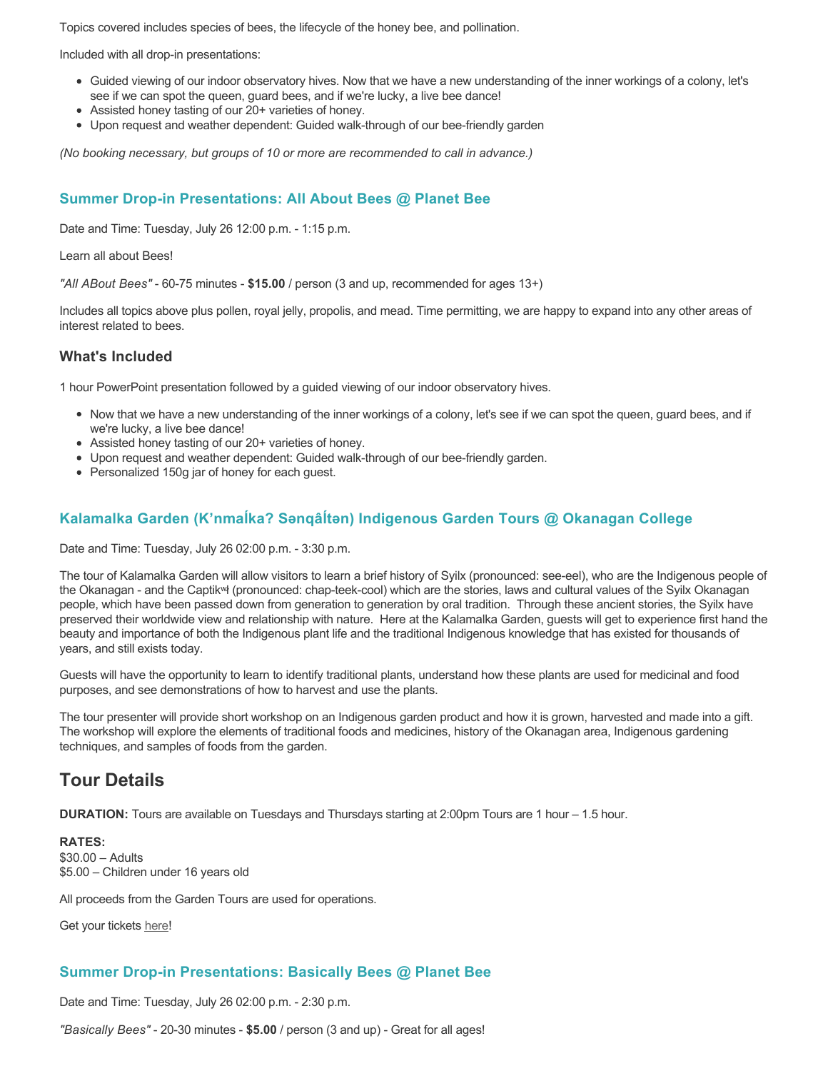Topics covered includes species of bees, the lifecycle of the honey bee, and pollination.

Included with all drop-in presentations:

- Guided viewing of our indoor observatory hives. Now that we have a new understanding of the inner workings of a colony, let's see if we can spot the queen, guard bees, and if we're lucky, a live bee dance!
- Assisted honey tasting of our 20+ varieties of honey.
- Upon request and weather dependent: Guided walk-through of our bee-friendly garden

*(No booking necessary, but groups of 10 or more are recommended to call in advance.)*

### Summer Drop-in Presentations: All About Bees @ Planet Bee

Date and Time: Tuesday, July 26 12:00 p.m. - 1:15 p.m.

Learn all about Bees!

*"All ABout Bees"* - 60-75 minutes - **$15.00** / person (3 and up, recommended for ages 13+)

Includes all topics above plus pollen, royal jelly, propolis, and mead. Time permitting, we are happy to expand into any other areas of interest related to bees.

### What's Included

1 hour PowerPoint presentation followed by a guided viewing of our indoor observatory hives.

- Now that we have a new understanding of the inner workings of a colony, let's see if we can spot the queen, guard bees, and if we're lucky, a live bee dance!
- Assisted honey tasting of our 20+ varieties of honey.
- Upon request and weather dependent: Guided walk-through of our bee-friendly garden.
- Personalized 150g jar of honey for each guest.

### Kalamalka Garden (K'nmaĺka? Sənqâĺtən) Indigenous Garden Tours @ Okanagan College

Date and Time: Tuesday, July 26 02:00 p.m. - 3:30 p.m.

The tour of Kalamalka Garden will allow visitors to learn a brief history of Syilx (pronounced: see-eel), who are the Indigenous people of the Okanagan - and the Captikʷł (pronounced: chap-teek-cool) which are the stories, laws and cultural values of the Syilx Okanagan people, which have been passed down from generation to generation by oral tradition. Through these ancient stories, the Syilx have preserved their worldwide view and relationship with nature. Here at the Kalamalka Garden, guests will get to experience first hand the beauty and importance of both the Indigenous plant life and the traditional Indigenous knowledge that has existed for thousands of years, and still exists today.

Guests will have the opportunity to learn to identify traditional plants, understand how these plants are used for medicinal and food purposes, and see demonstrations of how to harvest and use the plants.

The tour presenter will provide short workshop on an Indigenous garden product and how it is grown, harvested and made into a gift. The workshop will explore the elements of traditional foods and medicines, history of the Okanagan area, Indigenous gardening techniques, and samples of foods from the garden.

## Tour Details

**DURATION:** Tours are available on Tuesdays and Thursdays starting at 2:00pm Tours are 1 hour – 1.5 hour.

**RATES:**
$30.00 – Adults
$5.00 – Children under 16 years old

All proceeds from the Garden Tours are used for operations.

Get your tickets here!

### Summer Drop-in Presentations: Basically Bees @ Planet Bee

Date and Time: Tuesday, July 26 02:00 p.m. - 2:30 p.m.

*"Basically Bees"* - 20-30 minutes - **$5.00** / person (3 and up) - Great for all ages!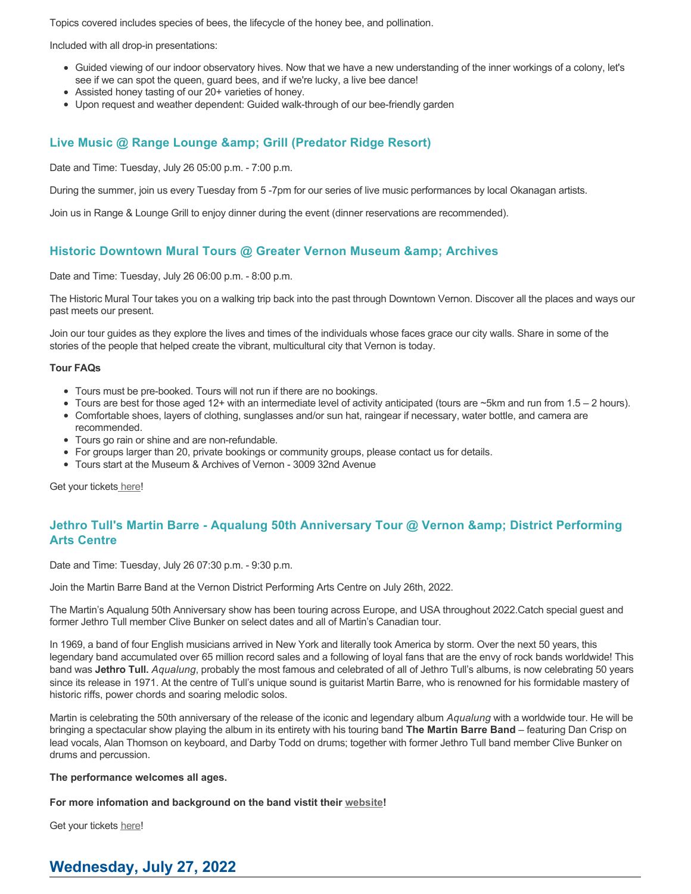Topics covered includes species of bees, the lifecycle of the honey bee, and pollination.

Included with all drop-in presentations:

- Guided viewing of our indoor observatory hives. Now that we have a new understanding of the inner workings of a colony, let's see if we can spot the queen, guard bees, and if we're lucky, a live bee dance!
- Assisted honey tasting of our 20+ varieties of honey.
- Upon request and weather dependent: Guided walk-through of our bee-friendly garden

### Live Music @ Range Lounge &amp; Grill (Predator Ridge Resort)

Date and Time: Tuesday, July 26 05:00 p.m. - 7:00 p.m.

During the summer, join us every Tuesday from 5 -7pm for our series of live music performances by local Okanagan artists.

Join us in Range & Lounge Grill to enjoy dinner during the event (dinner reservations are recommended).

### Historic Downtown Mural Tours @ Greater Vernon Museum &amp; Archives

Date and Time: Tuesday, July 26 06:00 p.m. - 8:00 p.m.

The Historic Mural Tour takes you on a walking trip back into the past through Downtown Vernon. Discover all the places and ways our past meets our present.

Join our tour guides as they explore the lives and times of the individuals whose faces grace our city walls. Share in some of the stories of the people that helped create the vibrant, multicultural city that Vernon is today.

**Tour FAQs**

- Tours must be pre-booked. Tours will not run if there are no bookings.
- Tours are best for those aged 12+ with an intermediate level of activity anticipated (tours are ~5km and run from 1.5 – 2 hours).
- Comfortable shoes, layers of clothing, sunglasses and/or sun hat, raingear if necessary, water bottle, and camera are recommended.
- Tours go rain or shine and are non-refundable.
- For groups larger than 20, private bookings or community groups, please contact us for details.
- Tours start at the Museum & Archives of Vernon - 3009 32nd Avenue

Get your tickets here!

### Jethro Tull's Martin Barre - Aqualung 50th Anniversary Tour @ Vernon &amp; District Performing Arts Centre

Date and Time: Tuesday, July 26 07:30 p.m. - 9:30 p.m.

Join the Martin Barre Band at the Vernon District Performing Arts Centre on July 26th, 2022.

The Martin's Aqualung 50th Anniversary show has been touring across Europe, and USA throughout 2022.Catch special guest and former Jethro Tull member Clive Bunker on select dates and all of Martin's Canadian tour.

In 1969, a band of four English musicians arrived in New York and literally took America by storm. Over the next 50 years, this legendary band accumulated over 65 million record sales and a following of loyal fans that are the envy of rock bands worldwide! This band was **Jethro Tull.** *Aqualung*, probably the most famous and celebrated of all of Jethro Tull's albums, is now celebrating 50 years since its release in 1971. At the centre of Tull's unique sound is guitarist Martin Barre, who is renowned for his formidable mastery of historic riffs, power chords and soaring melodic solos.

Martin is celebrating the 50th anniversary of the release of the iconic and legendary album *Aqualung* with a worldwide tour. He will be bringing a spectacular show playing the album in its entirety with his touring band **The Martin Barre Band** – featuring Dan Crisp on lead vocals, Alan Thomson on keyboard, and Darby Todd on drums; together with former Jethro Tull band member Clive Bunker on drums and percussion.

**The performance welcomes all ages.**

**For more infomation and background on the band vistit their website!**

Get your tickets here!

## Wednesday, July 27, 2022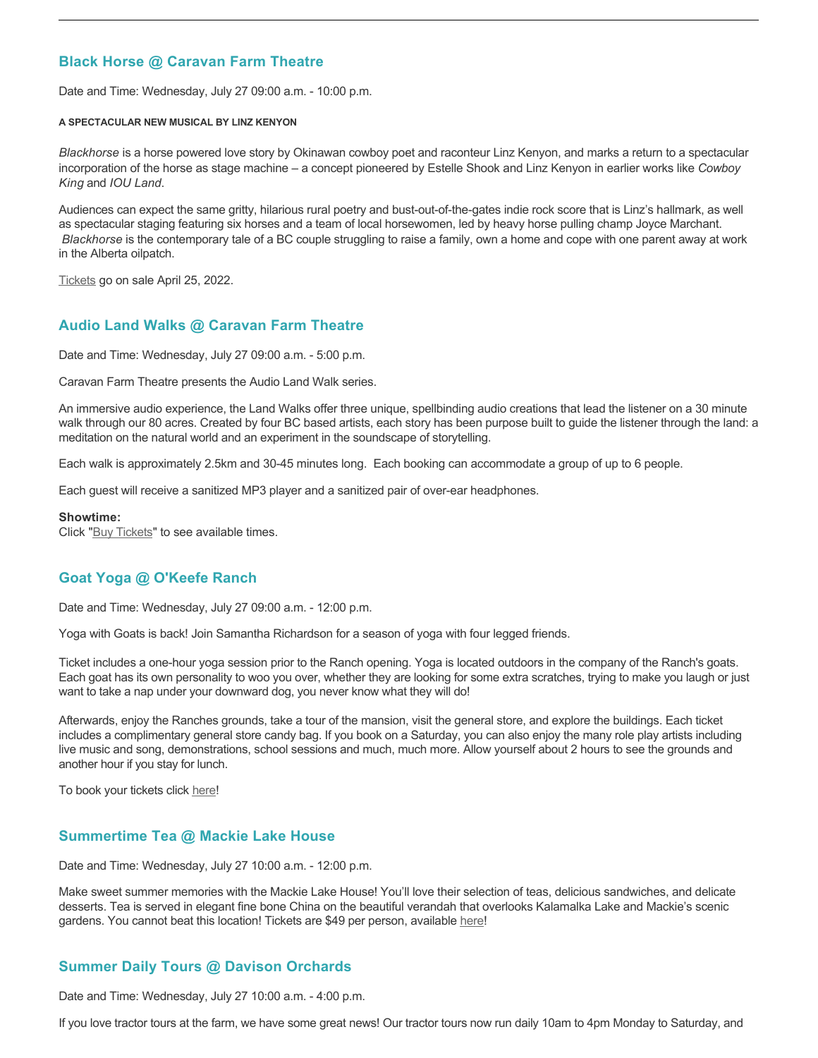## Black Horse @ Caravan Farm Theatre

Date and Time: Wednesday, July 27 09:00 a.m. - 10:00 p.m.

##### A SPECTACULAR NEW MUSICAL BY LINZ KENYON

*Blackhorse* is a horse powered love story by Okinawan cowboy poet and raconteur Linz Kenyon, and marks a return to a spectacular incorporation of the horse as stage machine – a concept pioneered by Estelle Shook and Linz Kenyon in earlier works like *Cowboy King* and *IOU Land*.

Audiences can expect the same gritty, hilarious rural poetry and bust-out-of-the-gates indie rock score that is Linz's hallmark, as well as spectacular staging featuring six horses and a team of local horsewomen, led by heavy horse pulling champ Joyce Marchant. *Blackhorse* is the contemporary tale of a BC couple struggling to raise a family, own a home and cope with one parent away at work in the Alberta oilpatch.

Tickets go on sale April 25, 2022.

## Audio Land Walks @ Caravan Farm Theatre

Date and Time: Wednesday, July 27 09:00 a.m. - 5:00 p.m.

Caravan Farm Theatre presents the Audio Land Walk series.

An immersive audio experience, the Land Walks offer three unique, spellbinding audio creations that lead the listener on a 30 minute walk through our 80 acres. Created by four BC based artists, each story has been purpose built to guide the listener through the land: a meditation on the natural world and an experiment in the soundscape of storytelling.

Each walk is approximately 2.5km and 30-45 minutes long. Each booking can accommodate a group of up to 6 people.

Each guest will receive a sanitized MP3 player and a sanitized pair of over-ear headphones.

**Showtime:**
Click "Buy Tickets" to see available times.

## Goat Yoga @ O'Keefe Ranch

Date and Time: Wednesday, July 27 09:00 a.m. - 12:00 p.m.

Yoga with Goats is back! Join Samantha Richardson for a season of yoga with four legged friends.

Ticket includes a one-hour yoga session prior to the Ranch opening. Yoga is located outdoors in the company of the Ranch's goats. Each goat has its own personality to woo you over, whether they are looking for some extra scratches, trying to make you laugh or just want to take a nap under your downward dog, you never know what they will do!

Afterwards, enjoy the Ranches grounds, take a tour of the mansion, visit the general store, and explore the buildings. Each ticket includes a complimentary general store candy bag. If you book on a Saturday, you can also enjoy the many role play artists including live music and song, demonstrations, school sessions and much, much more. Allow yourself about 2 hours to see the grounds and another hour if you stay for lunch.

To book your tickets click here!

## Summertime Tea @ Mackie Lake House

Date and Time: Wednesday, July 27 10:00 a.m. - 12:00 p.m.

Make sweet summer memories with the Mackie Lake House! You'll love their selection of teas, delicious sandwiches, and delicate desserts. Tea is served in elegant fine bone China on the beautiful verandah that overlooks Kalamalka Lake and Mackie's scenic gardens. You cannot beat this location! Tickets are $49 per person, available here!

## Summer Daily Tours @ Davison Orchards

Date and Time: Wednesday, July 27 10:00 a.m. - 4:00 p.m.

If you love tractor tours at the farm, we have some great news! Our tractor tours now run daily 10am to 4pm Monday to Saturday, and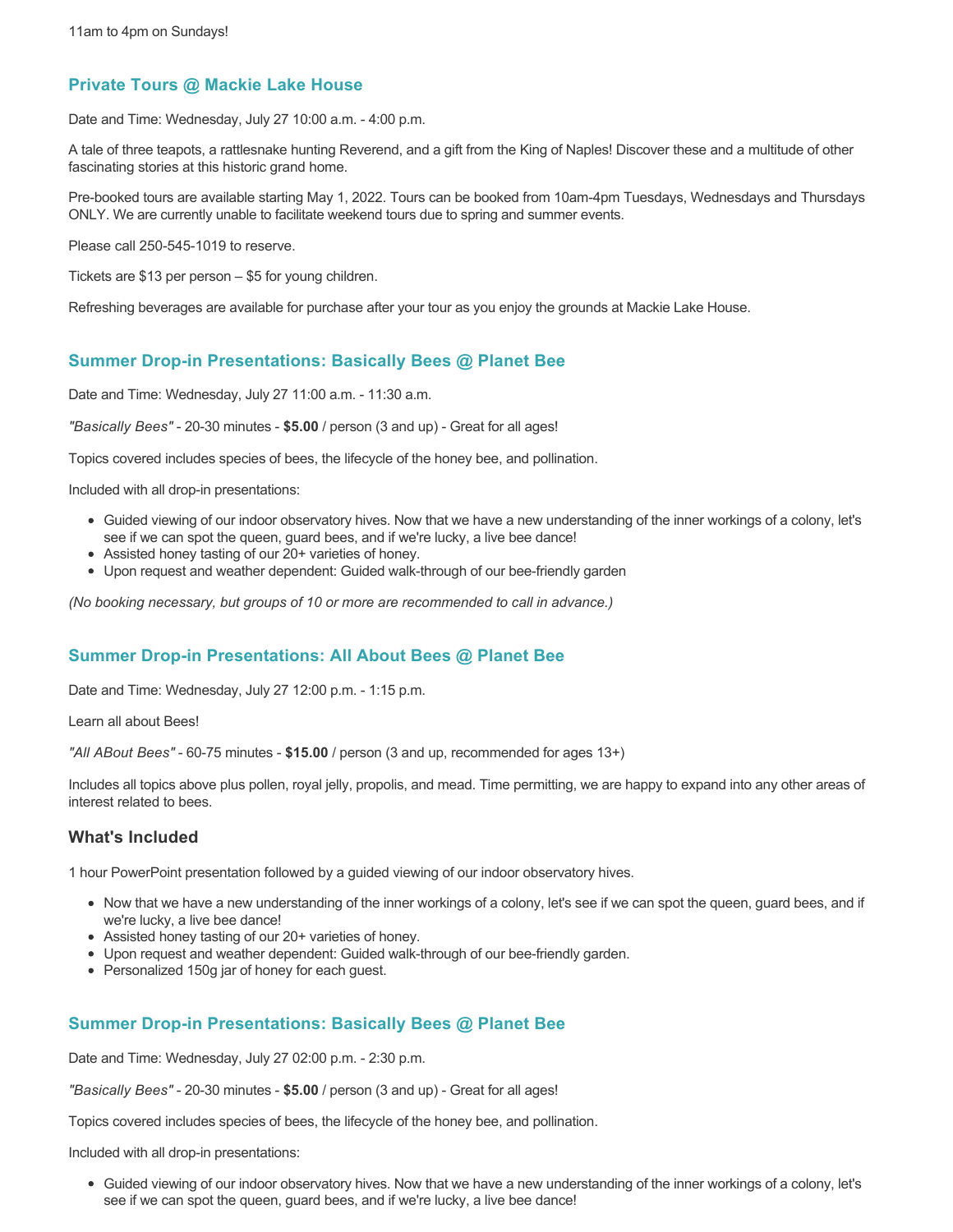11am to 4pm on Sundays!

### Private Tours @ Mackie Lake House

Date and Time: Wednesday, July 27 10:00 a.m. - 4:00 p.m.

A tale of three teapots, a rattlesnake hunting Reverend, and a gift from the King of Naples! Discover these and a multitude of other fascinating stories at this historic grand home.

Pre-booked tours are available starting May 1, 2022. Tours can be booked from 10am-4pm Tuesdays, Wednesdays and Thursdays ONLY. We are currently unable to facilitate weekend tours due to spring and summer events.

Please call 250-545-1019 to reserve.

Tickets are $13 per person – $5 for young children.

Refreshing beverages are available for purchase after your tour as you enjoy the grounds at Mackie Lake House.

### Summer Drop-in Presentations: Basically Bees @ Planet Bee

Date and Time: Wednesday, July 27 11:00 a.m. - 11:30 a.m.

*"Basically Bees"* - 20-30 minutes - **$5.00** / person (3 and up) - Great for all ages!

Topics covered includes species of bees, the lifecycle of the honey bee, and pollination.

Included with all drop-in presentations:

- Guided viewing of our indoor observatory hives. Now that we have a new understanding of the inner workings of a colony, let's see if we can spot the queen, guard bees, and if we're lucky, a live bee dance!
- Assisted honey tasting of our 20+ varieties of honey.
- Upon request and weather dependent: Guided walk-through of our bee-friendly garden

*(No booking necessary, but groups of 10 or more are recommended to call in advance.)*

### Summer Drop-in Presentations: All About Bees @ Planet Bee

Date and Time: Wednesday, July 27 12:00 p.m. - 1:15 p.m.

Learn all about Bees!

*"All ABout Bees"* - 60-75 minutes - **$15.00** / person (3 and up, recommended for ages 13+)

Includes all topics above plus pollen, royal jelly, propolis, and mead. Time permitting, we are happy to expand into any other areas of interest related to bees.

#### What's Included

1 hour PowerPoint presentation followed by a guided viewing of our indoor observatory hives.

- Now that we have a new understanding of the inner workings of a colony, let's see if we can spot the queen, guard bees, and if we're lucky, a live bee dance!
- Assisted honey tasting of our 20+ varieties of honey.
- Upon request and weather dependent: Guided walk-through of our bee-friendly garden.
- Personalized 150g jar of honey for each guest.

### Summer Drop-in Presentations: Basically Bees @ Planet Bee

Date and Time: Wednesday, July 27 02:00 p.m. - 2:30 p.m.

*"Basically Bees"* - 20-30 minutes - **$5.00** / person (3 and up) - Great for all ages!

Topics covered includes species of bees, the lifecycle of the honey bee, and pollination.

Included with all drop-in presentations:

- Guided viewing of our indoor observatory hives. Now that we have a new understanding of the inner workings of a colony, let's see if we can spot the queen, guard bees, and if we're lucky, a live bee dance!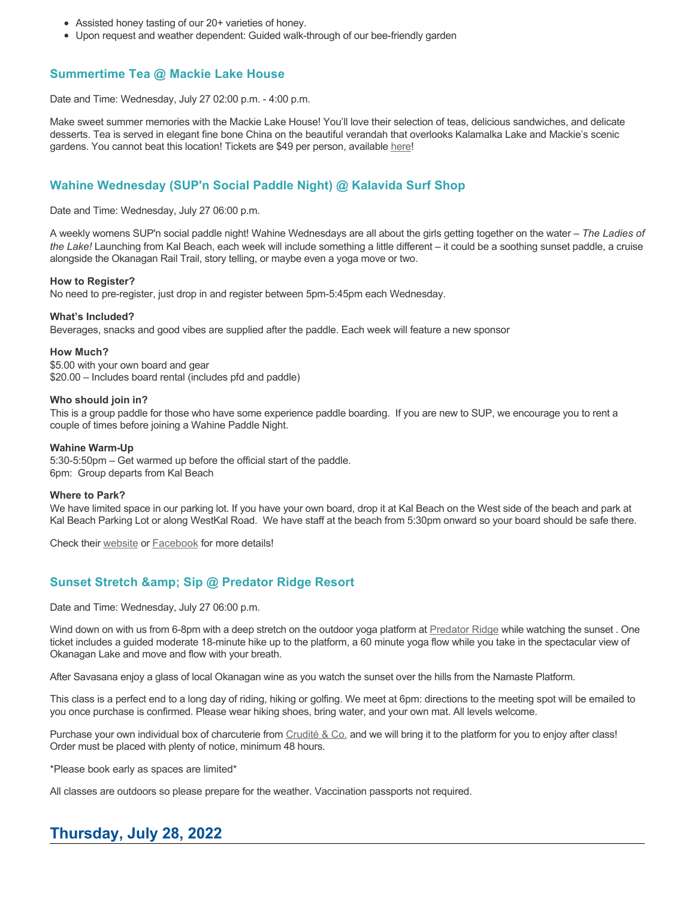- Assisted honey tasting of our 20+ varieties of honey.
- Upon request and weather dependent: Guided walk-through of our bee-friendly garden

### Summertime Tea @ Mackie Lake House

Date and Time: Wednesday, July 27 02:00 p.m. - 4:00 p.m.

Make sweet summer memories with the Mackie Lake House! You'll love their selection of teas, delicious sandwiches, and delicate desserts. Tea is served in elegant fine bone China on the beautiful verandah that overlooks Kalamalka Lake and Mackie's scenic gardens. You cannot beat this location! Tickets are $49 per person, available here!

### Wahine Wednesday (SUP'n Social Paddle Night) @ Kalavida Surf Shop

Date and Time: Wednesday, July 27 06:00 p.m.

A weekly womens SUP'n social paddle night! Wahine Wednesdays are all about the girls getting together on the water – *The Ladies of the Lake!* Launching from Kal Beach, each week will include something a little different – it could be a soothing sunset paddle, a cruise alongside the Okanagan Rail Trail, story telling, or maybe even a yoga move or two.

**How to Register?**
No need to pre-register, just drop in and register between 5pm-5:45pm each Wednesday.

**What's Included?**
Beverages, snacks and good vibes are supplied after the paddle. Each week will feature a new sponsor

**How Much?**
$5.00 with your own board and gear
$20.00 – Includes board rental (includes pfd and paddle)

**Who should join in?**
This is a group paddle for those who have some experience paddle boarding. If you are new to SUP, we encourage you to rent a couple of times before joining a Wahine Paddle Night.

**Wahine Warm-Up**
5:30-5:50pm – Get warmed up before the official start of the paddle.
6pm: Group departs from Kal Beach

**Where to Park?**
We have limited space in our parking lot. If you have your own board, drop it at Kal Beach on the West side of the beach and park at Kal Beach Parking Lot or along WestKal Road. We have staff at the beach from 5:30pm onward so your board should be safe there.

Check their website or Facebook for more details!

### Sunset Stretch &amp; Sip @ Predator Ridge Resort

Date and Time: Wednesday, July 27 06:00 p.m.

Wind down on with us from 6-8pm with a deep stretch on the outdoor yoga platform at Predator Ridge while watching the sunset . One ticket includes a guided moderate 18-minute hike up to the platform, a 60 minute yoga flow while you take in the spectacular view of Okanagan Lake and move and flow with your breath.

After Savasana enjoy a glass of local Okanagan wine as you watch the sunset over the hills from the Namaste Platform.

This class is a perfect end to a long day of riding, hiking or golfing. We meet at 6pm: directions to the meeting spot will be emailed to you once purchase is confirmed. Please wear hiking shoes, bring water, and your own mat. All levels welcome.

Purchase your own individual box of charcuterie from Crudité & Co. and we will bring it to the platform for you to enjoy after class! Order must be placed with plenty of notice, minimum 48 hours.

*Please book early as spaces are limited*

All classes are outdoors so please prepare for the weather. Vaccination passports not required.

## Thursday, July 28, 2022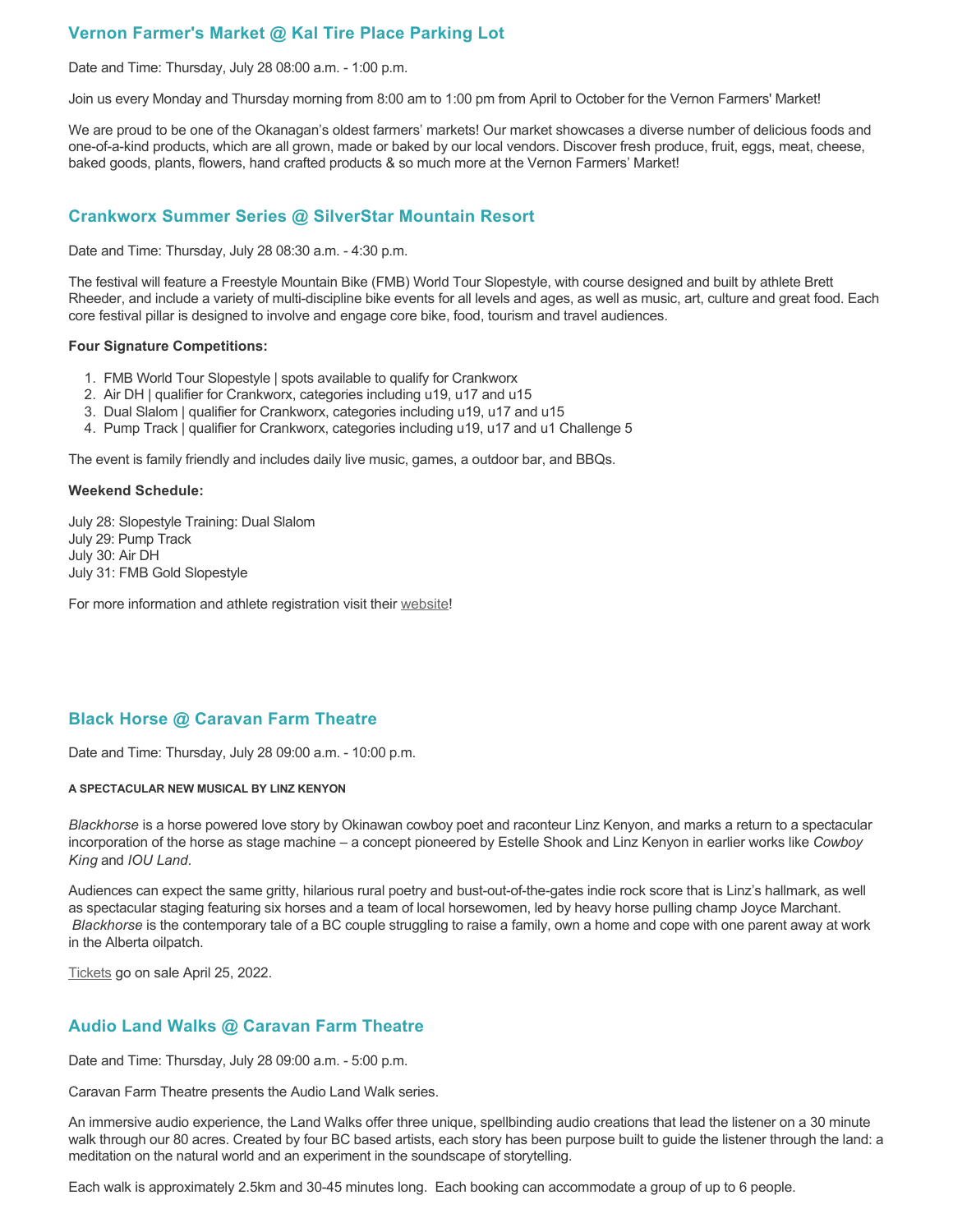## Vernon Farmer's Market @ Kal Tire Place Parking Lot

Date and Time: Thursday, July 28 08:00 a.m. - 1:00 p.m.

Join us every Monday and Thursday morning from 8:00 am to 1:00 pm from April to October for the Vernon Farmers' Market!

We are proud to be one of the Okanagan's oldest farmers' markets! Our market showcases a diverse number of delicious foods and one-of-a-kind products, which are all grown, made or baked by our local vendors. Discover fresh produce, fruit, eggs, meat, cheese, baked goods, plants, flowers, hand crafted products & so much more at the Vernon Farmers' Market!

## Crankworx Summer Series @ SilverStar Mountain Resort

Date and Time: Thursday, July 28 08:30 a.m. - 4:30 p.m.

The festival will feature a Freestyle Mountain Bike (FMB) World Tour Slopestyle, with course designed and built by athlete Brett Rheeder, and include a variety of multi-discipline bike events for all levels and ages, as well as music, art, culture and great food. Each core festival pillar is designed to involve and engage core bike, food, tourism and travel audiences.

**Four Signature Competitions:**

1. FMB World Tour Slopestyle | spots available to qualify for Crankworx
2. Air DH | qualifier for Crankworx, categories including u19, u17 and u15
3. Dual Slalom | qualifier for Crankworx, categories including u19, u17 and u15
4. Pump Track | qualifier for Crankworx, categories including u19, u17 and u1 Challenge 5

The event is family friendly and includes daily live music, games, a outdoor bar, and BBQs.

**Weekend Schedule:**

July 28: Slopestyle Training: Dual Slalom
July 29: Pump Track
July 30: Air DH
July 31: FMB Gold Slopestyle

For more information and athlete registration visit their website!

## Black Horse @ Caravan Farm Theatre

Date and Time: Thursday, July 28 09:00 a.m. - 10:00 p.m.

**A SPECTACULAR NEW MUSICAL BY LINZ KENYON**

*Blackhorse* is a horse powered love story by Okinawan cowboy poet and raconteur Linz Kenyon, and marks a return to a spectacular incorporation of the horse as stage machine – a concept pioneered by Estelle Shook and Linz Kenyon in earlier works like *Cowboy King* and *IOU Land*.

Audiences can expect the same gritty, hilarious rural poetry and bust-out-of-the-gates indie rock score that is Linz's hallmark, as well as spectacular staging featuring six horses and a team of local horsewomen, led by heavy horse pulling champ Joyce Marchant. *Blackhorse* is the contemporary tale of a BC couple struggling to raise a family, own a home and cope with one parent away at work in the Alberta oilpatch.

Tickets go on sale April 25, 2022.

## Audio Land Walks @ Caravan Farm Theatre

Date and Time: Thursday, July 28 09:00 a.m. - 5:00 p.m.

Caravan Farm Theatre presents the Audio Land Walk series.

An immersive audio experience, the Land Walks offer three unique, spellbinding audio creations that lead the listener on a 30 minute walk through our 80 acres. Created by four BC based artists, each story has been purpose built to guide the listener through the land: a meditation on the natural world and an experiment in the soundscape of storytelling.

Each walk is approximately 2.5km and 30-45 minutes long. Each booking can accommodate a group of up to 6 people.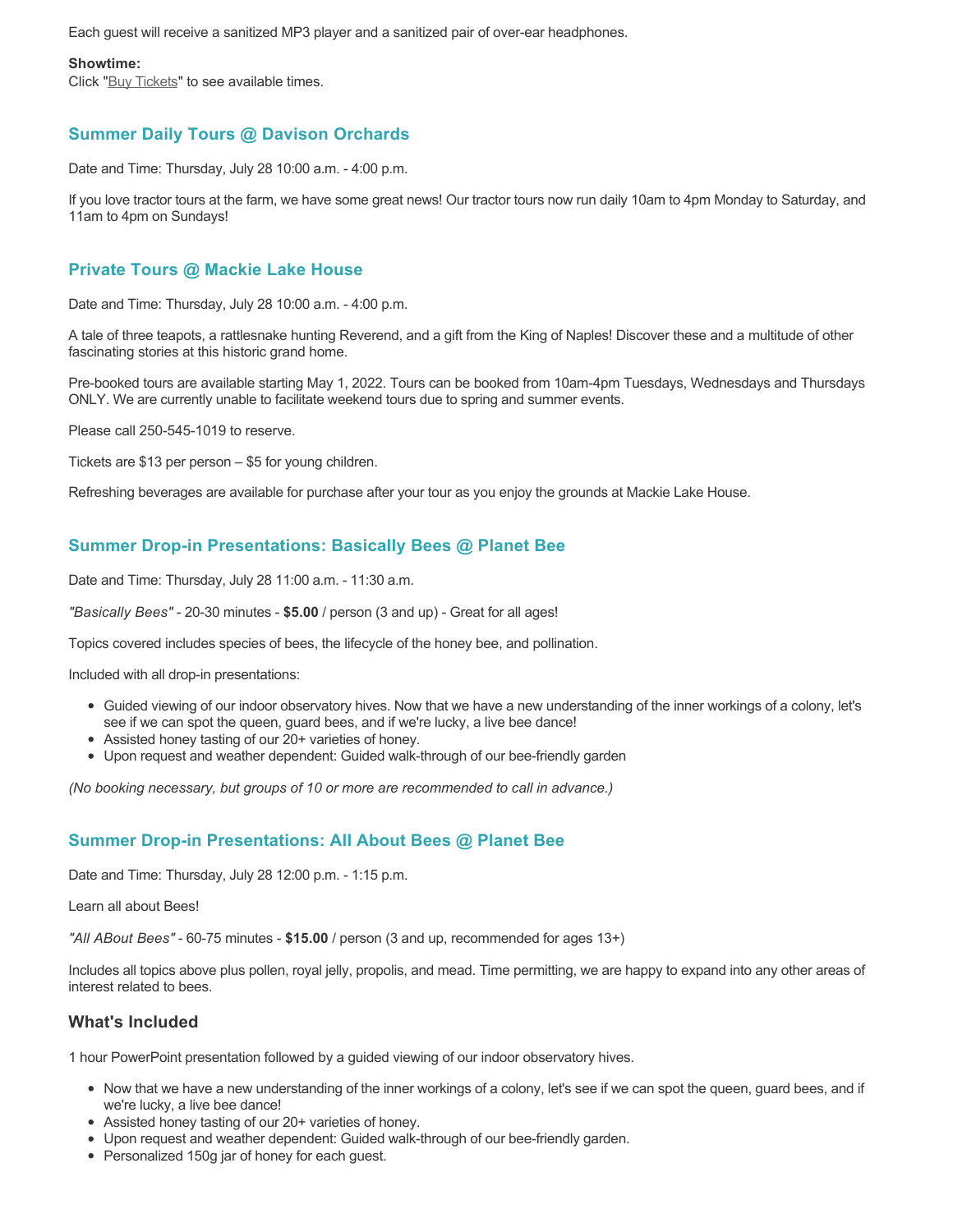Each guest will receive a sanitized MP3 player and a sanitized pair of over-ear headphones.

**Showtime:**
Click "Buy Tickets" to see available times.

### Summer Daily Tours @ Davison Orchards

Date and Time: Thursday, July 28 10:00 a.m. - 4:00 p.m.

If you love tractor tours at the farm, we have some great news! Our tractor tours now run daily 10am to 4pm Monday to Saturday, and 11am to 4pm on Sundays!

### Private Tours @ Mackie Lake House

Date and Time: Thursday, July 28 10:00 a.m. - 4:00 p.m.

A tale of three teapots, a rattlesnake hunting Reverend, and a gift from the King of Naples! Discover these and a multitude of other fascinating stories at this historic grand home.

Pre-booked tours are available starting May 1, 2022. Tours can be booked from 10am-4pm Tuesdays, Wednesdays and Thursdays ONLY. We are currently unable to facilitate weekend tours due to spring and summer events.

Please call 250-545-1019 to reserve.

Tickets are $13 per person – $5 for young children.

Refreshing beverages are available for purchase after your tour as you enjoy the grounds at Mackie Lake House.

### Summer Drop-in Presentations: Basically Bees @ Planet Bee

Date and Time: Thursday, July 28 11:00 a.m. - 11:30 a.m.

*"Basically Bees"* - 20-30 minutes - **$5.00** / person (3 and up) - Great for all ages!

Topics covered includes species of bees, the lifecycle of the honey bee, and pollination.

Included with all drop-in presentations:

- Guided viewing of our indoor observatory hives. Now that we have a new understanding of the inner workings of a colony, let's see if we can spot the queen, guard bees, and if we're lucky, a live bee dance!
- Assisted honey tasting of our 20+ varieties of honey.
- Upon request and weather dependent: Guided walk-through of our bee-friendly garden

*(No booking necessary, but groups of 10 or more are recommended to call in advance.)*

### Summer Drop-in Presentations: All About Bees @ Planet Bee

Date and Time: Thursday, July 28 12:00 p.m. - 1:15 p.m.

Learn all about Bees!

*"All ABout Bees"* - 60-75 minutes - **$15.00** / person (3 and up, recommended for ages 13+)

Includes all topics above plus pollen, royal jelly, propolis, and mead. Time permitting, we are happy to expand into any other areas of interest related to bees.

## What's Included

1 hour PowerPoint presentation followed by a guided viewing of our indoor observatory hives.

- Now that we have a new understanding of the inner workings of a colony, let's see if we can spot the queen, guard bees, and if we're lucky, a live bee dance!
- Assisted honey tasting of our 20+ varieties of honey.
- Upon request and weather dependent: Guided walk-through of our bee-friendly garden.
- Personalized 150g jar of honey for each guest.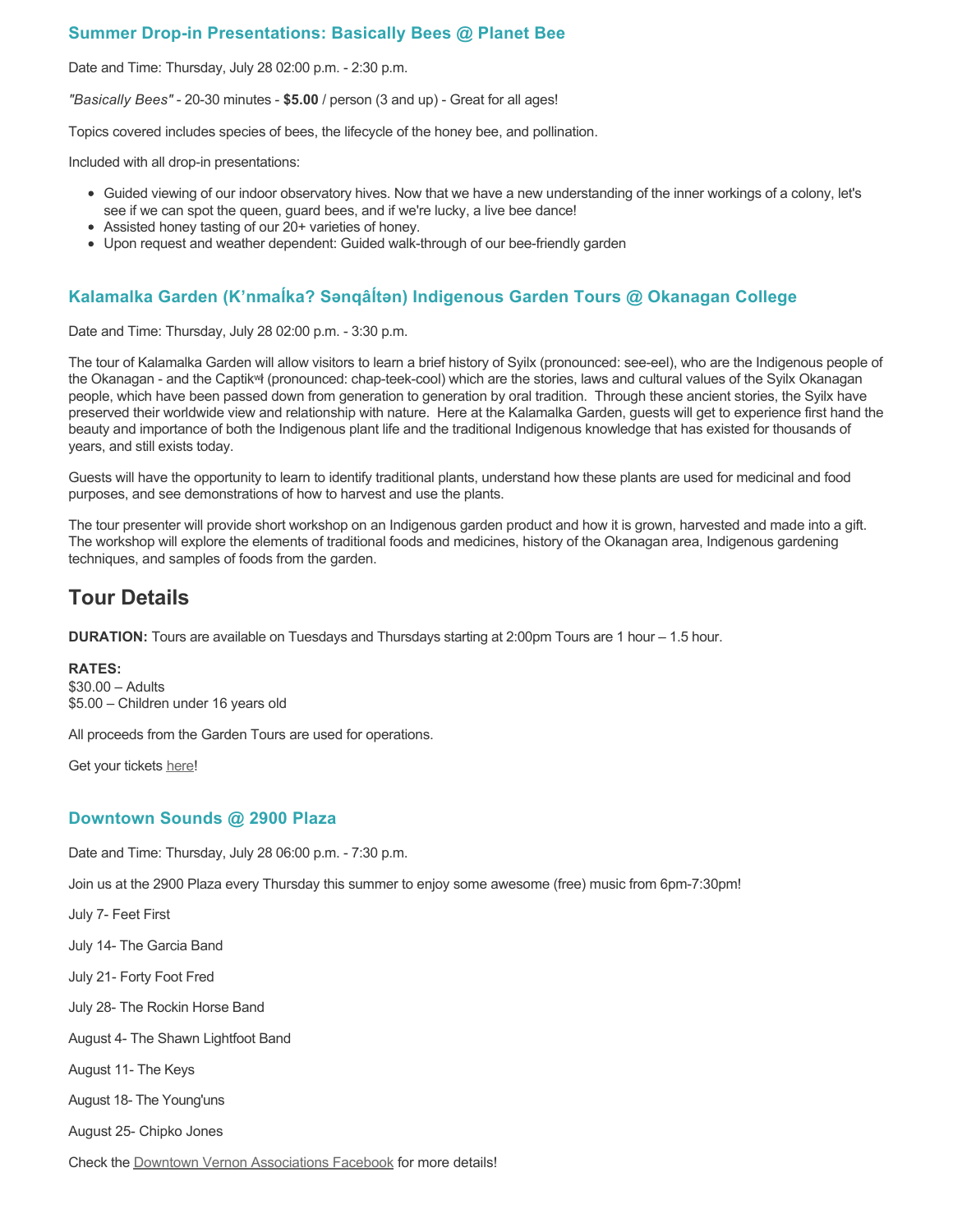### Summer Drop-in Presentations: Basically Bees @ Planet Bee

Date and Time: Thursday, July 28 02:00 p.m. - 2:30 p.m.

*"Basically Bees"* - 20-30 minutes - **$5.00** / person (3 and up) - Great for all ages!

Topics covered includes species of bees, the lifecycle of the honey bee, and pollination.

Included with all drop-in presentations:

- Guided viewing of our indoor observatory hives. Now that we have a new understanding of the inner workings of a colony, let's see if we can spot the queen, guard bees, and if we're lucky, a live bee dance!
- Assisted honey tasting of our 20+ varieties of honey.
- Upon request and weather dependent: Guided walk-through of our bee-friendly garden

### Kalamalka Garden (K'nmaĺka? Sənqâĺtən) Indigenous Garden Tours @ Okanagan College

Date and Time: Thursday, July 28 02:00 p.m. - 3:30 p.m.

The tour of Kalamalka Garden will allow visitors to learn a brief history of Syilx (pronounced: see-eel), who are the Indigenous people of the Okanagan - and the Captikʷł (pronounced: chap-teek-cool) which are the stories, laws and cultural values of the Syilx Okanagan people, which have been passed down from generation to generation by oral tradition. Through these ancient stories, the Syilx have preserved their worldwide view and relationship with nature. Here at the Kalamalka Garden, guests will get to experience first hand the beauty and importance of both the Indigenous plant life and the traditional Indigenous knowledge that has existed for thousands of years, and still exists today.

Guests will have the opportunity to learn to identify traditional plants, understand how these plants are used for medicinal and food purposes, and see demonstrations of how to harvest and use the plants.

The tour presenter will provide short workshop on an Indigenous garden product and how it is grown, harvested and made into a gift. The workshop will explore the elements of traditional foods and medicines, history of the Okanagan area, Indigenous gardening techniques, and samples of foods from the garden.

## Tour Details

**DURATION:** Tours are available on Tuesdays and Thursdays starting at 2:00pm Tours are 1 hour – 1.5 hour.

**RATES:**
$30.00 – Adults
$5.00 – Children under 16 years old

All proceeds from the Garden Tours are used for operations.

Get your tickets here!

### Downtown Sounds @ 2900 Plaza

Date and Time: Thursday, July 28 06:00 p.m. - 7:30 p.m.

Join us at the 2900 Plaza every Thursday this summer to enjoy some awesome (free) music from 6pm-7:30pm!

July 7- Feet First

July 14- The Garcia Band

July 21- Forty Foot Fred

July 28- The Rockin Horse Band

August 4- The Shawn Lightfoot Band

August 11- The Keys

August 18- The Young'uns

August 25- Chipko Jones

Check the Downtown Vernon Associations Facebook for more details!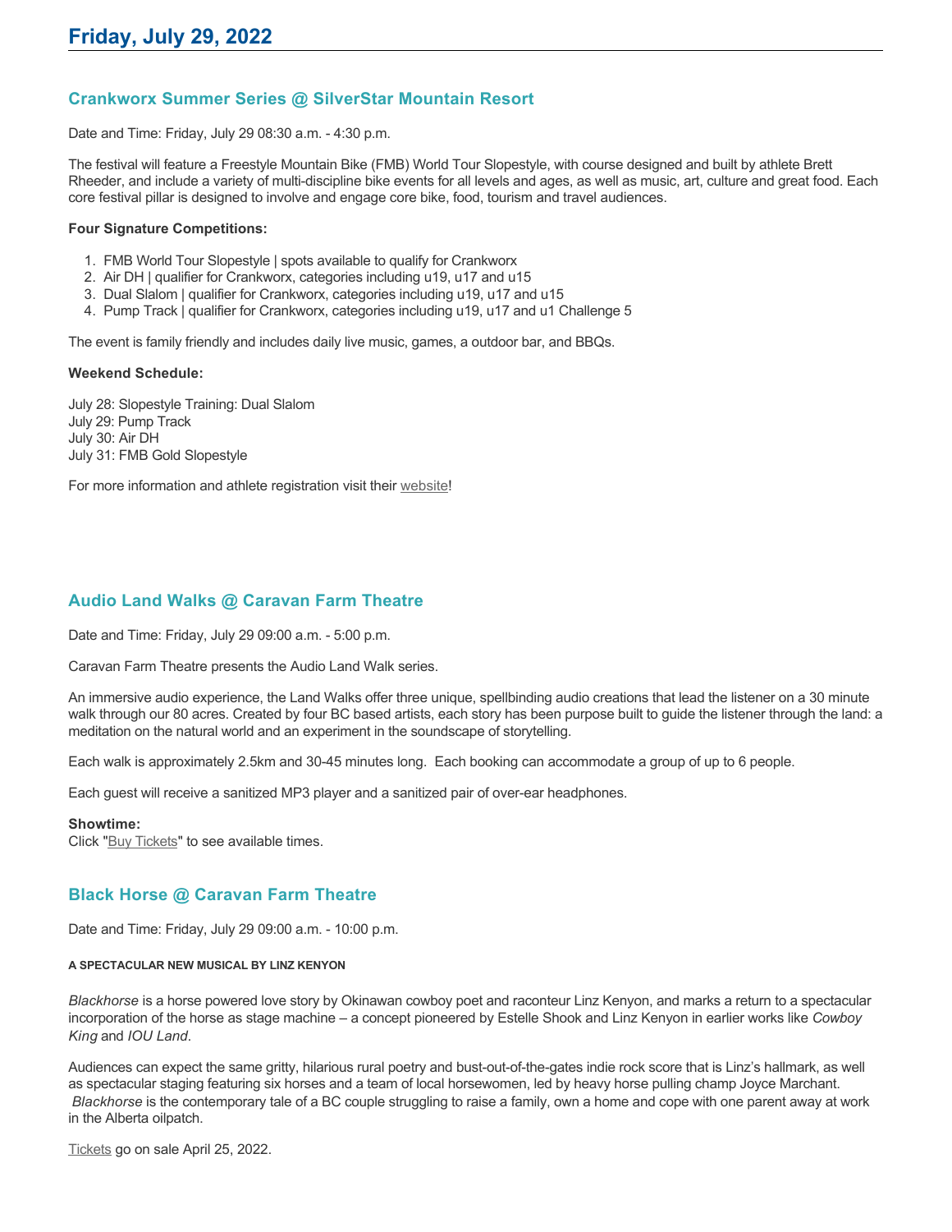# Friday, July 29, 2022

## Crankworx Summer Series @ SilverStar Mountain Resort

Date and Time: Friday, July 29 08:30 a.m. - 4:30 p.m.

The festival will feature a Freestyle Mountain Bike (FMB) World Tour Slopestyle, with course designed and built by athlete Brett Rheeder, and include a variety of multi-discipline bike events for all levels and ages, as well as music, art, culture and great food. Each core festival pillar is designed to involve and engage core bike, food, tourism and travel audiences.

**Four Signature Competitions:**

1. FMB World Tour Slopestyle | spots available to qualify for Crankworx
2. Air DH | qualifier for Crankworx, categories including u19, u17 and u15
3. Dual Slalom | qualifier for Crankworx, categories including u19, u17 and u15
4. Pump Track | qualifier for Crankworx, categories including u19, u17 and u1 Challenge 5

The event is family friendly and includes daily live music, games, a outdoor bar, and BBQs.

**Weekend Schedule:**

July 28: Slopestyle Training: Dual Slalom
July 29: Pump Track
July 30: Air DH
July 31: FMB Gold Slopestyle

For more information and athlete registration visit their website!

## Audio Land Walks @ Caravan Farm Theatre

Date and Time: Friday, July 29 09:00 a.m. - 5:00 p.m.

Caravan Farm Theatre presents the Audio Land Walk series.

An immersive audio experience, the Land Walks offer three unique, spellbinding audio creations that lead the listener on a 30 minute walk through our 80 acres. Created by four BC based artists, each story has been purpose built to guide the listener through the land: a meditation on the natural world and an experiment in the soundscape of storytelling.

Each walk is approximately 2.5km and 30-45 minutes long. Each booking can accommodate a group of up to 6 people.

Each guest will receive a sanitized MP3 player and a sanitized pair of over-ear headphones.

**Showtime:**
Click "Buy Tickets" to see available times.

## Black Horse @ Caravan Farm Theatre

Date and Time: Friday, July 29 09:00 a.m. - 10:00 p.m.

**A SPECTACULAR NEW MUSICAL BY LINZ KENYON**

*Blackhorse* is a horse powered love story by Okinawan cowboy poet and raconteur Linz Kenyon, and marks a return to a spectacular incorporation of the horse as stage machine – a concept pioneered by Estelle Shook and Linz Kenyon in earlier works like *Cowboy King* and *IOU Land*.

Audiences can expect the same gritty, hilarious rural poetry and bust-out-of-the-gates indie rock score that is Linz's hallmark, as well as spectacular staging featuring six horses and a team of local horsewomen, led by heavy horse pulling champ Joyce Marchant. *Blackhorse* is the contemporary tale of a BC couple struggling to raise a family, own a home and cope with one parent away at work in the Alberta oilpatch.

Tickets go on sale April 25, 2022.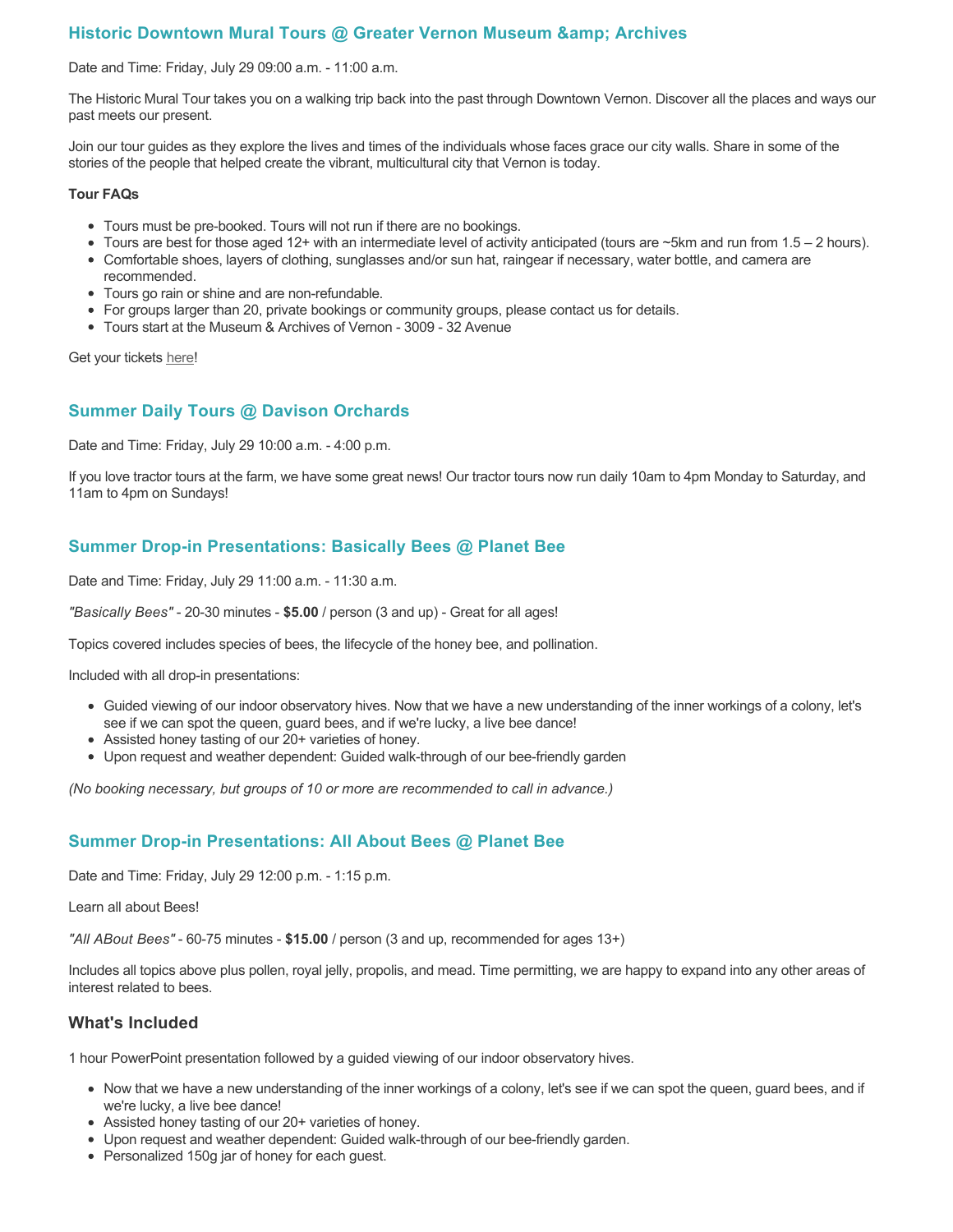### Historic Downtown Mural Tours @ Greater Vernon Museum &amp; Archives

Date and Time: Friday, July 29 09:00 a.m. - 11:00 a.m.

The Historic Mural Tour takes you on a walking trip back into the past through Downtown Vernon. Discover all the places and ways our past meets our present.

Join our tour guides as they explore the lives and times of the individuals whose faces grace our city walls. Share in some of the stories of the people that helped create the vibrant, multicultural city that Vernon is today.

**Tour FAQs**

- Tours must be pre-booked. Tours will not run if there are no bookings.
- Tours are best for those aged 12+ with an intermediate level of activity anticipated (tours are ~5km and run from 1.5 – 2 hours).
- Comfortable shoes, layers of clothing, sunglasses and/or sun hat, raingear if necessary, water bottle, and camera are recommended.
- Tours go rain or shine and are non-refundable.
- For groups larger than 20, private bookings or community groups, please contact us for details.
- Tours start at the Museum & Archives of Vernon - 3009 - 32 Avenue

Get your tickets here!

### Summer Daily Tours @ Davison Orchards

Date and Time: Friday, July 29 10:00 a.m. - 4:00 p.m.

If you love tractor tours at the farm, we have some great news! Our tractor tours now run daily 10am to 4pm Monday to Saturday, and 11am to 4pm on Sundays!

### Summer Drop-in Presentations: Basically Bees @ Planet Bee

Date and Time: Friday, July 29 11:00 a.m. - 11:30 a.m.

*"Basically Bees"* - 20-30 minutes - **$5.00** / person (3 and up) - Great for all ages!

Topics covered includes species of bees, the lifecycle of the honey bee, and pollination.

Included with all drop-in presentations:

- Guided viewing of our indoor observatory hives. Now that we have a new understanding of the inner workings of a colony, let's see if we can spot the queen, guard bees, and if we're lucky, a live bee dance!
- Assisted honey tasting of our 20+ varieties of honey.
- Upon request and weather dependent: Guided walk-through of our bee-friendly garden

*(No booking necessary, but groups of 10 or more are recommended to call in advance.)*

### Summer Drop-in Presentations: All About Bees @ Planet Bee

Date and Time: Friday, July 29 12:00 p.m. - 1:15 p.m.

Learn all about Bees!

*"All ABout Bees"* - 60-75 minutes - **$15.00** / person (3 and up, recommended for ages 13+)

Includes all topics above plus pollen, royal jelly, propolis, and mead. Time permitting, we are happy to expand into any other areas of interest related to bees.

## What's Included

1 hour PowerPoint presentation followed by a guided viewing of our indoor observatory hives.

- Now that we have a new understanding of the inner workings of a colony, let's see if we can spot the queen, guard bees, and if we're lucky, a live bee dance!
- Assisted honey tasting of our 20+ varieties of honey.
- Upon request and weather dependent: Guided walk-through of our bee-friendly garden.
- Personalized 150g jar of honey for each guest.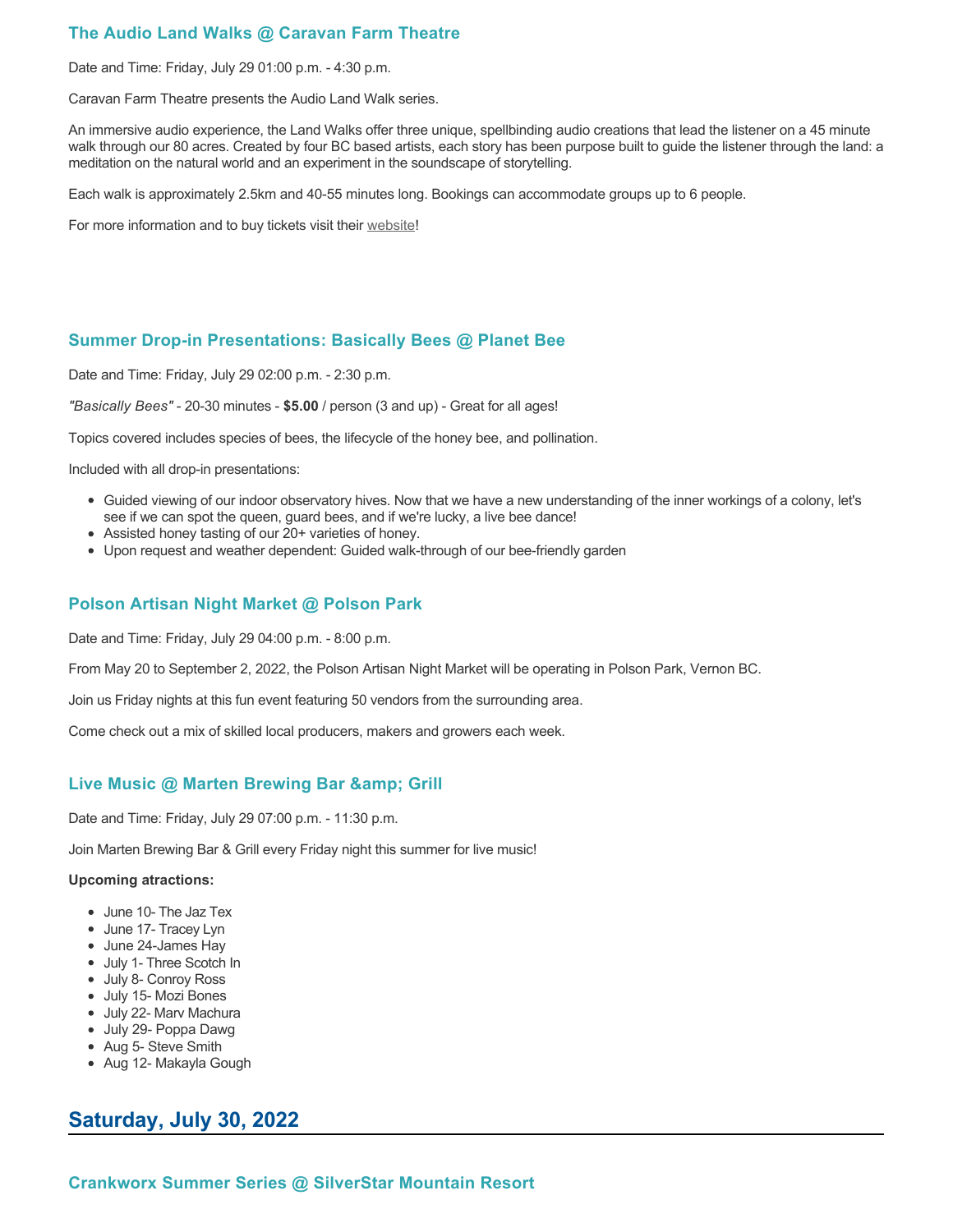### The Audio Land Walks @ Caravan Farm Theatre

Date and Time: Friday, July 29 01:00 p.m. - 4:30 p.m.

Caravan Farm Theatre presents the Audio Land Walk series.

An immersive audio experience, the Land Walks offer three unique, spellbinding audio creations that lead the listener on a 45 minute walk through our 80 acres. Created by four BC based artists, each story has been purpose built to guide the listener through the land: a meditation on the natural world and an experiment in the soundscape of storytelling.

Each walk is approximately 2.5km and 40-55 minutes long. Bookings can accommodate groups up to 6 people.

For more information and to buy tickets visit their website!

### Summer Drop-in Presentations: Basically Bees @ Planet Bee

Date and Time: Friday, July 29 02:00 p.m. - 2:30 p.m.

*"Basically Bees"* - 20-30 minutes - **$5.00** / person (3 and up) - Great for all ages!

Topics covered includes species of bees, the lifecycle of the honey bee, and pollination.

Included with all drop-in presentations:

- Guided viewing of our indoor observatory hives. Now that we have a new understanding of the inner workings of a colony, let's see if we can spot the queen, guard bees, and if we're lucky, a live bee dance!
- Assisted honey tasting of our 20+ varieties of honey.
- Upon request and weather dependent: Guided walk-through of our bee-friendly garden

### Polson Artisan Night Market @ Polson Park

Date and Time: Friday, July 29 04:00 p.m. - 8:00 p.m.

From May 20 to September 2, 2022, the Polson Artisan Night Market will be operating in Polson Park, Vernon BC.

Join us Friday nights at this fun event featuring 50 vendors from the surrounding area.

Come check out a mix of skilled local producers, makers and growers each week.

### Live Music @ Marten Brewing Bar &amp; Grill

Date and Time: Friday, July 29 07:00 p.m. - 11:30 p.m.

Join Marten Brewing Bar & Grill every Friday night this summer for live music!

**Upcoming atractions:**

- June 10- The Jaz Tex
- June 17- Tracey Lyn
- June 24-James Hay
- July 1- Three Scotch In
- July 8- Conroy Ross
- July 15- Mozi Bones
- July 22- Marv Machura
- July 29- Poppa Dawg
- Aug 5- Steve Smith
- Aug 12- Makayla Gough

## Saturday, July 30, 2022

### Crankworx Summer Series @ SilverStar Mountain Resort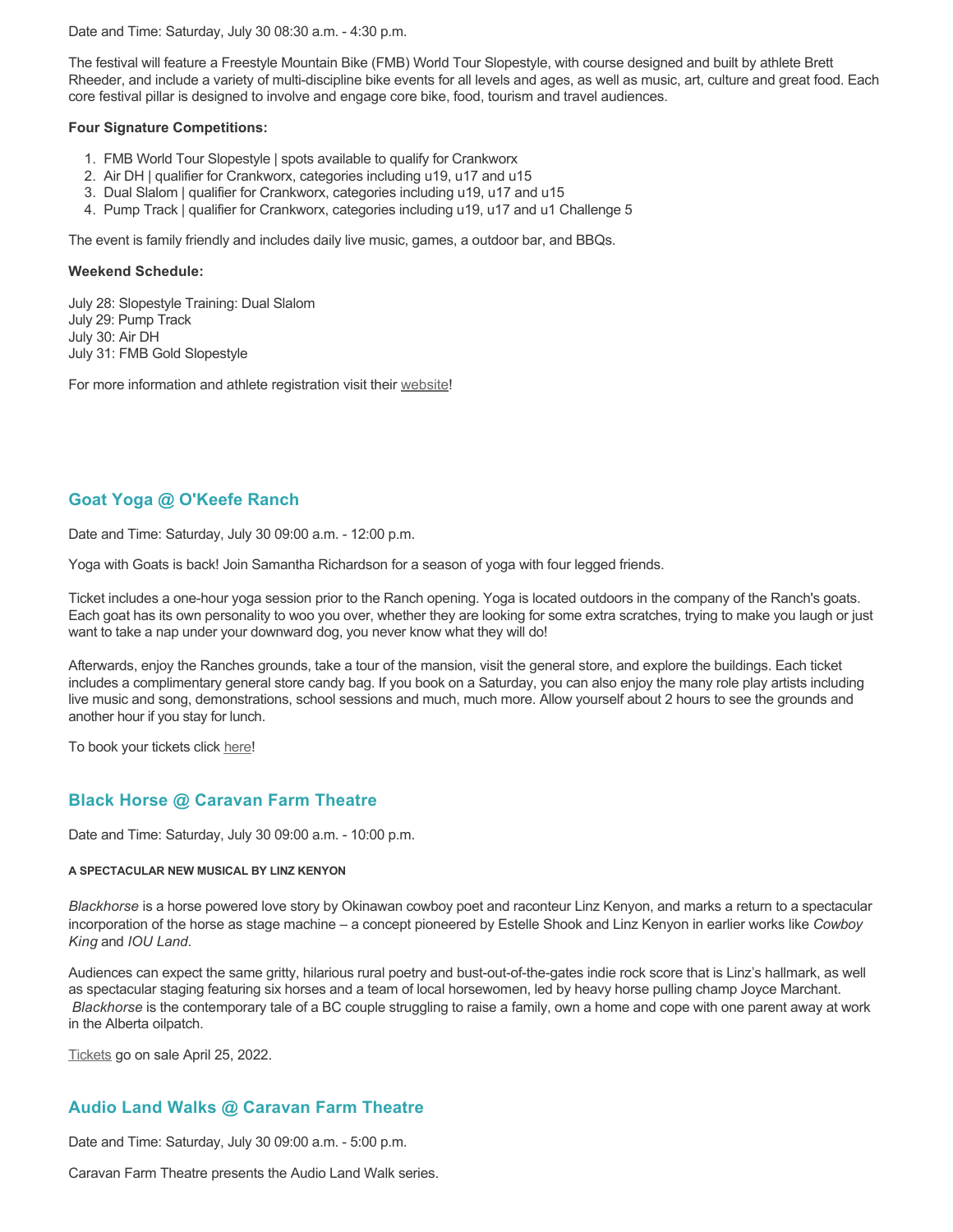Date and Time: Saturday, July 30 08:30 a.m. - 4:30 p.m.

The festival will feature a Freestyle Mountain Bike (FMB) World Tour Slopestyle, with course designed and built by athlete Brett Rheeder, and include a variety of multi-discipline bike events for all levels and ages, as well as music, art, culture and great food. Each core festival pillar is designed to involve and engage core bike, food, tourism and travel audiences.

**Four Signature Competitions:**

1. FMB World Tour Slopestyle | spots available to qualify for Crankworx
2. Air DH | qualifier for Crankworx, categories including u19, u17 and u15
3. Dual Slalom | qualifier for Crankworx, categories including u19, u17 and u15
4. Pump Track | qualifier for Crankworx, categories including u19, u17 and u1 Challenge 5

The event is family friendly and includes daily live music, games, a outdoor bar, and BBQs.

**Weekend Schedule:**

July 28: Slopestyle Training: Dual Slalom
July 29: Pump Track
July 30: Air DH
July 31: FMB Gold Slopestyle

For more information and athlete registration visit their website!

## Goat Yoga @ O'Keefe Ranch

Date and Time: Saturday, July 30 09:00 a.m. - 12:00 p.m.

Yoga with Goats is back! Join Samantha Richardson for a season of yoga with four legged friends.

Ticket includes a one-hour yoga session prior to the Ranch opening. Yoga is located outdoors in the company of the Ranch's goats. Each goat has its own personality to woo you over, whether they are looking for some extra scratches, trying to make you laugh or just want to take a nap under your downward dog, you never know what they will do!

Afterwards, enjoy the Ranches grounds, take a tour of the mansion, visit the general store, and explore the buildings. Each ticket includes a complimentary general store candy bag. If you book on a Saturday, you can also enjoy the many role play artists including live music and song, demonstrations, school sessions and much, much more. Allow yourself about 2 hours to see the grounds and another hour if you stay for lunch.

To book your tickets click here!

## Black Horse @ Caravan Farm Theatre

Date and Time: Saturday, July 30 09:00 a.m. - 10:00 p.m.

###### A SPECTACULAR NEW MUSICAL BY LINZ KENYON

*Blackhorse* is a horse powered love story by Okinawan cowboy poet and raconteur Linz Kenyon, and marks a return to a spectacular incorporation of the horse as stage machine – a concept pioneered by Estelle Shook and Linz Kenyon in earlier works like *Cowboy King* and *IOU Land*.

Audiences can expect the same gritty, hilarious rural poetry and bust-out-of-the-gates indie rock score that is Linz's hallmark, as well as spectacular staging featuring six horses and a team of local horsewomen, led by heavy horse pulling champ Joyce Marchant. *Blackhorse* is the contemporary tale of a BC couple struggling to raise a family, own a home and cope with one parent away at work in the Alberta oilpatch.

Tickets go on sale April 25, 2022.

## Audio Land Walks @ Caravan Farm Theatre

Date and Time: Saturday, July 30 09:00 a.m. - 5:00 p.m.

Caravan Farm Theatre presents the Audio Land Walk series.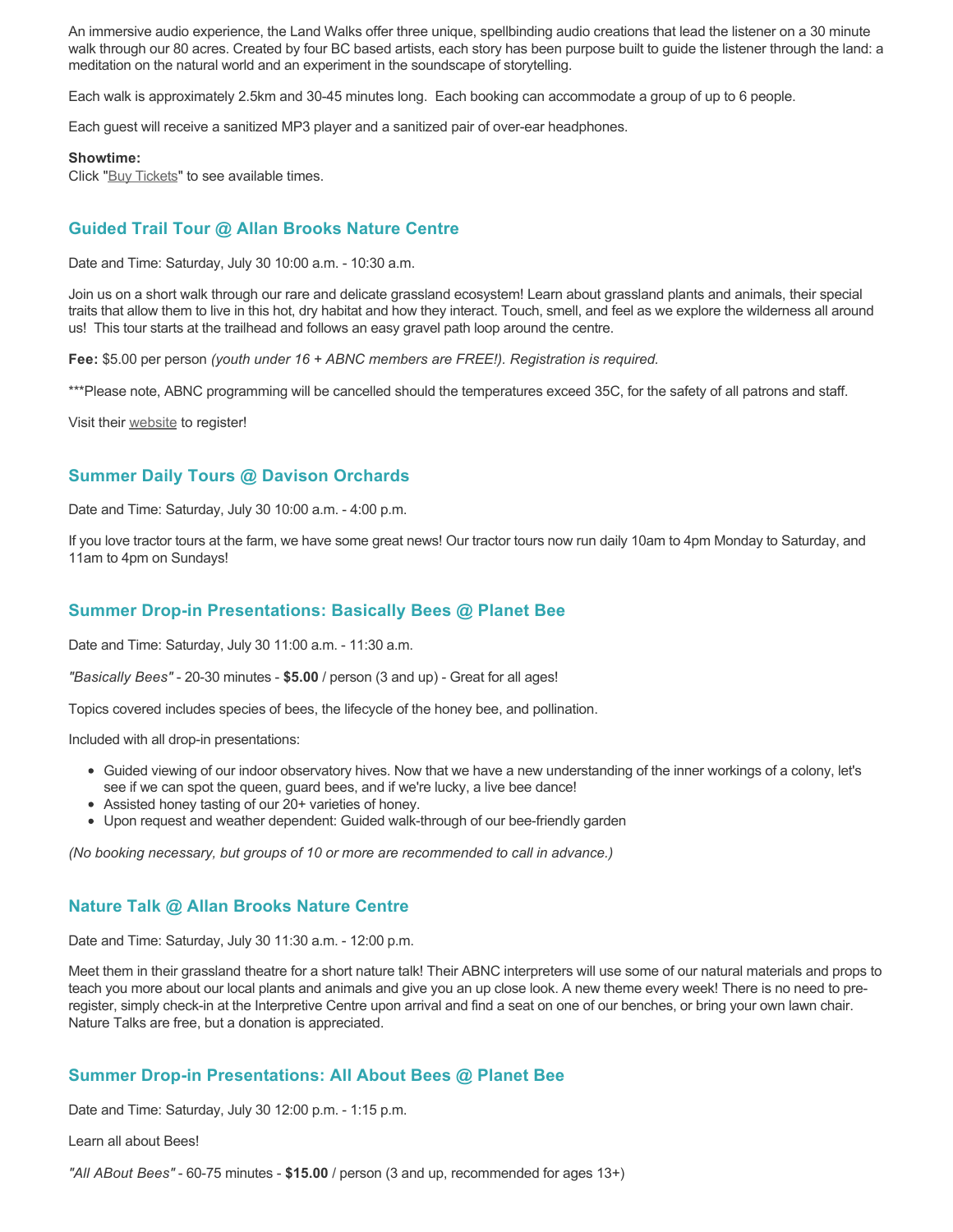An immersive audio experience, the Land Walks offer three unique, spellbinding audio creations that lead the listener on a 30 minute walk through our 80 acres. Created by four BC based artists, each story has been purpose built to guide the listener through the land: a meditation on the natural world and an experiment in the soundscape of storytelling.

Each walk is approximately 2.5km and 30-45 minutes long.  Each booking can accommodate a group of up to 6 people.

Each guest will receive a sanitized MP3 player and a sanitized pair of over-ear headphones.

**Showtime:**
Click "Buy Tickets" to see available times.

### Guided Trail Tour @ Allan Brooks Nature Centre

Date and Time: Saturday, July 30 10:00 a.m. - 10:30 a.m.

Join us on a short walk through our rare and delicate grassland ecosystem! Learn about grassland plants and animals, their special traits that allow them to live in this hot, dry habitat and how they interact. Touch, smell, and feel as we explore the wilderness all around us!  This tour starts at the trailhead and follows an easy gravel path loop around the centre.

**Fee:** $5.00 per person *(youth under 16 + ABNC members are FREE!). Registration is required.*

***Please note, ABNC programming will be cancelled should the temperatures exceed 35C, for the safety of all patrons and staff.

Visit their website to register!

### Summer Daily Tours @ Davison Orchards

Date and Time: Saturday, July 30 10:00 a.m. - 4:00 p.m.

If you love tractor tours at the farm, we have some great news! Our tractor tours now run daily 10am to 4pm Monday to Saturday, and 11am to 4pm on Sundays!

### Summer Drop-in Presentations: Basically Bees @ Planet Bee

Date and Time: Saturday, July 30 11:00 a.m. - 11:30 a.m.

*"Basically Bees"* - 20-30 minutes - **$5.00** / person (3 and up) - Great for all ages!

Topics covered includes species of bees, the lifecycle of the honey bee, and pollination.

Included with all drop-in presentations:

- Guided viewing of our indoor observatory hives. Now that we have a new understanding of the inner workings of a colony, let's see if we can spot the queen, guard bees, and if we're lucky, a live bee dance!
- Assisted honey tasting of our 20+ varieties of honey.
- Upon request and weather dependent: Guided walk-through of our bee-friendly garden

*(No booking necessary, but groups of 10 or more are recommended to call in advance.)*

### Nature Talk @ Allan Brooks Nature Centre

Date and Time: Saturday, July 30 11:30 a.m. - 12:00 p.m.

Meet them in their grassland theatre for a short nature talk! Their ABNC interpreters will use some of our natural materials and props to teach you more about our local plants and animals and give you an up close look. A new theme every week! There is no need to pre-register, simply check-in at the Interpretive Centre upon arrival and find a seat on one of our benches, or bring your own lawn chair. Nature Talks are free, but a donation is appreciated.

### Summer Drop-in Presentations: All About Bees @ Planet Bee

Date and Time: Saturday, July 30 12:00 p.m. - 1:15 p.m.

Learn all about Bees!

*"All ABout Bees"* - 60-75 minutes - **$15.00** / person (3 and up, recommended for ages 13+)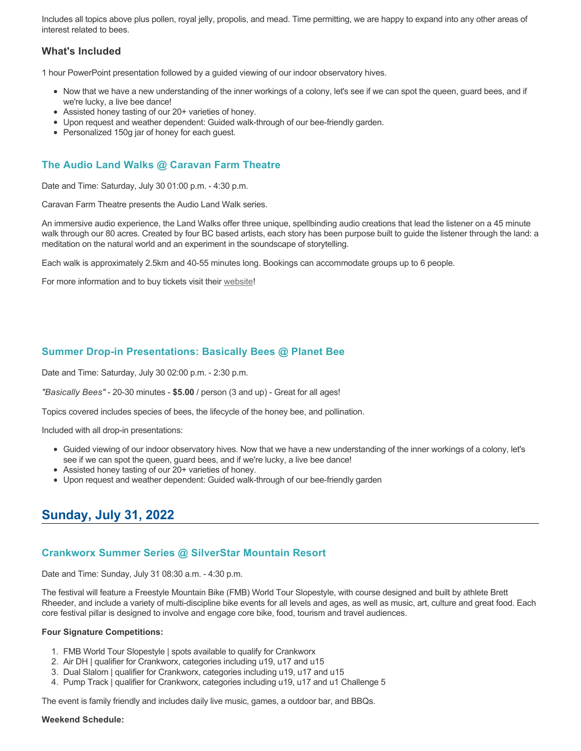Includes all topics above plus pollen, royal jelly, propolis, and mead. Time permitting, we are happy to expand into any other areas of interest related to bees.

### What's Included

1 hour PowerPoint presentation followed by a guided viewing of our indoor observatory hives.

- Now that we have a new understanding of the inner workings of a colony, let's see if we can spot the queen, guard bees, and if we're lucky, a live bee dance!
- Assisted honey tasting of our 20+ varieties of honey.
- Upon request and weather dependent: Guided walk-through of our bee-friendly garden.
- Personalized 150g jar of honey for each guest.

### The Audio Land Walks @ Caravan Farm Theatre

Date and Time: Saturday, July 30 01:00 p.m. - 4:30 p.m.

Caravan Farm Theatre presents the Audio Land Walk series.

An immersive audio experience, the Land Walks offer three unique, spellbinding audio creations that lead the listener on a 45 minute walk through our 80 acres. Created by four BC based artists, each story has been purpose built to guide the listener through the land: a meditation on the natural world and an experiment in the soundscape of storytelling.

Each walk is approximately 2.5km and 40-55 minutes long. Bookings can accommodate groups up to 6 people.

For more information and to buy tickets visit their website!

### Summer Drop-in Presentations: Basically Bees @ Planet Bee

Date and Time: Saturday, July 30 02:00 p.m. - 2:30 p.m.

*"Basically Bees"* - 20-30 minutes - **$5.00** / person (3 and up) - Great for all ages!

Topics covered includes species of bees, the lifecycle of the honey bee, and pollination.

Included with all drop-in presentations:

- Guided viewing of our indoor observatory hives. Now that we have a new understanding of the inner workings of a colony, let's see if we can spot the queen, guard bees, and if we're lucky, a live bee dance!
- Assisted honey tasting of our 20+ varieties of honey.
- Upon request and weather dependent: Guided walk-through of our bee-friendly garden

## Sunday, July 31, 2022

### Crankworx Summer Series @ SilverStar Mountain Resort

Date and Time: Sunday, July 31 08:30 a.m. - 4:30 p.m.

The festival will feature a Freestyle Mountain Bike (FMB) World Tour Slopestyle, with course designed and built by athlete Brett Rheeder, and include a variety of multi-discipline bike events for all levels and ages, as well as music, art, culture and great food. Each core festival pillar is designed to involve and engage core bike, food, tourism and travel audiences.

**Four Signature Competitions:**

1. FMB World Tour Slopestyle | spots available to qualify for Crankworx
2. Air DH | qualifier for Crankworx, categories including u19, u17 and u15
3. Dual Slalom | qualifier for Crankworx, categories including u19, u17 and u15
4. Pump Track | qualifier for Crankworx, categories including u19, u17 and u1 Challenge 5

The event is family friendly and includes daily live music, games, a outdoor bar, and BBQs.

**Weekend Schedule:**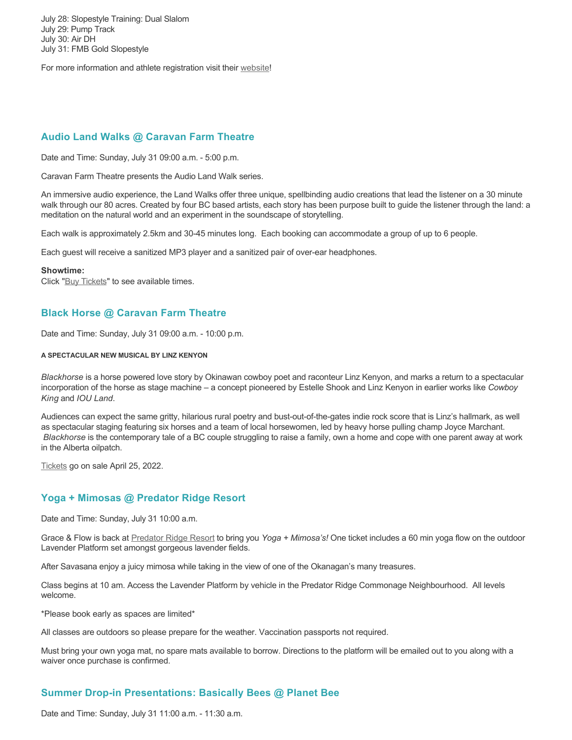July 28: Slopestyle Training: Dual Slalom
July 29: Pump Track
July 30: Air DH
July 31: FMB Gold Slopestyle

For more information and athlete registration visit their website!

### Audio Land Walks @ Caravan Farm Theatre

Date and Time: Sunday, July 31 09:00 a.m. - 5:00 p.m.

Caravan Farm Theatre presents the Audio Land Walk series.

An immersive audio experience, the Land Walks offer three unique, spellbinding audio creations that lead the listener on a 30 minute walk through our 80 acres. Created by four BC based artists, each story has been purpose built to guide the listener through the land: a meditation on the natural world and an experiment in the soundscape of storytelling.

Each walk is approximately 2.5km and 30-45 minutes long. Each booking can accommodate a group of up to 6 people.

Each guest will receive a sanitized MP3 player and a sanitized pair of over-ear headphones.

**Showtime:**
Click "Buy Tickets" to see available times.

### Black Horse @ Caravan Farm Theatre

Date and Time: Sunday, July 31 09:00 a.m. - 10:00 p.m.

**A SPECTACULAR NEW MUSICAL BY LINZ KENYON**

*Blackhorse* is a horse powered love story by Okinawan cowboy poet and raconteur Linz Kenyon, and marks a return to a spectacular incorporation of the horse as stage machine – a concept pioneered by Estelle Shook and Linz Kenyon in earlier works like *Cowboy King* and *IOU Land*.

Audiences can expect the same gritty, hilarious rural poetry and bust-out-of-the-gates indie rock score that is Linz's hallmark, as well as spectacular staging featuring six horses and a team of local horsewomen, led by heavy horse pulling champ Joyce Marchant. *Blackhorse* is the contemporary tale of a BC couple struggling to raise a family, own a home and cope with one parent away at work in the Alberta oilpatch.

Tickets go on sale April 25, 2022.

### Yoga + Mimosas @ Predator Ridge Resort

Date and Time: Sunday, July 31 10:00 a.m.

Grace & Flow is back at Predator Ridge Resort to bring you *Yoga + Mimosa's!* One ticket includes a 60 min yoga flow on the outdoor Lavender Platform set amongst gorgeous lavender fields.

After Savasana enjoy a juicy mimosa while taking in the view of one of the Okanagan's many treasures.

Class begins at 10 am. Access the Lavender Platform by vehicle in the Predator Ridge Commonage Neighbourhood. All levels welcome.

*Please book early as spaces are limited*

All classes are outdoors so please prepare for the weather. Vaccination passports not required.

Must bring your own yoga mat, no spare mats available to borrow. Directions to the platform will be emailed out to you along with a waiver once purchase is confirmed.

### Summer Drop-in Presentations: Basically Bees @ Planet Bee

Date and Time: Sunday, July 31 11:00 a.m. - 11:30 a.m.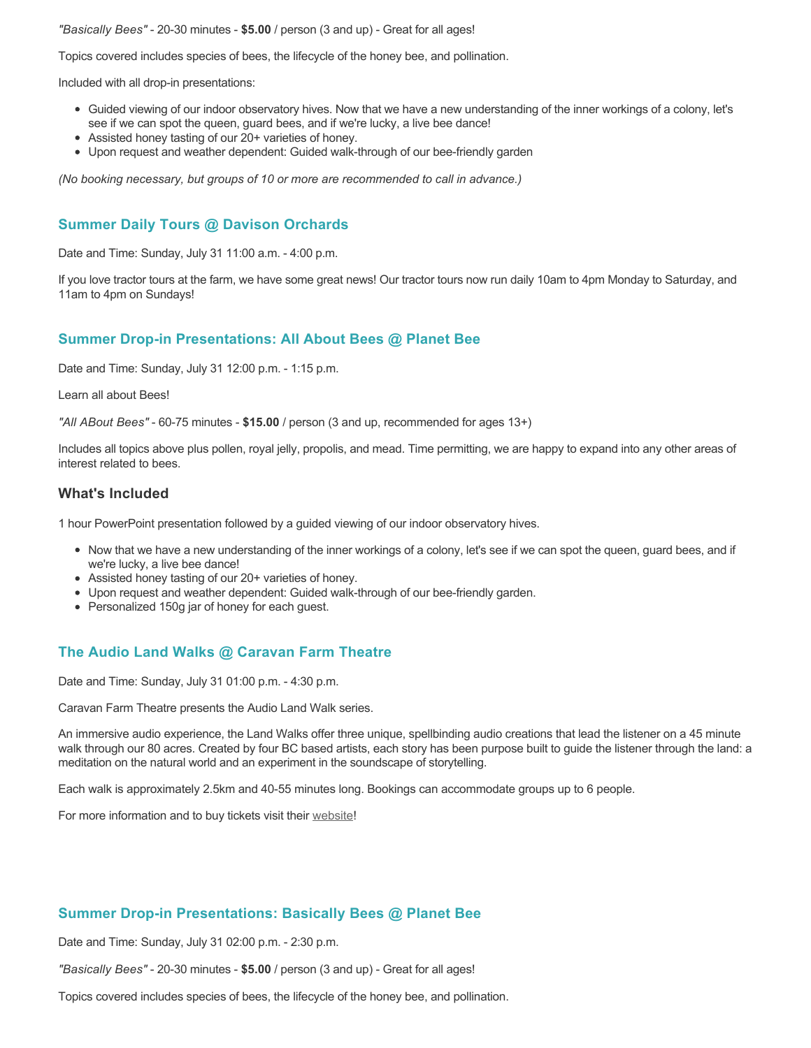*"Basically Bees"* - 20-30 minutes - **$5.00** / person (3 and up) - Great for all ages!

Topics covered includes species of bees, the lifecycle of the honey bee, and pollination.

Included with all drop-in presentations:

- Guided viewing of our indoor observatory hives. Now that we have a new understanding of the inner workings of a colony, let's see if we can spot the queen, guard bees, and if we're lucky, a live bee dance!
- Assisted honey tasting of our 20+ varieties of honey.
- Upon request and weather dependent: Guided walk-through of our bee-friendly garden

*(No booking necessary, but groups of 10 or more are recommended to call in advance.)*

### Summer Daily Tours @ Davison Orchards

Date and Time: Sunday, July 31 11:00 a.m. - 4:00 p.m.

If you love tractor tours at the farm, we have some great news! Our tractor tours now run daily 10am to 4pm Monday to Saturday, and 11am to 4pm on Sundays!

### Summer Drop-in Presentations: All About Bees @ Planet Bee

Date and Time: Sunday, July 31 12:00 p.m. - 1:15 p.m.

Learn all about Bees!

*"All ABout Bees"* - 60-75 minutes - **$15.00** / person (3 and up, recommended for ages 13+)

Includes all topics above plus pollen, royal jelly, propolis, and mead. Time permitting, we are happy to expand into any other areas of interest related to bees.

#### What's Included

1 hour PowerPoint presentation followed by a guided viewing of our indoor observatory hives.

- Now that we have a new understanding of the inner workings of a colony, let's see if we can spot the queen, guard bees, and if we're lucky, a live bee dance!
- Assisted honey tasting of our 20+ varieties of honey.
- Upon request and weather dependent: Guided walk-through of our bee-friendly garden.
- Personalized 150g jar of honey for each guest.

### The Audio Land Walks @ Caravan Farm Theatre

Date and Time: Sunday, July 31 01:00 p.m. - 4:30 p.m.

Caravan Farm Theatre presents the Audio Land Walk series.

An immersive audio experience, the Land Walks offer three unique, spellbinding audio creations that lead the listener on a 45 minute walk through our 80 acres. Created by four BC based artists, each story has been purpose built to guide the listener through the land: a meditation on the natural world and an experiment in the soundscape of storytelling.

Each walk is approximately 2.5km and 40-55 minutes long. Bookings can accommodate groups up to 6 people.

For more information and to buy tickets visit their website!

### Summer Drop-in Presentations: Basically Bees @ Planet Bee

Date and Time: Sunday, July 31 02:00 p.m. - 2:30 p.m.

*"Basically Bees"* - 20-30 minutes - **$5.00** / person (3 and up) - Great for all ages!

Topics covered includes species of bees, the lifecycle of the honey bee, and pollination.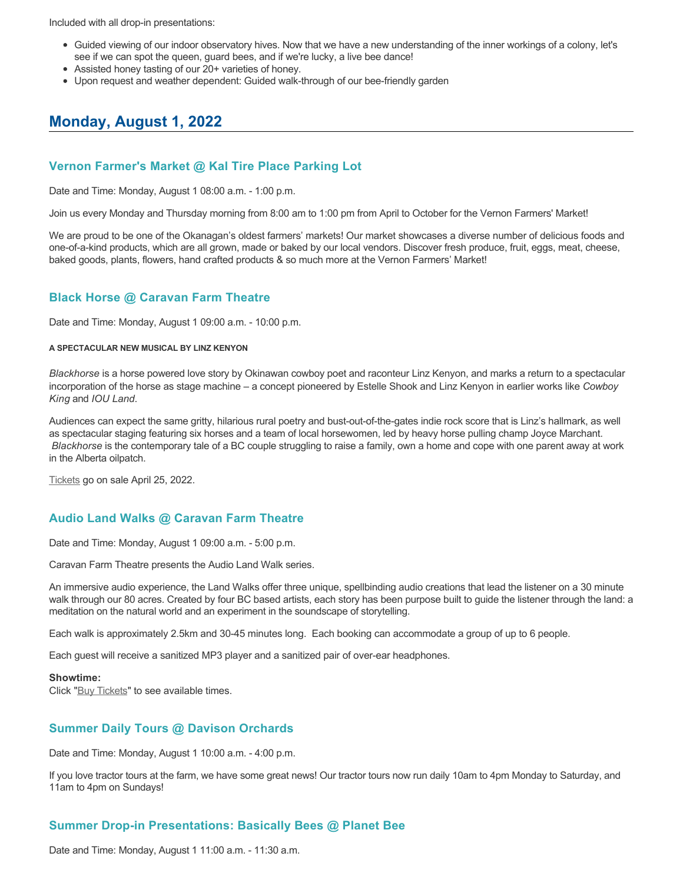Included with all drop-in presentations:

- Guided viewing of our indoor observatory hives. Now that we have a new understanding of the inner workings of a colony, let's see if we can spot the queen, guard bees, and if we're lucky, a live bee dance!
- Assisted honey tasting of our 20+ varieties of honey.
- Upon request and weather dependent: Guided walk-through of our bee-friendly garden

## Monday, August 1, 2022

### Vernon Farmer's Market @ Kal Tire Place Parking Lot

Date and Time: Monday, August 1 08:00 a.m. - 1:00 p.m.

Join us every Monday and Thursday morning from 8:00 am to 1:00 pm from April to October for the Vernon Farmers' Market!

We are proud to be one of the Okanagan's oldest farmers' markets! Our market showcases a diverse number of delicious foods and one-of-a-kind products, which are all grown, made or baked by our local vendors. Discover fresh produce, fruit, eggs, meat, cheese, baked goods, plants, flowers, hand crafted products & so much more at the Vernon Farmers' Market!

### Black Horse @ Caravan Farm Theatre

Date and Time: Monday, August 1 09:00 a.m. - 10:00 p.m.

###### A SPECTACULAR NEW MUSICAL BY LINZ KENYON

*Blackhorse* is a horse powered love story by Okinawan cowboy poet and raconteur Linz Kenyon, and marks a return to a spectacular incorporation of the horse as stage machine – a concept pioneered by Estelle Shook and Linz Kenyon in earlier works like *Cowboy King* and *IOU Land*.

Audiences can expect the same gritty, hilarious rural poetry and bust-out-of-the-gates indie rock score that is Linz's hallmark, as well as spectacular staging featuring six horses and a team of local horsewomen, led by heavy horse pulling champ Joyce Marchant. *Blackhorse* is the contemporary tale of a BC couple struggling to raise a family, own a home and cope with one parent away at work in the Alberta oilpatch.

Tickets go on sale April 25, 2022.

### Audio Land Walks @ Caravan Farm Theatre

Date and Time: Monday, August 1 09:00 a.m. - 5:00 p.m.

Caravan Farm Theatre presents the Audio Land Walk series.

An immersive audio experience, the Land Walks offer three unique, spellbinding audio creations that lead the listener on a 30 minute walk through our 80 acres. Created by four BC based artists, each story has been purpose built to guide the listener through the land: a meditation on the natural world and an experiment in the soundscape of storytelling.

Each walk is approximately 2.5km and 30-45 minutes long. Each booking can accommodate a group of up to 6 people.

Each guest will receive a sanitized MP3 player and a sanitized pair of over-ear headphones.

**Showtime:**
Click "Buy Tickets" to see available times.

### Summer Daily Tours @ Davison Orchards

Date and Time: Monday, August 1 10:00 a.m. - 4:00 p.m.

If you love tractor tours at the farm, we have some great news! Our tractor tours now run daily 10am to 4pm Monday to Saturday, and 11am to 4pm on Sundays!

### Summer Drop-in Presentations: Basically Bees @ Planet Bee

Date and Time: Monday, August 1 11:00 a.m. - 11:30 a.m.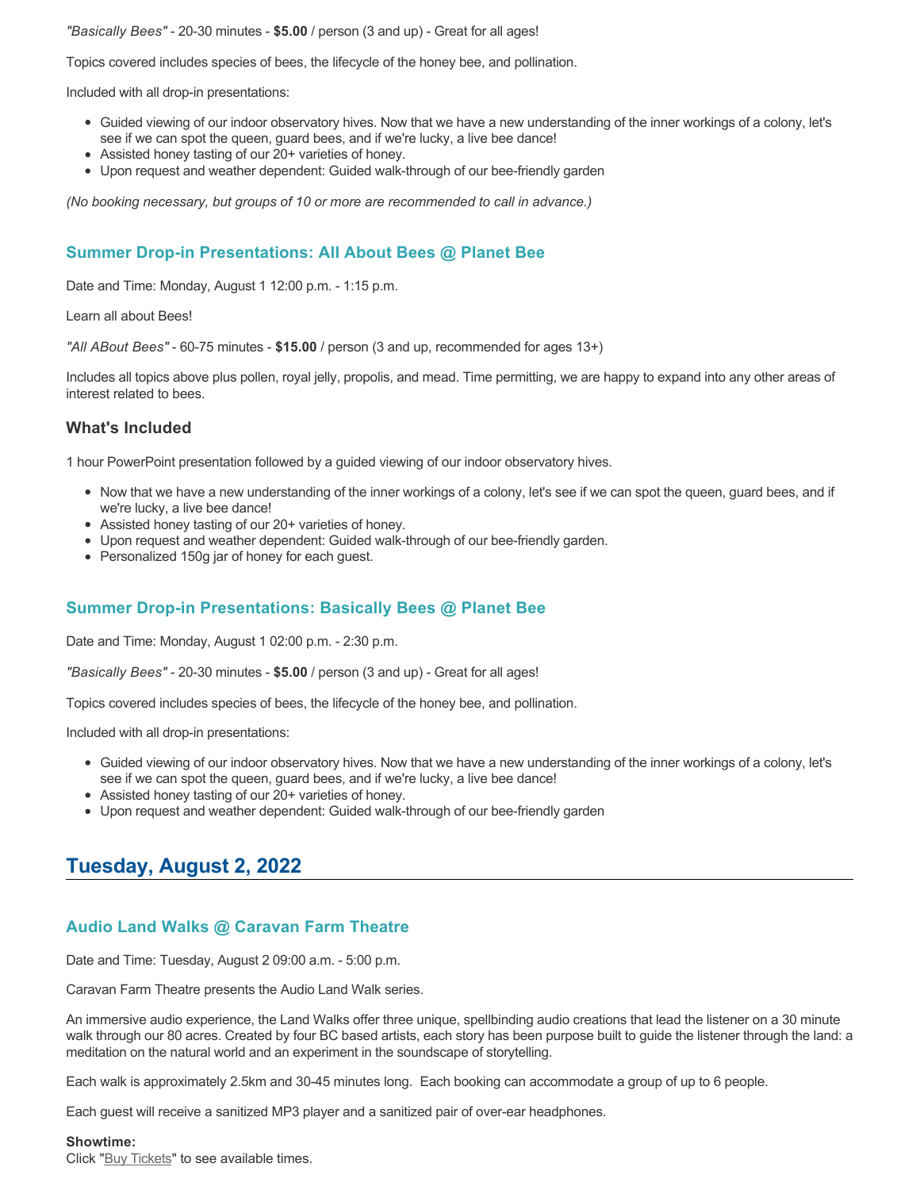*"Basically Bees"* - 20-30 minutes - **$5.00** / person (3 and up) - Great for all ages!

Topics covered includes species of bees, the lifecycle of the honey bee, and pollination.

Included with all drop-in presentations:

- Guided viewing of our indoor observatory hives. Now that we have a new understanding of the inner workings of a colony, let's see if we can spot the queen, guard bees, and if we're lucky, a live bee dance!
- Assisted honey tasting of our 20+ varieties of honey.
- Upon request and weather dependent: Guided walk-through of our bee-friendly garden

*(No booking necessary, but groups of 10 or more are recommended to call in advance.)*

### Summer Drop-in Presentations: All About Bees @ Planet Bee

Date and Time: Monday, August 1 12:00 p.m. - 1:15 p.m.

Learn all about Bees!

*"All ABout Bees"* - 60-75 minutes - **$15.00** / person (3 and up, recommended for ages 13+)

Includes all topics above plus pollen, royal jelly, propolis, and mead. Time permitting, we are happy to expand into any other areas of interest related to bees.

#### What's Included

1 hour PowerPoint presentation followed by a guided viewing of our indoor observatory hives.

- Now that we have a new understanding of the inner workings of a colony, let's see if we can spot the queen, guard bees, and if we're lucky, a live bee dance!
- Assisted honey tasting of our 20+ varieties of honey.
- Upon request and weather dependent: Guided walk-through of our bee-friendly garden.
- Personalized 150g jar of honey for each guest.

### Summer Drop-in Presentations: Basically Bees @ Planet Bee

Date and Time: Monday, August 1 02:00 p.m. - 2:30 p.m.

*"Basically Bees"* - 20-30 minutes - **$5.00** / person (3 and up) - Great for all ages!

Topics covered includes species of bees, the lifecycle of the honey bee, and pollination.

Included with all drop-in presentations:

- Guided viewing of our indoor observatory hives. Now that we have a new understanding of the inner workings of a colony, let's see if we can spot the queen, guard bees, and if we're lucky, a live bee dance!
- Assisted honey tasting of our 20+ varieties of honey.
- Upon request and weather dependent: Guided walk-through of our bee-friendly garden

## Tuesday, August 2, 2022

### Audio Land Walks @ Caravan Farm Theatre

Date and Time: Tuesday, August 2 09:00 a.m. - 5:00 p.m.

Caravan Farm Theatre presents the Audio Land Walk series.

An immersive audio experience, the Land Walks offer three unique, spellbinding audio creations that lead the listener on a 30 minute walk through our 80 acres. Created by four BC based artists, each story has been purpose built to guide the listener through the land: a meditation on the natural world and an experiment in the soundscape of storytelling.

Each walk is approximately 2.5km and 30-45 minutes long. Each booking can accommodate a group of up to 6 people.

Each guest will receive a sanitized MP3 player and a sanitized pair of over-ear headphones.

**Showtime:**
Click "Buy Tickets" to see available times.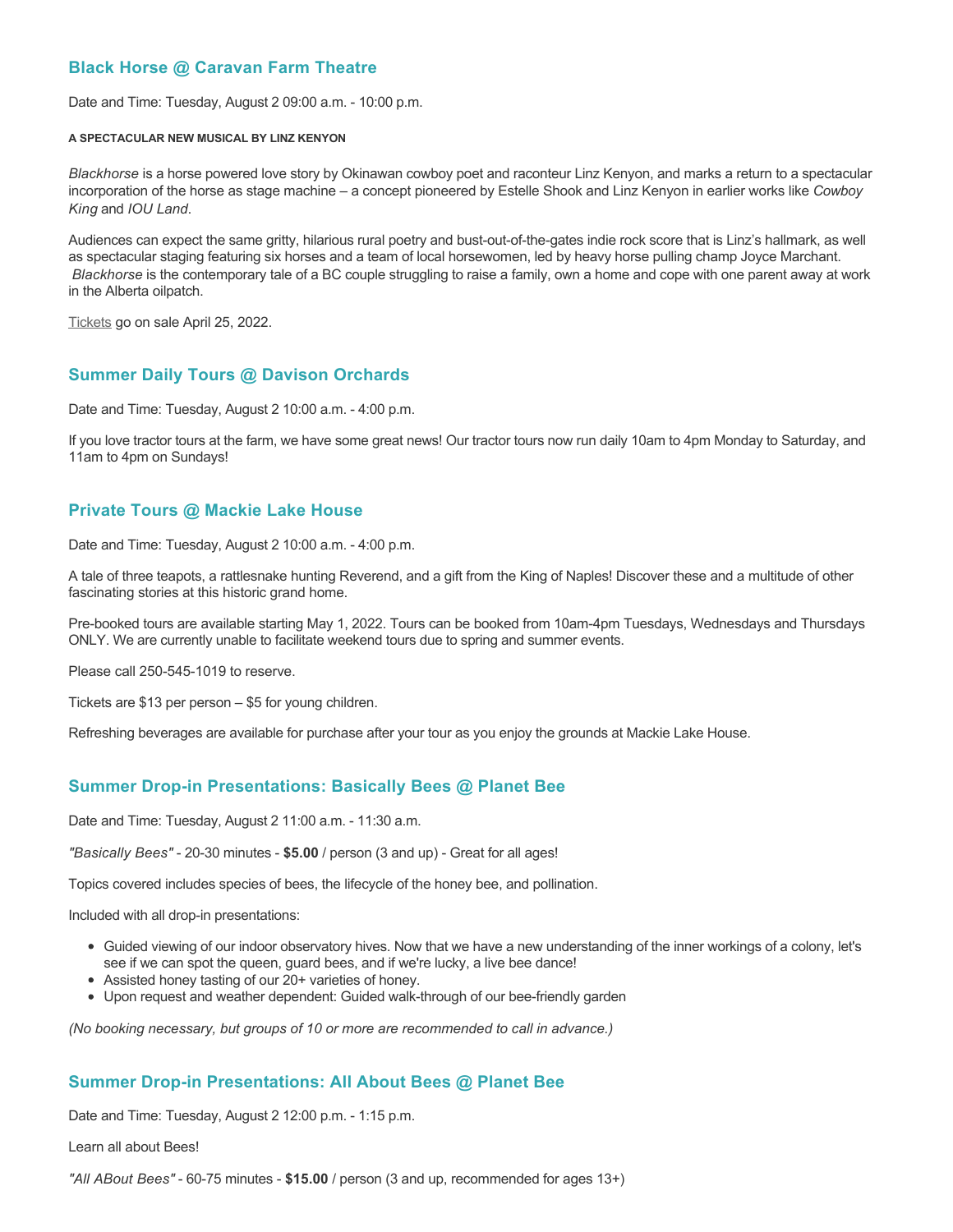### Black Horse @ Caravan Farm Theatre

Date and Time: Tuesday, August 2 09:00 a.m. - 10:00 p.m.

###### A SPECTACULAR NEW MUSICAL BY LINZ KENYON

*Blackhorse* is a horse powered love story by Okinawan cowboy poet and raconteur Linz Kenyon, and marks a return to a spectacular incorporation of the horse as stage machine – a concept pioneered by Estelle Shook and Linz Kenyon in earlier works like *Cowboy King* and *IOU Land*.

Audiences can expect the same gritty, hilarious rural poetry and bust-out-of-the-gates indie rock score that is Linz's hallmark, as well as spectacular staging featuring six horses and a team of local horsewomen, led by heavy horse pulling champ Joyce Marchant. *Blackhorse* is the contemporary tale of a BC couple struggling to raise a family, own a home and cope with one parent away at work in the Alberta oilpatch.

Tickets go on sale April 25, 2022.

### Summer Daily Tours @ Davison Orchards

Date and Time: Tuesday, August 2 10:00 a.m. - 4:00 p.m.

If you love tractor tours at the farm, we have some great news! Our tractor tours now run daily 10am to 4pm Monday to Saturday, and 11am to 4pm on Sundays!

### Private Tours @ Mackie Lake House

Date and Time: Tuesday, August 2 10:00 a.m. - 4:00 p.m.

A tale of three teapots, a rattlesnake hunting Reverend, and a gift from the King of Naples! Discover these and a multitude of other fascinating stories at this historic grand home.

Pre-booked tours are available starting May 1, 2022. Tours can be booked from 10am-4pm Tuesdays, Wednesdays and Thursdays ONLY. We are currently unable to facilitate weekend tours due to spring and summer events.

Please call 250-545-1019 to reserve.

Tickets are $13 per person – $5 for young children.

Refreshing beverages are available for purchase after your tour as you enjoy the grounds at Mackie Lake House.

### Summer Drop-in Presentations: Basically Bees @ Planet Bee

Date and Time: Tuesday, August 2 11:00 a.m. - 11:30 a.m.

*"Basically Bees"* - 20-30 minutes - **$5.00** / person (3 and up) - Great for all ages!

Topics covered includes species of bees, the lifecycle of the honey bee, and pollination.

Included with all drop-in presentations:

- Guided viewing of our indoor observatory hives. Now that we have a new understanding of the inner workings of a colony, let's see if we can spot the queen, guard bees, and if we're lucky, a live bee dance!
- Assisted honey tasting of our 20+ varieties of honey.
- Upon request and weather dependent: Guided walk-through of our bee-friendly garden

*(No booking necessary, but groups of 10 or more are recommended to call in advance.)*

### Summer Drop-in Presentations: All About Bees @ Planet Bee

Date and Time: Tuesday, August 2 12:00 p.m. - 1:15 p.m.

Learn all about Bees!

*"All ABout Bees"* - 60-75 minutes - **$15.00** / person (3 and up, recommended for ages 13+)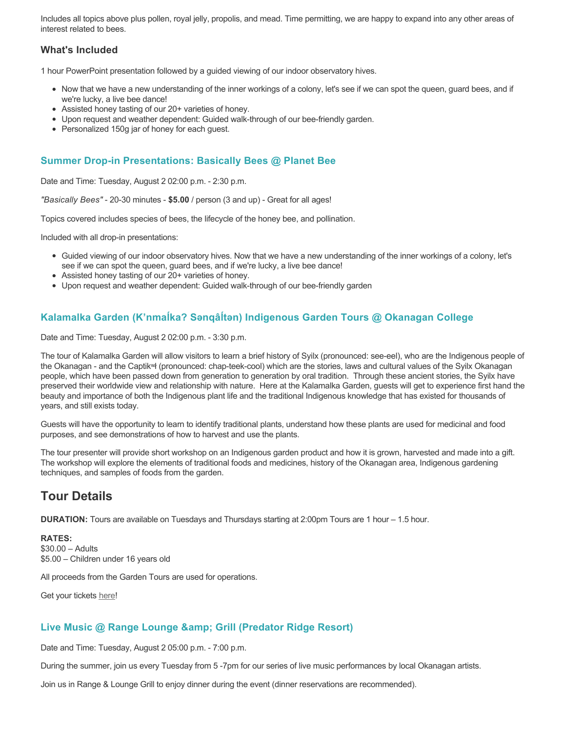Includes all topics above plus pollen, royal jelly, propolis, and mead. Time permitting, we are happy to expand into any other areas of interest related to bees.

### What's Included

1 hour PowerPoint presentation followed by a guided viewing of our indoor observatory hives.

- Now that we have a new understanding of the inner workings of a colony, let's see if we can spot the queen, guard bees, and if we're lucky, a live bee dance!
- Assisted honey tasting of our 20+ varieties of honey.
- Upon request and weather dependent: Guided walk-through of our bee-friendly garden.
- Personalized 150g jar of honey for each guest.

### Summer Drop-in Presentations: Basically Bees @ Planet Bee

Date and Time: Tuesday, August 2 02:00 p.m. - 2:30 p.m.

*"Basically Bees"* - 20-30 minutes - **$5.00** / person (3 and up) - Great for all ages!

Topics covered includes species of bees, the lifecycle of the honey bee, and pollination.

Included with all drop-in presentations:

- Guided viewing of our indoor observatory hives. Now that we have a new understanding of the inner workings of a colony, let's see if we can spot the queen, guard bees, and if we're lucky, a live bee dance!
- Assisted honey tasting of our 20+ varieties of honey.
- Upon request and weather dependent: Guided walk-through of our bee-friendly garden

### Kalamalka Garden (K'nmaĺka? Sənqâĺtən) Indigenous Garden Tours @ Okanagan College

Date and Time: Tuesday, August 2 02:00 p.m. - 3:30 p.m.

The tour of Kalamalka Garden will allow visitors to learn a brief history of Syilx (pronounced: see-eel), who are the Indigenous people of the Okanagan - and the Captikʷł (pronounced: chap-teek-cool) which are the stories, laws and cultural values of the Syilx Okanagan people, which have been passed down from generation to generation by oral tradition. Through these ancient stories, the Syilx have preserved their worldwide view and relationship with nature. Here at the Kalamalka Garden, guests will get to experience first hand the beauty and importance of both the Indigenous plant life and the traditional Indigenous knowledge that has existed for thousands of years, and still exists today.

Guests will have the opportunity to learn to identify traditional plants, understand how these plants are used for medicinal and food purposes, and see demonstrations of how to harvest and use the plants.

The tour presenter will provide short workshop on an Indigenous garden product and how it is grown, harvested and made into a gift. The workshop will explore the elements of traditional foods and medicines, history of the Okanagan area, Indigenous gardening techniques, and samples of foods from the garden.

## Tour Details

**DURATION:** Tours are available on Tuesdays and Thursdays starting at 2:00pm Tours are 1 hour – 1.5 hour.

**RATES:**
$30.00 – Adults
$5.00 – Children under 16 years old

All proceeds from the Garden Tours are used for operations.

Get your tickets here!

### Live Music @ Range Lounge &amp; Grill (Predator Ridge Resort)

Date and Time: Tuesday, August 2 05:00 p.m. - 7:00 p.m.

During the summer, join us every Tuesday from 5 -7pm for our series of live music performances by local Okanagan artists.

Join us in Range & Lounge Grill to enjoy dinner during the event (dinner reservations are recommended).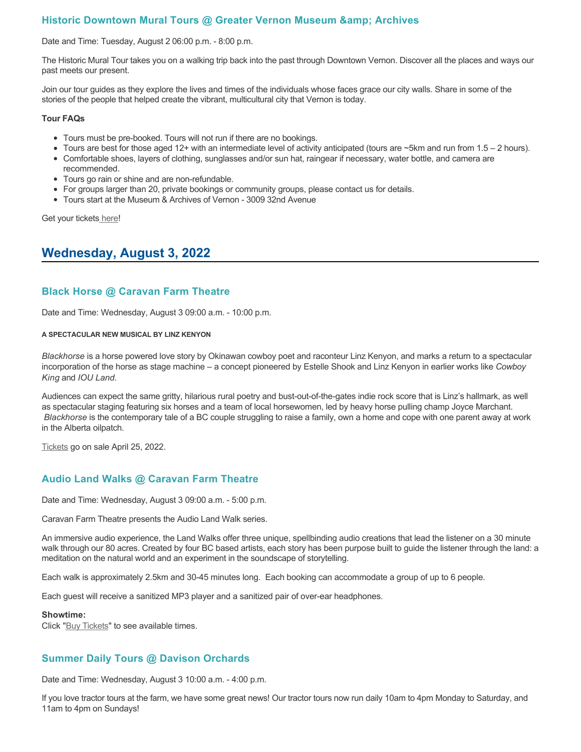### Historic Downtown Mural Tours @ Greater Vernon Museum &amp; Archives

Date and Time: Tuesday, August 2 06:00 p.m. - 8:00 p.m.

The Historic Mural Tour takes you on a walking trip back into the past through Downtown Vernon. Discover all the places and ways our past meets our present.

Join our tour guides as they explore the lives and times of the individuals whose faces grace our city walls. Share in some of the stories of the people that helped create the vibrant, multicultural city that Vernon is today.

**Tour FAQs**

- Tours must be pre-booked. Tours will not run if there are no bookings.
- Tours are best for those aged 12+ with an intermediate level of activity anticipated (tours are ~5km and run from 1.5 – 2 hours).
- Comfortable shoes, layers of clothing, sunglasses and/or sun hat, raingear if necessary, water bottle, and camera are recommended.
- Tours go rain or shine and are non-refundable.
- For groups larger than 20, private bookings or community groups, please contact us for details.
- Tours start at the Museum & Archives of Vernon - 3009 32nd Avenue

Get your tickets here!

## Wednesday, August 3, 2022

### Black Horse @ Caravan Farm Theatre

Date and Time: Wednesday, August 3 09:00 a.m. - 10:00 p.m.

**A SPECTACULAR NEW MUSICAL BY LINZ KENYON**

*Blackhorse* is a horse powered love story by Okinawan cowboy poet and raconteur Linz Kenyon, and marks a return to a spectacular incorporation of the horse as stage machine – a concept pioneered by Estelle Shook and Linz Kenyon in earlier works like *Cowboy King* and *IOU Land*.

Audiences can expect the same gritty, hilarious rural poetry and bust-out-of-the-gates indie rock score that is Linz's hallmark, as well as spectacular staging featuring six horses and a team of local horsewomen, led by heavy horse pulling champ Joyce Marchant. *Blackhorse* is the contemporary tale of a BC couple struggling to raise a family, own a home and cope with one parent away at work in the Alberta oilpatch.

Tickets go on sale April 25, 2022.

### Audio Land Walks @ Caravan Farm Theatre

Date and Time: Wednesday, August 3 09:00 a.m. - 5:00 p.m.

Caravan Farm Theatre presents the Audio Land Walk series.

An immersive audio experience, the Land Walks offer three unique, spellbinding audio creations that lead the listener on a 30 minute walk through our 80 acres. Created by four BC based artists, each story has been purpose built to guide the listener through the land: a meditation on the natural world and an experiment in the soundscape of storytelling.

Each walk is approximately 2.5km and 30-45 minutes long. Each booking can accommodate a group of up to 6 people.

Each guest will receive a sanitized MP3 player and a sanitized pair of over-ear headphones.

**Showtime:**
Click "Buy Tickets" to see available times.

### Summer Daily Tours @ Davison Orchards

Date and Time: Wednesday, August 3 10:00 a.m. - 4:00 p.m.

If you love tractor tours at the farm, we have some great news! Our tractor tours now run daily 10am to 4pm Monday to Saturday, and 11am to 4pm on Sundays!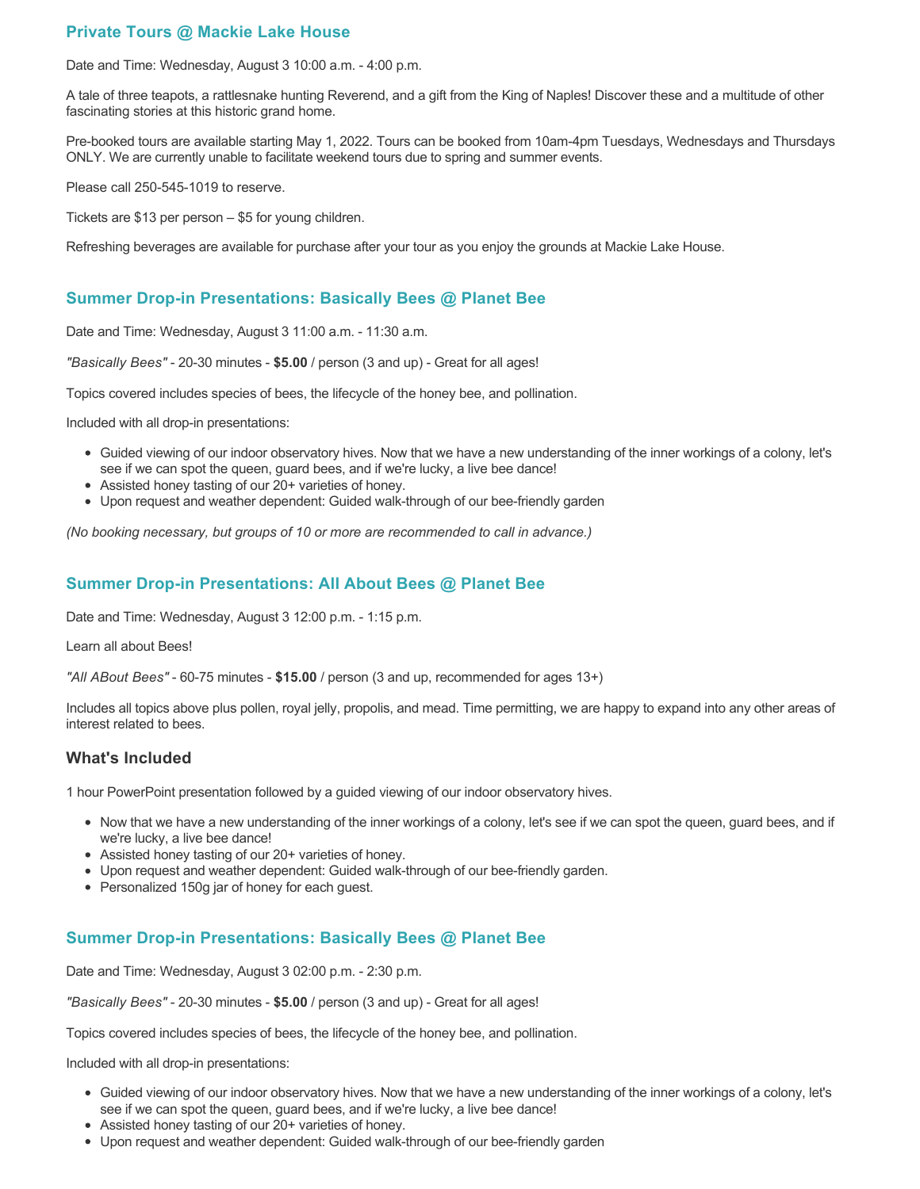### Private Tours @ Mackie Lake House

Date and Time: Wednesday, August 3 10:00 a.m. - 4:00 p.m.

A tale of three teapots, a rattlesnake hunting Reverend, and a gift from the King of Naples! Discover these and a multitude of other fascinating stories at this historic grand home.

Pre-booked tours are available starting May 1, 2022. Tours can be booked from 10am-4pm Tuesdays, Wednesdays and Thursdays ONLY. We are currently unable to facilitate weekend tours due to spring and summer events.

Please call 250-545-1019 to reserve.

Tickets are $13 per person – $5 for young children.

Refreshing beverages are available for purchase after your tour as you enjoy the grounds at Mackie Lake House.

### Summer Drop-in Presentations: Basically Bees @ Planet Bee

Date and Time: Wednesday, August 3 11:00 a.m. - 11:30 a.m.

*"Basically Bees"* - 20-30 minutes - **$5.00** / person (3 and up) - Great for all ages!

Topics covered includes species of bees, the lifecycle of the honey bee, and pollination.

Included with all drop-in presentations:

- Guided viewing of our indoor observatory hives. Now that we have a new understanding of the inner workings of a colony, let's see if we can spot the queen, guard bees, and if we're lucky, a live bee dance!
- Assisted honey tasting of our 20+ varieties of honey.
- Upon request and weather dependent: Guided walk-through of our bee-friendly garden

*(No booking necessary, but groups of 10 or more are recommended to call in advance.)*

### Summer Drop-in Presentations: All About Bees @ Planet Bee

Date and Time: Wednesday, August 3 12:00 p.m. - 1:15 p.m.

Learn all about Bees!

*"All ABout Bees"* - 60-75 minutes - **$15.00** / person (3 and up, recommended for ages 13+)

Includes all topics above plus pollen, royal jelly, propolis, and mead. Time permitting, we are happy to expand into any other areas of interest related to bees.

#### What's Included

1 hour PowerPoint presentation followed by a guided viewing of our indoor observatory hives.

- Now that we have a new understanding of the inner workings of a colony, let's see if we can spot the queen, guard bees, and if we're lucky, a live bee dance!
- Assisted honey tasting of our 20+ varieties of honey.
- Upon request and weather dependent: Guided walk-through of our bee-friendly garden.
- Personalized 150g jar of honey for each guest.

### Summer Drop-in Presentations: Basically Bees @ Planet Bee

Date and Time: Wednesday, August 3 02:00 p.m. - 2:30 p.m.

*"Basically Bees"* - 20-30 minutes - **$5.00** / person (3 and up) - Great for all ages!

Topics covered includes species of bees, the lifecycle of the honey bee, and pollination.

Included with all drop-in presentations:

- Guided viewing of our indoor observatory hives. Now that we have a new understanding of the inner workings of a colony, let's see if we can spot the queen, guard bees, and if we're lucky, a live bee dance!
- Assisted honey tasting of our 20+ varieties of honey.
- Upon request and weather dependent: Guided walk-through of our bee-friendly garden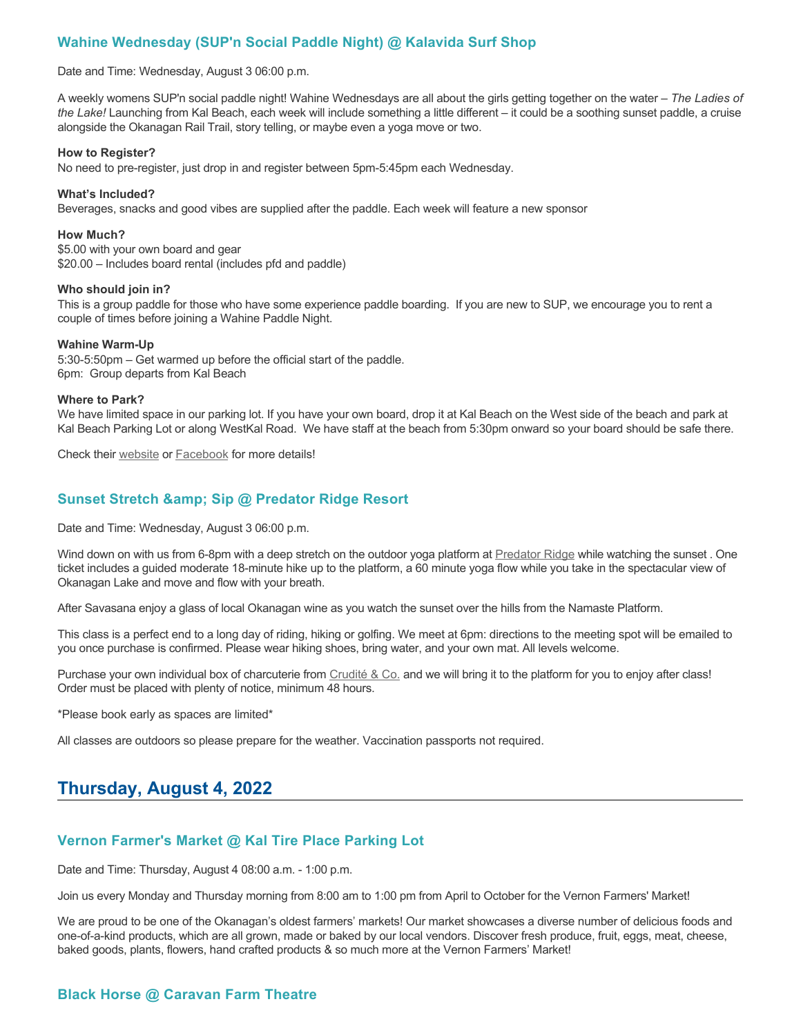### Wahine Wednesday (SUP'n Social Paddle Night) @ Kalavida Surf Shop

Date and Time: Wednesday, August 3 06:00 p.m.

A weekly womens SUP'n social paddle night! Wahine Wednesdays are all about the girls getting together on the water – *The Ladies of the Lake!* Launching from Kal Beach, each week will include something a little different – it could be a soothing sunset paddle, a cruise alongside the Okanagan Rail Trail, story telling, or maybe even a yoga move or two.

**How to Register?**
No need to pre-register, just drop in and register between 5pm-5:45pm each Wednesday.

**What's Included?**
Beverages, snacks and good vibes are supplied after the paddle. Each week will feature a new sponsor

**How Much?**
$5.00 with your own board and gear
$20.00 – Includes board rental (includes pfd and paddle)

**Who should join in?**
This is a group paddle for those who have some experience paddle boarding. If you are new to SUP, we encourage you to rent a couple of times before joining a Wahine Paddle Night.

**Wahine Warm-Up**
5:30-5:50pm – Get warmed up before the official start of the paddle.
6pm: Group departs from Kal Beach

**Where to Park?**
We have limited space in our parking lot. If you have your own board, drop it at Kal Beach on the West side of the beach and park at Kal Beach Parking Lot or along WestKal Road. We have staff at the beach from 5:30pm onward so your board should be safe there.

Check their website or Facebook for more details!

### Sunset Stretch &amp; Sip @ Predator Ridge Resort

Date and Time: Wednesday, August 3 06:00 p.m.

Wind down on with us from 6-8pm with a deep stretch on the outdoor yoga platform at Predator Ridge while watching the sunset . One ticket includes a guided moderate 18-minute hike up to the platform, a 60 minute yoga flow while you take in the spectacular view of Okanagan Lake and move and flow with your breath.

After Savasana enjoy a glass of local Okanagan wine as you watch the sunset over the hills from the Namaste Platform.

This class is a perfect end to a long day of riding, hiking or golfing. We meet at 6pm: directions to the meeting spot will be emailed to you once purchase is confirmed. Please wear hiking shoes, bring water, and your own mat. All levels welcome.

Purchase your own individual box of charcuterie from Crudité & Co. and we will bring it to the platform for you to enjoy after class! Order must be placed with plenty of notice, minimum 48 hours.

*Please book early as spaces are limited*

All classes are outdoors so please prepare for the weather. Vaccination passports not required.

## Thursday, August 4, 2022

### Vernon Farmer's Market @ Kal Tire Place Parking Lot

Date and Time: Thursday, August 4 08:00 a.m. - 1:00 p.m.

Join us every Monday and Thursday morning from 8:00 am to 1:00 pm from April to October for the Vernon Farmers' Market!

We are proud to be one of the Okanagan's oldest farmers' markets! Our market showcases a diverse number of delicious foods and one-of-a-kind products, which are all grown, made or baked by our local vendors. Discover fresh produce, fruit, eggs, meat, cheese, baked goods, plants, flowers, hand crafted products & so much more at the Vernon Farmers' Market!

### Black Horse @ Caravan Farm Theatre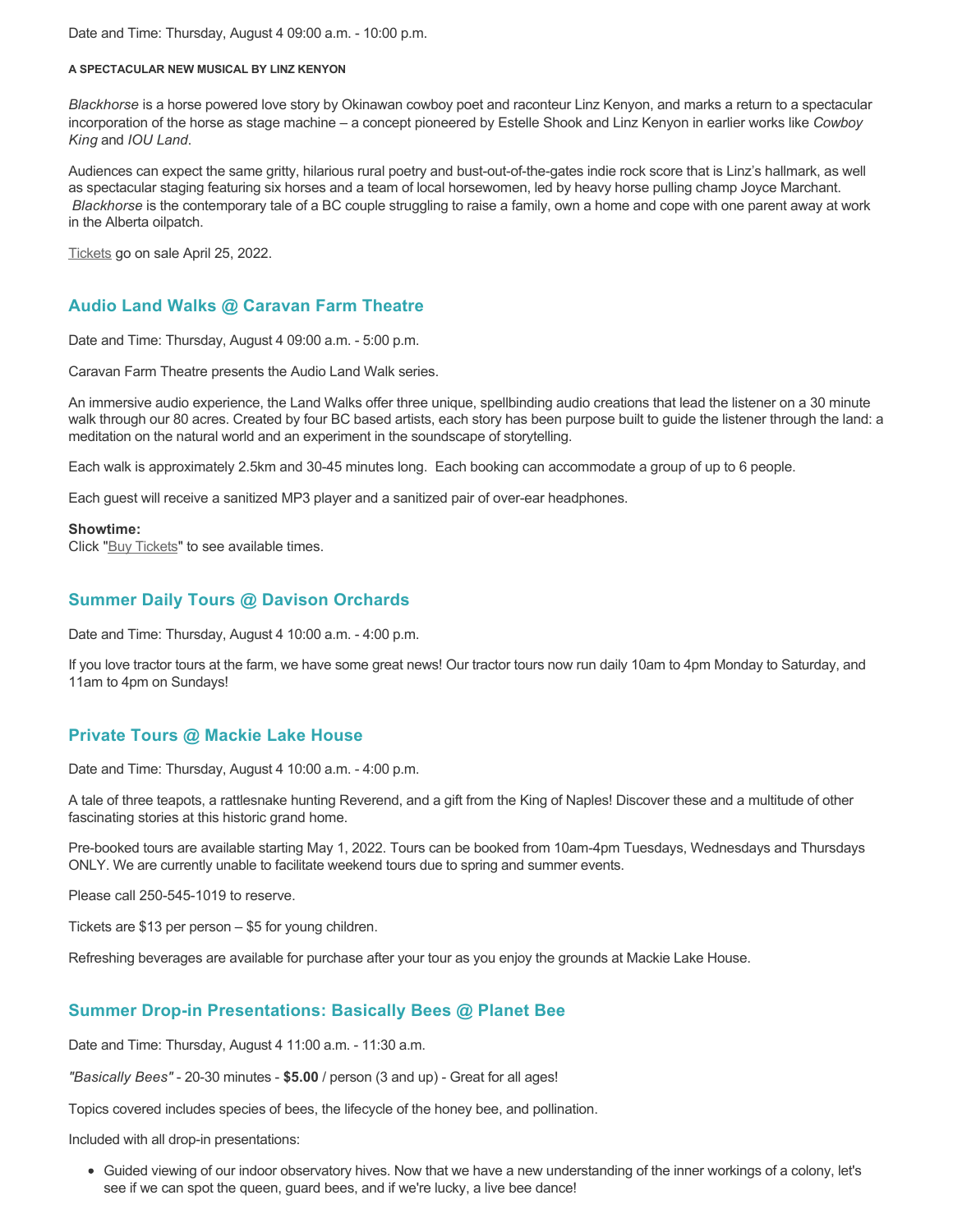Date and Time: Thursday, August 4 09:00 a.m. - 10:00 p.m.

**A SPECTACULAR NEW MUSICAL BY LINZ KENYON**

*Blackhorse* is a horse powered love story by Okinawan cowboy poet and raconteur Linz Kenyon, and marks a return to a spectacular incorporation of the horse as stage machine – a concept pioneered by Estelle Shook and Linz Kenyon in earlier works like *Cowboy King* and *IOU Land*.

Audiences can expect the same gritty, hilarious rural poetry and bust-out-of-the-gates indie rock score that is Linz's hallmark, as well as spectacular staging featuring six horses and a team of local horsewomen, led by heavy horse pulling champ Joyce Marchant. *Blackhorse* is the contemporary tale of a BC couple struggling to raise a family, own a home and cope with one parent away at work in the Alberta oilpatch.

Tickets go on sale April 25, 2022.

## Audio Land Walks @ Caravan Farm Theatre

Date and Time: Thursday, August 4 09:00 a.m. - 5:00 p.m.

Caravan Farm Theatre presents the Audio Land Walk series.

An immersive audio experience, the Land Walks offer three unique, spellbinding audio creations that lead the listener on a 30 minute walk through our 80 acres. Created by four BC based artists, each story has been purpose built to guide the listener through the land: a meditation on the natural world and an experiment in the soundscape of storytelling.

Each walk is approximately 2.5km and 30-45 minutes long. Each booking can accommodate a group of up to 6 people.

Each guest will receive a sanitized MP3 player and a sanitized pair of over-ear headphones.

**Showtime:**
Click "Buy Tickets" to see available times.

## Summer Daily Tours @ Davison Orchards

Date and Time: Thursday, August 4 10:00 a.m. - 4:00 p.m.

If you love tractor tours at the farm, we have some great news! Our tractor tours now run daily 10am to 4pm Monday to Saturday, and 11am to 4pm on Sundays!

## Private Tours @ Mackie Lake House

Date and Time: Thursday, August 4 10:00 a.m. - 4:00 p.m.

A tale of three teapots, a rattlesnake hunting Reverend, and a gift from the King of Naples! Discover these and a multitude of other fascinating stories at this historic grand home.

Pre-booked tours are available starting May 1, 2022. Tours can be booked from 10am-4pm Tuesdays, Wednesdays and Thursdays ONLY. We are currently unable to facilitate weekend tours due to spring and summer events.

Please call 250-545-1019 to reserve.

Tickets are $13 per person – $5 for young children.

Refreshing beverages are available for purchase after your tour as you enjoy the grounds at Mackie Lake House.

## Summer Drop-in Presentations: Basically Bees @ Planet Bee

Date and Time: Thursday, August 4 11:00 a.m. - 11:30 a.m.

*"Basically Bees"* - 20-30 minutes - **$5.00** / person (3 and up) - Great for all ages!

Topics covered includes species of bees, the lifecycle of the honey bee, and pollination.

Included with all drop-in presentations:

- Guided viewing of our indoor observatory hives. Now that we have a new understanding of the inner workings of a colony, let's see if we can spot the queen, guard bees, and if we're lucky, a live bee dance!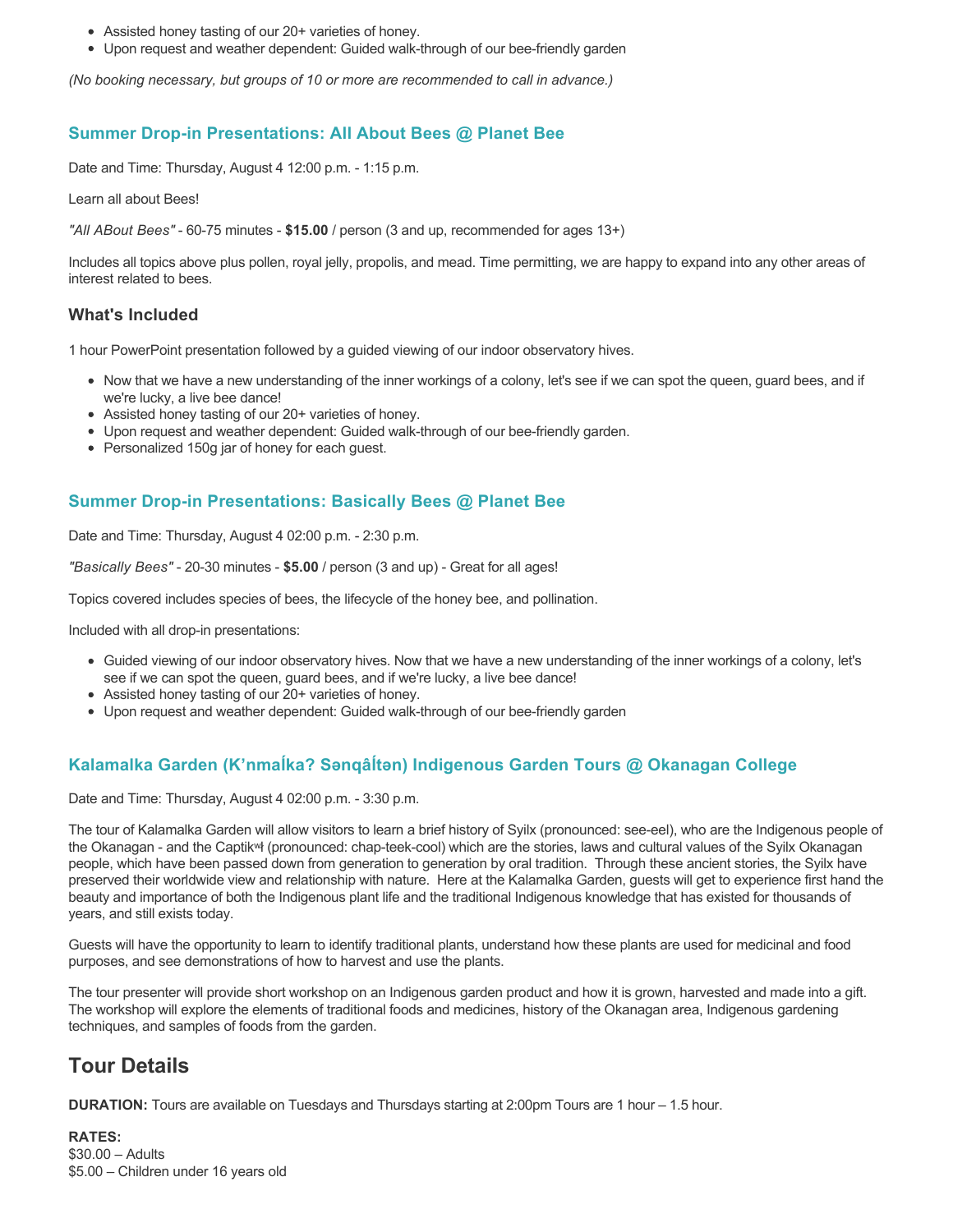- Assisted honey tasting of our 20+ varieties of honey.
- Upon request and weather dependent: Guided walk-through of our bee-friendly garden

*(No booking necessary, but groups of 10 or more are recommended to call in advance.)*

### Summer Drop-in Presentations: All About Bees @ Planet Bee

Date and Time: Thursday, August 4 12:00 p.m. - 1:15 p.m.

Learn all about Bees!

*"All ABout Bees"* - 60-75 minutes - **$15.00** / person (3 and up, recommended for ages 13+)

Includes all topics above plus pollen, royal jelly, propolis, and mead. Time permitting, we are happy to expand into any other areas of interest related to bees.

### What's Included

1 hour PowerPoint presentation followed by a guided viewing of our indoor observatory hives.

- Now that we have a new understanding of the inner workings of a colony, let's see if we can spot the queen, guard bees, and if we're lucky, a live bee dance!
- Assisted honey tasting of our 20+ varieties of honey.
- Upon request and weather dependent: Guided walk-through of our bee-friendly garden.
- Personalized 150g jar of honey for each guest.

### Summer Drop-in Presentations: Basically Bees @ Planet Bee

Date and Time: Thursday, August 4 02:00 p.m. - 2:30 p.m.

*"Basically Bees"* - 20-30 minutes - **$5.00** / person (3 and up) - Great for all ages!

Topics covered includes species of bees, the lifecycle of the honey bee, and pollination.

Included with all drop-in presentations:

- Guided viewing of our indoor observatory hives. Now that we have a new understanding of the inner workings of a colony, let's see if we can spot the queen, guard bees, and if we're lucky, a live bee dance!
- Assisted honey tasting of our 20+ varieties of honey.
- Upon request and weather dependent: Guided walk-through of our bee-friendly garden

### Kalamalka Garden (K'nmaĺka? Sənqâĺtən) Indigenous Garden Tours @ Okanagan College

Date and Time: Thursday, August 4 02:00 p.m. - 3:30 p.m.

The tour of Kalamalka Garden will allow visitors to learn a brief history of Syilx (pronounced: see-eel), who are the Indigenous people of the Okanagan - and the Captikʷł (pronounced: chap-teek-cool) which are the stories, laws and cultural values of the Syilx Okanagan people, which have been passed down from generation to generation by oral tradition. Through these ancient stories, the Syilx have preserved their worldwide view and relationship with nature. Here at the Kalamalka Garden, guests will get to experience first hand the beauty and importance of both the Indigenous plant life and the traditional Indigenous knowledge that has existed for thousands of years, and still exists today.

Guests will have the opportunity to learn to identify traditional plants, understand how these plants are used for medicinal and food purposes, and see demonstrations of how to harvest and use the plants.

The tour presenter will provide short workshop on an Indigenous garden product and how it is grown, harvested and made into a gift. The workshop will explore the elements of traditional foods and medicines, history of the Okanagan area, Indigenous gardening techniques, and samples of foods from the garden.

## Tour Details

**DURATION:** Tours are available on Tuesdays and Thursdays starting at 2:00pm Tours are 1 hour – 1.5 hour.

**RATES:**
$30.00 – Adults
$5.00 – Children under 16 years old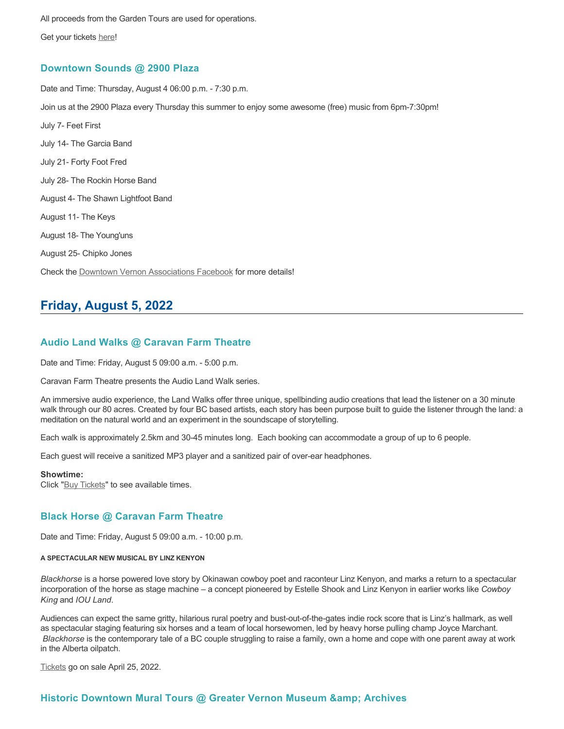All proceeds from the Garden Tours are used for operations.

Get your tickets here!

### Downtown Sounds @ 2900 Plaza

Date and Time: Thursday, August 4 06:00 p.m. - 7:30 p.m.

Join us at the 2900 Plaza every Thursday this summer to enjoy some awesome (free) music from 6pm-7:30pm!

July 7- Feet First

July 14- The Garcia Band

July 21- Forty Foot Fred

July 28- The Rockin Horse Band

August 4- The Shawn Lightfoot Band

August 11- The Keys

August 18- The Young'uns

August 25- Chipko Jones

Check the Downtown Vernon Associations Facebook for more details!

## Friday, August 5, 2022

### Audio Land Walks @ Caravan Farm Theatre

Date and Time: Friday, August 5 09:00 a.m. - 5:00 p.m.

Caravan Farm Theatre presents the Audio Land Walk series.

An immersive audio experience, the Land Walks offer three unique, spellbinding audio creations that lead the listener on a 30 minute walk through our 80 acres. Created by four BC based artists, each story has been purpose built to guide the listener through the land: a meditation on the natural world and an experiment in the soundscape of storytelling.

Each walk is approximately 2.5km and 30-45 minutes long. Each booking can accommodate a group of up to 6 people.

Each guest will receive a sanitized MP3 player and a sanitized pair of over-ear headphones.

**Showtime:**
Click "Buy Tickets" to see available times.

### Black Horse @ Caravan Farm Theatre

Date and Time: Friday, August 5 09:00 a.m. - 10:00 p.m.

**A SPECTACULAR NEW MUSICAL BY LINZ KENYON**

*Blackhorse* is a horse powered love story by Okinawan cowboy poet and raconteur Linz Kenyon, and marks a return to a spectacular incorporation of the horse as stage machine – a concept pioneered by Estelle Shook and Linz Kenyon in earlier works like *Cowboy King* and *IOU Land*.

Audiences can expect the same gritty, hilarious rural poetry and bust-out-of-the-gates indie rock score that is Linz's hallmark, as well as spectacular staging featuring six horses and a team of local horsewomen, led by heavy horse pulling champ Joyce Marchant. *Blackhorse* is the contemporary tale of a BC couple struggling to raise a family, own a home and cope with one parent away at work in the Alberta oilpatch.

Tickets go on sale April 25, 2022.

### Historic Downtown Mural Tours @ Greater Vernon Museum &amp; Archives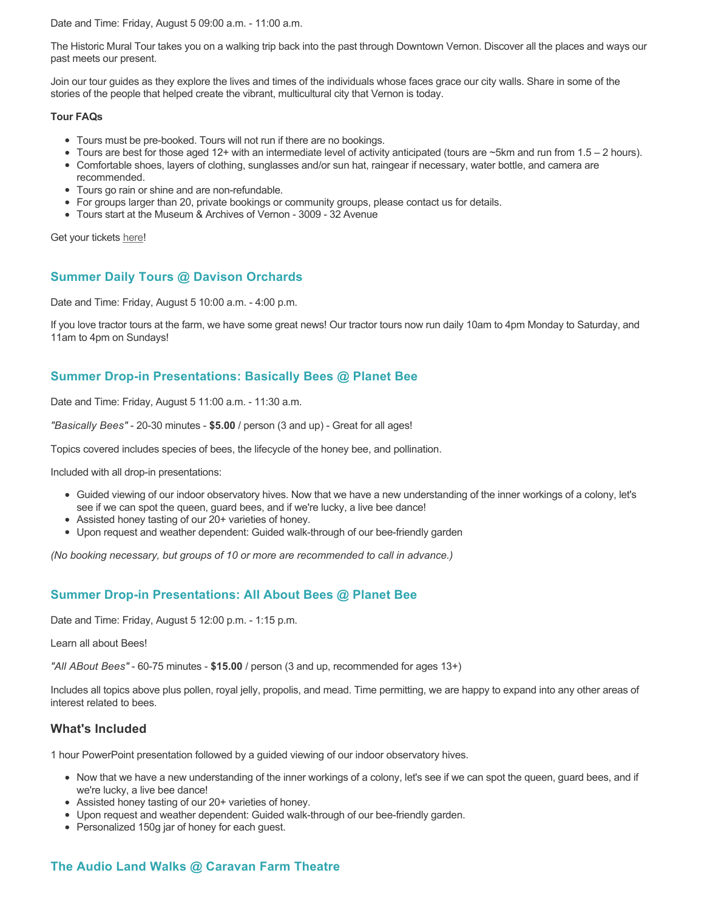Date and Time: Friday, August 5 09:00 a.m. - 11:00 a.m.

The Historic Mural Tour takes you on a walking trip back into the past through Downtown Vernon. Discover all the places and ways our past meets our present.

Join our tour guides as they explore the lives and times of the individuals whose faces grace our city walls. Share in some of the stories of the people that helped create the vibrant, multicultural city that Vernon is today.

**Tour FAQs**

- Tours must be pre-booked. Tours will not run if there are no bookings.
- Tours are best for those aged 12+ with an intermediate level of activity anticipated (tours are ~5km and run from 1.5 – 2 hours).
- Comfortable shoes, layers of clothing, sunglasses and/or sun hat, raingear if necessary, water bottle, and camera are recommended.
- Tours go rain or shine and are non-refundable.
- For groups larger than 20, private bookings or community groups, please contact us for details.
- Tours start at the Museum & Archives of Vernon - 3009 - 32 Avenue

Get your tickets here!

### Summer Daily Tours @ Davison Orchards

Date and Time: Friday, August 5 10:00 a.m. - 4:00 p.m.

If you love tractor tours at the farm, we have some great news! Our tractor tours now run daily 10am to 4pm Monday to Saturday, and 11am to 4pm on Sundays!

### Summer Drop-in Presentations: Basically Bees @ Planet Bee

Date and Time: Friday, August 5 11:00 a.m. - 11:30 a.m.

*"Basically Bees"* - 20-30 minutes - **$5.00** / person (3 and up) - Great for all ages!

Topics covered includes species of bees, the lifecycle of the honey bee, and pollination.

Included with all drop-in presentations:

- Guided viewing of our indoor observatory hives. Now that we have a new understanding of the inner workings of a colony, let's see if we can spot the queen, guard bees, and if we're lucky, a live bee dance!
- Assisted honey tasting of our 20+ varieties of honey.
- Upon request and weather dependent: Guided walk-through of our bee-friendly garden

*(No booking necessary, but groups of 10 or more are recommended to call in advance.)*

### Summer Drop-in Presentations: All About Bees @ Planet Bee

Date and Time: Friday, August 5 12:00 p.m. - 1:15 p.m.

Learn all about Bees!

*"All ABout Bees"* - 60-75 minutes - **$15.00** / person (3 and up, recommended for ages 13+)

Includes all topics above plus pollen, royal jelly, propolis, and mead. Time permitting, we are happy to expand into any other areas of interest related to bees.

#### What's Included

1 hour PowerPoint presentation followed by a guided viewing of our indoor observatory hives.

- Now that we have a new understanding of the inner workings of a colony, let's see if we can spot the queen, guard bees, and if we're lucky, a live bee dance!
- Assisted honey tasting of our 20+ varieties of honey.
- Upon request and weather dependent: Guided walk-through of our bee-friendly garden.
- Personalized 150g jar of honey for each guest.

### The Audio Land Walks @ Caravan Farm Theatre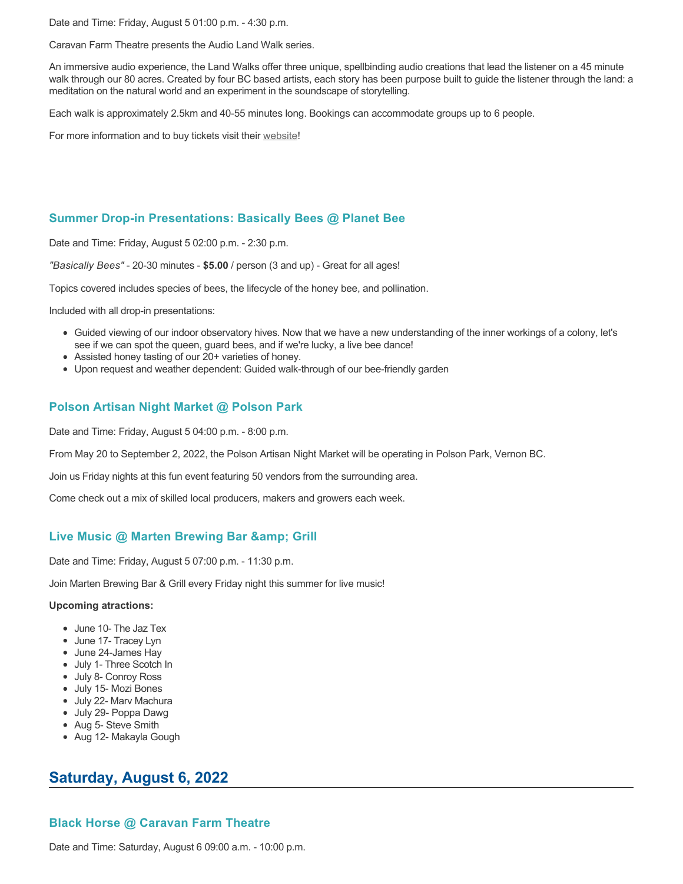Date and Time: Friday, August 5 01:00 p.m. - 4:30 p.m.

Caravan Farm Theatre presents the Audio Land Walk series.

An immersive audio experience, the Land Walks offer three unique, spellbinding audio creations that lead the listener on a 45 minute walk through our 80 acres. Created by four BC based artists, each story has been purpose built to guide the listener through the land: a meditation on the natural world and an experiment in the soundscape of storytelling.

Each walk is approximately 2.5km and 40-55 minutes long. Bookings can accommodate groups up to 6 people.

For more information and to buy tickets visit their website!

### Summer Drop-in Presentations: Basically Bees @ Planet Bee

Date and Time: Friday, August 5 02:00 p.m. - 2:30 p.m.

*"Basically Bees"* - 20-30 minutes - **$5.00** / person (3 and up) - Great for all ages!

Topics covered includes species of bees, the lifecycle of the honey bee, and pollination.

Included with all drop-in presentations:

- Guided viewing of our indoor observatory hives. Now that we have a new understanding of the inner workings of a colony, let's see if we can spot the queen, guard bees, and if we're lucky, a live bee dance!
- Assisted honey tasting of our 20+ varieties of honey.
- Upon request and weather dependent: Guided walk-through of our bee-friendly garden

### Polson Artisan Night Market @ Polson Park

Date and Time: Friday, August 5 04:00 p.m. - 8:00 p.m.

From May 20 to September 2, 2022, the Polson Artisan Night Market will be operating in Polson Park, Vernon BC.

Join us Friday nights at this fun event featuring 50 vendors from the surrounding area.

Come check out a mix of skilled local producers, makers and growers each week.

### Live Music @ Marten Brewing Bar &amp; Grill

Date and Time: Friday, August 5 07:00 p.m. - 11:30 p.m.

Join Marten Brewing Bar & Grill every Friday night this summer for live music!

**Upcoming atractions:**

- June 10- The Jaz Tex
- June 17- Tracey Lyn
- June 24-James Hay
- July 1- Three Scotch In
- July 8- Conroy Ross
- July 15- Mozi Bones
- July 22- Marv Machura
- July 29- Poppa Dawg
- Aug 5- Steve Smith
- Aug 12- Makayla Gough

## Saturday, August 6, 2022

### Black Horse @ Caravan Farm Theatre

Date and Time: Saturday, August 6 09:00 a.m. - 10:00 p.m.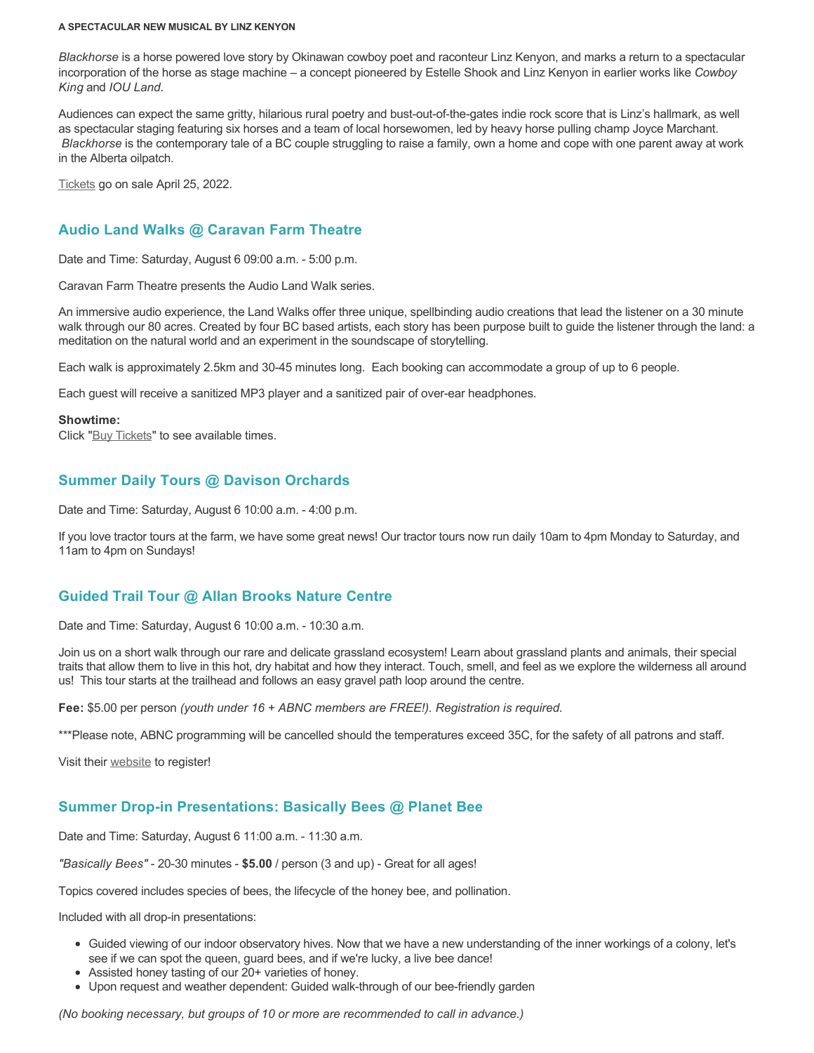**A SPECTACULAR NEW MUSICAL BY LINZ KENYON**

*Blackhorse* is a horse powered love story by Okinawan cowboy poet and raconteur Linz Kenyon, and marks a return to a spectacular incorporation of the horse as stage machine – a concept pioneered by Estelle Shook and Linz Kenyon in earlier works like *Cowboy King* and *IOU Land*.

Audiences can expect the same gritty, hilarious rural poetry and bust-out-of-the-gates indie rock score that is Linz's hallmark, as well as spectacular staging featuring six horses and a team of local horsewomen, led by heavy horse pulling champ Joyce Marchant. *Blackhorse* is the contemporary tale of a BC couple struggling to raise a family, own a home and cope with one parent away at work in the Alberta oilpatch.

Tickets go on sale April 25, 2022.

## Audio Land Walks @ Caravan Farm Theatre

Date and Time: Saturday, August 6 09:00 a.m. - 5:00 p.m.

Caravan Farm Theatre presents the Audio Land Walk series.

An immersive audio experience, the Land Walks offer three unique, spellbinding audio creations that lead the listener on a 30 minute walk through our 80 acres. Created by four BC based artists, each story has been purpose built to guide the listener through the land: a meditation on the natural world and an experiment in the soundscape of storytelling.

Each walk is approximately 2.5km and 30-45 minutes long. Each booking can accommodate a group of up to 6 people.

Each guest will receive a sanitized MP3 player and a sanitized pair of over-ear headphones.

**Showtime:**
Click "Buy Tickets" to see available times.

## Summer Daily Tours @ Davison Orchards

Date and Time: Saturday, August 6 10:00 a.m. - 4:00 p.m.

If you love tractor tours at the farm, we have some great news! Our tractor tours now run daily 10am to 4pm Monday to Saturday, and 11am to 4pm on Sundays!

## Guided Trail Tour @ Allan Brooks Nature Centre

Date and Time: Saturday, August 6 10:00 a.m. - 10:30 a.m.

Join us on a short walk through our rare and delicate grassland ecosystem! Learn about grassland plants and animals, their special traits that allow them to live in this hot, dry habitat and how they interact. Touch, smell, and feel as we explore the wilderness all around us! This tour starts at the trailhead and follows an easy gravel path loop around the centre.

**Fee:** $5.00 per person *(youth under 16 + ABNC members are FREE!). Registration is required.*

***Please note, ABNC programming will be cancelled should the temperatures exceed 35C, for the safety of all patrons and staff.

Visit their website to register!

## Summer Drop-in Presentations: Basically Bees @ Planet Bee

Date and Time: Saturday, August 6 11:00 a.m. - 11:30 a.m.

*"Basically Bees"* - 20-30 minutes - **$5.00** / person (3 and up) - Great for all ages!

Topics covered includes species of bees, the lifecycle of the honey bee, and pollination.

Included with all drop-in presentations:

- Guided viewing of our indoor observatory hives. Now that we have a new understanding of the inner workings of a colony, let's see if we can spot the queen, guard bees, and if we're lucky, a live bee dance!
- Assisted honey tasting of our 20+ varieties of honey.
- Upon request and weather dependent: Guided walk-through of our bee-friendly garden

*(No booking necessary, but groups of 10 or more are recommended to call in advance.)*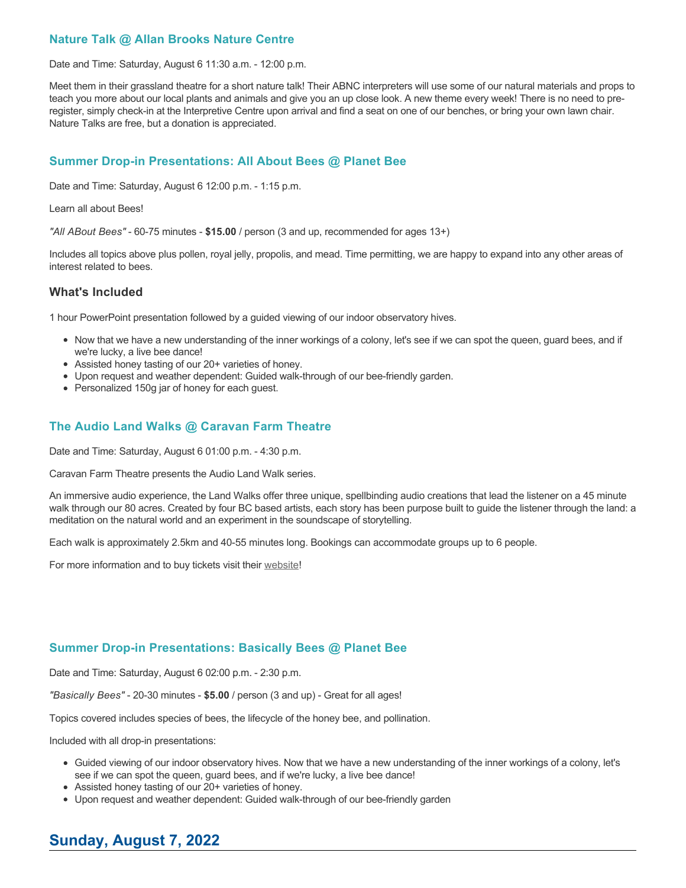### Nature Talk @ Allan Brooks Nature Centre

Date and Time: Saturday, August 6 11:30 a.m. - 12:00 p.m.

Meet them in their grassland theatre for a short nature talk! Their ABNC interpreters will use some of our natural materials and props to teach you more about our local plants and animals and give you an up close look. A new theme every week! There is no need to pre-register, simply check-in at the Interpretive Centre upon arrival and find a seat on one of our benches, or bring your own lawn chair. Nature Talks are free, but a donation is appreciated.

### Summer Drop-in Presentations: All About Bees @ Planet Bee

Date and Time: Saturday, August 6 12:00 p.m. - 1:15 p.m.

Learn all about Bees!

*"All ABout Bees"* - 60-75 minutes - **$15.00** / person (3 and up, recommended for ages 13+)

Includes all topics above plus pollen, royal jelly, propolis, and mead. Time permitting, we are happy to expand into any other areas of interest related to bees.

#### What's Included

1 hour PowerPoint presentation followed by a guided viewing of our indoor observatory hives.

- Now that we have a new understanding of the inner workings of a colony, let's see if we can spot the queen, guard bees, and if we're lucky, a live bee dance!
- Assisted honey tasting of our 20+ varieties of honey.
- Upon request and weather dependent: Guided walk-through of our bee-friendly garden.
- Personalized 150g jar of honey for each guest.

### The Audio Land Walks @ Caravan Farm Theatre

Date and Time: Saturday, August 6 01:00 p.m. - 4:30 p.m.

Caravan Farm Theatre presents the Audio Land Walk series.

An immersive audio experience, the Land Walks offer three unique, spellbinding audio creations that lead the listener on a 45 minute walk through our 80 acres. Created by four BC based artists, each story has been purpose built to guide the listener through the land: a meditation on the natural world and an experiment in the soundscape of storytelling.

Each walk is approximately 2.5km and 40-55 minutes long. Bookings can accommodate groups up to 6 people.

For more information and to buy tickets visit their website!

### Summer Drop-in Presentations: Basically Bees @ Planet Bee

Date and Time: Saturday, August 6 02:00 p.m. - 2:30 p.m.

*"Basically Bees"* - 20-30 minutes - **$5.00** / person (3 and up) - Great for all ages!

Topics covered includes species of bees, the lifecycle of the honey bee, and pollination.

Included with all drop-in presentations:

- Guided viewing of our indoor observatory hives. Now that we have a new understanding of the inner workings of a colony, let's see if we can spot the queen, guard bees, and if we're lucky, a live bee dance!
- Assisted honey tasting of our 20+ varieties of honey.
- Upon request and weather dependent: Guided walk-through of our bee-friendly garden

## Sunday, August 7, 2022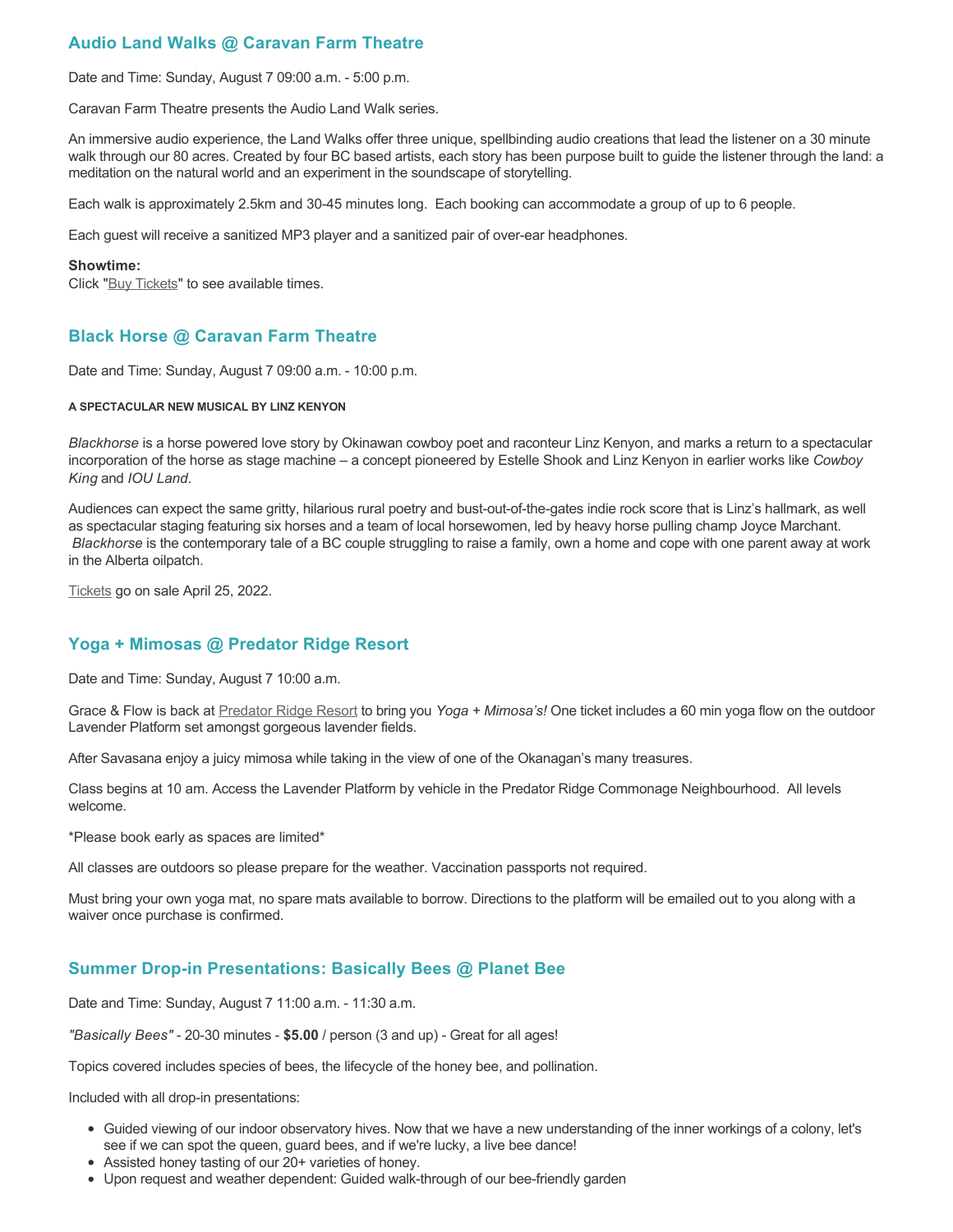### Audio Land Walks @ Caravan Farm Theatre

Date and Time: Sunday, August 7 09:00 a.m. - 5:00 p.m.

Caravan Farm Theatre presents the Audio Land Walk series.

An immersive audio experience, the Land Walks offer three unique, spellbinding audio creations that lead the listener on a 30 minute walk through our 80 acres. Created by four BC based artists, each story has been purpose built to guide the listener through the land: a meditation on the natural world and an experiment in the soundscape of storytelling.

Each walk is approximately 2.5km and 30-45 minutes long.  Each booking can accommodate a group of up to 6 people.

Each guest will receive a sanitized MP3 player and a sanitized pair of over-ear headphones.

**Showtime:**
Click "Buy Tickets" to see available times.

### Black Horse @ Caravan Farm Theatre

Date and Time: Sunday, August 7 09:00 a.m. - 10:00 p.m.

**A SPECTACULAR NEW MUSICAL BY LINZ KENYON**

*Blackhorse* is a horse powered love story by Okinawan cowboy poet and raconteur Linz Kenyon, and marks a return to a spectacular incorporation of the horse as stage machine – a concept pioneered by Estelle Shook and Linz Kenyon in earlier works like *Cowboy King* and *IOU Land*.

Audiences can expect the same gritty, hilarious rural poetry and bust-out-of-the-gates indie rock score that is Linz's hallmark, as well as spectacular staging featuring six horses and a team of local horsewomen, led by heavy horse pulling champ Joyce Marchant. *Blackhorse* is the contemporary tale of a BC couple struggling to raise a family, own a home and cope with one parent away at work in the Alberta oilpatch.

Tickets go on sale April 25, 2022.

### Yoga + Mimosas @ Predator Ridge Resort

Date and Time: Sunday, August 7 10:00 a.m.

Grace & Flow is back at Predator Ridge Resort to bring you *Yoga + Mimosa's!* One ticket includes a 60 min yoga flow on the outdoor Lavender Platform set amongst gorgeous lavender fields.

After Savasana enjoy a juicy mimosa while taking in the view of one of the Okanagan's many treasures.

Class begins at 10 am. Access the Lavender Platform by vehicle in the Predator Ridge Commonage Neighbourhood.  All levels welcome.

*Please book early as spaces are limited*

All classes are outdoors so please prepare for the weather. Vaccination passports not required.

Must bring your own yoga mat, no spare mats available to borrow. Directions to the platform will be emailed out to you along with a waiver once purchase is confirmed.

### Summer Drop-in Presentations: Basically Bees @ Planet Bee

Date and Time: Sunday, August 7 11:00 a.m. - 11:30 a.m.

*"Basically Bees"* - 20-30 minutes - **$5.00** / person (3 and up) - Great for all ages!

Topics covered includes species of bees, the lifecycle of the honey bee, and pollination.

Included with all drop-in presentations:

- Guided viewing of our indoor observatory hives. Now that we have a new understanding of the inner workings of a colony, let's see if we can spot the queen, guard bees, and if we're lucky, a live bee dance!
- Assisted honey tasting of our 20+ varieties of honey.
- Upon request and weather dependent: Guided walk-through of our bee-friendly garden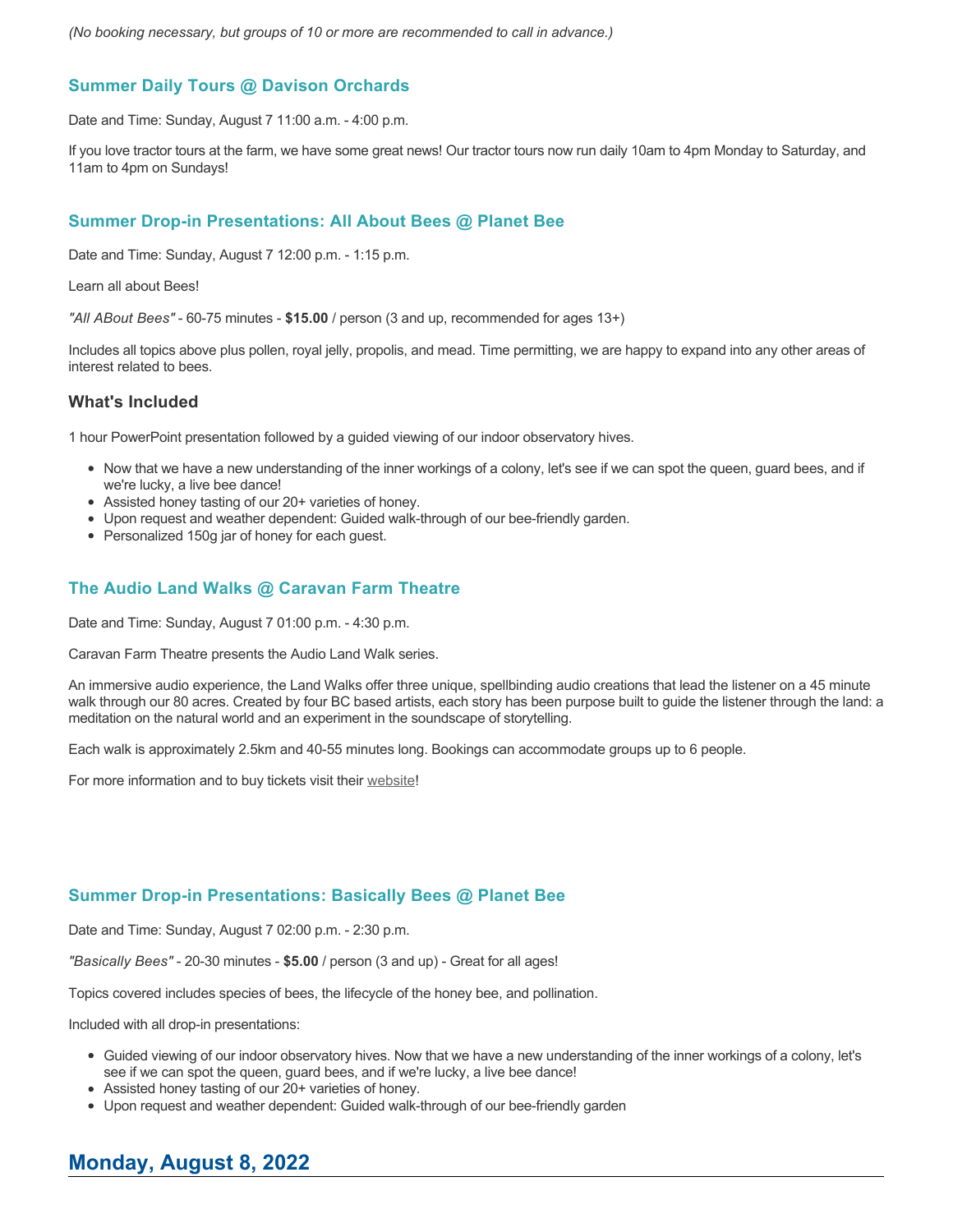*(No booking necessary, but groups of 10 or more are recommended to call in advance.)*

### Summer Daily Tours @ Davison Orchards

Date and Time: Sunday, August 7 11:00 a.m. - 4:00 p.m.

If you love tractor tours at the farm, we have some great news! Our tractor tours now run daily 10am to 4pm Monday to Saturday, and 11am to 4pm on Sundays!

### Summer Drop-in Presentations: All About Bees @ Planet Bee

Date and Time: Sunday, August 7 12:00 p.m. - 1:15 p.m.

Learn all about Bees!

*"All ABout Bees"* - 60-75 minutes - **$15.00** / person (3 and up, recommended for ages 13+)

Includes all topics above plus pollen, royal jelly, propolis, and mead. Time permitting, we are happy to expand into any other areas of interest related to bees.

#### What's Included

1 hour PowerPoint presentation followed by a guided viewing of our indoor observatory hives.

- Now that we have a new understanding of the inner workings of a colony, let's see if we can spot the queen, guard bees, and if we're lucky, a live bee dance!
- Assisted honey tasting of our 20+ varieties of honey.
- Upon request and weather dependent: Guided walk-through of our bee-friendly garden.
- Personalized 150g jar of honey for each guest.

### The Audio Land Walks @ Caravan Farm Theatre

Date and Time: Sunday, August 7 01:00 p.m. - 4:30 p.m.

Caravan Farm Theatre presents the Audio Land Walk series.

An immersive audio experience, the Land Walks offer three unique, spellbinding audio creations that lead the listener on a 45 minute walk through our 80 acres. Created by four BC based artists, each story has been purpose built to guide the listener through the land: a meditation on the natural world and an experiment in the soundscape of storytelling.

Each walk is approximately 2.5km and 40-55 minutes long. Bookings can accommodate groups up to 6 people.

For more information and to buy tickets visit their website!

### Summer Drop-in Presentations: Basically Bees @ Planet Bee

Date and Time: Sunday, August 7 02:00 p.m. - 2:30 p.m.

*"Basically Bees"* - 20-30 minutes - **$5.00** / person (3 and up) - Great for all ages!

Topics covered includes species of bees, the lifecycle of the honey bee, and pollination.

Included with all drop-in presentations:

- Guided viewing of our indoor observatory hives. Now that we have a new understanding of the inner workings of a colony, let's see if we can spot the queen, guard bees, and if we're lucky, a live bee dance!
- Assisted honey tasting of our 20+ varieties of honey.
- Upon request and weather dependent: Guided walk-through of our bee-friendly garden

## Monday, August 8, 2022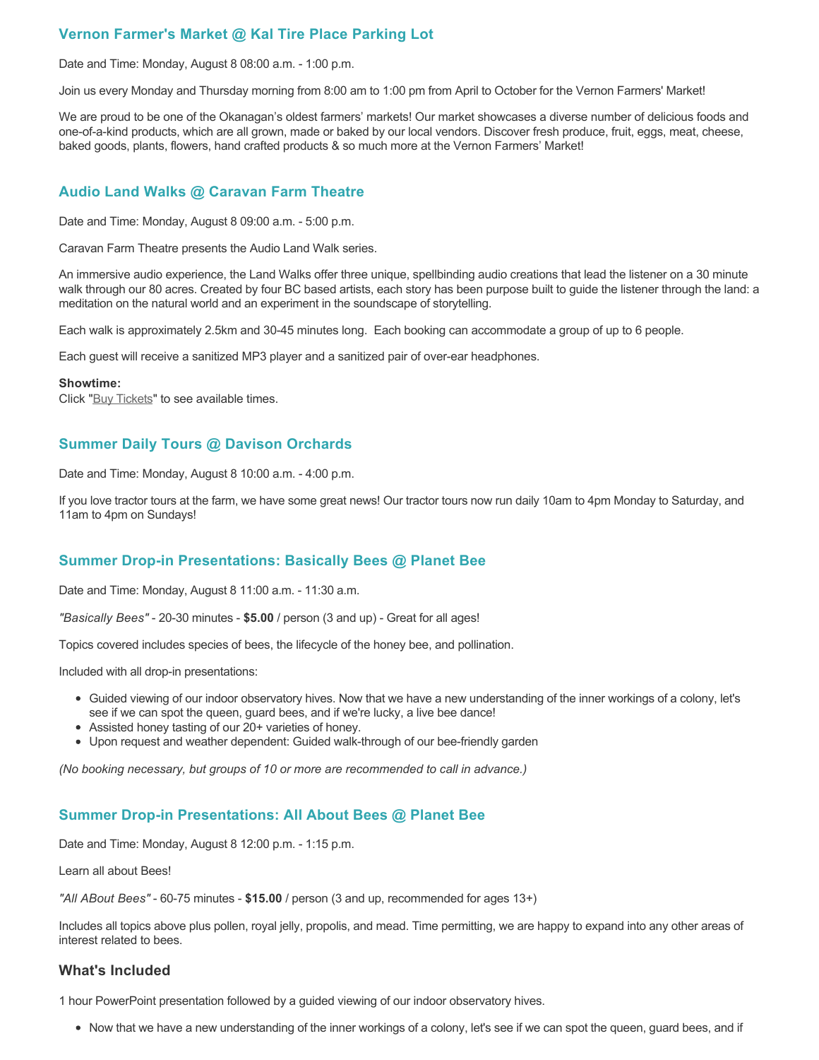### Vernon Farmer's Market @ Kal Tire Place Parking Lot

Date and Time: Monday, August 8 08:00 a.m. - 1:00 p.m.

Join us every Monday and Thursday morning from 8:00 am to 1:00 pm from April to October for the Vernon Farmers' Market!

We are proud to be one of the Okanagan's oldest farmers' markets! Our market showcases a diverse number of delicious foods and one-of-a-kind products, which are all grown, made or baked by our local vendors. Discover fresh produce, fruit, eggs, meat, cheese, baked goods, plants, flowers, hand crafted products & so much more at the Vernon Farmers' Market!

### Audio Land Walks @ Caravan Farm Theatre

Date and Time: Monday, August 8 09:00 a.m. - 5:00 p.m.

Caravan Farm Theatre presents the Audio Land Walk series.

An immersive audio experience, the Land Walks offer three unique, spellbinding audio creations that lead the listener on a 30 minute walk through our 80 acres. Created by four BC based artists, each story has been purpose built to guide the listener through the land: a meditation on the natural world and an experiment in the soundscape of storytelling.

Each walk is approximately 2.5km and 30-45 minutes long. Each booking can accommodate a group of up to 6 people.

Each guest will receive a sanitized MP3 player and a sanitized pair of over-ear headphones.

**Showtime:**
Click "Buy Tickets" to see available times.

### Summer Daily Tours @ Davison Orchards

Date and Time: Monday, August 8 10:00 a.m. - 4:00 p.m.

If you love tractor tours at the farm, we have some great news! Our tractor tours now run daily 10am to 4pm Monday to Saturday, and 11am to 4pm on Sundays!

### Summer Drop-in Presentations: Basically Bees @ Planet Bee

Date and Time: Monday, August 8 11:00 a.m. - 11:30 a.m.

*"Basically Bees"* - 20-30 minutes - **$5.00** / person (3 and up) - Great for all ages!

Topics covered includes species of bees, the lifecycle of the honey bee, and pollination.

Included with all drop-in presentations:

- Guided viewing of our indoor observatory hives. Now that we have a new understanding of the inner workings of a colony, let's see if we can spot the queen, guard bees, and if we're lucky, a live bee dance!
- Assisted honey tasting of our 20+ varieties of honey.
- Upon request and weather dependent: Guided walk-through of our bee-friendly garden

*(No booking necessary, but groups of 10 or more are recommended to call in advance.)*

### Summer Drop-in Presentations: All About Bees @ Planet Bee

Date and Time: Monday, August 8 12:00 p.m. - 1:15 p.m.

Learn all about Bees!

*"All ABout Bees"* - 60-75 minutes - **$15.00** / person (3 and up, recommended for ages 13+)

Includes all topics above plus pollen, royal jelly, propolis, and mead. Time permitting, we are happy to expand into any other areas of interest related to bees.

## What's Included

1 hour PowerPoint presentation followed by a guided viewing of our indoor observatory hives.

- Now that we have a new understanding of the inner workings of a colony, let's see if we can spot the queen, guard bees, and if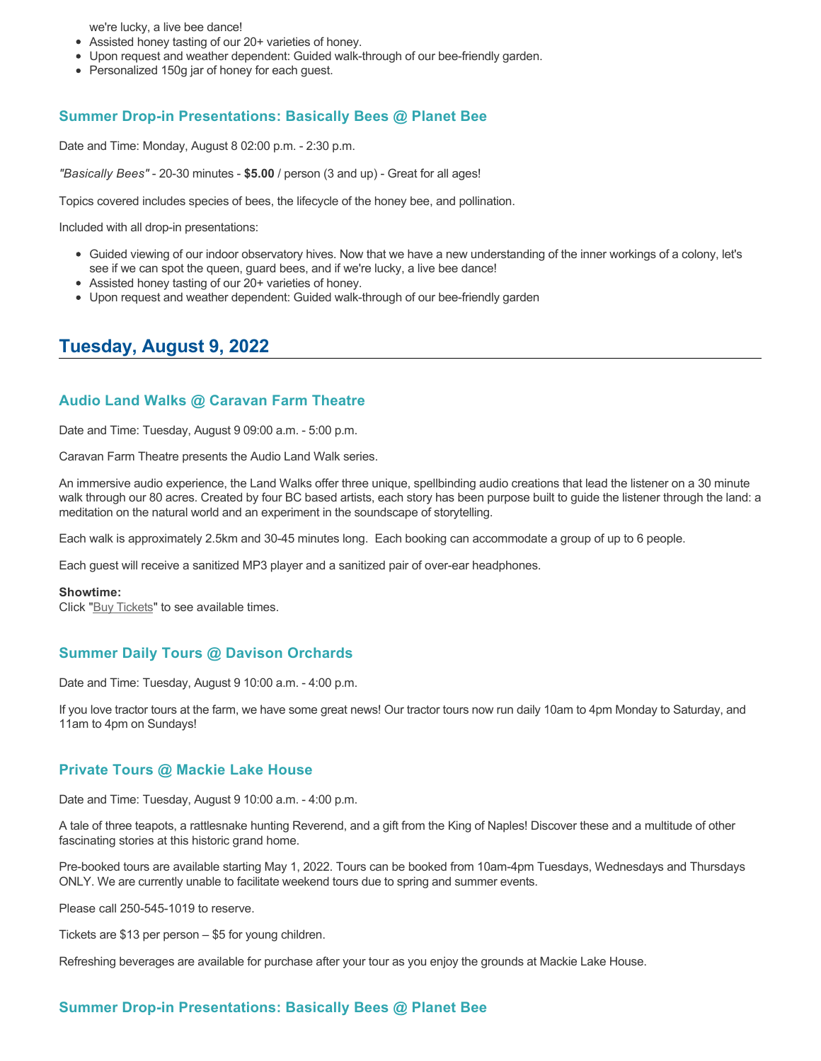we're lucky, a live bee dance!
- Assisted honey tasting of our 20+ varieties of honey.
- Upon request and weather dependent: Guided walk-through of our bee-friendly garden.
- Personalized 150g jar of honey for each guest.

### Summer Drop-in Presentations: Basically Bees @ Planet Bee

Date and Time: Monday, August 8 02:00 p.m. - 2:30 p.m.

*"Basically Bees"* - 20-30 minutes - **$5.00** / person (3 and up) - Great for all ages!

Topics covered includes species of bees, the lifecycle of the honey bee, and pollination.

Included with all drop-in presentations:

- Guided viewing of our indoor observatory hives. Now that we have a new understanding of the inner workings of a colony, let's see if we can spot the queen, guard bees, and if we're lucky, a live bee dance!
- Assisted honey tasting of our 20+ varieties of honey.
- Upon request and weather dependent: Guided walk-through of our bee-friendly garden

## Tuesday, August 9, 2022

### Audio Land Walks @ Caravan Farm Theatre

Date and Time: Tuesday, August 9 09:00 a.m. - 5:00 p.m.

Caravan Farm Theatre presents the Audio Land Walk series.

An immersive audio experience, the Land Walks offer three unique, spellbinding audio creations that lead the listener on a 30 minute walk through our 80 acres. Created by four BC based artists, each story has been purpose built to guide the listener through the land: a meditation on the natural world and an experiment in the soundscape of storytelling.

Each walk is approximately 2.5km and 30-45 minutes long. Each booking can accommodate a group of up to 6 people.

Each guest will receive a sanitized MP3 player and a sanitized pair of over-ear headphones.

**Showtime:**
Click "Buy Tickets" to see available times.

### Summer Daily Tours @ Davison Orchards

Date and Time: Tuesday, August 9 10:00 a.m. - 4:00 p.m.

If you love tractor tours at the farm, we have some great news! Our tractor tours now run daily 10am to 4pm Monday to Saturday, and 11am to 4pm on Sundays!

### Private Tours @ Mackie Lake House

Date and Time: Tuesday, August 9 10:00 a.m. - 4:00 p.m.

A tale of three teapots, a rattlesnake hunting Reverend, and a gift from the King of Naples! Discover these and a multitude of other fascinating stories at this historic grand home.

Pre-booked tours are available starting May 1, 2022. Tours can be booked from 10am-4pm Tuesdays, Wednesdays and Thursdays ONLY. We are currently unable to facilitate weekend tours due to spring and summer events.

Please call 250-545-1019 to reserve.

Tickets are $13 per person – $5 for young children.

Refreshing beverages are available for purchase after your tour as you enjoy the grounds at Mackie Lake House.

### Summer Drop-in Presentations: Basically Bees @ Planet Bee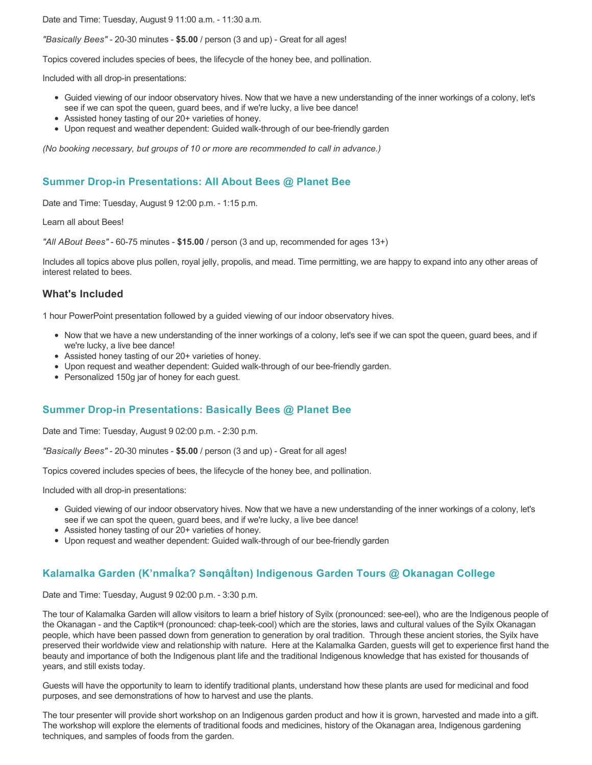Date and Time: Tuesday, August 9 11:00 a.m. - 11:30 a.m.

*"Basically Bees"* - 20-30 minutes - **$5.00** / person (3 and up) - Great for all ages!

Topics covered includes species of bees, the lifecycle of the honey bee, and pollination.

Included with all drop-in presentations:

- Guided viewing of our indoor observatory hives. Now that we have a new understanding of the inner workings of a colony, let's see if we can spot the queen, guard bees, and if we're lucky, a live bee dance!
- Assisted honey tasting of our 20+ varieties of honey.
- Upon request and weather dependent: Guided walk-through of our bee-friendly garden

*(No booking necessary, but groups of 10 or more are recommended to call in advance.)*

### Summer Drop-in Presentations: All About Bees @ Planet Bee

Date and Time: Tuesday, August 9 12:00 p.m. - 1:15 p.m.

Learn all about Bees!

*"All ABout Bees"* - 60-75 minutes - **$15.00** / person (3 and up, recommended for ages 13+)

Includes all topics above plus pollen, royal jelly, propolis, and mead. Time permitting, we are happy to expand into any other areas of interest related to bees.

#### What's Included

1 hour PowerPoint presentation followed by a guided viewing of our indoor observatory hives.

- Now that we have a new understanding of the inner workings of a colony, let's see if we can spot the queen, guard bees, and if we're lucky, a live bee dance!
- Assisted honey tasting of our 20+ varieties of honey.
- Upon request and weather dependent: Guided walk-through of our bee-friendly garden.
- Personalized 150g jar of honey for each guest.

### Summer Drop-in Presentations: Basically Bees @ Planet Bee

Date and Time: Tuesday, August 9 02:00 p.m. - 2:30 p.m.

*"Basically Bees"* - 20-30 minutes - **$5.00** / person (3 and up) - Great for all ages!

Topics covered includes species of bees, the lifecycle of the honey bee, and pollination.

Included with all drop-in presentations:

- Guided viewing of our indoor observatory hives. Now that we have a new understanding of the inner workings of a colony, let's see if we can spot the queen, guard bees, and if we're lucky, a live bee dance!
- Assisted honey tasting of our 20+ varieties of honey.
- Upon request and weather dependent: Guided walk-through of our bee-friendly garden

### Kalamalka Garden (K'nmaĺka? Sənqâĺtən) Indigenous Garden Tours @ Okanagan College

Date and Time: Tuesday, August 9 02:00 p.m. - 3:30 p.m.

The tour of Kalamalka Garden will allow visitors to learn a brief history of Syilx (pronounced: see-eel), who are the Indigenous people of the Okanagan - and the Captikʷł (pronounced: chap-teek-cool) which are the stories, laws and cultural values of the Syilx Okanagan people, which have been passed down from generation to generation by oral tradition. Through these ancient stories, the Syilx have preserved their worldwide view and relationship with nature. Here at the Kalamalka Garden, guests will get to experience first hand the beauty and importance of both the Indigenous plant life and the traditional Indigenous knowledge that has existed for thousands of years, and still exists today.

Guests will have the opportunity to learn to identify traditional plants, understand how these plants are used for medicinal and food purposes, and see demonstrations of how to harvest and use the plants.

The tour presenter will provide short workshop on an Indigenous garden product and how it is grown, harvested and made into a gift. The workshop will explore the elements of traditional foods and medicines, history of the Okanagan area, Indigenous gardening techniques, and samples of foods from the garden.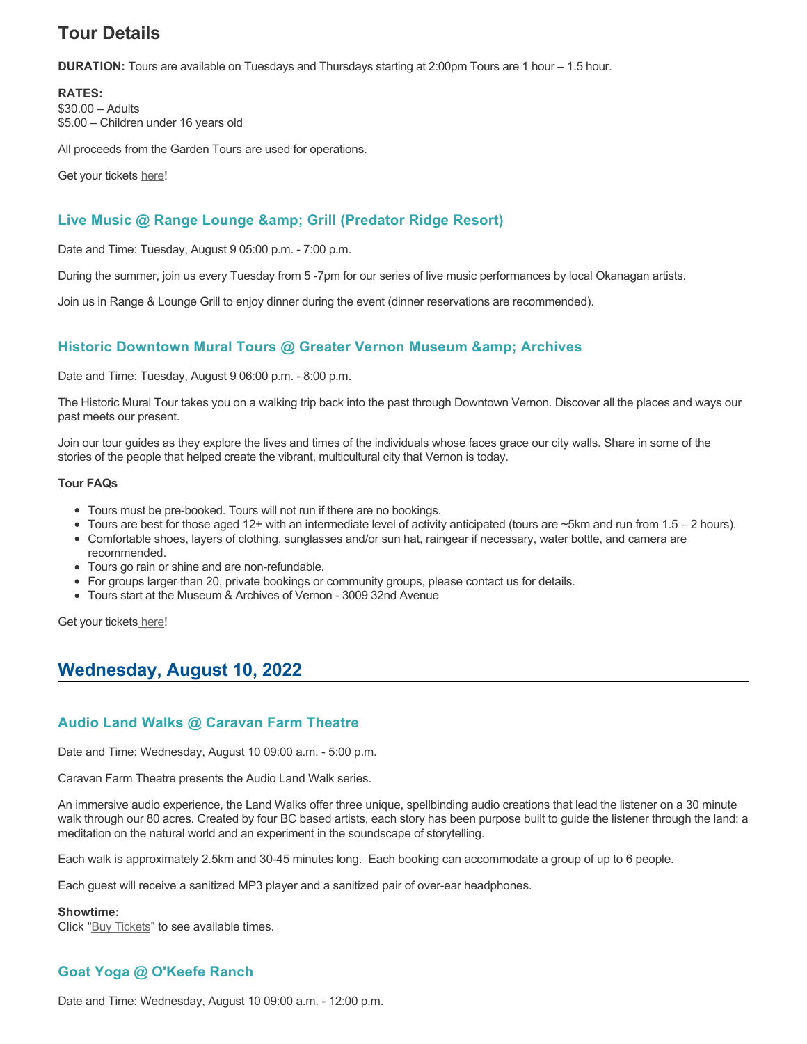## Tour Details

**DURATION:** Tours are available on Tuesdays and Thursdays starting at 2:00pm Tours are 1 hour – 1.5 hour.

**RATES:**
$30.00 – Adults
$5.00 – Children under 16 years old

All proceeds from the Garden Tours are used for operations.

Get your tickets here!

### Live Music @ Range Lounge &amp; Grill (Predator Ridge Resort)

Date and Time: Tuesday, August 9 05:00 p.m. - 7:00 p.m.

During the summer, join us every Tuesday from 5 -7pm for our series of live music performances by local Okanagan artists.

Join us in Range & Lounge Grill to enjoy dinner during the event (dinner reservations are recommended).

### Historic Downtown Mural Tours @ Greater Vernon Museum &amp; Archives

Date and Time: Tuesday, August 9 06:00 p.m. - 8:00 p.m.

The Historic Mural Tour takes you on a walking trip back into the past through Downtown Vernon. Discover all the places and ways our past meets our present.

Join our tour guides as they explore the lives and times of the individuals whose faces grace our city walls. Share in some of the stories of the people that helped create the vibrant, multicultural city that Vernon is today.

**Tour FAQs**

- Tours must be pre-booked. Tours will not run if there are no bookings.
- Tours are best for those aged 12+ with an intermediate level of activity anticipated (tours are ~5km and run from 1.5 – 2 hours).
- Comfortable shoes, layers of clothing, sunglasses and/or sun hat, raingear if necessary, water bottle, and camera are recommended.
- Tours go rain or shine and are non-refundable.
- For groups larger than 20, private bookings or community groups, please contact us for details.
- Tours start at the Museum & Archives of Vernon - 3009 32nd Avenue

Get your tickets here!

## Wednesday, August 10, 2022

### Audio Land Walks @ Caravan Farm Theatre

Date and Time: Wednesday, August 10 09:00 a.m. - 5:00 p.m.

Caravan Farm Theatre presents the Audio Land Walk series.

An immersive audio experience, the Land Walks offer three unique, spellbinding audio creations that lead the listener on a 30 minute walk through our 80 acres. Created by four BC based artists, each story has been purpose built to guide the listener through the land: a meditation on the natural world and an experiment in the soundscape of storytelling.

Each walk is approximately 2.5km and 30-45 minutes long. Each booking can accommodate a group of up to 6 people.

Each guest will receive a sanitized MP3 player and a sanitized pair of over-ear headphones.

**Showtime:**
Click "Buy Tickets" to see available times.

### Goat Yoga @ O'Keefe Ranch

Date and Time: Wednesday, August 10 09:00 a.m. - 12:00 p.m.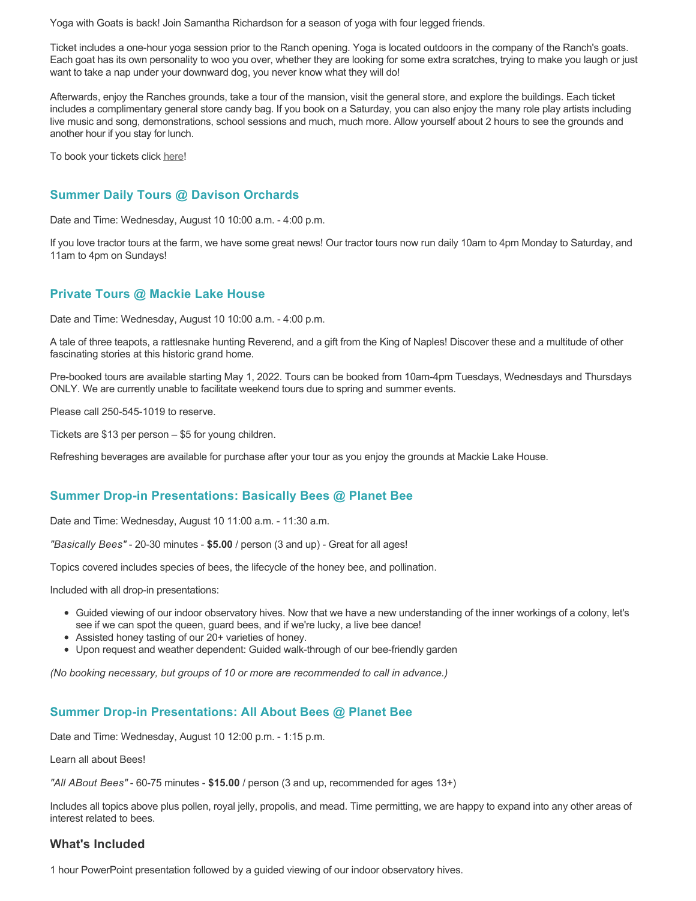Yoga with Goats is back! Join Samantha Richardson for a season of yoga with four legged friends.

Ticket includes a one-hour yoga session prior to the Ranch opening. Yoga is located outdoors in the company of the Ranch's goats. Each goat has its own personality to woo you over, whether they are looking for some extra scratches, trying to make you laugh or just want to take a nap under your downward dog, you never know what they will do!

Afterwards, enjoy the Ranches grounds, take a tour of the mansion, visit the general store, and explore the buildings. Each ticket includes a complimentary general store candy bag. If you book on a Saturday, you can also enjoy the many role play artists including live music and song, demonstrations, school sessions and much, much more. Allow yourself about 2 hours to see the grounds and another hour if you stay for lunch.

To book your tickets click here!

### Summer Daily Tours @ Davison Orchards

Date and Time: Wednesday, August 10 10:00 a.m. - 4:00 p.m.

If you love tractor tours at the farm, we have some great news! Our tractor tours now run daily 10am to 4pm Monday to Saturday, and 11am to 4pm on Sundays!

### Private Tours @ Mackie Lake House

Date and Time: Wednesday, August 10 10:00 a.m. - 4:00 p.m.

A tale of three teapots, a rattlesnake hunting Reverend, and a gift from the King of Naples! Discover these and a multitude of other fascinating stories at this historic grand home.

Pre-booked tours are available starting May 1, 2022. Tours can be booked from 10am-4pm Tuesdays, Wednesdays and Thursdays ONLY. We are currently unable to facilitate weekend tours due to spring and summer events.

Please call 250-545-1019 to reserve.

Tickets are $13 per person – $5 for young children.

Refreshing beverages are available for purchase after your tour as you enjoy the grounds at Mackie Lake House.

### Summer Drop-in Presentations: Basically Bees @ Planet Bee

Date and Time: Wednesday, August 10 11:00 a.m. - 11:30 a.m.

*"Basically Bees" - 20-30 minutes - **$5.00** / person (3 and up) - Great for all ages!*

Topics covered includes species of bees, the lifecycle of the honey bee, and pollination.

Included with all drop-in presentations:

- Guided viewing of our indoor observatory hives. Now that we have a new understanding of the inner workings of a colony, let's see if we can spot the queen, guard bees, and if we're lucky, a live bee dance!
- Assisted honey tasting of our 20+ varieties of honey.
- Upon request and weather dependent: Guided walk-through of our bee-friendly garden

*(No booking necessary, but groups of 10 or more are recommended to call in advance.)*

### Summer Drop-in Presentations: All About Bees @ Planet Bee

Date and Time: Wednesday, August 10 12:00 p.m. - 1:15 p.m.

Learn all about Bees!

*"All ABout Bees"* - 60-75 minutes - **$15.00** / person (3 and up, recommended for ages 13+)

Includes all topics above plus pollen, royal jelly, propolis, and mead. Time permitting, we are happy to expand into any other areas of interest related to bees.

#### What's Included

1 hour PowerPoint presentation followed by a guided viewing of our indoor observatory hives.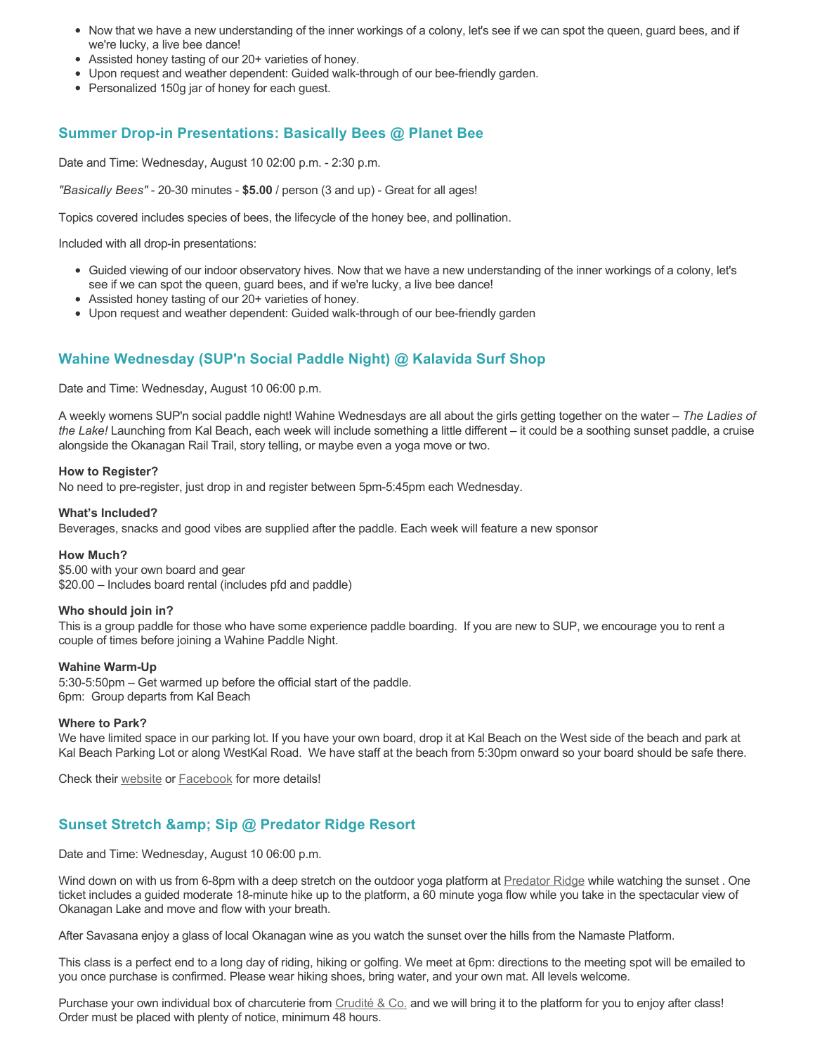- Now that we have a new understanding of the inner workings of a colony, let's see if we can spot the queen, guard bees, and if we're lucky, a live bee dance!
- Assisted honey tasting of our 20+ varieties of honey.
- Upon request and weather dependent: Guided walk-through of our bee-friendly garden.
- Personalized 150g jar of honey for each guest.

## Summer Drop-in Presentations: Basically Bees @ Planet Bee

Date and Time: Wednesday, August 10 02:00 p.m. - 2:30 p.m.

*"Basically Bees"* - 20-30 minutes - **$5.00** / person (3 and up) - Great for all ages!

Topics covered includes species of bees, the lifecycle of the honey bee, and pollination.

Included with all drop-in presentations:

- Guided viewing of our indoor observatory hives. Now that we have a new understanding of the inner workings of a colony, let's see if we can spot the queen, guard bees, and if we're lucky, a live bee dance!
- Assisted honey tasting of our 20+ varieties of honey.
- Upon request and weather dependent: Guided walk-through of our bee-friendly garden

## Wahine Wednesday (SUP'n Social Paddle Night) @ Kalavida Surf Shop

Date and Time: Wednesday, August 10 06:00 p.m.

A weekly womens SUP'n social paddle night! Wahine Wednesdays are all about the girls getting together on the water – *The Ladies of the Lake!* Launching from Kal Beach, each week will include something a little different – it could be a soothing sunset paddle, a cruise alongside the Okanagan Rail Trail, story telling, or maybe even a yoga move or two.

**How to Register?**
No need to pre-register, just drop in and register between 5pm-5:45pm each Wednesday.

**What's Included?**
Beverages, snacks and good vibes are supplied after the paddle. Each week will feature a new sponsor

**How Much?**
$5.00 with your own board and gear
$20.00 – Includes board rental (includes pfd and paddle)

**Who should join in?**
This is a group paddle for those who have some experience paddle boarding. If you are new to SUP, we encourage you to rent a couple of times before joining a Wahine Paddle Night.

**Wahine Warm-Up**
5:30-5:50pm – Get warmed up before the official start of the paddle.
6pm: Group departs from Kal Beach

**Where to Park?**
We have limited space in our parking lot. If you have your own board, drop it at Kal Beach on the West side of the beach and park at Kal Beach Parking Lot or along WestKal Road. We have staff at the beach from 5:30pm onward so your board should be safe there.

Check their website or Facebook for more details!

## Sunset Stretch &amp; Sip @ Predator Ridge Resort

Date and Time: Wednesday, August 10 06:00 p.m.

Wind down on with us from 6-8pm with a deep stretch on the outdoor yoga platform at Predator Ridge while watching the sunset . One ticket includes a guided moderate 18-minute hike up to the platform, a 60 minute yoga flow while you take in the spectacular view of Okanagan Lake and move and flow with your breath.

After Savasana enjoy a glass of local Okanagan wine as you watch the sunset over the hills from the Namaste Platform.

This class is a perfect end to a long day of riding, hiking or golfing. We meet at 6pm: directions to the meeting spot will be emailed to you once purchase is confirmed. Please wear hiking shoes, bring water, and your own mat. All levels welcome.

Purchase your own individual box of charcuterie from Crudité & Co. and we will bring it to the platform for you to enjoy after class! Order must be placed with plenty of notice, minimum 48 hours.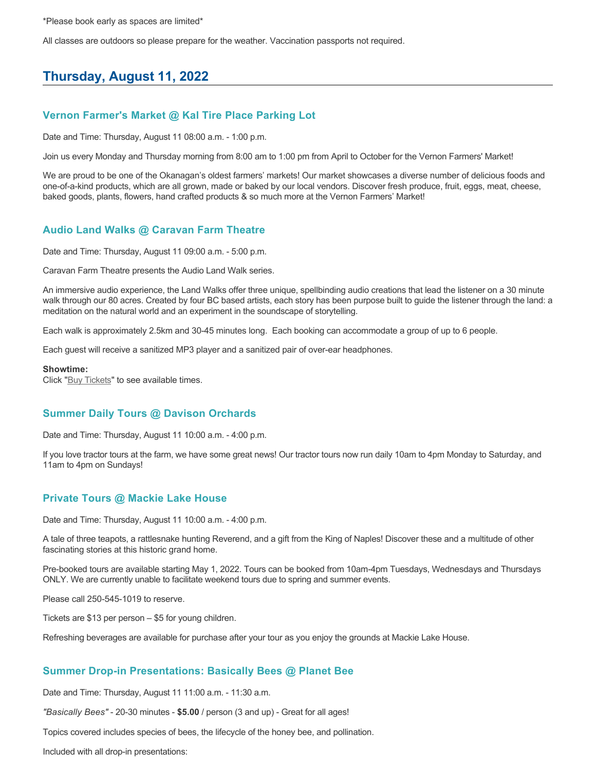\*Please book early as spaces are limited\*

All classes are outdoors so please prepare for the weather. Vaccination passports not required.

## Thursday, August 11, 2022

### Vernon Farmer's Market @ Kal Tire Place Parking Lot

Date and Time: Thursday, August 11 08:00 a.m. - 1:00 p.m.

Join us every Monday and Thursday morning from 8:00 am to 1:00 pm from April to October for the Vernon Farmers' Market!

We are proud to be one of the Okanagan's oldest farmers' markets! Our market showcases a diverse number of delicious foods and one-of-a-kind products, which are all grown, made or baked by our local vendors. Discover fresh produce, fruit, eggs, meat, cheese, baked goods, plants, flowers, hand crafted products & so much more at the Vernon Farmers' Market!

### Audio Land Walks @ Caravan Farm Theatre

Date and Time: Thursday, August 11 09:00 a.m. - 5:00 p.m.

Caravan Farm Theatre presents the Audio Land Walk series.

An immersive audio experience, the Land Walks offer three unique, spellbinding audio creations that lead the listener on a 30 minute walk through our 80 acres. Created by four BC based artists, each story has been purpose built to guide the listener through the land: a meditation on the natural world and an experiment in the soundscape of storytelling.

Each walk is approximately 2.5km and 30-45 minutes long. Each booking can accommodate a group of up to 6 people.

Each guest will receive a sanitized MP3 player and a sanitized pair of over-ear headphones.

**Showtime:**
Click "Buy Tickets" to see available times.

### Summer Daily Tours @ Davison Orchards

Date and Time: Thursday, August 11 10:00 a.m. - 4:00 p.m.

If you love tractor tours at the farm, we have some great news! Our tractor tours now run daily 10am to 4pm Monday to Saturday, and 11am to 4pm on Sundays!

### Private Tours @ Mackie Lake House

Date and Time: Thursday, August 11 10:00 a.m. - 4:00 p.m.

A tale of three teapots, a rattlesnake hunting Reverend, and a gift from the King of Naples! Discover these and a multitude of other fascinating stories at this historic grand home.

Pre-booked tours are available starting May 1, 2022. Tours can be booked from 10am-4pm Tuesdays, Wednesdays and Thursdays ONLY. We are currently unable to facilitate weekend tours due to spring and summer events.

Please call 250-545-1019 to reserve.

Tickets are $13 per person – $5 for young children.

Refreshing beverages are available for purchase after your tour as you enjoy the grounds at Mackie Lake House.

### Summer Drop-in Presentations: Basically Bees @ Planet Bee

Date and Time: Thursday, August 11 11:00 a.m. - 11:30 a.m.

*"Basically Bees"* - 20-30 minutes - **$5.00** / person (3 and up) - Great for all ages!

Topics covered includes species of bees, the lifecycle of the honey bee, and pollination.

Included with all drop-in presentations: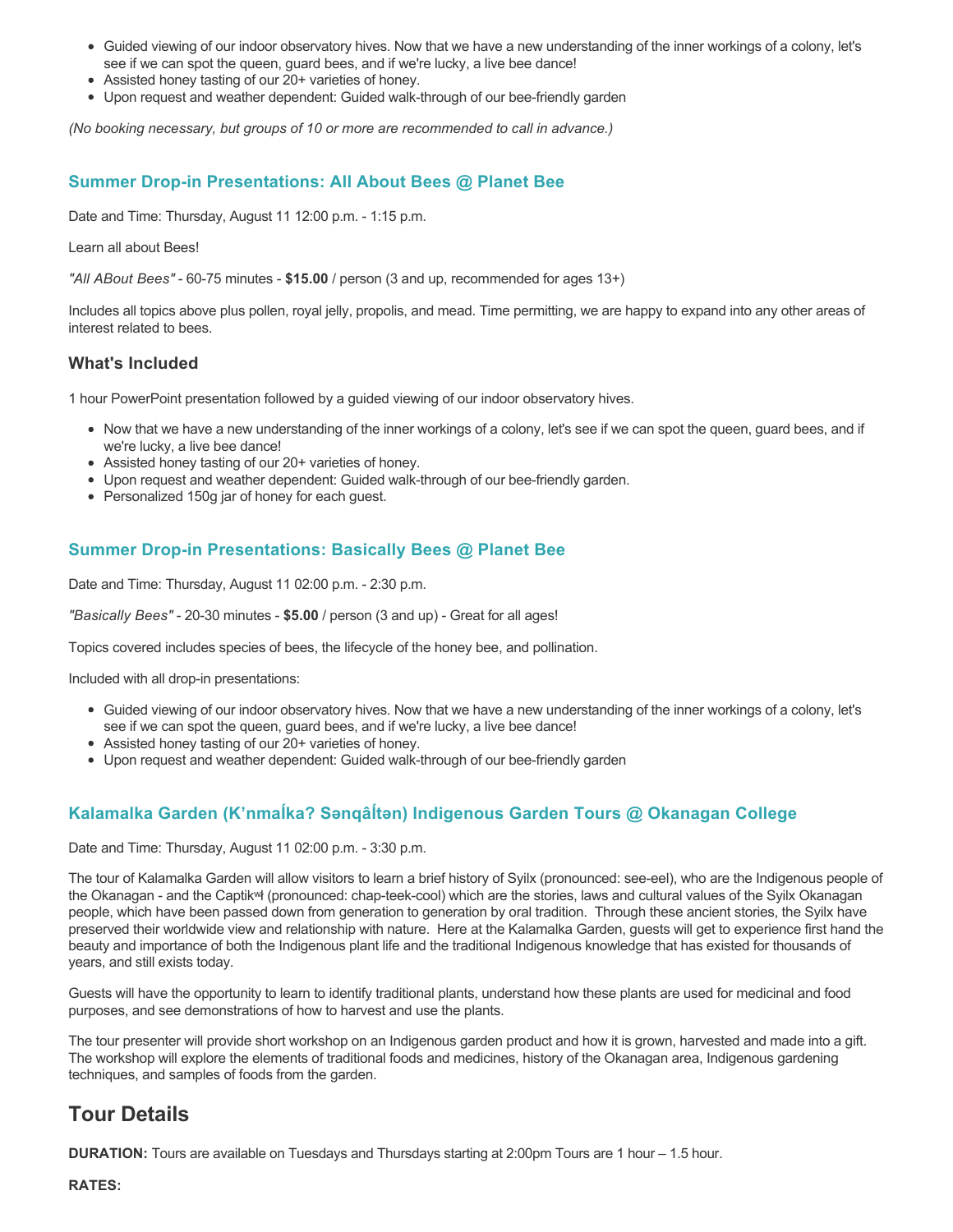- Guided viewing of our indoor observatory hives. Now that we have a new understanding of the inner workings of a colony, let's see if we can spot the queen, guard bees, and if we're lucky, a live bee dance!
- Assisted honey tasting of our 20+ varieties of honey.
- Upon request and weather dependent: Guided walk-through of our bee-friendly garden

*(No booking necessary, but groups of 10 or more are recommended to call in advance.)*

### Summer Drop-in Presentations: All About Bees @ Planet Bee

Date and Time: Thursday, August 11 12:00 p.m. - 1:15 p.m.

Learn all about Bees!

*"All ABout Bees"* - 60-75 minutes - **$15.00** / person (3 and up, recommended for ages 13+)

Includes all topics above plus pollen, royal jelly, propolis, and mead. Time permitting, we are happy to expand into any other areas of interest related to bees.

#### What's Included

1 hour PowerPoint presentation followed by a guided viewing of our indoor observatory hives.

- Now that we have a new understanding of the inner workings of a colony, let's see if we can spot the queen, guard bees, and if we're lucky, a live bee dance!
- Assisted honey tasting of our 20+ varieties of honey.
- Upon request and weather dependent: Guided walk-through of our bee-friendly garden.
- Personalized 150g jar of honey for each guest.

### Summer Drop-in Presentations: Basically Bees @ Planet Bee

Date and Time: Thursday, August 11 02:00 p.m. - 2:30 p.m.

*"Basically Bees"* - 20-30 minutes - **$5.00** / person (3 and up) - Great for all ages!

Topics covered includes species of bees, the lifecycle of the honey bee, and pollination.

Included with all drop-in presentations:

- Guided viewing of our indoor observatory hives. Now that we have a new understanding of the inner workings of a colony, let's see if we can spot the queen, guard bees, and if we're lucky, a live bee dance!
- Assisted honey tasting of our 20+ varieties of honey.
- Upon request and weather dependent: Guided walk-through of our bee-friendly garden

### Kalamalka Garden (K’nmaĺka? Sənqâĺtən) Indigenous Garden Tours @ Okanagan College

Date and Time: Thursday, August 11 02:00 p.m. - 3:30 p.m.

The tour of Kalamalka Garden will allow visitors to learn a brief history of Syilx (pronounced: see-eel), who are the Indigenous people of the Okanagan - and the Captikʷł (pronounced: chap-teek-cool) which are the stories, laws and cultural values of the Syilx Okanagan people, which have been passed down from generation to generation by oral tradition. Through these ancient stories, the Syilx have preserved their worldwide view and relationship with nature. Here at the Kalamalka Garden, guests will get to experience first hand the beauty and importance of both the Indigenous plant life and the traditional Indigenous knowledge that has existed for thousands of years, and still exists today.

Guests will have the opportunity to learn to identify traditional plants, understand how these plants are used for medicinal and food purposes, and see demonstrations of how to harvest and use the plants.

The tour presenter will provide short workshop on an Indigenous garden product and how it is grown, harvested and made into a gift. The workshop will explore the elements of traditional foods and medicines, history of the Okanagan area, Indigenous gardening techniques, and samples of foods from the garden.

## Tour Details

**DURATION:** Tours are available on Tuesdays and Thursdays starting at 2:00pm Tours are 1 hour – 1.5 hour.

**RATES:**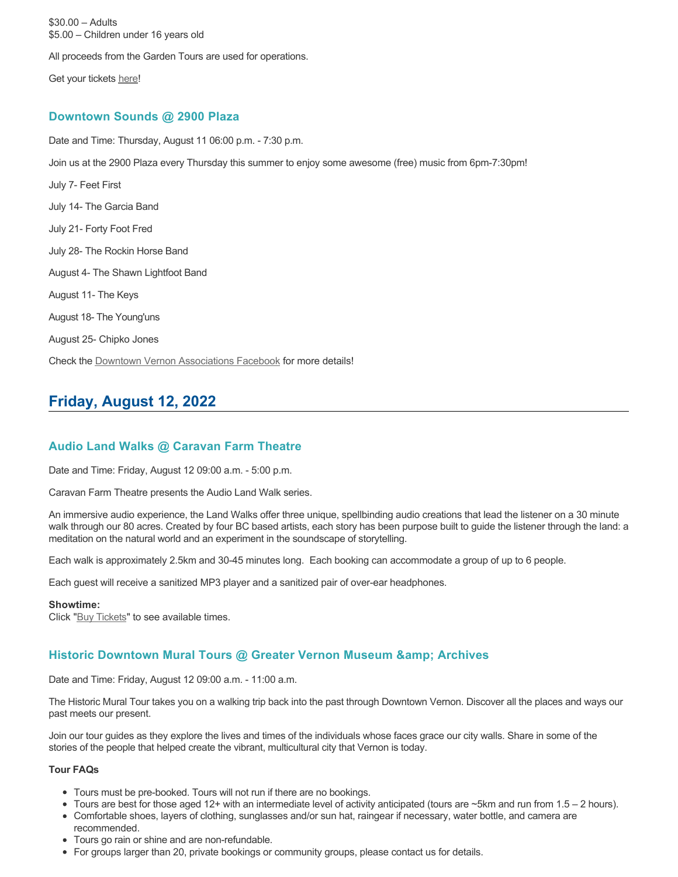$30.00 – Adults
$5.00 – Children under 16 years old

All proceeds from the Garden Tours are used for operations.

Get your tickets here!

### Downtown Sounds @ 2900 Plaza

Date and Time: Thursday, August 11 06:00 p.m. - 7:30 p.m.

Join us at the 2900 Plaza every Thursday this summer to enjoy some awesome (free) music from 6pm-7:30pm!

July 7- Feet First

July 14- The Garcia Band

July 21- Forty Foot Fred

July 28- The Rockin Horse Band

August 4- The Shawn Lightfoot Band

August 11- The Keys

August 18- The Young'uns

August 25- Chipko Jones

Check the Downtown Vernon Associations Facebook for more details!

## Friday, August 12, 2022

### Audio Land Walks @ Caravan Farm Theatre

Date and Time: Friday, August 12 09:00 a.m. - 5:00 p.m.

Caravan Farm Theatre presents the Audio Land Walk series.

An immersive audio experience, the Land Walks offer three unique, spellbinding audio creations that lead the listener on a 30 minute walk through our 80 acres. Created by four BC based artists, each story has been purpose built to guide the listener through the land: a meditation on the natural world and an experiment in the soundscape of storytelling.

Each walk is approximately 2.5km and 30-45 minutes long.  Each booking can accommodate a group of up to 6 people.

Each guest will receive a sanitized MP3 player and a sanitized pair of over-ear headphones.

**Showtime:**
Click "Buy Tickets" to see available times.

### Historic Downtown Mural Tours @ Greater Vernon Museum &amp; Archives

Date and Time: Friday, August 12 09:00 a.m. - 11:00 a.m.

The Historic Mural Tour takes you on a walking trip back into the past through Downtown Vernon. Discover all the places and ways our past meets our present.

Join our tour guides as they explore the lives and times of the individuals whose faces grace our city walls. Share in some of the stories of the people that helped create the vibrant, multicultural city that Vernon is today.

**Tour FAQs**

- Tours must be pre-booked. Tours will not run if there are no bookings.
- Tours are best for those aged 12+ with an intermediate level of activity anticipated (tours are ~5km and run from 1.5 – 2 hours).
- Comfortable shoes, layers of clothing, sunglasses and/or sun hat, raingear if necessary, water bottle, and camera are recommended.
- Tours go rain or shine and are non-refundable.
- For groups larger than 20, private bookings or community groups, please contact us for details.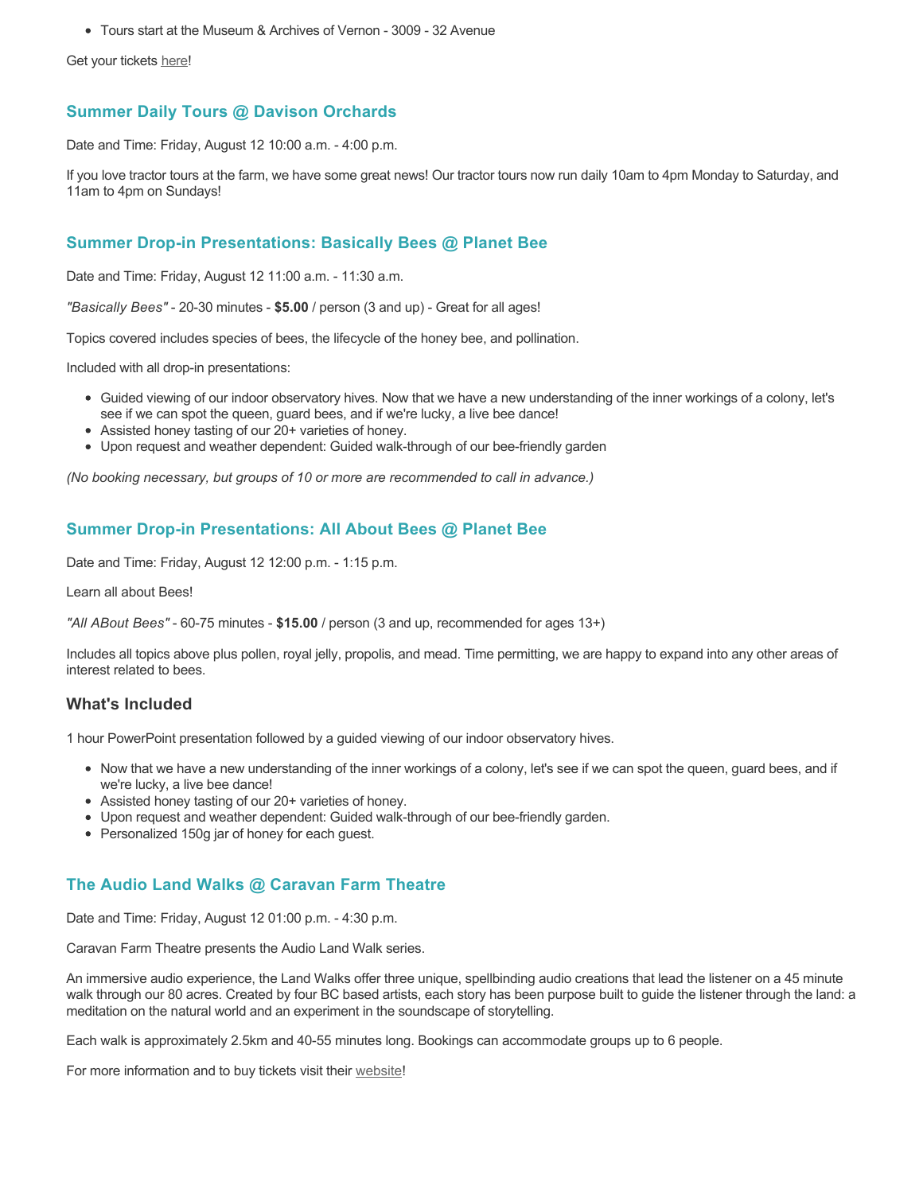- Tours start at the Museum & Archives of Vernon - 3009 - 32 Avenue

Get your tickets here!

### Summer Daily Tours @ Davison Orchards

Date and Time: Friday, August 12 10:00 a.m. - 4:00 p.m.

If you love tractor tours at the farm, we have some great news! Our tractor tours now run daily 10am to 4pm Monday to Saturday, and 11am to 4pm on Sundays!

### Summer Drop-in Presentations: Basically Bees @ Planet Bee

Date and Time: Friday, August 12 11:00 a.m. - 11:30 a.m.

*"Basically Bees"* - 20-30 minutes - **$5.00** / person (3 and up) - Great for all ages!

Topics covered includes species of bees, the lifecycle of the honey bee, and pollination.

Included with all drop-in presentations:

- Guided viewing of our indoor observatory hives. Now that we have a new understanding of the inner workings of a colony, let's see if we can spot the queen, guard bees, and if we're lucky, a live bee dance!
- Assisted honey tasting of our 20+ varieties of honey.
- Upon request and weather dependent: Guided walk-through of our bee-friendly garden

*(No booking necessary, but groups of 10 or more are recommended to call in advance.)*

### Summer Drop-in Presentations: All About Bees @ Planet Bee

Date and Time: Friday, August 12 12:00 p.m. - 1:15 p.m.

Learn all about Bees!

*"All ABout Bees"* - 60-75 minutes - **$15.00** / person (3 and up, recommended for ages 13+)

Includes all topics above plus pollen, royal jelly, propolis, and mead. Time permitting, we are happy to expand into any other areas of interest related to bees.

#### What's Included

1 hour PowerPoint presentation followed by a guided viewing of our indoor observatory hives.

- Now that we have a new understanding of the inner workings of a colony, let's see if we can spot the queen, guard bees, and if we're lucky, a live bee dance!
- Assisted honey tasting of our 20+ varieties of honey.
- Upon request and weather dependent: Guided walk-through of our bee-friendly garden.
- Personalized 150g jar of honey for each guest.

### The Audio Land Walks @ Caravan Farm Theatre

Date and Time: Friday, August 12 01:00 p.m. - 4:30 p.m.

Caravan Farm Theatre presents the Audio Land Walk series.

An immersive audio experience, the Land Walks offer three unique, spellbinding audio creations that lead the listener on a 45 minute walk through our 80 acres. Created by four BC based artists, each story has been purpose built to guide the listener through the land: a meditation on the natural world and an experiment in the soundscape of storytelling.

Each walk is approximately 2.5km and 40-55 minutes long. Bookings can accommodate groups up to 6 people.

For more information and to buy tickets visit their website!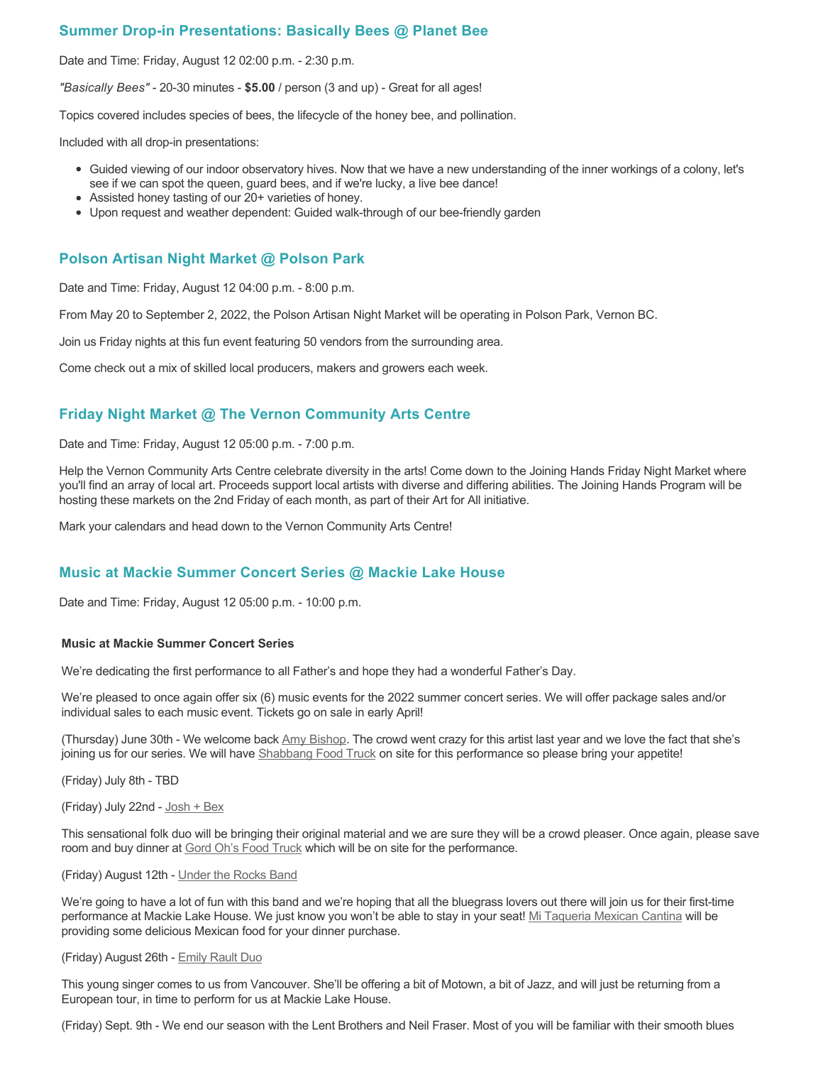### Summer Drop-in Presentations: Basically Bees @ Planet Bee

Date and Time: Friday, August 12 02:00 p.m. - 2:30 p.m.

*"Basically Bees"* - 20-30 minutes - **$5.00** / person (3 and up) - Great for all ages!

Topics covered includes species of bees, the lifecycle of the honey bee, and pollination.

Included with all drop-in presentations:

- Guided viewing of our indoor observatory hives. Now that we have a new understanding of the inner workings of a colony, let's see if we can spot the queen, guard bees, and if we're lucky, a live bee dance!
- Assisted honey tasting of our 20+ varieties of honey.
- Upon request and weather dependent: Guided walk-through of our bee-friendly garden

### Polson Artisan Night Market @ Polson Park

Date and Time: Friday, August 12 04:00 p.m. - 8:00 p.m.

From May 20 to September 2, 2022, the Polson Artisan Night Market will be operating in Polson Park, Vernon BC.

Join us Friday nights at this fun event featuring 50 vendors from the surrounding area.

Come check out a mix of skilled local producers, makers and growers each week.

### Friday Night Market @ The Vernon Community Arts Centre

Date and Time: Friday, August 12 05:00 p.m. - 7:00 p.m.

Help the Vernon Community Arts Centre celebrate diversity in the arts! Come down to the Joining Hands Friday Night Market where you'll find an array of local art. Proceeds support local artists with diverse and differing abilities. The Joining Hands Program will be hosting these markets on the 2nd Friday of each month, as part of their Art for All initiative.

Mark your calendars and head down to the Vernon Community Arts Centre!

### Music at Mackie Summer Concert Series @ Mackie Lake House

Date and Time: Friday, August 12 05:00 p.m. - 10:00 p.m.

**Music at Mackie Summer Concert Series**

We're dedicating the first performance to all Father's and hope they had a wonderful Father's Day.

We're pleased to once again offer six (6) music events for the 2022 summer concert series. We will offer package sales and/or individual sales to each music event. Tickets go on sale in early April!

(Thursday) June 30th - We welcome back Amy Bishop. The crowd went crazy for this artist last year and we love the fact that she's joining us for our series. We will have Shabbang Food Truck on site for this performance so please bring your appetite!

(Friday) July 8th - TBD

(Friday) July 22nd - Josh + Bex

This sensational folk duo will be bringing their original material and we are sure they will be a crowd pleaser. Once again, please save room and buy dinner at Gord Oh's Food Truck which will be on site for the performance.

(Friday) August 12th - Under the Rocks Band

We're going to have a lot of fun with this band and we're hoping that all the bluegrass lovers out there will join us for their first-time performance at Mackie Lake House. We just know you won't be able to stay in your seat! Mi Taqueria Mexican Cantina will be providing some delicious Mexican food for your dinner purchase.

(Friday) August 26th - Emily Rault Duo

This young singer comes to us from Vancouver. She'll be offering a bit of Motown, a bit of Jazz, and will just be returning from a European tour, in time to perform for us at Mackie Lake House.

(Friday) Sept. 9th - We end our season with the Lent Brothers and Neil Fraser. Most of you will be familiar with their smooth blues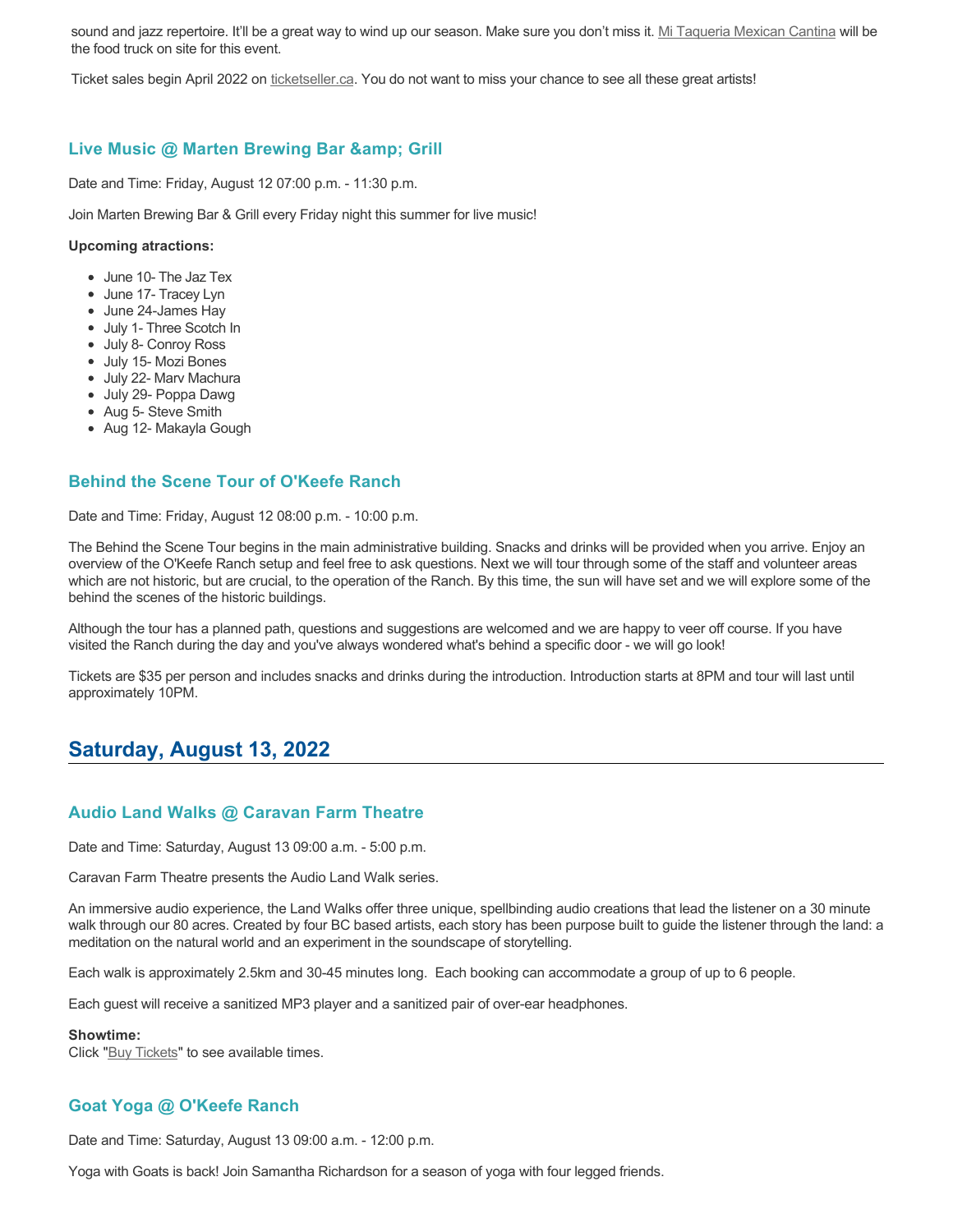sound and jazz repertoire. It'll be a great way to wind up our season. Make sure you don't miss it. Mi Taqueria Mexican Cantina will be the food truck on site for this event.

Ticket sales begin April 2022 on ticketseller.ca. You do not want to miss your chance to see all these great artists!

### Live Music @ Marten Brewing Bar &amp; Grill

Date and Time: Friday, August 12 07:00 p.m. - 11:30 p.m.

Join Marten Brewing Bar & Grill every Friday night this summer for live music!

**Upcoming atractions:**

- June 10- The Jaz Tex
- June 17- Tracey Lyn
- June 24-James Hay
- July 1- Three Scotch In
- July 8- Conroy Ross
- July 15- Mozi Bones
- July 22- Marv Machura
- July 29- Poppa Dawg
- Aug 5- Steve Smith
- Aug 12- Makayla Gough

### Behind the Scene Tour of O'Keefe Ranch

Date and Time: Friday, August 12 08:00 p.m. - 10:00 p.m.

The Behind the Scene Tour begins in the main administrative building. Snacks and drinks will be provided when you arrive. Enjoy an overview of the O'Keefe Ranch setup and feel free to ask questions. Next we will tour through some of the staff and volunteer areas which are not historic, but are crucial, to the operation of the Ranch. By this time, the sun will have set and we will explore some of the behind the scenes of the historic buildings.

Although the tour has a planned path, questions and suggestions are welcomed and we are happy to veer off course. If you have visited the Ranch during the day and you've always wondered what's behind a specific door - we will go look!

Tickets are $35 per person and includes snacks and drinks during the introduction. Introduction starts at 8PM and tour will last until approximately 10PM.

## Saturday, August 13, 2022

### Audio Land Walks @ Caravan Farm Theatre

Date and Time: Saturday, August 13 09:00 a.m. - 5:00 p.m.

Caravan Farm Theatre presents the Audio Land Walk series.

An immersive audio experience, the Land Walks offer three unique, spellbinding audio creations that lead the listener on a 30 minute walk through our 80 acres. Created by four BC based artists, each story has been purpose built to guide the listener through the land: a meditation on the natural world and an experiment in the soundscape of storytelling.

Each walk is approximately 2.5km and 30-45 minutes long. Each booking can accommodate a group of up to 6 people.

Each guest will receive a sanitized MP3 player and a sanitized pair of over-ear headphones.

**Showtime:**
Click "Buy Tickets" to see available times.

### Goat Yoga @ O'Keefe Ranch

Date and Time: Saturday, August 13 09:00 a.m. - 12:00 p.m.

Yoga with Goats is back! Join Samantha Richardson for a season of yoga with four legged friends.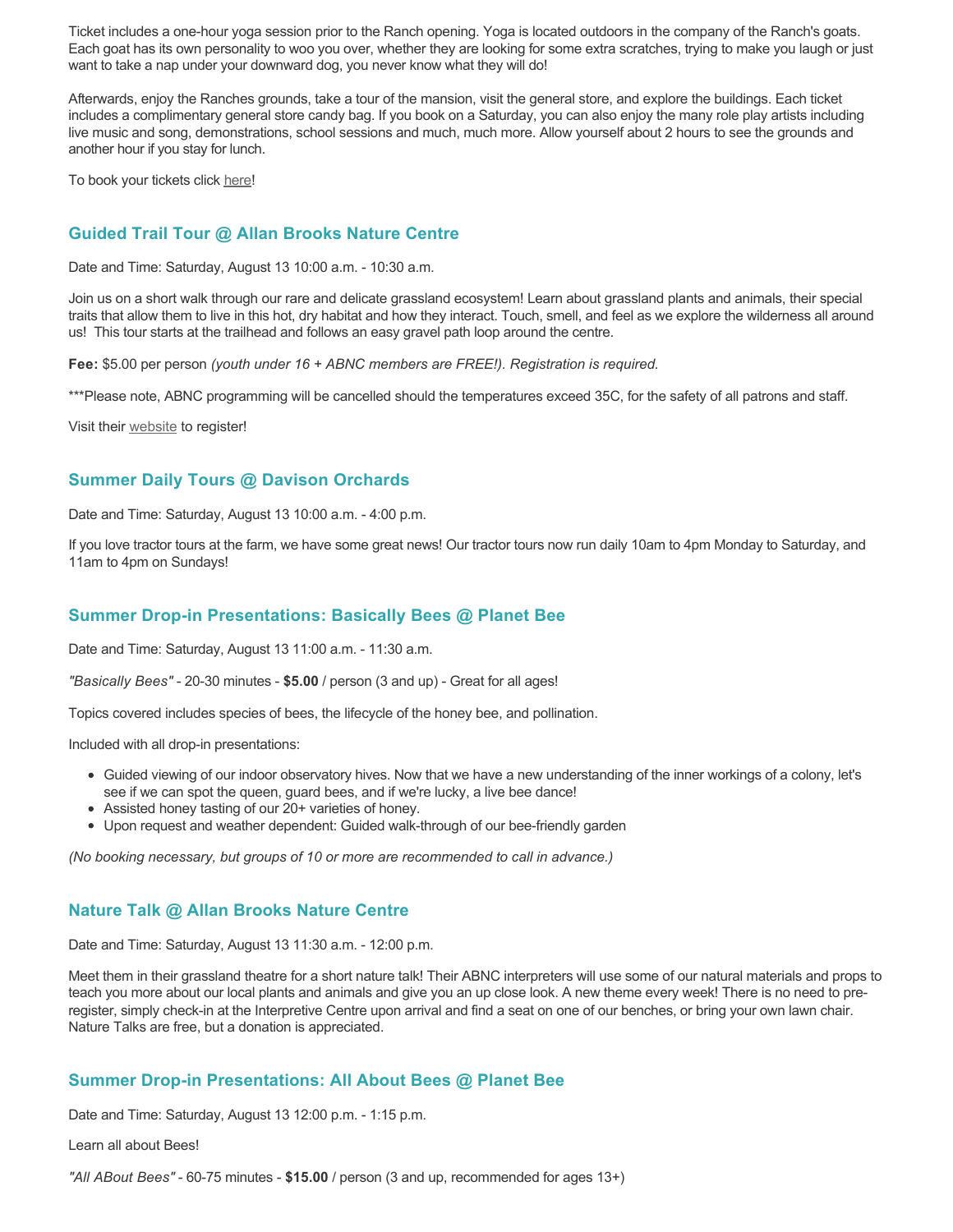Ticket includes a one-hour yoga session prior to the Ranch opening. Yoga is located outdoors in the company of the Ranch's goats. Each goat has its own personality to woo you over, whether they are looking for some extra scratches, trying to make you laugh or just want to take a nap under your downward dog, you never know what they will do!

Afterwards, enjoy the Ranches grounds, take a tour of the mansion, visit the general store, and explore the buildings. Each ticket includes a complimentary general store candy bag. If you book on a Saturday, you can also enjoy the many role play artists including live music and song, demonstrations, school sessions and much, much more. Allow yourself about 2 hours to see the grounds and another hour if you stay for lunch.

To book your tickets click here!

### Guided Trail Tour @ Allan Brooks Nature Centre

Date and Time: Saturday, August 13 10:00 a.m. - 10:30 a.m.

Join us on a short walk through our rare and delicate grassland ecosystem! Learn about grassland plants and animals, their special traits that allow them to live in this hot, dry habitat and how they interact. Touch, smell, and feel as we explore the wilderness all around us! This tour starts at the trailhead and follows an easy gravel path loop around the centre.

**Fee:** $5.00 per person *(youth under 16 + ABNC members are FREE!). Registration is required.*

***Please note, ABNC programming will be cancelled should the temperatures exceed 35C, for the safety of all patrons and staff.

Visit their website to register!

### Summer Daily Tours @ Davison Orchards

Date and Time: Saturday, August 13 10:00 a.m. - 4:00 p.m.

If you love tractor tours at the farm, we have some great news! Our tractor tours now run daily 10am to 4pm Monday to Saturday, and 11am to 4pm on Sundays!

### Summer Drop-in Presentations: Basically Bees @ Planet Bee

Date and Time: Saturday, August 13 11:00 a.m. - 11:30 a.m.

*"Basically Bees"* - 20-30 minutes - **$5.00** / person (3 and up) - Great for all ages!

Topics covered includes species of bees, the lifecycle of the honey bee, and pollination.

Included with all drop-in presentations:

- Guided viewing of our indoor observatory hives. Now that we have a new understanding of the inner workings of a colony, let's see if we can spot the queen, guard bees, and if we're lucky, a live bee dance!
- Assisted honey tasting of our 20+ varieties of honey.
- Upon request and weather dependent: Guided walk-through of our bee-friendly garden

*(No booking necessary, but groups of 10 or more are recommended to call in advance.)*

### Nature Talk @ Allan Brooks Nature Centre

Date and Time: Saturday, August 13 11:30 a.m. - 12:00 p.m.

Meet them in their grassland theatre for a short nature talk! Their ABNC interpreters will use some of our natural materials and props to teach you more about our local plants and animals and give you an up close look. A new theme every week! There is no need to pre-register, simply check-in at the Interpretive Centre upon arrival and find a seat on one of our benches, or bring your own lawn chair. Nature Talks are free, but a donation is appreciated.

### Summer Drop-in Presentations: All About Bees @ Planet Bee

Date and Time: Saturday, August 13 12:00 p.m. - 1:15 p.m.

Learn all about Bees!

*"All ABout Bees"* - 60-75 minutes - **$15.00** / person (3 and up, recommended for ages 13+)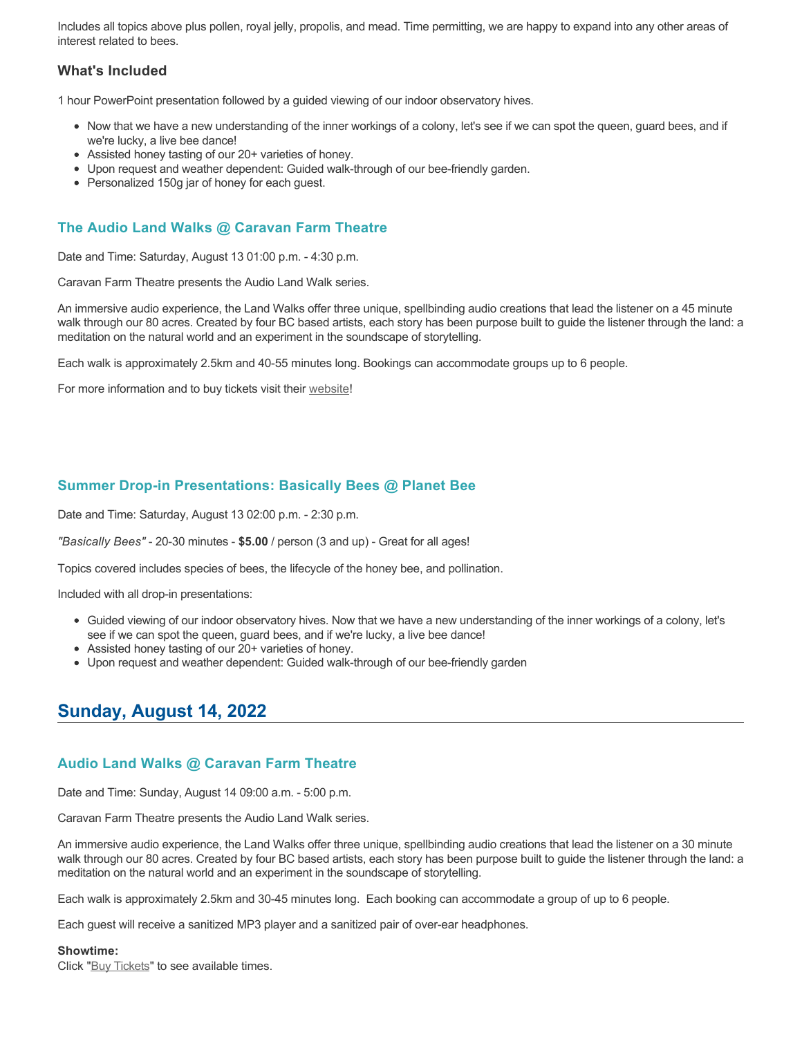Includes all topics above plus pollen, royal jelly, propolis, and mead. Time permitting, we are happy to expand into any other areas of interest related to bees.

### What's Included

1 hour PowerPoint presentation followed by a guided viewing of our indoor observatory hives.

- Now that we have a new understanding of the inner workings of a colony, let's see if we can spot the queen, guard bees, and if we're lucky, a live bee dance!
- Assisted honey tasting of our 20+ varieties of honey.
- Upon request and weather dependent: Guided walk-through of our bee-friendly garden.
- Personalized 150g jar of honey for each guest.

### The Audio Land Walks @ Caravan Farm Theatre

Date and Time: Saturday, August 13 01:00 p.m. - 4:30 p.m.

Caravan Farm Theatre presents the Audio Land Walk series.

An immersive audio experience, the Land Walks offer three unique, spellbinding audio creations that lead the listener on a 45 minute walk through our 80 acres. Created by four BC based artists, each story has been purpose built to guide the listener through the land: a meditation on the natural world and an experiment in the soundscape of storytelling.

Each walk is approximately 2.5km and 40-55 minutes long. Bookings can accommodate groups up to 6 people.

For more information and to buy tickets visit their website!

### Summer Drop-in Presentations: Basically Bees @ Planet Bee

Date and Time: Saturday, August 13 02:00 p.m. - 2:30 p.m.

*"Basically Bees"* - 20-30 minutes - **$5.00** / person (3 and up) - Great for all ages!

Topics covered includes species of bees, the lifecycle of the honey bee, and pollination.

Included with all drop-in presentations:

- Guided viewing of our indoor observatory hives. Now that we have a new understanding of the inner workings of a colony, let's see if we can spot the queen, guard bees, and if we're lucky, a live bee dance!
- Assisted honey tasting of our 20+ varieties of honey.
- Upon request and weather dependent: Guided walk-through of our bee-friendly garden

## Sunday, August 14, 2022

### Audio Land Walks @ Caravan Farm Theatre

Date and Time: Sunday, August 14 09:00 a.m. - 5:00 p.m.

Caravan Farm Theatre presents the Audio Land Walk series.

An immersive audio experience, the Land Walks offer three unique, spellbinding audio creations that lead the listener on a 30 minute walk through our 80 acres. Created by four BC based artists, each story has been purpose built to guide the listener through the land: a meditation on the natural world and an experiment in the soundscape of storytelling.

Each walk is approximately 2.5km and 30-45 minutes long. Each booking can accommodate a group of up to 6 people.

Each guest will receive a sanitized MP3 player and a sanitized pair of over-ear headphones.

**Showtime:**
Click "Buy Tickets" to see available times.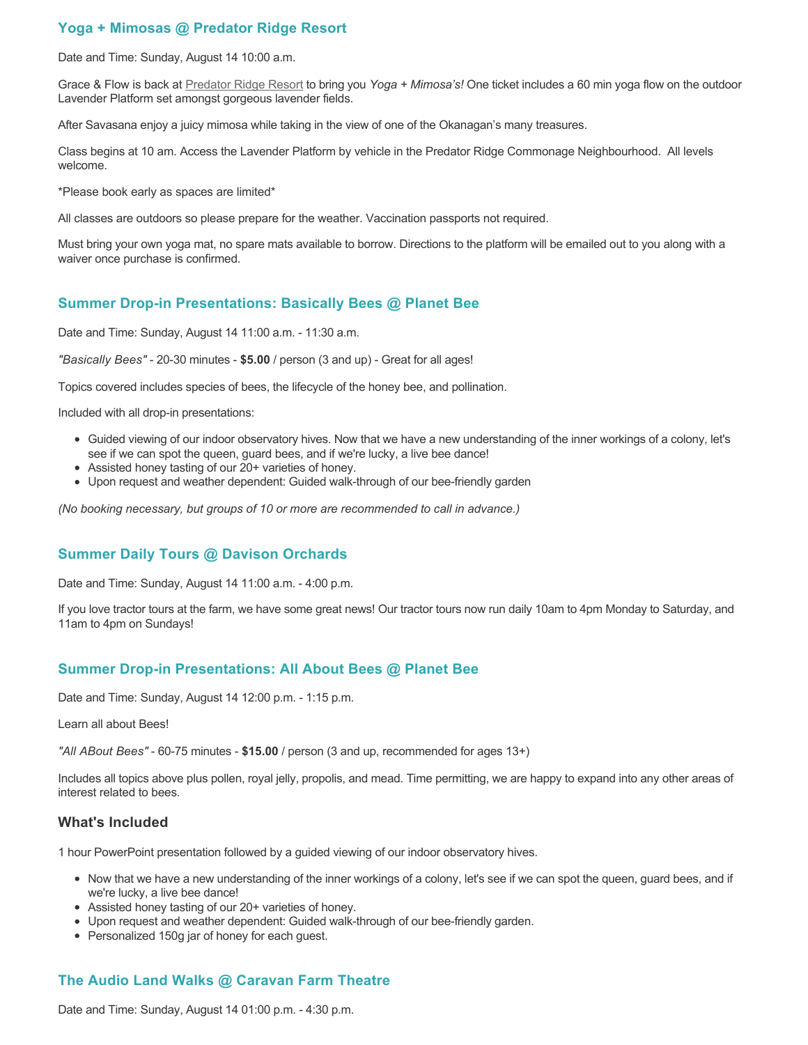## Yoga + Mimosas @ Predator Ridge Resort

Date and Time: Sunday, August 14 10:00 a.m.

Grace & Flow is back at Predator Ridge Resort to bring you *Yoga + Mimosa's!* One ticket includes a 60 min yoga flow on the outdoor Lavender Platform set amongst gorgeous lavender fields.

After Savasana enjoy a juicy mimosa while taking in the view of one of the Okanagan's many treasures.

Class begins at 10 am. Access the Lavender Platform by vehicle in the Predator Ridge Commonage Neighbourhood. All levels welcome.

*Please book early as spaces are limited*

All classes are outdoors so please prepare for the weather. Vaccination passports not required.

Must bring your own yoga mat, no spare mats available to borrow. Directions to the platform will be emailed out to you along with a waiver once purchase is confirmed.

## Summer Drop-in Presentations: Basically Bees @ Planet Bee

Date and Time: Sunday, August 14 11:00 a.m. - 11:30 a.m.

*"Basically Bees"* - 20-30 minutes - **$5.00** / person (3 and up) - Great for all ages!

Topics covered includes species of bees, the lifecycle of the honey bee, and pollination.

Included with all drop-in presentations:

- Guided viewing of our indoor observatory hives. Now that we have a new understanding of the inner workings of a colony, let's see if we can spot the queen, guard bees, and if we're lucky, a live bee dance!
- Assisted honey tasting of our 20+ varieties of honey.
- Upon request and weather dependent: Guided walk-through of our bee-friendly garden

*(No booking necessary, but groups of 10 or more are recommended to call in advance.)*

## Summer Daily Tours @ Davison Orchards

Date and Time: Sunday, August 14 11:00 a.m. - 4:00 p.m.

If you love tractor tours at the farm, we have some great news! Our tractor tours now run daily 10am to 4pm Monday to Saturday, and 11am to 4pm on Sundays!

## Summer Drop-in Presentations: All About Bees @ Planet Bee

Date and Time: Sunday, August 14 12:00 p.m. - 1:15 p.m.

Learn all about Bees!

*"All ABout Bees"* - 60-75 minutes - **$15.00** / person (3 and up, recommended for ages 13+)

Includes all topics above plus pollen, royal jelly, propolis, and mead. Time permitting, we are happy to expand into any other areas of interest related to bees.

### What's Included

1 hour PowerPoint presentation followed by a guided viewing of our indoor observatory hives.

- Now that we have a new understanding of the inner workings of a colony, let's see if we can spot the queen, guard bees, and if we're lucky, a live bee dance!
- Assisted honey tasting of our 20+ varieties of honey.
- Upon request and weather dependent: Guided walk-through of our bee-friendly garden.
- Personalized 150g jar of honey for each guest.

## The Audio Land Walks @ Caravan Farm Theatre

Date and Time: Sunday, August 14 01:00 p.m. - 4:30 p.m.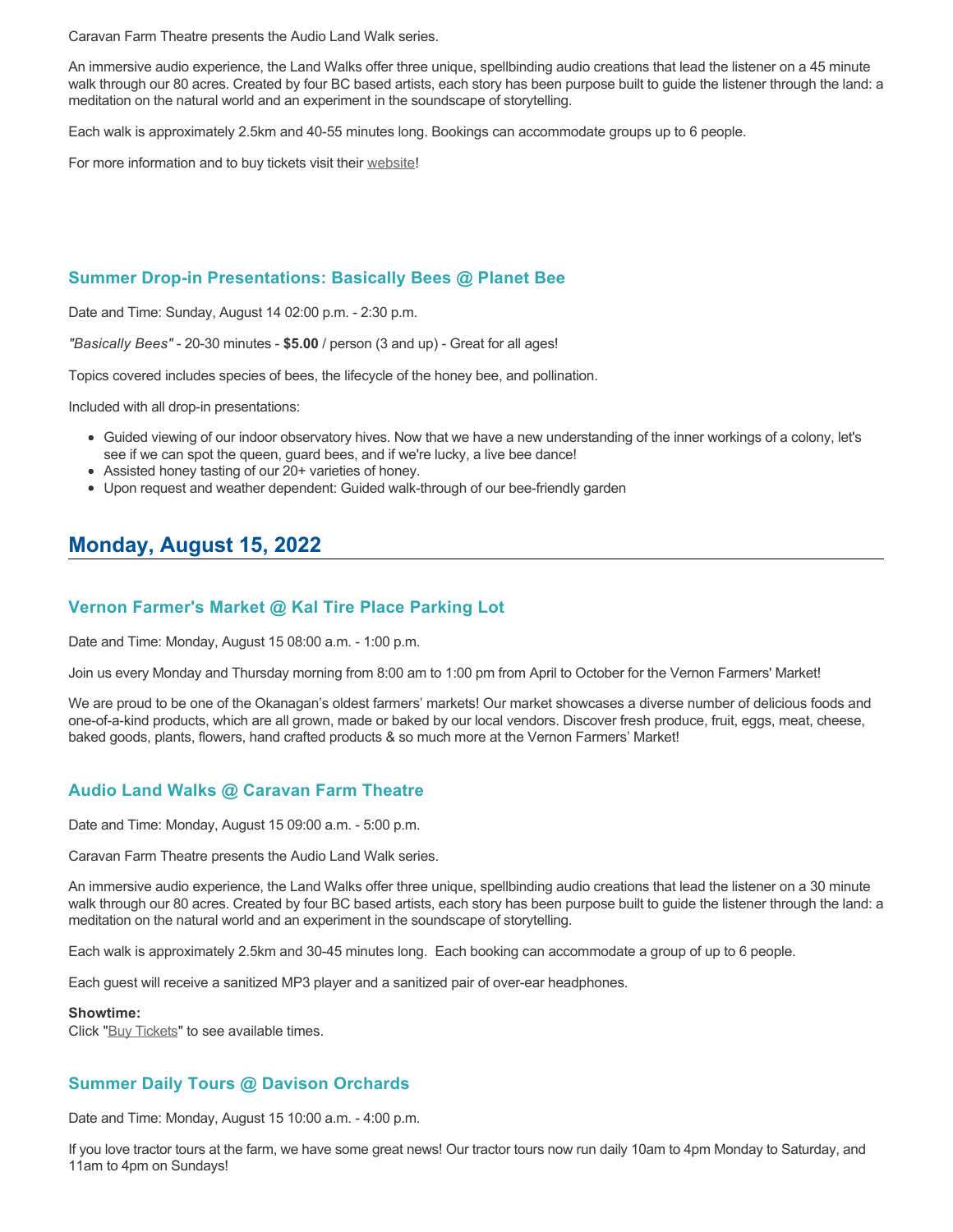Caravan Farm Theatre presents the Audio Land Walk series.

An immersive audio experience, the Land Walks offer three unique, spellbinding audio creations that lead the listener on a 45 minute walk through our 80 acres. Created by four BC based artists, each story has been purpose built to guide the listener through the land: a meditation on the natural world and an experiment in the soundscape of storytelling.

Each walk is approximately 2.5km and 40-55 minutes long. Bookings can accommodate groups up to 6 people.

For more information and to buy tickets visit their website!

### Summer Drop-in Presentations: Basically Bees @ Planet Bee

Date and Time: Sunday, August 14 02:00 p.m. - 2:30 p.m.

*"Basically Bees"* - 20-30 minutes - **$5.00** / person (3 and up) - Great for all ages!

Topics covered includes species of bees, the lifecycle of the honey bee, and pollination.

Included with all drop-in presentations:

- Guided viewing of our indoor observatory hives. Now that we have a new understanding of the inner workings of a colony, let's see if we can spot the queen, guard bees, and if we're lucky, a live bee dance!
- Assisted honey tasting of our 20+ varieties of honey.
- Upon request and weather dependent: Guided walk-through of our bee-friendly garden

## Monday, August 15, 2022

### Vernon Farmer's Market @ Kal Tire Place Parking Lot

Date and Time: Monday, August 15 08:00 a.m. - 1:00 p.m.

Join us every Monday and Thursday morning from 8:00 am to 1:00 pm from April to October for the Vernon Farmers' Market!

We are proud to be one of the Okanagan's oldest farmers' markets! Our market showcases a diverse number of delicious foods and one-of-a-kind products, which are all grown, made or baked by our local vendors. Discover fresh produce, fruit, eggs, meat, cheese, baked goods, plants, flowers, hand crafted products & so much more at the Vernon Farmers' Market!

### Audio Land Walks @ Caravan Farm Theatre

Date and Time: Monday, August 15 09:00 a.m. - 5:00 p.m.

Caravan Farm Theatre presents the Audio Land Walk series.

An immersive audio experience, the Land Walks offer three unique, spellbinding audio creations that lead the listener on a 30 minute walk through our 80 acres. Created by four BC based artists, each story has been purpose built to guide the listener through the land: a meditation on the natural world and an experiment in the soundscape of storytelling.

Each walk is approximately 2.5km and 30-45 minutes long. Each booking can accommodate a group of up to 6 people.

Each guest will receive a sanitized MP3 player and a sanitized pair of over-ear headphones.

**Showtime:**
Click "Buy Tickets" to see available times.

### Summer Daily Tours @ Davison Orchards

Date and Time: Monday, August 15 10:00 a.m. - 4:00 p.m.

If you love tractor tours at the farm, we have some great news! Our tractor tours now run daily 10am to 4pm Monday to Saturday, and 11am to 4pm on Sundays!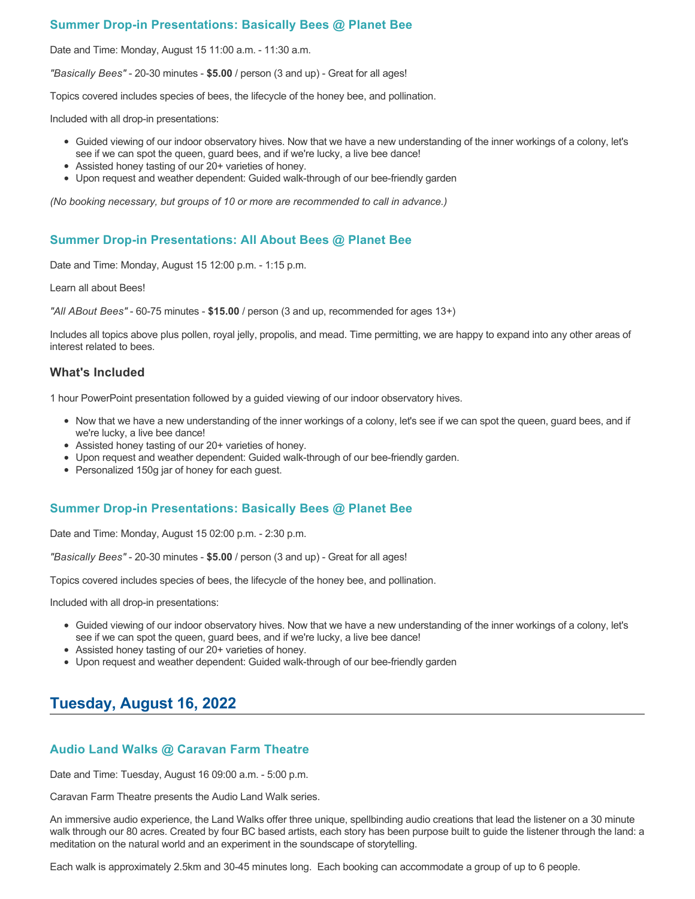### Summer Drop-in Presentations: Basically Bees @ Planet Bee

Date and Time: Monday, August 15 11:00 a.m. - 11:30 a.m.

*"Basically Bees"* - 20-30 minutes - **$5.00** / person (3 and up) - Great for all ages!

Topics covered includes species of bees, the lifecycle of the honey bee, and pollination.

Included with all drop-in presentations:

- Guided viewing of our indoor observatory hives. Now that we have a new understanding of the inner workings of a colony, let's see if we can spot the queen, guard bees, and if we're lucky, a live bee dance!
- Assisted honey tasting of our 20+ varieties of honey.
- Upon request and weather dependent: Guided walk-through of our bee-friendly garden

*(No booking necessary, but groups of 10 or more are recommended to call in advance.)*

### Summer Drop-in Presentations: All About Bees @ Planet Bee

Date and Time: Monday, August 15 12:00 p.m. - 1:15 p.m.

Learn all about Bees!

*"All ABout Bees"* - 60-75 minutes - **$15.00** / person (3 and up, recommended for ages 13+)

Includes all topics above plus pollen, royal jelly, propolis, and mead. Time permitting, we are happy to expand into any other areas of interest related to bees.

#### What's Included

1 hour PowerPoint presentation followed by a guided viewing of our indoor observatory hives.

- Now that we have a new understanding of the inner workings of a colony, let's see if we can spot the queen, guard bees, and if we're lucky, a live bee dance!
- Assisted honey tasting of our 20+ varieties of honey.
- Upon request and weather dependent: Guided walk-through of our bee-friendly garden.
- Personalized 150g jar of honey for each guest.

### Summer Drop-in Presentations: Basically Bees @ Planet Bee

Date and Time: Monday, August 15 02:00 p.m. - 2:30 p.m.

*"Basically Bees"* - 20-30 minutes - **$5.00** / person (3 and up) - Great for all ages!

Topics covered includes species of bees, the lifecycle of the honey bee, and pollination.

Included with all drop-in presentations:

- Guided viewing of our indoor observatory hives. Now that we have a new understanding of the inner workings of a colony, let's see if we can spot the queen, guard bees, and if we're lucky, a live bee dance!
- Assisted honey tasting of our 20+ varieties of honey.
- Upon request and weather dependent: Guided walk-through of our bee-friendly garden

## Tuesday, August 16, 2022

### Audio Land Walks @ Caravan Farm Theatre

Date and Time: Tuesday, August 16 09:00 a.m. - 5:00 p.m.

Caravan Farm Theatre presents the Audio Land Walk series.

An immersive audio experience, the Land Walks offer three unique, spellbinding audio creations that lead the listener on a 30 minute walk through our 80 acres. Created by four BC based artists, each story has been purpose built to guide the listener through the land: a meditation on the natural world and an experiment in the soundscape of storytelling.

Each walk is approximately 2.5km and 30-45 minutes long. Each booking can accommodate a group of up to 6 people.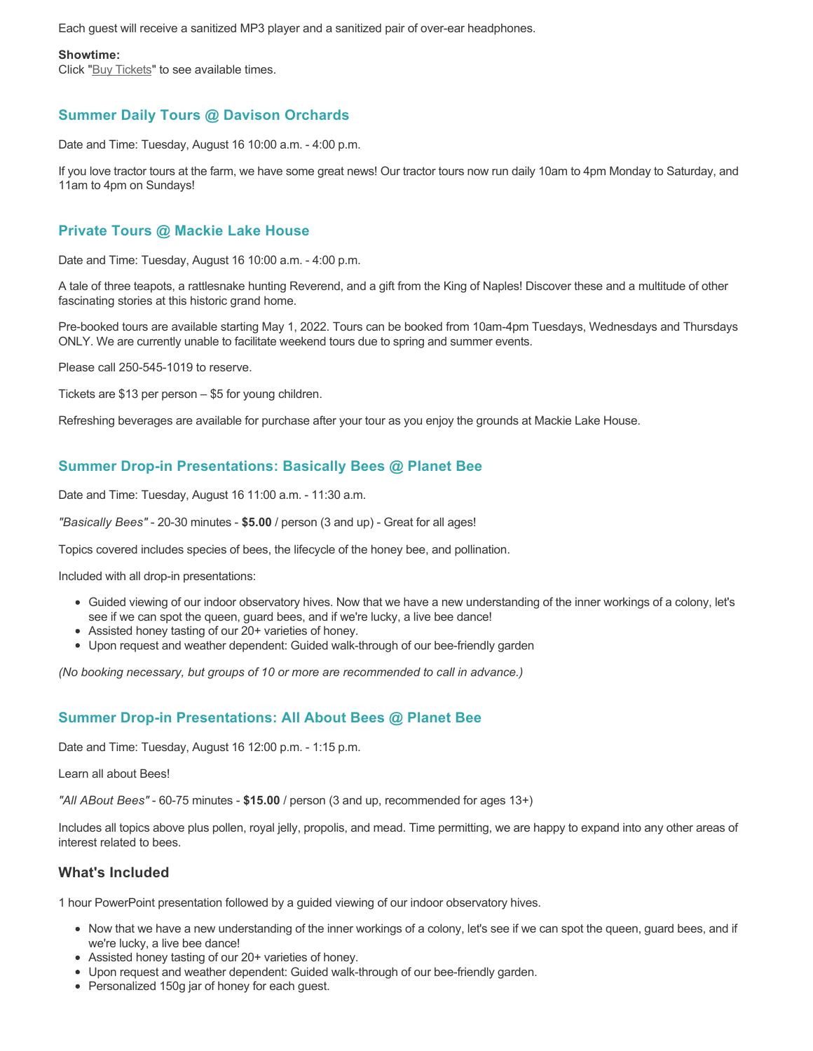Each guest will receive a sanitized MP3 player and a sanitized pair of over-ear headphones.

**Showtime:**
Click "Buy Tickets" to see available times.

### Summer Daily Tours @ Davison Orchards

Date and Time: Tuesday, August 16 10:00 a.m. - 4:00 p.m.

If you love tractor tours at the farm, we have some great news! Our tractor tours now run daily 10am to 4pm Monday to Saturday, and 11am to 4pm on Sundays!

### Private Tours @ Mackie Lake House

Date and Time: Tuesday, August 16 10:00 a.m. - 4:00 p.m.

A tale of three teapots, a rattlesnake hunting Reverend, and a gift from the King of Naples! Discover these and a multitude of other fascinating stories at this historic grand home.

Pre-booked tours are available starting May 1, 2022. Tours can be booked from 10am-4pm Tuesdays, Wednesdays and Thursdays ONLY. We are currently unable to facilitate weekend tours due to spring and summer events.

Please call 250-545-1019 to reserve.

Tickets are $13 per person – $5 for young children.

Refreshing beverages are available for purchase after your tour as you enjoy the grounds at Mackie Lake House.

### Summer Drop-in Presentations: Basically Bees @ Planet Bee

Date and Time: Tuesday, August 16 11:00 a.m. - 11:30 a.m.

*"Basically Bees"* - 20-30 minutes - **$5.00** / person (3 and up) - Great for all ages!

Topics covered includes species of bees, the lifecycle of the honey bee, and pollination.

Included with all drop-in presentations:

- Guided viewing of our indoor observatory hives. Now that we have a new understanding of the inner workings of a colony, let's see if we can spot the queen, guard bees, and if we're lucky, a live bee dance!
- Assisted honey tasting of our 20+ varieties of honey.
- Upon request and weather dependent: Guided walk-through of our bee-friendly garden

*(No booking necessary, but groups of 10 or more are recommended to call in advance.)*

### Summer Drop-in Presentations: All About Bees @ Planet Bee

Date and Time: Tuesday, August 16 12:00 p.m. - 1:15 p.m.

Learn all about Bees!

*"All ABout Bees"* - 60-75 minutes - **$15.00** / person (3 and up, recommended for ages 13+)

Includes all topics above plus pollen, royal jelly, propolis, and mead. Time permitting, we are happy to expand into any other areas of interest related to bees.

#### What's Included

1 hour PowerPoint presentation followed by a guided viewing of our indoor observatory hives.

- Now that we have a new understanding of the inner workings of a colony, let's see if we can spot the queen, guard bees, and if we're lucky, a live bee dance!
- Assisted honey tasting of our 20+ varieties of honey.
- Upon request and weather dependent: Guided walk-through of our bee-friendly garden.
- Personalized 150g jar of honey for each guest.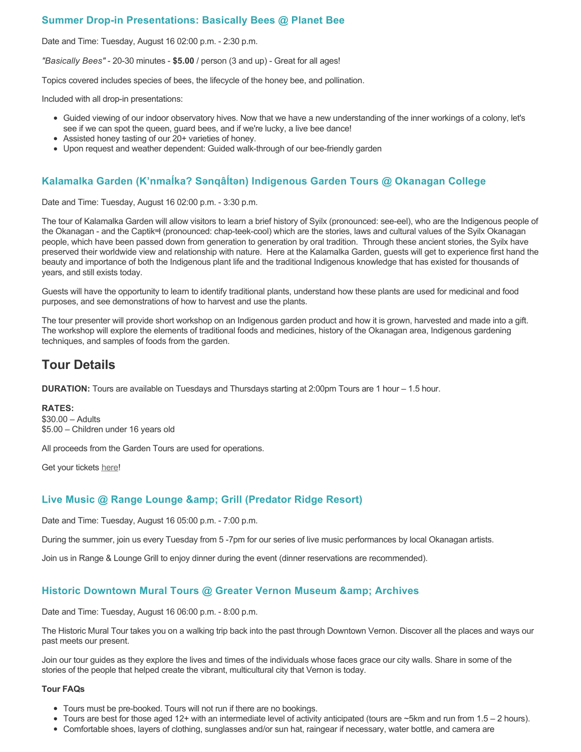### Summer Drop-in Presentations: Basically Bees @ Planet Bee

Date and Time: Tuesday, August 16 02:00 p.m. - 2:30 p.m.

*"Basically Bees"* - 20-30 minutes - **$5.00** / person (3 and up) - Great for all ages!

Topics covered includes species of bees, the lifecycle of the honey bee, and pollination.

Included with all drop-in presentations:

- Guided viewing of our indoor observatory hives. Now that we have a new understanding of the inner workings of a colony, let's see if we can spot the queen, guard bees, and if we're lucky, a live bee dance!
- Assisted honey tasting of our 20+ varieties of honey.
- Upon request and weather dependent: Guided walk-through of our bee-friendly garden

### Kalamalka Garden (K’nmaĺka? Sənqâĺtən) Indigenous Garden Tours @ Okanagan College

Date and Time: Tuesday, August 16 02:00 p.m. - 3:30 p.m.

The tour of Kalamalka Garden will allow visitors to learn a brief history of Syilx (pronounced: see-eel), who are the Indigenous people of the Okanagan - and the Captikʷł (pronounced: chap-teek-cool) which are the stories, laws and cultural values of the Syilx Okanagan people, which have been passed down from generation to generation by oral tradition. Through these ancient stories, the Syilx have preserved their worldwide view and relationship with nature. Here at the Kalamalka Garden, guests will get to experience first hand the beauty and importance of both the Indigenous plant life and the traditional Indigenous knowledge that has existed for thousands of years, and still exists today.

Guests will have the opportunity to learn to identify traditional plants, understand how these plants are used for medicinal and food purposes, and see demonstrations of how to harvest and use the plants.

The tour presenter will provide short workshop on an Indigenous garden product and how it is grown, harvested and made into a gift. The workshop will explore the elements of traditional foods and medicines, history of the Okanagan area, Indigenous gardening techniques, and samples of foods from the garden.

## Tour Details

**DURATION:** Tours are available on Tuesdays and Thursdays starting at 2:00pm Tours are 1 hour – 1.5 hour.

**RATES:**
$30.00 – Adults
$5.00 – Children under 16 years old

All proceeds from the Garden Tours are used for operations.

Get your tickets here!

### Live Music @ Range Lounge &amp; Grill (Predator Ridge Resort)

Date and Time: Tuesday, August 16 05:00 p.m. - 7:00 p.m.

During the summer, join us every Tuesday from 5 -7pm for our series of live music performances by local Okanagan artists.

Join us in Range & Lounge Grill to enjoy dinner during the event (dinner reservations are recommended).

### Historic Downtown Mural Tours @ Greater Vernon Museum &amp; Archives

Date and Time: Tuesday, August 16 06:00 p.m. - 8:00 p.m.

The Historic Mural Tour takes you on a walking trip back into the past through Downtown Vernon. Discover all the places and ways our past meets our present.

Join our tour guides as they explore the lives and times of the individuals whose faces grace our city walls. Share in some of the stories of the people that helped create the vibrant, multicultural city that Vernon is today.

**Tour FAQs**

- Tours must be pre-booked. Tours will not run if there are no bookings.
- Tours are best for those aged 12+ with an intermediate level of activity anticipated (tours are ~5km and run from 1.5 – 2 hours).
- Comfortable shoes, layers of clothing, sunglasses and/or sun hat, raingear if necessary, water bottle, and camera are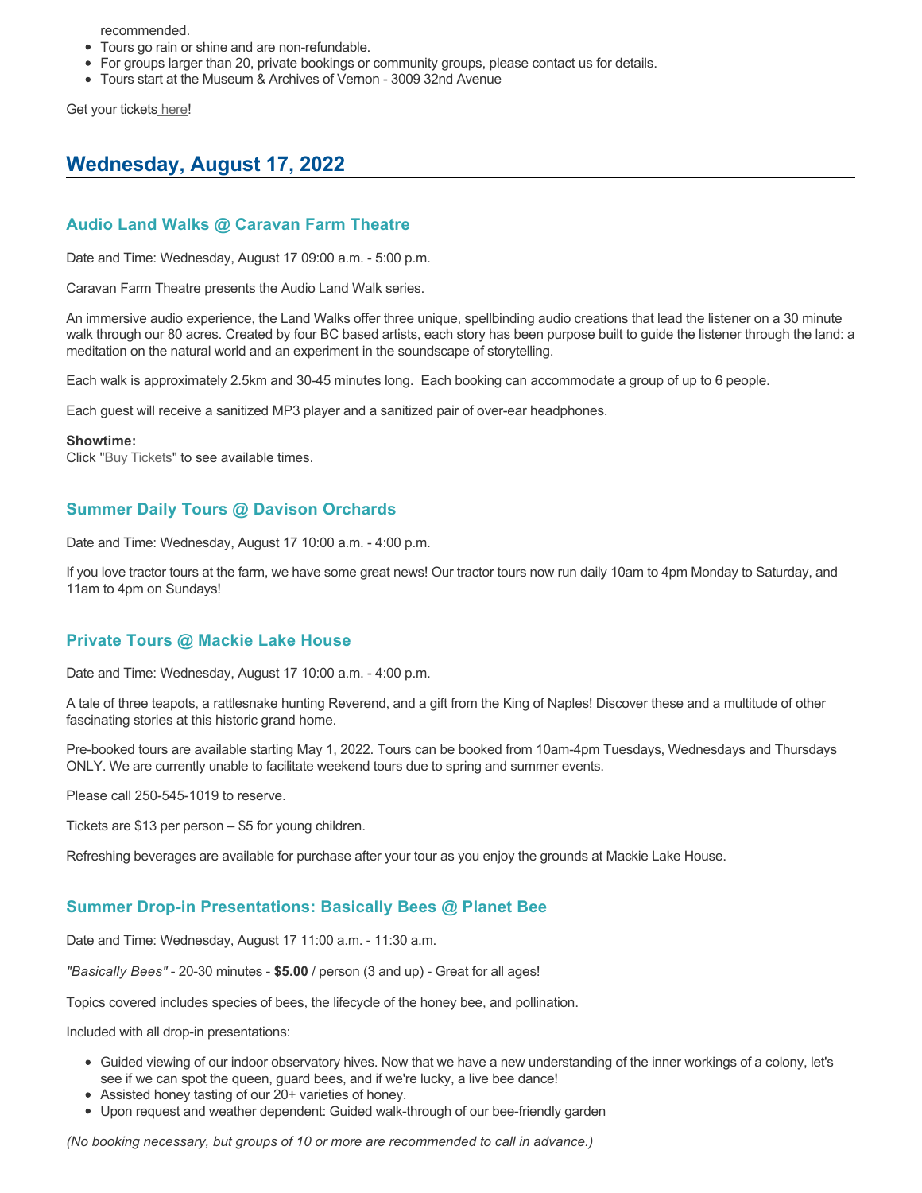recommended.

- Tours go rain or shine and are non-refundable.
- For groups larger than 20, private bookings or community groups, please contact us for details.
- Tours start at the Museum & Archives of Vernon - 3009 32nd Avenue

Get your tickets here!

## Wednesday, August 17, 2022

### Audio Land Walks @ Caravan Farm Theatre

Date and Time: Wednesday, August 17 09:00 a.m. - 5:00 p.m.

Caravan Farm Theatre presents the Audio Land Walk series.

An immersive audio experience, the Land Walks offer three unique, spellbinding audio creations that lead the listener on a 30 minute walk through our 80 acres. Created by four BC based artists, each story has been purpose built to guide the listener through the land: a meditation on the natural world and an experiment in the soundscape of storytelling.

Each walk is approximately 2.5km and 30-45 minutes long. Each booking can accommodate a group of up to 6 people.

Each guest will receive a sanitized MP3 player and a sanitized pair of over-ear headphones.

**Showtime:**
Click "Buy Tickets" to see available times.

### Summer Daily Tours @ Davison Orchards

Date and Time: Wednesday, August 17 10:00 a.m. - 4:00 p.m.

If you love tractor tours at the farm, we have some great news! Our tractor tours now run daily 10am to 4pm Monday to Saturday, and 11am to 4pm on Sundays!

### Private Tours @ Mackie Lake House

Date and Time: Wednesday, August 17 10:00 a.m. - 4:00 p.m.

A tale of three teapots, a rattlesnake hunting Reverend, and a gift from the King of Naples! Discover these and a multitude of other fascinating stories at this historic grand home.

Pre-booked tours are available starting May 1, 2022. Tours can be booked from 10am-4pm Tuesdays, Wednesdays and Thursdays ONLY. We are currently unable to facilitate weekend tours due to spring and summer events.

Please call 250-545-1019 to reserve.

Tickets are $13 per person – $5 for young children.

Refreshing beverages are available for purchase after your tour as you enjoy the grounds at Mackie Lake House.

### Summer Drop-in Presentations: Basically Bees @ Planet Bee

Date and Time: Wednesday, August 17 11:00 a.m. - 11:30 a.m.

*"Basically Bees"* - 20-30 minutes - **$5.00** / person (3 and up) - Great for all ages!

Topics covered includes species of bees, the lifecycle of the honey bee, and pollination.

Included with all drop-in presentations:

- Guided viewing of our indoor observatory hives. Now that we have a new understanding of the inner workings of a colony, let's see if we can spot the queen, guard bees, and if we're lucky, a live bee dance!
- Assisted honey tasting of our 20+ varieties of honey.
- Upon request and weather dependent: Guided walk-through of our bee-friendly garden

*(No booking necessary, but groups of 10 or more are recommended to call in advance.)*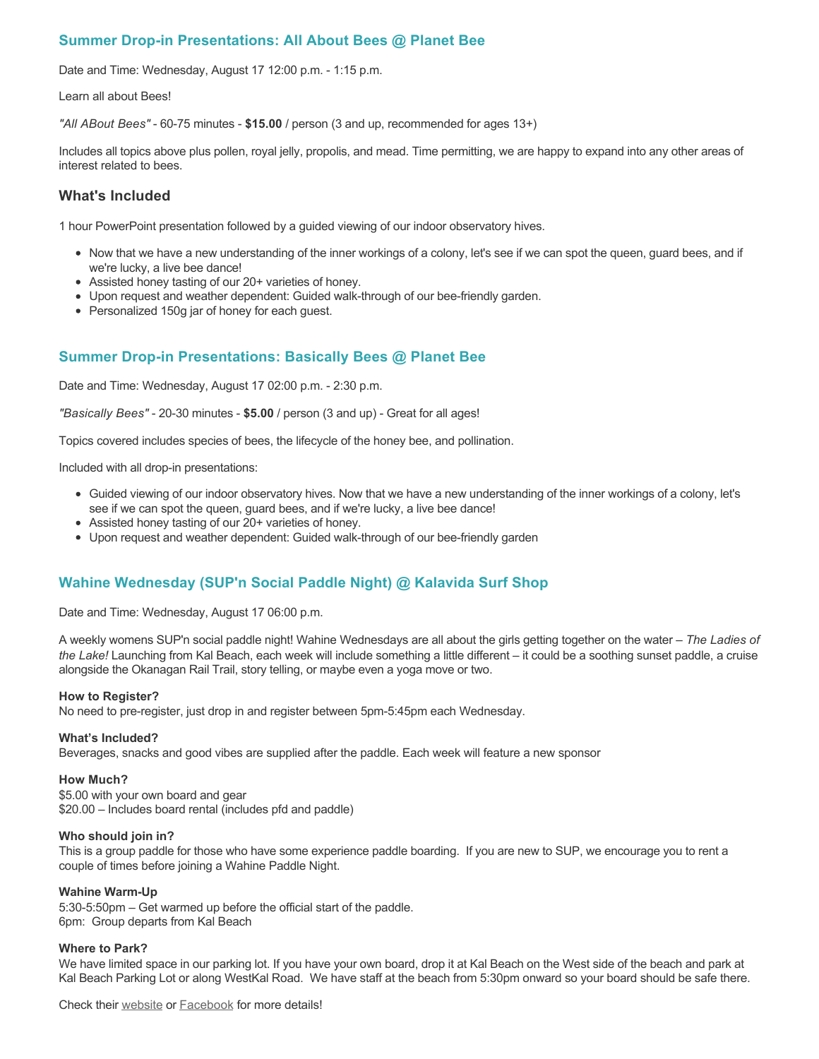## Summer Drop-in Presentations: All About Bees @ Planet Bee

Date and Time: Wednesday, August 17 12:00 p.m. - 1:15 p.m.

Learn all about Bees!

*"All ABout Bees"* - 60-75 minutes - **$15.00** / person (3 and up, recommended for ages 13+)

Includes all topics above plus pollen, royal jelly, propolis, and mead. Time permitting, we are happy to expand into any other areas of interest related to bees.

### What's Included

1 hour PowerPoint presentation followed by a guided viewing of our indoor observatory hives.

- Now that we have a new understanding of the inner workings of a colony, let's see if we can spot the queen, guard bees, and if we're lucky, a live bee dance!
- Assisted honey tasting of our 20+ varieties of honey.
- Upon request and weather dependent: Guided walk-through of our bee-friendly garden.
- Personalized 150g jar of honey for each guest.

## Summer Drop-in Presentations: Basically Bees @ Planet Bee

Date and Time: Wednesday, August 17 02:00 p.m. - 2:30 p.m.

*"Basically Bees"* - 20-30 minutes - **$5.00** / person (3 and up) - Great for all ages!

Topics covered includes species of bees, the lifecycle of the honey bee, and pollination.

Included with all drop-in presentations:

- Guided viewing of our indoor observatory hives. Now that we have a new understanding of the inner workings of a colony, let's see if we can spot the queen, guard bees, and if we're lucky, a live bee dance!
- Assisted honey tasting of our 20+ varieties of honey.
- Upon request and weather dependent: Guided walk-through of our bee-friendly garden

## Wahine Wednesday (SUP'n Social Paddle Night) @ Kalavida Surf Shop

Date and Time: Wednesday, August 17 06:00 p.m.

A weekly womens SUP'n social paddle night! Wahine Wednesdays are all about the girls getting together on the water – *The Ladies of the Lake!* Launching from Kal Beach, each week will include something a little different – it could be a soothing sunset paddle, a cruise alongside the Okanagan Rail Trail, story telling, or maybe even a yoga move or two.

**How to Register?**
No need to pre-register, just drop in and register between 5pm-5:45pm each Wednesday.

**What's Included?**
Beverages, snacks and good vibes are supplied after the paddle. Each week will feature a new sponsor

**How Much?**
$5.00 with your own board and gear
$20.00 – Includes board rental (includes pfd and paddle)

**Who should join in?**
This is a group paddle for those who have some experience paddle boarding. If you are new to SUP, we encourage you to rent a couple of times before joining a Wahine Paddle Night.

**Wahine Warm-Up**
5:30-5:50pm – Get warmed up before the official start of the paddle.
6pm: Group departs from Kal Beach

**Where to Park?**
We have limited space in our parking lot. If you have your own board, drop it at Kal Beach on the West side of the beach and park at Kal Beach Parking Lot or along WestKal Road. We have staff at the beach from 5:30pm onward so your board should be safe there.

Check their website or Facebook for more details!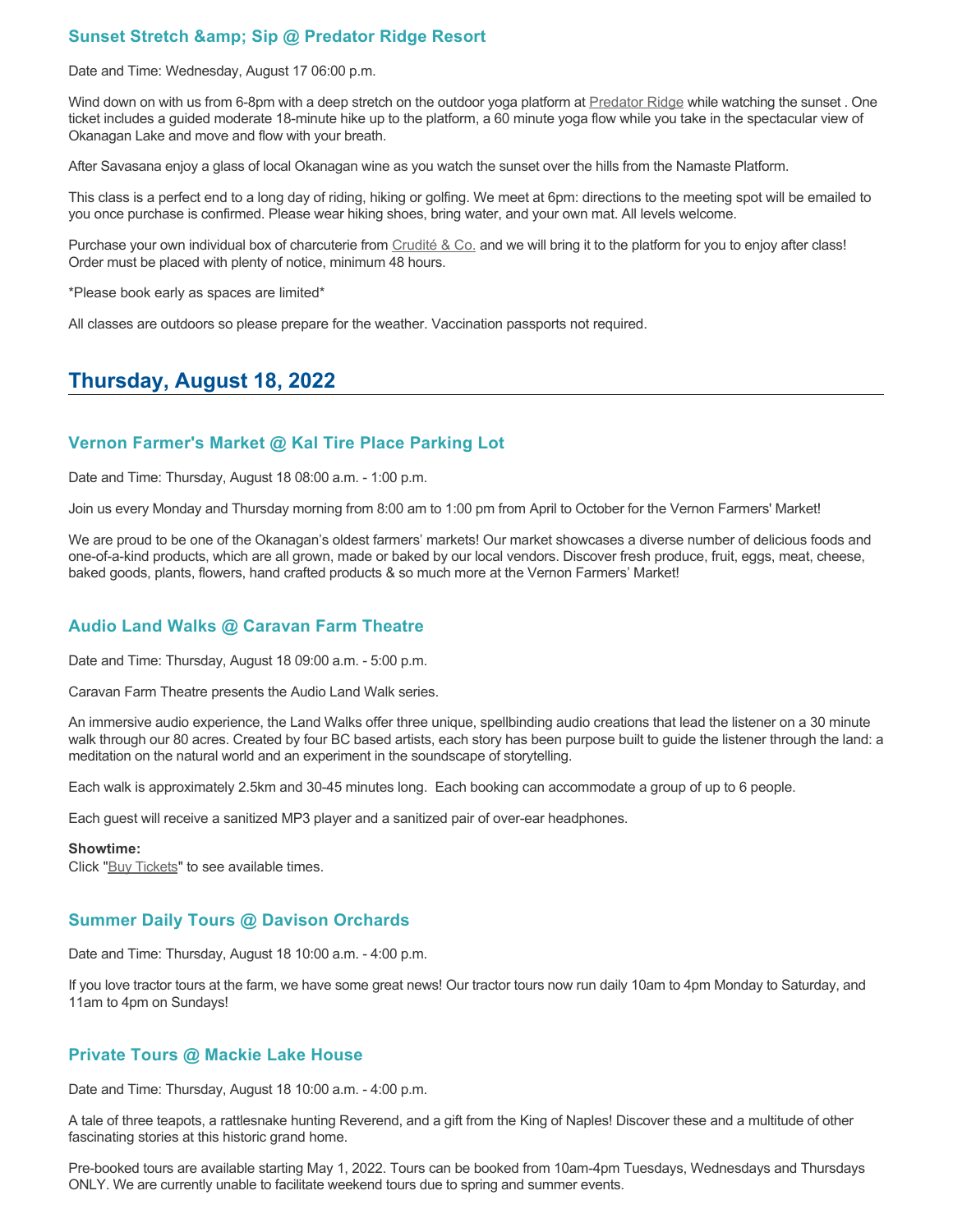### Sunset Stretch &amp; Sip @ Predator Ridge Resort

Date and Time: Wednesday, August 17 06:00 p.m.

Wind down on with us from 6-8pm with a deep stretch on the outdoor yoga platform at Predator Ridge while watching the sunset . One ticket includes a guided moderate 18-minute hike up to the platform, a 60 minute yoga flow while you take in the spectacular view of Okanagan Lake and move and flow with your breath.

After Savasana enjoy a glass of local Okanagan wine as you watch the sunset over the hills from the Namaste Platform.

This class is a perfect end to a long day of riding, hiking or golfing. We meet at 6pm: directions to the meeting spot will be emailed to you once purchase is confirmed. Please wear hiking shoes, bring water, and your own mat. All levels welcome.

Purchase your own individual box of charcuterie from Crudité & Co. and we will bring it to the platform for you to enjoy after class! Order must be placed with plenty of notice, minimum 48 hours.

*Please book early as spaces are limited*

All classes are outdoors so please prepare for the weather. Vaccination passports not required.

## Thursday, August 18, 2022

### Vernon Farmer's Market @ Kal Tire Place Parking Lot

Date and Time: Thursday, August 18 08:00 a.m. - 1:00 p.m.

Join us every Monday and Thursday morning from 8:00 am to 1:00 pm from April to October for the Vernon Farmers' Market!

We are proud to be one of the Okanagan's oldest farmers' markets! Our market showcases a diverse number of delicious foods and one-of-a-kind products, which are all grown, made or baked by our local vendors. Discover fresh produce, fruit, eggs, meat, cheese, baked goods, plants, flowers, hand crafted products & so much more at the Vernon Farmers' Market!

### Audio Land Walks @ Caravan Farm Theatre

Date and Time: Thursday, August 18 09:00 a.m. - 5:00 p.m.

Caravan Farm Theatre presents the Audio Land Walk series.

An immersive audio experience, the Land Walks offer three unique, spellbinding audio creations that lead the listener on a 30 minute walk through our 80 acres. Created by four BC based artists, each story has been purpose built to guide the listener through the land: a meditation on the natural world and an experiment in the soundscape of storytelling.

Each walk is approximately 2.5km and 30-45 minutes long. Each booking can accommodate a group of up to 6 people.

Each guest will receive a sanitized MP3 player and a sanitized pair of over-ear headphones.

**Showtime:**
Click "Buy Tickets" to see available times.

### Summer Daily Tours @ Davison Orchards

Date and Time: Thursday, August 18 10:00 a.m. - 4:00 p.m.

If you love tractor tours at the farm, we have some great news! Our tractor tours now run daily 10am to 4pm Monday to Saturday, and 11am to 4pm on Sundays!

### Private Tours @ Mackie Lake House

Date and Time: Thursday, August 18 10:00 a.m. - 4:00 p.m.

A tale of three teapots, a rattlesnake hunting Reverend, and a gift from the King of Naples! Discover these and a multitude of other fascinating stories at this historic grand home.

Pre-booked tours are available starting May 1, 2022. Tours can be booked from 10am-4pm Tuesdays, Wednesdays and Thursdays ONLY. We are currently unable to facilitate weekend tours due to spring and summer events.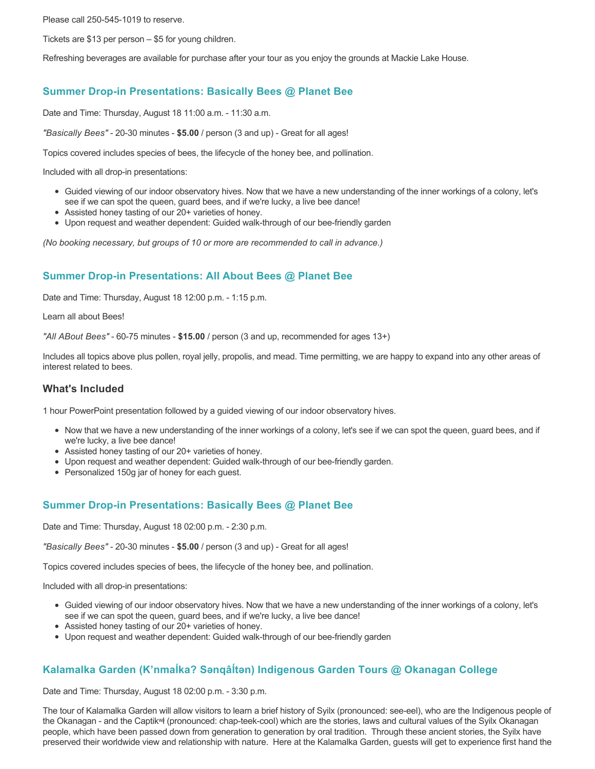Please call 250-545-1019 to reserve.

Tickets are $13 per person – $5 for young children.

Refreshing beverages are available for purchase after your tour as you enjoy the grounds at Mackie Lake House.

### Summer Drop-in Presentations: Basically Bees @ Planet Bee

Date and Time: Thursday, August 18 11:00 a.m. - 11:30 a.m.

*"Basically Bees"* - 20-30 minutes - **$5.00** / person (3 and up) - Great for all ages!

Topics covered includes species of bees, the lifecycle of the honey bee, and pollination.

Included with all drop-in presentations:

- Guided viewing of our indoor observatory hives. Now that we have a new understanding of the inner workings of a colony, let's see if we can spot the queen, guard bees, and if we're lucky, a live bee dance!
- Assisted honey tasting of our 20+ varieties of honey.
- Upon request and weather dependent: Guided walk-through of our bee-friendly garden

*(No booking necessary, but groups of 10 or more are recommended to call in advance.)*

### Summer Drop-in Presentations: All About Bees @ Planet Bee

Date and Time: Thursday, August 18 12:00 p.m. - 1:15 p.m.

Learn all about Bees!

*"All ABout Bees"* - 60-75 minutes - **$15.00** / person (3 and up, recommended for ages 13+)

Includes all topics above plus pollen, royal jelly, propolis, and mead. Time permitting, we are happy to expand into any other areas of interest related to bees.

#### What's Included

1 hour PowerPoint presentation followed by a guided viewing of our indoor observatory hives.

- Now that we have a new understanding of the inner workings of a colony, let's see if we can spot the queen, guard bees, and if we're lucky, a live bee dance!
- Assisted honey tasting of our 20+ varieties of honey.
- Upon request and weather dependent: Guided walk-through of our bee-friendly garden.
- Personalized 150g jar of honey for each guest.

### Summer Drop-in Presentations: Basically Bees @ Planet Bee

Date and Time: Thursday, August 18 02:00 p.m. - 2:30 p.m.

*"Basically Bees"* - 20-30 minutes - **$5.00** / person (3 and up) - Great for all ages!

Topics covered includes species of bees, the lifecycle of the honey bee, and pollination.

Included with all drop-in presentations:

- Guided viewing of our indoor observatory hives. Now that we have a new understanding of the inner workings of a colony, let's see if we can spot the queen, guard bees, and if we're lucky, a live bee dance!
- Assisted honey tasting of our 20+ varieties of honey.
- Upon request and weather dependent: Guided walk-through of our bee-friendly garden

### Kalamalka Garden (K'nmaĺka? Sənqâĺtən) Indigenous Garden Tours @ Okanagan College

Date and Time: Thursday, August 18 02:00 p.m. - 3:30 p.m.

The tour of Kalamalka Garden will allow visitors to learn a brief history of Syilx (pronounced: see-eel), who are the Indigenous people of the Okanagan - and the Captikʷł (pronounced: chap-teek-cool) which are the stories, laws and cultural values of the Syilx Okanagan people, which have been passed down from generation to generation by oral tradition. Through these ancient stories, the Syilx have preserved their worldwide view and relationship with nature. Here at the Kalamalka Garden, guests will get to experience first hand the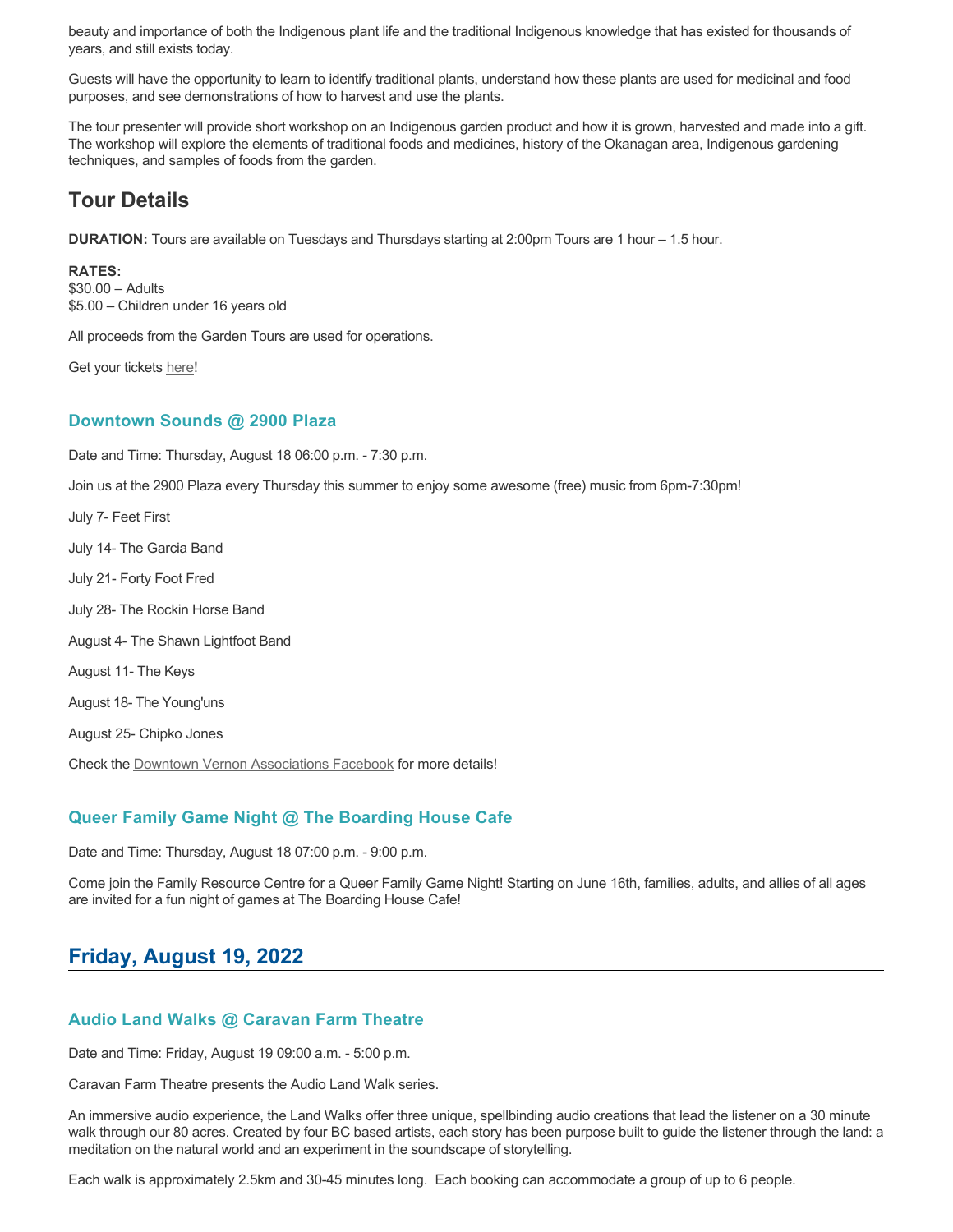beauty and importance of both the Indigenous plant life and the traditional Indigenous knowledge that has existed for thousands of years, and still exists today.

Guests will have the opportunity to learn to identify traditional plants, understand how these plants are used for medicinal and food purposes, and see demonstrations of how to harvest and use the plants.

The tour presenter will provide short workshop on an Indigenous garden product and how it is grown, harvested and made into a gift. The workshop will explore the elements of traditional foods and medicines, history of the Okanagan area, Indigenous gardening techniques, and samples of foods from the garden.

## Tour Details

**DURATION:** Tours are available on Tuesdays and Thursdays starting at 2:00pm Tours are 1 hour – 1.5 hour.

**RATES:**
$30.00 – Adults
$5.00 – Children under 16 years old

All proceeds from the Garden Tours are used for operations.

Get your tickets here!

### Downtown Sounds @ 2900 Plaza

Date and Time: Thursday, August 18 06:00 p.m. - 7:30 p.m.

Join us at the 2900 Plaza every Thursday this summer to enjoy some awesome (free) music from 6pm-7:30pm!

July 7- Feet First

July 14- The Garcia Band

July 21- Forty Foot Fred

July 28- The Rockin Horse Band

August 4- The Shawn Lightfoot Band

August 11- The Keys

August 18- The Young'uns

August 25- Chipko Jones

Check the Downtown Vernon Associations Facebook for more details!

### Queer Family Game Night @ The Boarding House Cafe

Date and Time: Thursday, August 18 07:00 p.m. - 9:00 p.m.

Come join the Family Resource Centre for a Queer Family Game Night! Starting on June 16th, families, adults, and allies of all ages are invited for a fun night of games at The Boarding House Cafe!

## Friday, August 19, 2022

### Audio Land Walks @ Caravan Farm Theatre

Date and Time: Friday, August 19 09:00 a.m. - 5:00 p.m.

Caravan Farm Theatre presents the Audio Land Walk series.

An immersive audio experience, the Land Walks offer three unique, spellbinding audio creations that lead the listener on a 30 minute walk through our 80 acres. Created by four BC based artists, each story has been purpose built to guide the listener through the land: a meditation on the natural world and an experiment in the soundscape of storytelling.

Each walk is approximately 2.5km and 30-45 minutes long. Each booking can accommodate a group of up to 6 people.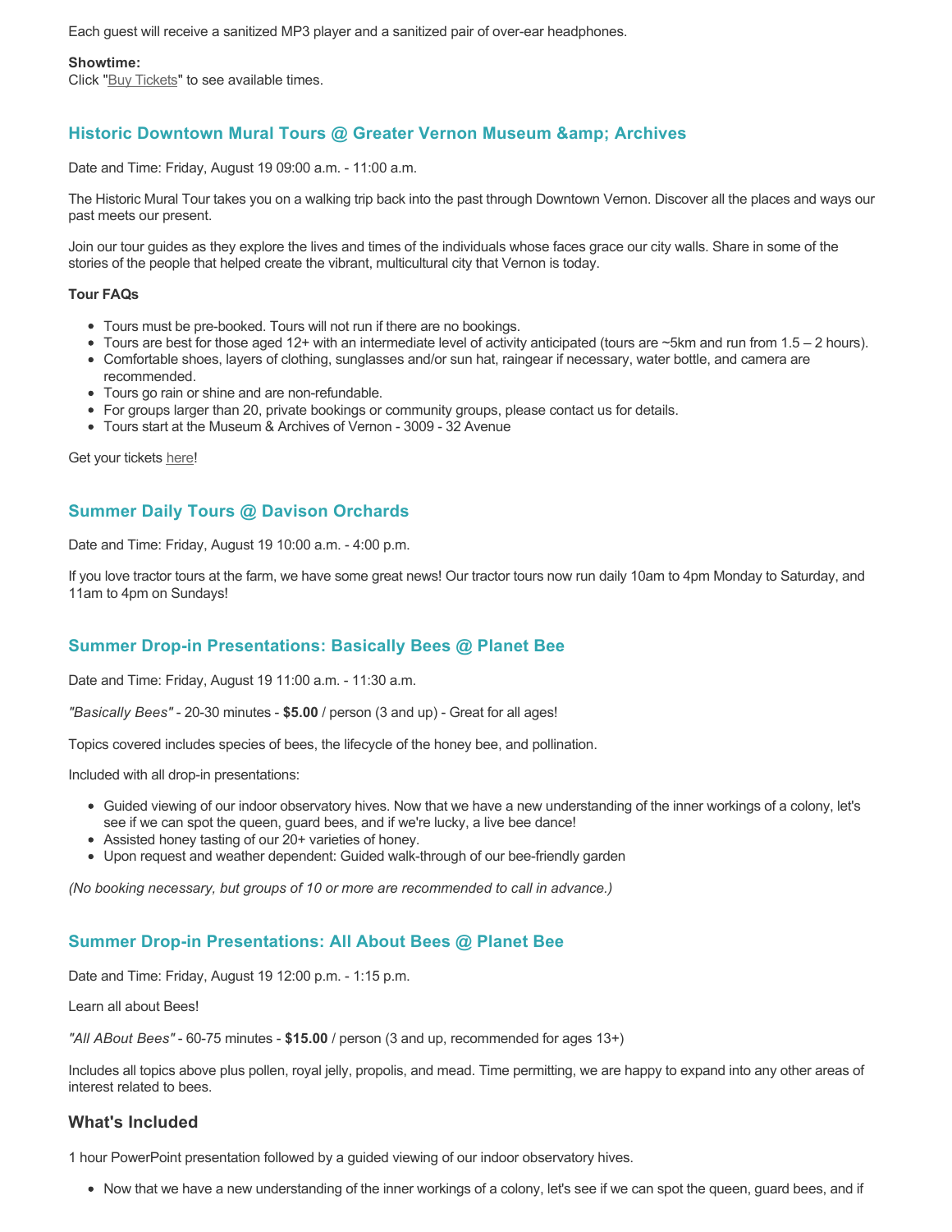Each guest will receive a sanitized MP3 player and a sanitized pair of over-ear headphones.

**Showtime:**
Click "Buy Tickets" to see available times.

### Historic Downtown Mural Tours @ Greater Vernon Museum &amp; Archives

Date and Time: Friday, August 19 09:00 a.m. - 11:00 a.m.

The Historic Mural Tour takes you on a walking trip back into the past through Downtown Vernon. Discover all the places and ways our past meets our present.

Join our tour guides as they explore the lives and times of the individuals whose faces grace our city walls. Share in some of the stories of the people that helped create the vibrant, multicultural city that Vernon is today.

**Tour FAQs**

- Tours must be pre-booked. Tours will not run if there are no bookings.
- Tours are best for those aged 12+ with an intermediate level of activity anticipated (tours are ~5km and run from 1.5 – 2 hours).
- Comfortable shoes, layers of clothing, sunglasses and/or sun hat, raingear if necessary, water bottle, and camera are recommended.
- Tours go rain or shine and are non-refundable.
- For groups larger than 20, private bookings or community groups, please contact us for details.
- Tours start at the Museum & Archives of Vernon - 3009 - 32 Avenue

Get your tickets here!

### Summer Daily Tours @ Davison Orchards

Date and Time: Friday, August 19 10:00 a.m. - 4:00 p.m.

If you love tractor tours at the farm, we have some great news! Our tractor tours now run daily 10am to 4pm Monday to Saturday, and 11am to 4pm on Sundays!

### Summer Drop-in Presentations: Basically Bees @ Planet Bee

Date and Time: Friday, August 19 11:00 a.m. - 11:30 a.m.

*"Basically Bees"* - 20-30 minutes - **$5.00** / person (3 and up) - Great for all ages!

Topics covered includes species of bees, the lifecycle of the honey bee, and pollination.

Included with all drop-in presentations:

- Guided viewing of our indoor observatory hives. Now that we have a new understanding of the inner workings of a colony, let's see if we can spot the queen, guard bees, and if we're lucky, a live bee dance!
- Assisted honey tasting of our 20+ varieties of honey.
- Upon request and weather dependent: Guided walk-through of our bee-friendly garden

*(No booking necessary, but groups of 10 or more are recommended to call in advance.)*

### Summer Drop-in Presentations: All About Bees @ Planet Bee

Date and Time: Friday, August 19 12:00 p.m. - 1:15 p.m.

Learn all about Bees!

*"All ABout Bees"* - 60-75 minutes - **$15.00** / person (3 and up, recommended for ages 13+)

Includes all topics above plus pollen, royal jelly, propolis, and mead. Time permitting, we are happy to expand into any other areas of interest related to bees.

## What's Included

1 hour PowerPoint presentation followed by a guided viewing of our indoor observatory hives.

- Now that we have a new understanding of the inner workings of a colony, let's see if we can spot the queen, guard bees, and if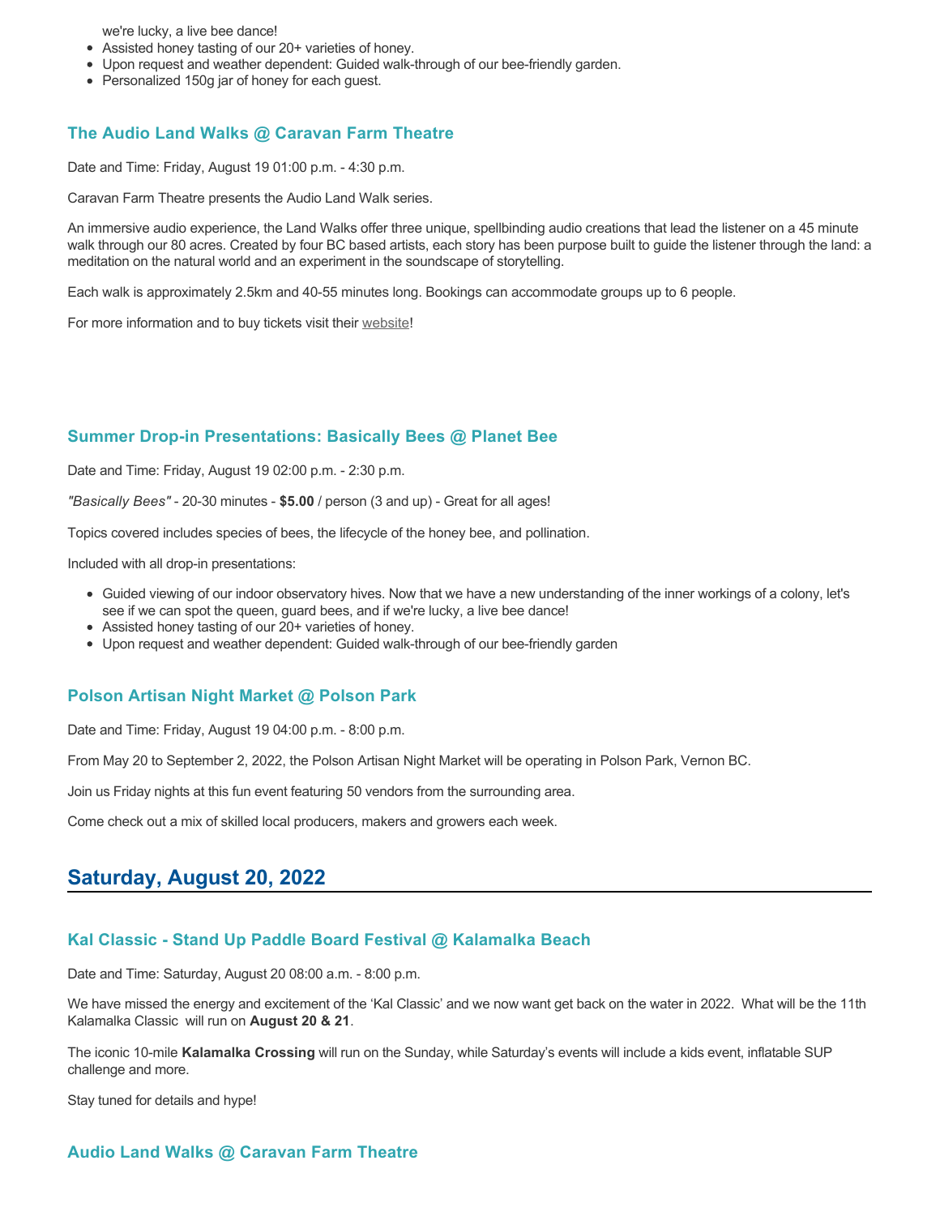we're lucky, a live bee dance!
- Assisted honey tasting of our 20+ varieties of honey.
- Upon request and weather dependent: Guided walk-through of our bee-friendly garden.
- Personalized 150g jar of honey for each guest.

### The Audio Land Walks @ Caravan Farm Theatre

Date and Time: Friday, August 19 01:00 p.m. - 4:30 p.m.

Caravan Farm Theatre presents the Audio Land Walk series.

An immersive audio experience, the Land Walks offer three unique, spellbinding audio creations that lead the listener on a 45 minute walk through our 80 acres. Created by four BC based artists, each story has been purpose built to guide the listener through the land: a meditation on the natural world and an experiment in the soundscape of storytelling.

Each walk is approximately 2.5km and 40-55 minutes long. Bookings can accommodate groups up to 6 people.

For more information and to buy tickets visit their website!

### Summer Drop-in Presentations: Basically Bees @ Planet Bee

Date and Time: Friday, August 19 02:00 p.m. - 2:30 p.m.

*"Basically Bees"* - 20-30 minutes - **$5.00** / person (3 and up) - Great for all ages!

Topics covered includes species of bees, the lifecycle of the honey bee, and pollination.

Included with all drop-in presentations:

- Guided viewing of our indoor observatory hives. Now that we have a new understanding of the inner workings of a colony, let's see if we can spot the queen, guard bees, and if we're lucky, a live bee dance!
- Assisted honey tasting of our 20+ varieties of honey.
- Upon request and weather dependent: Guided walk-through of our bee-friendly garden

### Polson Artisan Night Market @ Polson Park

Date and Time: Friday, August 19 04:00 p.m. - 8:00 p.m.

From May 20 to September 2, 2022, the Polson Artisan Night Market will be operating in Polson Park, Vernon BC.

Join us Friday nights at this fun event featuring 50 vendors from the surrounding area.

Come check out a mix of skilled local producers, makers and growers each week.

## Saturday, August 20, 2022

### Kal Classic - Stand Up Paddle Board Festival @ Kalamalka Beach

Date and Time: Saturday, August 20 08:00 a.m. - 8:00 p.m.

We have missed the energy and excitement of the 'Kal Classic' and we now want get back on the water in 2022. What will be the 11th Kalamalka Classic will run on **August 20 & 21**.

The iconic 10-mile **Kalamalka Crossing** will run on the Sunday, while Saturday's events will include a kids event, inflatable SUP challenge and more.

Stay tuned for details and hype!

### Audio Land Walks @ Caravan Farm Theatre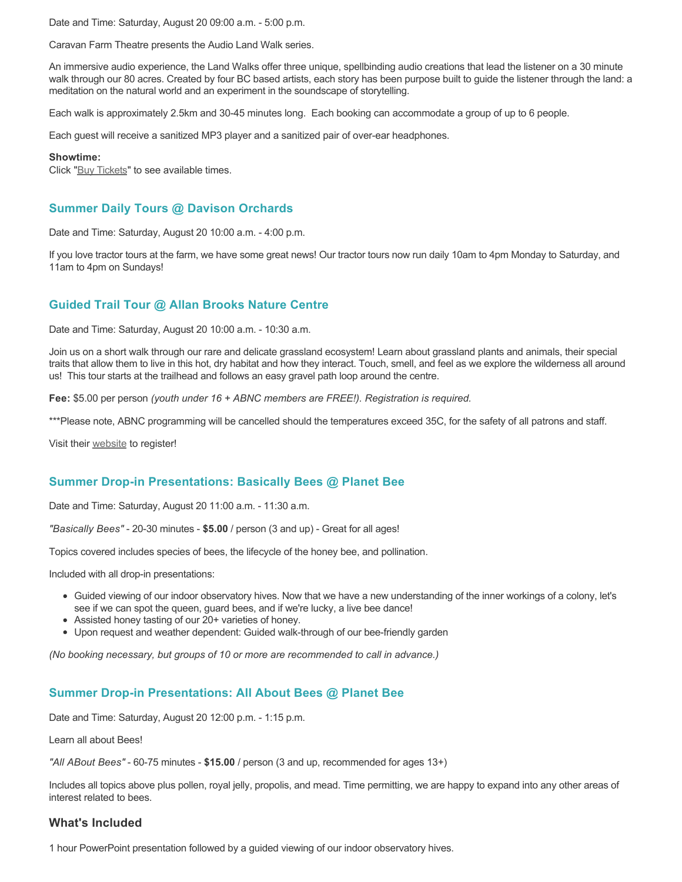Date and Time: Saturday, August 20 09:00 a.m. - 5:00 p.m.

Caravan Farm Theatre presents the Audio Land Walk series.

An immersive audio experience, the Land Walks offer three unique, spellbinding audio creations that lead the listener on a 30 minute walk through our 80 acres. Created by four BC based artists, each story has been purpose built to guide the listener through the land: a meditation on the natural world and an experiment in the soundscape of storytelling.

Each walk is approximately 2.5km and 30-45 minutes long. Each booking can accommodate a group of up to 6 people.

Each guest will receive a sanitized MP3 player and a sanitized pair of over-ear headphones.

**Showtime:**
Click "Buy Tickets" to see available times.

### Summer Daily Tours @ Davison Orchards

Date and Time: Saturday, August 20 10:00 a.m. - 4:00 p.m.

If you love tractor tours at the farm, we have some great news! Our tractor tours now run daily 10am to 4pm Monday to Saturday, and 11am to 4pm on Sundays!

### Guided Trail Tour @ Allan Brooks Nature Centre

Date and Time: Saturday, August 20 10:00 a.m. - 10:30 a.m.

Join us on a short walk through our rare and delicate grassland ecosystem! Learn about grassland plants and animals, their special traits that allow them to live in this hot, dry habitat and how they interact. Touch, smell, and feel as we explore the wilderness all around us! This tour starts at the trailhead and follows an easy gravel path loop around the centre.

**Fee:** $5.00 per person *(youth under 16 + ABNC members are FREE!). Registration is required.*

***Please note, ABNC programming will be cancelled should the temperatures exceed 35C, for the safety of all patrons and staff.

Visit their website to register!

### Summer Drop-in Presentations: Basically Bees @ Planet Bee

Date and Time: Saturday, August 20 11:00 a.m. - 11:30 a.m.

*"Basically Bees"* - 20-30 minutes - **$5.00** / person (3 and up) - Great for all ages!

Topics covered includes species of bees, the lifecycle of the honey bee, and pollination.

Included with all drop-in presentations:

- Guided viewing of our indoor observatory hives. Now that we have a new understanding of the inner workings of a colony, let's see if we can spot the queen, guard bees, and if we're lucky, a live bee dance!
- Assisted honey tasting of our 20+ varieties of honey.
- Upon request and weather dependent: Guided walk-through of our bee-friendly garden

*(No booking necessary, but groups of 10 or more are recommended to call in advance.)*

### Summer Drop-in Presentations: All About Bees @ Planet Bee

Date and Time: Saturday, August 20 12:00 p.m. - 1:15 p.m.

Learn all about Bees!

*"All ABout Bees"* - 60-75 minutes - **$15.00** / person (3 and up, recommended for ages 13+)

Includes all topics above plus pollen, royal jelly, propolis, and mead. Time permitting, we are happy to expand into any other areas of interest related to bees.

### What's Included

1 hour PowerPoint presentation followed by a guided viewing of our indoor observatory hives.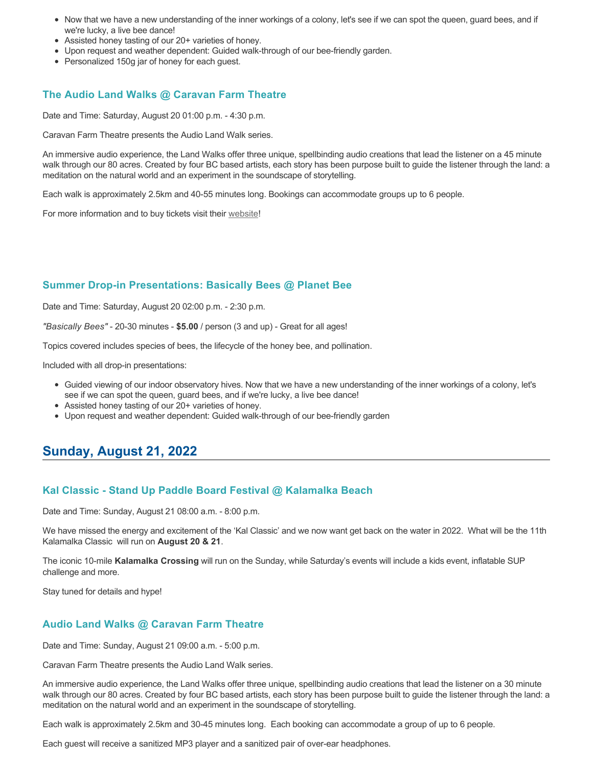- Now that we have a new understanding of the inner workings of a colony, let's see if we can spot the queen, guard bees, and if we're lucky, a live bee dance!
- Assisted honey tasting of our 20+ varieties of honey.
- Upon request and weather dependent: Guided walk-through of our bee-friendly garden.
- Personalized 150g jar of honey for each guest.

### The Audio Land Walks @ Caravan Farm Theatre

Date and Time: Saturday, August 20 01:00 p.m. - 4:30 p.m.

Caravan Farm Theatre presents the Audio Land Walk series.

An immersive audio experience, the Land Walks offer three unique, spellbinding audio creations that lead the listener on a 45 minute walk through our 80 acres. Created by four BC based artists, each story has been purpose built to guide the listener through the land: a meditation on the natural world and an experiment in the soundscape of storytelling.

Each walk is approximately 2.5km and 40-55 minutes long. Bookings can accommodate groups up to 6 people.

For more information and to buy tickets visit their website!

### Summer Drop-in Presentations: Basically Bees @ Planet Bee

Date and Time: Saturday, August 20 02:00 p.m. - 2:30 p.m.

*"Basically Bees"* - 20-30 minutes - **$5.00** / person (3 and up) - Great for all ages!

Topics covered includes species of bees, the lifecycle of the honey bee, and pollination.

Included with all drop-in presentations:

- Guided viewing of our indoor observatory hives. Now that we have a new understanding of the inner workings of a colony, let's see if we can spot the queen, guard bees, and if we're lucky, a live bee dance!
- Assisted honey tasting of our 20+ varieties of honey.
- Upon request and weather dependent: Guided walk-through of our bee-friendly garden

## Sunday, August 21, 2022

### Kal Classic - Stand Up Paddle Board Festival @ Kalamalka Beach

Date and Time: Sunday, August 21 08:00 a.m. - 8:00 p.m.

We have missed the energy and excitement of the 'Kal Classic' and we now want get back on the water in 2022. What will be the 11th Kalamalka Classic will run on **August 20 & 21**.

The iconic 10-mile **Kalamalka Crossing** will run on the Sunday, while Saturday's events will include a kids event, inflatable SUP challenge and more.

Stay tuned for details and hype!

### Audio Land Walks @ Caravan Farm Theatre

Date and Time: Sunday, August 21 09:00 a.m. - 5:00 p.m.

Caravan Farm Theatre presents the Audio Land Walk series.

An immersive audio experience, the Land Walks offer three unique, spellbinding audio creations that lead the listener on a 30 minute walk through our 80 acres. Created by four BC based artists, each story has been purpose built to guide the listener through the land: a meditation on the natural world and an experiment in the soundscape of storytelling.

Each walk is approximately 2.5km and 30-45 minutes long. Each booking can accommodate a group of up to 6 people.

Each guest will receive a sanitized MP3 player and a sanitized pair of over-ear headphones.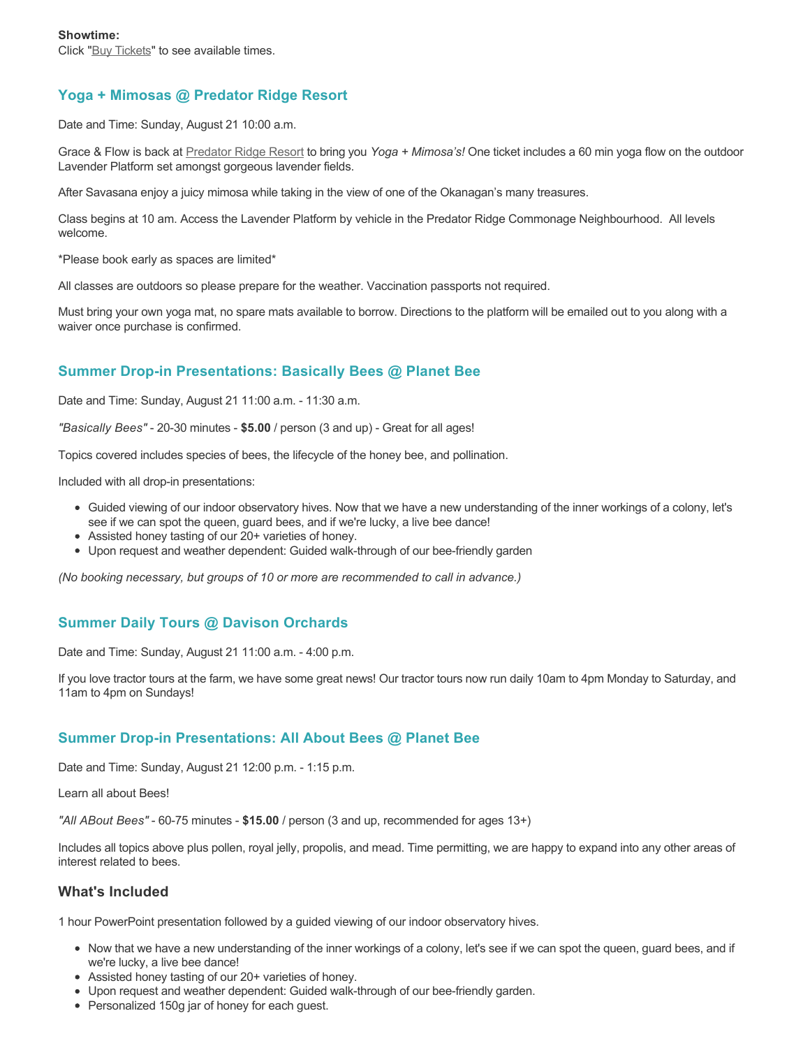**Showtime:**
Click "Buy Tickets" to see available times.

## Yoga + Mimosas @ Predator Ridge Resort

Date and Time: Sunday, August 21 10:00 a.m.

Grace & Flow is back at Predator Ridge Resort to bring you *Yoga + Mimosa's!* One ticket includes a 60 min yoga flow on the outdoor Lavender Platform set amongst gorgeous lavender fields.

After Savasana enjoy a juicy mimosa while taking in the view of one of the Okanagan's many treasures.

Class begins at 10 am. Access the Lavender Platform by vehicle in the Predator Ridge Commonage Neighbourhood. All levels welcome.

*Please book early as spaces are limited*

All classes are outdoors so please prepare for the weather. Vaccination passports not required.

Must bring your own yoga mat, no spare mats available to borrow. Directions to the platform will be emailed out to you along with a waiver once purchase is confirmed.

## Summer Drop-in Presentations: Basically Bees @ Planet Bee

Date and Time: Sunday, August 21 11:00 a.m. - 11:30 a.m.

*"Basically Bees"* - 20-30 minutes - **$5.00** / person (3 and up) - Great for all ages!

Topics covered includes species of bees, the lifecycle of the honey bee, and pollination.

Included with all drop-in presentations:

- Guided viewing of our indoor observatory hives. Now that we have a new understanding of the inner workings of a colony, let's see if we can spot the queen, guard bees, and if we're lucky, a live bee dance!
- Assisted honey tasting of our 20+ varieties of honey.
- Upon request and weather dependent: Guided walk-through of our bee-friendly garden

*(No booking necessary, but groups of 10 or more are recommended to call in advance.)*

## Summer Daily Tours @ Davison Orchards

Date and Time: Sunday, August 21 11:00 a.m. - 4:00 p.m.

If you love tractor tours at the farm, we have some great news! Our tractor tours now run daily 10am to 4pm Monday to Saturday, and 11am to 4pm on Sundays!

## Summer Drop-in Presentations: All About Bees @ Planet Bee

Date and Time: Sunday, August 21 12:00 p.m. - 1:15 p.m.

Learn all about Bees!

*"All ABout Bees"* - 60-75 minutes - **$15.00** / person (3 and up, recommended for ages 13+)

Includes all topics above plus pollen, royal jelly, propolis, and mead. Time permitting, we are happy to expand into any other areas of interest related to bees.

### What's Included

1 hour PowerPoint presentation followed by a guided viewing of our indoor observatory hives.

- Now that we have a new understanding of the inner workings of a colony, let's see if we can spot the queen, guard bees, and if we're lucky, a live bee dance!
- Assisted honey tasting of our 20+ varieties of honey.
- Upon request and weather dependent: Guided walk-through of our bee-friendly garden.
- Personalized 150g jar of honey for each guest.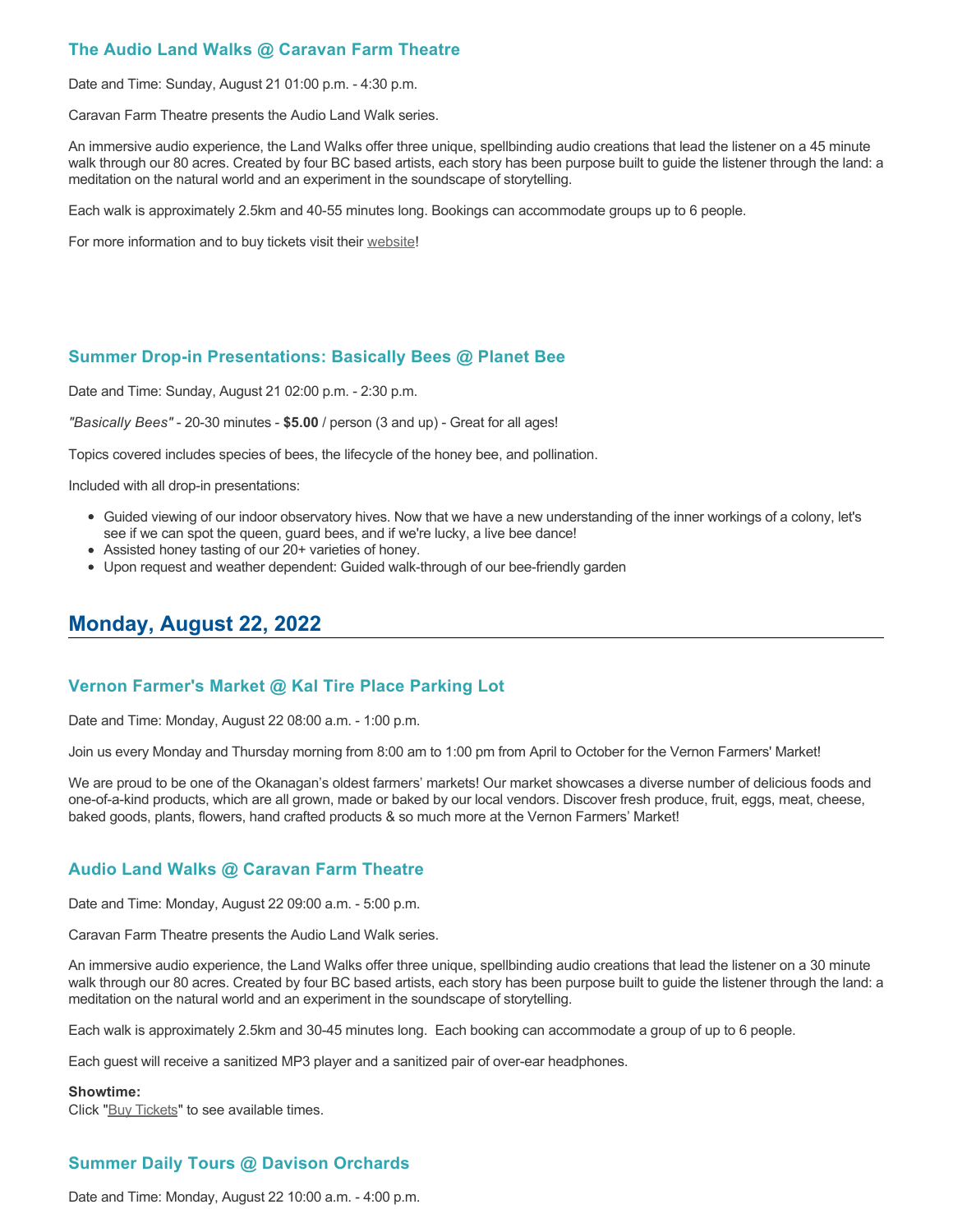### The Audio Land Walks @ Caravan Farm Theatre

Date and Time: Sunday, August 21 01:00 p.m. - 4:30 p.m.

Caravan Farm Theatre presents the Audio Land Walk series.

An immersive audio experience, the Land Walks offer three unique, spellbinding audio creations that lead the listener on a 45 minute walk through our 80 acres. Created by four BC based artists, each story has been purpose built to guide the listener through the land: a meditation on the natural world and an experiment in the soundscape of storytelling.

Each walk is approximately 2.5km and 40-55 minutes long. Bookings can accommodate groups up to 6 people.

For more information and to buy tickets visit their website!

### Summer Drop-in Presentations: Basically Bees @ Planet Bee

Date and Time: Sunday, August 21 02:00 p.m. - 2:30 p.m.

*"Basically Bees"* - 20-30 minutes - **$5.00** / person (3 and up) - Great for all ages!

Topics covered includes species of bees, the lifecycle of the honey bee, and pollination.

Included with all drop-in presentations:

- Guided viewing of our indoor observatory hives. Now that we have a new understanding of the inner workings of a colony, let's see if we can spot the queen, guard bees, and if we're lucky, a live bee dance!
- Assisted honey tasting of our 20+ varieties of honey.
- Upon request and weather dependent: Guided walk-through of our bee-friendly garden

## Monday, August 22, 2022

### Vernon Farmer's Market @ Kal Tire Place Parking Lot

Date and Time: Monday, August 22 08:00 a.m. - 1:00 p.m.

Join us every Monday and Thursday morning from 8:00 am to 1:00 pm from April to October for the Vernon Farmers' Market!

We are proud to be one of the Okanagan's oldest farmers' markets! Our market showcases a diverse number of delicious foods and one-of-a-kind products, which are all grown, made or baked by our local vendors. Discover fresh produce, fruit, eggs, meat, cheese, baked goods, plants, flowers, hand crafted products & so much more at the Vernon Farmers' Market!

### Audio Land Walks @ Caravan Farm Theatre

Date and Time: Monday, August 22 09:00 a.m. - 5:00 p.m.

Caravan Farm Theatre presents the Audio Land Walk series.

An immersive audio experience, the Land Walks offer three unique, spellbinding audio creations that lead the listener on a 30 minute walk through our 80 acres. Created by four BC based artists, each story has been purpose built to guide the listener through the land: a meditation on the natural world and an experiment in the soundscape of storytelling.

Each walk is approximately 2.5km and 30-45 minutes long. Each booking can accommodate a group of up to 6 people.

Each guest will receive a sanitized MP3 player and a sanitized pair of over-ear headphones.

**Showtime:**
Click "Buy Tickets" to see available times.

### Summer Daily Tours @ Davison Orchards

Date and Time: Monday, August 22 10:00 a.m. - 4:00 p.m.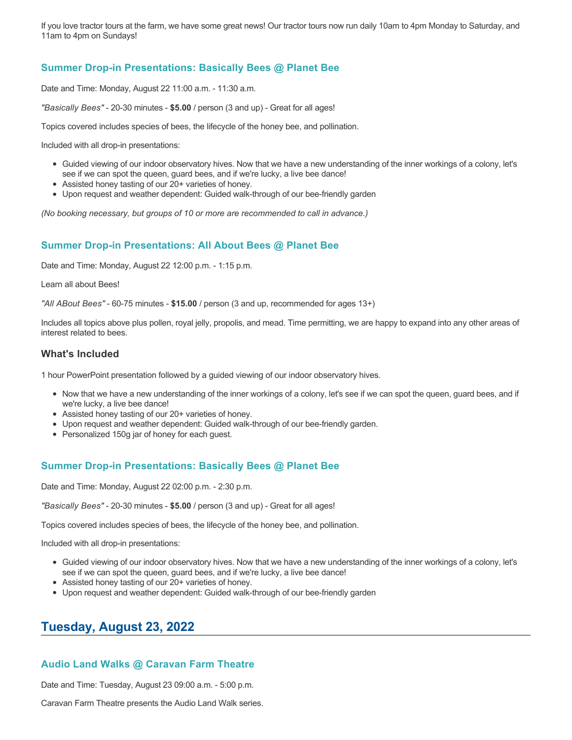If you love tractor tours at the farm, we have some great news! Our tractor tours now run daily 10am to 4pm Monday to Saturday, and 11am to 4pm on Sundays!

### Summer Drop-in Presentations: Basically Bees @ Planet Bee

Date and Time: Monday, August 22 11:00 a.m. - 11:30 a.m.

*"Basically Bees"* - 20-30 minutes - **$5.00** / person (3 and up) - Great for all ages!

Topics covered includes species of bees, the lifecycle of the honey bee, and pollination.

Included with all drop-in presentations:

- Guided viewing of our indoor observatory hives. Now that we have a new understanding of the inner workings of a colony, let's see if we can spot the queen, guard bees, and if we're lucky, a live bee dance!
- Assisted honey tasting of our 20+ varieties of honey.
- Upon request and weather dependent: Guided walk-through of our bee-friendly garden

*(No booking necessary, but groups of 10 or more are recommended to call in advance.)*

### Summer Drop-in Presentations: All About Bees @ Planet Bee

Date and Time: Monday, August 22 12:00 p.m. - 1:15 p.m.

Learn all about Bees!

*"All ABout Bees"* - 60-75 minutes - **$15.00** / person (3 and up, recommended for ages 13+)

Includes all topics above plus pollen, royal jelly, propolis, and mead. Time permitting, we are happy to expand into any other areas of interest related to bees.

#### What's Included

1 hour PowerPoint presentation followed by a guided viewing of our indoor observatory hives.

- Now that we have a new understanding of the inner workings of a colony, let's see if we can spot the queen, guard bees, and if we're lucky, a live bee dance!
- Assisted honey tasting of our 20+ varieties of honey.
- Upon request and weather dependent: Guided walk-through of our bee-friendly garden.
- Personalized 150g jar of honey for each guest.

### Summer Drop-in Presentations: Basically Bees @ Planet Bee

Date and Time: Monday, August 22 02:00 p.m. - 2:30 p.m.

*"Basically Bees"* - 20-30 minutes - **$5.00** / person (3 and up) - Great for all ages!

Topics covered includes species of bees, the lifecycle of the honey bee, and pollination.

Included with all drop-in presentations:

- Guided viewing of our indoor observatory hives. Now that we have a new understanding of the inner workings of a colony, let's see if we can spot the queen, guard bees, and if we're lucky, a live bee dance!
- Assisted honey tasting of our 20+ varieties of honey.
- Upon request and weather dependent: Guided walk-through of our bee-friendly garden

## Tuesday, August 23, 2022

### Audio Land Walks @ Caravan Farm Theatre

Date and Time: Tuesday, August 23 09:00 a.m. - 5:00 p.m.

Caravan Farm Theatre presents the Audio Land Walk series.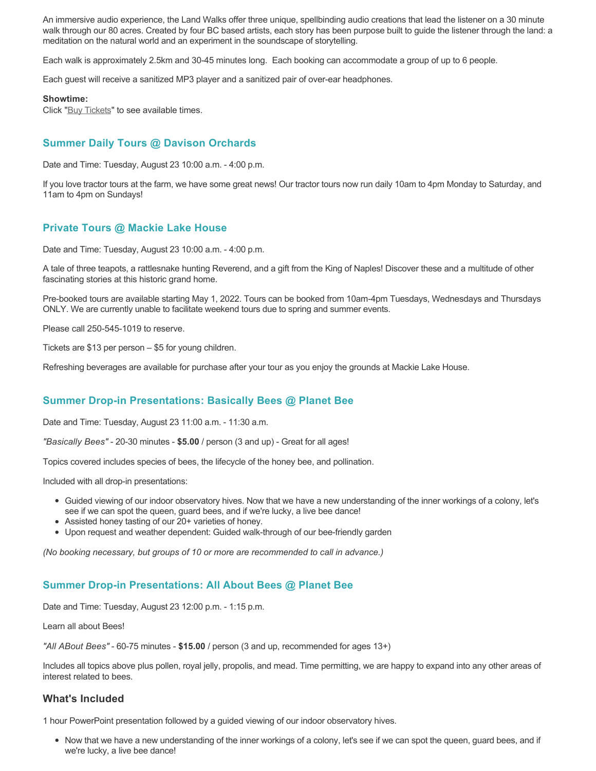An immersive audio experience, the Land Walks offer three unique, spellbinding audio creations that lead the listener on a 30 minute walk through our 80 acres. Created by four BC based artists, each story has been purpose built to guide the listener through the land: a meditation on the natural world and an experiment in the soundscape of storytelling.

Each walk is approximately 2.5km and 30-45 minutes long. Each booking can accommodate a group of up to 6 people.

Each guest will receive a sanitized MP3 player and a sanitized pair of over-ear headphones.

**Showtime:**
Click "Buy Tickets" to see available times.

### Summer Daily Tours @ Davison Orchards

Date and Time: Tuesday, August 23 10:00 a.m. - 4:00 p.m.

If you love tractor tours at the farm, we have some great news! Our tractor tours now run daily 10am to 4pm Monday to Saturday, and 11am to 4pm on Sundays!

### Private Tours @ Mackie Lake House

Date and Time: Tuesday, August 23 10:00 a.m. - 4:00 p.m.

A tale of three teapots, a rattlesnake hunting Reverend, and a gift from the King of Naples! Discover these and a multitude of other fascinating stories at this historic grand home.

Pre-booked tours are available starting May 1, 2022. Tours can be booked from 10am-4pm Tuesdays, Wednesdays and Thursdays ONLY. We are currently unable to facilitate weekend tours due to spring and summer events.

Please call 250-545-1019 to reserve.

Tickets are $13 per person – $5 for young children.

Refreshing beverages are available for purchase after your tour as you enjoy the grounds at Mackie Lake House.

### Summer Drop-in Presentations: Basically Bees @ Planet Bee

Date and Time: Tuesday, August 23 11:00 a.m. - 11:30 a.m.

*"Basically Bees"* - 20-30 minutes - **$5.00** / person (3 and up) - Great for all ages!

Topics covered includes species of bees, the lifecycle of the honey bee, and pollination.

Included with all drop-in presentations:

- Guided viewing of our indoor observatory hives. Now that we have a new understanding of the inner workings of a colony, let's see if we can spot the queen, guard bees, and if we're lucky, a live bee dance!
- Assisted honey tasting of our 20+ varieties of honey.
- Upon request and weather dependent: Guided walk-through of our bee-friendly garden

*(No booking necessary, but groups of 10 or more are recommended to call in advance.)*

### Summer Drop-in Presentations: All About Bees @ Planet Bee

Date and Time: Tuesday, August 23 12:00 p.m. - 1:15 p.m.

Learn all about Bees!

*"All ABout Bees"* - 60-75 minutes - **$15.00** / person (3 and up, recommended for ages 13+)

Includes all topics above plus pollen, royal jelly, propolis, and mead. Time permitting, we are happy to expand into any other areas of interest related to bees.

### What's Included

1 hour PowerPoint presentation followed by a guided viewing of our indoor observatory hives.

- Now that we have a new understanding of the inner workings of a colony, let's see if we can spot the queen, guard bees, and if we're lucky, a live bee dance!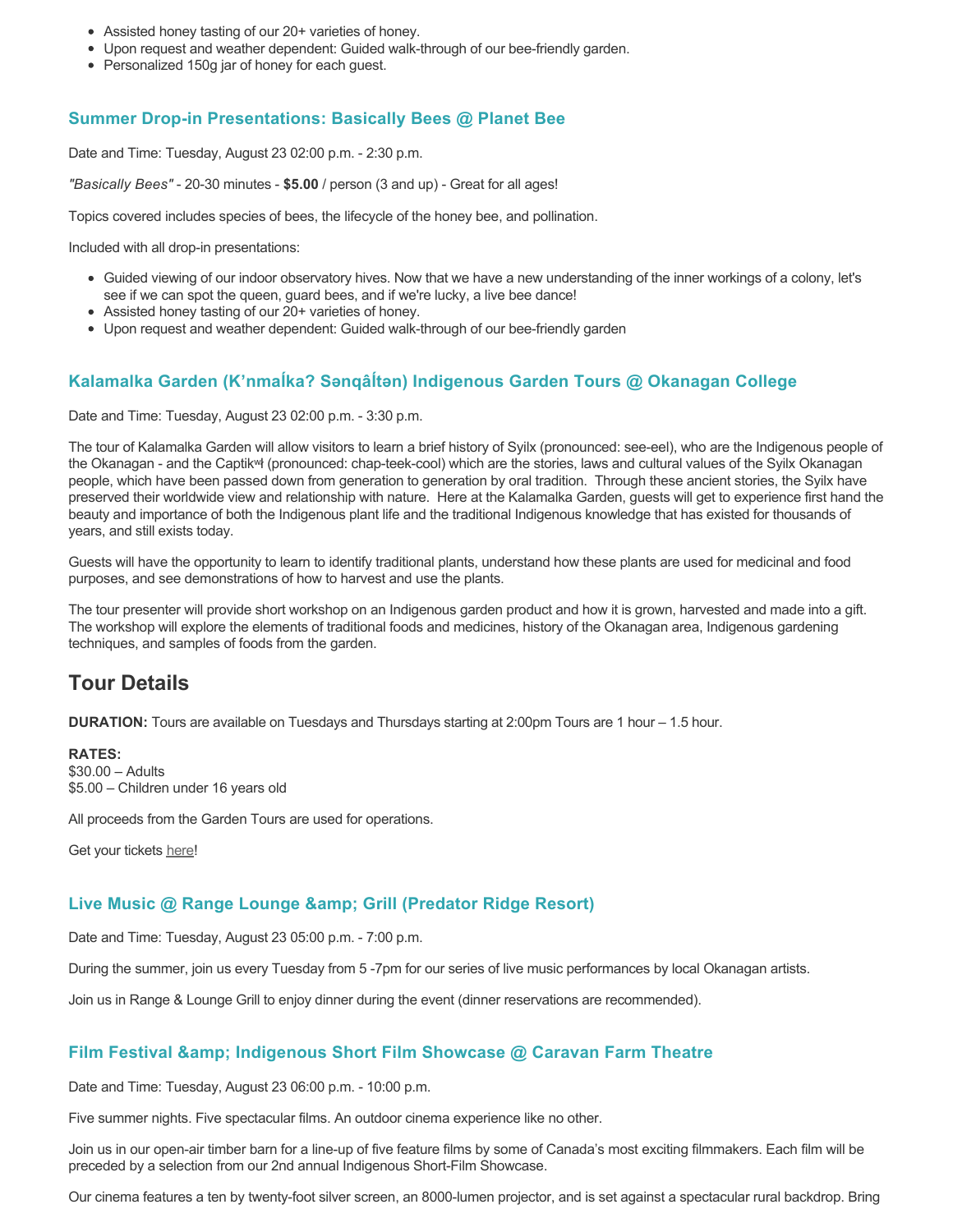- Assisted honey tasting of our 20+ varieties of honey.
- Upon request and weather dependent: Guided walk-through of our bee-friendly garden.
- Personalized 150g jar of honey for each guest.

### Summer Drop-in Presentations: Basically Bees @ Planet Bee

Date and Time: Tuesday, August 23 02:00 p.m. - 2:30 p.m.

*"Basically Bees"* - 20-30 minutes - **$5.00** / person (3 and up) - Great for all ages!

Topics covered includes species of bees, the lifecycle of the honey bee, and pollination.

Included with all drop-in presentations:

- Guided viewing of our indoor observatory hives. Now that we have a new understanding of the inner workings of a colony, let's see if we can spot the queen, guard bees, and if we're lucky, a live bee dance!
- Assisted honey tasting of our 20+ varieties of honey.
- Upon request and weather dependent: Guided walk-through of our bee-friendly garden

### Kalamalka Garden (K'nmaĺka? Sənqâĺtən) Indigenous Garden Tours @ Okanagan College

Date and Time: Tuesday, August 23 02:00 p.m. - 3:30 p.m.

The tour of Kalamalka Garden will allow visitors to learn a brief history of Syilx (pronounced: see-eel), who are the Indigenous people of the Okanagan - and the Captikʷł (pronounced: chap-teek-cool) which are the stories, laws and cultural values of the Syilx Okanagan people, which have been passed down from generation to generation by oral tradition. Through these ancient stories, the Syilx have preserved their worldwide view and relationship with nature. Here at the Kalamalka Garden, guests will get to experience first hand the beauty and importance of both the Indigenous plant life and the traditional Indigenous knowledge that has existed for thousands of years, and still exists today.

Guests will have the opportunity to learn to identify traditional plants, understand how these plants are used for medicinal and food purposes, and see demonstrations of how to harvest and use the plants.

The tour presenter will provide short workshop on an Indigenous garden product and how it is grown, harvested and made into a gift. The workshop will explore the elements of traditional foods and medicines, history of the Okanagan area, Indigenous gardening techniques, and samples of foods from the garden.

## Tour Details

**DURATION:** Tours are available on Tuesdays and Thursdays starting at 2:00pm Tours are 1 hour – 1.5 hour.

**RATES:**
$30.00 – Adults
$5.00 – Children under 16 years old

All proceeds from the Garden Tours are used for operations.

Get your tickets here!

### Live Music @ Range Lounge &amp; Grill (Predator Ridge Resort)

Date and Time: Tuesday, August 23 05:00 p.m. - 7:00 p.m.

During the summer, join us every Tuesday from 5 -7pm for our series of live music performances by local Okanagan artists.

Join us in Range & Lounge Grill to enjoy dinner during the event (dinner reservations are recommended).

### Film Festival &amp; Indigenous Short Film Showcase @ Caravan Farm Theatre

Date and Time: Tuesday, August 23 06:00 p.m. - 10:00 p.m.

Five summer nights. Five spectacular films. An outdoor cinema experience like no other.

Join us in our open-air timber barn for a line-up of five feature films by some of Canada's most exciting filmmakers. Each film will be preceded by a selection from our 2nd annual Indigenous Short-Film Showcase.

Our cinema features a ten by twenty-foot silver screen, an 8000-lumen projector, and is set against a spectacular rural backdrop. Bring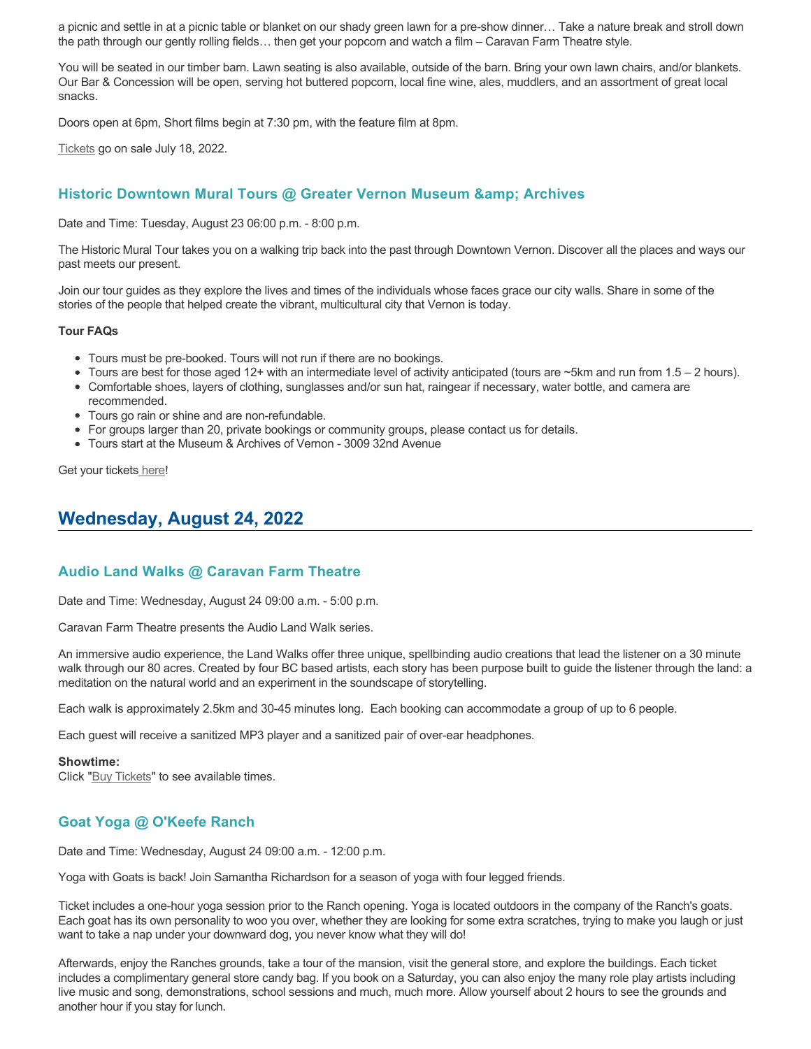a picnic and settle in at a picnic table or blanket on our shady green lawn for a pre-show dinner… Take a nature break and stroll down the path through our gently rolling fields… then get your popcorn and watch a film – Caravan Farm Theatre style.

You will be seated in our timber barn. Lawn seating is also available, outside of the barn. Bring your own lawn chairs, and/or blankets. Our Bar & Concession will be open, serving hot buttered popcorn, local fine wine, ales, muddlers, and an assortment of great local snacks.

Doors open at 6pm, Short films begin at 7:30 pm, with the feature film at 8pm.

Tickets go on sale July 18, 2022.

### Historic Downtown Mural Tours @ Greater Vernon Museum &amp; Archives

Date and Time: Tuesday, August 23 06:00 p.m. - 8:00 p.m.

The Historic Mural Tour takes you on a walking trip back into the past through Downtown Vernon. Discover all the places and ways our past meets our present.

Join our tour guides as they explore the lives and times of the individuals whose faces grace our city walls. Share in some of the stories of the people that helped create the vibrant, multicultural city that Vernon is today.

**Tour FAQs**

- Tours must be pre-booked. Tours will not run if there are no bookings.
- Tours are best for those aged 12+ with an intermediate level of activity anticipated (tours are ~5km and run from 1.5 – 2 hours).
- Comfortable shoes, layers of clothing, sunglasses and/or sun hat, raingear if necessary, water bottle, and camera are recommended.
- Tours go rain or shine and are non-refundable.
- For groups larger than 20, private bookings or community groups, please contact us for details.
- Tours start at the Museum & Archives of Vernon - 3009 32nd Avenue

Get your tickets here!

## Wednesday, August 24, 2022

### Audio Land Walks @ Caravan Farm Theatre

Date and Time: Wednesday, August 24 09:00 a.m. - 5:00 p.m.

Caravan Farm Theatre presents the Audio Land Walk series.

An immersive audio experience, the Land Walks offer three unique, spellbinding audio creations that lead the listener on a 30 minute walk through our 80 acres. Created by four BC based artists, each story has been purpose built to guide the listener through the land: a meditation on the natural world and an experiment in the soundscape of storytelling.

Each walk is approximately 2.5km and 30-45 minutes long. Each booking can accommodate a group of up to 6 people.

Each guest will receive a sanitized MP3 player and a sanitized pair of over-ear headphones.

**Showtime:**
Click "Buy Tickets" to see available times.

### Goat Yoga @ O'Keefe Ranch

Date and Time: Wednesday, August 24 09:00 a.m. - 12:00 p.m.

Yoga with Goats is back! Join Samantha Richardson for a season of yoga with four legged friends.

Ticket includes a one-hour yoga session prior to the Ranch opening. Yoga is located outdoors in the company of the Ranch's goats. Each goat has its own personality to woo you over, whether they are looking for some extra scratches, trying to make you laugh or just want to take a nap under your downward dog, you never know what they will do!

Afterwards, enjoy the Ranches grounds, take a tour of the mansion, visit the general store, and explore the buildings. Each ticket includes a complimentary general store candy bag. If you book on a Saturday, you can also enjoy the many role play artists including live music and song, demonstrations, school sessions and much, much more. Allow yourself about 2 hours to see the grounds and another hour if you stay for lunch.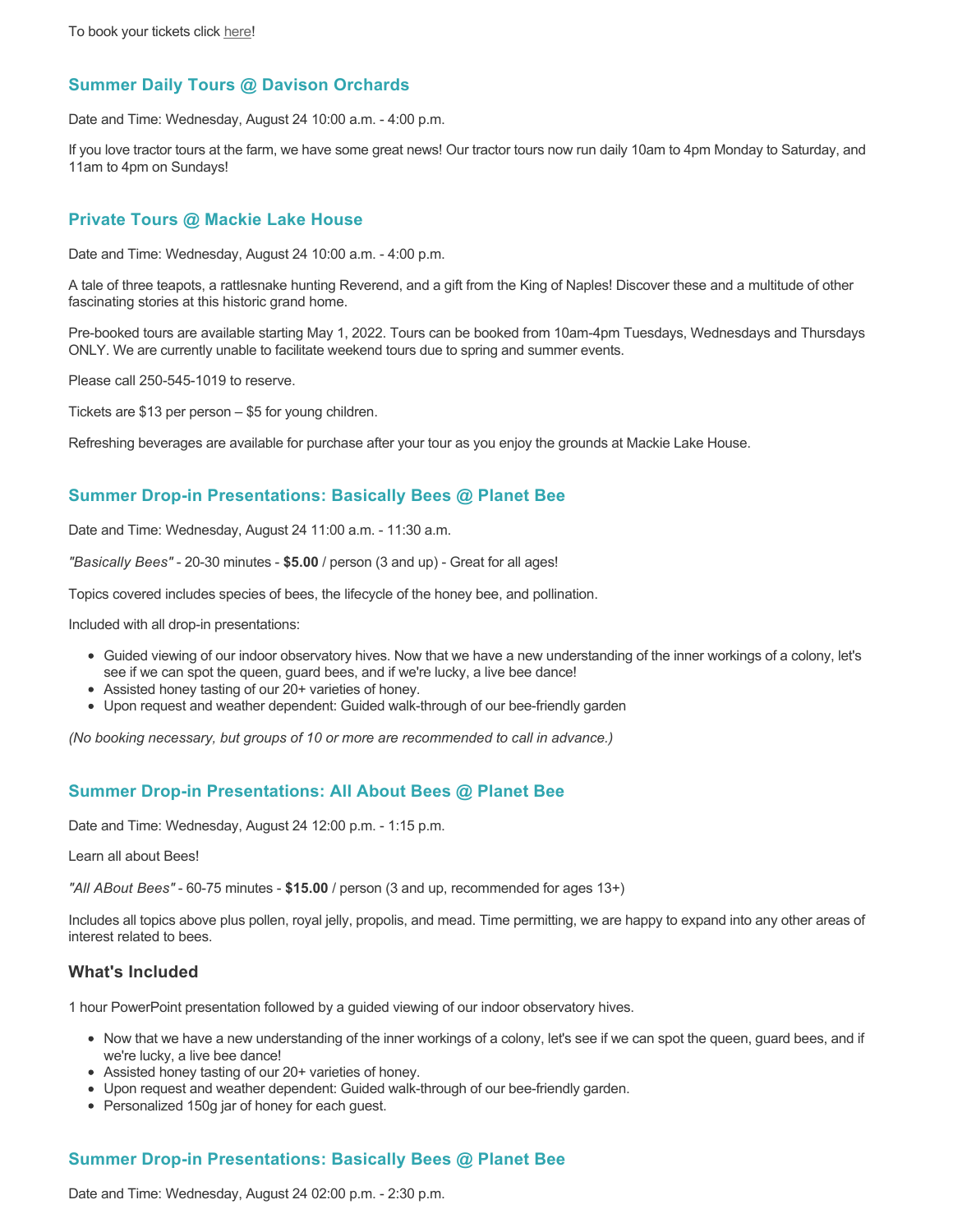To book your tickets click here!

### Summer Daily Tours @ Davison Orchards

Date and Time: Wednesday, August 24 10:00 a.m. - 4:00 p.m.

If you love tractor tours at the farm, we have some great news! Our tractor tours now run daily 10am to 4pm Monday to Saturday, and 11am to 4pm on Sundays!

### Private Tours @ Mackie Lake House

Date and Time: Wednesday, August 24 10:00 a.m. - 4:00 p.m.

A tale of three teapots, a rattlesnake hunting Reverend, and a gift from the King of Naples! Discover these and a multitude of other fascinating stories at this historic grand home.

Pre-booked tours are available starting May 1, 2022. Tours can be booked from 10am-4pm Tuesdays, Wednesdays and Thursdays ONLY. We are currently unable to facilitate weekend tours due to spring and summer events.

Please call 250-545-1019 to reserve.

Tickets are $13 per person – $5 for young children.

Refreshing beverages are available for purchase after your tour as you enjoy the grounds at Mackie Lake House.

### Summer Drop-in Presentations: Basically Bees @ Planet Bee

Date and Time: Wednesday, August 24 11:00 a.m. - 11:30 a.m.

*"Basically Bees"* - 20-30 minutes - **$5.00** / person (3 and up) - Great for all ages!

Topics covered includes species of bees, the lifecycle of the honey bee, and pollination.

Included with all drop-in presentations:

- Guided viewing of our indoor observatory hives. Now that we have a new understanding of the inner workings of a colony, let's see if we can spot the queen, guard bees, and if we're lucky, a live bee dance!
- Assisted honey tasting of our 20+ varieties of honey.
- Upon request and weather dependent: Guided walk-through of our bee-friendly garden

*(No booking necessary, but groups of 10 or more are recommended to call in advance.)*

### Summer Drop-in Presentations: All About Bees @ Planet Bee

Date and Time: Wednesday, August 24 12:00 p.m. - 1:15 p.m.

Learn all about Bees!

*"All ABout Bees"* - 60-75 minutes - **$15.00** / person (3 and up, recommended for ages 13+)

Includes all topics above plus pollen, royal jelly, propolis, and mead. Time permitting, we are happy to expand into any other areas of interest related to bees.

#### What's Included

1 hour PowerPoint presentation followed by a guided viewing of our indoor observatory hives.

- Now that we have a new understanding of the inner workings of a colony, let's see if we can spot the queen, guard bees, and if we're lucky, a live bee dance!
- Assisted honey tasting of our 20+ varieties of honey.
- Upon request and weather dependent: Guided walk-through of our bee-friendly garden.
- Personalized 150g jar of honey for each guest.

### Summer Drop-in Presentations: Basically Bees @ Planet Bee

Date and Time: Wednesday, August 24 02:00 p.m. - 2:30 p.m.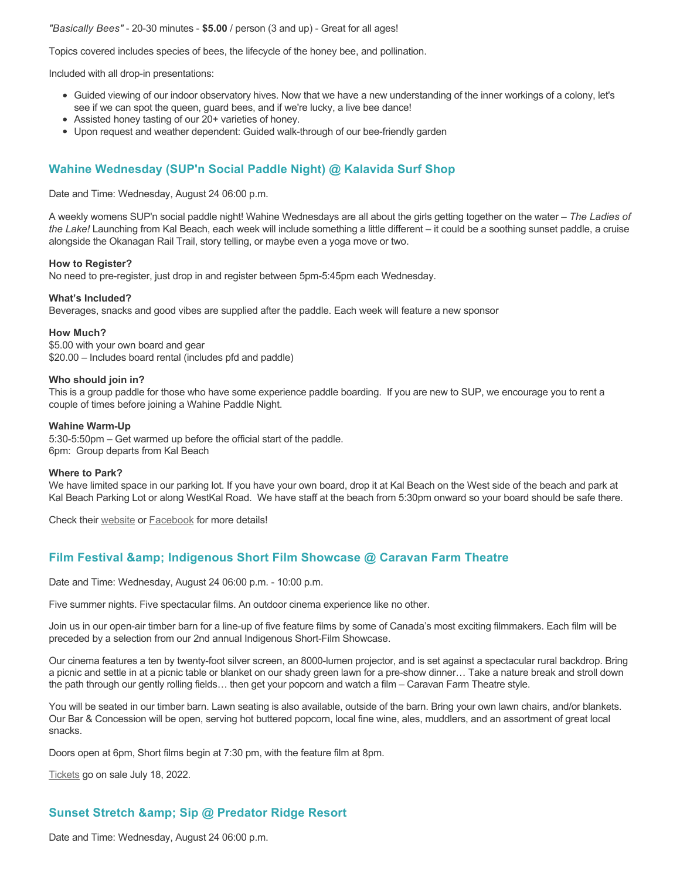*"Basically Bees"* - 20-30 minutes - **$5.00** / person (3 and up) - Great for all ages!

Topics covered includes species of bees, the lifecycle of the honey bee, and pollination.

Included with all drop-in presentations:

- Guided viewing of our indoor observatory hives. Now that we have a new understanding of the inner workings of a colony, let's see if we can spot the queen, guard bees, and if we're lucky, a live bee dance!
- Assisted honey tasting of our 20+ varieties of honey.
- Upon request and weather dependent: Guided walk-through of our bee-friendly garden

## Wahine Wednesday (SUP'n Social Paddle Night) @ Kalavida Surf Shop

Date and Time: Wednesday, August 24 06:00 p.m.

A weekly womens SUP'n social paddle night! Wahine Wednesdays are all about the girls getting together on the water – *The Ladies of the Lake!* Launching from Kal Beach, each week will include something a little different – it could be a soothing sunset paddle, a cruise alongside the Okanagan Rail Trail, story telling, or maybe even a yoga move or two.

**How to Register?**
No need to pre-register, just drop in and register between 5pm-5:45pm each Wednesday.

**What's Included?**
Beverages, snacks and good vibes are supplied after the paddle. Each week will feature a new sponsor

**How Much?**
$5.00 with your own board and gear
$20.00 – Includes board rental (includes pfd and paddle)

**Who should join in?**
This is a group paddle for those who have some experience paddle boarding. If you are new to SUP, we encourage you to rent a couple of times before joining a Wahine Paddle Night.

**Wahine Warm-Up**
5:30-5:50pm – Get warmed up before the official start of the paddle.
6pm: Group departs from Kal Beach

**Where to Park?**
We have limited space in our parking lot. If you have your own board, drop it at Kal Beach on the West side of the beach and park at Kal Beach Parking Lot or along WestKal Road. We have staff at the beach from 5:30pm onward so your board should be safe there.

Check their website or Facebook for more details!

## Film Festival &amp; Indigenous Short Film Showcase @ Caravan Farm Theatre

Date and Time: Wednesday, August 24 06:00 p.m. - 10:00 p.m.

Five summer nights. Five spectacular films. An outdoor cinema experience like no other.

Join us in our open-air timber barn for a line-up of five feature films by some of Canada's most exciting filmmakers. Each film will be preceded by a selection from our 2nd annual Indigenous Short-Film Showcase.

Our cinema features a ten by twenty-foot silver screen, an 8000-lumen projector, and is set against a spectacular rural backdrop. Bring a picnic and settle in at a picnic table or blanket on our shady green lawn for a pre-show dinner… Take a nature break and stroll down the path through our gently rolling fields… then get your popcorn and watch a film – Caravan Farm Theatre style.

You will be seated in our timber barn. Lawn seating is also available, outside of the barn. Bring your own lawn chairs, and/or blankets. Our Bar & Concession will be open, serving hot buttered popcorn, local fine wine, ales, muddlers, and an assortment of great local snacks.

Doors open at 6pm, Short films begin at 7:30 pm, with the feature film at 8pm.

Tickets go on sale July 18, 2022.

## Sunset Stretch &amp; Sip @ Predator Ridge Resort

Date and Time: Wednesday, August 24 06:00 p.m.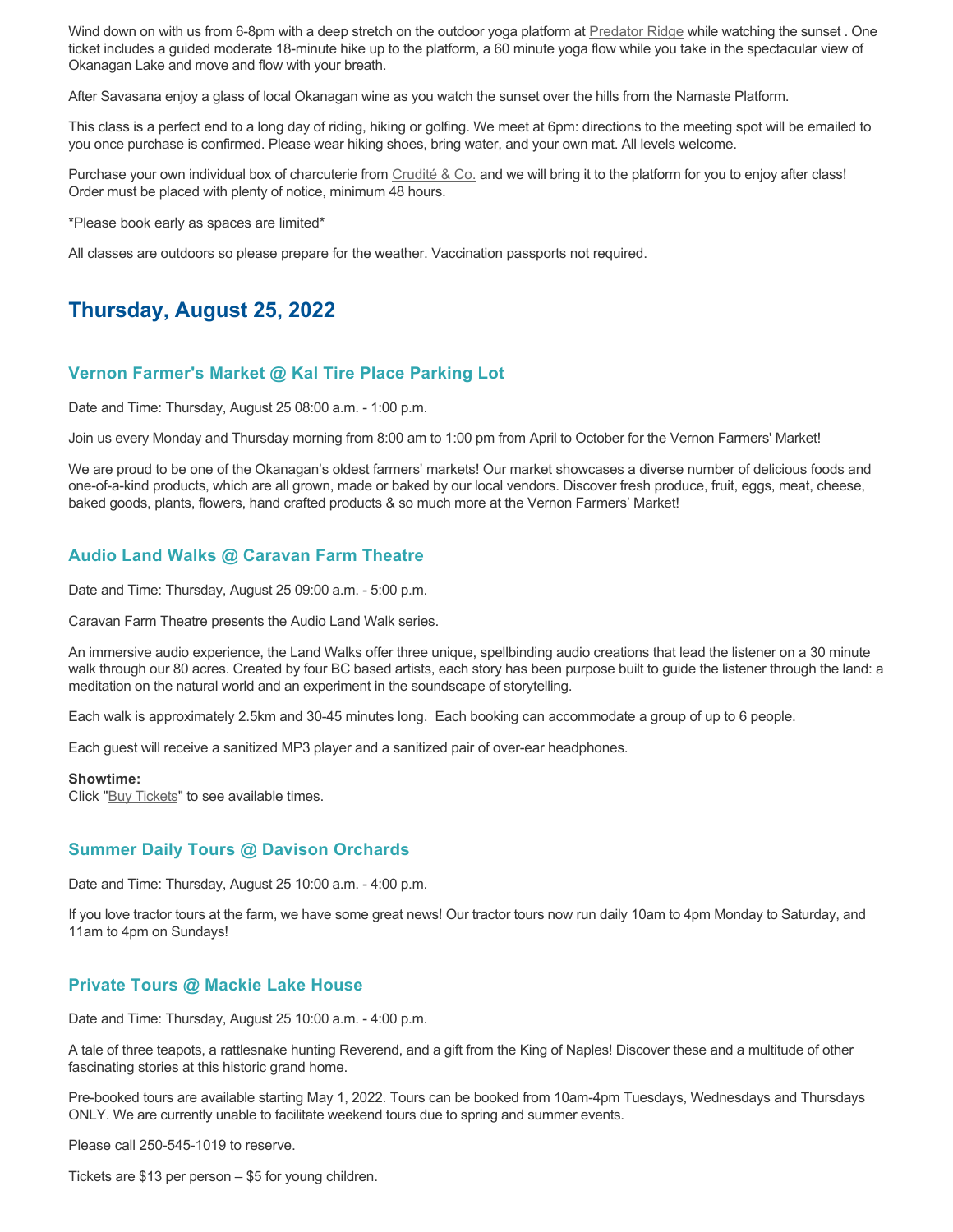Wind down on with us from 6-8pm with a deep stretch on the outdoor yoga platform at Predator Ridge while watching the sunset . One ticket includes a guided moderate 18-minute hike up to the platform, a 60 minute yoga flow while you take in the spectacular view of Okanagan Lake and move and flow with your breath.

After Savasana enjoy a glass of local Okanagan wine as you watch the sunset over the hills from the Namaste Platform.

This class is a perfect end to a long day of riding, hiking or golfing. We meet at 6pm: directions to the meeting spot will be emailed to you once purchase is confirmed. Please wear hiking shoes, bring water, and your own mat. All levels welcome.

Purchase your own individual box of charcuterie from Crudité & Co. and we will bring it to the platform for you to enjoy after class! Order must be placed with plenty of notice, minimum 48 hours.

*Please book early as spaces are limited*

All classes are outdoors so please prepare for the weather. Vaccination passports not required.

## Thursday, August 25, 2022

### Vernon Farmer's Market @ Kal Tire Place Parking Lot

Date and Time: Thursday, August 25 08:00 a.m. - 1:00 p.m.

Join us every Monday and Thursday morning from 8:00 am to 1:00 pm from April to October for the Vernon Farmers' Market!

We are proud to be one of the Okanagan's oldest farmers' markets! Our market showcases a diverse number of delicious foods and one-of-a-kind products, which are all grown, made or baked by our local vendors. Discover fresh produce, fruit, eggs, meat, cheese, baked goods, plants, flowers, hand crafted products & so much more at the Vernon Farmers' Market!

### Audio Land Walks @ Caravan Farm Theatre

Date and Time: Thursday, August 25 09:00 a.m. - 5:00 p.m.

Caravan Farm Theatre presents the Audio Land Walk series.

An immersive audio experience, the Land Walks offer three unique, spellbinding audio creations that lead the listener on a 30 minute walk through our 80 acres. Created by four BC based artists, each story has been purpose built to guide the listener through the land: a meditation on the natural world and an experiment in the soundscape of storytelling.

Each walk is approximately 2.5km and 30-45 minutes long. Each booking can accommodate a group of up to 6 people.

Each guest will receive a sanitized MP3 player and a sanitized pair of over-ear headphones.

**Showtime:**
Click "Buy Tickets" to see available times.

### Summer Daily Tours @ Davison Orchards

Date and Time: Thursday, August 25 10:00 a.m. - 4:00 p.m.

If you love tractor tours at the farm, we have some great news! Our tractor tours now run daily 10am to 4pm Monday to Saturday, and 11am to 4pm on Sundays!

### Private Tours @ Mackie Lake House

Date and Time: Thursday, August 25 10:00 a.m. - 4:00 p.m.

A tale of three teapots, a rattlesnake hunting Reverend, and a gift from the King of Naples! Discover these and a multitude of other fascinating stories at this historic grand home.

Pre-booked tours are available starting May 1, 2022. Tours can be booked from 10am-4pm Tuesdays, Wednesdays and Thursdays ONLY. We are currently unable to facilitate weekend tours due to spring and summer events.

Please call 250-545-1019 to reserve.

Tickets are $13 per person – $5 for young children.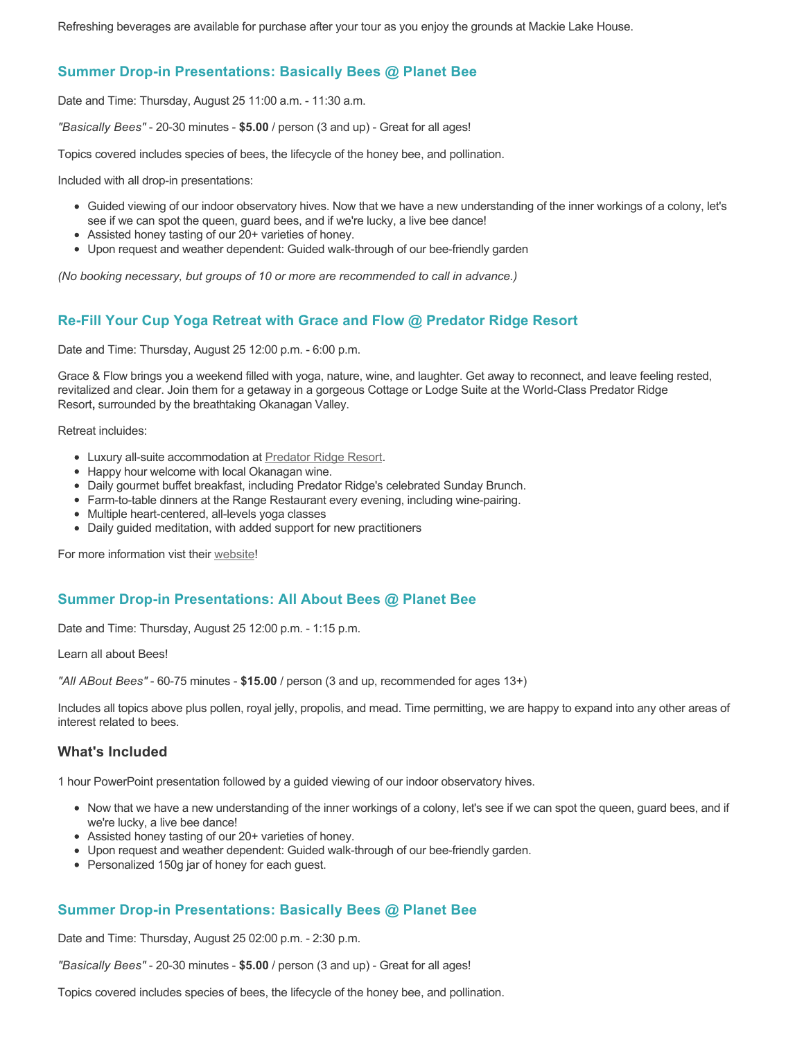Refreshing beverages are available for purchase after your tour as you enjoy the grounds at Mackie Lake House.

### Summer Drop-in Presentations: Basically Bees @ Planet Bee

Date and Time: Thursday, August 25 11:00 a.m. - 11:30 a.m.

*"Basically Bees"* - 20-30 minutes - **$5.00** / person (3 and up) - Great for all ages!

Topics covered includes species of bees, the lifecycle of the honey bee, and pollination.

Included with all drop-in presentations:

- Guided viewing of our indoor observatory hives. Now that we have a new understanding of the inner workings of a colony, let's see if we can spot the queen, guard bees, and if we're lucky, a live bee dance!
- Assisted honey tasting of our 20+ varieties of honey.
- Upon request and weather dependent: Guided walk-through of our bee-friendly garden

*(No booking necessary, but groups of 10 or more are recommended to call in advance.)*

### Re-Fill Your Cup Yoga Retreat with Grace and Flow @ Predator Ridge Resort

Date and Time: Thursday, August 25 12:00 p.m. - 6:00 p.m.

Grace & Flow brings you a weekend filled with yoga, nature, wine, and laughter. Get away to reconnect, and leave feeling rested, revitalized and clear. Join them for a getaway in a gorgeous Cottage or Lodge Suite at the World-Class Predator Ridge Resort**,** surrounded by the breathtaking Okanagan Valley.

Retreat incluides:

- Luxury all-suite accommodation at Predator Ridge Resort.
- Happy hour welcome with local Okanagan wine.
- Daily gourmet buffet breakfast, including Predator Ridge's celebrated Sunday Brunch.
- Farm-to-table dinners at the Range Restaurant every evening, including wine-pairing.
- Multiple heart-centered, all-levels yoga classes
- Daily guided meditation, with added support for new practitioners

For more information vist their website!

### Summer Drop-in Presentations: All About Bees @ Planet Bee

Date and Time: Thursday, August 25 12:00 p.m. - 1:15 p.m.

Learn all about Bees!

*"All ABout Bees"* - 60-75 minutes - **$15.00** / person (3 and up, recommended for ages 13+)

Includes all topics above plus pollen, royal jelly, propolis, and mead. Time permitting, we are happy to expand into any other areas of interest related to bees.

#### What's Included

1 hour PowerPoint presentation followed by a guided viewing of our indoor observatory hives.

- Now that we have a new understanding of the inner workings of a colony, let's see if we can spot the queen, guard bees, and if we're lucky, a live bee dance!
- Assisted honey tasting of our 20+ varieties of honey.
- Upon request and weather dependent: Guided walk-through of our bee-friendly garden.
- Personalized 150g jar of honey for each guest.

### Summer Drop-in Presentations: Basically Bees @ Planet Bee

Date and Time: Thursday, August 25 02:00 p.m. - 2:30 p.m.

*"Basically Bees"* - 20-30 minutes - **$5.00** / person (3 and up) - Great for all ages!

Topics covered includes species of bees, the lifecycle of the honey bee, and pollination.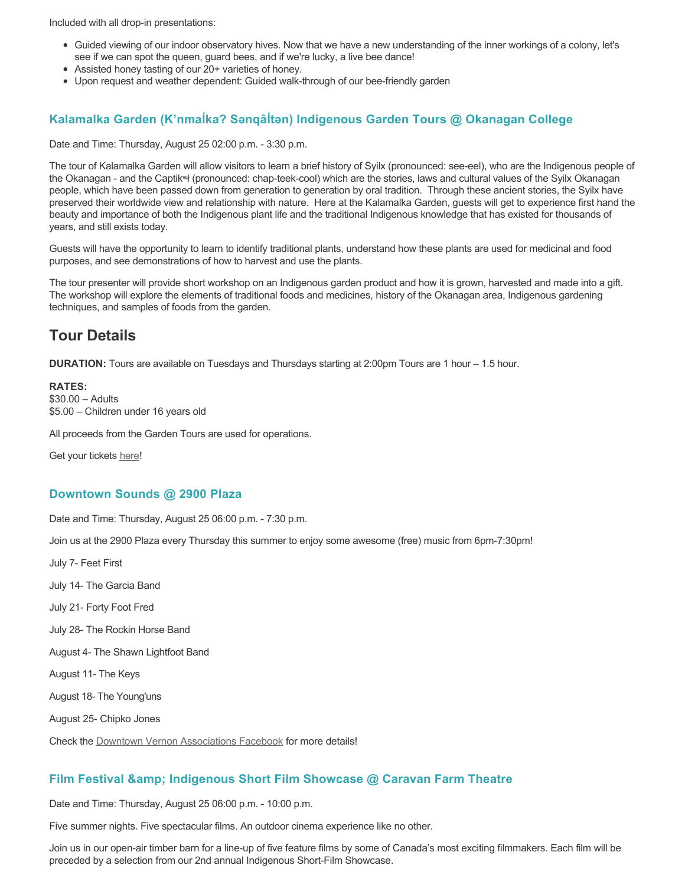Included with all drop-in presentations:

- Guided viewing of our indoor observatory hives. Now that we have a new understanding of the inner workings of a colony, let's see if we can spot the queen, guard bees, and if we're lucky, a live bee dance!
- Assisted honey tasting of our 20+ varieties of honey.
- Upon request and weather dependent: Guided walk-through of our bee-friendly garden

### Kalamalka Garden (K'nmaĺka? Sənqâĺtən) Indigenous Garden Tours @ Okanagan College

Date and Time: Thursday, August 25 02:00 p.m. - 3:30 p.m.

The tour of Kalamalka Garden will allow visitors to learn a brief history of Syilx (pronounced: see-eel), who are the Indigenous people of the Okanagan - and the Captikʷł (pronounced: chap-teek-cool) which are the stories, laws and cultural values of the Syilx Okanagan people, which have been passed down from generation to generation by oral tradition. Through these ancient stories, the Syilx have preserved their worldwide view and relationship with nature. Here at the Kalamalka Garden, guests will get to experience first hand the beauty and importance of both the Indigenous plant life and the traditional Indigenous knowledge that has existed for thousands of years, and still exists today.

Guests will have the opportunity to learn to identify traditional plants, understand how these plants are used for medicinal and food purposes, and see demonstrations of how to harvest and use the plants.

The tour presenter will provide short workshop on an Indigenous garden product and how it is grown, harvested and made into a gift. The workshop will explore the elements of traditional foods and medicines, history of the Okanagan area, Indigenous gardening techniques, and samples of foods from the garden.

## Tour Details

**DURATION:** Tours are available on Tuesdays and Thursdays starting at 2:00pm Tours are 1 hour – 1.5 hour.

**RATES:**
$30.00 – Adults
$5.00 – Children under 16 years old

All proceeds from the Garden Tours are used for operations.

Get your tickets here!

### Downtown Sounds @ 2900 Plaza

Date and Time: Thursday, August 25 06:00 p.m. - 7:30 p.m.

Join us at the 2900 Plaza every Thursday this summer to enjoy some awesome (free) music from 6pm-7:30pm!

July 7- Feet First

July 14- The Garcia Band

July 21- Forty Foot Fred

July 28- The Rockin Horse Band

August 4- The Shawn Lightfoot Band

August 11- The Keys

August 18- The Young'uns

August 25- Chipko Jones

Check the Downtown Vernon Associations Facebook for more details!

### Film Festival &amp; Indigenous Short Film Showcase @ Caravan Farm Theatre

Date and Time: Thursday, August 25 06:00 p.m. - 10:00 p.m.

Five summer nights. Five spectacular films. An outdoor cinema experience like no other.

Join us in our open-air timber barn for a line-up of five feature films by some of Canada's most exciting filmmakers. Each film will be preceded by a selection from our 2nd annual Indigenous Short-Film Showcase.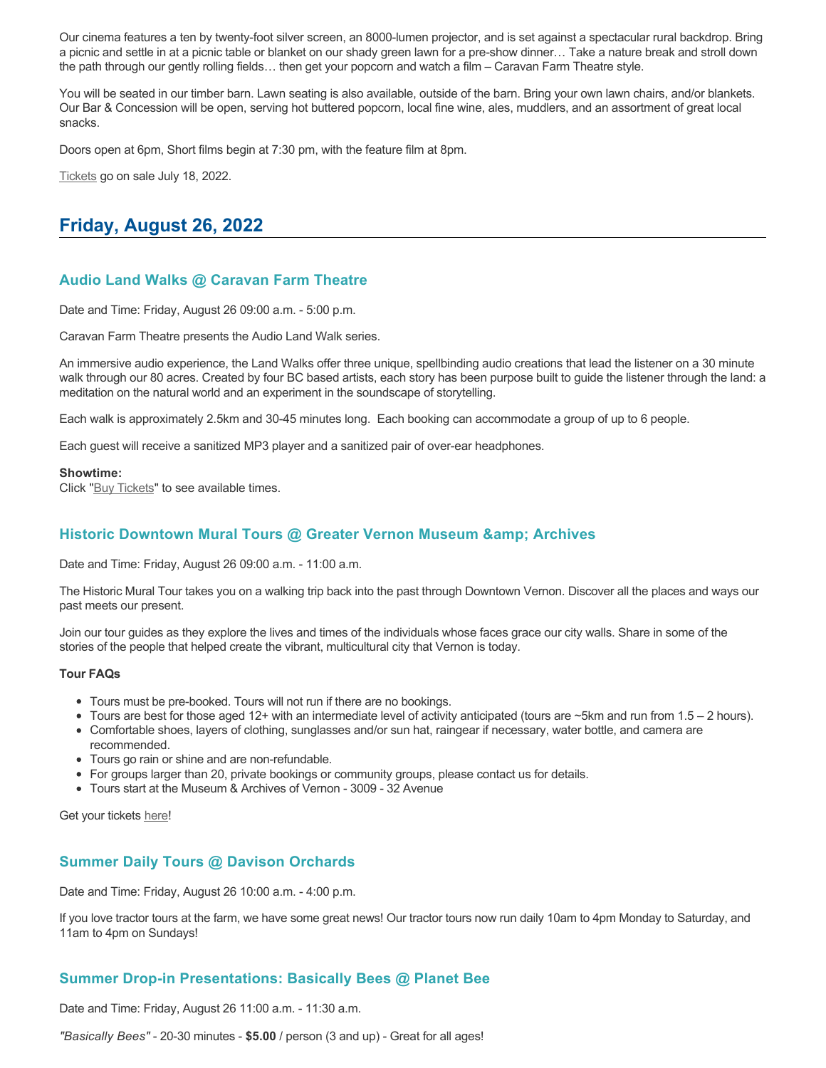Our cinema features a ten by twenty-foot silver screen, an 8000-lumen projector, and is set against a spectacular rural backdrop. Bring a picnic and settle in at a picnic table or blanket on our shady green lawn for a pre-show dinner… Take a nature break and stroll down the path through our gently rolling fields… then get your popcorn and watch a film – Caravan Farm Theatre style.

You will be seated in our timber barn. Lawn seating is also available, outside of the barn. Bring your own lawn chairs, and/or blankets. Our Bar & Concession will be open, serving hot buttered popcorn, local fine wine, ales, muddlers, and an assortment of great local snacks.

Doors open at 6pm, Short films begin at 7:30 pm, with the feature film at 8pm.

Tickets go on sale July 18, 2022.

## Friday, August 26, 2022

### Audio Land Walks @ Caravan Farm Theatre

Date and Time: Friday, August 26 09:00 a.m. - 5:00 p.m.

Caravan Farm Theatre presents the Audio Land Walk series.

An immersive audio experience, the Land Walks offer three unique, spellbinding audio creations that lead the listener on a 30 minute walk through our 80 acres. Created by four BC based artists, each story has been purpose built to guide the listener through the land: a meditation on the natural world and an experiment in the soundscape of storytelling.

Each walk is approximately 2.5km and 30-45 minutes long. Each booking can accommodate a group of up to 6 people.

Each guest will receive a sanitized MP3 player and a sanitized pair of over-ear headphones.

**Showtime:**
Click "Buy Tickets" to see available times.

### Historic Downtown Mural Tours @ Greater Vernon Museum &amp; Archives

Date and Time: Friday, August 26 09:00 a.m. - 11:00 a.m.

The Historic Mural Tour takes you on a walking trip back into the past through Downtown Vernon. Discover all the places and ways our past meets our present.

Join our tour guides as they explore the lives and times of the individuals whose faces grace our city walls. Share in some of the stories of the people that helped create the vibrant, multicultural city that Vernon is today.

**Tour FAQs**

- Tours must be pre-booked. Tours will not run if there are no bookings.
- Tours are best for those aged 12+ with an intermediate level of activity anticipated (tours are ~5km and run from 1.5 – 2 hours).
- Comfortable shoes, layers of clothing, sunglasses and/or sun hat, raingear if necessary, water bottle, and camera are recommended.
- Tours go rain or shine and are non-refundable.
- For groups larger than 20, private bookings or community groups, please contact us for details.
- Tours start at the Museum & Archives of Vernon - 3009 - 32 Avenue

Get your tickets here!

### Summer Daily Tours @ Davison Orchards

Date and Time: Friday, August 26 10:00 a.m. - 4:00 p.m.

If you love tractor tours at the farm, we have some great news! Our tractor tours now run daily 10am to 4pm Monday to Saturday, and 11am to 4pm on Sundays!

### Summer Drop-in Presentations: Basically Bees @ Planet Bee

Date and Time: Friday, August 26 11:00 a.m. - 11:30 a.m.

*"Basically Bees"* - 20-30 minutes - **$5.00** / person (3 and up) - Great for all ages!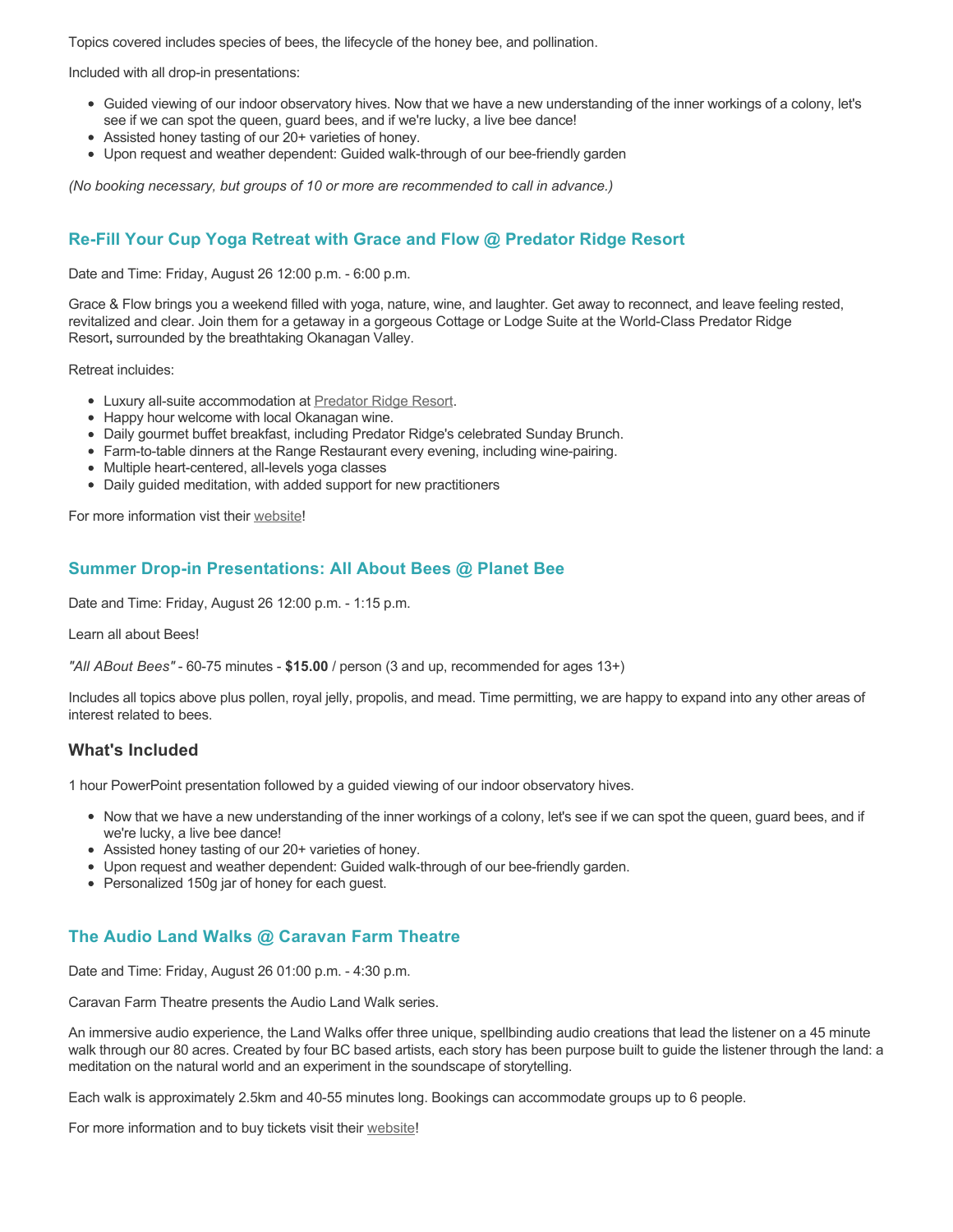Topics covered includes species of bees, the lifecycle of the honey bee, and pollination.

Included with all drop-in presentations:

- Guided viewing of our indoor observatory hives. Now that we have a new understanding of the inner workings of a colony, let's see if we can spot the queen, guard bees, and if we're lucky, a live bee dance!
- Assisted honey tasting of our 20+ varieties of honey.
- Upon request and weather dependent: Guided walk-through of our bee-friendly garden

*(No booking necessary, but groups of 10 or more are recommended to call in advance.)*

### Re-Fill Your Cup Yoga Retreat with Grace and Flow @ Predator Ridge Resort

Date and Time: Friday, August 26 12:00 p.m. - 6:00 p.m.

Grace & Flow brings you a weekend filled with yoga, nature, wine, and laughter. Get away to reconnect, and leave feeling rested, revitalized and clear. Join them for a getaway in a gorgeous Cottage or Lodge Suite at the World-Class Predator Ridge Resort**,** surrounded by the breathtaking Okanagan Valley.

Retreat incluides:

- Luxury all-suite accommodation at Predator Ridge Resort.
- Happy hour welcome with local Okanagan wine.
- Daily gourmet buffet breakfast, including Predator Ridge's celebrated Sunday Brunch.
- Farm-to-table dinners at the Range Restaurant every evening, including wine-pairing.
- Multiple heart-centered, all-levels yoga classes
- Daily guided meditation, with added support for new practitioners

For more information vist their website!

### Summer Drop-in Presentations: All About Bees @ Planet Bee

Date and Time: Friday, August 26 12:00 p.m. - 1:15 p.m.

Learn all about Bees!

*"All ABout Bees"* - 60-75 minutes - **$15.00** / person (3 and up, recommended for ages 13+)

Includes all topics above plus pollen, royal jelly, propolis, and mead. Time permitting, we are happy to expand into any other areas of interest related to bees.

### What's Included

1 hour PowerPoint presentation followed by a guided viewing of our indoor observatory hives.

- Now that we have a new understanding of the inner workings of a colony, let's see if we can spot the queen, guard bees, and if we're lucky, a live bee dance!
- Assisted honey tasting of our 20+ varieties of honey.
- Upon request and weather dependent: Guided walk-through of our bee-friendly garden.
- Personalized 150g jar of honey for each guest.

### The Audio Land Walks @ Caravan Farm Theatre

Date and Time: Friday, August 26 01:00 p.m. - 4:30 p.m.

Caravan Farm Theatre presents the Audio Land Walk series.

An immersive audio experience, the Land Walks offer three unique, spellbinding audio creations that lead the listener on a 45 minute walk through our 80 acres. Created by four BC based artists, each story has been purpose built to guide the listener through the land: a meditation on the natural world and an experiment in the soundscape of storytelling.

Each walk is approximately 2.5km and 40-55 minutes long. Bookings can accommodate groups up to 6 people.

For more information and to buy tickets visit their website!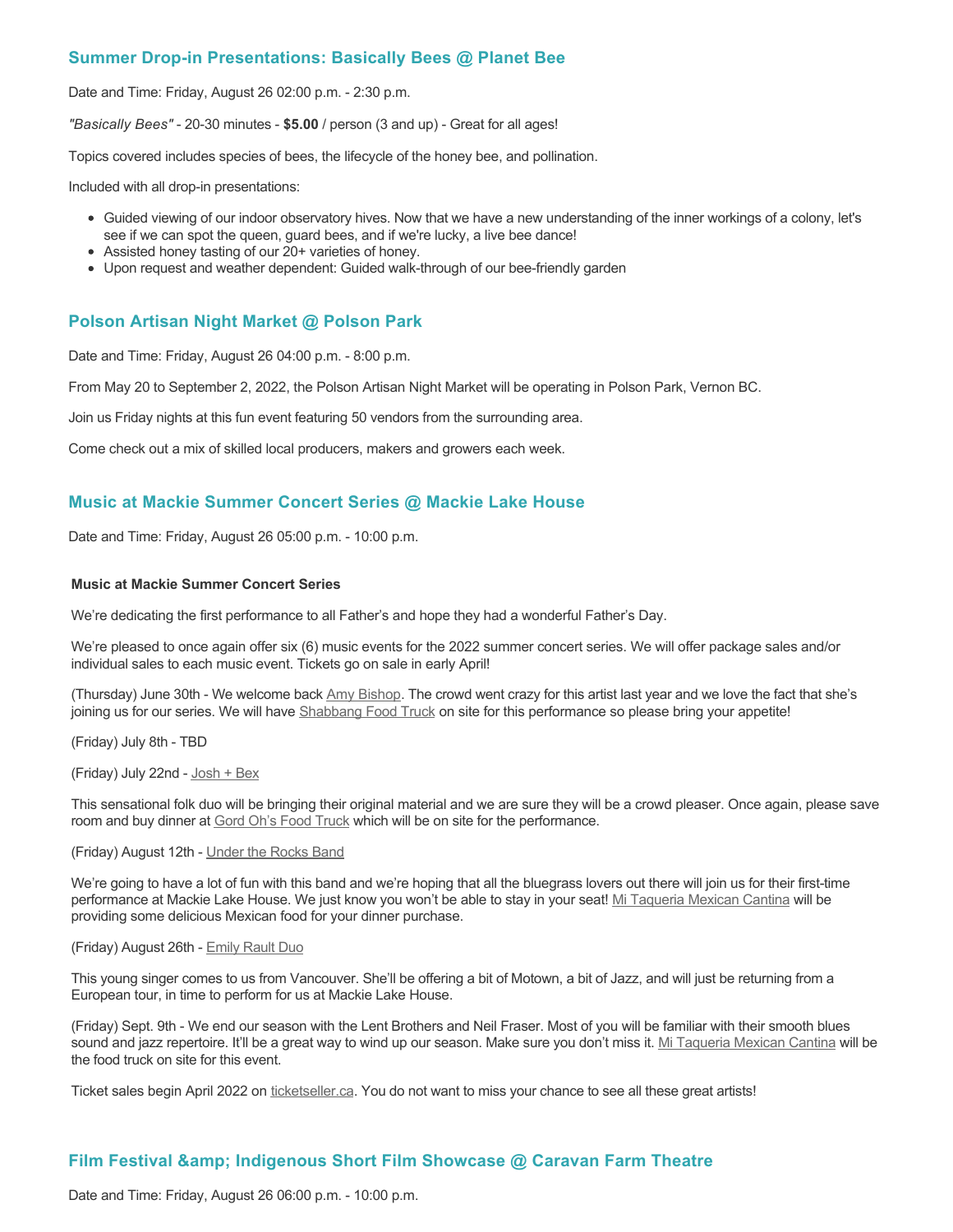## Summer Drop-in Presentations: Basically Bees @ Planet Bee

Date and Time: Friday, August 26 02:00 p.m. - 2:30 p.m.

*"Basically Bees"* - 20-30 minutes - **$5.00** / person (3 and up) - Great for all ages!

Topics covered includes species of bees, the lifecycle of the honey bee, and pollination.

Included with all drop-in presentations:

- Guided viewing of our indoor observatory hives. Now that we have a new understanding of the inner workings of a colony, let's see if we can spot the queen, guard bees, and if we're lucky, a live bee dance!
- Assisted honey tasting of our 20+ varieties of honey.
- Upon request and weather dependent: Guided walk-through of our bee-friendly garden

## Polson Artisan Night Market @ Polson Park

Date and Time: Friday, August 26 04:00 p.m. - 8:00 p.m.

From May 20 to September 2, 2022, the Polson Artisan Night Market will be operating in Polson Park, Vernon BC.

Join us Friday nights at this fun event featuring 50 vendors from the surrounding area.

Come check out a mix of skilled local producers, makers and growers each week.

## Music at Mackie Summer Concert Series @ Mackie Lake House

Date and Time: Friday, August 26 05:00 p.m. - 10:00 p.m.

**Music at Mackie Summer Concert Series**

We're dedicating the first performance to all Father's and hope they had a wonderful Father's Day.

We're pleased to once again offer six (6) music events for the 2022 summer concert series. We will offer package sales and/or individual sales to each music event. Tickets go on sale in early April!

(Thursday) June 30th - We welcome back Amy Bishop. The crowd went crazy for this artist last year and we love the fact that she's joining us for our series. We will have Shabbang Food Truck on site for this performance so please bring your appetite!

(Friday) July 8th - TBD

(Friday) July 22nd - Josh + Bex

This sensational folk duo will be bringing their original material and we are sure they will be a crowd pleaser. Once again, please save room and buy dinner at Gord Oh's Food Truck which will be on site for the performance.

(Friday) August 12th - Under the Rocks Band

We're going to have a lot of fun with this band and we're hoping that all the bluegrass lovers out there will join us for their first-time performance at Mackie Lake House. We just know you won't be able to stay in your seat! Mi Taqueria Mexican Cantina will be providing some delicious Mexican food for your dinner purchase.

(Friday) August 26th - Emily Rault Duo

This young singer comes to us from Vancouver. She'll be offering a bit of Motown, a bit of Jazz, and will just be returning from a European tour, in time to perform for us at Mackie Lake House.

(Friday) Sept. 9th - We end our season with the Lent Brothers and Neil Fraser. Most of you will be familiar with their smooth blues sound and jazz repertoire. It'll be a great way to wind up our season. Make sure you don't miss it. Mi Taqueria Mexican Cantina will be the food truck on site for this event.

Ticket sales begin April 2022 on ticketseller.ca. You do not want to miss your chance to see all these great artists!

## Film Festival &amp; Indigenous Short Film Showcase @ Caravan Farm Theatre

Date and Time: Friday, August 26 06:00 p.m. - 10:00 p.m.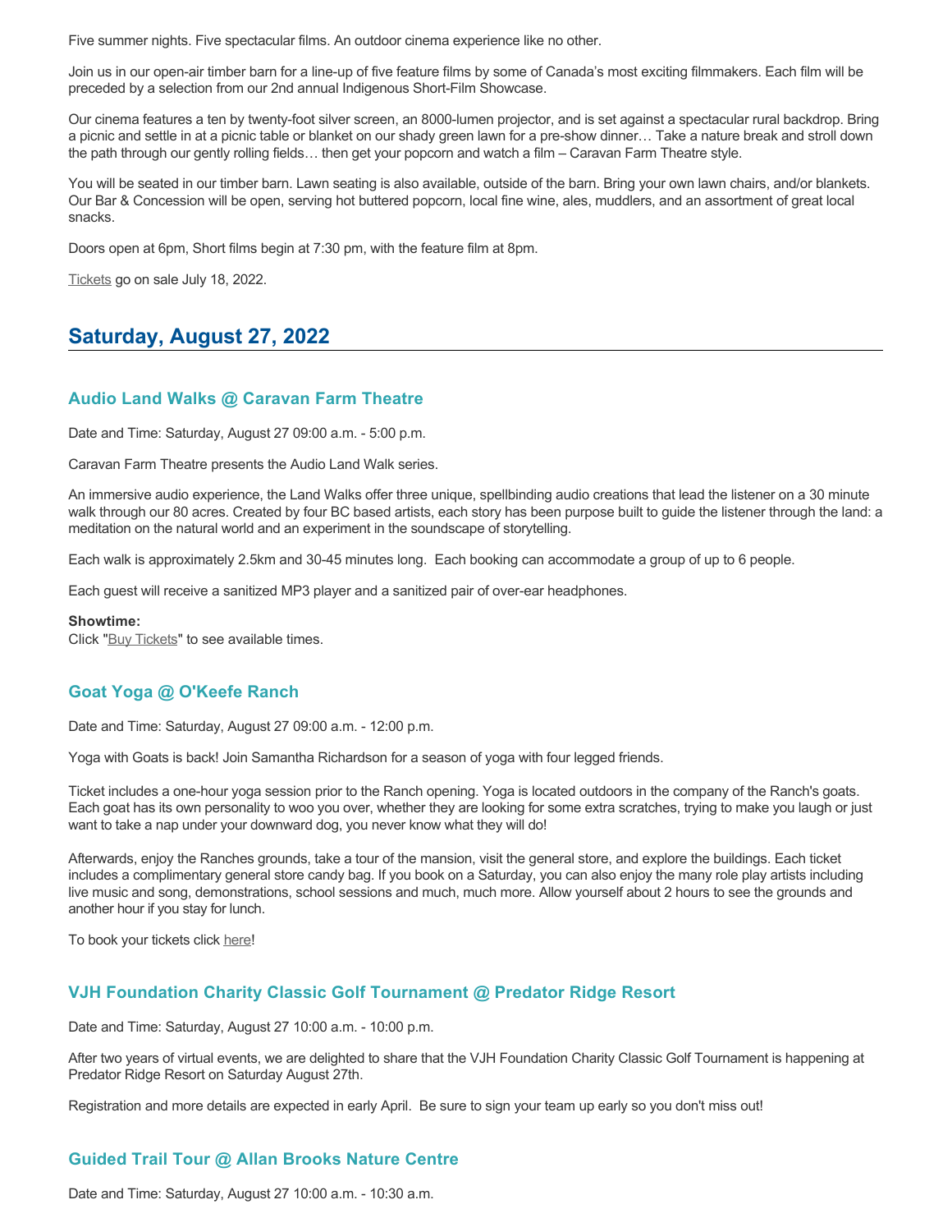Five summer nights. Five spectacular films. An outdoor cinema experience like no other.

Join us in our open-air timber barn for a line-up of five feature films by some of Canada's most exciting filmmakers. Each film will be preceded by a selection from our 2nd annual Indigenous Short-Film Showcase.

Our cinema features a ten by twenty-foot silver screen, an 8000-lumen projector, and is set against a spectacular rural backdrop. Bring a picnic and settle in at a picnic table or blanket on our shady green lawn for a pre-show dinner… Take a nature break and stroll down the path through our gently rolling fields… then get your popcorn and watch a film – Caravan Farm Theatre style.

You will be seated in our timber barn. Lawn seating is also available, outside of the barn. Bring your own lawn chairs, and/or blankets. Our Bar & Concession will be open, serving hot buttered popcorn, local fine wine, ales, muddlers, and an assortment of great local snacks.

Doors open at 6pm, Short films begin at 7:30 pm, with the feature film at 8pm.

Tickets go on sale July 18, 2022.

## Saturday, August 27, 2022

### Audio Land Walks @ Caravan Farm Theatre

Date and Time: Saturday, August 27 09:00 a.m. - 5:00 p.m.

Caravan Farm Theatre presents the Audio Land Walk series.

An immersive audio experience, the Land Walks offer three unique, spellbinding audio creations that lead the listener on a 30 minute walk through our 80 acres. Created by four BC based artists, each story has been purpose built to guide the listener through the land: a meditation on the natural world and an experiment in the soundscape of storytelling.

Each walk is approximately 2.5km and 30-45 minutes long. Each booking can accommodate a group of up to 6 people.

Each guest will receive a sanitized MP3 player and a sanitized pair of over-ear headphones.

**Showtime:**
Click "Buy Tickets" to see available times.

### Goat Yoga @ O'Keefe Ranch

Date and Time: Saturday, August 27 09:00 a.m. - 12:00 p.m.

Yoga with Goats is back! Join Samantha Richardson for a season of yoga with four legged friends.

Ticket includes a one-hour yoga session prior to the Ranch opening. Yoga is located outdoors in the company of the Ranch's goats. Each goat has its own personality to woo you over, whether they are looking for some extra scratches, trying to make you laugh or just want to take a nap under your downward dog, you never know what they will do!

Afterwards, enjoy the Ranches grounds, take a tour of the mansion, visit the general store, and explore the buildings. Each ticket includes a complimentary general store candy bag. If you book on a Saturday, you can also enjoy the many role play artists including live music and song, demonstrations, school sessions and much, much more. Allow yourself about 2 hours to see the grounds and another hour if you stay for lunch.

To book your tickets click here!

### VJH Foundation Charity Classic Golf Tournament @ Predator Ridge Resort

Date and Time: Saturday, August 27 10:00 a.m. - 10:00 p.m.

After two years of virtual events, we are delighted to share that the VJH Foundation Charity Classic Golf Tournament is happening at Predator Ridge Resort on Saturday August 27th.

Registration and more details are expected in early April. Be sure to sign your team up early so you don't miss out!

### Guided Trail Tour @ Allan Brooks Nature Centre

Date and Time: Saturday, August 27 10:00 a.m. - 10:30 a.m.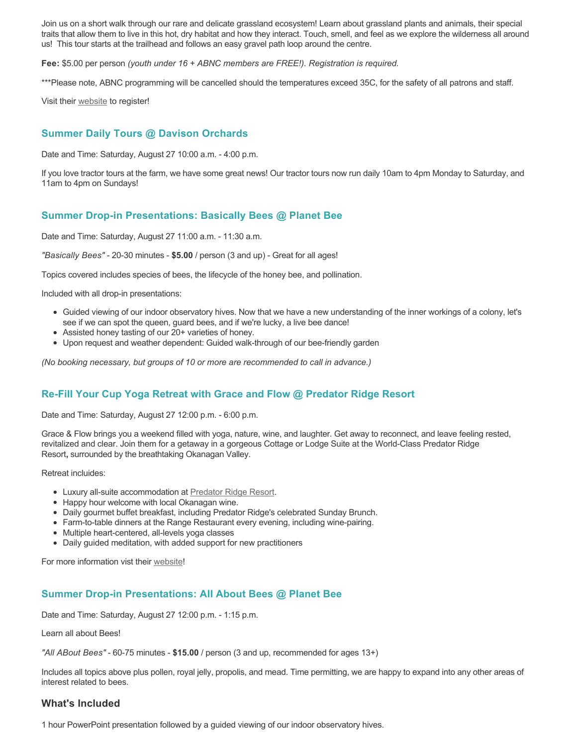Join us on a short walk through our rare and delicate grassland ecosystem! Learn about grassland plants and animals, their special traits that allow them to live in this hot, dry habitat and how they interact. Touch, smell, and feel as we explore the wilderness all around us!  This tour starts at the trailhead and follows an easy gravel path loop around the centre.

**Fee:** $5.00 per person *(youth under 16 + ABNC members are FREE!). Registration is required.*

***Please note, ABNC programming will be cancelled should the temperatures exceed 35C, for the safety of all patrons and staff.

Visit their website to register!

### Summer Daily Tours @ Davison Orchards

Date and Time: Saturday, August 27 10:00 a.m. - 4:00 p.m.

If you love tractor tours at the farm, we have some great news! Our tractor tours now run daily 10am to 4pm Monday to Saturday, and 11am to 4pm on Sundays!

### Summer Drop-in Presentations: Basically Bees @ Planet Bee

Date and Time: Saturday, August 27 11:00 a.m. - 11:30 a.m.

*"Basically Bees"* - 20-30 minutes - **$5.00** / person (3 and up) - Great for all ages!

Topics covered includes species of bees, the lifecycle of the honey bee, and pollination.

Included with all drop-in presentations:

- Guided viewing of our indoor observatory hives. Now that we have a new understanding of the inner workings of a colony, let's see if we can spot the queen, guard bees, and if we're lucky, a live bee dance!
- Assisted honey tasting of our 20+ varieties of honey.
- Upon request and weather dependent: Guided walk-through of our bee-friendly garden

*(No booking necessary, but groups of 10 or more are recommended to call in advance.)*

### Re-Fill Your Cup Yoga Retreat with Grace and Flow @ Predator Ridge Resort

Date and Time: Saturday, August 27 12:00 p.m. - 6:00 p.m.

Grace & Flow brings you a weekend filled with yoga, nature, wine, and laughter. Get away to reconnect, and leave feeling rested, revitalized and clear. Join them for a getaway in a gorgeous Cottage or Lodge Suite at the World-Class Predator Ridge Resort**,** surrounded by the breathtaking Okanagan Valley.

Retreat incluides:

- Luxury all-suite accommodation at Predator Ridge Resort.
- Happy hour welcome with local Okanagan wine.
- Daily gourmet buffet breakfast, including Predator Ridge's celebrated Sunday Brunch.
- Farm-to-table dinners at the Range Restaurant every evening, including wine-pairing.
- Multiple heart-centered, all-levels yoga classes
- Daily guided meditation, with added support for new practitioners

For more information vist their website!

### Summer Drop-in Presentations: All About Bees @ Planet Bee

Date and Time: Saturday, August 27 12:00 p.m. - 1:15 p.m.

Learn all about Bees!

*"All ABout Bees"* - 60-75 minutes - **$15.00** / person (3 and up, recommended for ages 13+)

Includes all topics above plus pollen, royal jelly, propolis, and mead. Time permitting, we are happy to expand into any other areas of interest related to bees.

### What's Included

1 hour PowerPoint presentation followed by a guided viewing of our indoor observatory hives.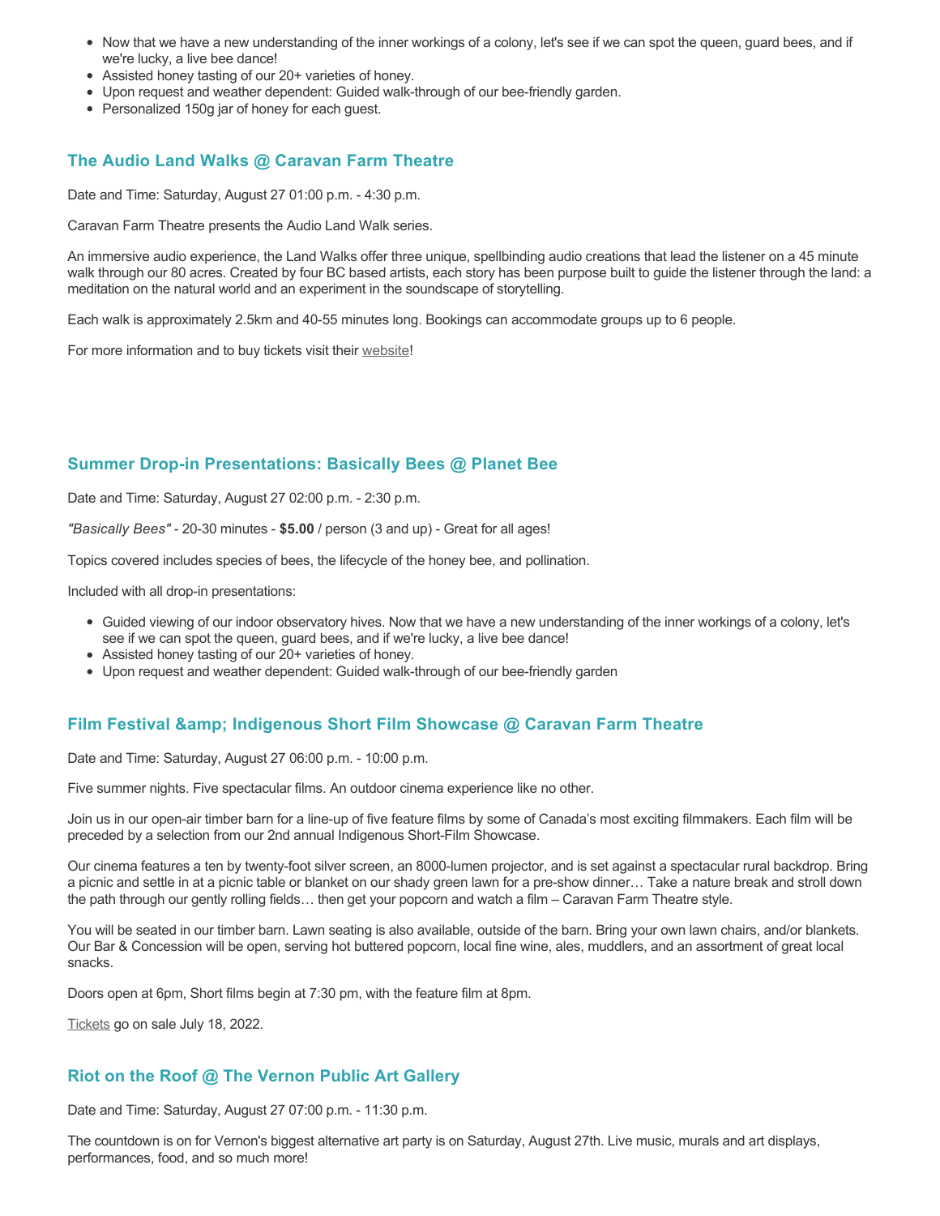- Now that we have a new understanding of the inner workings of a colony, let's see if we can spot the queen, guard bees, and if we're lucky, a live bee dance!
- Assisted honey tasting of our 20+ varieties of honey.
- Upon request and weather dependent: Guided walk-through of our bee-friendly garden.
- Personalized 150g jar of honey for each guest.

### The Audio Land Walks @ Caravan Farm Theatre

Date and Time: Saturday, August 27 01:00 p.m. - 4:30 p.m.

Caravan Farm Theatre presents the Audio Land Walk series.

An immersive audio experience, the Land Walks offer three unique, spellbinding audio creations that lead the listener on a 45 minute walk through our 80 acres. Created by four BC based artists, each story has been purpose built to guide the listener through the land: a meditation on the natural world and an experiment in the soundscape of storytelling.

Each walk is approximately 2.5km and 40-55 minutes long. Bookings can accommodate groups up to 6 people.

For more information and to buy tickets visit their website!

### Summer Drop-in Presentations: Basically Bees @ Planet Bee

Date and Time: Saturday, August 27 02:00 p.m. - 2:30 p.m.

*"Basically Bees"* - 20-30 minutes - **$5.00** / person (3 and up) - Great for all ages!

Topics covered includes species of bees, the lifecycle of the honey bee, and pollination.

Included with all drop-in presentations:

- Guided viewing of our indoor observatory hives. Now that we have a new understanding of the inner workings of a colony, let's see if we can spot the queen, guard bees, and if we're lucky, a live bee dance!
- Assisted honey tasting of our 20+ varieties of honey.
- Upon request and weather dependent: Guided walk-through of our bee-friendly garden

### Film Festival &amp; Indigenous Short Film Showcase @ Caravan Farm Theatre

Date and Time: Saturday, August 27 06:00 p.m. - 10:00 p.m.

Five summer nights. Five spectacular films. An outdoor cinema experience like no other.

Join us in our open-air timber barn for a line-up of five feature films by some of Canada's most exciting filmmakers. Each film will be preceded by a selection from our 2nd annual Indigenous Short-Film Showcase.

Our cinema features a ten by twenty-foot silver screen, an 8000-lumen projector, and is set against a spectacular rural backdrop. Bring a picnic and settle in at a picnic table or blanket on our shady green lawn for a pre-show dinner… Take a nature break and stroll down the path through our gently rolling fields… then get your popcorn and watch a film – Caravan Farm Theatre style.

You will be seated in our timber barn. Lawn seating is also available, outside of the barn. Bring your own lawn chairs, and/or blankets. Our Bar & Concession will be open, serving hot buttered popcorn, local fine wine, ales, muddlers, and an assortment of great local snacks.

Doors open at 6pm, Short films begin at 7:30 pm, with the feature film at 8pm.

Tickets go on sale July 18, 2022.

### Riot on the Roof @ The Vernon Public Art Gallery

Date and Time: Saturday, August 27 07:00 p.m. - 11:30 p.m.

The countdown is on for Vernon's biggest alternative art party is on Saturday, August 27th. Live music, murals and art displays, performances, food, and so much more!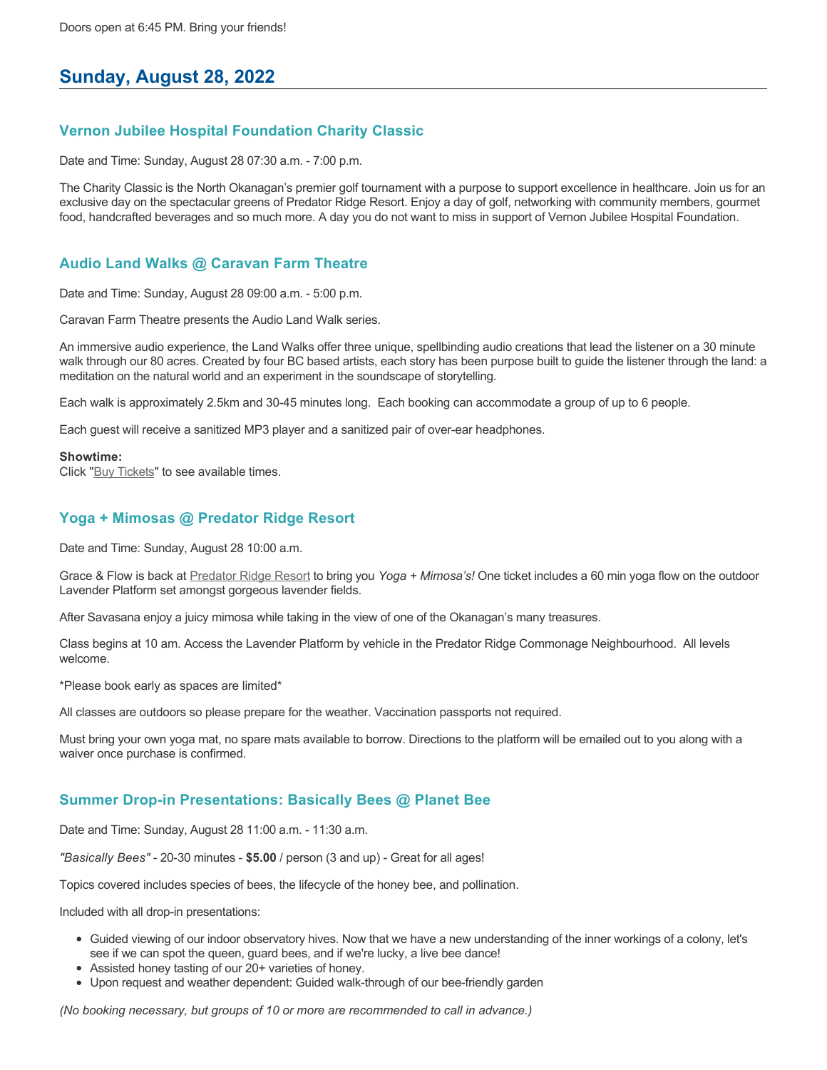Doors open at 6:45 PM. Bring your friends!

## Sunday, August 28, 2022

### Vernon Jubilee Hospital Foundation Charity Classic

Date and Time: Sunday, August 28 07:30 a.m. - 7:00 p.m.

The Charity Classic is the North Okanagan's premier golf tournament with a purpose to support excellence in healthcare. Join us for an exclusive day on the spectacular greens of Predator Ridge Resort. Enjoy a day of golf, networking with community members, gourmet food, handcrafted beverages and so much more. A day you do not want to miss in support of Vernon Jubilee Hospital Foundation.

### Audio Land Walks @ Caravan Farm Theatre

Date and Time: Sunday, August 28 09:00 a.m. - 5:00 p.m.

Caravan Farm Theatre presents the Audio Land Walk series.

An immersive audio experience, the Land Walks offer three unique, spellbinding audio creations that lead the listener on a 30 minute walk through our 80 acres. Created by four BC based artists, each story has been purpose built to guide the listener through the land: a meditation on the natural world and an experiment in the soundscape of storytelling.

Each walk is approximately 2.5km and 30-45 minutes long. Each booking can accommodate a group of up to 6 people.

Each guest will receive a sanitized MP3 player and a sanitized pair of over-ear headphones.

**Showtime:**
Click "Buy Tickets" to see available times.

### Yoga + Mimosas @ Predator Ridge Resort

Date and Time: Sunday, August 28 10:00 a.m.

Grace & Flow is back at Predator Ridge Resort to bring you *Yoga + Mimosa's!* One ticket includes a 60 min yoga flow on the outdoor Lavender Platform set amongst gorgeous lavender fields.

After Savasana enjoy a juicy mimosa while taking in the view of one of the Okanagan's many treasures.

Class begins at 10 am. Access the Lavender Platform by vehicle in the Predator Ridge Commonage Neighbourhood. All levels welcome.

*Please book early as spaces are limited*

All classes are outdoors so please prepare for the weather. Vaccination passports not required.

Must bring your own yoga mat, no spare mats available to borrow. Directions to the platform will be emailed out to you along with a waiver once purchase is confirmed.

### Summer Drop-in Presentations: Basically Bees @ Planet Bee

Date and Time: Sunday, August 28 11:00 a.m. - 11:30 a.m.

*"Basically Bees"* - 20-30 minutes - **$5.00** / person (3 and up) - Great for all ages!

Topics covered includes species of bees, the lifecycle of the honey bee, and pollination.

Included with all drop-in presentations:

- Guided viewing of our indoor observatory hives. Now that we have a new understanding of the inner workings of a colony, let's see if we can spot the queen, guard bees, and if we're lucky, a live bee dance!
- Assisted honey tasting of our 20+ varieties of honey.
- Upon request and weather dependent: Guided walk-through of our bee-friendly garden

*(No booking necessary, but groups of 10 or more are recommended to call in advance.)*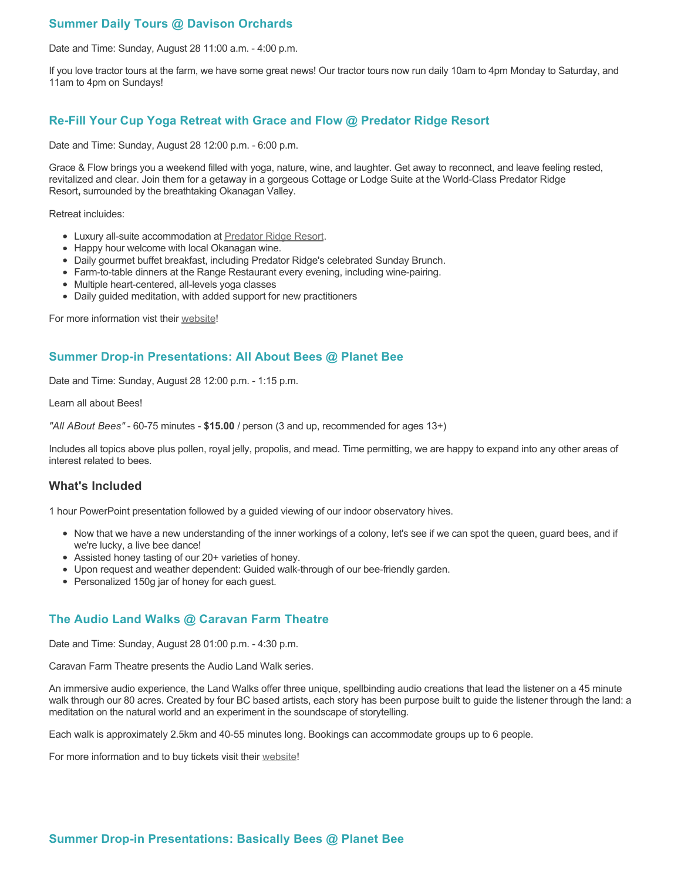### Summer Daily Tours @ Davison Orchards

Date and Time: Sunday, August 28 11:00 a.m. - 4:00 p.m.

If you love tractor tours at the farm, we have some great news! Our tractor tours now run daily 10am to 4pm Monday to Saturday, and 11am to 4pm on Sundays!

### Re-Fill Your Cup Yoga Retreat with Grace and Flow @ Predator Ridge Resort

Date and Time: Sunday, August 28 12:00 p.m. - 6:00 p.m.

Grace & Flow brings you a weekend filled with yoga, nature, wine, and laughter. Get away to reconnect, and leave feeling rested, revitalized and clear. Join them for a getaway in a gorgeous Cottage or Lodge Suite at the World-Class Predator Ridge Resort**,** surrounded by the breathtaking Okanagan Valley.

Retreat incluides:

- Luxury all-suite accommodation at Predator Ridge Resort.
- Happy hour welcome with local Okanagan wine.
- Daily gourmet buffet breakfast, including Predator Ridge's celebrated Sunday Brunch.
- Farm-to-table dinners at the Range Restaurant every evening, including wine-pairing.
- Multiple heart-centered, all-levels yoga classes
- Daily guided meditation, with added support for new practitioners

For more information vist their website!

### Summer Drop-in Presentations: All About Bees @ Planet Bee

Date and Time: Sunday, August 28 12:00 p.m. - 1:15 p.m.

Learn all about Bees!

*"All ABout Bees"* - 60-75 minutes - **$15.00** / person (3 and up, recommended for ages 13+)

Includes all topics above plus pollen, royal jelly, propolis, and mead. Time permitting, we are happy to expand into any other areas of interest related to bees.

### What's Included

1 hour PowerPoint presentation followed by a guided viewing of our indoor observatory hives.

- Now that we have a new understanding of the inner workings of a colony, let's see if we can spot the queen, guard bees, and if we're lucky, a live bee dance!
- Assisted honey tasting of our 20+ varieties of honey.
- Upon request and weather dependent: Guided walk-through of our bee-friendly garden.
- Personalized 150g jar of honey for each guest.

### The Audio Land Walks @ Caravan Farm Theatre

Date and Time: Sunday, August 28 01:00 p.m. - 4:30 p.m.

Caravan Farm Theatre presents the Audio Land Walk series.

An immersive audio experience, the Land Walks offer three unique, spellbinding audio creations that lead the listener on a 45 minute walk through our 80 acres. Created by four BC based artists, each story has been purpose built to guide the listener through the land: a meditation on the natural world and an experiment in the soundscape of storytelling.

Each walk is approximately 2.5km and 40-55 minutes long. Bookings can accommodate groups up to 6 people.

For more information and to buy tickets visit their website!

### Summer Drop-in Presentations: Basically Bees @ Planet Bee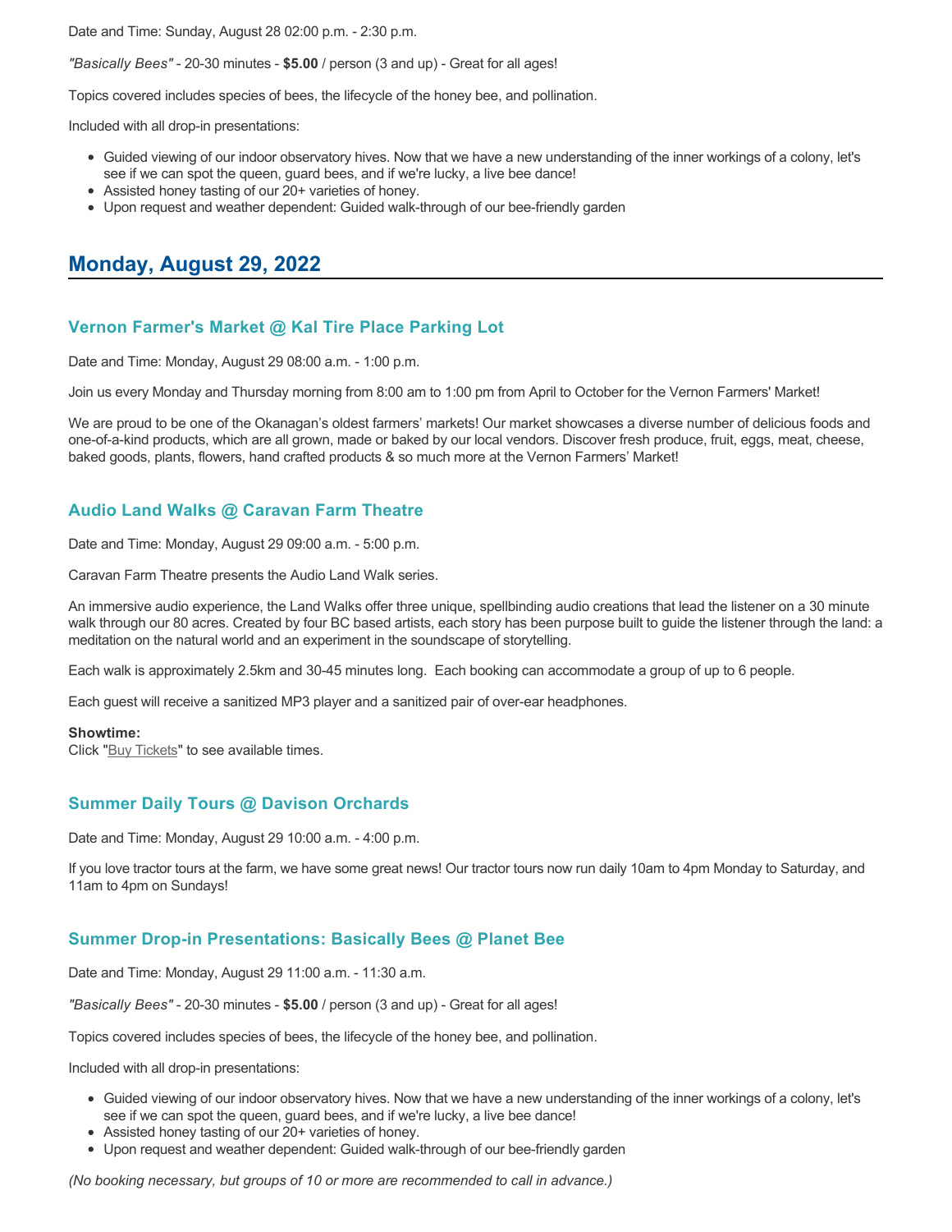Date and Time: Sunday, August 28 02:00 p.m. - 2:30 p.m.

*"Basically Bees"* - 20-30 minutes - **$5.00** / person (3 and up) - Great for all ages!

Topics covered includes species of bees, the lifecycle of the honey bee, and pollination.

Included with all drop-in presentations:

- Guided viewing of our indoor observatory hives. Now that we have a new understanding of the inner workings of a colony, let's see if we can spot the queen, guard bees, and if we're lucky, a live bee dance!
- Assisted honey tasting of our 20+ varieties of honey.
- Upon request and weather dependent: Guided walk-through of our bee-friendly garden

## Monday, August 29, 2022

### Vernon Farmer's Market @ Kal Tire Place Parking Lot

Date and Time: Monday, August 29 08:00 a.m. - 1:00 p.m.

Join us every Monday and Thursday morning from 8:00 am to 1:00 pm from April to October for the Vernon Farmers' Market!

We are proud to be one of the Okanagan's oldest farmers' markets! Our market showcases a diverse number of delicious foods and one-of-a-kind products, which are all grown, made or baked by our local vendors. Discover fresh produce, fruit, eggs, meat, cheese, baked goods, plants, flowers, hand crafted products & so much more at the Vernon Farmers' Market!

### Audio Land Walks @ Caravan Farm Theatre

Date and Time: Monday, August 29 09:00 a.m. - 5:00 p.m.

Caravan Farm Theatre presents the Audio Land Walk series.

An immersive audio experience, the Land Walks offer three unique, spellbinding audio creations that lead the listener on a 30 minute walk through our 80 acres. Created by four BC based artists, each story has been purpose built to guide the listener through the land: a meditation on the natural world and an experiment in the soundscape of storytelling.

Each walk is approximately 2.5km and 30-45 minutes long. Each booking can accommodate a group of up to 6 people.

Each guest will receive a sanitized MP3 player and a sanitized pair of over-ear headphones.

**Showtime:**
Click "Buy Tickets" to see available times.

### Summer Daily Tours @ Davison Orchards

Date and Time: Monday, August 29 10:00 a.m. - 4:00 p.m.

If you love tractor tours at the farm, we have some great news! Our tractor tours now run daily 10am to 4pm Monday to Saturday, and 11am to 4pm on Sundays!

### Summer Drop-in Presentations: Basically Bees @ Planet Bee

Date and Time: Monday, August 29 11:00 a.m. - 11:30 a.m.

*"Basically Bees"* - 20-30 minutes - **$5.00** / person (3 and up) - Great for all ages!

Topics covered includes species of bees, the lifecycle of the honey bee, and pollination.

Included with all drop-in presentations:

- Guided viewing of our indoor observatory hives. Now that we have a new understanding of the inner workings of a colony, let's see if we can spot the queen, guard bees, and if we're lucky, a live bee dance!
- Assisted honey tasting of our 20+ varieties of honey.
- Upon request and weather dependent: Guided walk-through of our bee-friendly garden

*(No booking necessary, but groups of 10 or more are recommended to call in advance.)*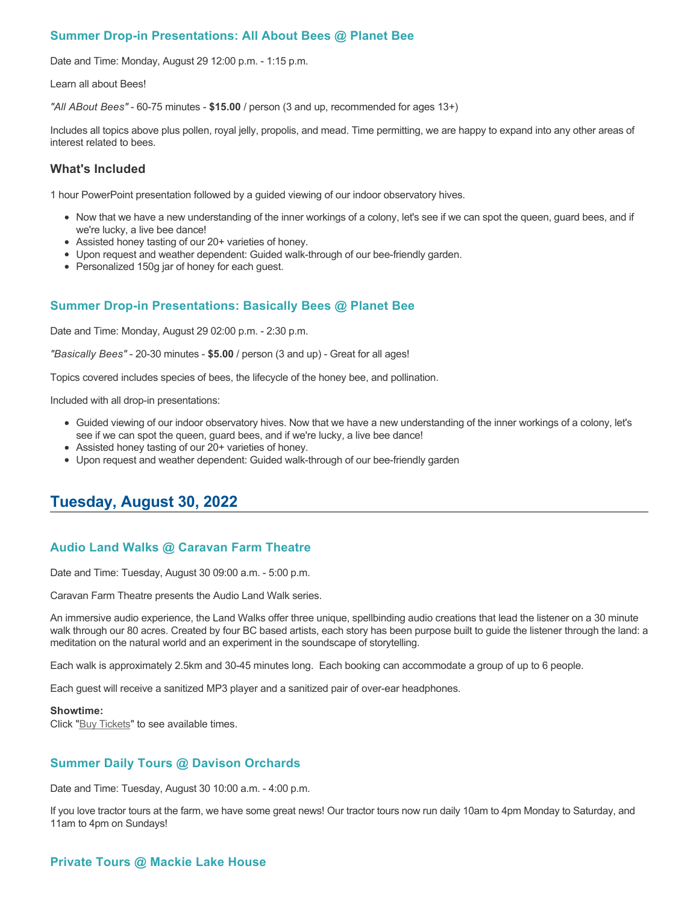### Summer Drop-in Presentations: All About Bees @ Planet Bee

Date and Time: Monday, August 29 12:00 p.m. - 1:15 p.m.

Learn all about Bees!

*"All ABout Bees"* - 60-75 minutes - **$15.00** / person (3 and up, recommended for ages 13+)

Includes all topics above plus pollen, royal jelly, propolis, and mead. Time permitting, we are happy to expand into any other areas of interest related to bees.

#### What's Included

1 hour PowerPoint presentation followed by a guided viewing of our indoor observatory hives.

- Now that we have a new understanding of the inner workings of a colony, let's see if we can spot the queen, guard bees, and if we're lucky, a live bee dance!
- Assisted honey tasting of our 20+ varieties of honey.
- Upon request and weather dependent: Guided walk-through of our bee-friendly garden.
- Personalized 150g jar of honey for each guest.

### Summer Drop-in Presentations: Basically Bees @ Planet Bee

Date and Time: Monday, August 29 02:00 p.m. - 2:30 p.m.

*"Basically Bees"* - 20-30 minutes - **$5.00** / person (3 and up) - Great for all ages!

Topics covered includes species of bees, the lifecycle of the honey bee, and pollination.

Included with all drop-in presentations:

- Guided viewing of our indoor observatory hives. Now that we have a new understanding of the inner workings of a colony, let's see if we can spot the queen, guard bees, and if we're lucky, a live bee dance!
- Assisted honey tasting of our 20+ varieties of honey.
- Upon request and weather dependent: Guided walk-through of our bee-friendly garden

## Tuesday, August 30, 2022

### Audio Land Walks @ Caravan Farm Theatre

Date and Time: Tuesday, August 30 09:00 a.m. - 5:00 p.m.

Caravan Farm Theatre presents the Audio Land Walk series.

An immersive audio experience, the Land Walks offer three unique, spellbinding audio creations that lead the listener on a 30 minute walk through our 80 acres. Created by four BC based artists, each story has been purpose built to guide the listener through the land: a meditation on the natural world and an experiment in the soundscape of storytelling.

Each walk is approximately 2.5km and 30-45 minutes long. Each booking can accommodate a group of up to 6 people.

Each guest will receive a sanitized MP3 player and a sanitized pair of over-ear headphones.

**Showtime:**
Click "Buy Tickets" to see available times.

### Summer Daily Tours @ Davison Orchards

Date and Time: Tuesday, August 30 10:00 a.m. - 4:00 p.m.

If you love tractor tours at the farm, we have some great news! Our tractor tours now run daily 10am to 4pm Monday to Saturday, and 11am to 4pm on Sundays!

### Private Tours @ Mackie Lake House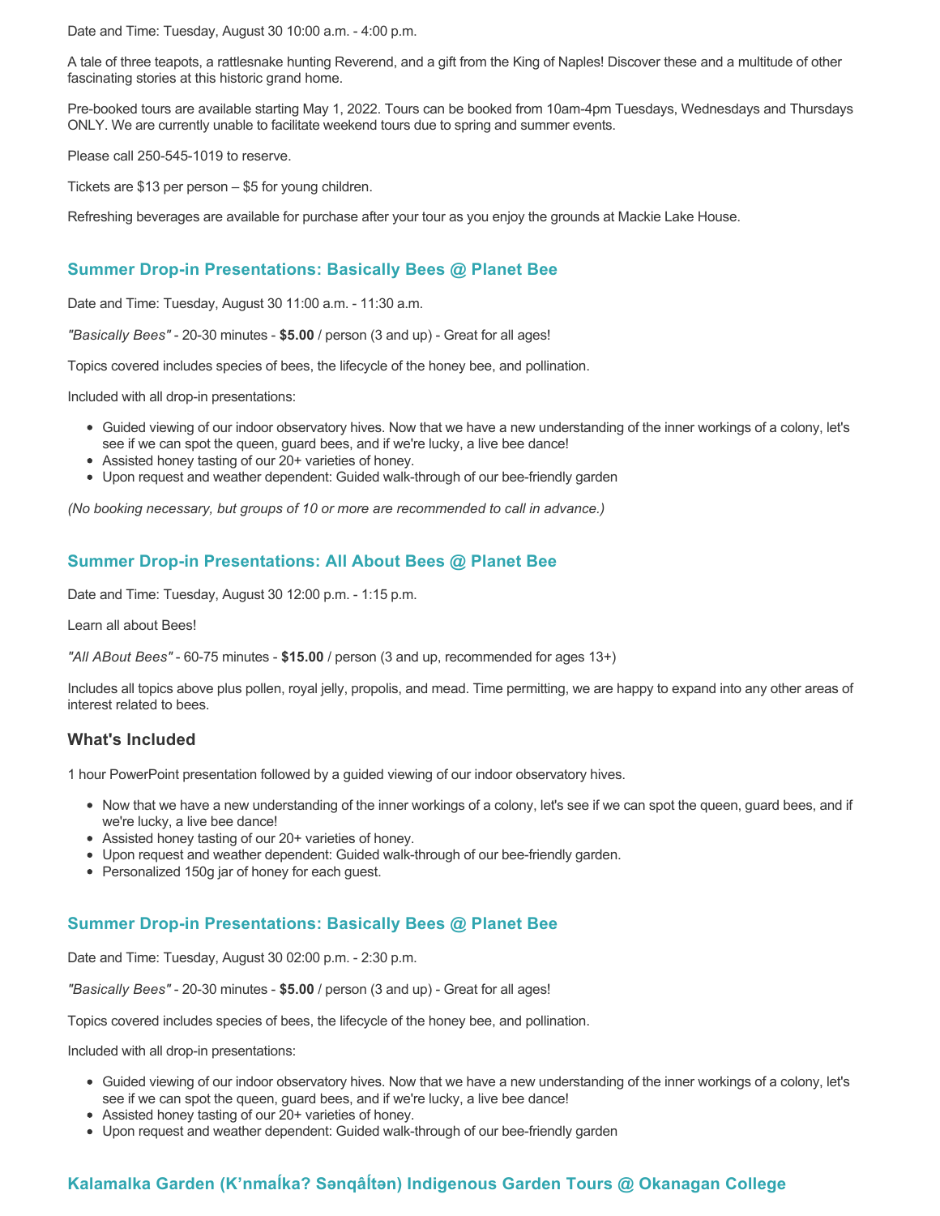Date and Time: Tuesday, August 30 10:00 a.m. - 4:00 p.m.

A tale of three teapots, a rattlesnake hunting Reverend, and a gift from the King of Naples! Discover these and a multitude of other fascinating stories at this historic grand home.

Pre-booked tours are available starting May 1, 2022. Tours can be booked from 10am-4pm Tuesdays, Wednesdays and Thursdays ONLY. We are currently unable to facilitate weekend tours due to spring and summer events.

Please call 250-545-1019 to reserve.

Tickets are $13 per person – $5 for young children.

Refreshing beverages are available for purchase after your tour as you enjoy the grounds at Mackie Lake House.

### Summer Drop-in Presentations: Basically Bees @ Planet Bee

Date and Time: Tuesday, August 30 11:00 a.m. - 11:30 a.m.

*"Basically Bees"* - 20-30 minutes - **$5.00** / person (3 and up) - Great for all ages!

Topics covered includes species of bees, the lifecycle of the honey bee, and pollination.

Included with all drop-in presentations:

- Guided viewing of our indoor observatory hives. Now that we have a new understanding of the inner workings of a colony, let's see if we can spot the queen, guard bees, and if we're lucky, a live bee dance!
- Assisted honey tasting of our 20+ varieties of honey.
- Upon request and weather dependent: Guided walk-through of our bee-friendly garden

*(No booking necessary, but groups of 10 or more are recommended to call in advance.)*

### Summer Drop-in Presentations: All About Bees @ Planet Bee

Date and Time: Tuesday, August 30 12:00 p.m. - 1:15 p.m.

Learn all about Bees!

*"All ABout Bees"* - 60-75 minutes - **$15.00** / person (3 and up, recommended for ages 13+)

Includes all topics above plus pollen, royal jelly, propolis, and mead. Time permitting, we are happy to expand into any other areas of interest related to bees.

#### What's Included

1 hour PowerPoint presentation followed by a guided viewing of our indoor observatory hives.

- Now that we have a new understanding of the inner workings of a colony, let's see if we can spot the queen, guard bees, and if we're lucky, a live bee dance!
- Assisted honey tasting of our 20+ varieties of honey.
- Upon request and weather dependent: Guided walk-through of our bee-friendly garden.
- Personalized 150g jar of honey for each guest.

### Summer Drop-in Presentations: Basically Bees @ Planet Bee

Date and Time: Tuesday, August 30 02:00 p.m. - 2:30 p.m.

*"Basically Bees"* - 20-30 minutes - **$5.00** / person (3 and up) - Great for all ages!

Topics covered includes species of bees, the lifecycle of the honey bee, and pollination.

Included with all drop-in presentations:

- Guided viewing of our indoor observatory hives. Now that we have a new understanding of the inner workings of a colony, let's see if we can spot the queen, guard bees, and if we're lucky, a live bee dance!
- Assisted honey tasting of our 20+ varieties of honey.
- Upon request and weather dependent: Guided walk-through of our bee-friendly garden

### Kalamalka Garden (K'nmaĺka? Sənqâĺtən) Indigenous Garden Tours @ Okanagan College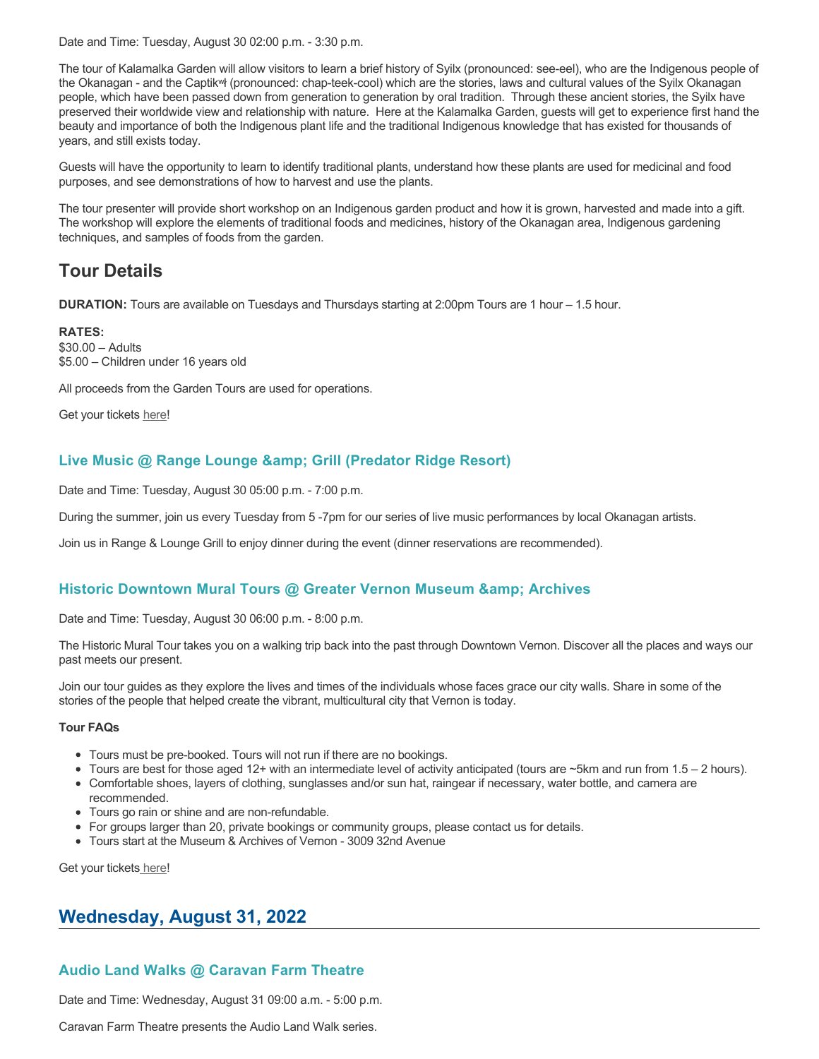Date and Time: Tuesday, August 30 02:00 p.m. - 3:30 p.m.

The tour of Kalamalka Garden will allow visitors to learn a brief history of Syilx (pronounced: see-eel), who are the Indigenous people of the Okanagan - and the Captikʷł (pronounced: chap-teek-cool) which are the stories, laws and cultural values of the Syilx Okanagan people, which have been passed down from generation to generation by oral tradition. Through these ancient stories, the Syilx have preserved their worldwide view and relationship with nature. Here at the Kalamalka Garden, guests will get to experience first hand the beauty and importance of both the Indigenous plant life and the traditional Indigenous knowledge that has existed for thousands of years, and still exists today.

Guests will have the opportunity to learn to identify traditional plants, understand how these plants are used for medicinal and food purposes, and see demonstrations of how to harvest and use the plants.

The tour presenter will provide short workshop on an Indigenous garden product and how it is grown, harvested and made into a gift. The workshop will explore the elements of traditional foods and medicines, history of the Okanagan area, Indigenous gardening techniques, and samples of foods from the garden.

## Tour Details

**DURATION:** Tours are available on Tuesdays and Thursdays starting at 2:00pm Tours are 1 hour – 1.5 hour.

**RATES:**
$30.00 – Adults
$5.00 – Children under 16 years old

All proceeds from the Garden Tours are used for operations.

Get your tickets here!

### Live Music @ Range Lounge &amp; Grill (Predator Ridge Resort)

Date and Time: Tuesday, August 30 05:00 p.m. - 7:00 p.m.

During the summer, join us every Tuesday from 5 -7pm for our series of live music performances by local Okanagan artists.

Join us in Range & Lounge Grill to enjoy dinner during the event (dinner reservations are recommended).

### Historic Downtown Mural Tours @ Greater Vernon Museum &amp; Archives

Date and Time: Tuesday, August 30 06:00 p.m. - 8:00 p.m.

The Historic Mural Tour takes you on a walking trip back into the past through Downtown Vernon. Discover all the places and ways our past meets our present.

Join our tour guides as they explore the lives and times of the individuals whose faces grace our city walls. Share in some of the stories of the people that helped create the vibrant, multicultural city that Vernon is today.

**Tour FAQs**

- Tours must be pre-booked. Tours will not run if there are no bookings.
- Tours are best for those aged 12+ with an intermediate level of activity anticipated (tours are ~5km and run from 1.5 – 2 hours).
- Comfortable shoes, layers of clothing, sunglasses and/or sun hat, raingear if necessary, water bottle, and camera are recommended.
- Tours go rain or shine and are non-refundable.
- For groups larger than 20, private bookings or community groups, please contact us for details.
- Tours start at the Museum & Archives of Vernon - 3009 32nd Avenue

Get your tickets here!

## Wednesday, August 31, 2022

### Audio Land Walks @ Caravan Farm Theatre

Date and Time: Wednesday, August 31 09:00 a.m. - 5:00 p.m.

Caravan Farm Theatre presents the Audio Land Walk series.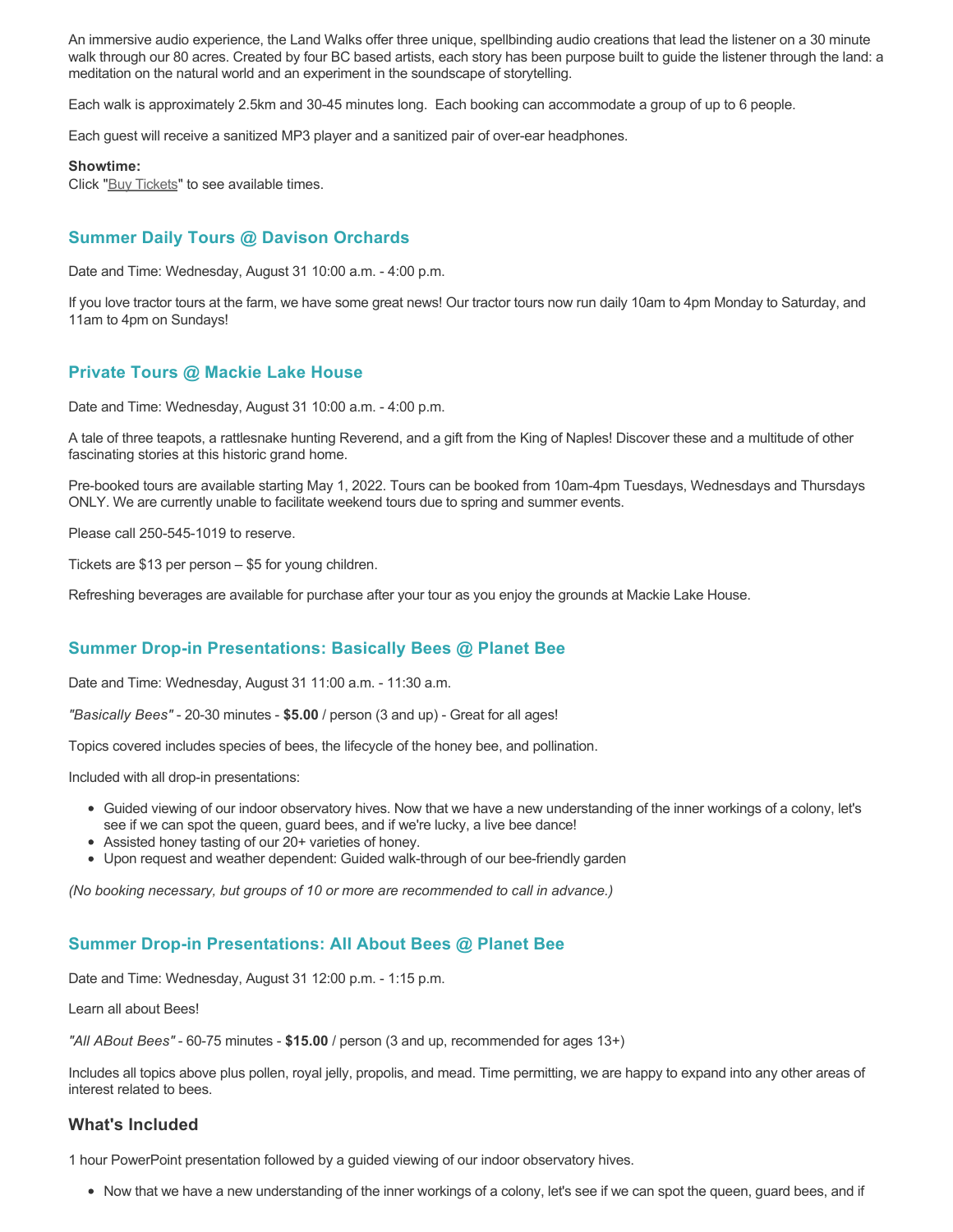An immersive audio experience, the Land Walks offer three unique, spellbinding audio creations that lead the listener on a 30 minute walk through our 80 acres. Created by four BC based artists, each story has been purpose built to guide the listener through the land: a meditation on the natural world and an experiment in the soundscape of storytelling.

Each walk is approximately 2.5km and 30-45 minutes long. Each booking can accommodate a group of up to 6 people.

Each guest will receive a sanitized MP3 player and a sanitized pair of over-ear headphones.

**Showtime:**
Click "Buy Tickets" to see available times.

### Summer Daily Tours @ Davison Orchards

Date and Time: Wednesday, August 31 10:00 a.m. - 4:00 p.m.

If you love tractor tours at the farm, we have some great news! Our tractor tours now run daily 10am to 4pm Monday to Saturday, and 11am to 4pm on Sundays!

### Private Tours @ Mackie Lake House

Date and Time: Wednesday, August 31 10:00 a.m. - 4:00 p.m.

A tale of three teapots, a rattlesnake hunting Reverend, and a gift from the King of Naples! Discover these and a multitude of other fascinating stories at this historic grand home.

Pre-booked tours are available starting May 1, 2022. Tours can be booked from 10am-4pm Tuesdays, Wednesdays and Thursdays ONLY. We are currently unable to facilitate weekend tours due to spring and summer events.

Please call 250-545-1019 to reserve.

Tickets are $13 per person – $5 for young children.

Refreshing beverages are available for purchase after your tour as you enjoy the grounds at Mackie Lake House.

### Summer Drop-in Presentations: Basically Bees @ Planet Bee

Date and Time: Wednesday, August 31 11:00 a.m. - 11:30 a.m.

*"Basically Bees"* - 20-30 minutes - **$5.00** / person (3 and up) - Great for all ages!

Topics covered includes species of bees, the lifecycle of the honey bee, and pollination.

Included with all drop-in presentations:

- Guided viewing of our indoor observatory hives. Now that we have a new understanding of the inner workings of a colony, let's see if we can spot the queen, guard bees, and if we're lucky, a live bee dance!
- Assisted honey tasting of our 20+ varieties of honey.
- Upon request and weather dependent: Guided walk-through of our bee-friendly garden

*(No booking necessary, but groups of 10 or more are recommended to call in advance.)*

### Summer Drop-in Presentations: All About Bees @ Planet Bee

Date and Time: Wednesday, August 31 12:00 p.m. - 1:15 p.m.

Learn all about Bees!

*"All ABout Bees"* - 60-75 minutes - **$15.00** / person (3 and up, recommended for ages 13+)

Includes all topics above plus pollen, royal jelly, propolis, and mead. Time permitting, we are happy to expand into any other areas of interest related to bees.

### What's Included

1 hour PowerPoint presentation followed by a guided viewing of our indoor observatory hives.

- Now that we have a new understanding of the inner workings of a colony, let's see if we can spot the queen, guard bees, and if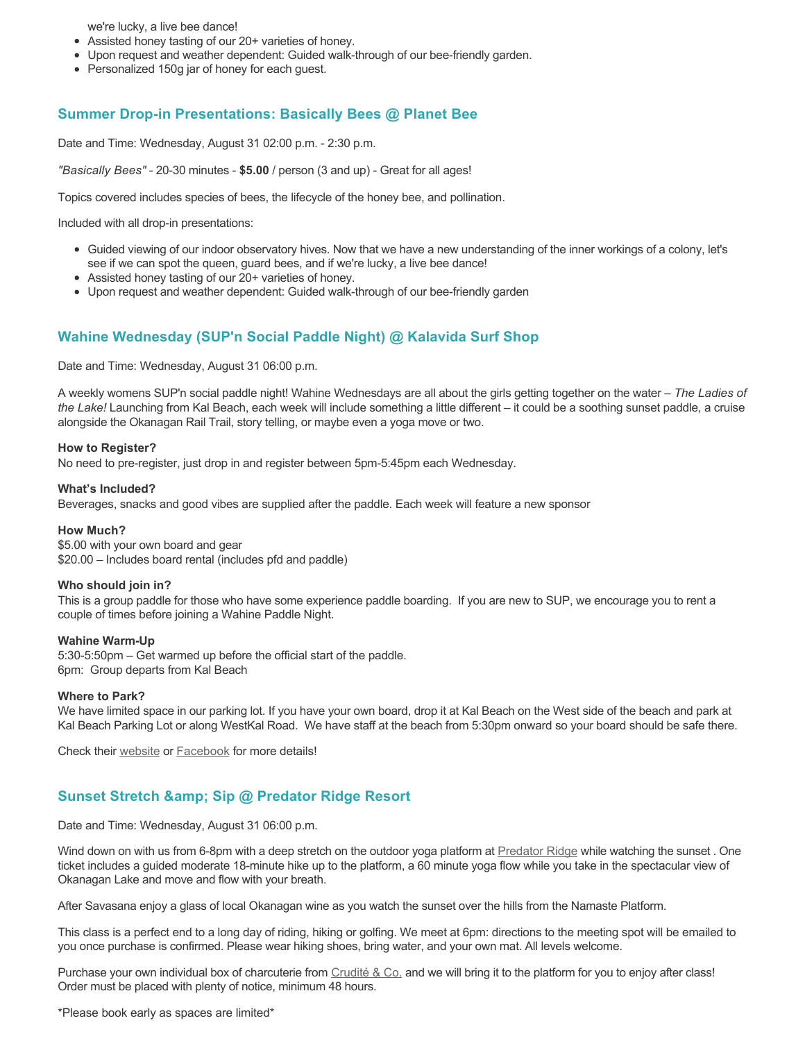we're lucky, a live bee dance!
- Assisted honey tasting of our 20+ varieties of honey.
- Upon request and weather dependent: Guided walk-through of our bee-friendly garden.
- Personalized 150g jar of honey for each guest.

### Summer Drop-in Presentations: Basically Bees @ Planet Bee

Date and Time: Wednesday, August 31 02:00 p.m. - 2:30 p.m.

*"Basically Bees"* - 20-30 minutes - **$5.00** / person (3 and up) - Great for all ages!

Topics covered includes species of bees, the lifecycle of the honey bee, and pollination.

Included with all drop-in presentations:

- Guided viewing of our indoor observatory hives. Now that we have a new understanding of the inner workings of a colony, let's see if we can spot the queen, guard bees, and if we're lucky, a live bee dance!
- Assisted honey tasting of our 20+ varieties of honey.
- Upon request and weather dependent: Guided walk-through of our bee-friendly garden

### Wahine Wednesday (SUP'n Social Paddle Night) @ Kalavida Surf Shop

Date and Time: Wednesday, August 31 06:00 p.m.

A weekly womens SUP'n social paddle night! Wahine Wednesdays are all about the girls getting together on the water – *The Ladies of the Lake!* Launching from Kal Beach, each week will include something a little different – it could be a soothing sunset paddle, a cruise alongside the Okanagan Rail Trail, story telling, or maybe even a yoga move or two.

**How to Register?**
No need to pre-register, just drop in and register between 5pm-5:45pm each Wednesday.

**What's Included?**
Beverages, snacks and good vibes are supplied after the paddle. Each week will feature a new sponsor

**How Much?**
$5.00 with your own board and gear
$20.00 – Includes board rental (includes pfd and paddle)

**Who should join in?**
This is a group paddle for those who have some experience paddle boarding. If you are new to SUP, we encourage you to rent a couple of times before joining a Wahine Paddle Night.

**Wahine Warm-Up**
5:30-5:50pm – Get warmed up before the official start of the paddle.
6pm: Group departs from Kal Beach

**Where to Park?**
We have limited space in our parking lot. If you have your own board, drop it at Kal Beach on the West side of the beach and park at Kal Beach Parking Lot or along WestKal Road. We have staff at the beach from 5:30pm onward so your board should be safe there.

Check their website or Facebook for more details!

### Sunset Stretch &amp; Sip @ Predator Ridge Resort

Date and Time: Wednesday, August 31 06:00 p.m.

Wind down on with us from 6-8pm with a deep stretch on the outdoor yoga platform at Predator Ridge while watching the sunset . One ticket includes a guided moderate 18-minute hike up to the platform, a 60 minute yoga flow while you take in the spectacular view of Okanagan Lake and move and flow with your breath.

After Savasana enjoy a glass of local Okanagan wine as you watch the sunset over the hills from the Namaste Platform.

This class is a perfect end to a long day of riding, hiking or golfing. We meet at 6pm: directions to the meeting spot will be emailed to you once purchase is confirmed. Please wear hiking shoes, bring water, and your own mat. All levels welcome.

Purchase your own individual box of charcuterie from Crudité & Co. and we will bring it to the platform for you to enjoy after class! Order must be placed with plenty of notice, minimum 48 hours.

*Please book early as spaces are limited*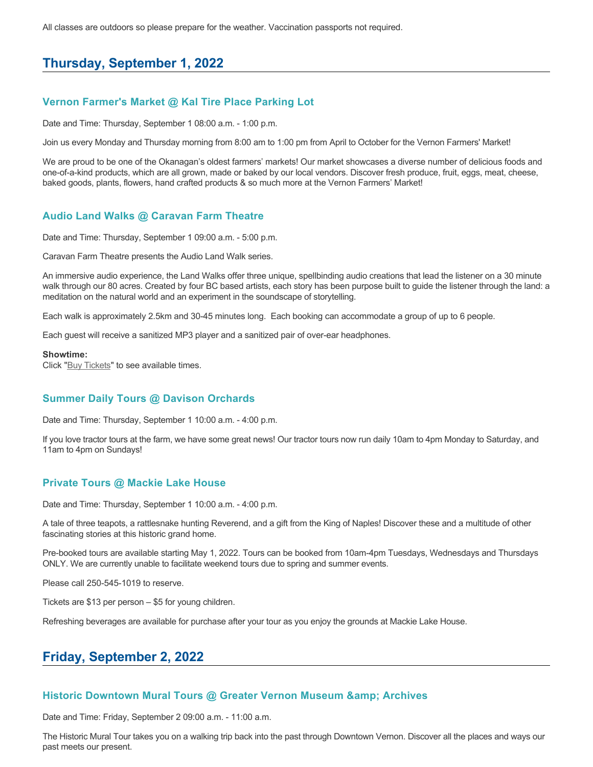All classes are outdoors so please prepare for the weather. Vaccination passports not required.

## Thursday, September 1, 2022

### Vernon Farmer's Market @ Kal Tire Place Parking Lot

Date and Time: Thursday, September 1 08:00 a.m. - 1:00 p.m.

Join us every Monday and Thursday morning from 8:00 am to 1:00 pm from April to October for the Vernon Farmers' Market!

We are proud to be one of the Okanagan's oldest farmers' markets! Our market showcases a diverse number of delicious foods and one-of-a-kind products, which are all grown, made or baked by our local vendors. Discover fresh produce, fruit, eggs, meat, cheese, baked goods, plants, flowers, hand crafted products & so much more at the Vernon Farmers' Market!

### Audio Land Walks @ Caravan Farm Theatre

Date and Time: Thursday, September 1 09:00 a.m. - 5:00 p.m.

Caravan Farm Theatre presents the Audio Land Walk series.

An immersive audio experience, the Land Walks offer three unique, spellbinding audio creations that lead the listener on a 30 minute walk through our 80 acres. Created by four BC based artists, each story has been purpose built to guide the listener through the land: a meditation on the natural world and an experiment in the soundscape of storytelling.

Each walk is approximately 2.5km and 30-45 minutes long. Each booking can accommodate a group of up to 6 people.

Each guest will receive a sanitized MP3 player and a sanitized pair of over-ear headphones.

**Showtime:**
Click "Buy Tickets" to see available times.

### Summer Daily Tours @ Davison Orchards

Date and Time: Thursday, September 1 10:00 a.m. - 4:00 p.m.

If you love tractor tours at the farm, we have some great news! Our tractor tours now run daily 10am to 4pm Monday to Saturday, and 11am to 4pm on Sundays!

### Private Tours @ Mackie Lake House

Date and Time: Thursday, September 1 10:00 a.m. - 4:00 p.m.

A tale of three teapots, a rattlesnake hunting Reverend, and a gift from the King of Naples! Discover these and a multitude of other fascinating stories at this historic grand home.

Pre-booked tours are available starting May 1, 2022. Tours can be booked from 10am-4pm Tuesdays, Wednesdays and Thursdays ONLY. We are currently unable to facilitate weekend tours due to spring and summer events.

Please call 250-545-1019 to reserve.

Tickets are $13 per person – $5 for young children.

Refreshing beverages are available for purchase after your tour as you enjoy the grounds at Mackie Lake House.

## Friday, September 2, 2022

### Historic Downtown Mural Tours @ Greater Vernon Museum &amp; Archives

Date and Time: Friday, September 2 09:00 a.m. - 11:00 a.m.

The Historic Mural Tour takes you on a walking trip back into the past through Downtown Vernon. Discover all the places and ways our past meets our present.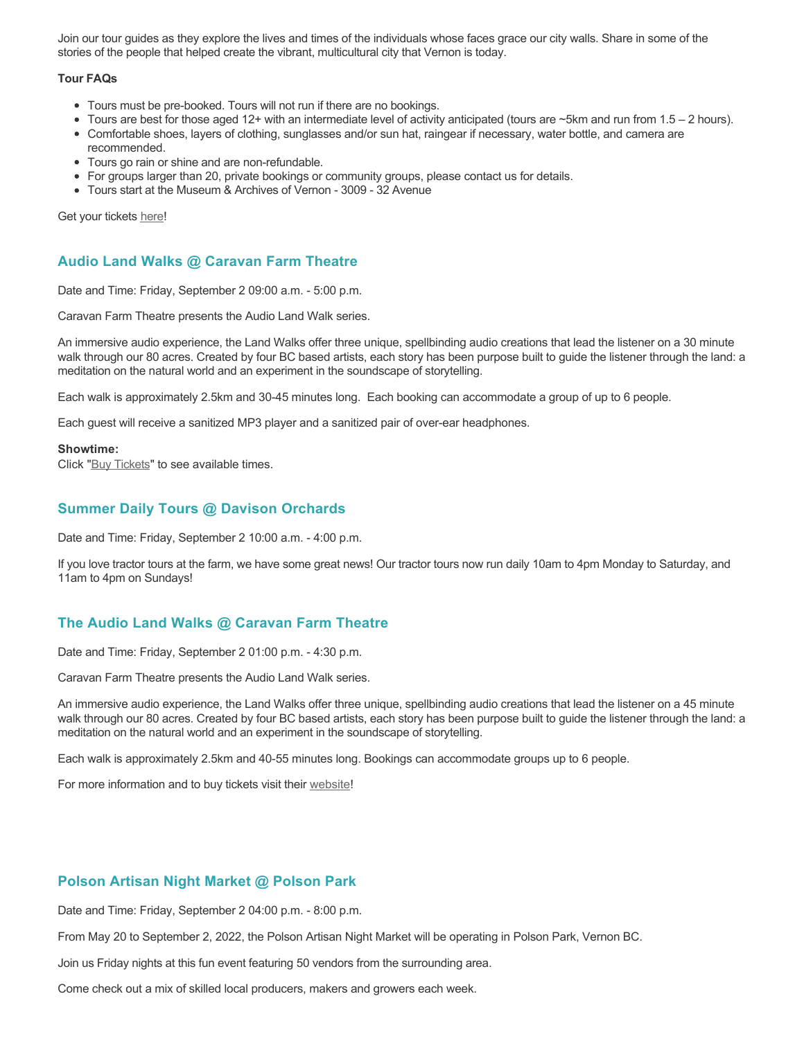Join our tour guides as they explore the lives and times of the individuals whose faces grace our city walls. Share in some of the stories of the people that helped create the vibrant, multicultural city that Vernon is today.

**Tour FAQs**

- Tours must be pre-booked. Tours will not run if there are no bookings.
- Tours are best for those aged 12+ with an intermediate level of activity anticipated (tours are ~5km and run from 1.5 – 2 hours).
- Comfortable shoes, layers of clothing, sunglasses and/or sun hat, raingear if necessary, water bottle, and camera are recommended.
- Tours go rain or shine and are non-refundable.
- For groups larger than 20, private bookings or community groups, please contact us for details.
- Tours start at the Museum & Archives of Vernon - 3009 - 32 Avenue

Get your tickets here!

### Audio Land Walks @ Caravan Farm Theatre

Date and Time: Friday, September 2 09:00 a.m. - 5:00 p.m.

Caravan Farm Theatre presents the Audio Land Walk series.

An immersive audio experience, the Land Walks offer three unique, spellbinding audio creations that lead the listener on a 30 minute walk through our 80 acres. Created by four BC based artists, each story has been purpose built to guide the listener through the land: a meditation on the natural world and an experiment in the soundscape of storytelling.

Each walk is approximately 2.5km and 30-45 minutes long. Each booking can accommodate a group of up to 6 people.

Each guest will receive a sanitized MP3 player and a sanitized pair of over-ear headphones.

**Showtime:**
Click "Buy Tickets" to see available times.

### Summer Daily Tours @ Davison Orchards

Date and Time: Friday, September 2 10:00 a.m. - 4:00 p.m.

If you love tractor tours at the farm, we have some great news! Our tractor tours now run daily 10am to 4pm Monday to Saturday, and 11am to 4pm on Sundays!

### The Audio Land Walks @ Caravan Farm Theatre

Date and Time: Friday, September 2 01:00 p.m. - 4:30 p.m.

Caravan Farm Theatre presents the Audio Land Walk series.

An immersive audio experience, the Land Walks offer three unique, spellbinding audio creations that lead the listener on a 45 minute walk through our 80 acres. Created by four BC based artists, each story has been purpose built to guide the listener through the land: a meditation on the natural world and an experiment in the soundscape of storytelling.

Each walk is approximately 2.5km and 40-55 minutes long. Bookings can accommodate groups up to 6 people.

For more information and to buy tickets visit their website!

### Polson Artisan Night Market @ Polson Park

Date and Time: Friday, September 2 04:00 p.m. - 8:00 p.m.

From May 20 to September 2, 2022, the Polson Artisan Night Market will be operating in Polson Park, Vernon BC.

Join us Friday nights at this fun event featuring 50 vendors from the surrounding area.

Come check out a mix of skilled local producers, makers and growers each week.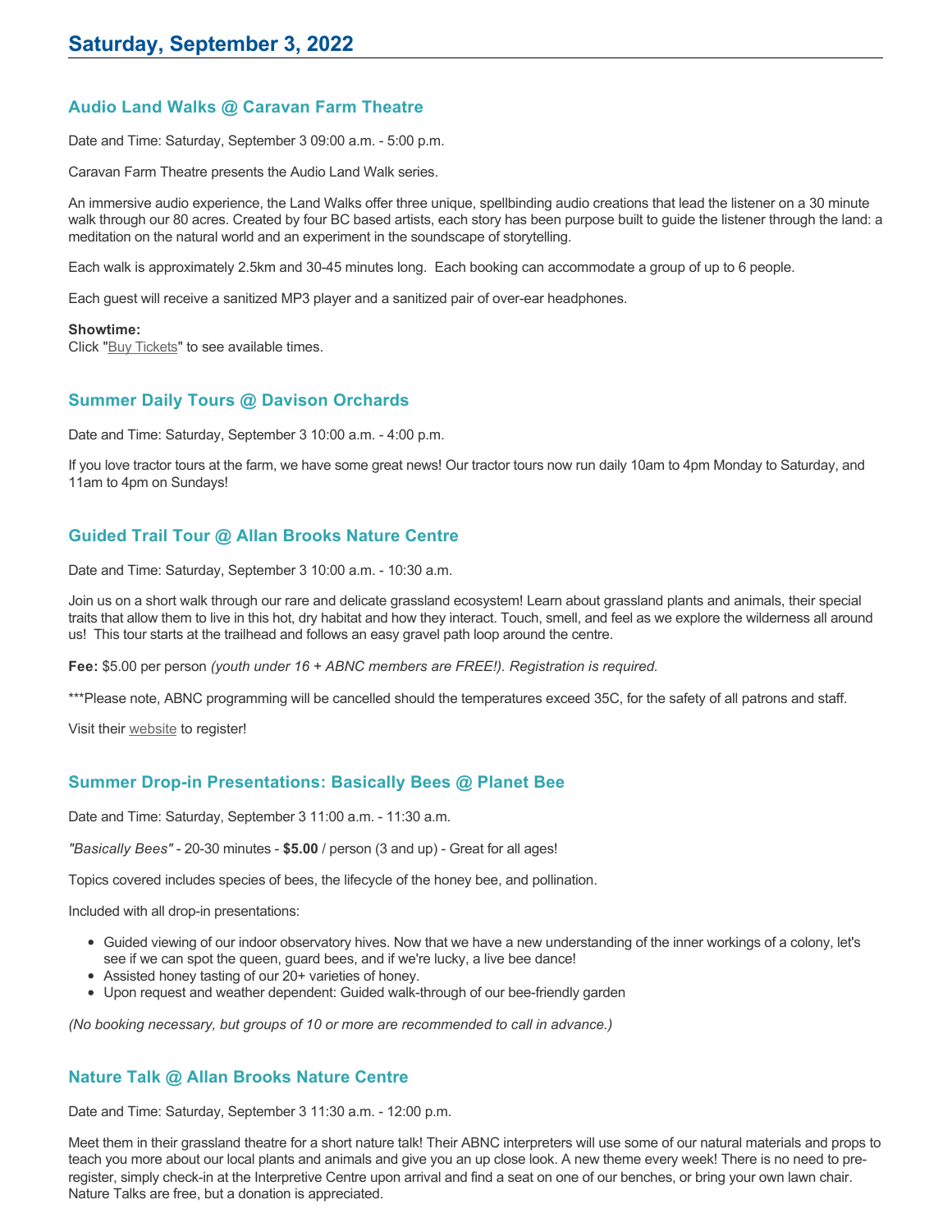# Saturday, September 3, 2022

### Audio Land Walks @ Caravan Farm Theatre

Date and Time: Saturday, September 3 09:00 a.m. - 5:00 p.m.

Caravan Farm Theatre presents the Audio Land Walk series.

An immersive audio experience, the Land Walks offer three unique, spellbinding audio creations that lead the listener on a 30 minute walk through our 80 acres. Created by four BC based artists, each story has been purpose built to guide the listener through the land: a meditation on the natural world and an experiment in the soundscape of storytelling.

Each walk is approximately 2.5km and 30-45 minutes long.  Each booking can accommodate a group of up to 6 people.

Each guest will receive a sanitized MP3 player and a sanitized pair of over-ear headphones.

**Showtime:**
Click "Buy Tickets" to see available times.

### Summer Daily Tours @ Davison Orchards

Date and Time: Saturday, September 3 10:00 a.m. - 4:00 p.m.

If you love tractor tours at the farm, we have some great news! Our tractor tours now run daily 10am to 4pm Monday to Saturday, and 11am to 4pm on Sundays!

### Guided Trail Tour @ Allan Brooks Nature Centre

Date and Time: Saturday, September 3 10:00 a.m. - 10:30 a.m.

Join us on a short walk through our rare and delicate grassland ecosystem! Learn about grassland plants and animals, their special traits that allow them to live in this hot, dry habitat and how they interact. Touch, smell, and feel as we explore the wilderness all around us!  This tour starts at the trailhead and follows an easy gravel path loop around the centre.

**Fee:** $5.00 per person *(youth under 16 + ABNC members are FREE!). Registration is required.*

***Please note, ABNC programming will be cancelled should the temperatures exceed 35C, for the safety of all patrons and staff.

Visit their website to register!

### Summer Drop-in Presentations: Basically Bees @ Planet Bee

Date and Time: Saturday, September 3 11:00 a.m. - 11:30 a.m.

*"Basically Bees"* - 20-30 minutes - **$5.00** / person (3 and up) - Great for all ages!

Topics covered includes species of bees, the lifecycle of the honey bee, and pollination.

Included with all drop-in presentations:

- Guided viewing of our indoor observatory hives. Now that we have a new understanding of the inner workings of a colony, let's see if we can spot the queen, guard bees, and if we're lucky, a live bee dance!
- Assisted honey tasting of our 20+ varieties of honey.
- Upon request and weather dependent: Guided walk-through of our bee-friendly garden

*(No booking necessary, but groups of 10 or more are recommended to call in advance.)*

### Nature Talk @ Allan Brooks Nature Centre

Date and Time: Saturday, September 3 11:30 a.m. - 12:00 p.m.

Meet them in their grassland theatre for a short nature talk! Their ABNC interpreters will use some of our natural materials and props to teach you more about our local plants and animals and give you an up close look. A new theme every week! There is no need to pre-register, simply check-in at the Interpretive Centre upon arrival and find a seat on one of our benches, or bring your own lawn chair. Nature Talks are free, but a donation is appreciated.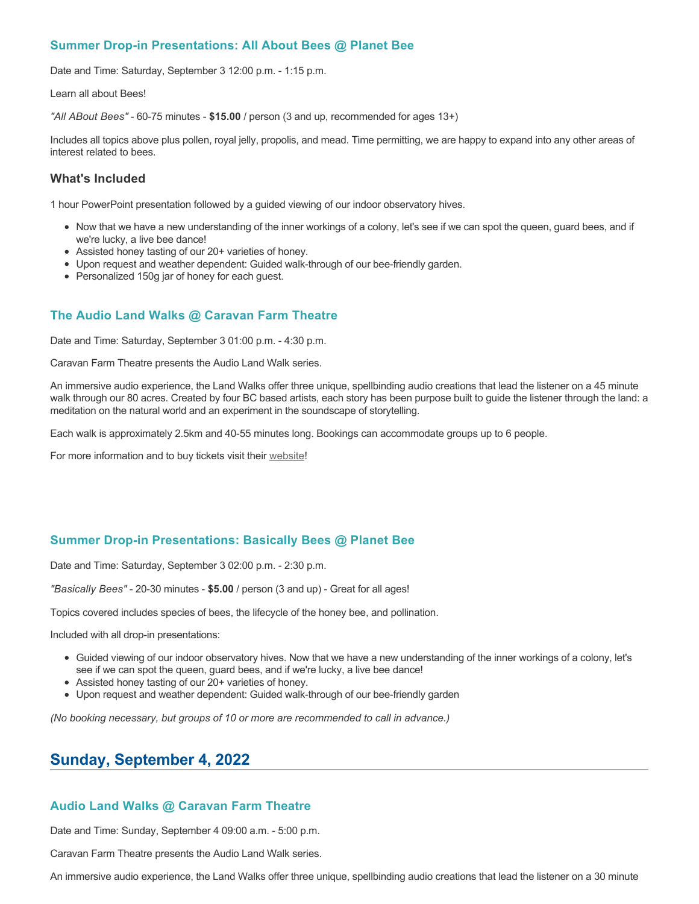### Summer Drop-in Presentations: All About Bees @ Planet Bee

Date and Time: Saturday, September 3 12:00 p.m. - 1:15 p.m.

Learn all about Bees!

*"All ABout Bees"* - 60-75 minutes - **$15.00** / person (3 and up, recommended for ages 13+)

Includes all topics above plus pollen, royal jelly, propolis, and mead. Time permitting, we are happy to expand into any other areas of interest related to bees.

#### What's Included

1 hour PowerPoint presentation followed by a guided viewing of our indoor observatory hives.

- Now that we have a new understanding of the inner workings of a colony, let's see if we can spot the queen, guard bees, and if we're lucky, a live bee dance!
- Assisted honey tasting of our 20+ varieties of honey.
- Upon request and weather dependent: Guided walk-through of our bee-friendly garden.
- Personalized 150g jar of honey for each guest.

### The Audio Land Walks @ Caravan Farm Theatre

Date and Time: Saturday, September 3 01:00 p.m. - 4:30 p.m.

Caravan Farm Theatre presents the Audio Land Walk series.

An immersive audio experience, the Land Walks offer three unique, spellbinding audio creations that lead the listener on a 45 minute walk through our 80 acres. Created by four BC based artists, each story has been purpose built to guide the listener through the land: a meditation on the natural world and an experiment in the soundscape of storytelling.

Each walk is approximately 2.5km and 40-55 minutes long. Bookings can accommodate groups up to 6 people.

For more information and to buy tickets visit their website!

### Summer Drop-in Presentations: Basically Bees @ Planet Bee

Date and Time: Saturday, September 3 02:00 p.m. - 2:30 p.m.

*"Basically Bees"* - 20-30 minutes - **$5.00** / person (3 and up) - Great for all ages!

Topics covered includes species of bees, the lifecycle of the honey bee, and pollination.

Included with all drop-in presentations:

- Guided viewing of our indoor observatory hives. Now that we have a new understanding of the inner workings of a colony, let's see if we can spot the queen, guard bees, and if we're lucky, a live bee dance!
- Assisted honey tasting of our 20+ varieties of honey.
- Upon request and weather dependent: Guided walk-through of our bee-friendly garden

*(No booking necessary, but groups of 10 or more are recommended to call in advance.)*

## Sunday, September 4, 2022

### Audio Land Walks @ Caravan Farm Theatre

Date and Time: Sunday, September 4 09:00 a.m. - 5:00 p.m.

Caravan Farm Theatre presents the Audio Land Walk series.

An immersive audio experience, the Land Walks offer three unique, spellbinding audio creations that lead the listener on a 30 minute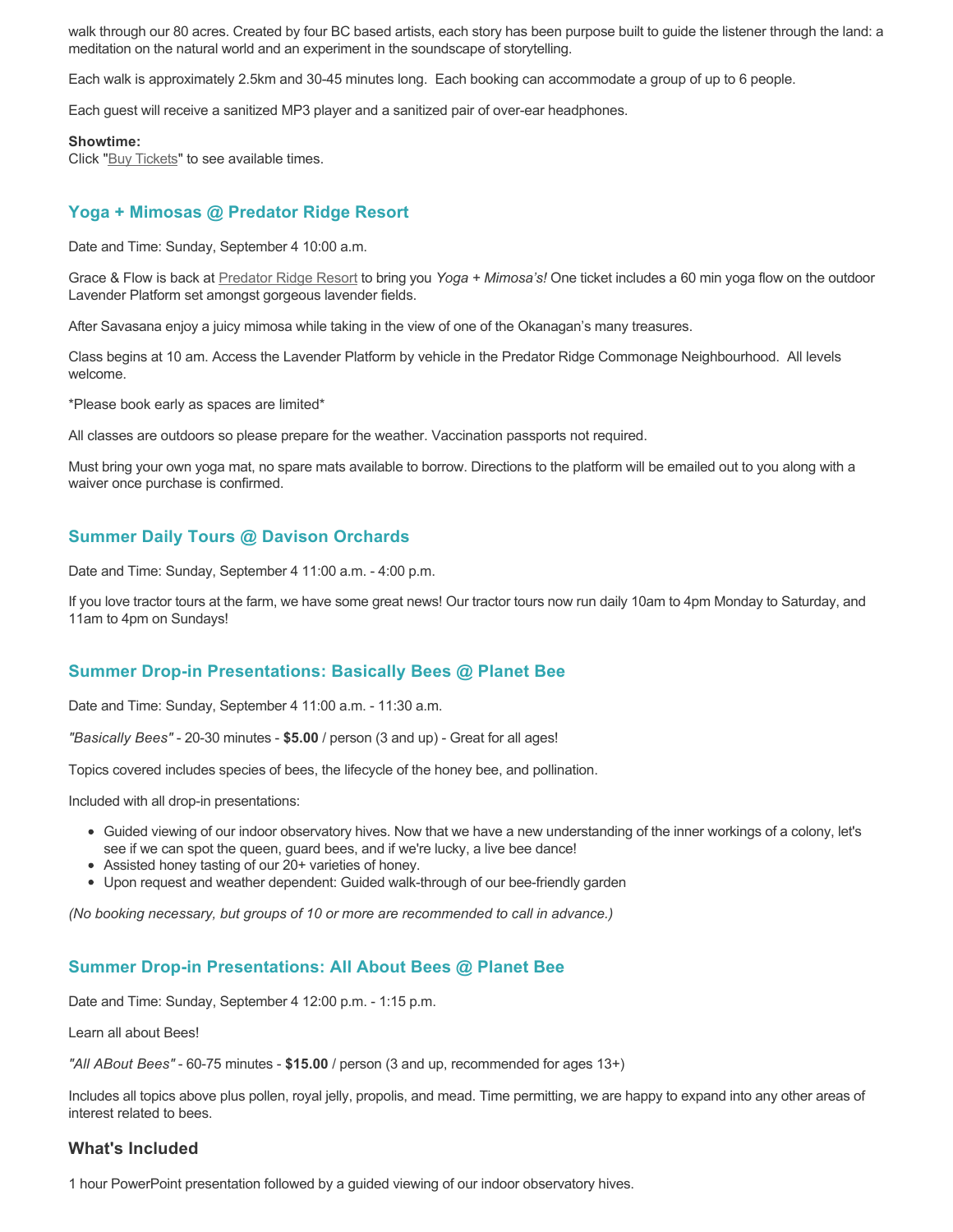walk through our 80 acres. Created by four BC based artists, each story has been purpose built to guide the listener through the land: a meditation on the natural world and an experiment in the soundscape of storytelling.

Each walk is approximately 2.5km and 30-45 minutes long. Each booking can accommodate a group of up to 6 people.

Each guest will receive a sanitized MP3 player and a sanitized pair of over-ear headphones.

**Showtime:**
Click "Buy Tickets" to see available times.

### Yoga + Mimosas @ Predator Ridge Resort

Date and Time: Sunday, September 4 10:00 a.m.

Grace & Flow is back at Predator Ridge Resort to bring you *Yoga + Mimosa's!* One ticket includes a 60 min yoga flow on the outdoor Lavender Platform set amongst gorgeous lavender fields.

After Savasana enjoy a juicy mimosa while taking in the view of one of the Okanagan's many treasures.

Class begins at 10 am. Access the Lavender Platform by vehicle in the Predator Ridge Commonage Neighbourhood. All levels welcome.

*Please book early as spaces are limited*

All classes are outdoors so please prepare for the weather. Vaccination passports not required.

Must bring your own yoga mat, no spare mats available to borrow. Directions to the platform will be emailed out to you along with a waiver once purchase is confirmed.

### Summer Daily Tours @ Davison Orchards

Date and Time: Sunday, September 4 11:00 a.m. - 4:00 p.m.

If you love tractor tours at the farm, we have some great news! Our tractor tours now run daily 10am to 4pm Monday to Saturday, and 11am to 4pm on Sundays!

### Summer Drop-in Presentations: Basically Bees @ Planet Bee

Date and Time: Sunday, September 4 11:00 a.m. - 11:30 a.m.

*"Basically Bees"* - 20-30 minutes - **$5.00** / person (3 and up) - Great for all ages!

Topics covered includes species of bees, the lifecycle of the honey bee, and pollination.

Included with all drop-in presentations:

- Guided viewing of our indoor observatory hives. Now that we have a new understanding of the inner workings of a colony, let's see if we can spot the queen, guard bees, and if we're lucky, a live bee dance!
- Assisted honey tasting of our 20+ varieties of honey.
- Upon request and weather dependent: Guided walk-through of our bee-friendly garden

*(No booking necessary, but groups of 10 or more are recommended to call in advance.)*

### Summer Drop-in Presentations: All About Bees @ Planet Bee

Date and Time: Sunday, September 4 12:00 p.m. - 1:15 p.m.

Learn all about Bees!

*"All ABout Bees"* - 60-75 minutes - **$15.00** / person (3 and up, recommended for ages 13+)

Includes all topics above plus pollen, royal jelly, propolis, and mead. Time permitting, we are happy to expand into any other areas of interest related to bees.

#### What's Included

1 hour PowerPoint presentation followed by a guided viewing of our indoor observatory hives.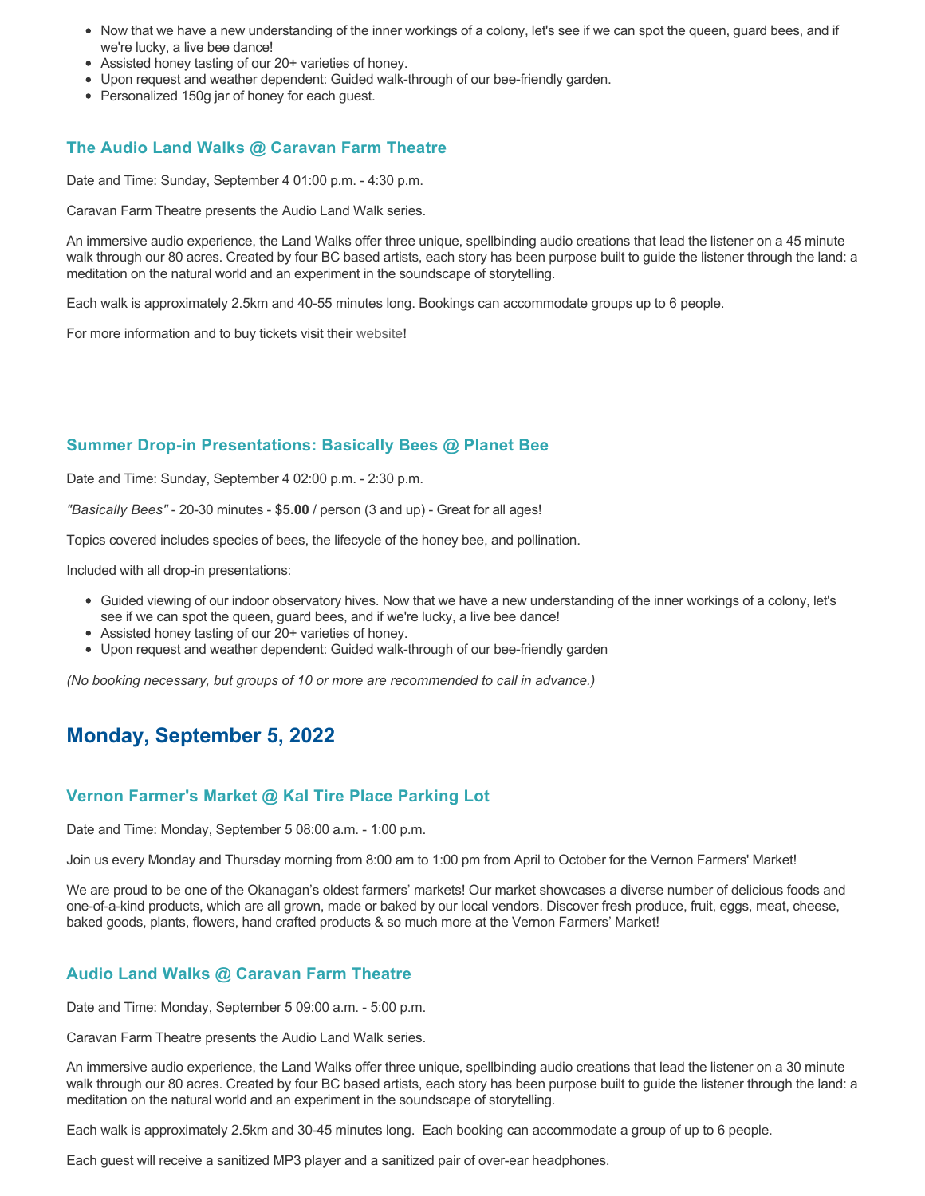- Now that we have a new understanding of the inner workings of a colony, let's see if we can spot the queen, guard bees, and if we're lucky, a live bee dance!
- Assisted honey tasting of our 20+ varieties of honey.
- Upon request and weather dependent: Guided walk-through of our bee-friendly garden.
- Personalized 150g jar of honey for each guest.

### The Audio Land Walks @ Caravan Farm Theatre

Date and Time: Sunday, September 4 01:00 p.m. - 4:30 p.m.

Caravan Farm Theatre presents the Audio Land Walk series.

An immersive audio experience, the Land Walks offer three unique, spellbinding audio creations that lead the listener on a 45 minute walk through our 80 acres. Created by four BC based artists, each story has been purpose built to guide the listener through the land: a meditation on the natural world and an experiment in the soundscape of storytelling.

Each walk is approximately 2.5km and 40-55 minutes long. Bookings can accommodate groups up to 6 people.

For more information and to buy tickets visit their website!

### Summer Drop-in Presentations: Basically Bees @ Planet Bee

Date and Time: Sunday, September 4 02:00 p.m. - 2:30 p.m.

*"Basically Bees"* - 20-30 minutes - **$5.00** / person (3 and up) - Great for all ages!

Topics covered includes species of bees, the lifecycle of the honey bee, and pollination.

Included with all drop-in presentations:

- Guided viewing of our indoor observatory hives. Now that we have a new understanding of the inner workings of a colony, let's see if we can spot the queen, guard bees, and if we're lucky, a live bee dance!
- Assisted honey tasting of our 20+ varieties of honey.
- Upon request and weather dependent: Guided walk-through of our bee-friendly garden

*(No booking necessary, but groups of 10 or more are recommended to call in advance.)*

## Monday, September 5, 2022

### Vernon Farmer's Market @ Kal Tire Place Parking Lot

Date and Time: Monday, September 5 08:00 a.m. - 1:00 p.m.

Join us every Monday and Thursday morning from 8:00 am to 1:00 pm from April to October for the Vernon Farmers' Market!

We are proud to be one of the Okanagan's oldest farmers' markets! Our market showcases a diverse number of delicious foods and one-of-a-kind products, which are all grown, made or baked by our local vendors. Discover fresh produce, fruit, eggs, meat, cheese, baked goods, plants, flowers, hand crafted products & so much more at the Vernon Farmers' Market!

### Audio Land Walks @ Caravan Farm Theatre

Date and Time: Monday, September 5 09:00 a.m. - 5:00 p.m.

Caravan Farm Theatre presents the Audio Land Walk series.

An immersive audio experience, the Land Walks offer three unique, spellbinding audio creations that lead the listener on a 30 minute walk through our 80 acres. Created by four BC based artists, each story has been purpose built to guide the listener through the land: a meditation on the natural world and an experiment in the soundscape of storytelling.

Each walk is approximately 2.5km and 30-45 minutes long. Each booking can accommodate a group of up to 6 people.

Each guest will receive a sanitized MP3 player and a sanitized pair of over-ear headphones.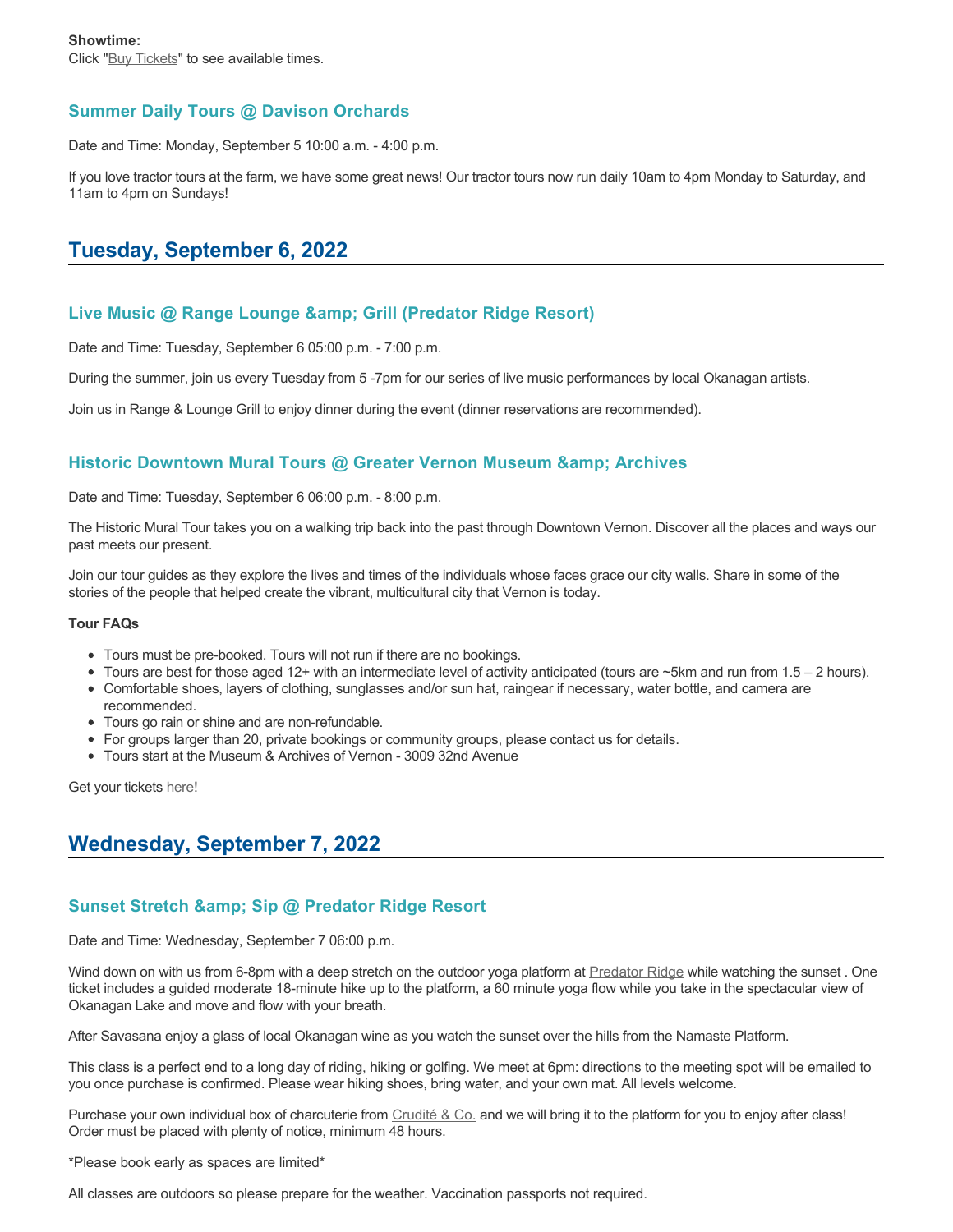**Showtime:**
Click "Buy Tickets" to see available times.

### Summer Daily Tours @ Davison Orchards

Date and Time: Monday, September 5 10:00 a.m. - 4:00 p.m.

If you love tractor tours at the farm, we have some great news! Our tractor tours now run daily 10am to 4pm Monday to Saturday, and 11am to 4pm on Sundays!

## Tuesday, September 6, 2022

### Live Music @ Range Lounge &amp; Grill (Predator Ridge Resort)

Date and Time: Tuesday, September 6 05:00 p.m. - 7:00 p.m.

During the summer, join us every Tuesday from 5 -7pm for our series of live music performances by local Okanagan artists.

Join us in Range & Lounge Grill to enjoy dinner during the event (dinner reservations are recommended).

### Historic Downtown Mural Tours @ Greater Vernon Museum &amp; Archives

Date and Time: Tuesday, September 6 06:00 p.m. - 8:00 p.m.

The Historic Mural Tour takes you on a walking trip back into the past through Downtown Vernon. Discover all the places and ways our past meets our present.

Join our tour guides as they explore the lives and times of the individuals whose faces grace our city walls. Share in some of the stories of the people that helped create the vibrant, multicultural city that Vernon is today.

**Tour FAQs**

- Tours must be pre-booked. Tours will not run if there are no bookings.
- Tours are best for those aged 12+ with an intermediate level of activity anticipated (tours are ~5km and run from 1.5 – 2 hours).
- Comfortable shoes, layers of clothing, sunglasses and/or sun hat, raingear if necessary, water bottle, and camera are recommended.
- Tours go rain or shine and are non-refundable.
- For groups larger than 20, private bookings or community groups, please contact us for details.
- Tours start at the Museum & Archives of Vernon - 3009 32nd Avenue

Get your tickets here!

## Wednesday, September 7, 2022

### Sunset Stretch &amp; Sip @ Predator Ridge Resort

Date and Time: Wednesday, September 7 06:00 p.m.

Wind down on with us from 6-8pm with a deep stretch on the outdoor yoga platform at Predator Ridge while watching the sunset . One ticket includes a guided moderate 18-minute hike up to the platform, a 60 minute yoga flow while you take in the spectacular view of Okanagan Lake and move and flow with your breath.

After Savasana enjoy a glass of local Okanagan wine as you watch the sunset over the hills from the Namaste Platform.

This class is a perfect end to a long day of riding, hiking or golfing. We meet at 6pm: directions to the meeting spot will be emailed to you once purchase is confirmed. Please wear hiking shoes, bring water, and your own mat. All levels welcome.

Purchase your own individual box of charcuterie from Crudité & Co. and we will bring it to the platform for you to enjoy after class! Order must be placed with plenty of notice, minimum 48 hours.

*Please book early as spaces are limited*

All classes are outdoors so please prepare for the weather. Vaccination passports not required.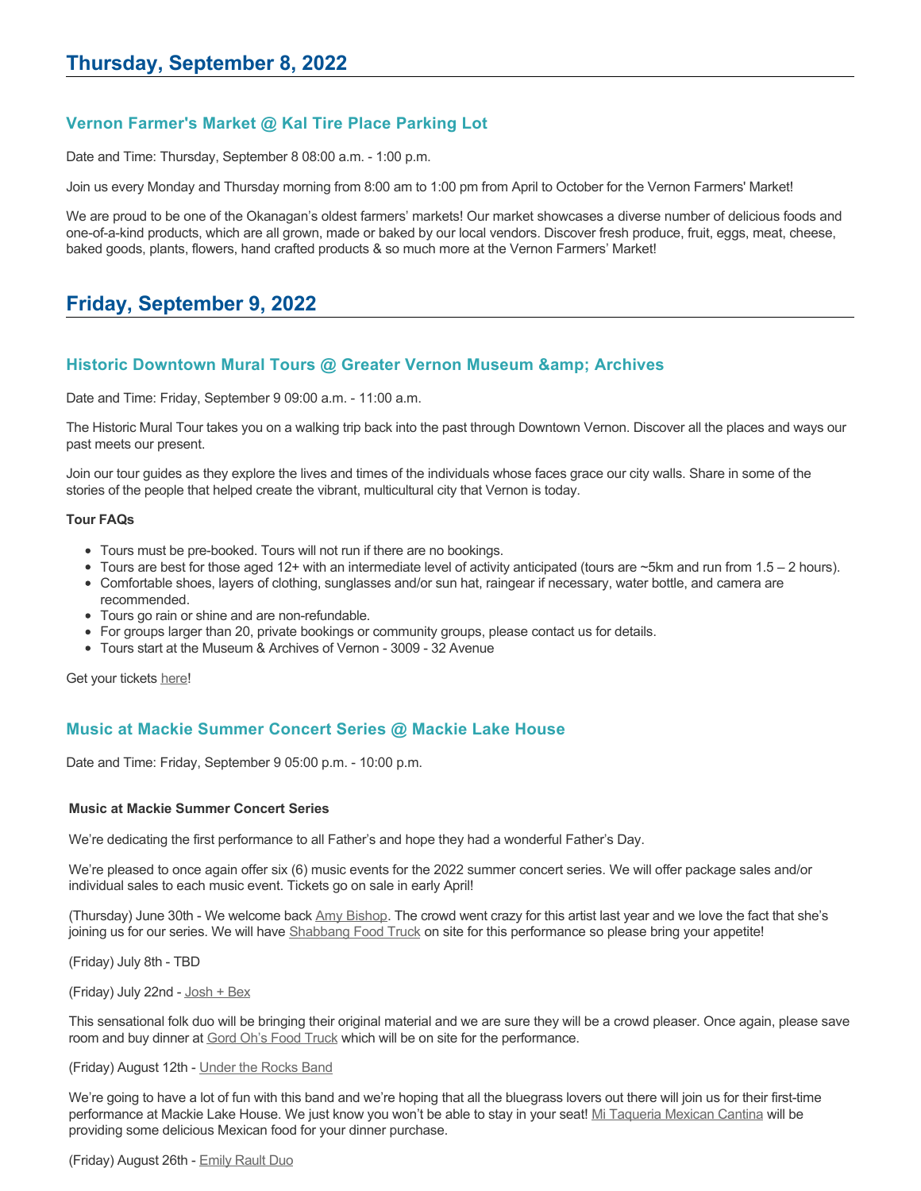## Thursday, September 8, 2022

### Vernon Farmer's Market @ Kal Tire Place Parking Lot

Date and Time: Thursday, September 8 08:00 a.m. - 1:00 p.m.

Join us every Monday and Thursday morning from 8:00 am to 1:00 pm from April to October for the Vernon Farmers' Market!

We are proud to be one of the Okanagan's oldest farmers' markets! Our market showcases a diverse number of delicious foods and one-of-a-kind products, which are all grown, made or baked by our local vendors. Discover fresh produce, fruit, eggs, meat, cheese, baked goods, plants, flowers, hand crafted products & so much more at the Vernon Farmers' Market!

## Friday, September 9, 2022

### Historic Downtown Mural Tours @ Greater Vernon Museum &amp; Archives

Date and Time: Friday, September 9 09:00 a.m. - 11:00 a.m.

The Historic Mural Tour takes you on a walking trip back into the past through Downtown Vernon. Discover all the places and ways our past meets our present.

Join our tour guides as they explore the lives and times of the individuals whose faces grace our city walls. Share in some of the stories of the people that helped create the vibrant, multicultural city that Vernon is today.

**Tour FAQs**

- Tours must be pre-booked. Tours will not run if there are no bookings.
- Tours are best for those aged 12+ with an intermediate level of activity anticipated (tours are ~5km and run from 1.5 – 2 hours).
- Comfortable shoes, layers of clothing, sunglasses and/or sun hat, raingear if necessary, water bottle, and camera are recommended.
- Tours go rain or shine and are non-refundable.
- For groups larger than 20, private bookings or community groups, please contact us for details.
- Tours start at the Museum & Archives of Vernon - 3009 - 32 Avenue

Get your tickets here!

### Music at Mackie Summer Concert Series @ Mackie Lake House

Date and Time: Friday, September 9 05:00 p.m. - 10:00 p.m.

**Music at Mackie Summer Concert Series**

We're dedicating the first performance to all Father's and hope they had a wonderful Father's Day.

We're pleased to once again offer six (6) music events for the 2022 summer concert series. We will offer package sales and/or individual sales to each music event. Tickets go on sale in early April!

(Thursday) June 30th - We welcome back Amy Bishop. The crowd went crazy for this artist last year and we love the fact that she's joining us for our series. We will have Shabbang Food Truck on site for this performance so please bring your appetite!

(Friday) July 8th - TBD

(Friday) July 22nd - Josh + Bex

This sensational folk duo will be bringing their original material and we are sure they will be a crowd pleaser. Once again, please save room and buy dinner at Gord Oh's Food Truck which will be on site for the performance.

(Friday) August 12th - Under the Rocks Band

We're going to have a lot of fun with this band and we're hoping that all the bluegrass lovers out there will join us for their first-time performance at Mackie Lake House. We just know you won't be able to stay in your seat! Mi Taqueria Mexican Cantina will be providing some delicious Mexican food for your dinner purchase.

(Friday) August 26th - Emily Rault Duo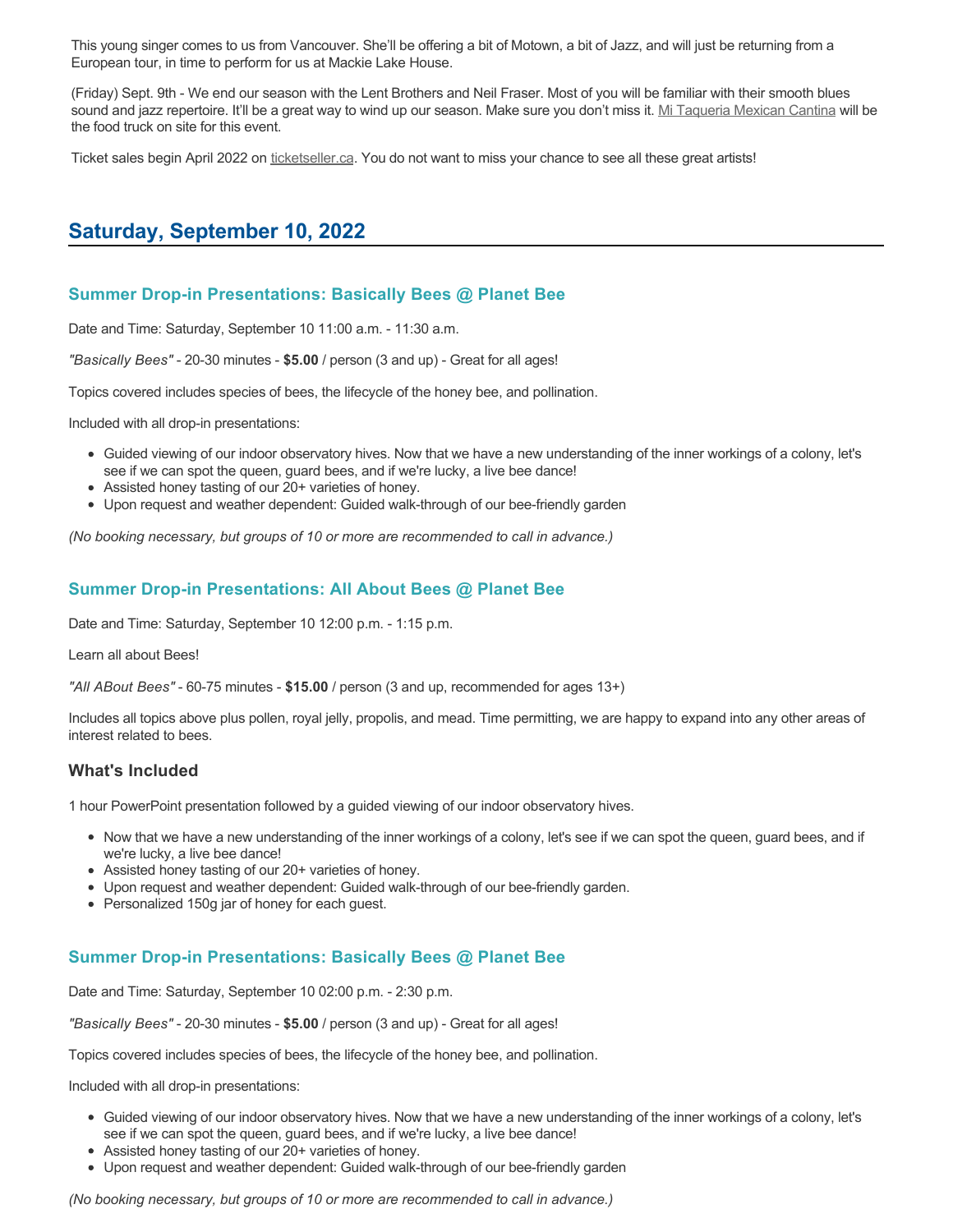This young singer comes to us from Vancouver. She'll be offering a bit of Motown, a bit of Jazz, and will just be returning from a European tour, in time to perform for us at Mackie Lake House.

(Friday) Sept. 9th - We end our season with the Lent Brothers and Neil Fraser. Most of you will be familiar with their smooth blues sound and jazz repertoire. It'll be a great way to wind up our season. Make sure you don't miss it. Mi Taqueria Mexican Cantina will be the food truck on site for this event.

Ticket sales begin April 2022 on ticketseller.ca. You do not want to miss your chance to see all these great artists!

## Saturday, September 10, 2022

### Summer Drop-in Presentations: Basically Bees @ Planet Bee

Date and Time: Saturday, September 10 11:00 a.m. - 11:30 a.m.

*"Basically Bees"* - 20-30 minutes - **$5.00** / person (3 and up) - Great for all ages!

Topics covered includes species of bees, the lifecycle of the honey bee, and pollination.

Included with all drop-in presentations:

- Guided viewing of our indoor observatory hives. Now that we have a new understanding of the inner workings of a colony, let's see if we can spot the queen, guard bees, and if we're lucky, a live bee dance!
- Assisted honey tasting of our 20+ varieties of honey.
- Upon request and weather dependent: Guided walk-through of our bee-friendly garden

*(No booking necessary, but groups of 10 or more are recommended to call in advance.)*

### Summer Drop-in Presentations: All About Bees @ Planet Bee

Date and Time: Saturday, September 10 12:00 p.m. - 1:15 p.m.

Learn all about Bees!

*"All ABout Bees"* - 60-75 minutes - **$15.00** / person (3 and up, recommended for ages 13+)

Includes all topics above plus pollen, royal jelly, propolis, and mead. Time permitting, we are happy to expand into any other areas of interest related to bees.

#### What's Included

1 hour PowerPoint presentation followed by a guided viewing of our indoor observatory hives.

- Now that we have a new understanding of the inner workings of a colony, let's see if we can spot the queen, guard bees, and if we're lucky, a live bee dance!
- Assisted honey tasting of our 20+ varieties of honey.
- Upon request and weather dependent: Guided walk-through of our bee-friendly garden.
- Personalized 150g jar of honey for each guest.

### Summer Drop-in Presentations: Basically Bees @ Planet Bee

Date and Time: Saturday, September 10 02:00 p.m. - 2:30 p.m.

*"Basically Bees"* - 20-30 minutes - **$5.00** / person (3 and up) - Great for all ages!

Topics covered includes species of bees, the lifecycle of the honey bee, and pollination.

Included with all drop-in presentations:

- Guided viewing of our indoor observatory hives. Now that we have a new understanding of the inner workings of a colony, let's see if we can spot the queen, guard bees, and if we're lucky, a live bee dance!
- Assisted honey tasting of our 20+ varieties of honey.
- Upon request and weather dependent: Guided walk-through of our bee-friendly garden

*(No booking necessary, but groups of 10 or more are recommended to call in advance.)*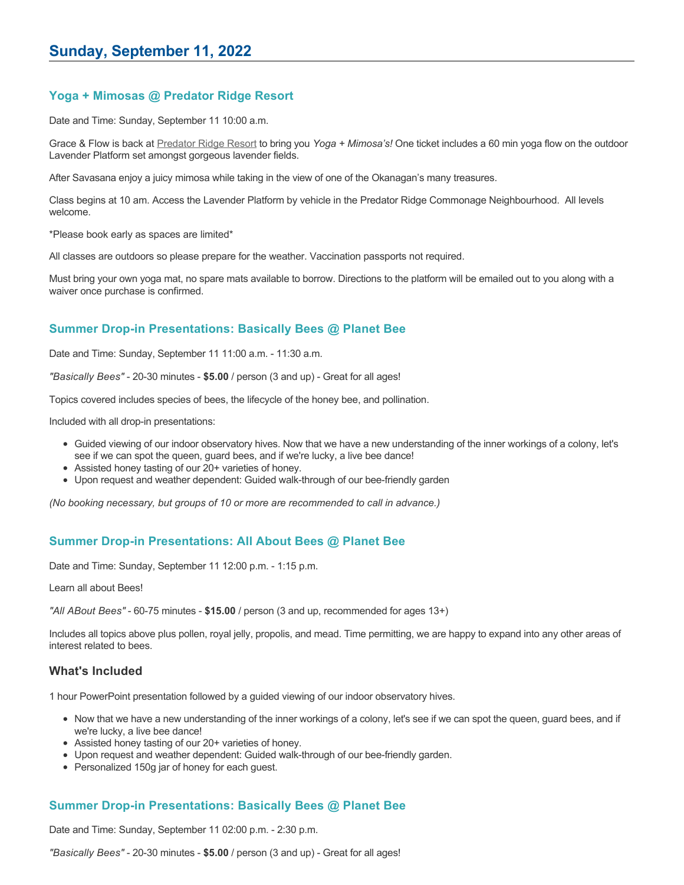## Sunday, September 11, 2022

### Yoga + Mimosas @ Predator Ridge Resort

Date and Time: Sunday, September 11 10:00 a.m.

Grace & Flow is back at Predator Ridge Resort to bring you *Yoga + Mimosa's!* One ticket includes a 60 min yoga flow on the outdoor Lavender Platform set amongst gorgeous lavender fields.

After Savasana enjoy a juicy mimosa while taking in the view of one of the Okanagan's many treasures.

Class begins at 10 am. Access the Lavender Platform by vehicle in the Predator Ridge Commonage Neighbourhood. All levels welcome.

*Please book early as spaces are limited*

All classes are outdoors so please prepare for the weather. Vaccination passports not required.

Must bring your own yoga mat, no spare mats available to borrow. Directions to the platform will be emailed out to you along with a waiver once purchase is confirmed.

### Summer Drop-in Presentations: Basically Bees @ Planet Bee

Date and Time: Sunday, September 11 11:00 a.m. - 11:30 a.m.

*"Basically Bees"* - 20-30 minutes - **$5.00** / person (3 and up) - Great for all ages!

Topics covered includes species of bees, the lifecycle of the honey bee, and pollination.

Included with all drop-in presentations:

- Guided viewing of our indoor observatory hives. Now that we have a new understanding of the inner workings of a colony, let's see if we can spot the queen, guard bees, and if we're lucky, a live bee dance!
- Assisted honey tasting of our 20+ varieties of honey.
- Upon request and weather dependent: Guided walk-through of our bee-friendly garden

*(No booking necessary, but groups of 10 or more are recommended to call in advance.)*

### Summer Drop-in Presentations: All About Bees @ Planet Bee

Date and Time: Sunday, September 11 12:00 p.m. - 1:15 p.m.

Learn all about Bees!

*"All ABout Bees"* - 60-75 minutes - **$15.00** / person (3 and up, recommended for ages 13+)

Includes all topics above plus pollen, royal jelly, propolis, and mead. Time permitting, we are happy to expand into any other areas of interest related to bees.

#### What's Included

1 hour PowerPoint presentation followed by a guided viewing of our indoor observatory hives.

- Now that we have a new understanding of the inner workings of a colony, let's see if we can spot the queen, guard bees, and if we're lucky, a live bee dance!
- Assisted honey tasting of our 20+ varieties of honey.
- Upon request and weather dependent: Guided walk-through of our bee-friendly garden.
- Personalized 150g jar of honey for each guest.

### Summer Drop-in Presentations: Basically Bees @ Planet Bee

Date and Time: Sunday, September 11 02:00 p.m. - 2:30 p.m.

*"Basically Bees"* - 20-30 minutes - **$5.00** / person (3 and up) - Great for all ages!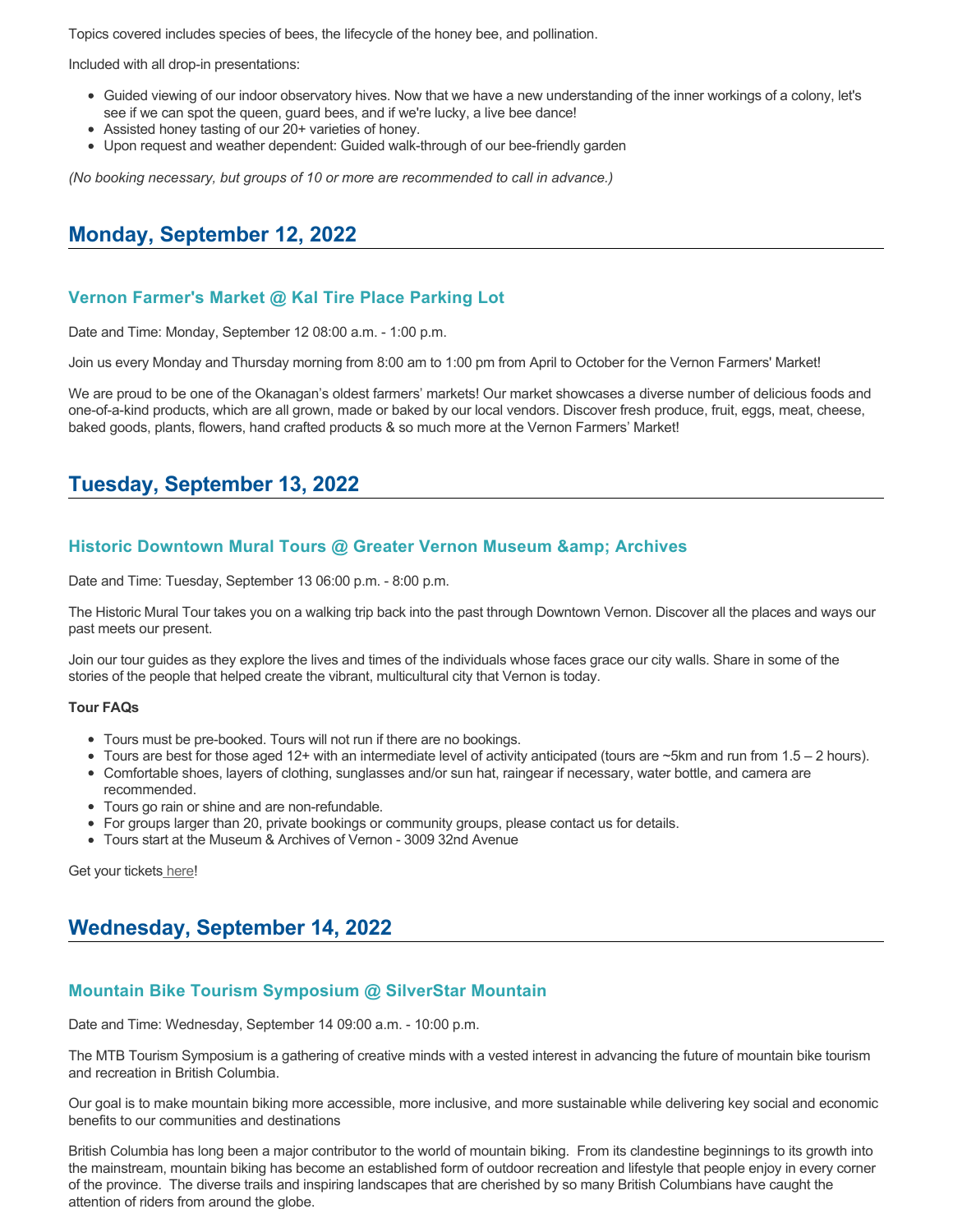Topics covered includes species of bees, the lifecycle of the honey bee, and pollination.

Included with all drop-in presentations:

- Guided viewing of our indoor observatory hives. Now that we have a new understanding of the inner workings of a colony, let's see if we can spot the queen, guard bees, and if we're lucky, a live bee dance!
- Assisted honey tasting of our 20+ varieties of honey.
- Upon request and weather dependent: Guided walk-through of our bee-friendly garden

*(No booking necessary, but groups of 10 or more are recommended to call in advance.)*

## Monday, September 12, 2022

### Vernon Farmer's Market @ Kal Tire Place Parking Lot

Date and Time: Monday, September 12 08:00 a.m. - 1:00 p.m.

Join us every Monday and Thursday morning from 8:00 am to 1:00 pm from April to October for the Vernon Farmers' Market!

We are proud to be one of the Okanagan's oldest farmers' markets! Our market showcases a diverse number of delicious foods and one-of-a-kind products, which are all grown, made or baked by our local vendors. Discover fresh produce, fruit, eggs, meat, cheese, baked goods, plants, flowers, hand crafted products & so much more at the Vernon Farmers' Market!

## Tuesday, September 13, 2022

### Historic Downtown Mural Tours @ Greater Vernon Museum &amp; Archives

Date and Time: Tuesday, September 13 06:00 p.m. - 8:00 p.m.

The Historic Mural Tour takes you on a walking trip back into the past through Downtown Vernon. Discover all the places and ways our past meets our present.

Join our tour guides as they explore the lives and times of the individuals whose faces grace our city walls. Share in some of the stories of the people that helped create the vibrant, multicultural city that Vernon is today.

**Tour FAQs**

- Tours must be pre-booked. Tours will not run if there are no bookings.
- Tours are best for those aged 12+ with an intermediate level of activity anticipated (tours are ~5km and run from 1.5 – 2 hours).
- Comfortable shoes, layers of clothing, sunglasses and/or sun hat, raingear if necessary, water bottle, and camera are recommended.
- Tours go rain or shine and are non-refundable.
- For groups larger than 20, private bookings or community groups, please contact us for details.
- Tours start at the Museum & Archives of Vernon - 3009 32nd Avenue

Get your tickets here!

## Wednesday, September 14, 2022

### Mountain Bike Tourism Symposium @ SilverStar Mountain

Date and Time: Wednesday, September 14 09:00 a.m. - 10:00 p.m.

The MTB Tourism Symposium is a gathering of creative minds with a vested interest in advancing the future of mountain bike tourism and recreation in British Columbia.

Our goal is to make mountain biking more accessible, more inclusive, and more sustainable while delivering key social and economic benefits to our communities and destinations

British Columbia has long been a major contributor to the world of mountain biking. From its clandestine beginnings to its growth into the mainstream, mountain biking has become an established form of outdoor recreation and lifestyle that people enjoy in every corner of the province. The diverse trails and inspiring landscapes that are cherished by so many British Columbians have caught the attention of riders from around the globe.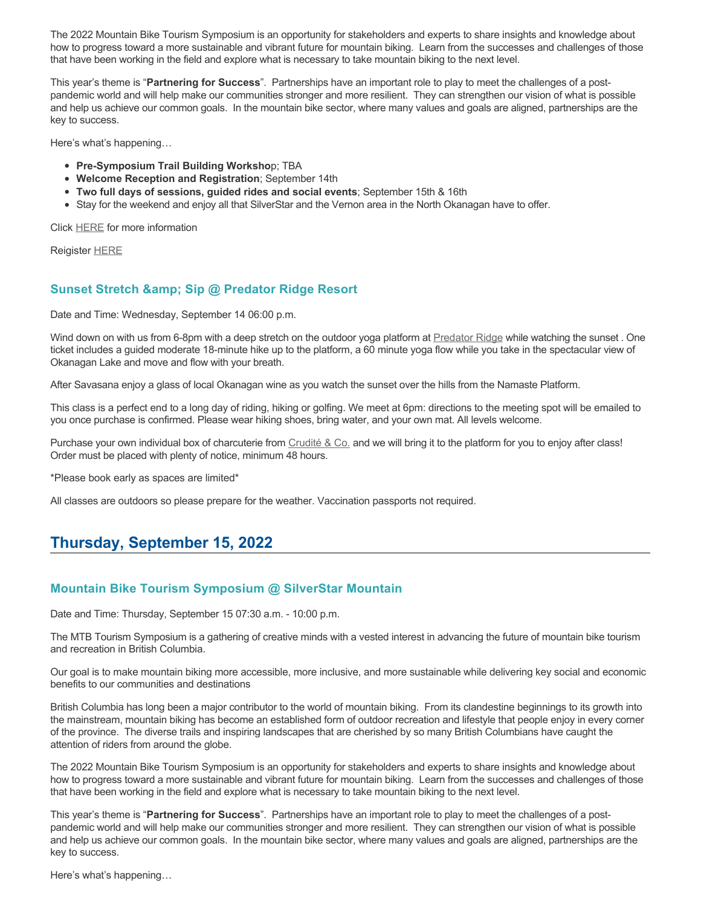The 2022 Mountain Bike Tourism Symposium is an opportunity for stakeholders and experts to share insights and knowledge about how to progress toward a more sustainable and vibrant future for mountain biking. Learn from the successes and challenges of those that have been working in the field and explore what is necessary to take mountain biking to the next level.

This year's theme is "**Partnering for Success**". Partnerships have an important role to play to meet the challenges of a post-pandemic world and will help make our communities stronger and more resilient. They can strengthen our vision of what is possible and help us achieve our common goals. In the mountain bike sector, where many values and goals are aligned, partnerships are the key to success.

Here's what's happening…

- **Pre-Symposium Trail Building Worksho**p; TBA
- **Welcome Reception and Registration**; September 14th
- **Two full days of sessions, guided rides and social events**; September 15th & 16th
- Stay for the weekend and enjoy all that SilverStar and the Vernon area in the North Okanagan have to offer.

Click HERE for more information

Reigister HERE

### Sunset Stretch &amp; Sip @ Predator Ridge Resort

Date and Time: Wednesday, September 14 06:00 p.m.

Wind down on with us from 6-8pm with a deep stretch on the outdoor yoga platform at Predator Ridge while watching the sunset . One ticket includes a guided moderate 18-minute hike up to the platform, a 60 minute yoga flow while you take in the spectacular view of Okanagan Lake and move and flow with your breath.

After Savasana enjoy a glass of local Okanagan wine as you watch the sunset over the hills from the Namaste Platform.

This class is a perfect end to a long day of riding, hiking or golfing. We meet at 6pm: directions to the meeting spot will be emailed to you once purchase is confirmed. Please wear hiking shoes, bring water, and your own mat. All levels welcome.

Purchase your own individual box of charcuterie from Crudité & Co. and we will bring it to the platform for you to enjoy after class! Order must be placed with plenty of notice, minimum 48 hours.

*Please book early as spaces are limited*

All classes are outdoors so please prepare for the weather. Vaccination passports not required.

## Thursday, September 15, 2022

### Mountain Bike Tourism Symposium @ SilverStar Mountain

Date and Time: Thursday, September 15 07:30 a.m. - 10:00 p.m.

The MTB Tourism Symposium is a gathering of creative minds with a vested interest in advancing the future of mountain bike tourism and recreation in British Columbia.

Our goal is to make mountain biking more accessible, more inclusive, and more sustainable while delivering key social and economic benefits to our communities and destinations

British Columbia has long been a major contributor to the world of mountain biking. From its clandestine beginnings to its growth into the mainstream, mountain biking has become an established form of outdoor recreation and lifestyle that people enjoy in every corner of the province. The diverse trails and inspiring landscapes that are cherished by so many British Columbians have caught the attention of riders from around the globe.

The 2022 Mountain Bike Tourism Symposium is an opportunity for stakeholders and experts to share insights and knowledge about how to progress toward a more sustainable and vibrant future for mountain biking. Learn from the successes and challenges of those that have been working in the field and explore what is necessary to take mountain biking to the next level.

This year's theme is "**Partnering for Success**". Partnerships have an important role to play to meet the challenges of a post-pandemic world and will help make our communities stronger and more resilient. They can strengthen our vision of what is possible and help us achieve our common goals. In the mountain bike sector, where many values and goals are aligned, partnerships are the key to success.

Here's what's happening…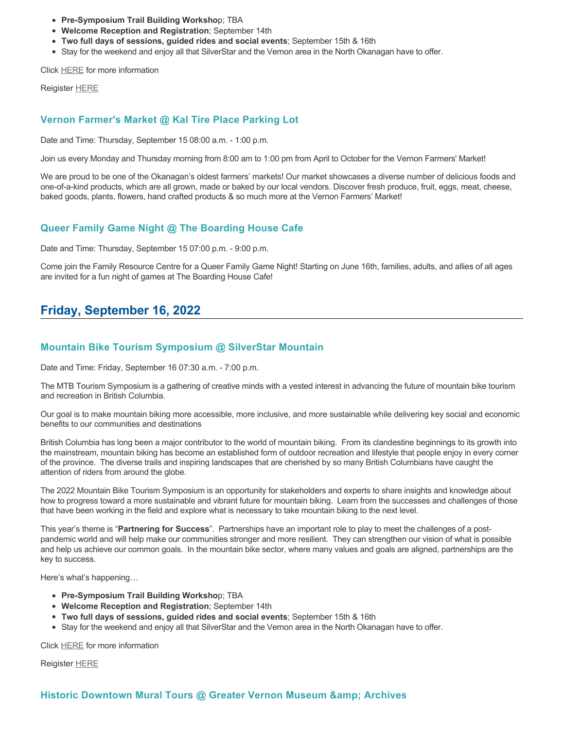- **Pre-Symposium Trail Building Worksho**p; TBA
- **Welcome Reception and Registration**; September 14th
- **Two full days of sessions, guided rides and social events**; September 15th & 16th
- Stay for the weekend and enjoy all that SilverStar and the Vernon area in the North Okanagan have to offer.

Click HERE for more information

Reigister HERE

### Vernon Farmer's Market @ Kal Tire Place Parking Lot

Date and Time: Thursday, September 15 08:00 a.m. - 1:00 p.m.

Join us every Monday and Thursday morning from 8:00 am to 1:00 pm from April to October for the Vernon Farmers' Market!

We are proud to be one of the Okanagan's oldest farmers' markets! Our market showcases a diverse number of delicious foods and one-of-a-kind products, which are all grown, made or baked by our local vendors. Discover fresh produce, fruit, eggs, meat, cheese, baked goods, plants, flowers, hand crafted products & so much more at the Vernon Farmers' Market!

### Queer Family Game Night @ The Boarding House Cafe

Date and Time: Thursday, September 15 07:00 p.m. - 9:00 p.m.

Come join the Family Resource Centre for a Queer Family Game Night! Starting on June 16th, families, adults, and allies of all ages are invited for a fun night of games at The Boarding House Cafe!

## Friday, September 16, 2022

### Mountain Bike Tourism Symposium @ SilverStar Mountain

Date and Time: Friday, September 16 07:30 a.m. - 7:00 p.m.

The MTB Tourism Symposium is a gathering of creative minds with a vested interest in advancing the future of mountain bike tourism and recreation in British Columbia.

Our goal is to make mountain biking more accessible, more inclusive, and more sustainable while delivering key social and economic benefits to our communities and destinations

British Columbia has long been a major contributor to the world of mountain biking. From its clandestine beginnings to its growth into the mainstream, mountain biking has become an established form of outdoor recreation and lifestyle that people enjoy in every corner of the province. The diverse trails and inspiring landscapes that are cherished by so many British Columbians have caught the attention of riders from around the globe.

The 2022 Mountain Bike Tourism Symposium is an opportunity for stakeholders and experts to share insights and knowledge about how to progress toward a more sustainable and vibrant future for mountain biking. Learn from the successes and challenges of those that have been working in the field and explore what is necessary to take mountain biking to the next level.

This year's theme is "**Partnering for Success**". Partnerships have an important role to play to meet the challenges of a post-pandemic world and will help make our communities stronger and more resilient. They can strengthen our vision of what is possible and help us achieve our common goals. In the mountain bike sector, where many values and goals are aligned, partnerships are the key to success.

Here's what's happening…

- **Pre-Symposium Trail Building Worksho**p; TBA
- **Welcome Reception and Registration**; September 14th
- **Two full days of sessions, guided rides and social events**; September 15th & 16th
- Stay for the weekend and enjoy all that SilverStar and the Vernon area in the North Okanagan have to offer.

Click HERE for more information

Reigister HERE

### Historic Downtown Mural Tours @ Greater Vernon Museum &amp; Archives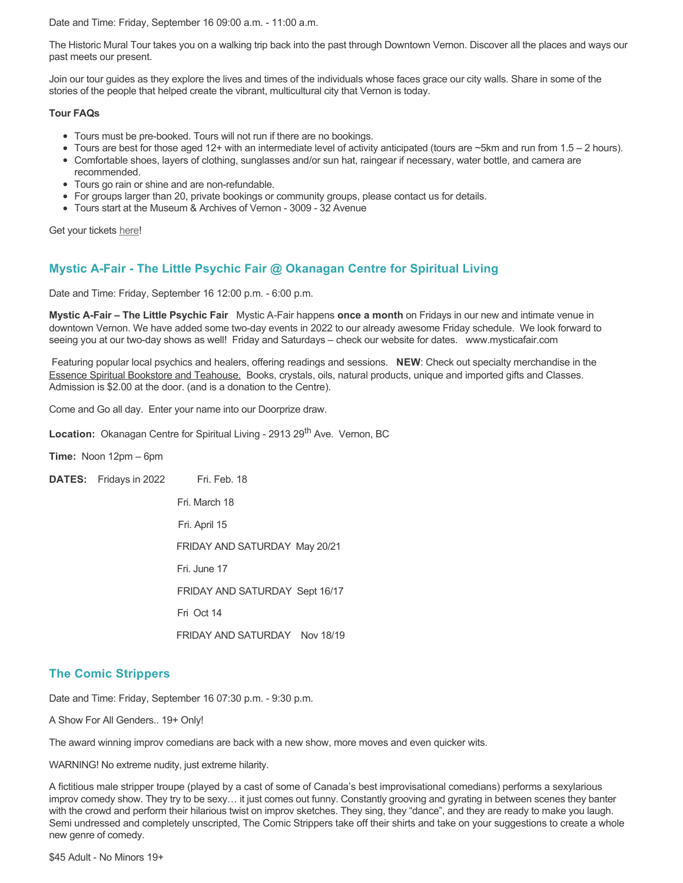Date and Time: Friday, September 16 09:00 a.m. - 11:00 a.m.

The Historic Mural Tour takes you on a walking trip back into the past through Downtown Vernon. Discover all the places and ways our past meets our present.

Join our tour guides as they explore the lives and times of the individuals whose faces grace our city walls. Share in some of the stories of the people that helped create the vibrant, multicultural city that Vernon is today.

**Tour FAQs**

- Tours must be pre-booked. Tours will not run if there are no bookings.
- Tours are best for those aged 12+ with an intermediate level of activity anticipated (tours are ~5km and run from 1.5 – 2 hours).
- Comfortable shoes, layers of clothing, sunglasses and/or sun hat, raingear if necessary, water bottle, and camera are recommended.
- Tours go rain or shine and are non-refundable.
- For groups larger than 20, private bookings or community groups, please contact us for details.
- Tours start at the Museum & Archives of Vernon - 3009 - 32 Avenue

Get your tickets here!

## Mystic A-Fair - The Little Psychic Fair @ Okanagan Centre for Spiritual Living

Date and Time: Friday, September 16 12:00 p.m. - 6:00 p.m.

**Mystic A-Fair – The Little Psychic Fair** Mystic A-Fair happens **once a month** on Fridays in our new and intimate venue in downtown Vernon. We have added some two-day events in 2022 to our already awesome Friday schedule. We look forward to seeing you at our two-day shows as well! Friday and Saturdays – check our website for dates. www.mysticafair.com

Featuring popular local psychics and healers, offering readings and sessions. **NEW**: Check out specialty merchandise in the Essence Spiritual Bookstore and Teahouse. Books, crystals, oils, natural products, unique and imported gifts and Classes. Admission is $2.00 at the door. (and is a donation to the Centre).

Come and Go all day. Enter your name into our Doorprize draw.

**Location:** Okanagan Centre for Spiritual Living - 2913 29th Ave. Vernon, BC

**Time:** Noon 12pm – 6pm

**DATES:** Fridays in 2022 Fri. Feb. 18

Fri. March 18

Fri. April 15

FRIDAY AND SATURDAY May 20/21

Fri. June 17

FRIDAY AND SATURDAY Sept 16/17

Fri Oct 14

FRIDAY AND SATURDAY Nov 18/19

## The Comic Strippers

Date and Time: Friday, September 16 07:30 p.m. - 9:30 p.m.

A Show For All Genders.. 19+ Only!

The award winning improv comedians are back with a new show, more moves and even quicker wits.

WARNING! No extreme nudity, just extreme hilarity.

A fictitious male stripper troupe (played by a cast of some of Canada's best improvisational comedians) performs a sexylarious improv comedy show. They try to be sexy… it just comes out funny. Constantly grooving and gyrating in between scenes they banter with the crowd and perform their hilarious twist on improv sketches. They sing, they "dance", and they are ready to make you laugh. Semi undressed and completely unscripted, The Comic Strippers take off their shirts and take on your suggestions to create a whole new genre of comedy.

$45 Adult - No Minors 19+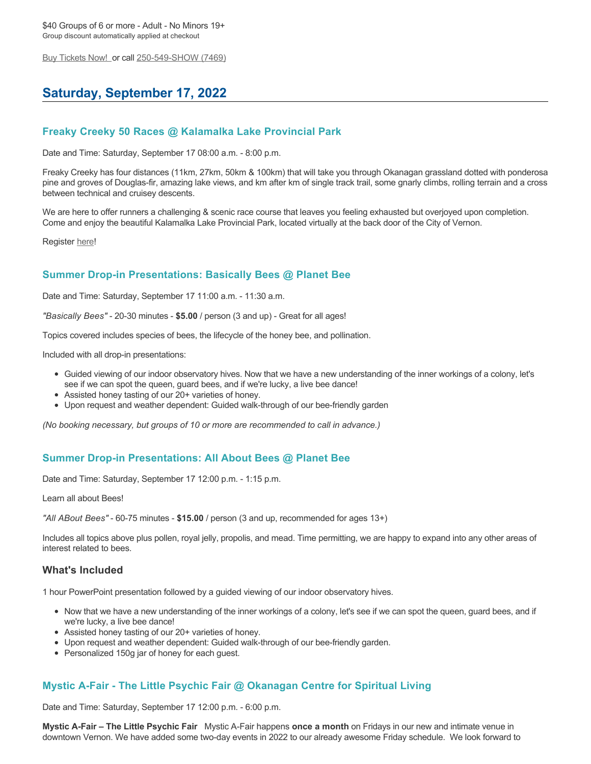$40 Groups of 6 or more - Adult - No Minors 19+
Group discount automatically applied at checkout

Buy Tickets Now! or call 250-549-SHOW (7469)

## Saturday, September 17, 2022

### Freaky Creeky 50 Races @ Kalamalka Lake Provincial Park

Date and Time: Saturday, September 17 08:00 a.m. - 8:00 p.m.

Freaky Creeky has four distances (11km, 27km, 50km & 100km) that will take you through Okanagan grassland dotted with ponderosa pine and groves of Douglas-fir, amazing lake views, and km after km of single track trail, some gnarly climbs, rolling terrain and a cross between technical and cruisey descents.

We are here to offer runners a challenging & scenic race course that leaves you feeling exhausted but overjoyed upon completion. Come and enjoy the beautiful Kalamalka Lake Provincial Park, located virtually at the back door of the City of Vernon.

Register here!

### Summer Drop-in Presentations: Basically Bees @ Planet Bee

Date and Time: Saturday, September 17 11:00 a.m. - 11:30 a.m.

*"Basically Bees"* - 20-30 minutes - **$5.00** / person (3 and up) - Great for all ages!

Topics covered includes species of bees, the lifecycle of the honey bee, and pollination.

Included with all drop-in presentations:

- Guided viewing of our indoor observatory hives. Now that we have a new understanding of the inner workings of a colony, let's see if we can spot the queen, guard bees, and if we're lucky, a live bee dance!
- Assisted honey tasting of our 20+ varieties of honey.
- Upon request and weather dependent: Guided walk-through of our bee-friendly garden

*(No booking necessary, but groups of 10 or more are recommended to call in advance.)*

### Summer Drop-in Presentations: All About Bees @ Planet Bee

Date and Time: Saturday, September 17 12:00 p.m. - 1:15 p.m.

Learn all about Bees!

*"All ABout Bees"* - 60-75 minutes - **$15.00** / person (3 and up, recommended for ages 13+)

Includes all topics above plus pollen, royal jelly, propolis, and mead. Time permitting, we are happy to expand into any other areas of interest related to bees.

#### What's Included

1 hour PowerPoint presentation followed by a guided viewing of our indoor observatory hives.

- Now that we have a new understanding of the inner workings of a colony, let's see if we can spot the queen, guard bees, and if we're lucky, a live bee dance!
- Assisted honey tasting of our 20+ varieties of honey.
- Upon request and weather dependent: Guided walk-through of our bee-friendly garden.
- Personalized 150g jar of honey for each guest.

### Mystic A-Fair - The Little Psychic Fair @ Okanagan Centre for Spiritual Living

Date and Time: Saturday, September 17 12:00 p.m. - 6:00 p.m.

**Mystic A-Fair – The Little Psychic Fair** Mystic A-Fair happens **once a month** on Fridays in our new and intimate venue in downtown Vernon. We have added some two-day events in 2022 to our already awesome Friday schedule. We look forward to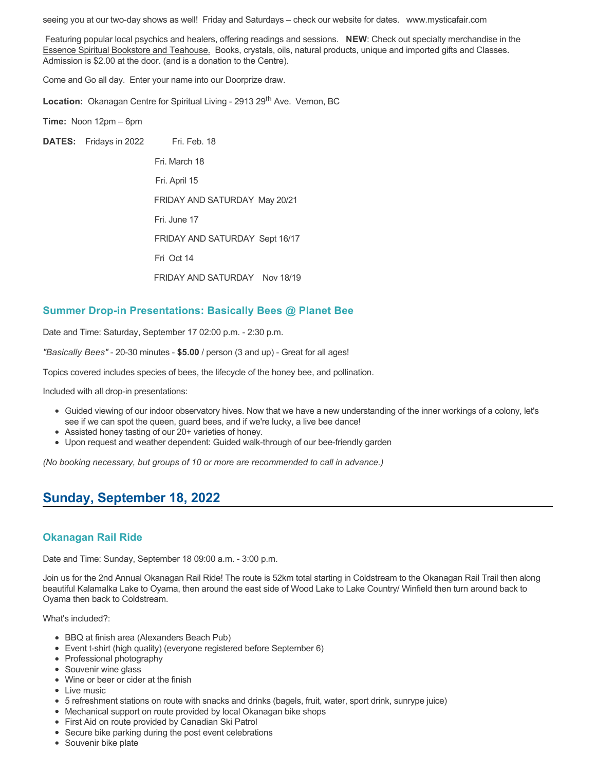seeing you at our two-day shows as well!  Friday and Saturdays – check our website for dates.   www.mysticafair.com

Featuring popular local psychics and healers, offering readings and sessions.   **NEW**: Check out specialty merchandise in the Essence Spiritual Bookstore and Teahouse.  Books, crystals, oils, natural products, unique and imported gifts and Classes.  Admission is $2.00 at the door. (and is a donation to the Centre).

Come and Go all day.  Enter your name into our Doorprize draw.

**Location:**  Okanagan Centre for Spiritual Living - 2913 29th Ave.  Vernon, BC

**Time:**  Noon 12pm – 6pm

**DATES:**    Fridays in 2022

Fri. Feb. 18

Fri. March 18

Fri. April 15

FRIDAY AND SATURDAY  May 20/21

Fri. June 17

FRIDAY AND SATURDAY  Sept 16/17

Fri  Oct 14

FRIDAY AND SATURDAY    Nov 18/19

### Summer Drop-in Presentations: Basically Bees @ Planet Bee

Date and Time: Saturday, September 17 02:00 p.m. - 2:30 p.m.

*"Basically Bees"* - 20-30 minutes - **$5.00** / person (3 and up) - Great for all ages!

Topics covered includes species of bees, the lifecycle of the honey bee, and pollination.

Included with all drop-in presentations:

- Guided viewing of our indoor observatory hives. Now that we have a new understanding of the inner workings of a colony, let's see if we can spot the queen, guard bees, and if we're lucky, a live bee dance!
- Assisted honey tasting of our 20+ varieties of honey.
- Upon request and weather dependent: Guided walk-through of our bee-friendly garden

*(No booking necessary, but groups of 10 or more are recommended to call in advance.)*

## Sunday, September 18, 2022

### Okanagan Rail Ride

Date and Time: Sunday, September 18 09:00 a.m. - 3:00 p.m.

Join us for the 2nd Annual Okanagan Rail Ride! The route is 52km total starting in Coldstream to the Okanagan Rail Trail then along beautiful Kalamalka Lake to Oyama, then around the east side of Wood Lake to Lake Country/ Winfield then turn around back to Oyama then back to Coldstream.

What's included?:

- BBQ at finish area (Alexanders Beach Pub)
- Event t-shirt (high quality) (everyone registered before September 6)
- Professional photography
- Souvenir wine glass
- Wine or beer or cider at the finish
- Live music
- 5 refreshment stations on route with snacks and drinks (bagels, fruit, water, sport drink, sunrype juice)
- Mechanical support on route provided by local Okanagan bike shops
- First Aid on route provided by Canadian Ski Patrol
- Secure bike parking during the post event celebrations
- Souvenir bike plate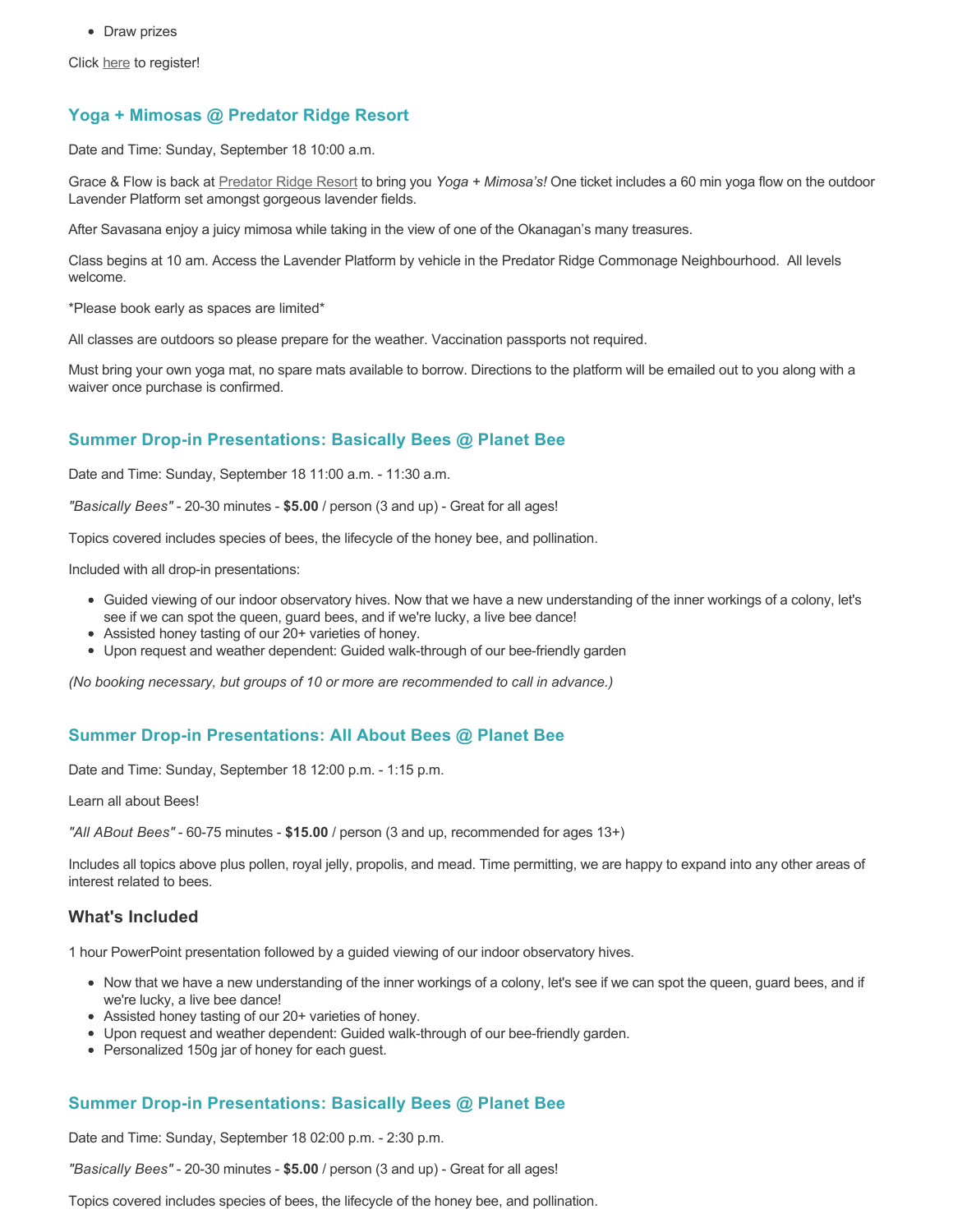- Draw prizes

Click here to register!

### Yoga + Mimosas @ Predator Ridge Resort

Date and Time: Sunday, September 18 10:00 a.m.

Grace & Flow is back at Predator Ridge Resort to bring you *Yoga + Mimosa's!* One ticket includes a 60 min yoga flow on the outdoor Lavender Platform set amongst gorgeous lavender fields.

After Savasana enjoy a juicy mimosa while taking in the view of one of the Okanagan's many treasures.

Class begins at 10 am. Access the Lavender Platform by vehicle in the Predator Ridge Commonage Neighbourhood. All levels welcome.

*Please book early as spaces are limited*

All classes are outdoors so please prepare for the weather. Vaccination passports not required.

Must bring your own yoga mat, no spare mats available to borrow. Directions to the platform will be emailed out to you along with a waiver once purchase is confirmed.

### Summer Drop-in Presentations: Basically Bees @ Planet Bee

Date and Time: Sunday, September 18 11:00 a.m. - 11:30 a.m.

*"Basically Bees"* - 20-30 minutes - **$5.00** / person (3 and up) - Great for all ages!

Topics covered includes species of bees, the lifecycle of the honey bee, and pollination.

Included with all drop-in presentations:

- Guided viewing of our indoor observatory hives. Now that we have a new understanding of the inner workings of a colony, let's see if we can spot the queen, guard bees, and if we're lucky, a live bee dance!
- Assisted honey tasting of our 20+ varieties of honey.
- Upon request and weather dependent: Guided walk-through of our bee-friendly garden

*(No booking necessary, but groups of 10 or more are recommended to call in advance.)*

### Summer Drop-in Presentations: All About Bees @ Planet Bee

Date and Time: Sunday, September 18 12:00 p.m. - 1:15 p.m.

Learn all about Bees!

*"All ABout Bees"* - 60-75 minutes - **$15.00** / person (3 and up, recommended for ages 13+)

Includes all topics above plus pollen, royal jelly, propolis, and mead. Time permitting, we are happy to expand into any other areas of interest related to bees.

#### What's Included

1 hour PowerPoint presentation followed by a guided viewing of our indoor observatory hives.

- Now that we have a new understanding of the inner workings of a colony, let's see if we can spot the queen, guard bees, and if we're lucky, a live bee dance!
- Assisted honey tasting of our 20+ varieties of honey.
- Upon request and weather dependent: Guided walk-through of our bee-friendly garden.
- Personalized 150g jar of honey for each guest.

### Summer Drop-in Presentations: Basically Bees @ Planet Bee

Date and Time: Sunday, September 18 02:00 p.m. - 2:30 p.m.

*"Basically Bees"* - 20-30 minutes - **$5.00** / person (3 and up) - Great for all ages!

Topics covered includes species of bees, the lifecycle of the honey bee, and pollination.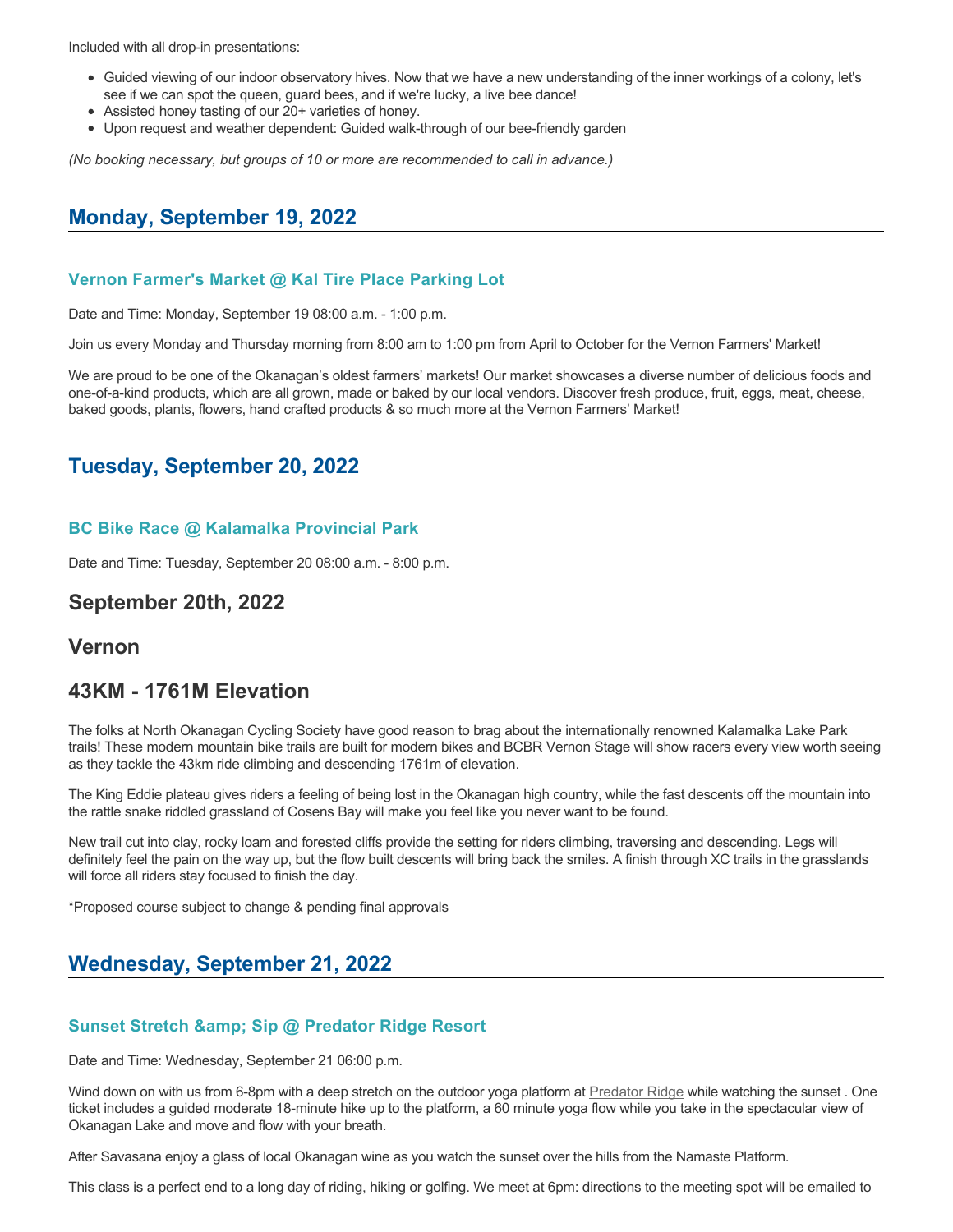Included with all drop-in presentations:

- Guided viewing of our indoor observatory hives. Now that we have a new understanding of the inner workings of a colony, let's see if we can spot the queen, guard bees, and if we're lucky, a live bee dance!
- Assisted honey tasting of our 20+ varieties of honey.
- Upon request and weather dependent: Guided walk-through of our bee-friendly garden

*(No booking necessary, but groups of 10 or more are recommended to call in advance.)*

## Monday, September 19, 2022

### Vernon Farmer's Market @ Kal Tire Place Parking Lot

Date and Time: Monday, September 19 08:00 a.m. - 1:00 p.m.

Join us every Monday and Thursday morning from 8:00 am to 1:00 pm from April to October for the Vernon Farmers' Market!

We are proud to be one of the Okanagan's oldest farmers' markets! Our market showcases a diverse number of delicious foods and one-of-a-kind products, which are all grown, made or baked by our local vendors. Discover fresh produce, fruit, eggs, meat, cheese, baked goods, plants, flowers, hand crafted products & so much more at the Vernon Farmers' Market!

## Tuesday, September 20, 2022

### BC Bike Race @ Kalamalka Provincial Park

Date and Time: Tuesday, September 20 08:00 a.m. - 8:00 p.m.

## September 20th, 2022

## Vernon

## 43KM - 1761M Elevation

The folks at North Okanagan Cycling Society have good reason to brag about the internationally renowned Kalamalka Lake Park trails! These modern mountain bike trails are built for modern bikes and BCBR Vernon Stage will show racers every view worth seeing as they tackle the 43km ride climbing and descending 1761m of elevation.

The King Eddie plateau gives riders a feeling of being lost in the Okanagan high country, while the fast descents off the mountain into the rattle snake riddled grassland of Cosens Bay will make you feel like you never want to be found.

New trail cut into clay, rocky loam and forested cliffs provide the setting for riders climbing, traversing and descending. Legs will definitely feel the pain on the way up, but the flow built descents will bring back the smiles. A finish through XC trails in the grasslands will force all riders stay focused to finish the day.

*Proposed course subject to change & pending final approvals

## Wednesday, September 21, 2022

### Sunset Stretch &amp; Sip @ Predator Ridge Resort

Date and Time: Wednesday, September 21 06:00 p.m.

Wind down on with us from 6-8pm with a deep stretch on the outdoor yoga platform at Predator Ridge while watching the sunset . One ticket includes a guided moderate 18-minute hike up to the platform, a 60 minute yoga flow while you take in the spectacular view of Okanagan Lake and move and flow with your breath.

After Savasana enjoy a glass of local Okanagan wine as you watch the sunset over the hills from the Namaste Platform.

This class is a perfect end to a long day of riding, hiking or golfing. We meet at 6pm: directions to the meeting spot will be emailed to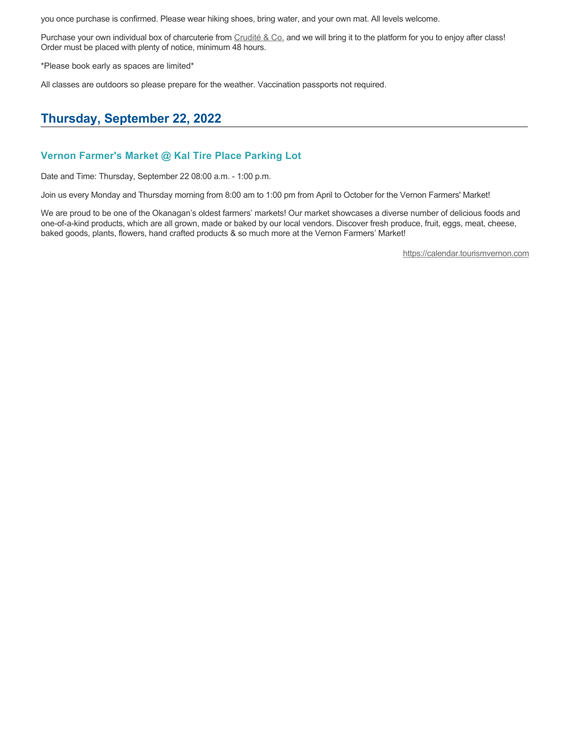you once purchase is confirmed. Please wear hiking shoes, bring water, and your own mat. All levels welcome.

Purchase your own individual box of charcuterie from Crudité & Co. and we will bring it to the platform for you to enjoy after class! Order must be placed with plenty of notice, minimum 48 hours.

*Please book early as spaces are limited*

All classes are outdoors so please prepare for the weather. Vaccination passports not required.

## Thursday, September 22, 2022

### Vernon Farmer's Market @ Kal Tire Place Parking Lot

Date and Time: Thursday, September 22 08:00 a.m. - 1:00 p.m.

Join us every Monday and Thursday morning from 8:00 am to 1:00 pm from April to October for the Vernon Farmers' Market!

We are proud to be one of the Okanagan's oldest farmers' markets! Our market showcases a diverse number of delicious foods and one-of-a-kind products, which are all grown, made or baked by our local vendors. Discover fresh produce, fruit, eggs, meat, cheese, baked goods, plants, flowers, hand crafted products & so much more at the Vernon Farmers' Market!

https://calendar.tourismvernon.com